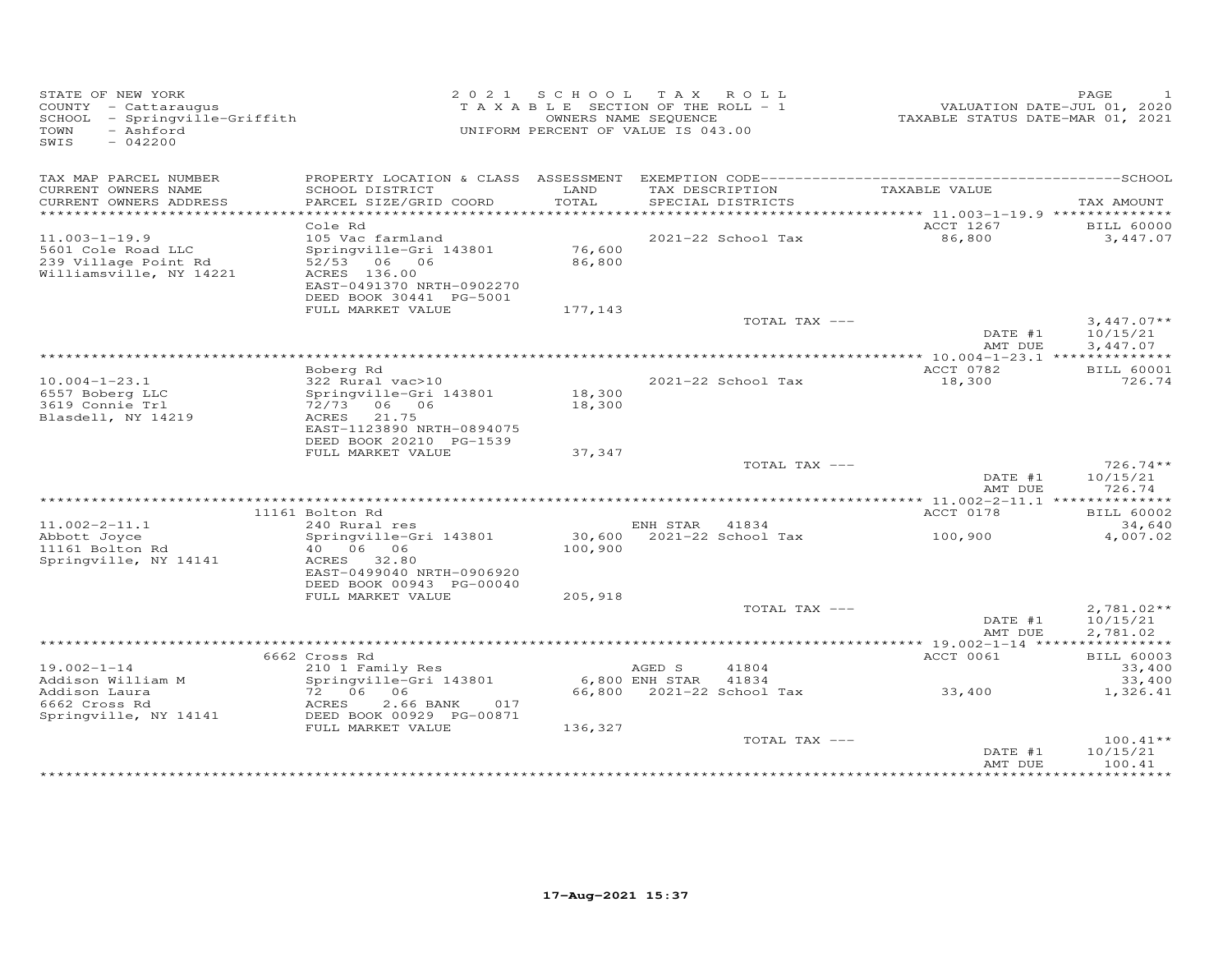STATE OF NEW YORK
COUNTY - Cattaraugus
SCHOOL - Springville-Griffith
TOWN - Ashford
SWIS - 042200

2021 SCHOOL TAX ROLL
TAXABLE SECTION OF THE ROLL - 1
OWNERS NAME SEQUENCE
UNIFORM PERCENT OF VALUE IS 043.00

VALUATION DATE-JUL 01, 2020
TAXABLE STATUS DATE-MAR 01, 2021

| TAX MAP PARCEL NUMBER / CURRENT OWNERS NAME / CURRENT OWNERS ADDRESS | PROPERTY LOCATION & CLASS / SCHOOL DISTRICT / PARCEL SIZE/GRID COORD | ASSESSMENT LAND / TOTAL | EXEMPTION CODE / TAX DESCRIPTION / SPECIAL DISTRICTS | TAXABLE VALUE | TAX AMOUNT (SCHOOL) |
|---|---|---|---|---|---|
| 11.003-1-19.9 | Cole Rd | | | ACCT 1267 | BILL 60000 |
| 11.003-1-19.9 | 105 Vac farmland | | 2021-22 School Tax | 86,800 | 3,447.07 |
| 5601 Cole Road LLC | Springville-Gri 143801 | 76,600 | | | |
| 239 Village Point Rd | 52/53 06 06 | 86,800 | | | |
| Williamsville, NY 14221 | ACRES 136.00 | | | | |
| | EAST-0491370 NRTH-0902270 | | | | |
| | DEED BOOK 30441 PG-5001 | | | | |
| | FULL MARKET VALUE | 177,143 | | | |
| | | | TOTAL TAX --- | | 3,447.07** |
| | | | | DATE #1 | 10/15/21 |
| | | | | AMT DUE | 3,447.07 |
| 10.004-1-23.1 | Boberg Rd | | | ACCT 0782 | BILL 60001 |
| 10.004-1-23.1 | 322 Rural vac>10 | | 2021-22 School Tax | 18,300 | 726.74 |
| 6557 Boberg LLC | Springville-Gri 143801 | 18,300 | | | |
| 3619 Connie Trl | 72/73 06 06 | 18,300 | | | |
| Blasdell, NY 14219 | ACRES 21.75 | | | | |
| | EAST-1123890 NRTH-0894075 | | | | |
| | DEED BOOK 20210 PG-1539 | | | | |
| | FULL MARKET VALUE | 37,347 | | | |
| | | | TOTAL TAX --- | | 726.74** |
| | | | | DATE #1 | 10/15/21 |
| | | | | AMT DUE | 726.74 |
| 11.002-2-11.1 | 11161 Bolton Rd | | | ACCT 0178 | BILL 60002 |
| 11.002-2-11.1 | 240 Rural res | | ENH STAR 41834 | | 34,640 |
| Abbott Joyce | Springville-Gri 143801 | 30,600 | 2021-22 School Tax | 100,900 | 4,007.02 |
| 11161 Bolton Rd | 40 06 06 | 100,900 | | | |
| Springville, NY 14141 | ACRES 32.80 | | | | |
| | EAST-0499040 NRTH-0906920 | | | | |
| | DEED BOOK 00943 PG-00040 | | | | |
| | FULL MARKET VALUE | 205,918 | | | |
| | | | TOTAL TAX --- | | 2,781.02** |
| | | | | DATE #1 | 10/15/21 |
| | | | | AMT DUE | 2,781.02 |
| 19.002-1-14 | 6662 Cross Rd | | | ACCT 0061 | BILL 60003 |
| 19.002-1-14 | 210 1 Family Res | | AGED S 41804 | | 33,400 |
| Addison William M | Springville-Gri 143801 | 6,800 | ENH STAR 41834 | | 33,400 |
| Addison Laura | 72 06 06 | 66,800 | 2021-22 School Tax | 33,400 | 1,326.41 |
| 6662 Cross Rd | ACRES 2.66 BANK 017 | | | | |
| Springville, NY 14141 | DEED BOOK 00929 PG-00871 | | | | |
| | FULL MARKET VALUE | 136,327 | | | |
| | | | TOTAL TAX --- | | 100.41** |
| | | | | DATE #1 | 10/15/21 |
| | | | | AMT DUE | 100.41 |

17-Aug-2021 15:37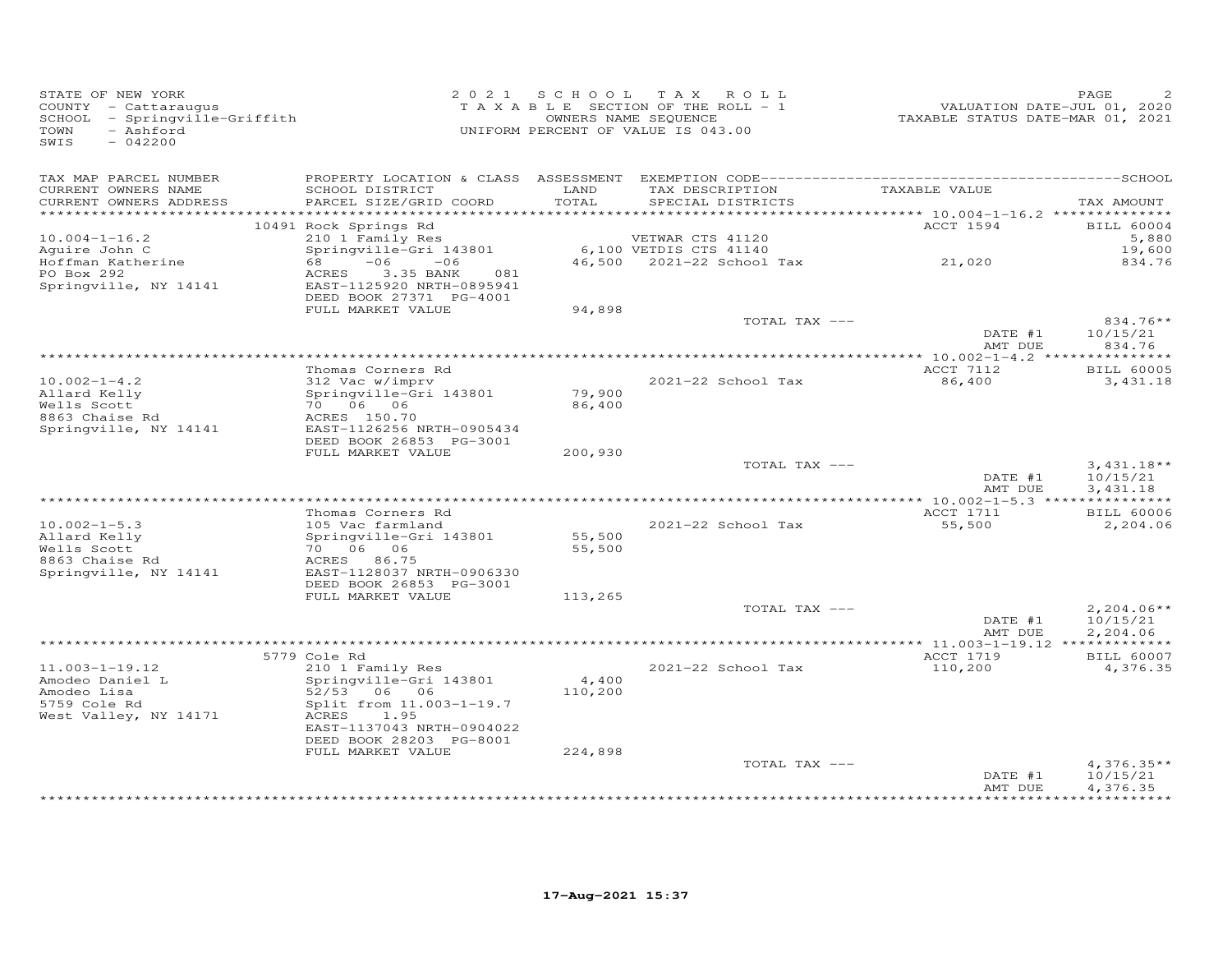STATE OF NEW YORK
COUNTY - Cattaraugus
SCHOOL - Springville-Griffith
TOWN - Ashford
SWIS - 042200

2021 SCHOOL TAX ROLL
TAXABLE SECTION OF THE ROLL - 1
OWNERS NAME SEQUENCE
UNIFORM PERCENT OF VALUE IS 043.00

VALUATION DATE-JUL 01, 2020
TAXABLE STATUS DATE-MAR 01, 2021

| TAX MAP PARCEL NUMBER / CURRENT OWNERS NAME / CURRENT OWNERS ADDRESS | PROPERTY LOCATION & CLASS / SCHOOL DISTRICT / PARCEL SIZE/GRID COORD | ASSESSMENT LAND / TOTAL | EXEMPTION CODE / TAX DESCRIPTION / SPECIAL DISTRICTS | TAXABLE VALUE | TAX AMOUNT |
|---|---|---|---|---|---|
| 10.004-1-16.2 | 10491 Rock Springs Rd | | | ACCT 1594 | BILL 60004 |
| Aguire John C | 210 1 Family Res | | VETWAR CTS 41120 | | 5,880 |
| Hoffman Katherine | Springville-Gri 143801 | 6,100 | VETDIS CTS 41140 | | 19,600 |
| PO Box 292 | 68 -06 -06 | 46,500 | 2021-22 School Tax | 21,020 | 834.76 |
| Springville, NY 14141 | ACRES 3.35 BANK 081 | | | | |
| | EAST-1125920 NRTH-0895941 | | | | |
| | DEED BOOK 27371 PG-4001 | | | | |
| | FULL MARKET VALUE | 94,898 | | | |
| | | | TOTAL TAX --- | | 834.76** |
| | | | | DATE #1 | 10/15/21 |
| | | | | AMT DUE | 834.76 |
| 10.002-1-4.2 | Thomas Corners Rd | | | ACCT 7112 | BILL 60005 |
| Allard Kelly | 312 Vac w/imprv | | 2021-22 School Tax | 86,400 | 3,431.18 |
| Wells Scott | Springville-Gri 143801 | 79,900 | | | |
| 8863 Chaise Rd | 70 06 06 | 86,400 | | | |
| Springville, NY 14141 | ACRES 150.70 | | | | |
| | EAST-1126256 NRTH-0905434 | | | | |
| | DEED BOOK 26853 PG-3001 | | | | |
| | FULL MARKET VALUE | 200,930 | | | |
| | | | TOTAL TAX --- | | 3,431.18** |
| | | | | DATE #1 | 10/15/21 |
| | | | | AMT DUE | 3,431.18 |
| 10.002-1-5.3 | Thomas Corners Rd | | | ACCT 1711 | BILL 60006 |
| Allard Kelly | 105 Vac farmland | | 2021-22 School Tax | 55,500 | 2,204.06 |
| Wells Scott | Springville-Gri 143801 | 55,500 | | | |
| 8863 Chaise Rd | 70 06 06 | 55,500 | | | |
| Springville, NY 14141 | ACRES 86.75 | | | | |
| | EAST-1128037 NRTH-0906330 | | | | |
| | DEED BOOK 26853 PG-3001 | | | | |
| | FULL MARKET VALUE | 113,265 | | | |
| | | | TOTAL TAX --- | | 2,204.06** |
| | | | | DATE #1 | 10/15/21 |
| | | | | AMT DUE | 2,204.06 |
| 11.003-1-19.12 | 5779 Cole Rd | | | ACCT 1719 | BILL 60007 |
| Amodeo Daniel L | 210 1 Family Res | | 2021-22 School Tax | 110,200 | 4,376.35 |
| Amodeo Lisa | Springville-Gri 143801 | 4,400 | | | |
| 5759 Cole Rd | 52/53 06 06 | 110,200 | | | |
| West Valley, NY 14171 | Split from 11.003-1-19.7 | | | | |
| | ACRES 1.95 | | | | |
| | EAST-1137043 NRTH-0904022 | | | | |
| | DEED BOOK 28203 PG-8001 | | | | |
| | FULL MARKET VALUE | 224,898 | | | |
| | | | TOTAL TAX --- | | 4,376.35** |
| | | | | DATE #1 | 10/15/21 |
| | | | | AMT DUE | 4,376.35 |

17-Aug-2021 15:37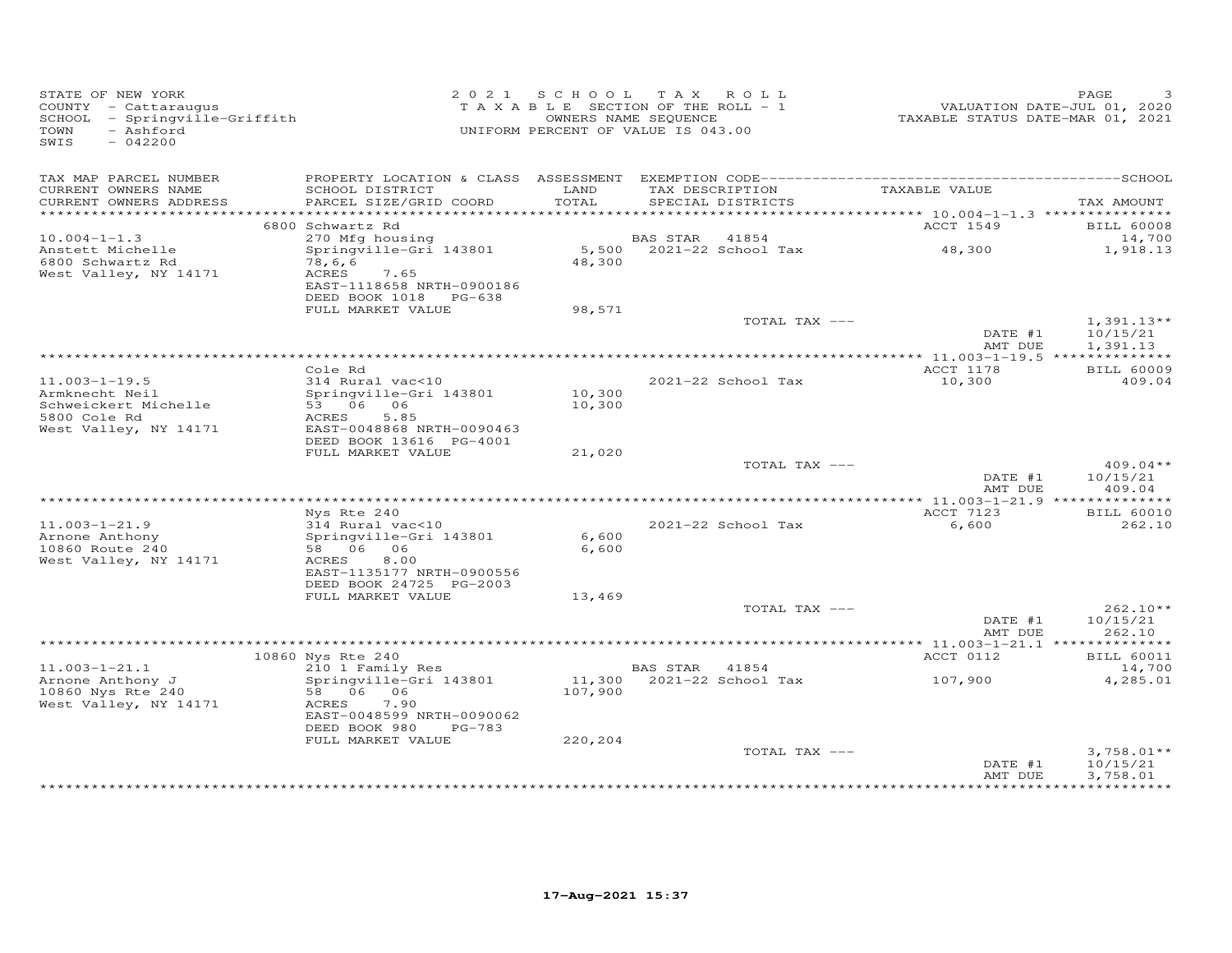STATE OF NEW YORK
COUNTY - Cattaraugus
SCHOOL - Springville-Griffith
TOWN - Ashford
SWIS - 042200

2021 SCHOOL TAX ROLL
TAXABLE SECTION OF THE ROLL - 1
OWNERS NAME SEQUENCE
UNIFORM PERCENT OF VALUE IS 043.00

VALUATION DATE-JUL 01, 2020
TAXABLE STATUS DATE-MAR 01, 2021

| TAX MAP PARCEL NUMBER / CURRENT OWNERS NAME / CURRENT OWNERS ADDRESS | PROPERTY LOCATION & CLASS / SCHOOL DISTRICT / PARCEL SIZE/GRID COORD | ASSESSMENT LAND / TOTAL | EXEMPTION CODE / TAX DESCRIPTION / SPECIAL DISTRICTS | TAXABLE VALUE | TAX AMOUNT |
|---|---|---|---|---|---|
| 10.004-1-1.3 | 6800 Schwartz Rd | | | ACCT 1549 | BILL 60008 |
| Anstett Michelle | 270 Mfg housing | | BAS STAR 41854 | | 14,700 |
| 6800 Schwartz Rd | Springville-Gri 143801 | 5,500 | 2021-22 School Tax | 48,300 | 1,918.13 |
| West Valley, NY 14171 | 78,6,6 | 48,300 | | | |
| | ACRES 7.65 | | | | |
| | EAST-1118658 NRTH-0900186 | | | | |
| | DEED BOOK 1018 PG-638 | | | | |
| | FULL MARKET VALUE | 98,571 | | | |
| | | | TOTAL TAX --- | | 1,391.13** |
| | | | | DATE #1 | 10/15/21 |
| | | | | AMT DUE | 1,391.13 |
| 11.003-1-19.5 | Cole Rd | | | ACCT 1178 | BILL 60009 |
| Armknecht Neil | 314 Rural vac<10 | | 2021-22 School Tax | 10,300 | 409.04 |
| Schweickert Michelle | Springville-Gri 143801 | 10,300 | | | |
| 5800 Cole Rd | 53 06 06 | 10,300 | | | |
| West Valley, NY 14171 | ACRES 5.85 | | | | |
| | EAST-0048868 NRTH-0090463 | | | | |
| | DEED BOOK 13616 PG-4001 | | | | |
| | FULL MARKET VALUE | 21,020 | | | |
| | | | TOTAL TAX --- | | 409.04** |
| | | | | DATE #1 | 10/15/21 |
| | | | | AMT DUE | 409.04 |
| 11.003-1-21.9 | Nys Rte 240 | | | ACCT 7123 | BILL 60010 |
| Arnone Anthony | 314 Rural vac<10 | | 2021-22 School Tax | 6,600 | 262.10 |
| 10860 Route 240 | Springville-Gri 143801 | 6,600 | | | |
| West Valley, NY 14171 | 58 06 06 | 6,600 | | | |
| | ACRES 8.00 | | | | |
| | EAST-1135177 NRTH-0900556 | | | | |
| | DEED BOOK 24725 PG-2003 | | | | |
| | FULL MARKET VALUE | 13,469 | | | |
| | | | TOTAL TAX --- | | 262.10** |
| | | | | DATE #1 | 10/15/21 |
| | | | | AMT DUE | 262.10 |
| 11.003-1-21.1 | 10860 Nys Rte 240 | | | ACCT 0112 | BILL 60011 |
| Arnone Anthony J | 210 1 Family Res | | BAS STAR 41854 | | 14,700 |
| 10860 Nys Rte 240 | Springville-Gri 143801 | 11,300 | 2021-22 School Tax | 107,900 | 4,285.01 |
| West Valley, NY 14171 | 58 06 06 | 107,900 | | | |
| | ACRES 7.90 | | | | |
| | EAST-0048599 NRTH-0090062 | | | | |
| | DEED BOOK 980 PG-783 | | | | |
| | FULL MARKET VALUE | 220,204 | | | |
| | | | TOTAL TAX --- | | 3,758.01** |
| | | | | DATE #1 | 10/15/21 |
| | | | | AMT DUE | 3,758.01 |

17-Aug-2021 15:37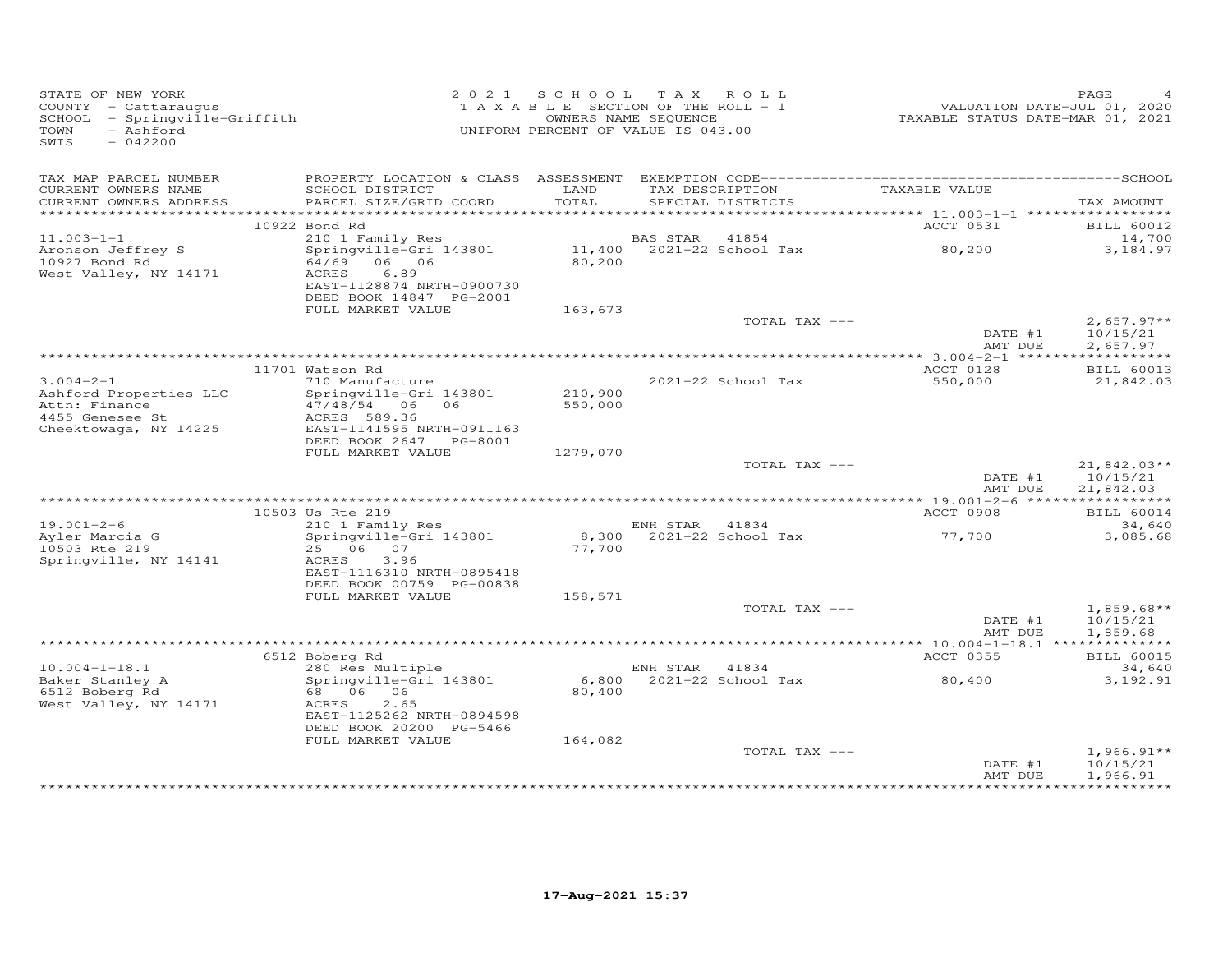STATE OF NEW YORK
COUNTY - Cattaraugus
SCHOOL - Springville-Griffith
TOWN - Ashford
SWIS - 042200

2 0 2 1 S C H O O L T A X R O L L
T A X A B L E SECTION OF THE ROLL - 1
OWNERS NAME SEQUENCE
UNIFORM PERCENT OF VALUE IS 043.00

VALUATION DATE-JUL 01, 2020
TAXABLE STATUS DATE-MAR 01, 2021

| TAX MAP PARCEL NUMBER / CURRENT OWNERS NAME / CURRENT OWNERS ADDRESS | PROPERTY LOCATION & CLASS / SCHOOL DISTRICT / PARCEL SIZE/GRID COORD | ASSESSMENT LAND / TOTAL | EXEMPTION CODE / TAX DESCRIPTION / SPECIAL DISTRICTS | TAXABLE VALUE | TAX AMOUNT |
|---|---|---|---|---|---|
| 11.003-1-1 | 10922 Bond Rd | | | ACCT 0531 | BILL 60012 |
| Aronson Jeffrey S | 210 1 Family Res | | BAS STAR 41854 | | 14,700 |
| 10927 Bond Rd | Springville-Gri 143801 | 11,400 | 2021-22 School Tax | 80,200 | 3,184.97 |
| West Valley, NY 14171 | 64/69 06 06 | 80,200 | | | |
| | ACRES 6.89 | | | | |
| | EAST-1128874 NRTH-0900730 | | | | |
| | DEED BOOK 14847 PG-2001 | | | | |
| | FULL MARKET VALUE | 163,673 | | | |
| | | | TOTAL TAX --- | | 2,657.97** |
| | | | | DATE #1 | 10/15/21 |
| | | | | AMT DUE | 2,657.97 |
| 3.004-2-1 | 11701 Watson Rd | | | ACCT 0128 | BILL 60013 |
| Ashford Properties LLC | 710 Manufacture | | | | |
| Attn: Finance | Springville-Gri 143801 | 210,900 | 2021-22 School Tax | 550,000 | 21,842.03 |
| 4455 Genesee St | 47/48/54 06 06 | 550,000 | | | |
| Cheektowaga, NY 14225 | ACRES 589.36 | | | | |
| | EAST-1141595 NRTH-0911163 | | | | |
| | DEED BOOK 2647 PG-8001 | | | | |
| | FULL MARKET VALUE | 1279,070 | | | |
| | | | TOTAL TAX --- | | 21,842.03** |
| | | | | DATE #1 | 10/15/21 |
| | | | | AMT DUE | 21,842.03 |
| 19.001-2-6 | 10503 Us Rte 219 | | | ACCT 0908 | BILL 60014 |
| Ayler Marcia G | 210 1 Family Res | | ENH STAR 41834 | | 34,640 |
| 10503 Rte 219 | Springville-Gri 143801 | 8,300 | 2021-22 School Tax | 77,700 | 3,085.68 |
| Springville, NY 14141 | 25 06 07 | 77,700 | | | |
| | ACRES 3.96 | | | | |
| | EAST-1116310 NRTH-0895418 | | | | |
| | DEED BOOK 00759 PG-00838 | | | | |
| | FULL MARKET VALUE | 158,571 | | | |
| | | | TOTAL TAX --- | | 1,859.68** |
| | | | | DATE #1 | 10/15/21 |
| | | | | AMT DUE | 1,859.68 |
| 10.004-1-18.1 | 6512 Boberg Rd | | | ACCT 0355 | BILL 60015 |
| Baker Stanley A | 280 Res Multiple | | ENH STAR 41834 | | 34,640 |
| 6512 Boberg Rd | Springville-Gri 143801 | 6,800 | 2021-22 School Tax | 80,400 | 3,192.91 |
| West Valley, NY 14171 | 68 06 06 | 80,400 | | | |
| | ACRES 2.65 | | | | |
| | EAST-1125262 NRTH-0894598 | | | | |
| | DEED BOOK 20200 PG-5466 | | | | |
| | FULL MARKET VALUE | 164,082 | | | |
| | | | TOTAL TAX --- | | 1,966.91** |
| | | | | DATE #1 | 10/15/21 |
| | | | | AMT DUE | 1,966.91 |

17-Aug-2021 15:37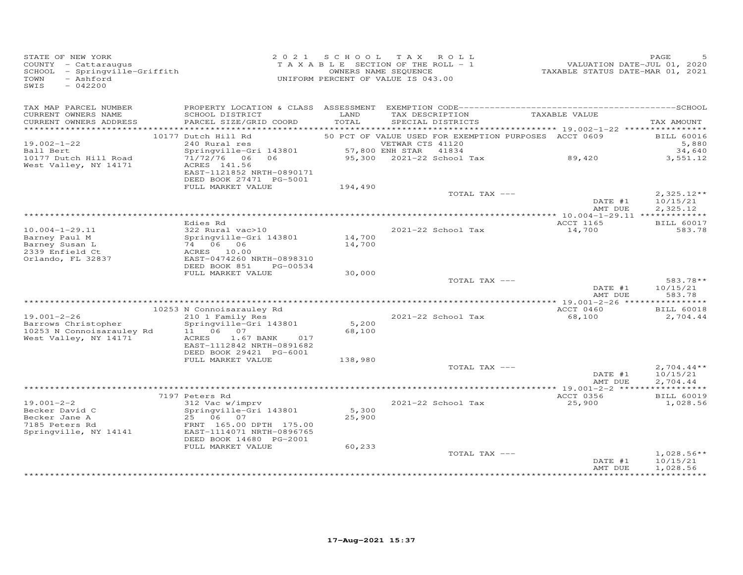STATE OF NEW YORK
COUNTY - Cattaraugus
SCHOOL - Springville-Griffith
TOWN - Ashford
SWIS - 042200

2021 SCHOOL TAX ROLL
TAXABLE SECTION OF THE ROLL - 1
OWNERS NAME SEQUENCE
UNIFORM PERCENT OF VALUE IS 043.00

VALUATION DATE-JUL 01, 2020
TAXABLE STATUS DATE-MAR 01, 2021

| TAX MAP PARCEL NUMBER / CURRENT OWNERS NAME / CURRENT OWNERS ADDRESS | PROPERTY LOCATION & CLASS / SCHOOL DISTRICT / PARCEL SIZE/GRID COORD | ASSESSMENT LAND / TOTAL | EXEMPTION CODE / TAX DESCRIPTION / SPECIAL DISTRICTS | TAXABLE VALUE | TAX AMOUNT |
|---|---|---|---|---|---|
| 19.002-1-22 | 10177 Dutch Hill Rd | | 50 PCT OF VALUE USED FOR EXEMPTION PURPOSES | ACCT 0609 | BILL 60016 |
| Ball Bert | 240 Rural res | | VETWAR CTS 41120 | | 5,880 |
| 10177 Dutch Hill Road | Springville-Gri 143801 | 57,800 | ENH STAR 41834 | | 34,640 |
| West Valley, NY 14171 | 71/72/76 06 06 | 95,300 | 2021-22 School Tax | 89,420 | 3,551.12 |
| | ACRES 141.56 | | | | |
| | EAST-1121852 NRTH-0890171 | | | | |
| | DEED BOOK 27471 PG-5001 | | | | |
| | FULL MARKET VALUE | 194,490 | | | |
| | | | TOTAL TAX --- | | 2,325.12** |
| | | | | DATE #1 | 10/15/21 |
| | | | | AMT DUE | 2,325.12 |
| 10.004-1-29.11 | Edies Rd | | | ACCT 1165 | BILL 60017 |
| Barney Paul M | 322 Rural vac>10 | | 2021-22 School Tax | 14,700 | 583.78 |
| Barney Susan L | Springville-Gri 143801 | 14,700 | | | |
| 2339 Enfield Ct | 74 06 06 | 14,700 | | | |
| Orlando, FL 32837 | ACRES 10.00 | | | | |
| | EAST-0474260 NRTH-0898310 | | | | |
| | DEED BOOK 851 PG-00534 | | | | |
| | FULL MARKET VALUE | 30,000 | | | |
| | | | TOTAL TAX --- | | 583.78** |
| | | | | DATE #1 | 10/15/21 |
| | | | | AMT DUE | 583.78 |
| 19.001-2-26 | 10253 N Connoisarauley Rd | | | ACCT 0460 | BILL 60018 |
| Barrows Christopher | 210 1 Family Res | | 2021-22 School Tax | 68,100 | 2,704.44 |
| 10253 N Connoisarauley Rd | Springville-Gri 143801 | 5,200 | | | |
| West Valley, NY 14171 | 11 06 07 | 68,100 | | | |
| | ACRES 1.67 BANK 017 | | | | |
| | EAST-1112842 NRTH-0891682 | | | | |
| | DEED BOOK 29421 PG-6001 | | | | |
| | FULL MARKET VALUE | 138,980 | | | |
| | | | TOTAL TAX --- | | 2,704.44** |
| | | | | DATE #1 | 10/15/21 |
| | | | | AMT DUE | 2,704.44 |
| 19.001-2-2 | 7197 Peters Rd | | | ACCT 0356 | BILL 60019 |
| Becker David C | 312 Vac w/imprv | | 2021-22 School Tax | 25,900 | 1,028.56 |
| Becker Jane A | Springville-Gri 143801 | 5,300 | | | |
| 7185 Peters Rd | 25 06 07 | 25,900 | | | |
| Springville, NY 14141 | FRNT 165.00 DPTH 175.00 | | | | |
| | EAST-1114071 NRTH-0896765 | | | | |
| | DEED BOOK 14680 PG-2001 | | | | |
| | FULL MARKET VALUE | 60,233 | | | |
| | | | TOTAL TAX --- | | 1,028.56** |
| | | | | DATE #1 | 10/15/21 |
| | | | | AMT DUE | 1,028.56 |

17-Aug-2021 15:37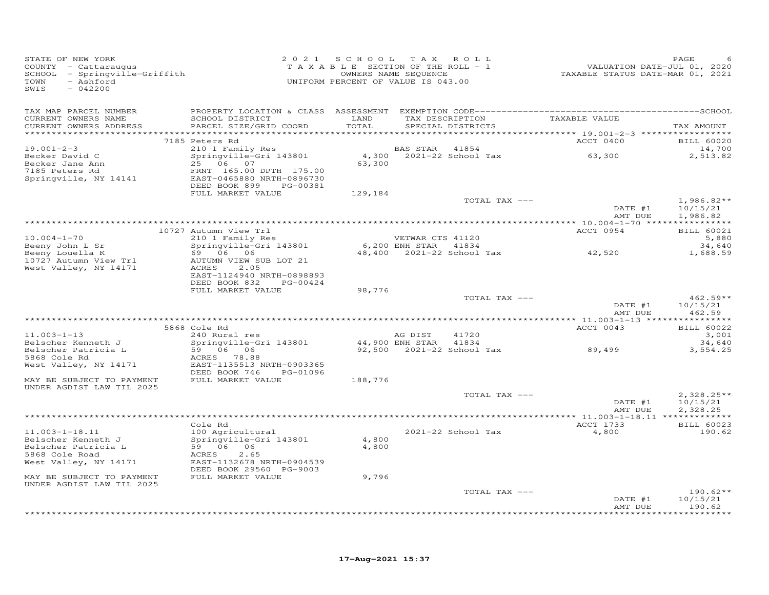STATE OF NEW YORK
COUNTY - Cattaraugus
SCHOOL - Springville-Griffith
TOWN - Ashford
SWIS - 042200

2021 SCHOOL TAX ROLL
TAXABLE SECTION OF THE ROLL - 1
OWNERS NAME SEQUENCE
UNIFORM PERCENT OF VALUE IS 043.00

VALUATION DATE-JUL 01, 2020
TAXABLE STATUS DATE-MAR 01, 2021

| TAX MAP PARCEL NUMBER / CURRENT OWNERS NAME / CURRENT OWNERS ADDRESS | PROPERTY LOCATION & CLASS / SCHOOL DISTRICT / PARCEL SIZE/GRID COORD | ASSESSMENT LAND / TOTAL | EXEMPTION CODE / TAX DESCRIPTION / SPECIAL DISTRICTS | TAXABLE VALUE | TAX AMOUNT |
|---|---|---|---|---|---|
| 19.001-2-3 | 7185 Peters Rd | | | ACCT 0400 | BILL 60020 |
| Becker David C | 210 1 Family Res | | BAS STAR 41854 | | 14,700 |
| Becker Jane Ann | Springville-Gri 143801 | 4,300 | 2021-22 School Tax | 63,300 | 2,513.82 |
| 7185 Peters Rd | 25 06 07 | 63,300 | | | |
| Springville, NY 14141 | FRNT 165.00 DPTH 175.00 | | | | |
| | EAST-0465880 NRTH-0896730 | | | | |
| | DEED BOOK 899 PG-00381 | | | | |
| | FULL MARKET VALUE | 129,184 | | | |
| | | | TOTAL TAX --- | | 1,986.82** |
| | | | | DATE #1 | 10/15/21 |
| | | | | AMT DUE | 1,986.82 |
| 10.004-1-70 | 10727 Autumn View Trl | | | ACCT 0954 | BILL 60021 |
| Beeny John L Sr | 210 1 Family Res | | VETWAR CTS 41120 | | 5,880 |
| Beeny Louella K | Springville-Gri 143801 | 6,200 | ENH STAR 41834 | | 34,640 |
| 10727 Autumn View Trl | 69 06 06 | 48,400 | 2021-22 School Tax | 42,520 | 1,688.59 |
| West Valley, NY 14171 | AUTUMN VIEW SUB LOT 21 | | | | |
| | ACRES 2.05 | | | | |
| | EAST-1124940 NRTH-0898893 | | | | |
| | DEED BOOK 832 PG-00424 | | | | |
| | FULL MARKET VALUE | 98,776 | | | |
| | | | TOTAL TAX --- | | 462.59** |
| | | | | DATE #1 | 10/15/21 |
| | | | | AMT DUE | 462.59 |
| 11.003-1-13 | 5868 Cole Rd | | | ACCT 0043 | BILL 60022 |
| Belscher Kenneth J | 240 Rural res | | AG DIST 41720 | | 3,001 |
| Belscher Patricia L | Springville-Gri 143801 | 44,900 | ENH STAR 41834 | | 34,640 |
| 5868 Cole Rd | 59 06 06 | 92,500 | 2021-22 School Tax | 89,499 | 3,554.25 |
| West Valley, NY 14171 | ACRES 78.88 | | | | |
| | EAST-1135513 NRTH-0903365 | | | | |
| | DEED BOOK 746 PG-01096 | | | | |
| MAY BE SUBJECT TO PAYMENT UNDER AGDIST LAW TIL 2025 | FULL MARKET VALUE | 188,776 | | | |
| | | | TOTAL TAX --- | | 2,328.25** |
| | | | | DATE #1 | 10/15/21 |
| | | | | AMT DUE | 2,328.25 |
| 11.003-1-18.11 | Cole Rd | | | ACCT 1733 | BILL 60023 |
| Belscher Kenneth J | 100 Agricultural | | 2021-22 School Tax | 4,800 | 190.62 |
| Belscher Patricia L | Springville-Gri 143801 | 4,800 | | | |
| 5868 Cole Road | 59 06 06 | 4,800 | | | |
| West Valley, NY 14171 | ACRES 2.65 | | | | |
| | EAST-1132678 NRTH-0904539 | | | | |
| | DEED BOOK 29560 PG-9003 | | | | |
| MAY BE SUBJECT TO PAYMENT UNDER AGDIST LAW TIL 2025 | FULL MARKET VALUE | 9,796 | | | |
| | | | TOTAL TAX --- | | 190.62** |
| | | | | DATE #1 | 10/15/21 |
| | | | | AMT DUE | 190.62 |

17-Aug-2021 15:37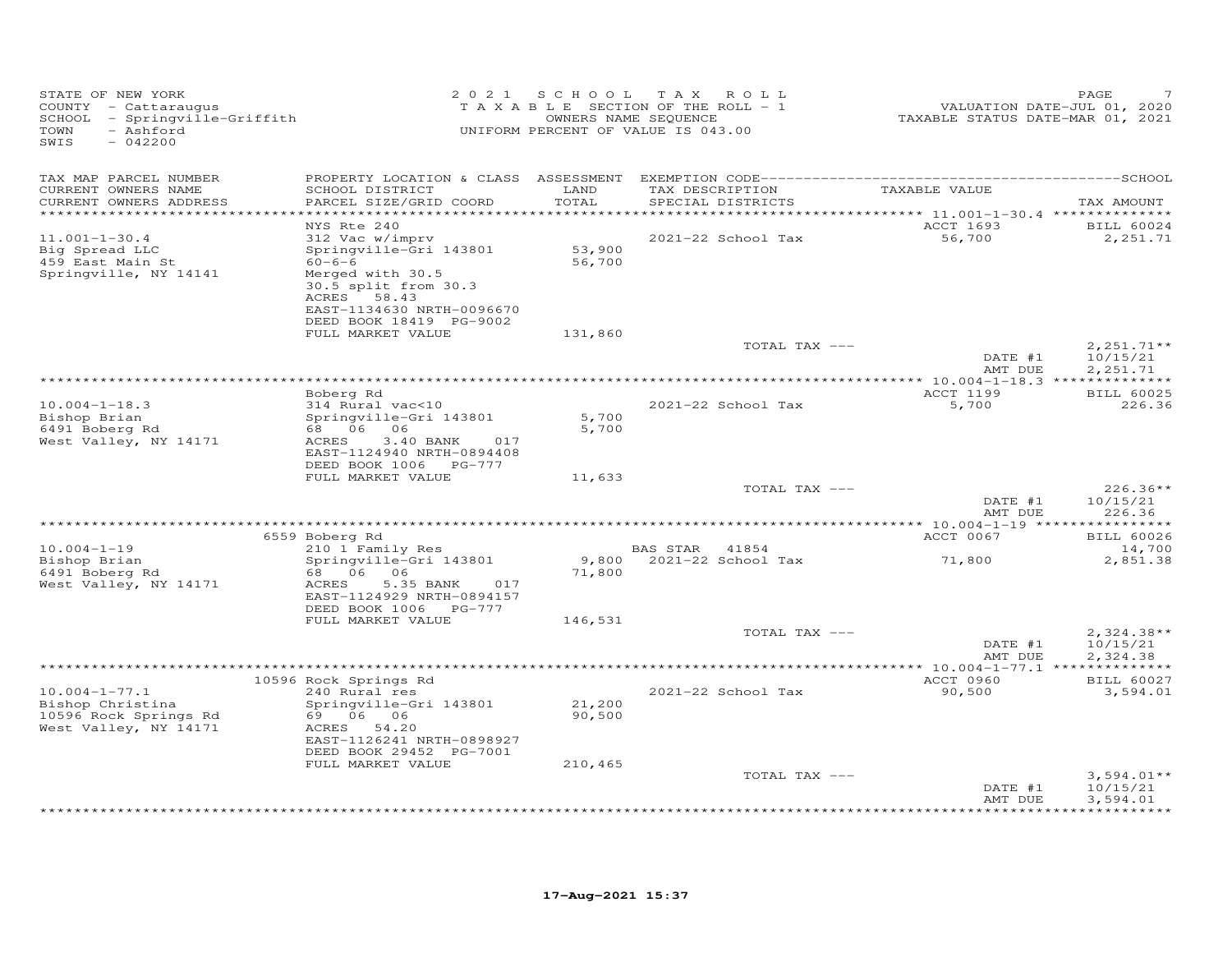STATE OF NEW YORK
COUNTY - Cattaraugus
SCHOOL - Springville-Griffith
TOWN - Ashford
SWIS - 042200

2021 SCHOOL TAX ROLL
TAXABLE SECTION OF THE ROLL - 1
OWNERS NAME SEQUENCE
UNIFORM PERCENT OF VALUE IS 043.00

VALUATION DATE-JUL 01, 2020
TAXABLE STATUS DATE-MAR 01, 2021

| TAX MAP PARCEL NUMBER / CURRENT OWNERS NAME / CURRENT OWNERS ADDRESS | PROPERTY LOCATION & CLASS / SCHOOL DISTRICT / PARCEL SIZE/GRID COORD | ASSESSMENT LAND / TOTAL | EXEMPTION CODE / TAX DESCRIPTION / SPECIAL DISTRICTS | TAXABLE VALUE | SCHOOL TAX AMOUNT |
|---|---|---|---|---|---|
| 11.001-1-30.4 | NYS Rte 240 | | | ACCT 1693 | BILL 60024 |
| 11.001-1-30.4 | 312 Vac w/imprv | | 2021-22 School Tax | 56,700 | 2,251.71 |
| Big Spread LLC | Springville-Gri 143801 | 53,900 | | | |
| 459 East Main St | 60-6-6 | 56,700 | | | |
| Springville, NY 14141 | Merged with 30.5 | | | | |
| | 30.5 split from 30.3 | | | | |
| | ACRES 58.43 | | | | |
| | EAST-1134630 NRTH-0096670 | | | | |
| | DEED BOOK 18419 PG-9002 | | | | |
| | FULL MARKET VALUE | 131,860 | | | |
| | | | TOTAL TAX --- | | 2,251.71** |
| | | | | DATE #1 | 10/15/21 |
| | | | | AMT DUE | 2,251.71 |
| 10.004-1-18.3 | Boberg Rd | | | ACCT 1199 | BILL 60025 |
| 10.004-1-18.3 | 314 Rural vac<10 | | 2021-22 School Tax | 5,700 | 226.36 |
| Bishop Brian | Springville-Gri 143801 | 5,700 | | | |
| 6491 Boberg Rd | 68 06 06 | 5,700 | | | |
| West Valley, NY 14171 | ACRES 3.40 BANK 017 | | | | |
| | EAST-1124940 NRTH-0894408 | | | | |
| | DEED BOOK 1006 PG-777 | | | | |
| | FULL MARKET VALUE | 11,633 | | | |
| | | | TOTAL TAX --- | | 226.36** |
| | | | | DATE #1 | 10/15/21 |
| | | | | AMT DUE | 226.36 |
| 10.004-1-19 | 6559 Boberg Rd | | | ACCT 0067 | BILL 60026 |
| 10.004-1-19 | 210 1 Family Res | | BAS STAR 41854 | | 14,700 |
| Bishop Brian | Springville-Gri 143801 | 9,800 | 2021-22 School Tax | 71,800 | 2,851.38 |
| 6491 Boberg Rd | 68 06 06 | 71,800 | | | |
| West Valley, NY 14171 | ACRES 5.35 BANK 017 | | | | |
| | EAST-1124929 NRTH-0894157 | | | | |
| | DEED BOOK 1006 PG-777 | | | | |
| | FULL MARKET VALUE | 146,531 | | | |
| | | | TOTAL TAX --- | | 2,324.38** |
| | | | | DATE #1 | 10/15/21 |
| | | | | AMT DUE | 2,324.38 |
| 10.004-1-77.1 | 10596 Rock Springs Rd | | | ACCT 0960 | BILL 60027 |
| 10.004-1-77.1 | 240 Rural res | | 2021-22 School Tax | 90,500 | 3,594.01 |
| Bishop Christina | Springville-Gri 143801 | 21,200 | | | |
| 10596 Rock Springs Rd | 69 06 06 | 90,500 | | | |
| West Valley, NY 14171 | ACRES 54.20 | | | | |
| | EAST-1126241 NRTH-0898927 | | | | |
| | DEED BOOK 29452 PG-7001 | | | | |
| | FULL MARKET VALUE | 210,465 | | | |
| | | | TOTAL TAX --- | | 3,594.01** |
| | | | | DATE #1 | 10/15/21 |
| | | | | AMT DUE | 3,594.01 |

17-Aug-2021 15:37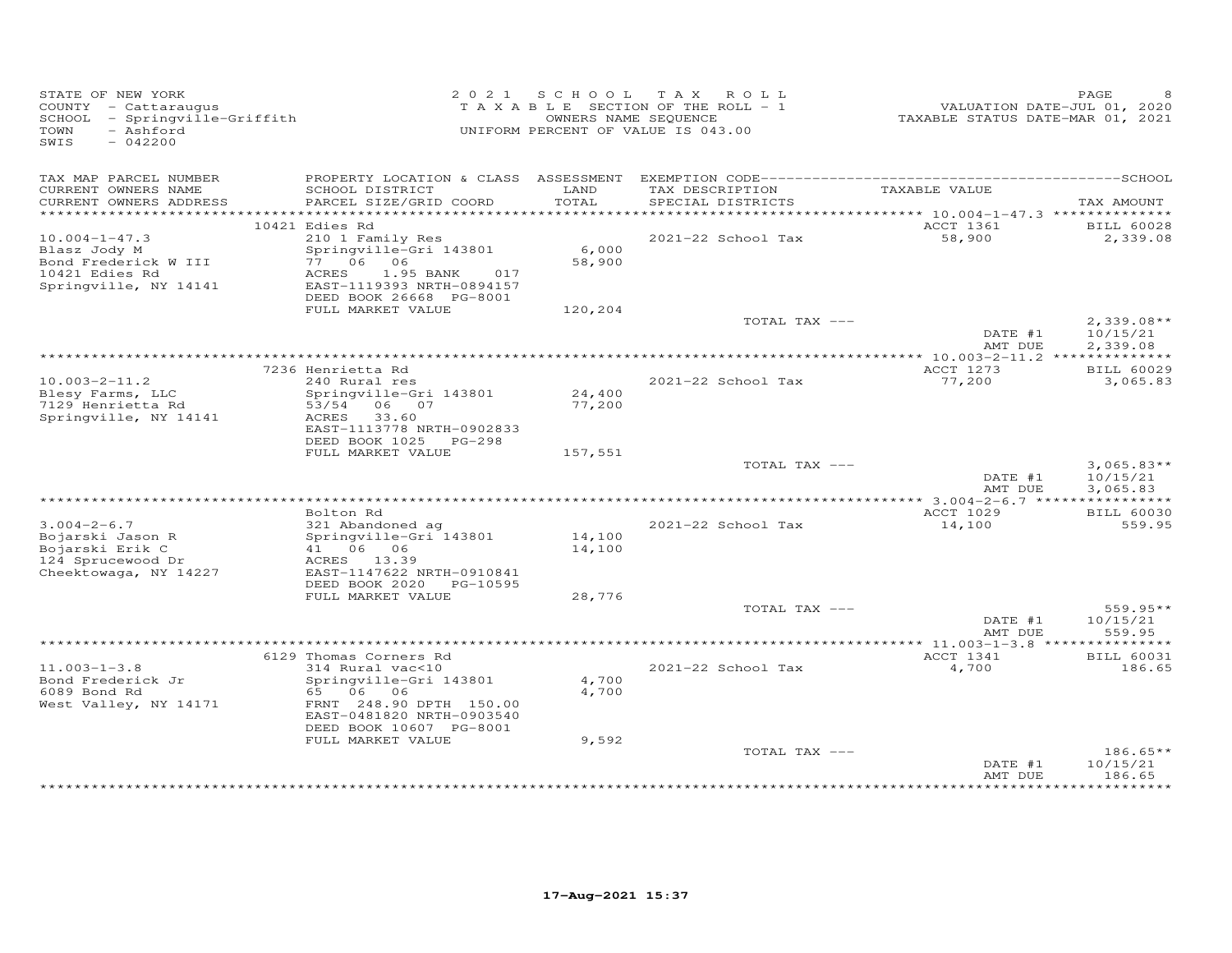STATE OF NEW YORK
COUNTY - Cattaraugus
SCHOOL - Springville-Griffith
TOWN - Ashford
SWIS - 042200

2021 SCHOOL TAX ROLL
TAXABLE SECTION OF THE ROLL - 1
OWNERS NAME SEQUENCE
UNIFORM PERCENT OF VALUE IS 043.00

VALUATION DATE-JUL 01, 2020
TAXABLE STATUS DATE-MAR 01, 2021

| TAX MAP PARCEL NUMBER / CURRENT OWNERS NAME / CURRENT OWNERS ADDRESS | PROPERTY LOCATION & CLASS / SCHOOL DISTRICT / PARCEL SIZE/GRID COORD | ASSESSMENT LAND / TOTAL | EXEMPTION CODE / TAX DESCRIPTION / SPECIAL DISTRICTS | TAXABLE VALUE | TAX AMOUNT |
|---|---|---|---|---|---|
| 10.004-1-47.3 | 10421 Edies Rd | | | ACCT 1361 | BILL 60028 |
| Blasz Jody M | 210 1 Family Res | | 2021-22 School Tax | 58,900 | 2,339.08 |
| Bond Frederick W III | Springville-Gri 143801 | 6,000 | | | |
| 10421 Edies Rd | 77 06 06 | 58,900 | | | |
| Springville, NY 14141 | ACRES 1.95 BANK 017 | | | | |
| | EAST-1119393 NRTH-0894157 | | | | |
| | DEED BOOK 26668 PG-8001 | | | | |
| | FULL MARKET VALUE | 120,204 | | | |
| | | | TOTAL TAX --- | | 2,339.08** |
| | | | | DATE #1 | 10/15/21 |
| | | | | AMT DUE | 2,339.08 |
| 10.003-2-11.2 | 7236 Henrietta Rd | | | ACCT 1273 | BILL 60029 |
| Blesy Farms, LLC | 240 Rural res | | 2021-22 School Tax | 77,200 | 3,065.83 |
| 7129 Henrietta Rd | Springville-Gri 143801 | 24,400 | | | |
| Springville, NY 14141 | 53/54 06 07 | 77,200 | | | |
| | ACRES 33.60 | | | | |
| | EAST-1113778 NRTH-0902833 | | | | |
| | DEED BOOK 1025 PG-298 | | | | |
| | FULL MARKET VALUE | 157,551 | | | |
| | | | TOTAL TAX --- | | 3,065.83** |
| | | | | DATE #1 | 10/15/21 |
| | | | | AMT DUE | 3,065.83 |
| 3.004-2-6.7 | Bolton Rd | | | ACCT 1029 | BILL 60030 |
| Bojarski Jason R | 321 Abandoned ag | | 2021-22 School Tax | 14,100 | 559.95 |
| Bojarski Erik C | Springville-Gri 143801 | 14,100 | | | |
| 124 Sprucewood Dr | 41 06 06 | 14,100 | | | |
| Cheektowaga, NY 14227 | ACRES 13.39 | | | | |
| | EAST-1147622 NRTH-0910841 | | | | |
| | DEED BOOK 2020 PG-10595 | | | | |
| | FULL MARKET VALUE | 28,776 | | | |
| | | | TOTAL TAX --- | | 559.95** |
| | | | | DATE #1 | 10/15/21 |
| | | | | AMT DUE | 559.95 |
| 11.003-1-3.8 | 6129 Thomas Corners Rd | | | ACCT 1341 | BILL 60031 |
| Bond Frederick Jr | 314 Rural vac<10 | | 2021-22 School Tax | 4,700 | 186.65 |
| 6089 Bond Rd | Springville-Gri 143801 | 4,700 | | | |
| West Valley, NY 14171 | 65 06 06 | 4,700 | | | |
| | FRNT 248.90 DPTH 150.00 | | | | |
| | EAST-0481820 NRTH-0903540 | | | | |
| | DEED BOOK 10607 PG-8001 | | | | |
| | FULL MARKET VALUE | 9,592 | | | |
| | | | TOTAL TAX --- | | 186.65** |
| | | | | DATE #1 | 10/15/21 |
| | | | | AMT DUE | 186.65 |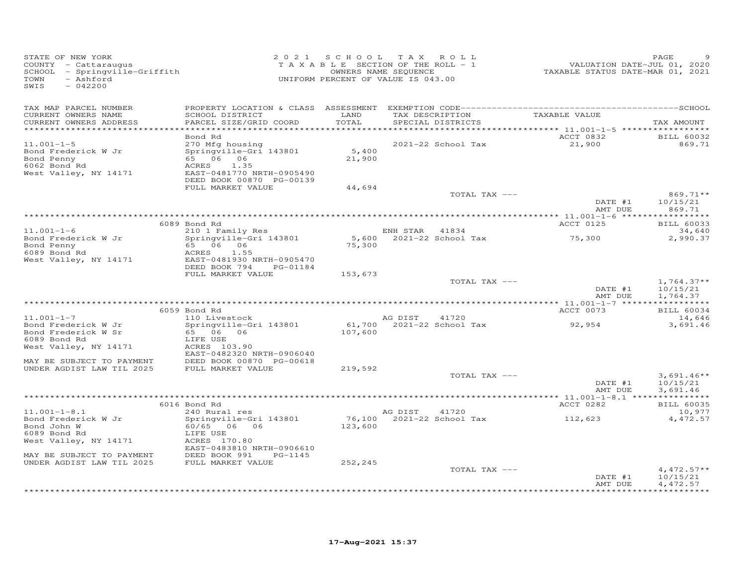STATE OF NEW YORK
COUNTY - Cattaraugus
SCHOOL - Springville-Griffith
TOWN - Ashford
SWIS - 042200

2021 SCHOOL TAX ROLL
TAXABLE SECTION OF THE ROLL - 1
OWNERS NAME SEQUENCE
UNIFORM PERCENT OF VALUE IS 043.00

VALUATION DATE-JUL 01, 2020
TAXABLE STATUS DATE-MAR 01, 2021

| TAX MAP PARCEL NUMBER / CURRENT OWNERS NAME / CURRENT OWNERS ADDRESS | PROPERTY LOCATION & CLASS / SCHOOL DISTRICT / PARCEL SIZE/GRID COORD | ASSESSMENT LAND / TOTAL | EXEMPTION CODE / TAX DESCRIPTION / SPECIAL DISTRICTS | TAXABLE VALUE | TAX AMOUNT |
|---|---|---|---|---|---|
| 11.001-1-5 | Bond Rd | | | ACCT 0832 | BILL 60032 |
| Bond Frederick W Jr | 270 Mfg housing | | | | |
| Bond Penny | Springville-Gri 143801 | 5,400 | 2021-22 School Tax | 21,900 | 869.71 |
| 6062 Bond Rd | 65 06 06 | 21,900 | | | |
| West Valley, NY 14171 | ACRES 1.35 | | | | |
| | EAST-0481770 NRTH-0905490 | | | | |
| | DEED BOOK 00870 PG-00139 | | | | |
| | FULL MARKET VALUE | 44,694 | | | |
| | | | TOTAL TAX --- | | 869.71** |
| | | | | DATE #1 | 10/15/21 |
| | | | | AMT DUE | 869.71 |
| 11.001-1-6 | 6089 Bond Rd | | | ACCT 0125 | BILL 60033 |
| Bond Frederick W Jr | 210 1 Family Res | | ENH STAR 41834 | | 34,640 |
| Bond Penny | Springville-Gri 143801 | 5,600 | 2021-22 School Tax | 75,300 | 2,990.37 |
| 6089 Bond Rd | 65 06 06 | 75,300 | | | |
| West Valley, NY 14171 | ACRES 1.55 | | | | |
| | EAST-0481930 NRTH-0905470 | | | | |
| | DEED BOOK 794 PG-01184 | | | | |
| | FULL MARKET VALUE | 153,673 | | | |
| | | | TOTAL TAX --- | | 1,764.37** |
| | | | | DATE #1 | 10/15/21 |
| | | | | AMT DUE | 1,764.37 |
| 11.001-1-7 | 6059 Bond Rd | | | ACCT 0073 | BILL 60034 |
| Bond Frederick W Jr | 110 Livestock | | AG DIST 41720 | | 14,646 |
| Bond Frederick W Sr | Springville-Gri 143801 | 61,700 | 2021-22 School Tax | 92,954 | 3,691.46 |
| 6089 Bond Rd | 65 06 06 | 107,600 | | | |
| West Valley, NY 14171 | LIFE USE | | | | |
| | ACRES 103.90 | | | | |
| | EAST-0482320 NRTH-0906040 | | | | |
| MAY BE SUBJECT TO PAYMENT | DEED BOOK 00870 PG-00618 | | | | |
| UNDER AGDIST LAW TIL 2025 | FULL MARKET VALUE | 219,592 | | | |
| | | | TOTAL TAX --- | | 3,691.46** |
| | | | | DATE #1 | 10/15/21 |
| | | | | AMT DUE | 3,691.46 |
| 11.001-1-8.1 | 6016 Bond Rd | | | ACCT 0282 | BILL 60035 |
| Bond Frederick W Jr | 240 Rural res | | AG DIST 41720 | | 10,977 |
| Bond John W | Springville-Gri 143801 | 76,100 | 2021-22 School Tax | 112,623 | 4,472.57 |
| 6089 Bond Rd | 60/65 06 06 | 123,600 | | | |
| West Valley, NY 14171 | LIFE USE | | | | |
| | ACRES 170.80 | | | | |
| | EAST-0483810 NRTH-0906610 | | | | |
| MAY BE SUBJECT TO PAYMENT | DEED BOOK 991 PG-1145 | | | | |
| UNDER AGDIST LAW TIL 2025 | FULL MARKET VALUE | 252,245 | | | |
| | | | TOTAL TAX --- | | 4,472.57** |
| | | | | DATE #1 | 10/15/21 |
| | | | | AMT DUE | 4,472.57 |

17-Aug-2021 15:37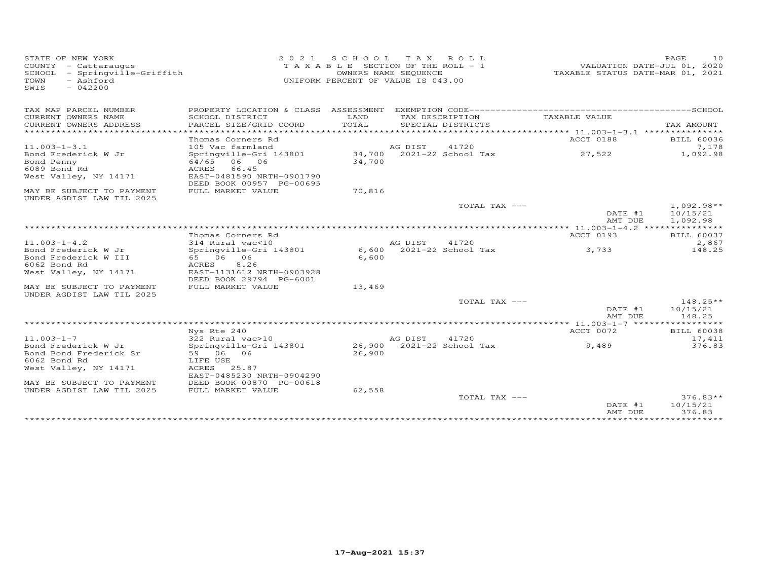STATE OF NEW YORK
COUNTY - Cattaraugus
SCHOOL - Springville-Griffith
TOWN - Ashford
SWIS - 042200

2021 SCHOOL TAX ROLL
TAXABLE SECTION OF THE ROLL - 1
OWNERS NAME SEQUENCE
UNIFORM PERCENT OF VALUE IS 043.00

VALUATION DATE-JUL 01, 2020
TAXABLE STATUS DATE-MAR 01, 2021

| TAX MAP PARCEL NUMBER / CURRENT OWNERS NAME / CURRENT OWNERS ADDRESS | PROPERTY LOCATION & CLASS / SCHOOL DISTRICT / PARCEL SIZE/GRID COORD | ASSESSMENT LAND / TOTAL | EXEMPTION CODE / TAX DESCRIPTION / SPECIAL DISTRICTS | TAXABLE VALUE | TAX AMOUNT |
|---|---|---|---|---|---|
| 11.003-1-3.1 | Thomas Corners Rd | | | ACCT 0188 | BILL 60036 |
| | 105 Vac farmland | | AG DIST 41720 | | 7,178 |
| Bond Frederick W Jr | Springville-Gri 143801 | 34,700 | 2021-22 School Tax | 27,522 | 1,092.98 |
| Bond Penny | 64/65 06 06 | 34,700 | | | |
| 6089 Bond Rd | ACRES 66.45 | | | | |
| West Valley, NY 14171 | EAST-0481590 NRTH-0901790 | | | | |
| | DEED BOOK 00957 PG-00695 | | | | |
| MAY BE SUBJECT TO PAYMENT UNDER AGDIST LAW TIL 2025 | FULL MARKET VALUE | 70,816 | | | |
| | | | TOTAL TAX --- | | 1,092.98** |
| | | | | DATE #1 | 10/15/21 |
| | | | | AMT DUE | 1,092.98 |
| 11.003-1-4.2 | Thomas Corners Rd | | | ACCT 0193 | BILL 60037 |
| | 314 Rural vac<10 | | AG DIST 41720 | | 2,867 |
| Bond Frederick W Jr | Springville-Gri 143801 | 6,600 | 2021-22 School Tax | 3,733 | 148.25 |
| Bond Frederick W III | 65 06 06 | 6,600 | | | |
| 6062 Bond Rd | ACRES 8.26 | | | | |
| West Valley, NY 14171 | EAST-1131612 NRTH-0903928 | | | | |
| | DEED BOOK 29794 PG-6001 | | | | |
| MAY BE SUBJECT TO PAYMENT UNDER AGDIST LAW TIL 2025 | FULL MARKET VALUE | 13,469 | | | |
| | | | TOTAL TAX --- | | 148.25** |
| | | | | DATE #1 | 10/15/21 |
| | | | | AMT DUE | 148.25 |
| 11.003-1-7 | Nys Rte 240 | | | ACCT 0072 | BILL 60038 |
| | 322 Rural vac>10 | | AG DIST 41720 | | 17,411 |
| Bond Frederick W Jr | Springville-Gri 143801 | 26,900 | 2021-22 School Tax | 9,489 | 376.83 |
| Bond Bond Frederick Sr | 59 06 06 | 26,900 | | | |
| 6062 Bond Rd | LIFE USE | | | | |
| West Valley, NY 14171 | ACRES 25.87 | | | | |
| | EAST-0485230 NRTH-0904290 | | | | |
| MAY BE SUBJECT TO PAYMENT | DEED BOOK 00870 PG-00618 | | | | |
| UNDER AGDIST LAW TIL 2025 | FULL MARKET VALUE | 62,558 | | | |
| | | | TOTAL TAX --- | | 376.83** |
| | | | | DATE #1 | 10/15/21 |
| | | | | AMT DUE | 376.83 |

17-Aug-2021 15:37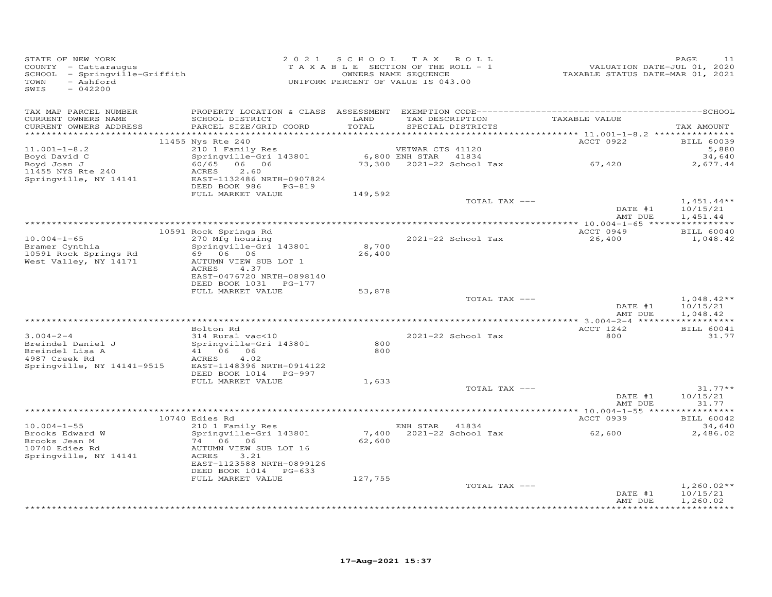STATE OF NEW YORK
COUNTY - Cattaraugus
SCHOOL - Springville-Griffith
TOWN - Ashford
SWIS - 042200

2021 SCHOOL TAX ROLL
TAXABLE SECTION OF THE ROLL - 1
OWNERS NAME SEQUENCE
UNIFORM PERCENT OF VALUE IS 043.00

VALUATION DATE-JUL 01, 2020
TAXABLE STATUS DATE-MAR 01, 2021

| TAX MAP PARCEL NUMBER / CURRENT OWNERS NAME / CURRENT OWNERS ADDRESS | PROPERTY LOCATION & CLASS / SCHOOL DISTRICT / PARCEL SIZE/GRID COORD | ASSESSMENT LAND / TOTAL | EXEMPTION CODE / TAX DESCRIPTION / SPECIAL DISTRICTS | TAXABLE VALUE | TAX AMOUNT |
|---|---|---|---|---|---|
| | 11455 Nys Rte 240 | | | ACCT 0922 | BILL 60039 |
| 11.001-1-8.2 | 210 1 Family Res | | VETWAR CTS 41120 | | 5,880 |
| Boyd David C | Springville-Gri 143801 | 6,800 | ENH STAR 41834 | | 34,640 |
| Boyd Joan J | 60/65 06 06 | 73,300 | 2021-22 School Tax | 67,420 | 2,677.44 |
| 11455 NYS Rte 240 | ACRES 2.60 | | | | |
| Springville, NY 14141 | EAST-1132486 NRTH-0907824 | | | | |
| | DEED BOOK 986 PG-819 | | | | |
| | FULL MARKET VALUE | 149,592 | | | |
| | | | TOTAL TAX --- | | 1,451.44** |
| | | | | DATE #1 | 10/15/21 |
| | | | | AMT DUE | 1,451.44 |
| | 10591 Rock Springs Rd | | | ACCT 0949 | BILL 60040 |
| 10.004-1-65 | 270 Mfg housing | | 2021-22 School Tax | 26,400 | 1,048.42 |
| Bramer Cynthia | Springville-Gri 143801 | 8,700 | | | |
| 10591 Rock Springs Rd | 69 06 06 | 26,400 | | | |
| West Valley, NY 14171 | AUTUMN VIEW SUB LOT 1 | | | | |
| | ACRES 4.37 | | | | |
| | EAST-0476720 NRTH-0898140 | | | | |
| | DEED BOOK 1031 PG-177 | | | | |
| | FULL MARKET VALUE | 53,878 | | | |
| | | | TOTAL TAX --- | | 1,048.42** |
| | | | | DATE #1 | 10/15/21 |
| | | | | AMT DUE | 1,048.42 |
| | Bolton Rd | | | ACCT 1242 | BILL 60041 |
| 3.004-2-4 | 314 Rural vac<10 | | 2021-22 School Tax | 800 | 31.77 |
| Breindel Daniel J | Springville-Gri 143801 | 800 | | | |
| Breindel Lisa A | 41 06 06 | 800 | | | |
| 4987 Creek Rd | ACRES 4.02 | | | | |
| Springville, NY 14141-9515 | EAST-1148396 NRTH-0914122 | | | | |
| | DEED BOOK 1014 PG-997 | | | | |
| | FULL MARKET VALUE | 1,633 | | | |
| | | | TOTAL TAX --- | | 31.77** |
| | | | | DATE #1 | 10/15/21 |
| | | | | AMT DUE | 31.77 |
| | 10740 Edies Rd | | | ACCT 0939 | BILL 60042 |
| 10.004-1-55 | 210 1 Family Res | | ENH STAR 41834 | | 34,640 |
| Brooks Edward W | Springville-Gri 143801 | 7,400 | 2021-22 School Tax | 62,600 | 2,486.02 |
| Brooks Jean M | 74 06 06 | 62,600 | | | |
| 10740 Edies Rd | AUTUMN VIEW SUB LOT 16 | | | | |
| Springville, NY 14141 | ACRES 3.21 | | | | |
| | EAST-1123588 NRTH-0899126 | | | | |
| | DEED BOOK 1014 PG-633 | | | | |
| | FULL MARKET VALUE | 127,755 | | | |
| | | | TOTAL TAX --- | | 1,260.02** |
| | | | | DATE #1 | 10/15/21 |
| | | | | AMT DUE | 1,260.02 |

17-Aug-2021 15:37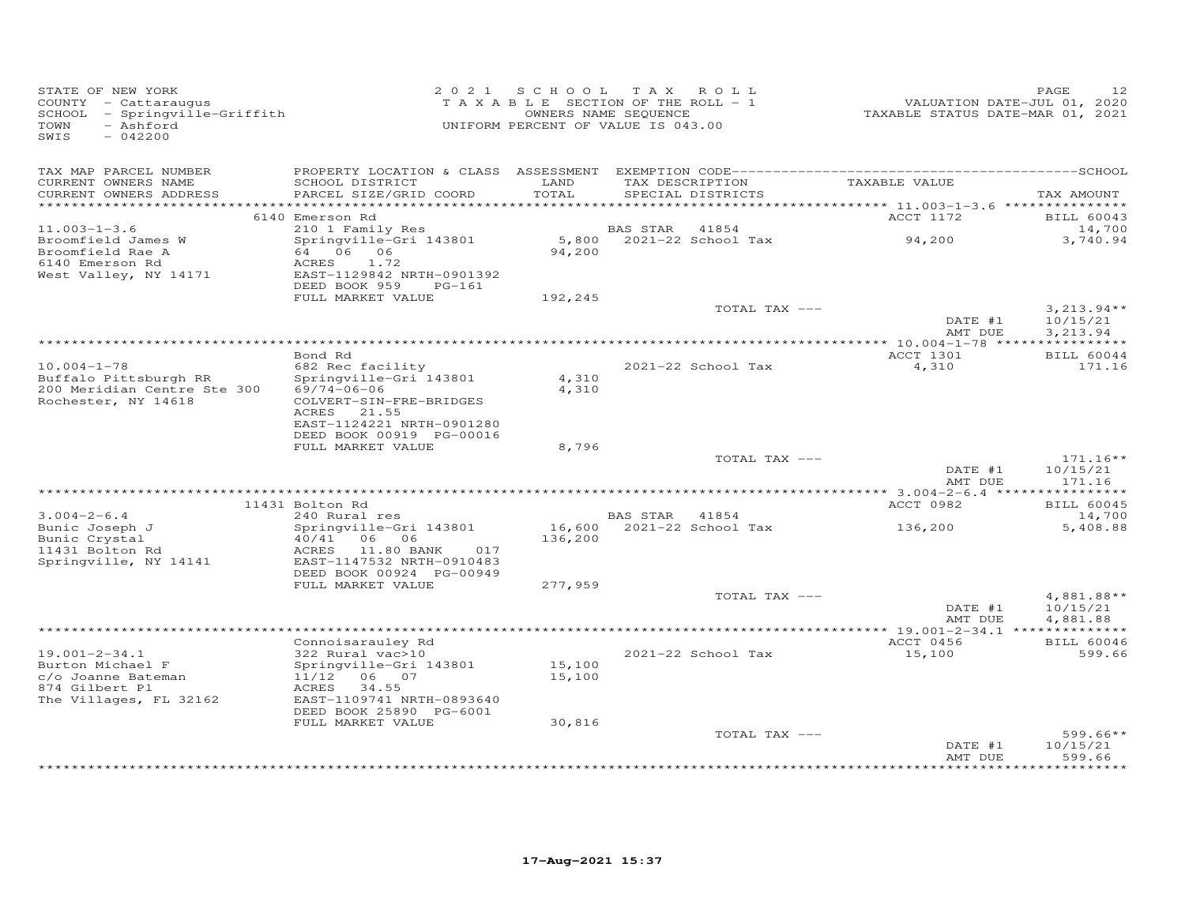STATE OF NEW YORK
COUNTY - Cattaraugus
SCHOOL - Springville-Griffith
TOWN - Ashford
SWIS - 042200

2021 SCHOOL TAX ROLL
TAXABLE SECTION OF THE ROLL - 1
OWNERS NAME SEQUENCE
UNIFORM PERCENT OF VALUE IS 043.00

VALUATION DATE-JUL 01, 2020
TAXABLE STATUS DATE-MAR 01, 2021

| TAX MAP PARCEL NUMBER / CURRENT OWNERS NAME / CURRENT OWNERS ADDRESS | PROPERTY LOCATION & CLASS / SCHOOL DISTRICT / PARCEL SIZE/GRID COORD | ASSESSMENT LAND / TOTAL | EXEMPTION CODE / TAX DESCRIPTION / SPECIAL DISTRICTS | TAXABLE VALUE | TAX AMOUNT |
|---|---|---|---|---|---|
| | 6140 Emerson Rd | | | ACCT 1172 | BILL 60043 |
| 11.003-1-3.6 | 210 1 Family Res | | BAS STAR 41854 | | 14,700 |
| Broomfield James W | Springville-Gri 143801 | 5,800 | 2021-22 School Tax | 94,200 | 3,740.94 |
| Broomfield Rae A | 64 06 06 | 94,200 | | | |
| 6140 Emerson Rd | ACRES 1.72 | | | | |
| West Valley, NY 14171 | EAST-1129842 NRTH-0901392 | | | | |
| | DEED BOOK 959 PG-161 | | | | |
| | FULL MARKET VALUE | 192,245 | | | |
| | | | TOTAL TAX --- | | 3,213.94** |
| | | | | DATE #1 | 10/15/21 |
| | | | | AMT DUE | 3,213.94 |
| | Bond Rd | | | ACCT 1301 | BILL 60044 |
| 10.004-1-78 | 682 Rec facility | | 2021-22 School Tax | 4,310 | 171.16 |
| Buffalo Pittsburgh RR | Springville-Gri 143801 | 4,310 | | | |
| 200 Meridian Centre Ste 300 | 69/74-06-06 | 4,310 | | | |
| Rochester, NY 14618 | COLVERT-SIN-FRE-BRIDGES | | | | |
| | ACRES 21.55 | | | | |
| | EAST-1124221 NRTH-0901280 | | | | |
| | DEED BOOK 00919 PG-00016 | | | | |
| | FULL MARKET VALUE | 8,796 | | | |
| | | | TOTAL TAX --- | | 171.16** |
| | | | | DATE #1 | 10/15/21 |
| | | | | AMT DUE | 171.16 |
| | 11431 Bolton Rd | | | ACCT 0982 | BILL 60045 |
| 3.004-2-6.4 | 240 Rural res | | BAS STAR 41854 | | 14,700 |
| Bunic Joseph J | Springville-Gri 143801 | 16,600 | 2021-22 School Tax | 136,200 | 5,408.88 |
| Bunic Crystal | 40/41 06 06 | 136,200 | | | |
| 11431 Bolton Rd | ACRES 11.80 BANK 017 | | | | |
| Springville, NY 14141 | EAST-1147532 NRTH-0910483 | | | | |
| | DEED BOOK 00924 PG-00949 | | | | |
| | FULL MARKET VALUE | 277,959 | | | |
| | | | TOTAL TAX --- | | 4,881.88** |
| | | | | DATE #1 | 10/15/21 |
| | | | | AMT DUE | 4,881.88 |
| | Connoisarauley Rd | | | ACCT 0456 | BILL 60046 |
| 19.001-2-34.1 | 322 Rural vac>10 | | 2021-22 School Tax | 15,100 | 599.66 |
| Burton Michael F | Springville-Gri 143801 | 15,100 | | | |
| c/o Joanne Bateman | 11/12 06 07 | 15,100 | | | |
| 874 Gilbert Pl | ACRES 34.55 | | | | |
| The Villages, FL 32162 | EAST-1109741 NRTH-0893640 | | | | |
| | DEED BOOK 25890 PG-6001 | | | | |
| | FULL MARKET VALUE | 30,816 | | | |
| | | | TOTAL TAX --- | | 599.66** |
| | | | | DATE #1 | 10/15/21 |
| | | | | AMT DUE | 599.66 |

17-Aug-2021 15:37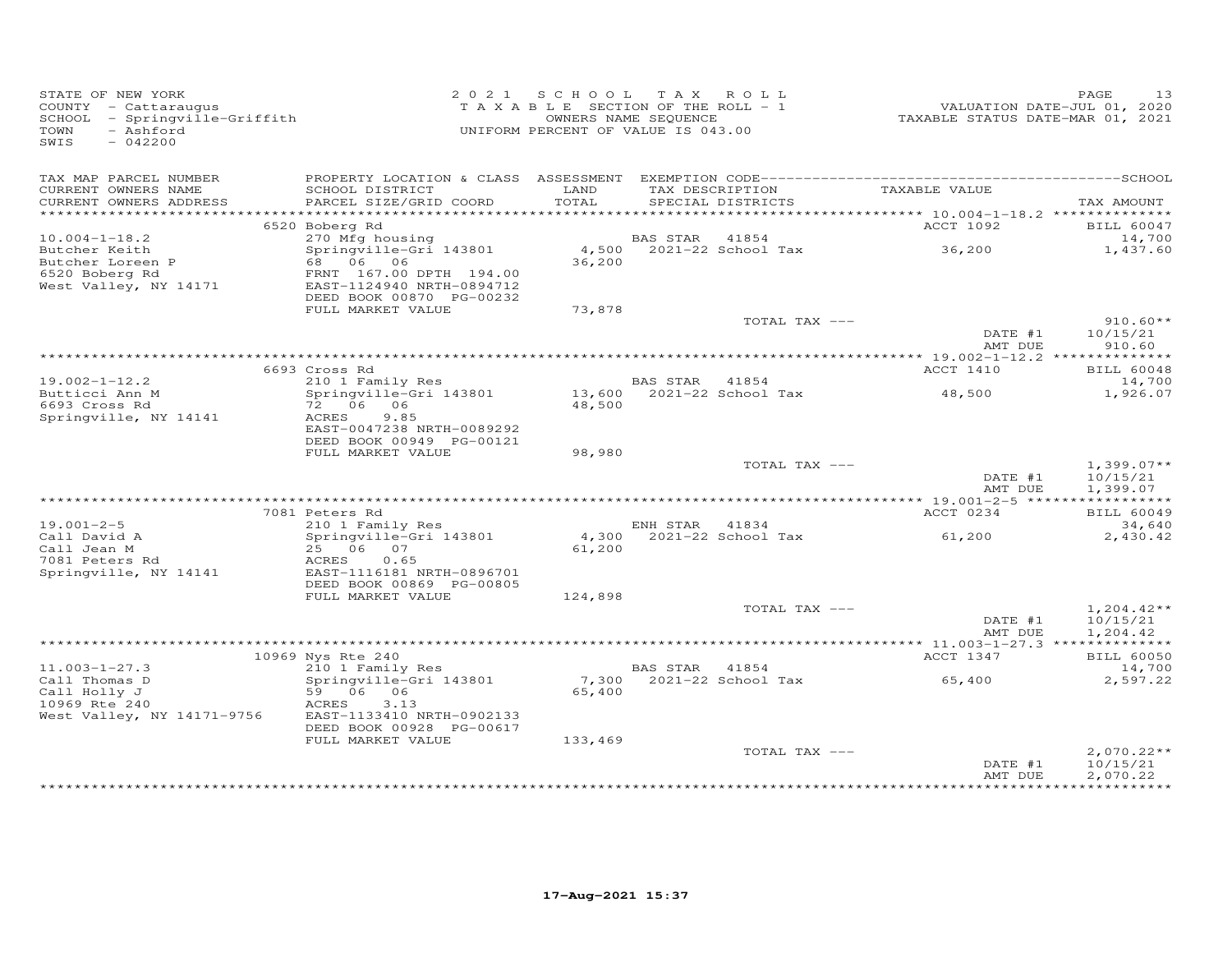STATE OF NEW YORK
COUNTY - Cattaraugus
SCHOOL - Springville-Griffith
TOWN - Ashford
SWIS - 042200

2021 SCHOOL TAX ROLL
TAXABLE SECTION OF THE ROLL - 1
OWNERS NAME SEQUENCE
UNIFORM PERCENT OF VALUE IS 043.00

VALUATION DATE-JUL 01, 2020
TAXABLE STATUS DATE-MAR 01, 2021

| TAX MAP PARCEL NUMBER / CURRENT OWNERS NAME / CURRENT OWNERS ADDRESS | PROPERTY LOCATION & CLASS / SCHOOL DISTRICT / PARCEL SIZE/GRID COORD | ASSESSMENT LAND / TOTAL | EXEMPTION CODE / TAX DESCRIPTION / SPECIAL DISTRICTS | TAXABLE VALUE | SCHOOL TAX AMOUNT |
|---|---|---|---|---|---|
| | 6520 Boberg Rd | | | ACCT 1092 | BILL 60047 |
| 10.004-1-18.2 | 270 Mfg housing | | BAS STAR 41854 | | 14,700 |
| Butcher Keith | Springville-Gri 143801 | 4,500 | 2021-22 School Tax | 36,200 | 1,437.60 |
| Butcher Loreen P | 68 06 06 | 36,200 | | | |
| 6520 Boberg Rd | FRNT 167.00 DPTH 194.00 | | | | |
| West Valley, NY 14171 | EAST-1124940 NRTH-0894712 | | | | |
| | DEED BOOK 00870 PG-00232 | | | | |
| | FULL MARKET VALUE | 73,878 | | | |
| | | | TOTAL TAX --- | | 910.60** |
| | | | | DATE #1 | 10/15/21 |
| | | | | AMT DUE | 910.60 |
| | 6693 Cross Rd | | | ACCT 1410 | BILL 60048 |
| 19.002-1-12.2 | 210 1 Family Res | | BAS STAR 41854 | | 14,700 |
| Butticci Ann M | Springville-Gri 143801 | 13,600 | 2021-22 School Tax | 48,500 | 1,926.07 |
| 6693 Cross Rd | 72 06 06 | 48,500 | | | |
| Springville, NY 14141 | ACRES 9.85 | | | | |
| | EAST-0047238 NRTH-0089292 | | | | |
| | DEED BOOK 00949 PG-00121 | | | | |
| | FULL MARKET VALUE | 98,980 | | | |
| | | | TOTAL TAX --- | | 1,399.07** |
| | | | | DATE #1 | 10/15/21 |
| | | | | AMT DUE | 1,399.07 |
| | 7081 Peters Rd | | | ACCT 0234 | BILL 60049 |
| 19.001-2-5 | 210 1 Family Res | | ENH STAR 41834 | | 34,640 |
| Call David A | Springville-Gri 143801 | 4,300 | 2021-22 School Tax | 61,200 | 2,430.42 |
| Call Jean M | 25 06 07 | 61,200 | | | |
| 7081 Peters Rd | ACRES 0.65 | | | | |
| Springville, NY 14141 | EAST-1116181 NRTH-0896701 | | | | |
| | DEED BOOK 00869 PG-00805 | | | | |
| | FULL MARKET VALUE | 124,898 | | | |
| | | | TOTAL TAX --- | | 1,204.42** |
| | | | | DATE #1 | 10/15/21 |
| | | | | AMT DUE | 1,204.42 |
| | 10969 Nys Rte 240 | | | ACCT 1347 | BILL 60050 |
| 11.003-1-27.3 | 210 1 Family Res | | BAS STAR 41854 | | 14,700 |
| Call Thomas D | Springville-Gri 143801 | 7,300 | 2021-22 School Tax | 65,400 | 2,597.22 |
| Call Holly J | 59 06 06 | 65,400 | | | |
| 10969 Rte 240 | ACRES 3.13 | | | | |
| West Valley, NY 14171-9756 | EAST-1133410 NRTH-0902133 | | | | |
| | DEED BOOK 00928 PG-00617 | | | | |
| | FULL MARKET VALUE | 133,469 | | | |
| | | | TOTAL TAX --- | | 2,070.22** |
| | | | | DATE #1 | 10/15/21 |
| | | | | AMT DUE | 2,070.22 |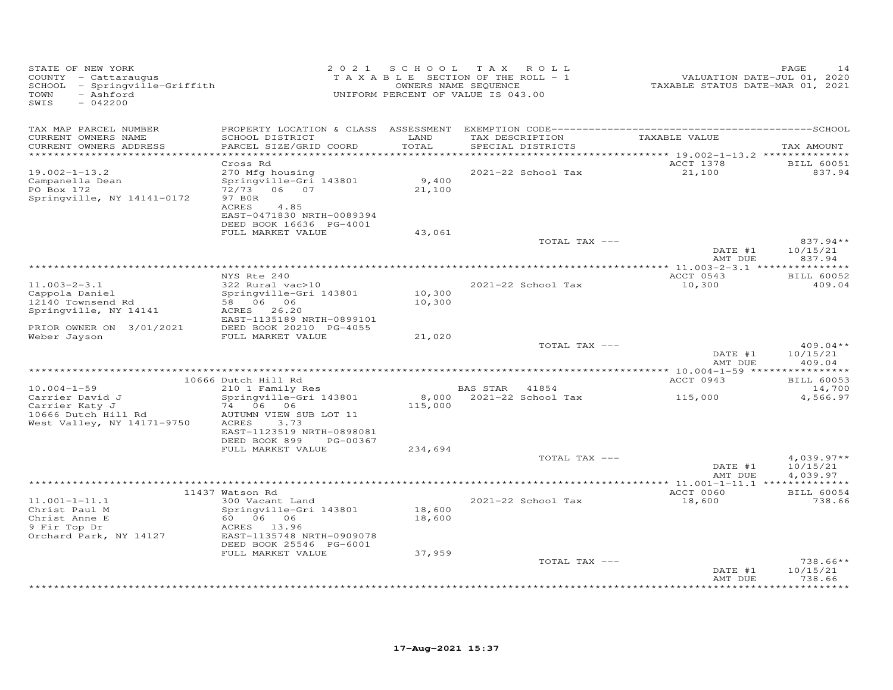STATE OF NEW YORK
COUNTY - Cattaraugus
SCHOOL - Springville-Griffith
TOWN - Ashford
SWIS - 042200

2021 SCHOOL TAX ROLL
TAXABLE SECTION OF THE ROLL - 1
OWNERS NAME SEQUENCE
UNIFORM PERCENT OF VALUE IS 043.00

VALUATION DATE-JUL 01, 2020
TAXABLE STATUS DATE-MAR 01, 2021

| TAX MAP PARCEL NUMBER / CURRENT OWNERS NAME / CURRENT OWNERS ADDRESS | PROPERTY LOCATION & CLASS / SCHOOL DISTRICT / PARCEL SIZE/GRID COORD | ASSESSMENT LAND / TOTAL | EXEMPTION CODE / TAX DESCRIPTION / SPECIAL DISTRICTS | TAXABLE VALUE | SCHOOL TAX AMOUNT |
|---|---|---|---|---|---|
| | Cross Rd | | | ACCT 1378 | BILL 60051 |
| 19.002-1-13.2 | 270 Mfg housing | | 2021-22 School Tax | 21,100 | 837.94 |
| Campanella Dean | Springville-Gri 143801 | 9,400 | | | |
| PO Box 172 | 72/73 06 07 | 21,100 | | | |
| Springville, NY 14141-0172 | 97 B0R | | | | |
| | ACRES 4.85 | | | | |
| | EAST-0471830 NRTH-0089394 | | | | |
| | DEED BOOK 16636 PG-4001 | | | | |
| | FULL MARKET VALUE | 43,061 | | | |
| | | | TOTAL TAX --- | | 837.94** |
| | | | | DATE #1 | 10/15/21 |
| | | | | AMT DUE | 837.94 |
| | NYS Rte 240 | | | ACCT 0543 | BILL 60052 |
| 11.003-2-3.1 | 322 Rural vac>10 | | 2021-22 School Tax | 10,300 | 409.04 |
| Cappola Daniel | Springville-Gri 143801 | 10,300 | | | |
| 12140 Townsend Rd | 58 06 06 | 10,300 | | | |
| Springville, NY 14141 | ACRES 26.20 | | | | |
| | EAST-1135189 NRTH-0899101 | | | | |
| PRIOR OWNER ON 3/01/2021 | DEED BOOK 20210 PG-4055 | | | | |
| Weber Jayson | FULL MARKET VALUE | 21,020 | | | |
| | | | TOTAL TAX --- | | 409.04** |
| | | | | DATE #1 | 10/15/21 |
| | | | | AMT DUE | 409.04 |
| | 10666 Dutch Hill Rd | | | ACCT 0943 | BILL 60053 |
| 10.004-1-59 | 210 1 Family Res | | BAS STAR 41854 | | 14,700 |
| Carrier David J | Springville-Gri 143801 | 8,000 | 2021-22 School Tax | 115,000 | 4,566.97 |
| Carrier Katy J | 74 06 06 | 115,000 | | | |
| 10666 Dutch Hill Rd | AUTUMN VIEW SUB LOT 11 | | | | |
| West Valley, NY 14171-9750 | ACRES 3.73 | | | | |
| | EAST-1123519 NRTH-0898081 | | | | |
| | DEED BOOK 899 PG-00367 | | | | |
| | FULL MARKET VALUE | 234,694 | | | |
| | | | TOTAL TAX --- | | 4,039.97** |
| | | | | DATE #1 | 10/15/21 |
| | | | | AMT DUE | 4,039.97 |
| | 11437 Watson Rd | | | ACCT 0060 | BILL 60054 |
| 11.001-1-11.1 | 300 Vacant Land | | 2021-22 School Tax | 18,600 | 738.66 |
| Christ Paul M | Springville-Gri 143801 | 18,600 | | | |
| Christ Anne E | 60 06 06 | 18,600 | | | |
| 9 Fir Top Dr | ACRES 13.96 | | | | |
| Orchard Park, NY 14127 | EAST-1135748 NRTH-0909078 | | | | |
| | DEED BOOK 25546 PG-6001 | | | | |
| | FULL MARKET VALUE | 37,959 | | | |
| | | | TOTAL TAX --- | | 738.66** |
| | | | | DATE #1 | 10/15/21 |
| | | | | AMT DUE | 738.66 |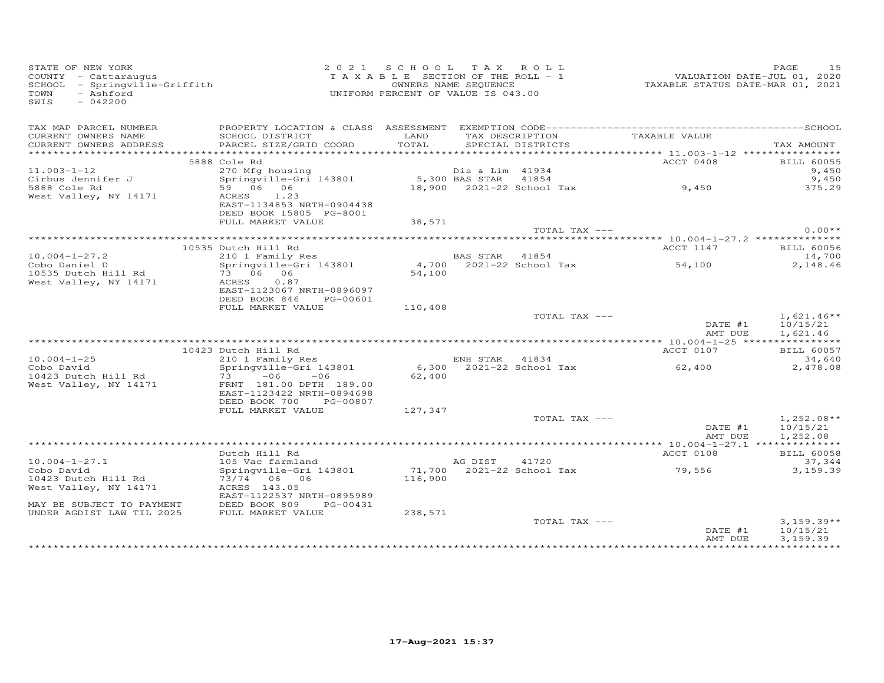STATE OF NEW YORK
COUNTY - Cattaraugus
SCHOOL - Springville-Griffith
TOWN - Ashford
SWIS - 042200

2 0 2 1 S C H O O L T A X R O L L
T A X A B L E SECTION OF THE ROLL - 1
OWNERS NAME SEQUENCE
UNIFORM PERCENT OF VALUE IS 043.00

VALUATION DATE-JUL 01, 2020
TAXABLE STATUS DATE-MAR 01, 2021

| TAX MAP PARCEL NUMBER / CURRENT OWNERS NAME / CURRENT OWNERS ADDRESS | PROPERTY LOCATION & CLASS / SCHOOL DISTRICT / PARCEL SIZE/GRID COORD | ASSESSMENT LAND / TOTAL | EXEMPTION CODE / TAX DESCRIPTION / SPECIAL DISTRICTS | TAXABLE VALUE | TAX AMOUNT |
|---|---|---|---|---|---|
| 11.003-1-12 | 5888 Cole Rd | | | ACCT 0408 | BILL 60055 |
| Cirbus Jennifer J | 270 Mfg housing | | Dis & Lim 41934 | | 9,450 |
| 5888 Cole Rd | Springville-Gri 143801 | 5,300 | BAS STAR 41854 | | 9,450 |
| West Valley, NY 14171 | 59 06 06 | 18,900 | 2021-22 School Tax | 9,450 | 375.29 |
| | ACRES 1.23 | | | | |
| | EAST-1134853 NRTH-0904438 | | | | |
| | DEED BOOK 15805 PG-8001 | | | | |
| | FULL MARKET VALUE | 38,571 | | | |
| | | | TOTAL TAX --- | | 0.00** |
| 10.004-1-27.2 | 10535 Dutch Hill Rd | | | ACCT 1147 | BILL 60056 |
| Cobo Daniel D | 210 1 Family Res | | BAS STAR 41854 | | 14,700 |
| 10535 Dutch Hill Rd | Springville-Gri 143801 | 4,700 | 2021-22 School Tax | 54,100 | 2,148.46 |
| West Valley, NY 14171 | 73 06 06 | 54,100 | | | |
| | ACRES 0.87 | | | | |
| | EAST-1123067 NRTH-0896097 | | | | |
| | DEED BOOK 846 PG-00601 | | | | |
| | FULL MARKET VALUE | 110,408 | | | |
| | | | TOTAL TAX --- | | 1,621.46** |
| | | | | DATE #1 | 10/15/21 |
| | | | | AMT DUE | 1,621.46 |
| 10.004-1-25 | 10423 Dutch Hill Rd | | | ACCT 0107 | BILL 60057 |
| Cobo David | 210 1 Family Res | | ENH STAR 41834 | | 34,640 |
| 10423 Dutch Hill Rd | Springville-Gri 143801 | 6,300 | 2021-22 School Tax | 62,400 | 2,478.08 |
| West Valley, NY 14171 | 73 -06 -06 | 62,400 | | | |
| | FRNT 181.00 DPTH 189.00 | | | | |
| | EAST-1123422 NRTH-0894698 | | | | |
| | DEED BOOK 700 PG-00807 | | | | |
| | FULL MARKET VALUE | 127,347 | | | |
| | | | TOTAL TAX --- | | 1,252.08** |
| | | | | DATE #1 | 10/15/21 |
| | | | | AMT DUE | 1,252.08 |
| 10.004-1-27.1 | Dutch Hill Rd | | | ACCT 0108 | BILL 60058 |
| Cobo David | 105 Vac farmland | | AG DIST 41720 | | 37,344 |
| 10423 Dutch Hill Rd | Springville-Gri 143801 | 71,700 | 2021-22 School Tax | 79,556 | 3,159.39 |
| West Valley, NY 14171 | 73/74 06 06 | 116,900 | | | |
| | ACRES 143.05 | | | | |
| | EAST-1122537 NRTH-0895989 | | | | |
| MAY BE SUBJECT TO PAYMENT | DEED BOOK 809 PG-00431 | | | | |
| UNDER AGDIST LAW TIL 2025 | FULL MARKET VALUE | 238,571 | | | |
| | | | TOTAL TAX --- | | 3,159.39** |
| | | | | DATE #1 | 10/15/21 |
| | | | | AMT DUE | 3,159.39 |

17-Aug-2021 15:37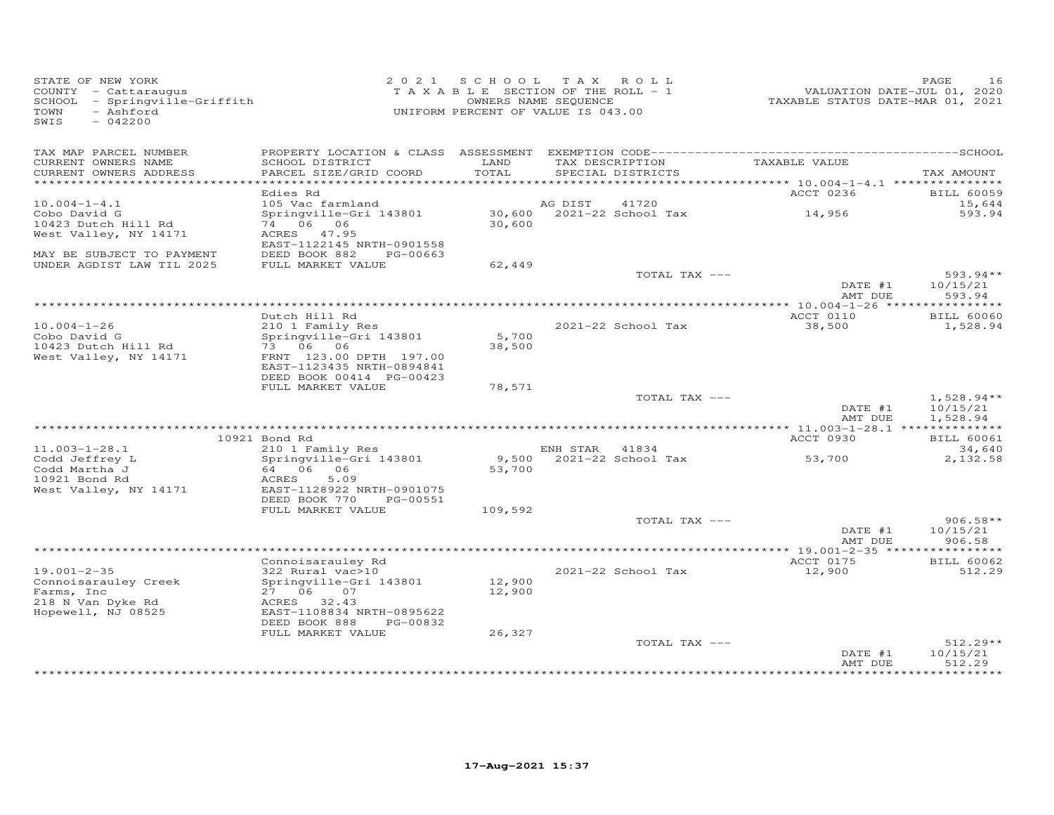STATE OF NEW YORK
COUNTY - Cattaraugus
SCHOOL - Springville-Griffith
TOWN - Ashford
SWIS - 042200

2021 SCHOOL TAX ROLL
TAXABLE SECTION OF THE ROLL - 1
OWNERS NAME SEQUENCE
UNIFORM PERCENT OF VALUE IS 043.00

VALUATION DATE-JUL 01, 2020
TAXABLE STATUS DATE-MAR 01, 2021

| TAX MAP PARCEL NUMBER / CURRENT OWNERS NAME / CURRENT OWNERS ADDRESS | PROPERTY LOCATION & CLASS / SCHOOL DISTRICT / PARCEL SIZE/GRID COORD | ASSESSMENT LAND / TOTAL | EXEMPTION CODE / TAX DESCRIPTION / SPECIAL DISTRICTS | TAXABLE VALUE | TAX AMOUNT |
|---|---|---|---|---|---|
| 10.004-1-4.1 | Edies Rd | | | ACCT 0236 | BILL 60059 |
| 10.004-1-4.1 | 105 Vac farmland | | AG DIST 41720 | | 15,644 |
| Cobo David G | Springville-Gri 143801 | 30,600 | 2021-22 School Tax | 14,956 | 593.94 |
| 10423 Dutch Hill Rd | 74 06 06 | 30,600 | | | |
| West Valley, NY 14171 | ACRES 47.95 | | | | |
| | EAST-1122145 NRTH-0901558 | | | | |
| MAY BE SUBJECT TO PAYMENT | DEED BOOK 882 PG-00663 | | | | |
| UNDER AGDIST LAW TIL 2025 | FULL MARKET VALUE | 62,449 | | | |
| | | | TOTAL TAX --- | | 593.94** |
| | | | | DATE #1 | 10/15/21 |
| | | | | AMT DUE | 593.94 |
| 10.004-1-26 | Dutch Hill Rd | | | ACCT 0110 | BILL 60060 |
| 10.004-1-26 | 210 1 Family Res | | 2021-22 School Tax | 38,500 | 1,528.94 |
| Cobo David G | Springville-Gri 143801 | 5,700 | | | |
| 10423 Dutch Hill Rd | 73 06 06 | 38,500 | | | |
| West Valley, NY 14171 | FRNT 123.00 DPTH 197.00 | | | | |
| | EAST-1123435 NRTH-0894841 | | | | |
| | DEED BOOK 00414 PG-00423 | | | | |
| | FULL MARKET VALUE | 78,571 | | | |
| | | | TOTAL TAX --- | | 1,528.94** |
| | | | | DATE #1 | 10/15/21 |
| | | | | AMT DUE | 1,528.94 |
| 11.003-1-28.1 | 10921 Bond Rd | | | ACCT 0930 | BILL 60061 |
| 11.003-1-28.1 | 210 1 Family Res | | ENH STAR 41834 | | 34,640 |
| Codd Jeffrey L | Springville-Gri 143801 | 9,500 | 2021-22 School Tax | 53,700 | 2,132.58 |
| Codd Martha J | 64 06 06 | 53,700 | | | |
| 10921 Bond Rd | ACRES 5.09 | | | | |
| West Valley, NY 14171 | EAST-1128922 NRTH-0901075 | | | | |
| | DEED BOOK 770 PG-00551 | | | | |
| | FULL MARKET VALUE | 109,592 | | | |
| | | | TOTAL TAX --- | | 906.58** |
| | | | | DATE #1 | 10/15/21 |
| | | | | AMT DUE | 906.58 |
| 19.001-2-35 | Connoisarauley Rd | | | ACCT 0175 | BILL 60062 |
| 19.001-2-35 | 322 Rural vac>10 | | 2021-22 School Tax | 12,900 | 512.29 |
| Connoisarauley Creek | Springville-Gri 143801 | 12,900 | | | |
| Farms, Inc | 27 06 07 | 12,900 | | | |
| 218 N Van Dyke Rd | ACRES 32.43 | | | | |
| Hopewell, NJ 08525 | EAST-1108834 NRTH-0895622 | | | | |
| | DEED BOOK 888 PG-00832 | | | | |
| | FULL MARKET VALUE | 26,327 | | | |
| | | | TOTAL TAX --- | | 512.29** |
| | | | | DATE #1 | 10/15/21 |
| | | | | AMT DUE | 512.29 |

17-Aug-2021 15:37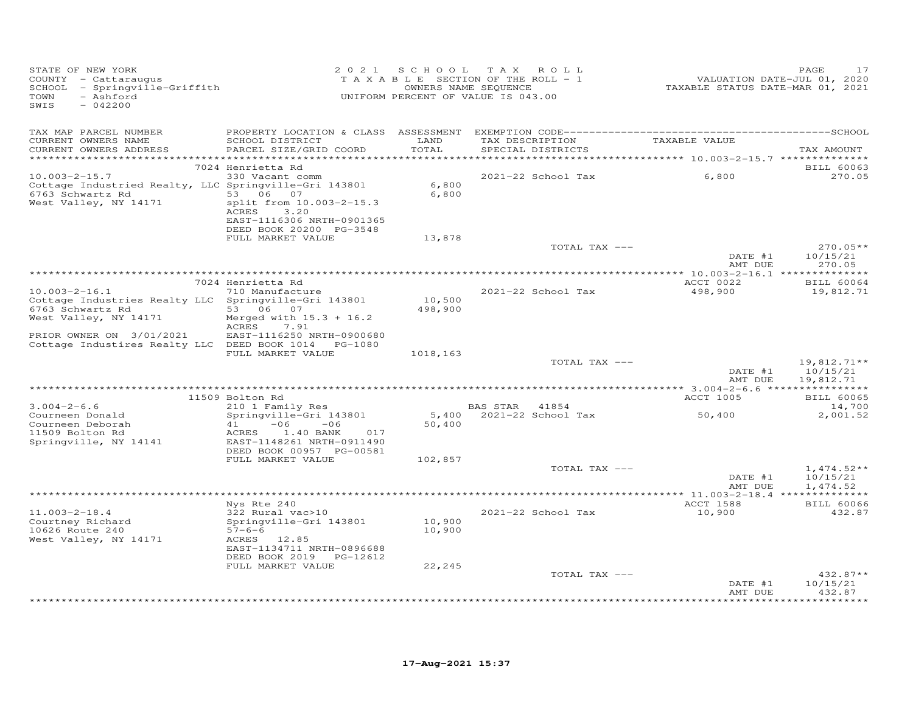STATE OF NEW YORK
COUNTY - Cattaraugus
SCHOOL - Springville-Griffith
TOWN - Ashford
SWIS - 042200

2 0 2 1 S C H O O L T A X R O L L
T A X A B L E SECTION OF THE ROLL - 1
OWNERS NAME SEQUENCE
UNIFORM PERCENT OF VALUE IS 043.00

VALUATION DATE-JUL 01, 2020
TAXABLE STATUS DATE-MAR 01, 2021

| TAX MAP PARCEL NUMBER<br>CURRENT OWNERS NAME<br>CURRENT OWNERS ADDRESS | PROPERTY LOCATION & CLASS<br>SCHOOL DISTRICT<br>PARCEL SIZE/GRID COORD | ASSESSMENT<br>LAND<br>TOTAL | EXEMPTION CODE<br>TAX DESCRIPTION<br>SPECIAL DISTRICTS | TAXABLE VALUE | SCHOOL<br>TAX AMOUNT |
|---|---|---|---|---|---|
| 10.003-2-15.7 | 7024 Henrietta Rd | | | | BILL 60063 |
| 10.003-2-15.7 | 330 Vacant comm | | 2021-22 School Tax | 6,800 | 270.05 |
| Cottage Industried Realty, LLC | Springville-Gri 143801 | 6,800 | | | |
| 6763 Schwartz Rd | 53 06 07 | 6,800 | | | |
| West Valley, NY 14171 | split from 10.003-2-15.3 | | | | |
| | ACRES 3.20 | | | | |
| | EAST-1116306 NRTH-0901365 | | | | |
| | DEED BOOK 20200 PG-3548 | | | | |
| | FULL MARKET VALUE | 13,878 | | | |
| | | | TOTAL TAX --- | | 270.05** |
| | | | | DATE #1 | 10/15/21 |
| | | | | AMT DUE | 270.05 |
| 10.003-2-16.1 | 7024 Henrietta Rd | | | ACCT 0022 | BILL 60064 |
| 10.003-2-16.1 | 710 Manufacture | | 2021-22 School Tax | 498,900 | 19,812.71 |
| Cottage Industries Realty LLC | Springville-Gri 143801 | 10,500 | | | |
| 6763 Schwartz Rd | 53 06 07 | 498,900 | | | |
| West Valley, NY 14171 | Merged with 15.3 + 16.2 | | | | |
| | ACRES 7.91 | | | | |
| PRIOR OWNER ON 3/01/2021 | EAST-1116250 NRTH-0900680 | | | | |
| Cottage Industires Realty LLC | DEED BOOK 1014 PG-1080 | | | | |
| | FULL MARKET VALUE | 1018,163 | | | |
| | | | TOTAL TAX --- | | 19,812.71** |
| | | | | DATE #1 | 10/15/21 |
| | | | | AMT DUE | 19,812.71 |
| 3.004-2-6.6 | 11509 Bolton Rd | | | ACCT 1005 | BILL 60065 |
| 3.004-2-6.6 | 210 1 Family Res | | BAS STAR 41854 | | 14,700 |
| Courneen Donald | Springville-Gri 143801 | 5,400 | 2021-22 School Tax | 50,400 | 2,001.52 |
| Courneen Deborah | 41 -06 -06 | 50,400 | | | |
| 11509 Bolton Rd | ACRES 1.40 BANK 017 | | | | |
| Springville, NY 14141 | EAST-1148261 NRTH-0911490 | | | | |
| | DEED BOOK 00957 PG-00581 | | | | |
| | FULL MARKET VALUE | 102,857 | | | |
| | | | TOTAL TAX --- | | 1,474.52** |
| | | | | DATE #1 | 10/15/21 |
| | | | | AMT DUE | 1,474.52 |
| 11.003-2-18.4 | Nys Rte 240 | | | ACCT 1588 | BILL 60066 |
| 11.003-2-18.4 | 322 Rural vac>10 | | 2021-22 School Tax | 10,900 | 432.87 |
| Courtney Richard | Springville-Gri 143801 | 10,900 | | | |
| 10626 Route 240 | 57-6-6 | 10,900 | | | |
| West Valley, NY 14171 | ACRES 12.85 | | | | |
| | EAST-1134711 NRTH-0896688 | | | | |
| | DEED BOOK 2019 PG-12612 | | | | |
| | FULL MARKET VALUE | 22,245 | | | |
| | | | TOTAL TAX --- | | 432.87** |
| | | | | DATE #1 | 10/15/21 |
| | | | | AMT DUE | 432.87 |

17-Aug-2021 15:37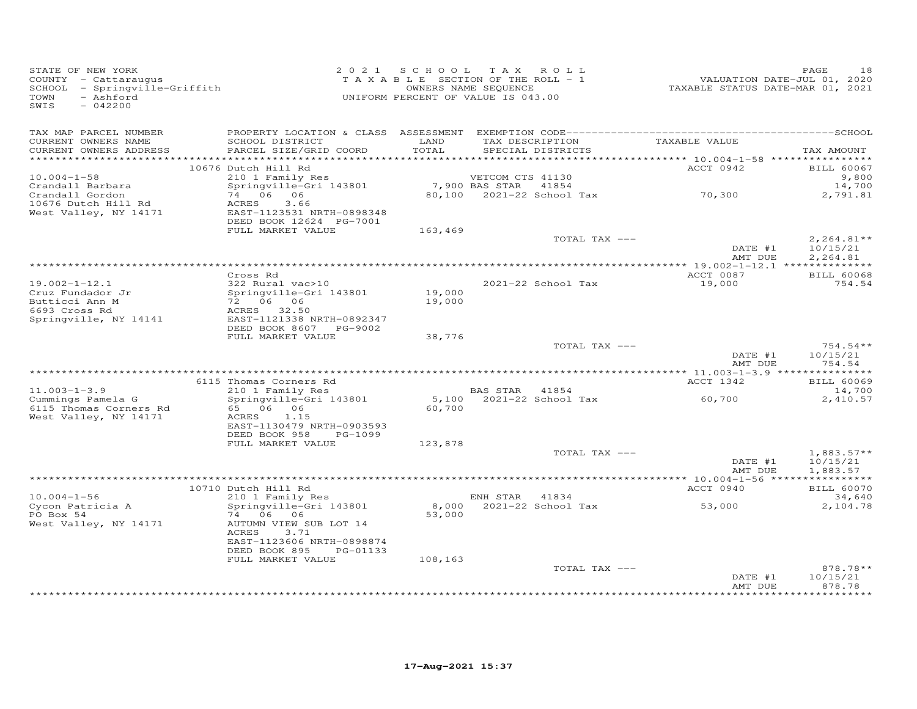STATE OF NEW YORK
COUNTY - Cattaraugus
SCHOOL - Springville-Griffith
TOWN - Ashford
SWIS - 042200

2021 SCHOOL TAX ROLL
TAXABLE SECTION OF THE ROLL - 1
OWNERS NAME SEQUENCE
UNIFORM PERCENT OF VALUE IS 043.00

VALUATION DATE-JUL 01, 2020
TAXABLE STATUS DATE-MAR 01, 2021

| TAX MAP PARCEL NUMBER / CURRENT OWNERS NAME / CURRENT OWNERS ADDRESS | PROPERTY LOCATION & CLASS / SCHOOL DISTRICT / PARCEL SIZE/GRID COORD | ASSESSMENT LAND / TOTAL | EXEMPTION CODE / TAX DESCRIPTION / SPECIAL DISTRICTS | TAXABLE VALUE | TAX AMOUNT |
|---|---|---|---|---|---|
| **10.004-1-58** | 10676 Dutch Hill Rd | | | ACCT 0942 | BILL 60067 |
| Crandall Barbara | 210 1 Family Res | | VETCOM CTS 41130 | | 9,800 |
| Crandall Gordon | Springville-Gri 143801 | 7,900 | BAS STAR 41854 | | 14,700 |
| 10676 Dutch Hill Rd | 74 06 06 | 80,100 | 2021-22 School Tax | 70,300 | 2,791.81 |
| West Valley, NY 14171 | ACRES 3.66 | | | | |
| | EAST-1123531 NRTH-0898348 | | | | |
| | DEED BOOK 12624 PG-7001 | | | | |
| | FULL MARKET VALUE | 163,469 | | | |
| | | | TOTAL TAX --- | | 2,264.81** |
| | | | | DATE #1 | 10/15/21 |
| | | | | AMT DUE | 2,264.81 |
| **19.002-1-12.1** | Cross Rd | | | ACCT 0087 | BILL 60068 |
| Cruz Fundador Jr | 322 Rural vac>10 | | 2021-22 School Tax | 19,000 | 754.54 |
| Butticci Ann M | Springville-Gri 143801 | 19,000 | | | |
| 6693 Cross Rd | 72 06 06 | 19,000 | | | |
| Springville, NY 14141 | ACRES 32.50 | | | | |
| | EAST-1121338 NRTH-0892347 | | | | |
| | DEED BOOK 8607 PG-9002 | | | | |
| | FULL MARKET VALUE | 38,776 | | | |
| | | | TOTAL TAX --- | | 754.54** |
| | | | | DATE #1 | 10/15/21 |
| | | | | AMT DUE | 754.54 |
| **11.003-1-3.9** | 6115 Thomas Corners Rd | | | ACCT 1342 | BILL 60069 |
| Cummings Pamela G | 210 1 Family Res | | BAS STAR 41854 | | 14,700 |
| 6115 Thomas Corners Rd | Springville-Gri 143801 | 5,100 | 2021-22 School Tax | 60,700 | 2,410.57 |
| West Valley, NY 14171 | 65 06 06 | 60,700 | | | |
| | ACRES 1.15 | | | | |
| | EAST-1130479 NRTH-0903593 | | | | |
| | DEED BOOK 958 PG-1099 | | | | |
| | FULL MARKET VALUE | 123,878 | | | |
| | | | TOTAL TAX --- | | 1,883.57** |
| | | | | DATE #1 | 10/15/21 |
| | | | | AMT DUE | 1,883.57 |
| **10.004-1-56** | 10710 Dutch Hill Rd | | | ACCT 0940 | BILL 60070 |
| Cycon Patricia A | 210 1 Family Res | | ENH STAR 41834 | | 34,640 |
| PO Box 54 | Springville-Gri 143801 | 8,000 | 2021-22 School Tax | 53,000 | 2,104.78 |
| West Valley, NY 14171 | 74 06 06 | 53,000 | | | |
| | AUTUMN VIEW SUB LOT 14 | | | | |
| | ACRES 3.71 | | | | |
| | EAST-1123606 NRTH-0898874 | | | | |
| | DEED BOOK 895 PG-01133 | | | | |
| | FULL MARKET VALUE | 108,163 | | | |
| | | | TOTAL TAX --- | | 878.78** |
| | | | | DATE #1 | 10/15/21 |
| | | | | AMT DUE | 878.78 |

17-Aug-2021 15:37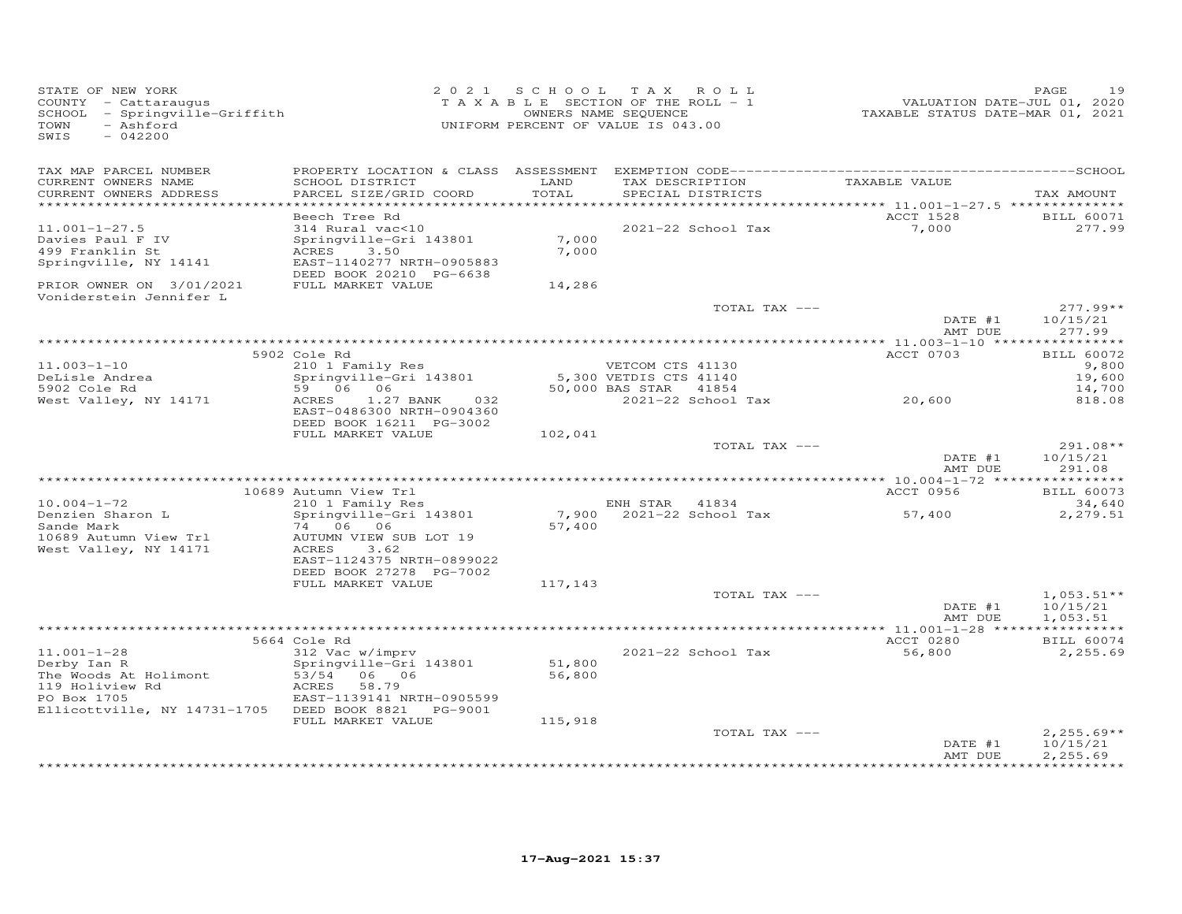STATE OF NEW YORK
COUNTY - Cattaraugus
SCHOOL - Springville-Griffith
TOWN - Ashford
SWIS - 042200

2021 SCHOOL TAX ROLL
TAXABLE SECTION OF THE ROLL - 1
OWNERS NAME SEQUENCE
UNIFORM PERCENT OF VALUE IS 043.00

VALUATION DATE-JUL 01, 2020
TAXABLE STATUS DATE-MAR 01, 2021

| TAX MAP PARCEL NUMBER / CURRENT OWNERS NAME / CURRENT OWNERS ADDRESS | PROPERTY LOCATION & CLASS / SCHOOL DISTRICT / PARCEL SIZE/GRID COORD | ASSESSMENT LAND / TOTAL | EXEMPTION CODE / TAX DESCRIPTION / SPECIAL DISTRICTS | TAXABLE VALUE | TAX AMOUNT |
|---|---|---|---|---|---|
| 11.001-1-27.5 | Beech Tree Rd | | | ACCT 1528 | BILL 60071 |
| Davies Paul F IV | 314 Rural vac<10 | | 2021-22 School Tax | 7,000 | 277.99 |
| 499 Franklin St | Springville-Gri 143801 | 7,000 | | | |
| Springville, NY 14141 | ACRES 3.50 | 7,000 | | | |
| | EAST-1140277 NRTH-0905883 | | | | |
| | DEED BOOK 20210 PG-6638 | | | | |
| PRIOR OWNER ON 3/01/2021 | FULL MARKET VALUE | 14,286 | | | |
| Voniderstein Jennifer L | | | | | |
| | | | TOTAL TAX --- | | 277.99** |
| | | | | DATE #1 | 10/15/21 |
| | | | | AMT DUE | 277.99 |
| 11.003-1-10 | 5902 Cole Rd | | | ACCT 0703 | BILL 60072 |
| DeLisle Andrea | 210 1 Family Res | | VETCOM CTS 41130 | | 9,800 |
| 5902 Cole Rd | Springville-Gri 143801 | 5,300 | VETDIS CTS 41140 | | 19,600 |
| West Valley, NY 14171 | 59 06 06 | 50,000 | BAS STAR 41854 | | 14,700 |
| | ACRES 1.27 BANK 032 | | 2021-22 School Tax | 20,600 | 818.08 |
| | EAST-0486300 NRTH-0904360 | | | | |
| | DEED BOOK 16211 PG-3002 | | | | |
| | FULL MARKET VALUE | 102,041 | | | |
| | | | TOTAL TAX --- | | 291.08** |
| | | | | DATE #1 | 10/15/21 |
| | | | | AMT DUE | 291.08 |
| 10.004-1-72 | 10689 Autumn View Trl | | | ACCT 0956 | BILL 60073 |
| Denzien Sharon L | 210 1 Family Res | | ENH STAR 41834 | | 34,640 |
| Sande Mark | Springville-Gri 143801 | 7,900 | 2021-22 School Tax | 57,400 | 2,279.51 |
| 10689 Autumn View Trl | 74 06 06 | 57,400 | | | |
| West Valley, NY 14171 | AUTUMN VIEW SUB LOT 19 | | | | |
| | ACRES 3.62 | | | | |
| | EAST-1124375 NRTH-0899022 | | | | |
| | DEED BOOK 27278 PG-7002 | | | | |
| | FULL MARKET VALUE | 117,143 | | | |
| | | | TOTAL TAX --- | | 1,053.51** |
| | | | | DATE #1 | 10/15/21 |
| | | | | AMT DUE | 1,053.51 |
| 11.001-1-28 | 5664 Cole Rd | | | ACCT 0280 | BILL 60074 |
| Derby Ian R | 312 Vac w/imprv | | 2021-22 School Tax | 56,800 | 2,255.69 |
| The Woods At Holimont | Springville-Gri 143801 | 51,800 | | | |
| 119 Holiview Rd | 53/54 06 06 | 56,800 | | | |
| PO Box 1705 | ACRES 58.79 | | | | |
| Ellicottville, NY 14731-1705 | EAST-1139141 NRTH-0905599 | | | | |
| | DEED BOOK 8821 PG-9001 | | | | |
| | FULL MARKET VALUE | 115,918 | | | |
| | | | TOTAL TAX --- | | 2,255.69** |
| | | | | DATE #1 | 10/15/21 |
| | | | | AMT DUE | 2,255.69 |

17-Aug-2021 15:37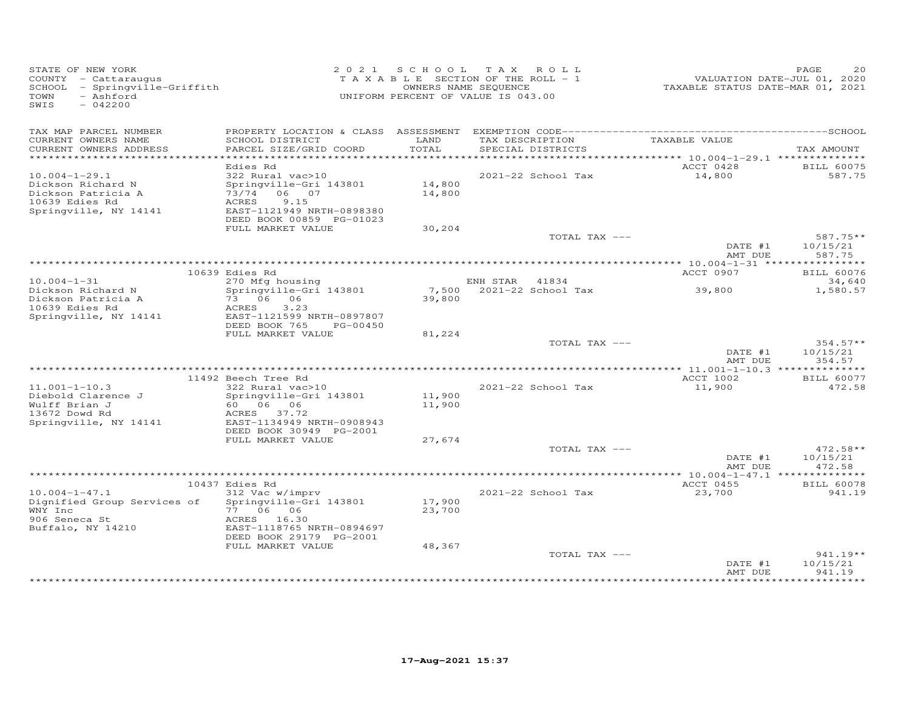STATE OF NEW YORK
COUNTY - Cattaraugus
SCHOOL - Springville-Griffith
TOWN - Ashford
SWIS - 042200

2021 SCHOOL TAX ROLL
TAXABLE SECTION OF THE ROLL - 1
OWNERS NAME SEQUENCE
UNIFORM PERCENT OF VALUE IS 043.00

VALUATION DATE-JUL 01, 2020
TAXABLE STATUS DATE-MAR 01, 2021

| TAX MAP PARCEL NUMBER / CURRENT OWNERS NAME / CURRENT OWNERS ADDRESS | PROPERTY LOCATION & CLASS / SCHOOL DISTRICT / PARCEL SIZE/GRID COORD | ASSESSMENT LAND / TOTAL | EXEMPTION CODE / TAX DESCRIPTION / SPECIAL DISTRICTS | TAXABLE VALUE | TAX AMOUNT |
|---|---|---|---|---|---|
| 10.004-1-29.1 | Edies Rd | | | ACCT 0428 | BILL 60075 |
| Dickson Richard N | 322 Rural vac>10 | | 2021-22 School Tax | 14,800 | 587.75 |
| Dickson Patricia A | Springville-Gri 143801 | 14,800 | | | |
| 10639 Edies Rd | 73/74 06 07 | 14,800 | | | |
| Springville, NY 14141 | ACRES 9.15 | | | | |
| | EAST-1121949 NRTH-0898380 | | | | |
| | DEED BOOK 00859 PG-01023 | | | | |
| | FULL MARKET VALUE | 30,204 | | | |
| | | | TOTAL TAX --- | | 587.75** |
| | | | | DATE #1 | 10/15/21 |
| | | | | AMT DUE | 587.75 |
| 10.004-1-31 | 10639 Edies Rd | | | ACCT 0907 | BILL 60076 |
| Dickson Richard N | 270 Mfg housing | | ENH STAR 41834 | | 34,640 |
| Dickson Patricia A | Springville-Gri 143801 | 7,500 | 2021-22 School Tax | 39,800 | 1,580.57 |
| 10639 Edies Rd | 73 06 06 | 39,800 | | | |
| Springville, NY 14141 | ACRES 3.23 | | | | |
| | EAST-1121599 NRTH-0897807 | | | | |
| | DEED BOOK 765 PG-00450 | | | | |
| | FULL MARKET VALUE | 81,224 | | | |
| | | | TOTAL TAX --- | | 354.57** |
| | | | | DATE #1 | 10/15/21 |
| | | | | AMT DUE | 354.57 |
| 11.001-1-10.3 | 11492 Beech Tree Rd | | | ACCT 1002 | BILL 60077 |
| Diebold Clarence J | 322 Rural vac>10 | | 2021-22 School Tax | 11,900 | 472.58 |
| Wulff Brian J | Springville-Gri 143801 | 11,900 | | | |
| 13672 Dowd Rd | 60 06 06 | 11,900 | | | |
| Springville, NY 14141 | ACRES 37.72 | | | | |
| | EAST-1134949 NRTH-0908943 | | | | |
| | DEED BOOK 30949 PG-2001 | | | | |
| | FULL MARKET VALUE | 27,674 | | | |
| | | | TOTAL TAX --- | | 472.58** |
| | | | | DATE #1 | 10/15/21 |
| | | | | AMT DUE | 472.58 |
| 10.004-1-47.1 | 10437 Edies Rd | | | ACCT 0455 | BILL 60078 |
| Dignified Group Services of | 312 Vac w/imprv | | 2021-22 School Tax | 23,700 | 941.19 |
| WNY Inc | Springville-Gri 143801 | 17,900 | | | |
| 906 Seneca St | 77 06 06 | 23,700 | | | |
| Buffalo, NY 14210 | ACRES 16.30 | | | | |
| | EAST-1118765 NRTH-0894697 | | | | |
| | DEED BOOK 29179 PG-2001 | | | | |
| | FULL MARKET VALUE | 48,367 | | | |
| | | | TOTAL TAX --- | | 941.19** |
| | | | | DATE #1 | 10/15/21 |
| | | | | AMT DUE | 941.19 |

17-Aug-2021 15:37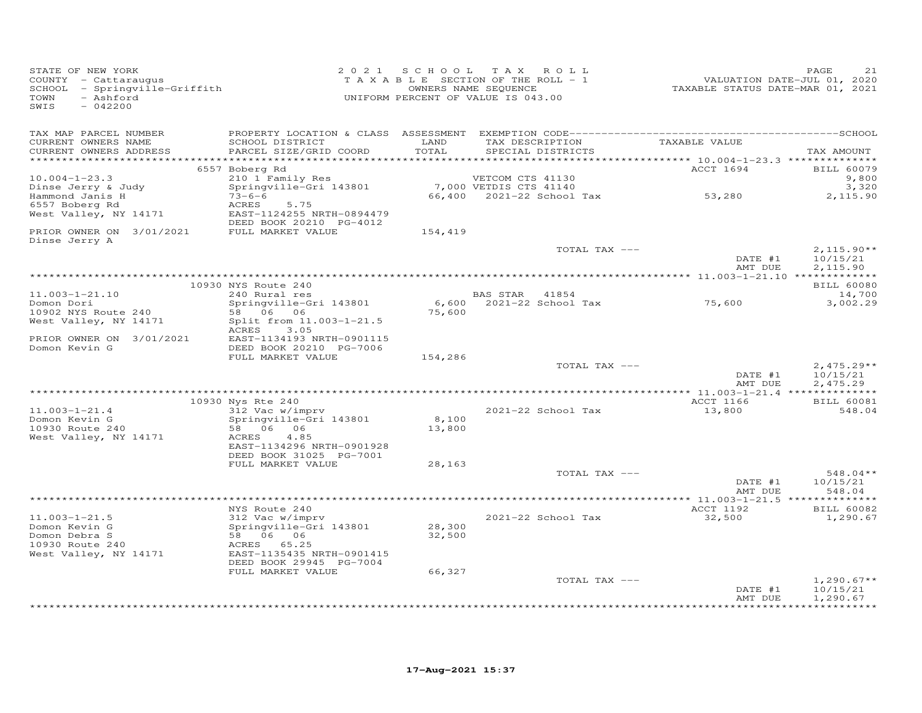STATE OF NEW YORK
COUNTY - Cattaraugus
SCHOOL - Springville-Griffith
TOWN - Ashford
SWIS - 042200

2021 SCHOOL TAX ROLL
TAXABLE SECTION OF THE ROLL - 1
OWNERS NAME SEQUENCE
UNIFORM PERCENT OF VALUE IS 043.00

VALUATION DATE-JUL 01, 2020
TAXABLE STATUS DATE-MAR 01, 2021

| TAX MAP PARCEL NUMBER / CURRENT OWNERS NAME / CURRENT OWNERS ADDRESS | PROPERTY LOCATION & CLASS / SCHOOL DISTRICT / PARCEL SIZE/GRID COORD | ASSESSMENT LAND / TOTAL | EXEMPTION CODE / TAX DESCRIPTION / SPECIAL DISTRICTS | TAXABLE VALUE | TAX AMOUNT |
|---|---|---|---|---|---|
| | 6557 Boberg Rd | | | ACCT 1694 | BILL 60079 |
| 10.004-1-23.3 | 210 1 Family Res | | VETCOM CTS 41130 | | 9,800 |
| Dinse Jerry & Judy | Springville-Gri 143801 | 7,000 | VETDIS CTS 41140 | | 3,320 |
| Hammond Janis H | 73-6-6 | 66,400 | 2021-22 School Tax | 53,280 | 2,115.90 |
| 6557 Boberg Rd | ACRES 5.75 | | | | |
| West Valley, NY 14171 | EAST-1124255 NRTH-0894479 | | | | |
| | DEED BOOK 20210 PG-4012 | | | | |
| PRIOR OWNER ON 3/01/2021 | FULL MARKET VALUE | 154,419 | | | |
| Dinse Jerry A | | | | | |
| | | | TOTAL TAX --- | | 2,115.90** |
| | | | | DATE #1 | 10/15/21 |
| | | | | AMT DUE | 2,115.90 |
| | 10930 NYS Route 240 | | | | BILL 60080 |
| 11.003-1-21.10 | 240 Rural res | | BAS STAR 41854 | | 14,700 |
| Domon Dori | Springville-Gri 143801 | 6,600 | 2021-22 School Tax | 75,600 | 3,002.29 |
| 10902 NYS Route 240 | 58 06 06 | 75,600 | | | |
| West Valley, NY 14171 | Split from 11.003-1-21.5 | | | | |
| | ACRES 3.05 | | | | |
| PRIOR OWNER ON 3/01/2021 | EAST-1134193 NRTH-0901115 | | | | |
| Domon Kevin G | DEED BOOK 20210 PG-7006 | | | | |
| | FULL MARKET VALUE | 154,286 | | | |
| | | | TOTAL TAX --- | | 2,475.29** |
| | | | | DATE #1 | 10/15/21 |
| | | | | AMT DUE | 2,475.29 |
| | 10930 Nys Rte 240 | | | ACCT 1166 | BILL 60081 |
| 11.003-1-21.4 | 312 Vac w/imprv | | 2021-22 School Tax | 13,800 | 548.04 |
| Domon Kevin G | Springville-Gri 143801 | 8,100 | | | |
| 10930 Route 240 | 58 06 06 | 13,800 | | | |
| West Valley, NY 14171 | ACRES 4.85 | | | | |
| | EAST-1134296 NRTH-0901928 | | | | |
| | DEED BOOK 31025 PG-7001 | | | | |
| | FULL MARKET VALUE | 28,163 | | | |
| | | | TOTAL TAX --- | | 548.04** |
| | | | | DATE #1 | 10/15/21 |
| | | | | AMT DUE | 548.04 |
| | NYS Route 240 | | | ACCT 1192 | BILL 60082 |
| 11.003-1-21.5 | 312 Vac w/imprv | | 2021-22 School Tax | 32,500 | 1,290.67 |
| Domon Kevin G | Springville-Gri 143801 | 28,300 | | | |
| Domon Debra S | 58 06 06 | 32,500 | | | |
| 10930 Route 240 | ACRES 65.25 | | | | |
| West Valley, NY 14171 | EAST-1135435 NRTH-0901415 | | | | |
| | DEED BOOK 29945 PG-7004 | | | | |
| | FULL MARKET VALUE | 66,327 | | | |
| | | | TOTAL TAX --- | | 1,290.67** |
| | | | | DATE #1 | 10/15/21 |
| | | | | AMT DUE | 1,290.67 |

17-Aug-2021 15:37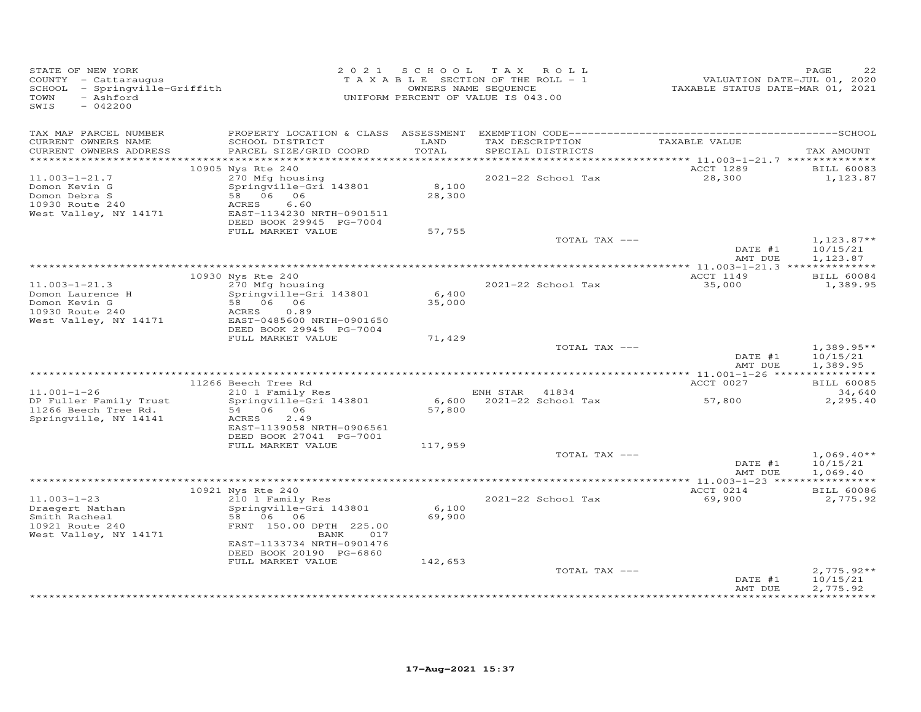STATE OF NEW YORK
COUNTY - Cattaraugus
SCHOOL - Springville-Griffith
TOWN - Ashford
SWIS - 042200

2021 SCHOOL TAX ROLL
TAXABLE SECTION OF THE ROLL - 1
OWNERS NAME SEQUENCE
UNIFORM PERCENT OF VALUE IS 043.00

VALUATION DATE-JUL 01, 2020
TAXABLE STATUS DATE-MAR 01, 2021

| TAX MAP PARCEL NUMBER / CURRENT OWNERS NAME / CURRENT OWNERS ADDRESS | PROPERTY LOCATION & CLASS / SCHOOL DISTRICT / PARCEL SIZE/GRID COORD | ASSESSMENT LAND / TOTAL | EXEMPTION CODE / TAX DESCRIPTION / SPECIAL DISTRICTS | TAXABLE VALUE | TAX AMOUNT |
|---|---|---|---|---|---|
| 11.003-1-21.7 | 10905 Nys Rte 240 | | | ACCT 1289 | BILL 60083 |
| Domon Kevin G | 270 Mfg housing | | 2021-22 School Tax | 28,300 | 1,123.87 |
| Domon Debra S | Springville-Gri 143801 | 8,100 | | | |
| 10930 Route 240 | 58 06 06 | 28,300 | | | |
| West Valley, NY 14171 | ACRES 6.60 | | | | |
| | EAST-1134230 NRTH-0901511 | | | | |
| | DEED BOOK 29945 PG-7004 | | | | |
| | FULL MARKET VALUE | 57,755 | | | |
| | | | TOTAL TAX --- | | 1,123.87** |
| | | | | DATE #1 | 10/15/21 |
| | | | | AMT DUE | 1,123.87 |
| 11.003-1-21.3 | 10930 Nys Rte 240 | | | ACCT 1149 | BILL 60084 |
| Domon Laurence H | 270 Mfg housing | | 2021-22 School Tax | 35,000 | 1,389.95 |
| Domon Kevin G | Springville-Gri 143801 | 6,400 | | | |
| 10930 Route 240 | 58 06 06 | 35,000 | | | |
| West Valley, NY 14171 | ACRES 0.89 | | | | |
| | EAST-0485600 NRTH-0901650 | | | | |
| | DEED BOOK 29945 PG-7004 | | | | |
| | FULL MARKET VALUE | 71,429 | | | |
| | | | TOTAL TAX --- | | 1,389.95** |
| | | | | DATE #1 | 10/15/21 |
| | | | | AMT DUE | 1,389.95 |
| 11.001-1-26 | 11266 Beech Tree Rd | | | ACCT 0027 | BILL 60085 |
| DP Fuller Family Trust | 210 1 Family Res | | ENH STAR 41834 | | 34,640 |
| 11266 Beech Tree Rd. | Springville-Gri 143801 | 6,600 | 2021-22 School Tax | 57,800 | 2,295.40 |
| Springville, NY 14141 | 54 06 06 | 57,800 | | | |
| | ACRES 2.49 | | | | |
| | EAST-1139058 NRTH-0906561 | | | | |
| | DEED BOOK 27041 PG-7001 | | | | |
| | FULL MARKET VALUE | 117,959 | | | |
| | | | TOTAL TAX --- | | 1,069.40** |
| | | | | DATE #1 | 10/15/21 |
| | | | | AMT DUE | 1,069.40 |
| 11.003-1-23 | 10921 Nys Rte 240 | | | ACCT 0214 | BILL 60086 |
| Draegert Nathan | 210 1 Family Res | | 2021-22 School Tax | 69,900 | 2,775.92 |
| Smith Racheal | Springville-Gri 143801 | 6,100 | | | |
| 10921 Route 240 | 58 06 06 | 69,900 | | | |
| West Valley, NY 14171 | FRNT 150.00 DPTH 225.00 | | | | |
| | BANK 017 | | | | |
| | EAST-1133734 NRTH-0901476 | | | | |
| | DEED BOOK 20190 PG-6860 | | | | |
| | FULL MARKET VALUE | 142,653 | | | |
| | | | TOTAL TAX --- | | 2,775.92** |
| | | | | DATE #1 | 10/15/21 |
| | | | | AMT DUE | 2,775.92 |

17-Aug-2021 15:37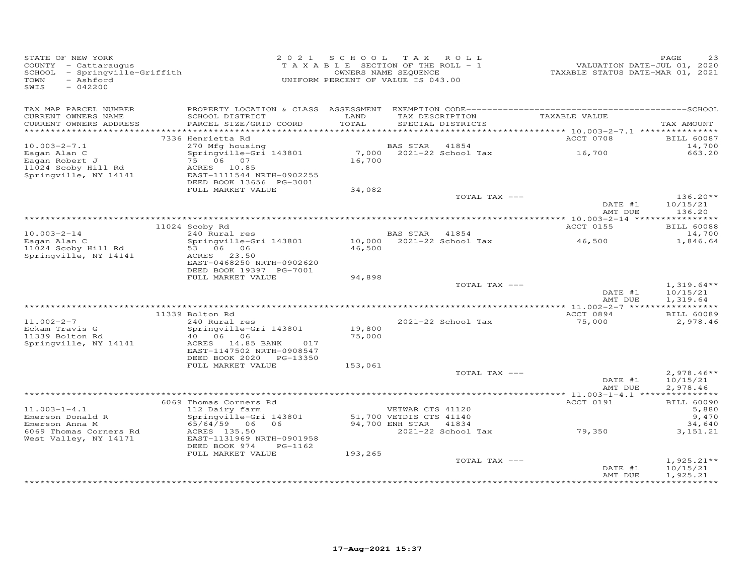STATE OF NEW YORK
COUNTY - Cattaraugus
SCHOOL - Springville-Griffith
TOWN - Ashford
SWIS - 042200

2021 SCHOOL TAX ROLL
TAXABLE SECTION OF THE ROLL - 1
OWNERS NAME SEQUENCE
UNIFORM PERCENT OF VALUE IS 043.00

VALUATION DATE-JUL 01, 2020
TAXABLE STATUS DATE-MAR 01, 2021

| TAX MAP PARCEL NUMBER / CURRENT OWNERS NAME / CURRENT OWNERS ADDRESS | PROPERTY LOCATION & CLASS / SCHOOL DISTRICT / PARCEL SIZE/GRID COORD | ASSESSMENT LAND / TOTAL | EXEMPTION CODE / TAX DESCRIPTION / SPECIAL DISTRICTS | TAXABLE VALUE | TAX AMOUNT (SCHOOL) |
|---|---|---|---|---|---|
| 10.003-2-7.1 | 7336 Henrietta Rd | | | ACCT 0708 | BILL 60087 |
| Eagan Alan C | 270 Mfg housing | | BAS STAR 41854 | | 14,700 |
| Eagan Robert J | Springville-Gri 143801 | 7,000 | 2021-22 School Tax | 16,700 | 663.20 |
| 11024 Scoby Hill Rd | 75 06 07 | 16,700 | | | |
| Springville, NY 14141 | ACRES 10.85 | | | | |
| | EAST-1111544 NRTH-0902255 | | | | |
| | DEED BOOK 13656 PG-3001 | | | | |
| | FULL MARKET VALUE | 34,082 | | | |
| | | | TOTAL TAX --- | | 136.20** |
| | | | | DATE #1 | 10/15/21 |
| | | | | AMT DUE | 136.20 |
| 10.003-2-14 | 11024 Scoby Rd | | | ACCT 0155 | BILL 60088 |
| Eagan Alan C | 240 Rural res | | BAS STAR 41854 | | 14,700 |
| 11024 Scoby Hill Rd | Springville-Gri 143801 | 10,000 | 2021-22 School Tax | 46,500 | 1,846.64 |
| Springville, NY 14141 | 53 06 06 | 46,500 | | | |
| | ACRES 23.50 | | | | |
| | EAST-0468250 NRTH-0902620 | | | | |
| | DEED BOOK 19397 PG-7001 | | | | |
| | FULL MARKET VALUE | 94,898 | | | |
| | | | TOTAL TAX --- | | 1,319.64** |
| | | | | DATE #1 | 10/15/21 |
| | | | | AMT DUE | 1,319.64 |
| 11.002-2-7 | 11339 Bolton Rd | | | ACCT 0894 | BILL 60089 |
| Eckam Travis G | 240 Rural res | | 2021-22 School Tax | 75,000 | 2,978.46 |
| 11339 Bolton Rd | Springville-Gri 143801 | 19,800 | | | |
| Springville, NY 14141 | 40 06 06 | 75,000 | | | |
| | ACRES 14.85 BANK 017 | | | | |
| | EAST-1147502 NRTH-0908547 | | | | |
| | DEED BOOK 2020 PG-13350 | | | | |
| | FULL MARKET VALUE | 153,061 | | | |
| | | | TOTAL TAX --- | | 2,978.46** |
| | | | | DATE #1 | 10/15/21 |
| | | | | AMT DUE | 2,978.46 |
| 11.003-1-4.1 | 6069 Thomas Corners Rd | | | ACCT 0191 | BILL 60090 |
| Emerson Donald R | 112 Dairy farm | | VETWAR CTS 41120 | | 5,880 |
| Emerson Anna M | Springville-Gri 143801 | 51,700 | VETDIS CTS 41140 | | 9,470 |
| 6069 Thomas Corners Rd | 65/64/59 06 06 | 94,700 | ENH STAR 41834 | | 34,640 |
| West Valley, NY 14171 | ACRES 135.50 | | 2021-22 School Tax | 79,350 | 3,151.21 |
| | EAST-1131969 NRTH-0901958 | | | | |
| | DEED BOOK 974 PG-1162 | | | | |
| | FULL MARKET VALUE | 193,265 | | | |
| | | | TOTAL TAX --- | | 1,925.21** |
| | | | | DATE #1 | 10/15/21 |
| | | | | AMT DUE | 1,925.21 |

17-Aug-2021 15:37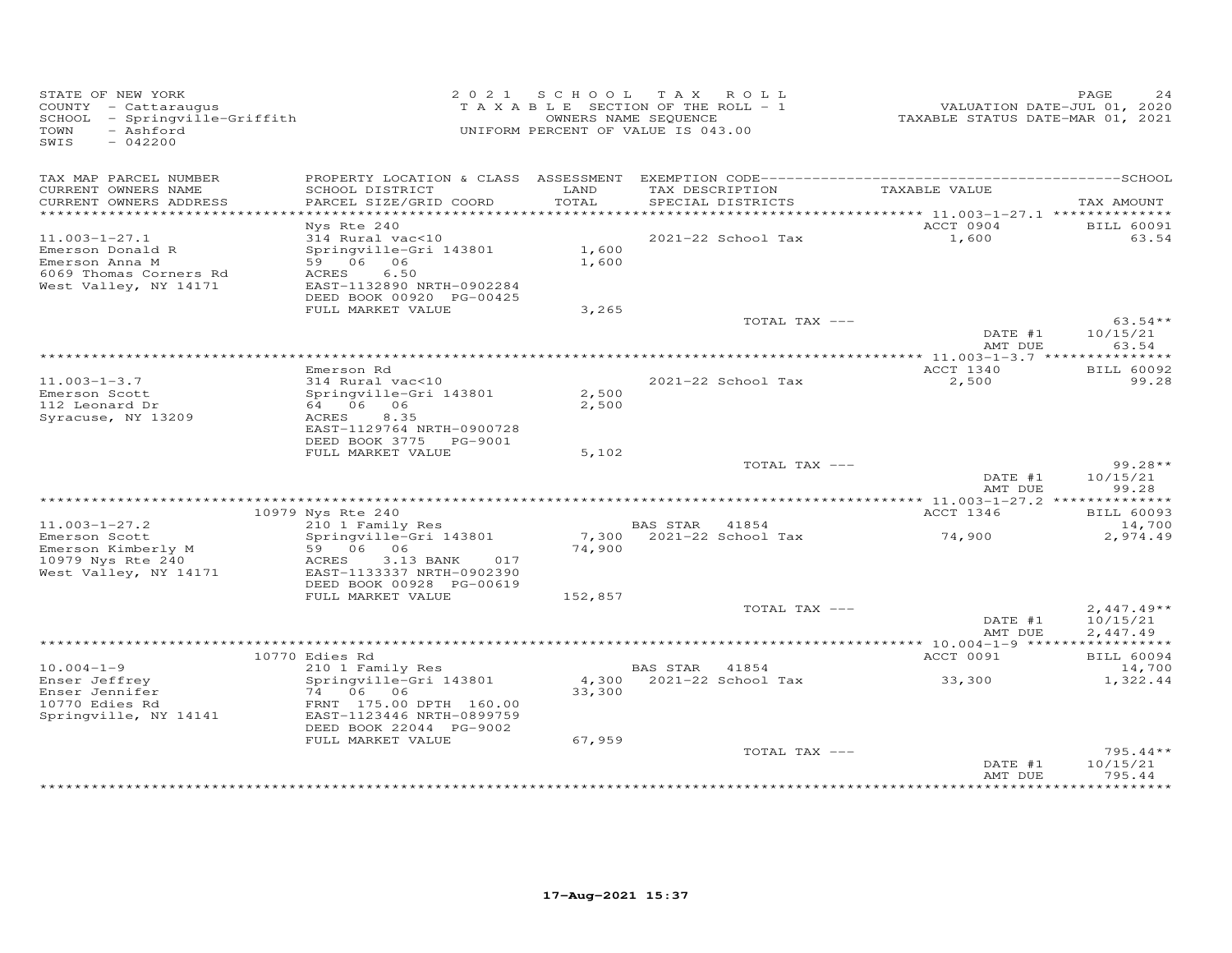STATE OF NEW YORK
COUNTY - Cattaraugus
SCHOOL - Springville-Griffith
TOWN - Ashford
SWIS - 042200

2021 SCHOOL TAX ROLL
TAXABLE SECTION OF THE ROLL - 1
OWNERS NAME SEQUENCE
UNIFORM PERCENT OF VALUE IS 043.00

VALUATION DATE-JUL 01, 2020
TAXABLE STATUS DATE-MAR 01, 2021

| TAX MAP PARCEL NUMBER / CURRENT OWNERS NAME / CURRENT OWNERS ADDRESS | PROPERTY LOCATION & CLASS / SCHOOL DISTRICT / PARCEL SIZE/GRID COORD | ASSESSMENT LAND / TOTAL | EXEMPTION CODE / TAX DESCRIPTION / SPECIAL DISTRICTS | TAXABLE VALUE | TAX AMOUNT |
|---|---|---|---|---|---|
| **11.003-1-27.1** | Nys Rte 240 | | | ACCT 0904 | BILL 60091 |
| Emerson Donald R | 314 Rural vac<10 | | 2021-22 School Tax | 1,600 | 63.54 |
| Emerson Anna M | Springville-Gri 143801 | 1,600 | | | |
| 6069 Thomas Corners Rd | 59 06 06 | 1,600 | | | |
| West Valley, NY 14171 | ACRES 6.50 | | | | |
| | EAST-1132890 NRTH-0902284 | | | | |
| | DEED BOOK 00920 PG-00425 | | | | |
| | FULL MARKET VALUE | 3,265 | | | |
| | | | TOTAL TAX --- | | 63.54** |
| | | | | DATE #1 | 10/15/21 |
| | | | | AMT DUE | 63.54 |
| **11.003-1-3.7** | Emerson Rd | | | ACCT 1340 | BILL 60092 |
| Emerson Scott | 314 Rural vac<10 | | 2021-22 School Tax | 2,500 | 99.28 |
| 112 Leonard Dr | Springville-Gri 143801 | 2,500 | | | |
| Syracuse, NY 13209 | 64 06 06 | 2,500 | | | |
| | ACRES 8.35 | | | | |
| | EAST-1129764 NRTH-0900728 | | | | |
| | DEED BOOK 3775 PG-9001 | | | | |
| | FULL MARKET VALUE | 5,102 | | | |
| | | | TOTAL TAX --- | | 99.28** |
| | | | | DATE #1 | 10/15/21 |
| | | | | AMT DUE | 99.28 |
| **11.003-1-27.2** | 10979 Nys Rte 240 | | | ACCT 1346 | BILL 60093 |
| Emerson Scott | 210 1 Family Res | | BAS STAR 41854 | | 14,700 |
| Emerson Kimberly M | Springville-Gri 143801 | 7,300 | 2021-22 School Tax | 74,900 | 2,974.49 |
| 10979 Nys Rte 240 | 59 06 06 | 74,900 | | | |
| West Valley, NY 14171 | ACRES 3.13 BANK 017 | | | | |
| | EAST-1133337 NRTH-0902390 | | | | |
| | DEED BOOK 00928 PG-00619 | | | | |
| | FULL MARKET VALUE | 152,857 | | | |
| | | | TOTAL TAX --- | | 2,447.49** |
| | | | | DATE #1 | 10/15/21 |
| | | | | AMT DUE | 2,447.49 |
| **10.004-1-9** | 10770 Edies Rd | | | ACCT 0091 | BILL 60094 |
| Enser Jeffrey | 210 1 Family Res | | BAS STAR 41854 | | 14,700 |
| Enser Jennifer | Springville-Gri 143801 | 4,300 | 2021-22 School Tax | 33,300 | 1,322.44 |
| 10770 Edies Rd | 74 06 06 | 33,300 | | | |
| Springville, NY 14141 | FRNT 175.00 DPTH 160.00 | | | | |
| | EAST-1123446 NRTH-0899759 | | | | |
| | DEED BOOK 22044 PG-9002 | | | | |
| | FULL MARKET VALUE | 67,959 | | | |
| | | | TOTAL TAX --- | | 795.44** |
| | | | | DATE #1 | 10/15/21 |
| | | | | AMT DUE | 795.44 |

17-Aug-2021 15:37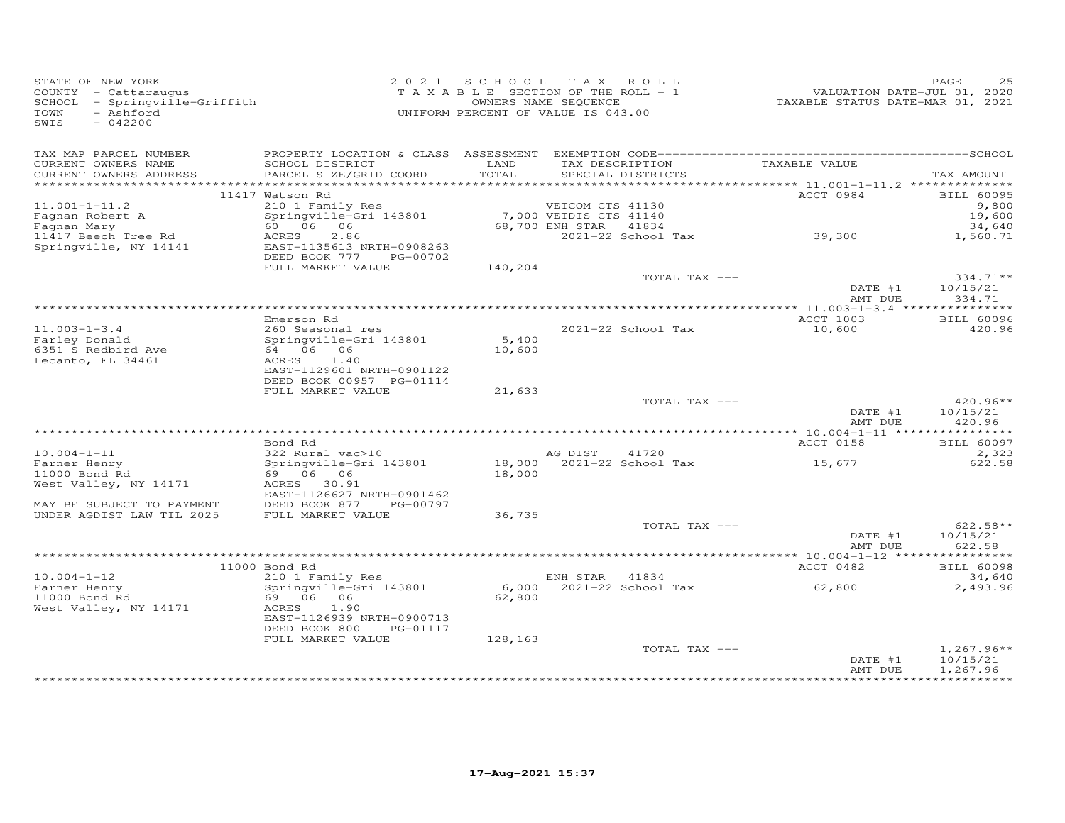STATE OF NEW YORK
COUNTY - Cattaraugus
SCHOOL - Springville-Griffith
TOWN - Ashford
SWIS - 042200

2021 SCHOOL TAX ROLL
TAXABLE SECTION OF THE ROLL - 1
OWNERS NAME SEQUENCE
UNIFORM PERCENT OF VALUE IS 043.00

VALUATION DATE-JUL 01, 2020
TAXABLE STATUS DATE-MAR 01, 2021

| TAX MAP PARCEL NUMBER / CURRENT OWNERS NAME / CURRENT OWNERS ADDRESS | PROPERTY LOCATION & CLASS / SCHOOL DISTRICT / PARCEL SIZE/GRID COORD | ASSESSMENT LAND / TOTAL | EXEMPTION CODE / TAX DESCRIPTION / SPECIAL DISTRICTS | TAXABLE VALUE | TAX AMOUNT |
|---|---|---|---|---|---|
| | 11417 Watson Rd | | | ACCT 0984 | BILL 60095 |
| 11.001-1-11.2 | 210 1 Family Res | | VETCOM CTS 41130 | | 9,800 |
| Fagnan Robert A | Springville-Gri 143801 | 7,000 | VETDIS CTS 41140 | | 19,600 |
| Fagnan Mary | 60 06 06 | 68,700 | ENH STAR 41834 | | 34,640 |
| 11417 Beech Tree Rd | ACRES 2.86 | | 2021-22 School Tax | 39,300 | 1,560.71 |
| Springville, NY 14141 | EAST-1135613 NRTH-0908263 | | | | |
| | DEED BOOK 777 PG-00702 | | | | |
| | FULL MARKET VALUE | 140,204 | | | |
| | | | TOTAL TAX --- | | 334.71** |
| | | | | DATE #1 | 10/15/21 |
| | | | | AMT DUE | 334.71 |
| | Emerson Rd | | | ACCT 1003 | BILL 60096 |
| 11.003-1-3.4 | 260 Seasonal res | | 2021-22 School Tax | 10,600 | 420.96 |
| Farley Donald | Springville-Gri 143801 | 5,400 | | | |
| 6351 S Redbird Ave | 64 06 06 | 10,600 | | | |
| Lecanto, FL 34461 | ACRES 1.40 | | | | |
| | EAST-1129601 NRTH-0901122 | | | | |
| | DEED BOOK 00957 PG-01114 | | | | |
| | FULL MARKET VALUE | 21,633 | | | |
| | | | TOTAL TAX --- | | 420.96** |
| | | | | DATE #1 | 10/15/21 |
| | | | | AMT DUE | 420.96 |
| | Bond Rd | | | ACCT 0158 | BILL 60097 |
| 10.004-1-11 | 322 Rural vac>10 | | AG DIST 41720 | | 2,323 |
| Farner Henry | Springville-Gri 143801 | 18,000 | 2021-22 School Tax | 15,677 | 622.58 |
| 11000 Bond Rd | 69 06 06 | 18,000 | | | |
| West Valley, NY 14171 | ACRES 30.91 | | | | |
| | EAST-1126627 NRTH-0901462 | | | | |
| MAY BE SUBJECT TO PAYMENT | DEED BOOK 877 PG-00797 | | | | |
| UNDER AGDIST LAW TIL 2025 | FULL MARKET VALUE | 36,735 | | | |
| | | | TOTAL TAX --- | | 622.58** |
| | | | | DATE #1 | 10/15/21 |
| | | | | AMT DUE | 622.58 |
| | 11000 Bond Rd | | | ACCT 0482 | BILL 60098 |
| 10.004-1-12 | 210 1 Family Res | | ENH STAR 41834 | | 34,640 |
| Farner Henry | Springville-Gri 143801 | 6,000 | 2021-22 School Tax | 62,800 | 2,493.96 |
| 11000 Bond Rd | 69 06 06 | 62,800 | | | |
| West Valley, NY 14171 | ACRES 1.90 | | | | |
| | EAST-1126939 NRTH-0900713 | | | | |
| | DEED BOOK 800 PG-01117 | | | | |
| | FULL MARKET VALUE | 128,163 | | | |
| | | | TOTAL TAX --- | | 1,267.96** |
| | | | | DATE #1 | 10/15/21 |
| | | | | AMT DUE | 1,267.96 |

17-Aug-2021 15:37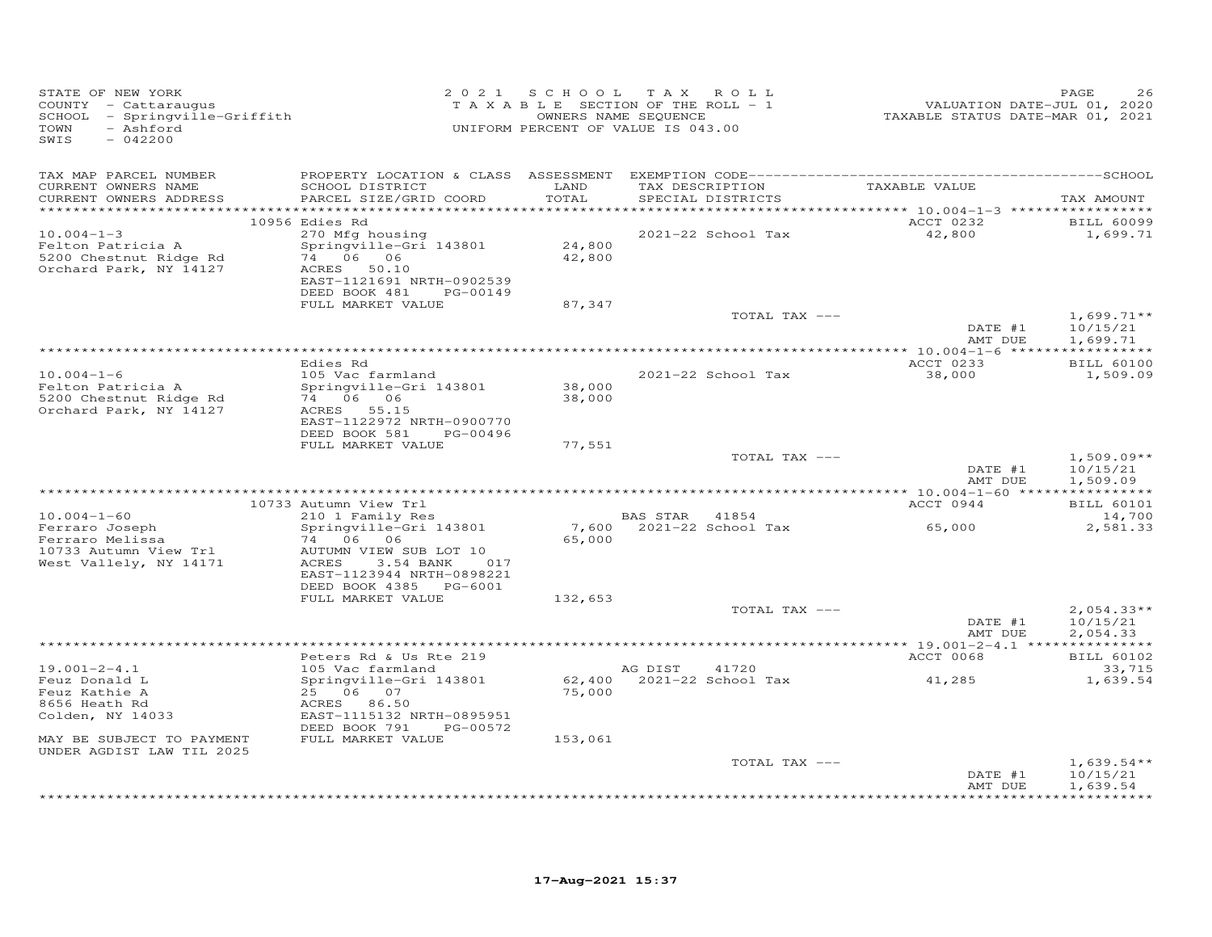STATE OF NEW YORK
COUNTY - Cattaraugus
SCHOOL - Springville-Griffith
TOWN - Ashford
SWIS - 042200

2021 SCHOOL TAX ROLL
TAXABLE SECTION OF THE ROLL - 1
OWNERS NAME SEQUENCE
UNIFORM PERCENT OF VALUE IS 043.00

VALUATION DATE-JUL 01, 2020
TAXABLE STATUS DATE-MAR 01, 2021

| TAX MAP PARCEL NUMBER / CURRENT OWNERS NAME / CURRENT OWNERS ADDRESS | PROPERTY LOCATION & CLASS / SCHOOL DISTRICT / PARCEL SIZE/GRID COORD | ASSESSMENT LAND / TOTAL | EXEMPTION CODE / TAX DESCRIPTION / SPECIAL DISTRICTS | TAXABLE VALUE | TAX AMOUNT |
|---|---|---|---|---|---|
| **10.004-1-3** | 10956 Edies Rd | | | ACCT 0232 | BILL 60099 |
| Felton Patricia A | 270 Mfg housing | 24,800 | 2021-22 School Tax | 42,800 | 1,699.71 |
| 5200 Chestnut Ridge Rd | Springville-Gri 143801 | 42,800 | | | |
| Orchard Park, NY 14127 | 74 06 06 | | | | |
| | ACRES 50.10 | | | | |
| | EAST-1121691 NRTH-0902539 | | | | |
| | DEED BOOK 481 PG-00149 | | | | |
| | FULL MARKET VALUE | 87,347 | | | |
| | | | TOTAL TAX --- | | 1,699.71** |
| | | | | DATE #1 | 10/15/21 |
| | | | | AMT DUE | 1,699.71 |
| **10.004-1-6** | Edies Rd | | | ACCT 0233 | BILL 60100 |
| Felton Patricia A | 105 Vac farmland | 38,000 | 2021-22 School Tax | 38,000 | 1,509.09 |
| 5200 Chestnut Ridge Rd | Springville-Gri 143801 | 38,000 | | | |
| Orchard Park, NY 14127 | 74 06 06 | | | | |
| | ACRES 55.15 | | | | |
| | EAST-1122972 NRTH-0900770 | | | | |
| | DEED BOOK 581 PG-00496 | | | | |
| | FULL MARKET VALUE | 77,551 | | | |
| | | | TOTAL TAX --- | | 1,509.09** |
| | | | | DATE #1 | 10/15/21 |
| | | | | AMT DUE | 1,509.09 |
| **10.004-1-60** | 10733 Autumn View Trl | | | ACCT 0944 | BILL 60101 |
| Ferraro Joseph | 210 1 Family Res | | BAS STAR 41854 | | 14,700 |
| Ferraro Melissa | Springville-Gri 143801 | 7,600 | 2021-22 School Tax | 65,000 | 2,581.33 |
| 10733 Autumn View Trl | 74 06 06 | 65,000 | | | |
| West Vallely, NY 14171 | AUTUMN VIEW SUB LOT 10 | | | | |
| | ACRES 3.54 BANK 017 | | | | |
| | EAST-1123944 NRTH-0898221 | | | | |
| | DEED BOOK 4385 PG-6001 | | | | |
| | FULL MARKET VALUE | 132,653 | | | |
| | | | TOTAL TAX --- | | 2,054.33** |
| | | | | DATE #1 | 10/15/21 |
| | | | | AMT DUE | 2,054.33 |
| **19.001-2-4.1** | Peters Rd & Us Rte 219 | | | ACCT 0068 | BILL 60102 |
| Feuz Donald L | 105 Vac farmland | | AG DIST 41720 | | 33,715 |
| Feuz Kathie A | Springville-Gri 143801 | 62,400 | 2021-22 School Tax | 41,285 | 1,639.54 |
| 8656 Heath Rd | 25 06 07 | 75,000 | | | |
| Colden, NY 14033 | ACRES 86.50 | | | | |
| | EAST-1115132 NRTH-0895951 | | | | |
| | DEED BOOK 791 PG-00572 | | | | |
| MAY BE SUBJECT TO PAYMENT | FULL MARKET VALUE | 153,061 | | | |
| UNDER AGDIST LAW TIL 2025 | | | | | |
| | | | TOTAL TAX --- | | 1,639.54** |
| | | | | DATE #1 | 10/15/21 |
| | | | | AMT DUE | 1,639.54 |

17-Aug-2021 15:37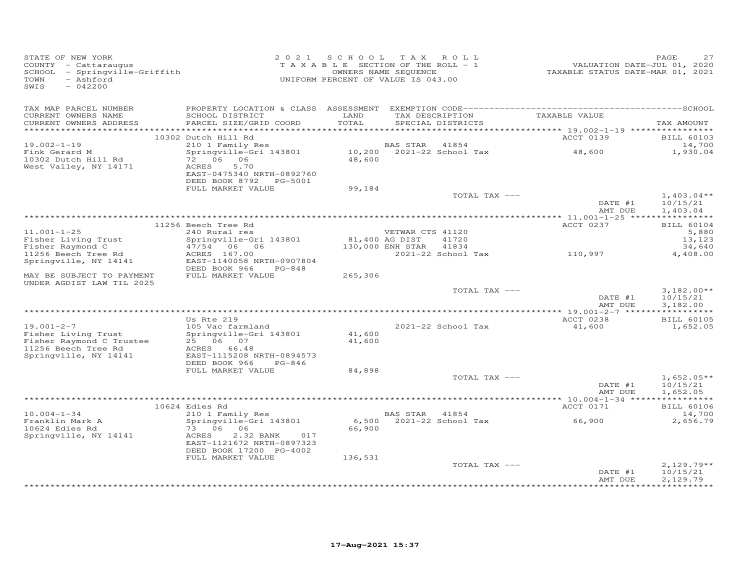STATE OF NEW YORK
COUNTY - Cattaraugus
SCHOOL - Springville-Griffith
TOWN - Ashford
SWIS - 042200

2021 SCHOOL TAX ROLL
TAXABLE SECTION OF THE ROLL - 1
OWNERS NAME SEQUENCE
UNIFORM PERCENT OF VALUE IS 043.00

VALUATION DATE-JUL 01, 2020
TAXABLE STATUS DATE-MAR 01, 2021

| TAX MAP PARCEL NUMBER / CURRENT OWNERS NAME / CURRENT OWNERS ADDRESS | PROPERTY LOCATION & CLASS / SCHOOL DISTRICT / PARCEL SIZE/GRID COORD | ASSESSMENT LAND / TOTAL | EXEMPTION CODE / TAX DESCRIPTION / SPECIAL DISTRICTS | TAXABLE VALUE | TAX AMOUNT |
|---|---|---|---|---|---|
| | 10302 Dutch Hill Rd | | | ACCT 0139 | BILL 60103 |
| 19.002-1-19 | 210 1 Family Res | | BAS STAR 41854 | | 14,700 |
| Fink Gerard M | Springville-Gri 143801 | 10,200 | 2021-22 School Tax | 48,600 | 1,930.04 |
| 10302 Dutch Hill Rd | 72 06 06 | 48,600 | | | |
| West Valley, NY 14171 | ACRES 5.70 | | | | |
| | EAST-0475340 NRTH-0892760 | | | | |
| | DEED BOOK 8792 PG-5001 | | | | |
| | FULL MARKET VALUE | 99,184 | | | |
| | | | TOTAL TAX --- | | 1,403.04** |
| | | | | DATE #1 | 10/15/21 |
| | | | | AMT DUE | 1,403.04 |
| | 11256 Beech Tree Rd | | | ACCT 0237 | BILL 60104 |
| 11.001-1-25 | 240 Rural res | | VETWAR CTS 41120 | | 5,880 |
| Fisher Living Trust | Springville-Gri 143801 | 81,400 | AG DIST 41720 | | 13,123 |
| Fisher Raymond C | 47/54 06 06 | 130,000 | ENH STAR 41834 | | 34,640 |
| 11256 Beech Tree Rd | ACRES 167.00 | | 2021-22 School Tax | 110,997 | 4,408.00 |
| Springville, NY 14141 | EAST-1140058 NRTH-0907804 | | | | |
| | DEED BOOK 966 PG-848 | | | | |
| MAY BE SUBJECT TO PAYMENT | FULL MARKET VALUE | 265,306 | | | |
| UNDER AGDIST LAW TIL 2025 | | | | | |
| | | | TOTAL TAX --- | | 3,182.00** |
| | | | | DATE #1 | 10/15/21 |
| | | | | AMT DUE | 3,182.00 |
| | Us Rte 219 | | | ACCT 0238 | BILL 60105 |
| 19.001-2-7 | 105 Vac farmland | | 2021-22 School Tax | 41,600 | 1,652.05 |
| Fisher Living Trust | Springville-Gri 143801 | 41,600 | | | |
| Fisher Raymond C Trustee | 25 06 07 | 41,600 | | | |
| 11256 Beech Tree Rd | ACRES 66.48 | | | | |
| Springville, NY 14141 | EAST-1115208 NRTH-0894573 | | | | |
| | DEED BOOK 966 PG-846 | | | | |
| | FULL MARKET VALUE | 84,898 | | | |
| | | | TOTAL TAX --- | | 1,652.05** |
| | | | | DATE #1 | 10/15/21 |
| | | | | AMT DUE | 1,652.05 |
| | 10624 Edies Rd | | | ACCT 0171 | BILL 60106 |
| 10.004-1-34 | 210 1 Family Res | | BAS STAR 41854 | | 14,700 |
| Franklin Mark A | Springville-Gri 143801 | 6,500 | 2021-22 School Tax | 66,900 | 2,656.79 |
| 10624 Edies Rd | 73 06 06 | 66,900 | | | |
| Springville, NY 14141 | ACRES 2.32 BANK 017 | | | | |
| | EAST-1121672 NRTH-0897323 | | | | |
| | DEED BOOK 17200 PG-4002 | | | | |
| | FULL MARKET VALUE | 136,531 | | | |
| | | | TOTAL TAX --- | | 2,129.79** |
| | | | | DATE #1 | 10/15/21 |
| | | | | AMT DUE | 2,129.79 |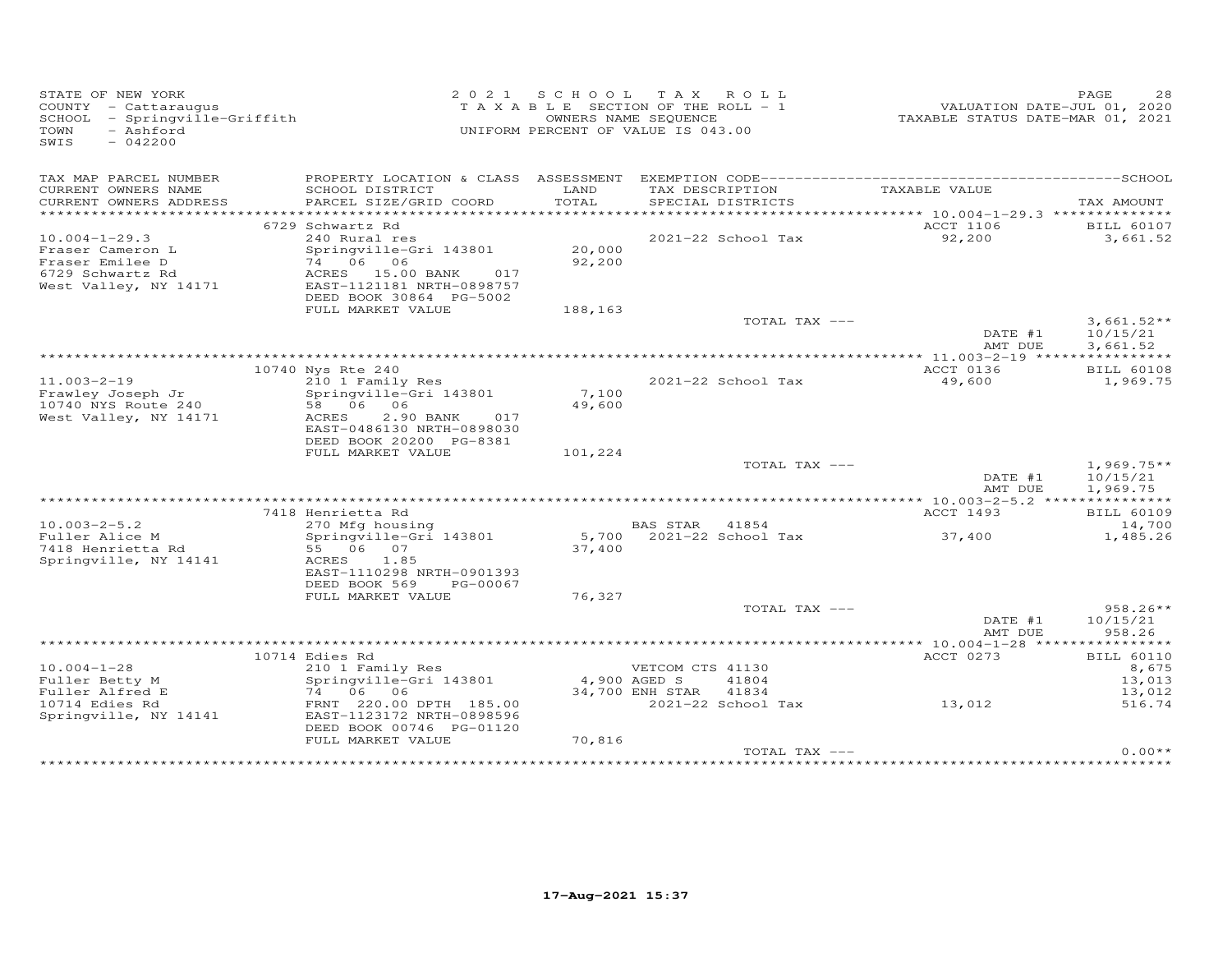STATE OF NEW YORK
COUNTY - Cattaraugus
SCHOOL - Springville-Griffith
TOWN - Ashford
SWIS - 042200

2021 SCHOOL TAX ROLL
TAXABLE SECTION OF THE ROLL - 1
OWNERS NAME SEQUENCE
UNIFORM PERCENT OF VALUE IS 043.00

VALUATION DATE-JUL 01, 2020
TAXABLE STATUS DATE-MAR 01, 2021

| TAX MAP PARCEL NUMBER / CURRENT OWNERS NAME / CURRENT OWNERS ADDRESS | PROPERTY LOCATION & CLASS / SCHOOL DISTRICT / PARCEL SIZE/GRID COORD | ASSESSMENT LAND / TOTAL | EXEMPTION CODE / TAX DESCRIPTION / SPECIAL DISTRICTS | TAXABLE VALUE | SCHOOL TAX AMOUNT |
|---|---|---|---|---|---|
| 10.004-1-29.3 | 6729 Schwartz Rd | | | ACCT 1106 | BILL 60107 |
| Fraser Cameron L | 240 Rural res | | 2021-22 School Tax | 92,200 | 3,661.52 |
| Fraser Emilee D | Springville-Gri 143801 | 20,000 | | | |
| 6729 Schwartz Rd | 74 06 06 | 92,200 | | | |
| West Valley, NY 14171 | ACRES 15.00 BANK 017 | | | | |
| | EAST-1121181 NRTH-0898757 | | | | |
| | DEED BOOK 30864 PG-5002 | | | | |
| | FULL MARKET VALUE | 188,163 | | | |
| | | | TOTAL TAX --- | | 3,661.52** |
| | | | | DATE #1 | 10/15/21 |
| | | | | AMT DUE | 3,661.52 |
| 11.003-2-19 | 10740 Nys Rte 240 | | | ACCT 0136 | BILL 60108 |
| Frawley Joseph Jr | 210 1 Family Res | | 2021-22 School Tax | 49,600 | 1,969.75 |
| 10740 NYS Route 240 | Springville-Gri 143801 | 7,100 | | | |
| West Valley, NY 14171 | 58 06 06 | 49,600 | | | |
| | ACRES 2.90 BANK 017 | | | | |
| | EAST-0486130 NRTH-0898030 | | | | |
| | DEED BOOK 20200 PG-8381 | | | | |
| | FULL MARKET VALUE | 101,224 | | | |
| | | | TOTAL TAX --- | | 1,969.75** |
| | | | | DATE #1 | 10/15/21 |
| | | | | AMT DUE | 1,969.75 |
| 10.003-2-5.2 | 7418 Henrietta Rd | | | ACCT 1493 | BILL 60109 |
| Fuller Alice M | 270 Mfg housing | | BAS STAR 41854 | | 14,700 |
| 7418 Henrietta Rd | Springville-Gri 143801 | 5,700 | 2021-22 School Tax | 37,400 | 1,485.26 |
| Springville, NY 14141 | 55 06 07 | 37,400 | | | |
| | ACRES 1.85 | | | | |
| | EAST-1110298 NRTH-0901393 | | | | |
| | DEED BOOK 569 PG-00067 | | | | |
| | FULL MARKET VALUE | 76,327 | | | |
| | | | TOTAL TAX --- | | 958.26** |
| | | | | DATE #1 | 10/15/21 |
| | | | | AMT DUE | 958.26 |
| 10.004-1-28 | 10714 Edies Rd | | | ACCT 0273 | BILL 60110 |
| Fuller Betty M | 210 1 Family Res | | VETCOM CTS 41130 | | 8,675 |
| Fuller Alfred E | Springville-Gri 143801 | 4,900 | AGED S 41804 | | 13,013 |
| 10714 Edies Rd | 74 06 06 | 34,700 | ENH STAR 41834 | | 13,012 |
| Springville, NY 14141 | FRNT 220.00 DPTH 185.00 | | 2021-22 School Tax | 13,012 | 516.74 |
| | EAST-1123172 NRTH-0898596 | | | | |
| | DEED BOOK 00746 PG-01120 | | | | |
| | FULL MARKET VALUE | 70,816 | | | |
| | | | TOTAL TAX --- | | 0.00** |

17-Aug-2021 15:37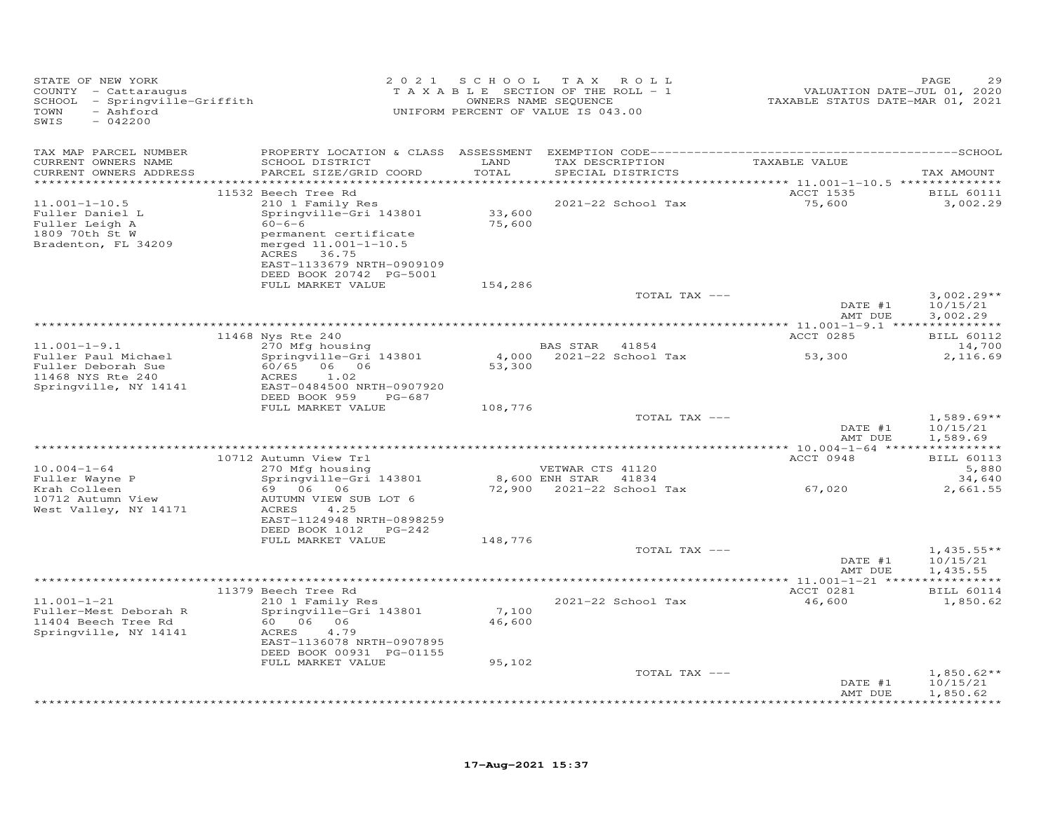STATE OF NEW YORK
COUNTY - Cattaraugus
SCHOOL - Springville-Griffith
TOWN - Ashford
SWIS - 042200

2021 SCHOOL TAX ROLL
TAXABLE SECTION OF THE ROLL - 1
OWNERS NAME SEQUENCE
UNIFORM PERCENT OF VALUE IS 043.00

VALUATION DATE-JUL 01, 2020
TAXABLE STATUS DATE-MAR 01, 2021

| TAX MAP PARCEL NUMBER / CURRENT OWNERS NAME / CURRENT OWNERS ADDRESS | PROPERTY LOCATION & CLASS / SCHOOL DISTRICT / PARCEL SIZE/GRID COORD | ASSESSMENT LAND / TOTAL | EXEMPTION CODE / TAX DESCRIPTION / SPECIAL DISTRICTS | TAXABLE VALUE | SCHOOL TAX AMOUNT |
|---|---|---|---|---|---|
| | 11532 Beech Tree Rd | | | ACCT 1535 | BILL 60111 |
| 11.001-1-10.5 | 210 1 Family Res | | 2021-22 School Tax | 75,600 | 3,002.29 |
| Fuller Daniel L | Springville-Gri 143801 | 33,600 | | | |
| Fuller Leigh A | 60-6-6 | 75,600 | | | |
| 1809 70th St W | permanent certificate | | | | |
| Bradenton, FL 34209 | merged 11.001-1-10.5 | | | | |
| | ACRES 36.75 | | | | |
| | EAST-1133679 NRTH-0909109 | | | | |
| | DEED BOOK 20742 PG-5001 | | | | |
| | FULL MARKET VALUE | 154,286 | | | |
| | | | TOTAL TAX --- | | 3,002.29** |
| | | | | DATE #1 | 10/15/21 |
| | | | | AMT DUE | 3,002.29 |
| | 11468 Nys Rte 240 | | | ACCT 0285 | BILL 60112 |
| 11.001-1-9.1 | 270 Mfg housing | | BAS STAR 41854 | | 14,700 |
| Fuller Paul Michael | Springville-Gri 143801 | 4,000 | 2021-22 School Tax | 53,300 | 2,116.69 |
| Fuller Deborah Sue | 60/65 06 06 | 53,300 | | | |
| 11468 NYS Rte 240 | ACRES 1.02 | | | | |
| Springville, NY 14141 | EAST-0484500 NRTH-0907920 | | | | |
| | DEED BOOK 959 PG-687 | | | | |
| | FULL MARKET VALUE | 108,776 | | | |
| | | | TOTAL TAX --- | | 1,589.69** |
| | | | | DATE #1 | 10/15/21 |
| | | | | AMT DUE | 1,589.69 |
| | 10712 Autumn View Trl | | | ACCT 0948 | BILL 60113 |
| 10.004-1-64 | 270 Mfg housing | | VETWAR CTS 41120 | | 5,880 |
| Fuller Wayne P | Springville-Gri 143801 | 8,600 | ENH STAR 41834 | | 34,640 |
| Krah Colleen | 69 06 06 | 72,900 | 2021-22 School Tax | 67,020 | 2,661.55 |
| 10712 Autumn View | AUTUMN VIEW SUB LOT 6 | | | | |
| West Valley, NY 14171 | ACRES 4.25 | | | | |
| | EAST-1124948 NRTH-0898259 | | | | |
| | DEED BOOK 1012 PG-242 | | | | |
| | FULL MARKET VALUE | 148,776 | | | |
| | | | TOTAL TAX --- | | 1,435.55** |
| | | | | DATE #1 | 10/15/21 |
| | | | | AMT DUE | 1,435.55 |
| | 11379 Beech Tree Rd | | | ACCT 0281 | BILL 60114 |
| 11.001-1-21 | 210 1 Family Res | | 2021-22 School Tax | 46,600 | 1,850.62 |
| Fuller-Mest Deborah R | Springville-Gri 143801 | 7,100 | | | |
| 11404 Beech Tree Rd | 60 06 06 | 46,600 | | | |
| Springville, NY 14141 | ACRES 4.79 | | | | |
| | EAST-1136078 NRTH-0907895 | | | | |
| | DEED BOOK 00931 PG-01155 | | | | |
| | FULL MARKET VALUE | 95,102 | | | |
| | | | TOTAL TAX --- | | 1,850.62** |
| | | | | DATE #1 | 10/15/21 |
| | | | | AMT DUE | 1,850.62 |

17-Aug-2021 15:37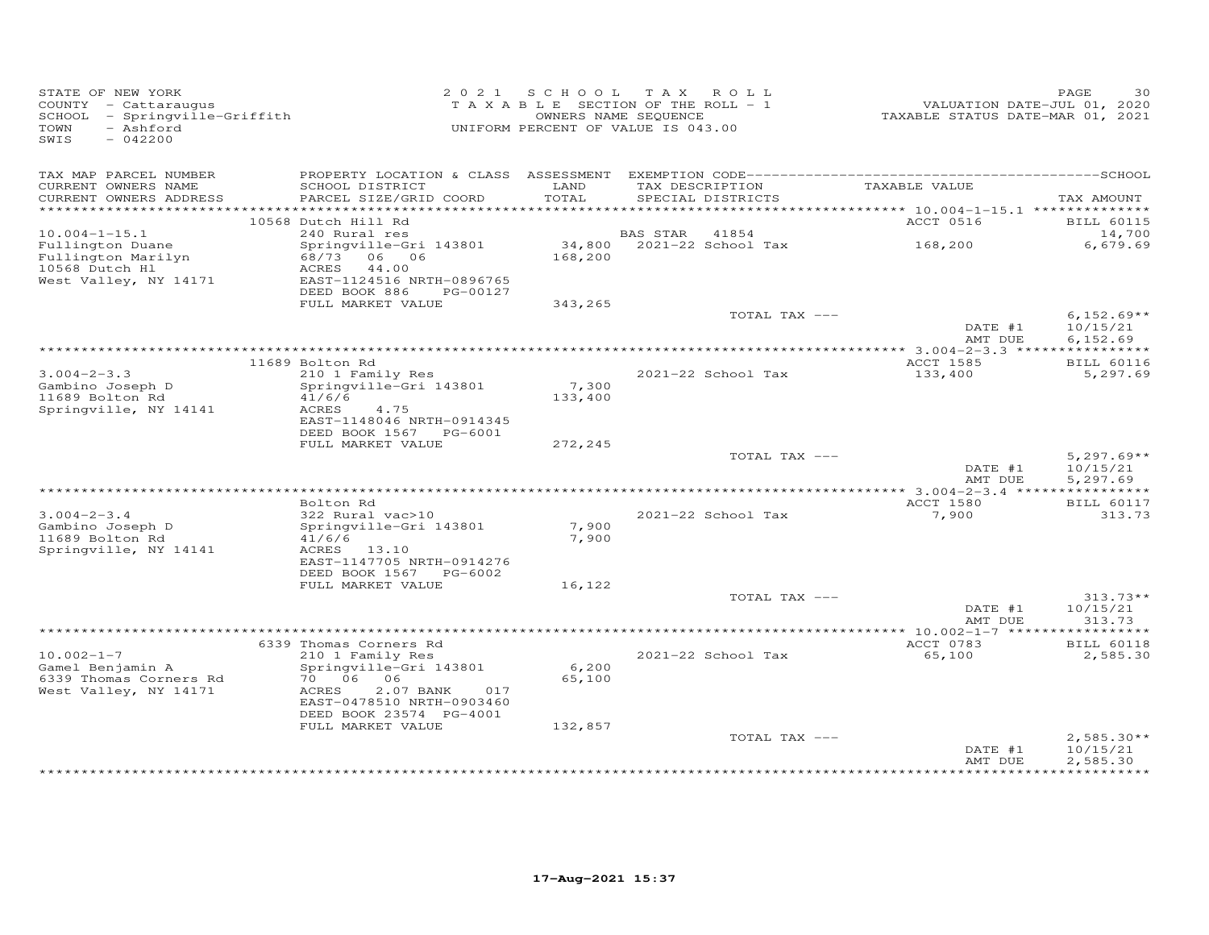STATE OF NEW YORK
COUNTY - Cattaraugus
SCHOOL - Springville-Griffith
TOWN - Ashford
SWIS - 042200

2021 SCHOOL TAX ROLL
TAXABLE SECTION OF THE ROLL - 1
OWNERS NAME SEQUENCE
UNIFORM PERCENT OF VALUE IS 043.00

VALUATION DATE-JUL 01, 2020
TAXABLE STATUS DATE-MAR 01, 2021

| TAX MAP PARCEL NUMBER / CURRENT OWNERS NAME / CURRENT OWNERS ADDRESS | PROPERTY LOCATION & CLASS / SCHOOL DISTRICT / PARCEL SIZE/GRID COORD | ASSESSMENT LAND / TOTAL | EXEMPTION CODE / TAX DESCRIPTION / SPECIAL DISTRICTS | TAXABLE VALUE | TAX AMOUNT |
|---|---|---|---|---|---|
| | 10568 Dutch Hill Rd | | | ACCT 0516 | BILL 60115 |
| 10.004-1-15.1 | 240 Rural res | | BAS STAR 41854 | | 14,700 |
| Fullington Duane | Springville-Gri 143801 | 34,800 | 2021-22 School Tax | 168,200 | 6,679.69 |
| Fullington Marilyn | 68/73 06 06 | 168,200 | | | |
| 10568 Dutch Hl | ACRES 44.00 | | | | |
| West Valley, NY 14171 | EAST-1124516 NRTH-0896765 | | | | |
| | DEED BOOK 886 PG-00127 | | | | |
| | FULL MARKET VALUE | 343,265 | | | |
| | | | TOTAL TAX --- | | 6,152.69** |
| | | | | DATE #1 | 10/15/21 |
| | | | | AMT DUE | 6,152.69 |
| | 11689 Bolton Rd | | | ACCT 1585 | BILL 60116 |
| 3.004-2-3.3 | 210 1 Family Res | | 2021-22 School Tax | 133,400 | 5,297.69 |
| Gambino Joseph D | Springville-Gri 143801 | 7,300 | | | |
| 11689 Bolton Rd | 41/6/6 | 133,400 | | | |
| Springville, NY 14141 | ACRES 4.75 | | | | |
| | EAST-1148046 NRTH-0914345 | | | | |
| | DEED BOOK 1567 PG-6001 | | | | |
| | FULL MARKET VALUE | 272,245 | | | |
| | | | TOTAL TAX --- | | 5,297.69** |
| | | | | DATE #1 | 10/15/21 |
| | | | | AMT DUE | 5,297.69 |
| | Bolton Rd | | | ACCT 1580 | BILL 60117 |
| 3.004-2-3.4 | 322 Rural vac>10 | | 2021-22 School Tax | 7,900 | 313.73 |
| Gambino Joseph D | Springville-Gri 143801 | 7,900 | | | |
| 11689 Bolton Rd | 41/6/6 | 7,900 | | | |
| Springville, NY 14141 | ACRES 13.10 | | | | |
| | EAST-1147705 NRTH-0914276 | | | | |
| | DEED BOOK 1567 PG-6002 | | | | |
| | FULL MARKET VALUE | 16,122 | | | |
| | | | TOTAL TAX --- | | 313.73** |
| | | | | DATE #1 | 10/15/21 |
| | | | | AMT DUE | 313.73 |
| | 6339 Thomas Corners Rd | | | ACCT 0783 | BILL 60118 |
| 10.002-1-7 | 210 1 Family Res | | 2021-22 School Tax | 65,100 | 2,585.30 |
| Gamel Benjamin A | Springville-Gri 143801 | 6,200 | | | |
| 6339 Thomas Corners Rd | 70 06 06 | 65,100 | | | |
| West Valley, NY 14171 | ACRES 2.07 BANK 017 | | | | |
| | EAST-0478510 NRTH-0903460 | | | | |
| | DEED BOOK 23574 PG-4001 | | | | |
| | FULL MARKET VALUE | 132,857 | | | |
| | | | TOTAL TAX --- | | 2,585.30** |
| | | | | DATE #1 | 10/15/21 |
| | | | | AMT DUE | 2,585.30 |

17-Aug-2021 15:37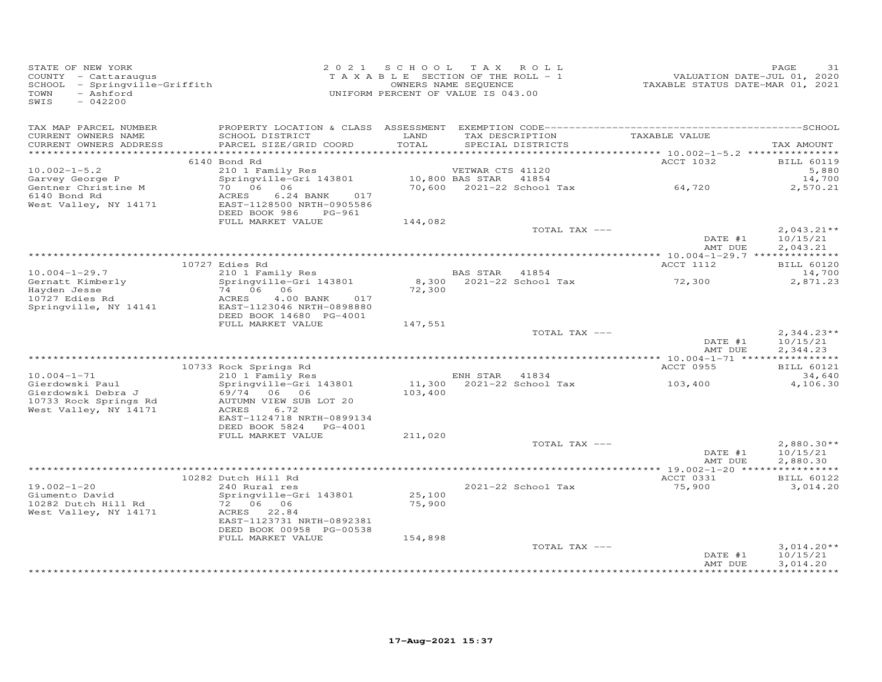STATE OF NEW YORK
COUNTY - Cattaraugus
SCHOOL - Springville-Griffith
TOWN - Ashford
SWIS - 042200

2 0 2 1 S C H O O L T A X R O L L
T A X A B L E SECTION OF THE ROLL - 1
OWNERS NAME SEQUENCE
UNIFORM PERCENT OF VALUE IS 043.00

VALUATION DATE-JUL 01, 2020
TAXABLE STATUS DATE-MAR 01, 2021

| TAX MAP PARCEL NUMBER / CURRENT OWNERS NAME / CURRENT OWNERS ADDRESS | PROPERTY LOCATION & CLASS / SCHOOL DISTRICT / PARCEL SIZE/GRID COORD | ASSESSMENT LAND / TOTAL | EXEMPTION CODE / TAX DESCRIPTION / SPECIAL DISTRICTS | TAXABLE VALUE | TAX AMOUNT |
|---|---|---|---|---|---|
| 10.002-1-5.2 | 6140 Bond Rd | | | ACCT 1032 | BILL 60119 |
| Garvey George P | 210 1 Family Res | | VETWAR CTS 41120 | | 5,880 |
| Gentner Christine M | Springville-Gri 143801 | 10,800 | BAS STAR 41854 | | 14,700 |
| 6140 Bond Rd | 70 06 06 | 70,600 | 2021-22 School Tax | 64,720 | 2,570.21 |
| West Valley, NY 14171 | ACRES 6.24 BANK 017 | | | | |
| | EAST-1128500 NRTH-0905586 | | | | |
| | DEED BOOK 986 PG-961 | | | | |
| | FULL MARKET VALUE | 144,082 | | | |
| | | | TOTAL TAX --- | | 2,043.21** |
| | | | | DATE #1 | 10/15/21 |
| | | | | AMT DUE | 2,043.21 |
| 10.004-1-29.7 | 10727 Edies Rd | | | ACCT 1112 | BILL 60120 |
| Gernatt Kimberly | 210 1 Family Res | | BAS STAR 41854 | | 14,700 |
| Hayden Jesse | Springville-Gri 143801 | 8,300 | 2021-22 School Tax | 72,300 | 2,871.23 |
| 10727 Edies Rd | 74 06 06 | 72,300 | | | |
| Springville, NY 14141 | ACRES 4.00 BANK 017 | | | | |
| | EAST-1123046 NRTH-0898880 | | | | |
| | DEED BOOK 14680 PG-4001 | | | | |
| | FULL MARKET VALUE | 147,551 | | | |
| | | | TOTAL TAX --- | | 2,344.23** |
| | | | | DATE #1 | 10/15/21 |
| | | | | AMT DUE | 2,344.23 |
| 10.004-1-71 | 10733 Rock Springs Rd | | | ACCT 0955 | BILL 60121 |
| Gierdowski Paul | 210 1 Family Res | | ENH STAR 41834 | | 34,640 |
| Gierdowski Debra J | Springville-Gri 143801 | 11,300 | 2021-22 School Tax | 103,400 | 4,106.30 |
| 10733 Rock Springs Rd | 69/74 06 06 | 103,400 | | | |
| West Valley, NY 14171 | AUTUMN VIEW SUB LOT 20 | | | | |
| | ACRES 6.72 | | | | |
| | EAST-1124718 NRTH-0899134 | | | | |
| | DEED BOOK 5824 PG-4001 | | | | |
| | FULL MARKET VALUE | 211,020 | | | |
| | | | TOTAL TAX --- | | 2,880.30** |
| | | | | DATE #1 | 10/15/21 |
| | | | | AMT DUE | 2,880.30 |
| 19.002-1-20 | 10282 Dutch Hill Rd | | | ACCT 0331 | BILL 60122 |
| Giumento David | 240 Rural res | | 2021-22 School Tax | 75,900 | 3,014.20 |
| 10282 Dutch Hill Rd | Springville-Gri 143801 | 25,100 | | | |
| West Valley, NY 14171 | 72 06 06 | 75,900 | | | |
| | ACRES 22.84 | | | | |
| | EAST-1123731 NRTH-0892381 | | | | |
| | DEED BOOK 00958 PG-00538 | | | | |
| | FULL MARKET VALUE | 154,898 | | | |
| | | | TOTAL TAX --- | | 3,014.20** |
| | | | | DATE #1 | 10/15/21 |
| | | | | AMT DUE | 3,014.20 |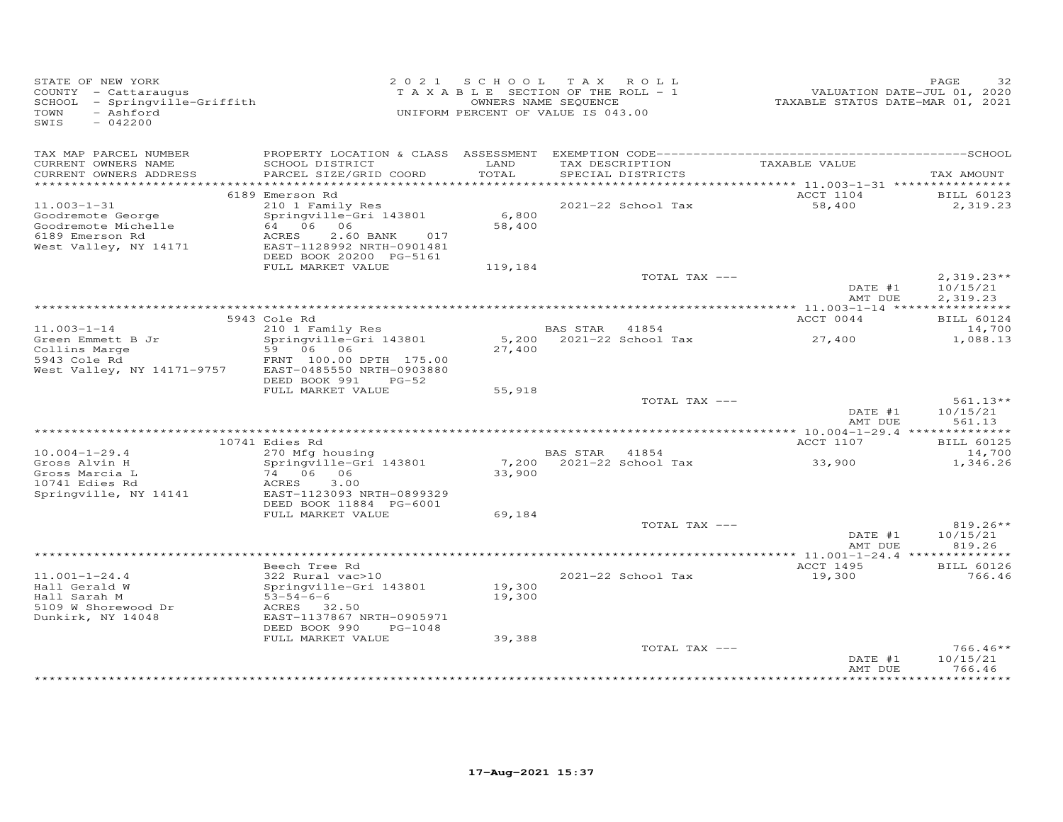STATE OF NEW YORK
COUNTY - Cattaraugus
SCHOOL - Springville-Griffith
TOWN - Ashford
SWIS - 042200

2021 SCHOOL TAX ROLL
TAXABLE SECTION OF THE ROLL - 1
OWNERS NAME SEQUENCE
UNIFORM PERCENT OF VALUE IS 043.00

VALUATION DATE-JUL 01, 2020
TAXABLE STATUS DATE-MAR 01, 2021

| TAX MAP PARCEL NUMBER / CURRENT OWNERS NAME / CURRENT OWNERS ADDRESS | PROPERTY LOCATION & CLASS / SCHOOL DISTRICT / PARCEL SIZE/GRID COORD | ASSESSMENT LAND / TOTAL | EXEMPTION CODE / TAX DESCRIPTION / SPECIAL DISTRICTS | TAXABLE VALUE | TAX AMOUNT |
|---|---|---|---|---|---|
| | 6189 Emerson Rd | | | ACCT 1104 | BILL 60123 |
| 11.003-1-31 | 210 1 Family Res | | 2021-22 School Tax | 58,400 | 2,319.23 |
| Goodremote George | Springville-Gri 143801 | 6,800 | | | |
| Goodremote Michelle | 64 06 06 | 58,400 | | | |
| 6189 Emerson Rd | ACRES 2.60 BANK 017 | | | | |
| West Valley, NY 14171 | EAST-1128992 NRTH-0901481 | | | | |
| | DEED BOOK 20200 PG-5161 | | | | |
| | FULL MARKET VALUE | 119,184 | | | |
| | | | TOTAL TAX --- | | 2,319.23** |
| | | | | DATE #1 | 10/15/21 |
| | | | | AMT DUE | 2,319.23 |
| | 5943 Cole Rd | | | ACCT 0044 | BILL 60124 |
| 11.003-1-14 | 210 1 Family Res | | BAS STAR 41854 | | 14,700 |
| Green Emmett B Jr | Springville-Gri 143801 | 5,200 | 2021-22 School Tax | 27,400 | 1,088.13 |
| Collins Marge | 59 06 06 | 27,400 | | | |
| 5943 Cole Rd | FRNT 100.00 DPTH 175.00 | | | | |
| West Valley, NY 14171-9757 | EAST-0485550 NRTH-0903880 | | | | |
| | DEED BOOK 991 PG-52 | | | | |
| | FULL MARKET VALUE | 55,918 | | | |
| | | | TOTAL TAX --- | | 561.13** |
| | | | | DATE #1 | 10/15/21 |
| | | | | AMT DUE | 561.13 |
| | 10741 Edies Rd | | | ACCT 1107 | BILL 60125 |
| 10.004-1-29.4 | 270 Mfg housing | | BAS STAR 41854 | | 14,700 |
| Gross Alvin H | Springville-Gri 143801 | 7,200 | 2021-22 School Tax | 33,900 | 1,346.26 |
| Gross Marcia L | 74 06 06 | 33,900 | | | |
| 10741 Edies Rd | ACRES 3.00 | | | | |
| Springville, NY 14141 | EAST-1123093 NRTH-0899329 | | | | |
| | DEED BOOK 11884 PG-6001 | | | | |
| | FULL MARKET VALUE | 69,184 | | | |
| | | | TOTAL TAX --- | | 819.26** |
| | | | | DATE #1 | 10/15/21 |
| | | | | AMT DUE | 819.26 |
| | Beech Tree Rd | | | ACCT 1495 | BILL 60126 |
| 11.001-1-24.4 | 322 Rural vac>10 | | 2021-22 School Tax | 19,300 | 766.46 |
| Hall Gerald W | Springville-Gri 143801 | 19,300 | | | |
| Hall Sarah M | 53-54-6-6 | 19,300 | | | |
| 5109 W Shorewood Dr | ACRES 32.50 | | | | |
| Dunkirk, NY 14048 | EAST-1137867 NRTH-0905971 | | | | |
| | DEED BOOK 990 PG-1048 | | | | |
| | FULL MARKET VALUE | 39,388 | | | |
| | | | TOTAL TAX --- | | 766.46** |
| | | | | DATE #1 | 10/15/21 |
| | | | | AMT DUE | 766.46 |

17-Aug-2021 15:37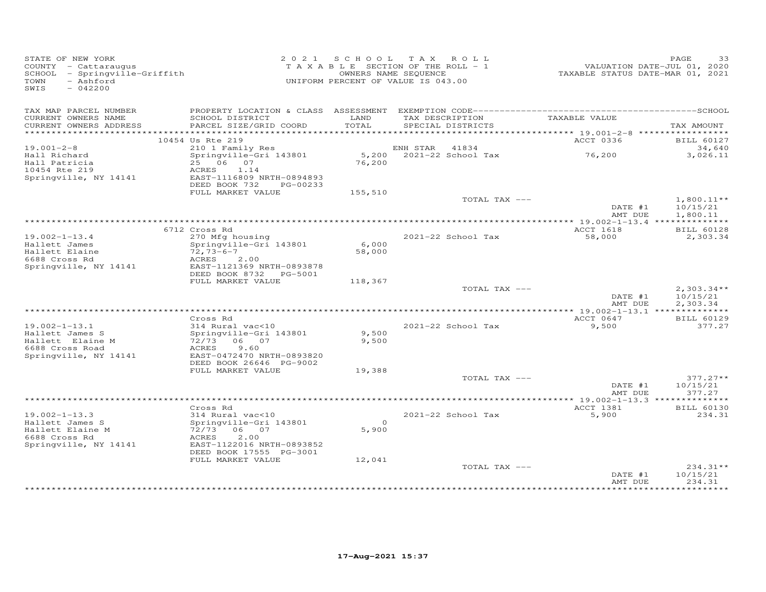STATE OF NEW YORK
COUNTY - Cattaraugus
SCHOOL - Springville-Griffith
TOWN - Ashford
SWIS - 042200

2021 SCHOOL TAX ROLL
TAXABLE SECTION OF THE ROLL - 1
OWNERS NAME SEQUENCE
UNIFORM PERCENT OF VALUE IS 043.00

VALUATION DATE-JUL 01, 2020
TAXABLE STATUS DATE-MAR 01, 2021

| TAX MAP PARCEL NUMBER / CURRENT OWNERS NAME / CURRENT OWNERS ADDRESS | PROPERTY LOCATION & CLASS / SCHOOL DISTRICT / PARCEL SIZE/GRID COORD | ASSESSMENT LAND / TOTAL | EXEMPTION CODE / TAX DESCRIPTION / SPECIAL DISTRICTS | TAXABLE VALUE | TAX AMOUNT |
|---|---|---|---|---|---|
| | 10454 Us Rte 219 | | | ACCT 0336 | BILL 60127 |
| 19.001-2-8 | 210 1 Family Res | | ENH STAR 41834 | | 34,640 |
| Hall Richard | Springville-Gri 143801 | 5,200 | 2021-22 School Tax | 76,200 | 3,026.11 |
| Hall Patricia | 25 06 07 | 76,200 | | | |
| 10454 Rte 219 | ACRES 1.14 | | | | |
| Springville, NY 14141 | EAST-1116809 NRTH-0894893 | | | | |
| | DEED BOOK 732 PG-00233 | | | | |
| | FULL MARKET VALUE | 155,510 | | | |
| | | | TOTAL TAX --- | | 1,800.11** |
| | | | | DATE #1 | 10/15/21 |
| | | | | AMT DUE | 1,800.11 |
| | 6712 Cross Rd | | | ACCT 1618 | BILL 60128 |
| 19.002-1-13.4 | 270 Mfg housing | | 2021-22 School Tax | 58,000 | 2,303.34 |
| Hallett James | Springville-Gri 143801 | 6,000 | | | |
| Hallett Elaine | 72,73-6-7 | 58,000 | | | |
| 6688 Cross Rd | ACRES 2.00 | | | | |
| Springville, NY 14141 | EAST-1121369 NRTH-0893878 | | | | |
| | DEED BOOK 8732 PG-5001 | | | | |
| | FULL MARKET VALUE | 118,367 | | | |
| | | | TOTAL TAX --- | | 2,303.34** |
| | | | | DATE #1 | 10/15/21 |
| | | | | AMT DUE | 2,303.34 |
| | Cross Rd | | | ACCT 0647 | BILL 60129 |
| 19.002-1-13.1 | 314 Rural vac<10 | | 2021-22 School Tax | 9,500 | 377.27 |
| Hallett James S | Springville-Gri 143801 | 9,500 | | | |
| Hallett Elaine M | 72/73 06 07 | 9,500 | | | |
| 6688 Cross Road | ACRES 9.60 | | | | |
| Springville, NY 14141 | EAST-0472470 NRTH-0893820 | | | | |
| | DEED BOOK 26646 PG-9002 | | | | |
| | FULL MARKET VALUE | 19,388 | | | |
| | | | TOTAL TAX --- | | 377.27** |
| | | | | DATE #1 | 10/15/21 |
| | | | | AMT DUE | 377.27 |
| | Cross Rd | | | ACCT 1381 | BILL 60130 |
| 19.002-1-13.3 | 314 Rural vac<10 | | 2021-22 School Tax | 5,900 | 234.31 |
| Hallett James S | Springville-Gri 143801 | 0 | | | |
| Hallett Elaine M | 72/73 06 07 | 5,900 | | | |
| 6688 Cross Rd | ACRES 2.00 | | | | |
| Springville, NY 14141 | EAST-1122016 NRTH-0893852 | | | | |
| | DEED BOOK 17555 PG-3001 | | | | |
| | FULL MARKET VALUE | 12,041 | | | |
| | | | TOTAL TAX --- | | 234.31** |
| | | | | DATE #1 | 10/15/21 |
| | | | | AMT DUE | 234.31 |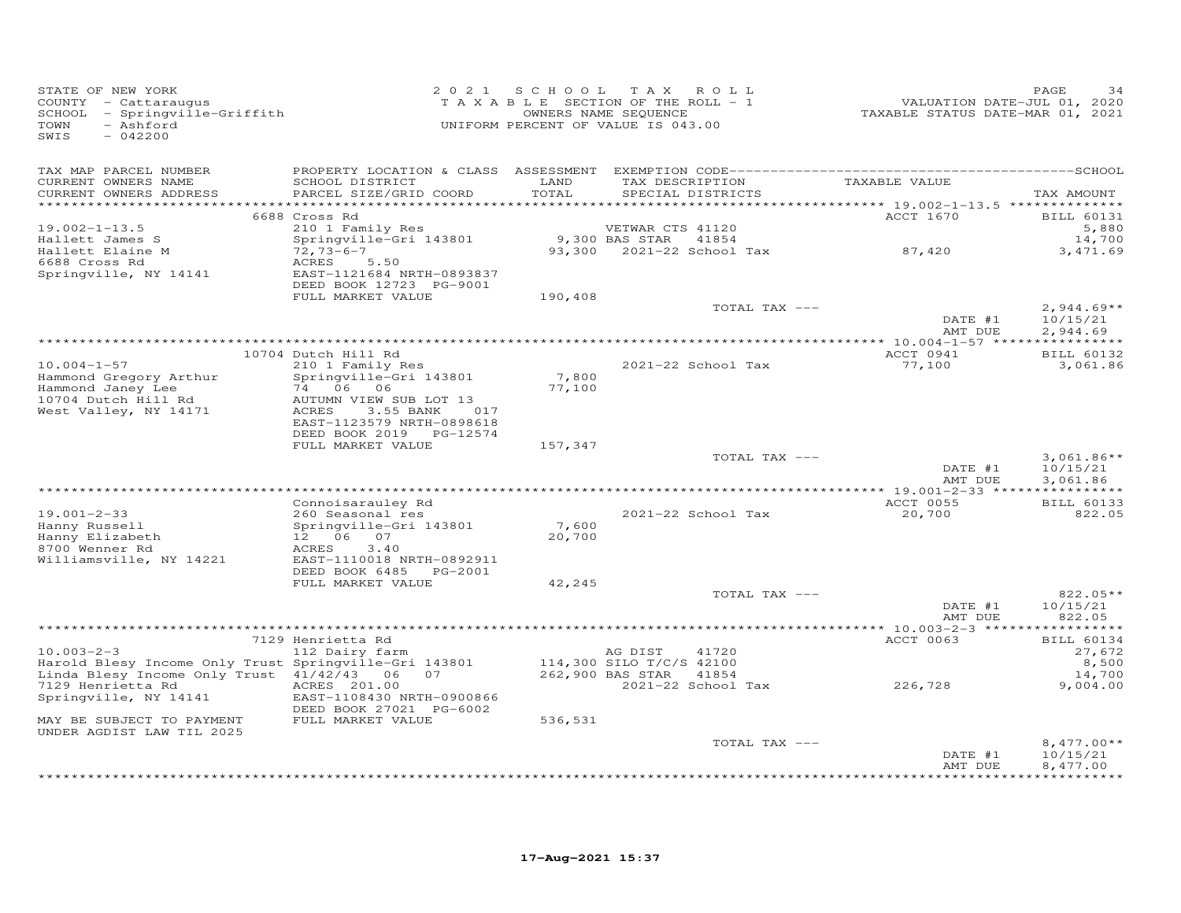STATE OF NEW YORK
COUNTY - Cattaraugus
SCHOOL - Springville-Griffith
TOWN - Ashford
SWIS - 042200

2021 SCHOOL TAX ROLL
TAXABLE SECTION OF THE ROLL - 1
OWNERS NAME SEQUENCE
UNIFORM PERCENT OF VALUE IS 043.00

VALUATION DATE-JUL 01, 2020
TAXABLE STATUS DATE-MAR 01, 2021

| TAX MAP PARCEL NUMBER / CURRENT OWNERS NAME / CURRENT OWNERS ADDRESS | PROPERTY LOCATION & CLASS / SCHOOL DISTRICT / PARCEL SIZE/GRID COORD | ASSESSMENT LAND / TOTAL | EXEMPTION CODE / TAX DESCRIPTION / SPECIAL DISTRICTS | TAXABLE VALUE | TAX AMOUNT |
|---|---|---|---|---|---|
| | 6688 Cross Rd | | | ACCT 1670 | BILL 60131 |
| 19.002-1-13.5 | 210 1 Family Res | | VETWAR CTS 41120 | | 5,880 |
| Hallett James S | Springville-Gri 143801 | 9,300 | BAS STAR 41854 | | 14,700 |
| Hallett Elaine M | 72,73-6-7 | 93,300 | 2021-22 School Tax | 87,420 | 3,471.69 |
| 6688 Cross Rd | ACRES 5.50 | | | | |
| Springville, NY 14141 | EAST-1121684 NRTH-0893837 | | | | |
| | DEED BOOK 12723 PG-9001 | | | | |
| | FULL MARKET VALUE | 190,408 | | | |
| | | | TOTAL TAX --- | | 2,944.69** |
| | | | | DATE #1 | 10/15/21 |
| | | | | AMT DUE | 2,944.69 |
| | 10704 Dutch Hill Rd | | | ACCT 0941 | BILL 60132 |
| 10.004-1-57 | 210 1 Family Res | | 2021-22 School Tax | 77,100 | 3,061.86 |
| Hammond Gregory Arthur | Springville-Gri 143801 | 7,800 | | | |
| Hammond Janey Lee | 74 06 06 | 77,100 | | | |
| 10704 Dutch Hill Rd | AUTUMN VIEW SUB LOT 13 | | | | |
| West Valley, NY 14171 | ACRES 3.55 BANK 017 | | | | |
| | EAST-1123579 NRTH-0898618 | | | | |
| | DEED BOOK 2019 PG-12574 | | | | |
| | FULL MARKET VALUE | 157,347 | | | |
| | | | TOTAL TAX --- | | 3,061.86** |
| | | | | DATE #1 | 10/15/21 |
| | | | | AMT DUE | 3,061.86 |
| | Connoisarauley Rd | | | ACCT 0055 | BILL 60133 |
| 19.001-2-33 | 260 Seasonal res | | 2021-22 School Tax | 20,700 | 822.05 |
| Hanny Russell | Springville-Gri 143801 | 7,600 | | | |
| Hanny Elizabeth | 12 06 07 | 20,700 | | | |
| 8700 Wenner Rd | ACRES 3.40 | | | | |
| Williamsville, NY 14221 | EAST-1110018 NRTH-0892911 | | | | |
| | DEED BOOK 6485 PG-2001 | | | | |
| | FULL MARKET VALUE | 42,245 | | | |
| | | | TOTAL TAX --- | | 822.05** |
| | | | | DATE #1 | 10/15/21 |
| | | | | AMT DUE | 822.05 |
| | 7129 Henrietta Rd | | | ACCT 0063 | BILL 60134 |
| 10.003-2-3 | 112 Dairy farm | | AG DIST 41720 | | 27,672 |
| Harold Blesy Income Only Trust | Springville-Gri 143801 | 114,300 | SILO T/C/S 42100 | | 8,500 |
| Linda Blesy Income Only Trust | 41/42/43 06 07 | 262,900 | BAS STAR 41854 | | 14,700 |
| 7129 Henrietta Rd | ACRES 201.00 | | 2021-22 School Tax | 226,728 | 9,004.00 |
| Springville, NY 14141 | EAST-1108430 NRTH-0900866 | | | | |
| | DEED BOOK 27021 PG-6002 | | | | |
| MAY BE SUBJECT TO PAYMENT | FULL MARKET VALUE | 536,531 | | | |
| UNDER AGDIST LAW TIL 2025 | | | | | |
| | | | TOTAL TAX --- | | 8,477.00** |
| | | | | DATE #1 | 10/15/21 |
| | | | | AMT DUE | 8,477.00 |

17-Aug-2021 15:37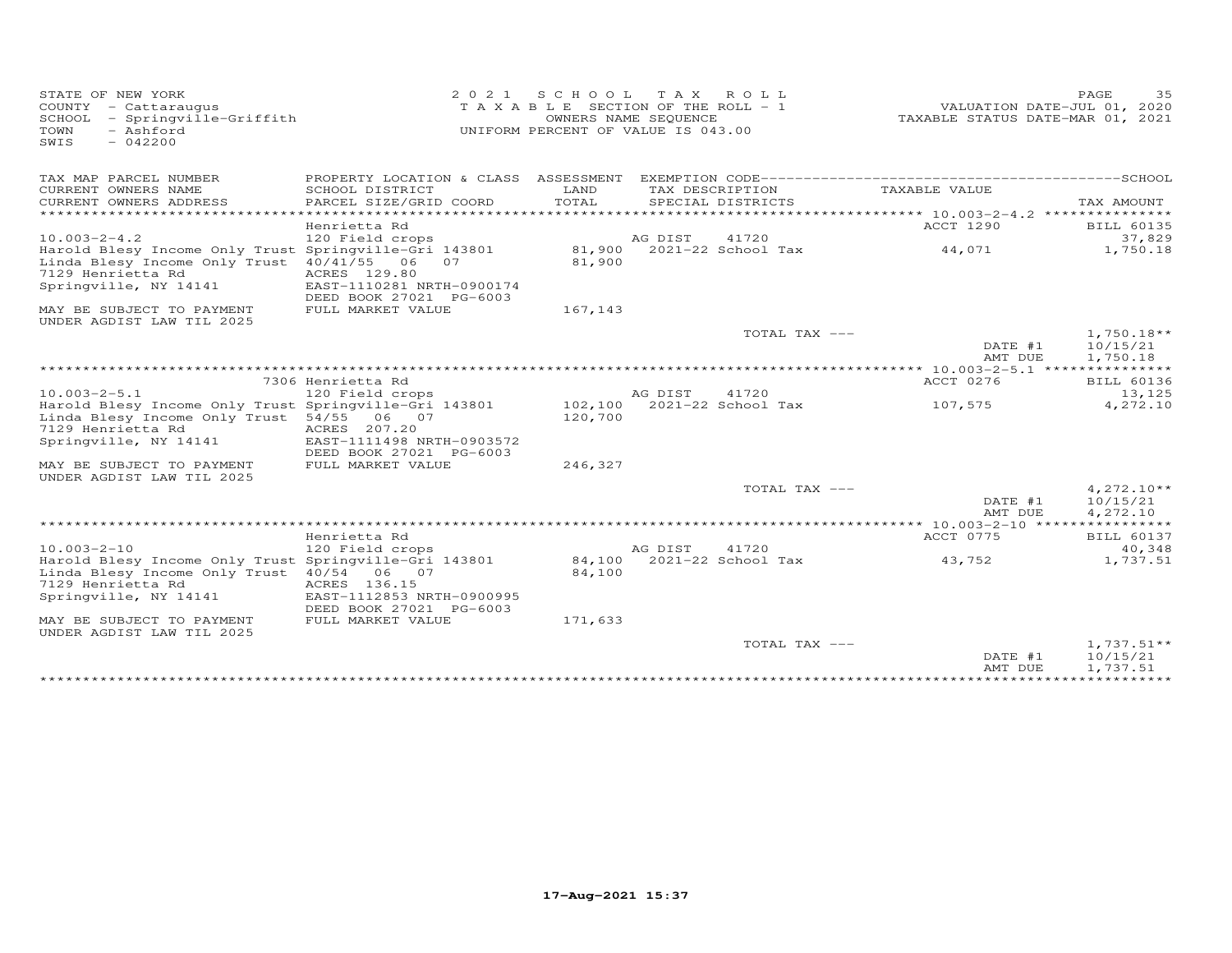STATE OF NEW YORK
COUNTY - Cattaraugus
SCHOOL - Springville-Griffith
TOWN - Ashford
SWIS - 042200

2021 SCHOOL TAX ROLL
TAXABLE SECTION OF THE ROLL - 1
OWNERS NAME SEQUENCE
UNIFORM PERCENT OF VALUE IS 043.00

VALUATION DATE-JUL 01, 2020
TAXABLE STATUS DATE-MAR 01, 2021

| TAX MAP PARCEL NUMBER / CURRENT OWNERS NAME / CURRENT OWNERS ADDRESS | PROPERTY LOCATION & CLASS / SCHOOL DISTRICT / PARCEL SIZE/GRID COORD | ASSESSMENT LAND / TOTAL | EXEMPTION CODE / TAX DESCRIPTION / SPECIAL DISTRICTS | TAXABLE VALUE | TAX AMOUNT |
|---|---|---|---|---|---|
| 10.003-2-4.2 | Henrietta Rd | | | ACCT 1290 | BILL 60135 |
| | 120 Field crops | | AG DIST 41720 | | 37,829 |
| Harold Blesy Income Only Trust | Springville-Gri 143801 | 81,900 | 2021-22 School Tax | 44,071 | 1,750.18 |
| Linda Blesy Income Only Trust | 40/41/55 06 07 | 81,900 | | | |
| 7129 Henrietta Rd | ACRES 129.80 | | | | |
| Springville, NY 14141 | EAST-1110281 NRTH-0900174 | | | | |
| | DEED BOOK 27021 PG-6003 | | | | |
| MAY BE SUBJECT TO PAYMENT UNDER AGDIST LAW TIL 2025 | FULL MARKET VALUE | 167,143 | | | |
| | | | TOTAL TAX --- | | 1,750.18** |
| | | | | DATE #1 | 10/15/21 |
| | | | | AMT DUE | 1,750.18 |
| 10.003-2-5.1 | 7306 Henrietta Rd | | | ACCT 0276 | BILL 60136 |
| | 120 Field crops | | AG DIST 41720 | | 13,125 |
| Harold Blesy Income Only Trust | Springville-Gri 143801 | 102,100 | 2021-22 School Tax | 107,575 | 4,272.10 |
| Linda Blesy Income Only Trust | 54/55 06 07 | 120,700 | | | |
| 7129 Henrietta Rd | ACRES 207.20 | | | | |
| Springville, NY 14141 | EAST-1111498 NRTH-0903572 | | | | |
| | DEED BOOK 27021 PG-6003 | | | | |
| MAY BE SUBJECT TO PAYMENT UNDER AGDIST LAW TIL 2025 | FULL MARKET VALUE | 246,327 | | | |
| | | | TOTAL TAX --- | | 4,272.10** |
| | | | | DATE #1 | 10/15/21 |
| | | | | AMT DUE | 4,272.10 |
| 10.003-2-10 | Henrietta Rd | | | ACCT 0775 | BILL 60137 |
| | 120 Field crops | | AG DIST 41720 | | 40,348 |
| Harold Blesy Income Only Trust | Springville-Gri 143801 | 84,100 | 2021-22 School Tax | 43,752 | 1,737.51 |
| Linda Blesy Income Only Trust | 40/54 06 07 | 84,100 | | | |
| 7129 Henrietta Rd | ACRES 136.15 | | | | |
| Springville, NY 14141 | EAST-1112853 NRTH-0900995 | | | | |
| | DEED BOOK 27021 PG-6003 | | | | |
| MAY BE SUBJECT TO PAYMENT UNDER AGDIST LAW TIL 2025 | FULL MARKET VALUE | 171,633 | | | |
| | | | TOTAL TAX --- | | 1,737.51** |
| | | | | DATE #1 | 10/15/21 |
| | | | | AMT DUE | 1,737.51 |

17-Aug-2021 15:37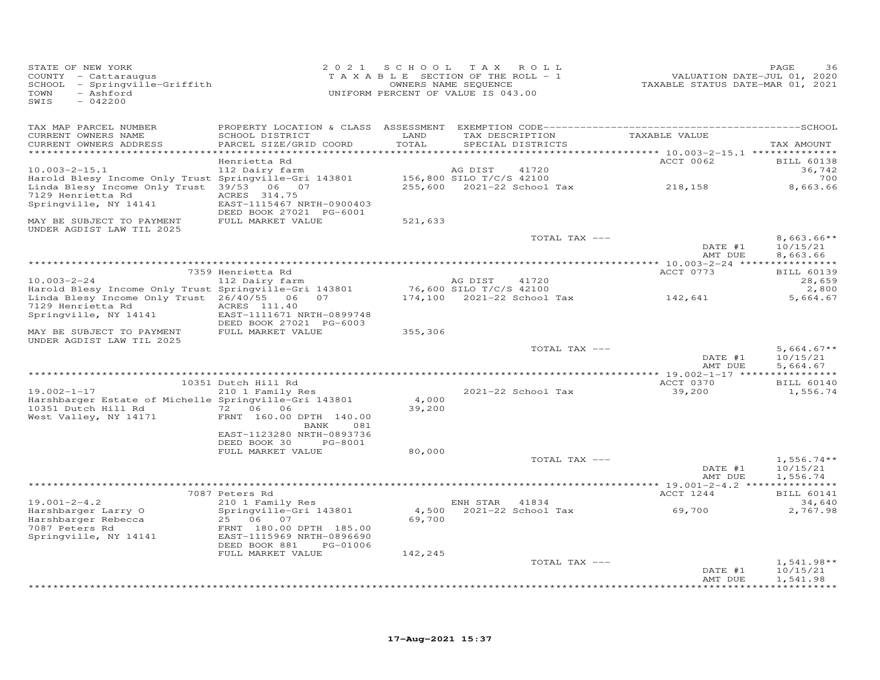STATE OF NEW YORK
COUNTY - Cattaraugus
SCHOOL - Springville-Griffith
TOWN - Ashford
SWIS - 042200

2021 SCHOOL TAX ROLL
TAXABLE SECTION OF THE ROLL - 1
OWNERS NAME SEQUENCE
UNIFORM PERCENT OF VALUE IS 043.00

VALUATION DATE-JUL 01, 2020
TAXABLE STATUS DATE-MAR 01, 2021

| TAX MAP PARCEL NUMBER / CURRENT OWNERS NAME / CURRENT OWNERS ADDRESS | PROPERTY LOCATION & CLASS / SCHOOL DISTRICT / PARCEL SIZE/GRID COORD | ASSESSMENT LAND / TOTAL | EXEMPTION CODE / TAX DESCRIPTION / SPECIAL DISTRICTS | TAXABLE VALUE | SCHOOL TAX AMOUNT |
|---|---|---|---|---|---|
| | Henrietta Rd | | | ACCT 0062 | BILL 60138 |
| 10.003-2-15.1 | 112 Dairy farm | | AG DIST 41720 | | 36,742 |
| Harold Blesy Income Only Trust | Springville-Gri 143801 | 156,800 | SILO T/C/S 42100 | | 700 |
| Linda Blesy Income Only Trust | 39/53 06 07 | 255,600 | 2021-22 School Tax | 218,158 | 8,663.66 |
| 7129 Henrietta Rd | ACRES 314.75 | | | | |
| Springville, NY 14141 | EAST-1115467 NRTH-0900403 | | | | |
| | DEED BOOK 27021 PG-6001 | | | | |
| MAY BE SUBJECT TO PAYMENT | FULL MARKET VALUE | 521,633 | | | |
| UNDER AGDIST LAW TIL 2025 | | | | | |
| | | | TOTAL TAX --- | | 8,663.66** |
| | | | | DATE #1 | 10/15/21 |
| | | | | AMT DUE | 8,663.66 |
| | 7359 Henrietta Rd | | | ACCT 0773 | BILL 60139 |
| 10.003-2-24 | 112 Dairy farm | | AG DIST 41720 | | 28,659 |
| Harold Blesy Income Only Trust | Springville-Gri 143801 | 76,600 | SILO T/C/S 42100 | | 2,800 |
| Linda Blesy Income Only Trust | 26/40/55 06 07 | 174,100 | 2021-22 School Tax | 142,641 | 5,664.67 |
| 7129 Henrietta Rd | ACRES 111.40 | | | | |
| Springville, NY 14141 | EAST-1111671 NRTH-0899748 | | | | |
| | DEED BOOK 27021 PG-6003 | | | | |
| MAY BE SUBJECT TO PAYMENT | FULL MARKET VALUE | 355,306 | | | |
| UNDER AGDIST LAW TIL 2025 | | | | | |
| | | | TOTAL TAX --- | | 5,664.67** |
| | | | | DATE #1 | 10/15/21 |
| | | | | AMT DUE | 5,664.67 |
| | 10351 Dutch Hill Rd | | | ACCT 0370 | BILL 60140 |
| 19.002-1-17 | 210 1 Family Res | | 2021-22 School Tax | 39,200 | 1,556.74 |
| Harshbarger Estate of Michelle | Springville-Gri 143801 | 4,000 | | | |
| 10351 Dutch Hill Rd | 72 06 06 | 39,200 | | | |
| West Valley, NY 14171 | FRNT 160.00 DPTH 140.00 | | | | |
| | BANK 081 | | | | |
| | EAST-1123280 NRTH-0893736 | | | | |
| | DEED BOOK 30 PG-8001 | | | | |
| | FULL MARKET VALUE | 80,000 | | | |
| | | | TOTAL TAX --- | | 1,556.74** |
| | | | | DATE #1 | 10/15/21 |
| | | | | AMT DUE | 1,556.74 |
| | 7087 Peters Rd | | | ACCT 1244 | BILL 60141 |
| 19.001-2-4.2 | 210 1 Family Res | | ENH STAR 41834 | | 34,640 |
| Harshbarger Larry O | Springville-Gri 143801 | 4,500 | 2021-22 School Tax | 69,700 | 2,767.98 |
| Harshbarger Rebecca | 25 06 07 | 69,700 | | | |
| 7087 Peters Rd | FRNT 180.00 DPTH 185.00 | | | | |
| Springville, NY 14141 | EAST-1115969 NRTH-0896690 | | | | |
| | DEED BOOK 881 PG-01006 | | | | |
| | FULL MARKET VALUE | 142,245 | | | |
| | | | TOTAL TAX --- | | 1,541.98** |
| | | | | DATE #1 | 10/15/21 |
| | | | | AMT DUE | 1,541.98 |

17-Aug-2021 15:37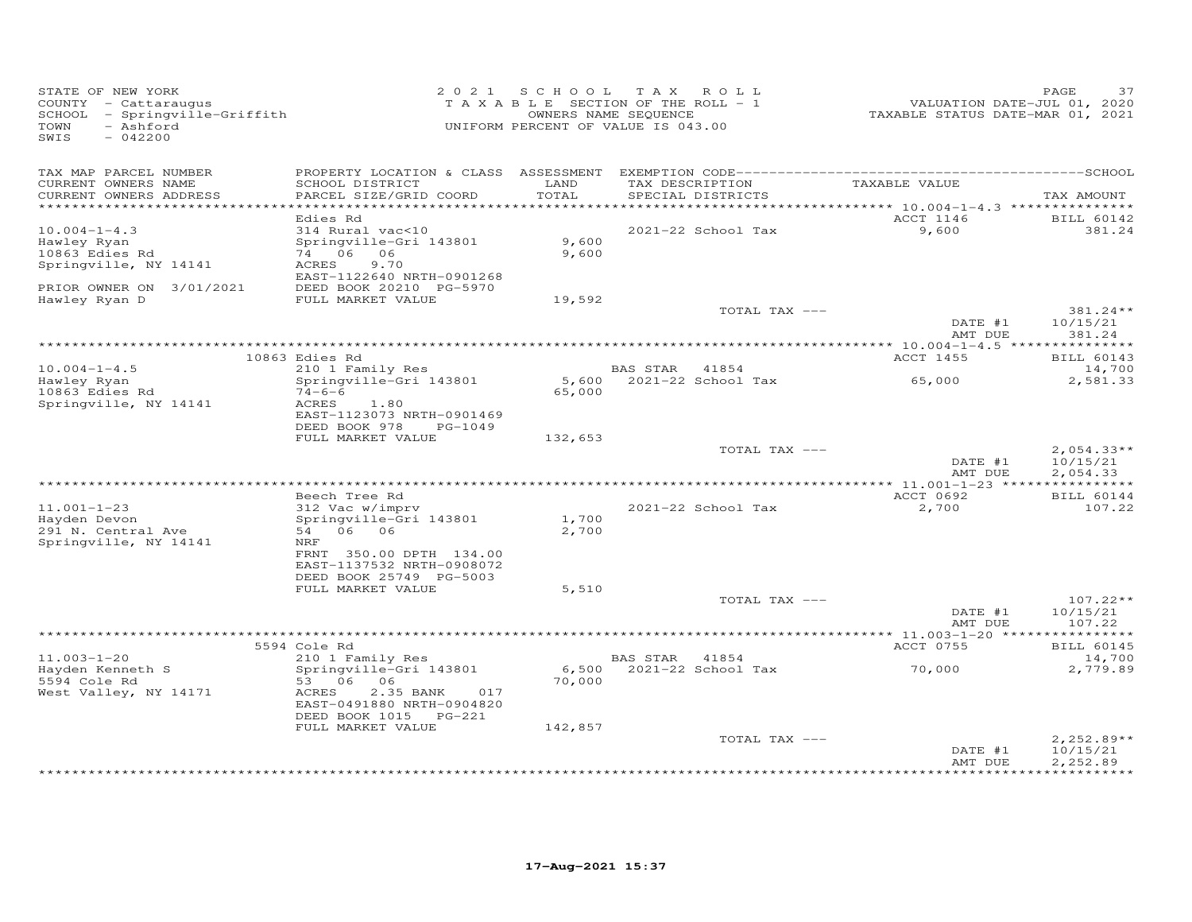STATE OF NEW YORK
COUNTY - Cattaraugus
SCHOOL - Springville-Griffith
TOWN - Ashford
SWIS - 042200

2021 SCHOOL TAX ROLL
TAXABLE SECTION OF THE ROLL - 1
OWNERS NAME SEQUENCE
UNIFORM PERCENT OF VALUE IS 043.00

VALUATION DATE-JUL 01, 2020
TAXABLE STATUS DATE-MAR 01, 2021

| TAX MAP PARCEL NUMBER / CURRENT OWNERS NAME / CURRENT OWNERS ADDRESS | PROPERTY LOCATION & CLASS / SCHOOL DISTRICT / PARCEL SIZE/GRID COORD | ASSESSMENT LAND / TOTAL | EXEMPTION CODE / TAX DESCRIPTION / SPECIAL DISTRICTS | TAXABLE VALUE | TAX AMOUNT |
|---|---|---|---|---|---|
| 10.004-1-4.3 | Edies Rd | | | ACCT 1146 | BILL 60142 |
| Hawley Ryan | 314 Rural vac<10 | | 2021-22 School Tax | 9,600 | 381.24 |
| 10863 Edies Rd | Springville-Gri 143801 | 9,600 | | | |
| Springville, NY 14141 | 74 06 06 | 9,600 | | | |
| | ACRES 9.70 | | | | |
| | EAST-1122640 NRTH-0901268 | | | | |
| PRIOR OWNER ON 3/01/2021 | DEED BOOK 20210 PG-5970 | | | | |
| Hawley Ryan D | FULL MARKET VALUE | 19,592 | | | |
| | | | TOTAL TAX --- | | 381.24** |
| | | | | DATE #1 | 10/15/21 |
| | | | | AMT DUE | 381.24 |
| 10.004-1-4.5 | 10863 Edies Rd | | | ACCT 1455 | BILL 60143 |
| Hawley Ryan | 210 1 Family Res | | BAS STAR 41854 | | 14,700 |
| 10863 Edies Rd | Springville-Gri 143801 | 5,600 | 2021-22 School Tax | 65,000 | 2,581.33 |
| Springville, NY 14141 | 74-6-6 | 65,000 | | | |
| | ACRES 1.80 | | | | |
| | EAST-1123073 NRTH-0901469 | | | | |
| | DEED BOOK 978 PG-1049 | | | | |
| | FULL MARKET VALUE | 132,653 | | | |
| | | | TOTAL TAX --- | | 2,054.33** |
| | | | | DATE #1 | 10/15/21 |
| | | | | AMT DUE | 2,054.33 |
| 11.001-1-23 | Beech Tree Rd | | | ACCT 0692 | BILL 60144 |
| Hayden Devon | 312 Vac w/imprv | | 2021-22 School Tax | 2,700 | 107.22 |
| 291 N. Central Ave | Springville-Gri 143801 | 1,700 | | | |
| Springville, NY 14141 | 54 06 06 | 2,700 | | | |
| | NRF | | | | |
| | FRNT 350.00 DPTH 134.00 | | | | |
| | EAST-1137532 NRTH-0908072 | | | | |
| | DEED BOOK 25749 PG-5003 | | | | |
| | FULL MARKET VALUE | 5,510 | | | |
| | | | TOTAL TAX --- | | 107.22** |
| | | | | DATE #1 | 10/15/21 |
| | | | | AMT DUE | 107.22 |
| 11.003-1-20 | 5594 Cole Rd | | | ACCT 0755 | BILL 60145 |
| Hayden Kenneth S | 210 1 Family Res | | BAS STAR 41854 | | 14,700 |
| 5594 Cole Rd | Springville-Gri 143801 | 6,500 | 2021-22 School Tax | 70,000 | 2,779.89 |
| West Valley, NY 14171 | 53 06 06 | 70,000 | | | |
| | ACRES 2.35 BANK 017 | | | | |
| | EAST-0491880 NRTH-0904820 | | | | |
| | DEED BOOK 1015 PG-221 | | | | |
| | FULL MARKET VALUE | 142,857 | | | |
| | | | TOTAL TAX --- | | 2,252.89** |
| | | | | DATE #1 | 10/15/21 |
| | | | | AMT DUE | 2,252.89 |

17-Aug-2021 15:37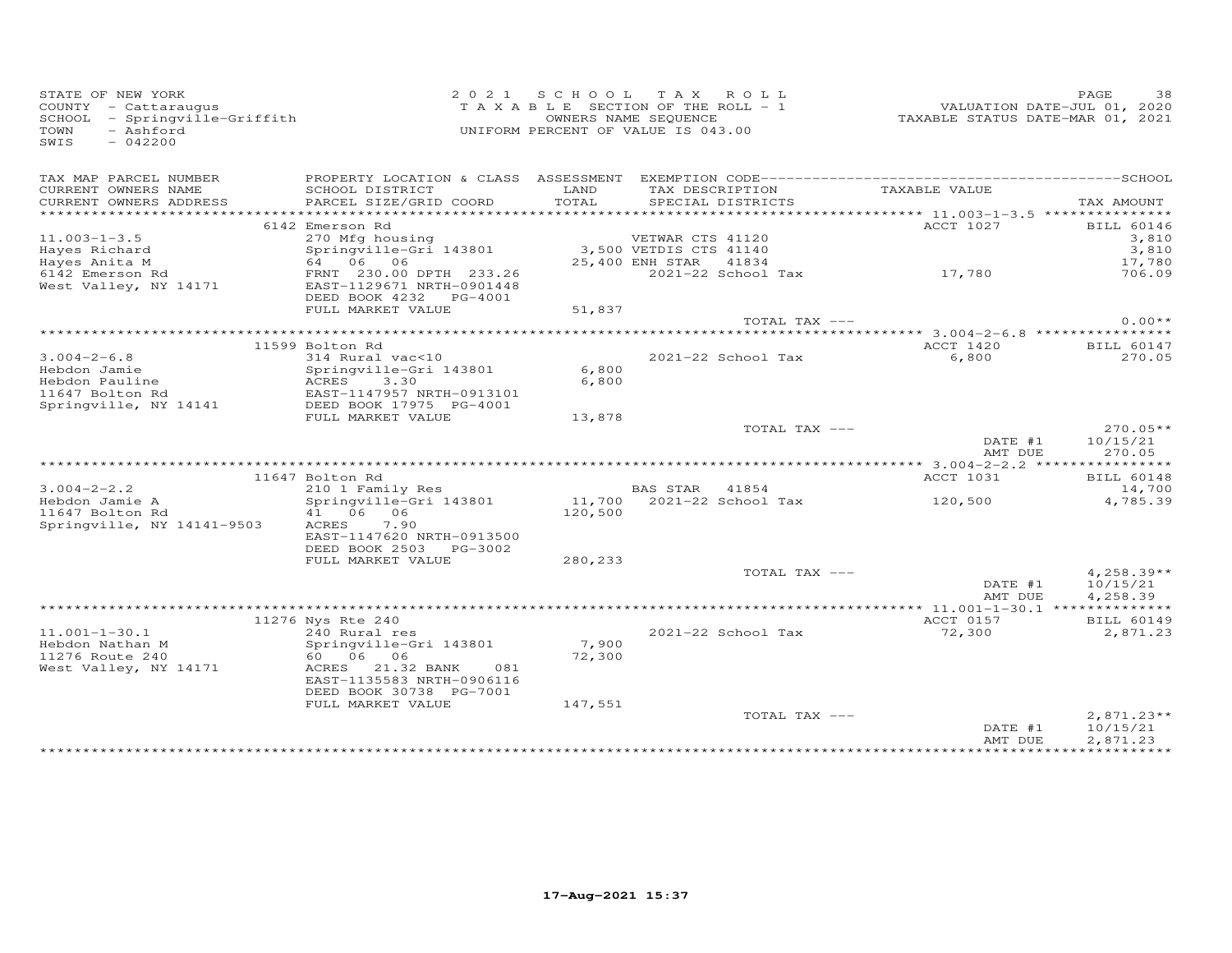STATE OF NEW YORK
COUNTY - Cattaraugus
SCHOOL - Springville-Griffith
TOWN - Ashford
SWIS - 042200

2021 SCHOOL TAX ROLL
TAXABLE SECTION OF THE ROLL - 1
OWNERS NAME SEQUENCE
UNIFORM PERCENT OF VALUE IS 043.00

VALUATION DATE-JUL 01, 2020
TAXABLE STATUS DATE-MAR 01, 2021

| TAX MAP PARCEL NUMBER / CURRENT OWNERS NAME / CURRENT OWNERS ADDRESS | PROPERTY LOCATION & CLASS / SCHOOL DISTRICT / PARCEL SIZE/GRID COORD | ASSESSMENT LAND / TOTAL | EXEMPTION CODE / TAX DESCRIPTION / SPECIAL DISTRICTS | TAXABLE VALUE | TAX AMOUNT |
|---|---|---|---|---|---|
| 11.003-1-3.5 | 6142 Emerson Rd | | | ACCT 1027 | BILL 60146 |
| Hayes Richard | 270 Mfg housing | | VETWAR CTS 41120 | | 3,810 |
| Hayes Anita M | Springville-Gri 143801 | 3,500 | VETDIS CTS 41140 | | 3,810 |
| 6142 Emerson Rd | 64 06 06 | 25,400 | ENH STAR 41834 | | 17,780 |
| West Valley, NY 14171 | FRNT 230.00 DPTH 233.26 | | 2021-22 School Tax | 17,780 | 706.09 |
| | EAST-1129671 NRTH-0901448 | | | | |
| | DEED BOOK 4232 PG-4001 | | | | |
| | FULL MARKET VALUE | 51,837 | | | |
| | | | TOTAL TAX --- | | 0.00** |
| 3.004-2-6.8 | 11599 Bolton Rd | | | ACCT 1420 | BILL 60147 |
| Hebdon Jamie | 314 Rural vac<10 | | 2021-22 School Tax | 6,800 | 270.05 |
| Hebdon Pauline | Springville-Gri 143801 | 6,800 | | | |
| 11647 Bolton Rd | ACRES 3.30 | 6,800 | | | |
| Springville, NY 14141 | EAST-1147957 NRTH-0913101 | | | | |
| | DEED BOOK 17975 PG-4001 | | | | |
| | FULL MARKET VALUE | 13,878 | | | |
| | | | TOTAL TAX --- | | 270.05** |
| | | | | DATE #1 | 10/15/21 |
| | | | | AMT DUE | 270.05 |
| 3.004-2-2.2 | 11647 Bolton Rd | | | ACCT 1031 | BILL 60148 |
| Hebdon Jamie A | 210 1 Family Res | | BAS STAR 41854 | | 14,700 |
| 11647 Bolton Rd | Springville-Gri 143801 | 11,700 | 2021-22 School Tax | 120,500 | 4,785.39 |
| Springville, NY 14141-9503 | 41 06 06 | 120,500 | | | |
| | ACRES 7.90 | | | | |
| | EAST-1147620 NRTH-0913500 | | | | |
| | DEED BOOK 2503 PG-3002 | | | | |
| | FULL MARKET VALUE | 280,233 | | | |
| | | | TOTAL TAX --- | | 4,258.39** |
| | | | | DATE #1 | 10/15/21 |
| | | | | AMT DUE | 4,258.39 |
| 11.001-1-30.1 | 11276 Nys Rte 240 | | | ACCT 0157 | BILL 60149 |
| Hebdon Nathan M | 240 Rural res | | 2021-22 School Tax | 72,300 | 2,871.23 |
| 11276 Route 240 | Springville-Gri 143801 | 7,900 | | | |
| West Valley, NY 14171 | 60 06 06 | 72,300 | | | |
| | ACRES 21.32 BANK 081 | | | | |
| | EAST-1135583 NRTH-0906116 | | | | |
| | DEED BOOK 30738 PG-7001 | | | | |
| | FULL MARKET VALUE | 147,551 | | | |
| | | | TOTAL TAX --- | | 2,871.23** |
| | | | | DATE #1 | 10/15/21 |
| | | | | AMT DUE | 2,871.23 |

17-Aug-2021 15:37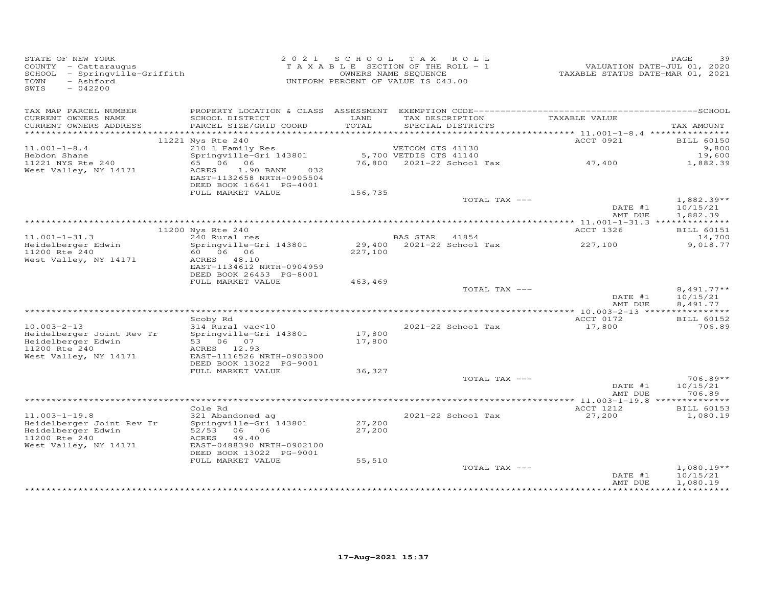STATE OF NEW YORK
COUNTY - Cattaraugus
SCHOOL - Springville-Griffith
TOWN - Ashford
SWIS - 042200

2021 SCHOOL TAX ROLL
TAXABLE SECTION OF THE ROLL - 1
OWNERS NAME SEQUENCE
UNIFORM PERCENT OF VALUE IS 043.00

VALUATION DATE-JUL 01, 2020
TAXABLE STATUS DATE-MAR 01, 2021

| TAX MAP PARCEL NUMBER / CURRENT OWNERS NAME / CURRENT OWNERS ADDRESS | PROPERTY LOCATION & CLASS / SCHOOL DISTRICT / PARCEL SIZE/GRID COORD | ASSESSMENT LAND / TOTAL | EXEMPTION CODE / TAX DESCRIPTION / SPECIAL DISTRICTS | TAXABLE VALUE | TAX AMOUNT |
|---|---|---|---|---|---|
| 11.001-1-8.4 | 11221 Nys Rte 240 | | | ACCT 0921 | BILL 60150 |
| Hebdon Shane | 210 1 Family Res | | VETCOM CTS 41130 | | 9,800 |
| 11221 NYS Rte 240 | Springville-Gri 143801 | 5,700 | VETDIS CTS 41140 | | 19,600 |
| West Valley, NY 14171 | 65 06 06 | 76,800 | 2021-22 School Tax | 47,400 | 1,882.39 |
| | ACRES 1.90 BANK 032 | | | | |
| | EAST-1132658 NRTH-0905504 | | | | |
| | DEED BOOK 16641 PG-4001 | | | | |
| | FULL MARKET VALUE | 156,735 | | | |
| | | | TOTAL TAX --- | | 1,882.39** |
| | | | | DATE #1 | 10/15/21 |
| | | | | AMT DUE | 1,882.39 |
| 11.001-1-31.3 | 11200 Nys Rte 240 | | | ACCT 1326 | BILL 60151 |
| Heidelberger Edwin | 240 Rural res | | BAS STAR 41854 | | 14,700 |
| 11200 Rte 240 | Springville-Gri 143801 | 29,400 | 2021-22 School Tax | 227,100 | 9,018.77 |
| West Valley, NY 14171 | 60 06 06 | 227,100 | | | |
| | ACRES 48.10 | | | | |
| | EAST-1134612 NRTH-0904959 | | | | |
| | DEED BOOK 26453 PG-8001 | | | | |
| | FULL MARKET VALUE | 463,469 | | | |
| | | | TOTAL TAX --- | | 8,491.77** |
| | | | | DATE #1 | 10/15/21 |
| | | | | AMT DUE | 8,491.77 |
| 10.003-2-13 | Scoby Rd | | | ACCT 0172 | BILL 60152 |
| Heidelberger Joint Rev Tr | 314 Rural vac<10 | | 2021-22 School Tax | 17,800 | 706.89 |
| Heidelberger Edwin | Springville-Gri 143801 | 17,800 | | | |
| 11200 Rte 240 | 53 06 07 | 17,800 | | | |
| West Valley, NY 14171 | ACRES 12.93 | | | | |
| | EAST-1116526 NRTH-0903900 | | | | |
| | DEED BOOK 13022 PG-9001 | | | | |
| | FULL MARKET VALUE | 36,327 | | | |
| | | | TOTAL TAX --- | | 706.89** |
| | | | | DATE #1 | 10/15/21 |
| | | | | AMT DUE | 706.89 |
| 11.003-1-19.8 | Cole Rd | | | ACCT 1212 | BILL 60153 |
| Heidelberger Joint Rev Tr | 321 Abandoned ag | | 2021-22 School Tax | 27,200 | 1,080.19 |
| Heidelberger Edwin | Springville-Gri 143801 | 27,200 | | | |
| 11200 Rte 240 | 52/53 06 06 | 27,200 | | | |
| West Valley, NY 14171 | ACRES 49.40 | | | | |
| | EAST-0488390 NRTH-0902100 | | | | |
| | DEED BOOK 13022 PG-9001 | | | | |
| | FULL MARKET VALUE | 55,510 | | | |
| | | | TOTAL TAX --- | | 1,080.19** |
| | | | | DATE #1 | 10/15/21 |
| | | | | AMT DUE | 1,080.19 |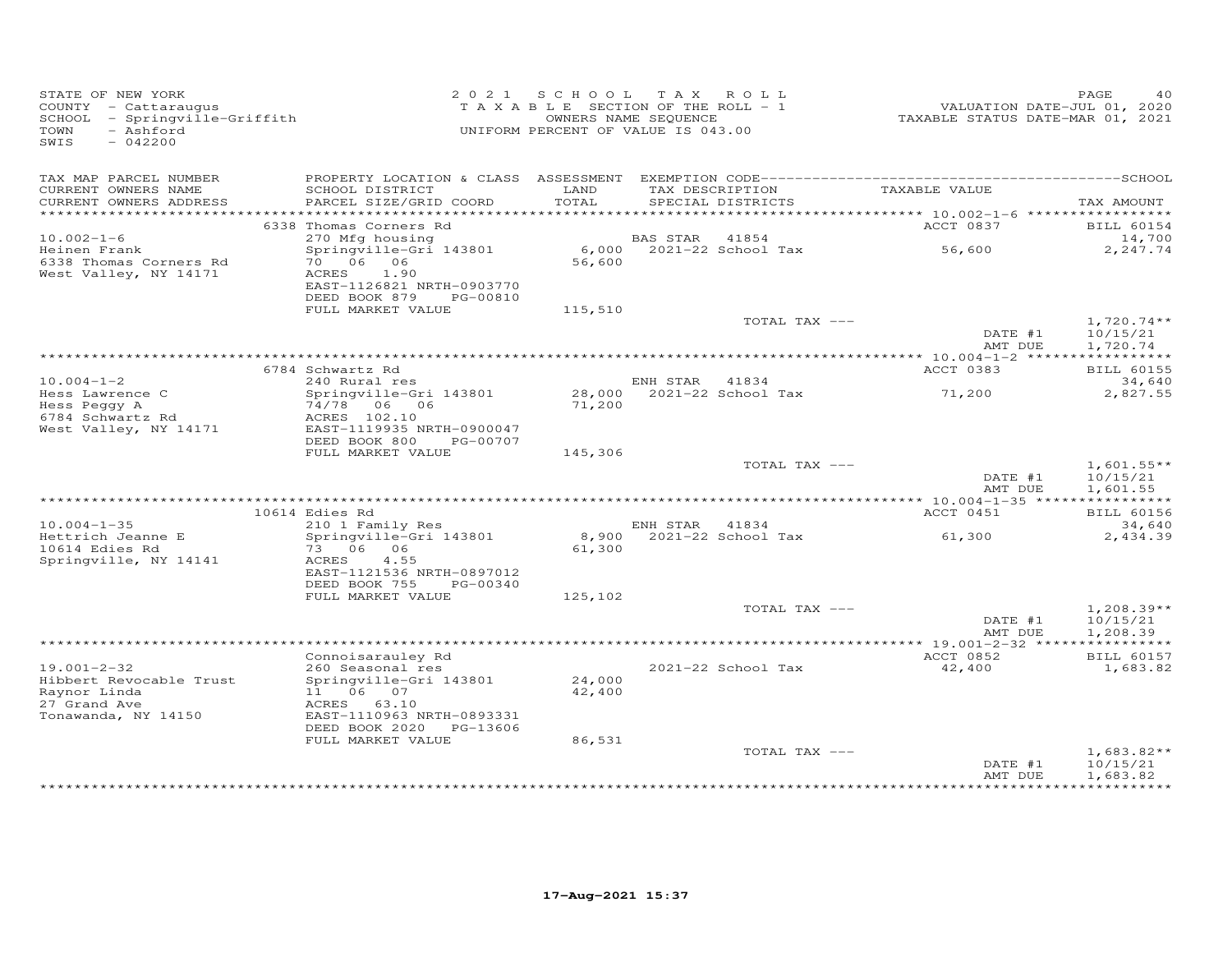STATE OF NEW YORK
COUNTY - Cattaraugus
SCHOOL - Springville-Griffith
TOWN - Ashford
SWIS - 042200

2021 SCHOOL TAX ROLL
TAXABLE SECTION OF THE ROLL - 1
OWNERS NAME SEQUENCE
UNIFORM PERCENT OF VALUE IS 043.00

VALUATION DATE-JUL 01, 2020
TAXABLE STATUS DATE-MAR 01, 2021

| TAX MAP PARCEL NUMBER / CURRENT OWNERS NAME / CURRENT OWNERS ADDRESS | PROPERTY LOCATION & CLASS / SCHOOL DISTRICT / PARCEL SIZE/GRID COORD | ASSESSMENT LAND / TOTAL | EXEMPTION CODE / TAX DESCRIPTION / SPECIAL DISTRICTS | TAXABLE VALUE | TAX AMOUNT |
|---|---|---|---|---|---|
| | 6338 Thomas Corners Rd | | | ACCT 0837 | BILL 60154 |
| 10.002-1-6 | 270 Mfg housing | | BAS STAR 41854 | | 14,700 |
| Heinen Frank | Springville-Gri 143801 | 6,000 | 2021-22 School Tax | 56,600 | 2,247.74 |
| 6338 Thomas Corners Rd | 70 06 06 | 56,600 | | | |
| West Valley, NY 14171 | ACRES 1.90 | | | | |
| | EAST-1126821 NRTH-0903770 | | | | |
| | DEED BOOK 879 PG-00810 | | | | |
| | FULL MARKET VALUE | 115,510 | | | |
| | | | TOTAL TAX --- | | 1,720.74** |
| | | | | DATE #1 | 10/15/21 |
| | | | | AMT DUE | 1,720.74 |
| | 6784 Schwartz Rd | | | ACCT 0383 | BILL 60155 |
| 10.004-1-2 | 240 Rural res | | ENH STAR 41834 | | 34,640 |
| Hess Lawrence C | Springville-Gri 143801 | 28,000 | 2021-22 School Tax | 71,200 | 2,827.55 |
| Hess Peggy A | 74/78 06 06 | 71,200 | | | |
| 6784 Schwartz Rd | ACRES 102.10 | | | | |
| West Valley, NY 14171 | EAST-1119935 NRTH-0900047 | | | | |
| | DEED BOOK 800 PG-00707 | | | | |
| | FULL MARKET VALUE | 145,306 | | | |
| | | | TOTAL TAX --- | | 1,601.55** |
| | | | | DATE #1 | 10/15/21 |
| | | | | AMT DUE | 1,601.55 |
| | 10614 Edies Rd | | | ACCT 0451 | BILL 60156 |
| 10.004-1-35 | 210 1 Family Res | | ENH STAR 41834 | | 34,640 |
| Hettrich Jeanne E | Springville-Gri 143801 | 8,900 | 2021-22 School Tax | 61,300 | 2,434.39 |
| 10614 Edies Rd | 73 06 06 | 61,300 | | | |
| Springville, NY 14141 | ACRES 4.55 | | | | |
| | EAST-1121536 NRTH-0897012 | | | | |
| | DEED BOOK 755 PG-00340 | | | | |
| | FULL MARKET VALUE | 125,102 | | | |
| | | | TOTAL TAX --- | | 1,208.39** |
| | | | | DATE #1 | 10/15/21 |
| | | | | AMT DUE | 1,208.39 |
| | Connoisarauley Rd | | | ACCT 0852 | BILL 60157 |
| 19.001-2-32 | 260 Seasonal res | | 2021-22 School Tax | 42,400 | 1,683.82 |
| Hibbert Revocable Trust | Springville-Gri 143801 | 24,000 | | | |
| Raynor Linda | 11 06 07 | 42,400 | | | |
| 27 Grand Ave | ACRES 63.10 | | | | |
| Tonawanda, NY 14150 | EAST-1110963 NRTH-0893331 | | | | |
| | DEED BOOK 2020 PG-13606 | | | | |
| | FULL MARKET VALUE | 86,531 | | | |
| | | | TOTAL TAX --- | | 1,683.82** |
| | | | | DATE #1 | 10/15/21 |
| | | | | AMT DUE | 1,683.82 |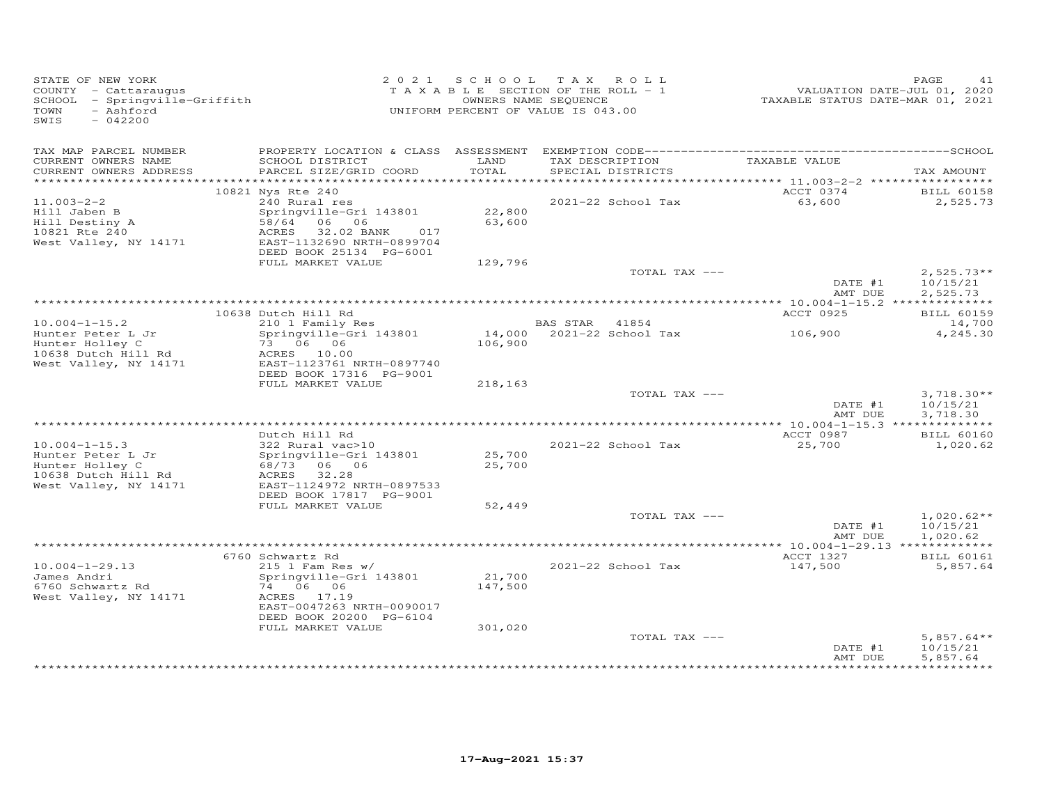STATE OF NEW YORK
COUNTY - Cattaraugus
SCHOOL - Springville-Griffith
TOWN - Ashford
SWIS - 042200

2021 SCHOOL TAX ROLL
TAXABLE SECTION OF THE ROLL - 1
OWNERS NAME SEQUENCE
UNIFORM PERCENT OF VALUE IS 043.00

VALUATION DATE-JUL 01, 2020
TAXABLE STATUS DATE-MAR 01, 2021

| TAX MAP PARCEL NUMBER / CURRENT OWNERS NAME / CURRENT OWNERS ADDRESS | PROPERTY LOCATION & CLASS / SCHOOL DISTRICT / PARCEL SIZE/GRID COORD | ASSESSMENT LAND / TOTAL | EXEMPTION CODE / TAX DESCRIPTION / SPECIAL DISTRICTS | TAXABLE VALUE | SCHOOL TAX AMOUNT |
|---|---|---|---|---|---|
| | 10821 Nys Rte 240 | | | ACCT 0374 | BILL 60158 |
| 11.003-2-2 | 240 Rural res | | 2021-22 School Tax | 63,600 | 2,525.73 |
| Hill Jaben B | Springville-Gri 143801 | 22,800 | | | |
| Hill Destiny A | 58/64 06 06 | 63,600 | | | |
| 10821 Rte 240 | ACRES 32.02 BANK 017 | | | | |
| West Valley, NY 14171 | EAST-1132690 NRTH-0899704 | | | | |
| | DEED BOOK 25134 PG-6001 | | | | |
| | FULL MARKET VALUE | 129,796 | | | |
| | | | TOTAL TAX --- | | 2,525.73** |
| | | | | DATE #1 | 10/15/21 |
| | | | | AMT DUE | 2,525.73 |
| | 10638 Dutch Hill Rd | | | ACCT 0925 | BILL 60159 |
| 10.004-1-15.2 | 210 1 Family Res | | BAS STAR 41854 | | 14,700 |
| Hunter Peter L Jr | Springville-Gri 143801 | 14,000 | 2021-22 School Tax | 106,900 | 4,245.30 |
| Hunter Holley C | 73 06 06 | 106,900 | | | |
| 10638 Dutch Hill Rd | ACRES 10.00 | | | | |
| West Valley, NY 14171 | EAST-1123761 NRTH-0897740 | | | | |
| | DEED BOOK 17316 PG-9001 | | | | |
| | FULL MARKET VALUE | 218,163 | | | |
| | | | TOTAL TAX --- | | 3,718.30** |
| | | | | DATE #1 | 10/15/21 |
| | | | | AMT DUE | 3,718.30 |
| | Dutch Hill Rd | | | ACCT 0987 | BILL 60160 |
| 10.004-1-15.3 | 322 Rural vac>10 | | 2021-22 School Tax | 25,700 | 1,020.62 |
| Hunter Peter L Jr | Springville-Gri 143801 | 25,700 | | | |
| Hunter Holley C | 68/73 06 06 | 25,700 | | | |
| 10638 Dutch Hill Rd | ACRES 32.28 | | | | |
| West Valley, NY 14171 | EAST-1124972 NRTH-0897533 | | | | |
| | DEED BOOK 17817 PG-9001 | | | | |
| | FULL MARKET VALUE | 52,449 | | | |
| | | | TOTAL TAX --- | | 1,020.62** |
| | | | | DATE #1 | 10/15/21 |
| | | | | AMT DUE | 1,020.62 |
| | 6760 Schwartz Rd | | | ACCT 1327 | BILL 60161 |
| 10.004-1-29.13 | 215 1 Fam Res w/ | | 2021-22 School Tax | 147,500 | 5,857.64 |
| James Andri | Springville-Gri 143801 | 21,700 | | | |
| 6760 Schwartz Rd | 74 06 06 | 147,500 | | | |
| West Valley, NY 14171 | ACRES 17.19 | | | | |
| | EAST-0047263 NRTH-0090017 | | | | |
| | DEED BOOK 20200 PG-6104 | | | | |
| | FULL MARKET VALUE | 301,020 | | | |
| | | | TOTAL TAX --- | | 5,857.64** |
| | | | | DATE #1 | 10/15/21 |
| | | | | AMT DUE | 5,857.64 |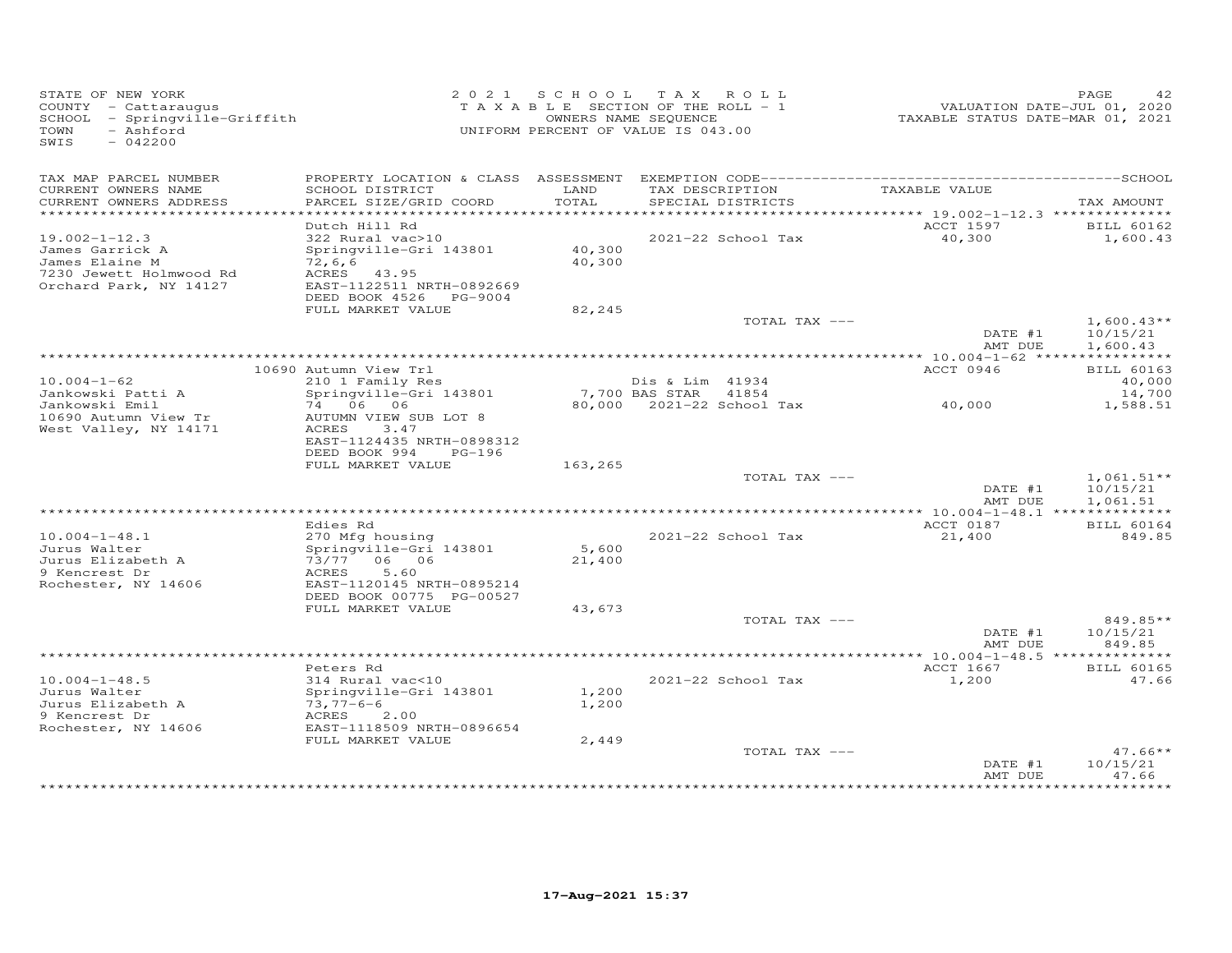STATE OF NEW YORK
COUNTY - Cattaraugus
SCHOOL - Springville-Griffith
TOWN - Ashford
SWIS - 042200

2021 SCHOOL TAX ROLL
TAXABLE SECTION OF THE ROLL - 1
OWNERS NAME SEQUENCE
UNIFORM PERCENT OF VALUE IS 043.00

VALUATION DATE-JUL 01, 2020
TAXABLE STATUS DATE-MAR 01, 2021

| TAX MAP PARCEL NUMBER / CURRENT OWNERS NAME / CURRENT OWNERS ADDRESS | PROPERTY LOCATION & CLASS / SCHOOL DISTRICT / PARCEL SIZE/GRID COORD | ASSESSMENT LAND / TOTAL | EXEMPTION CODE / TAX DESCRIPTION / SPECIAL DISTRICTS | TAXABLE VALUE | TAX AMOUNT |
|---|---|---|---|---|---|
| 19.002-1-12.3 | Dutch Hill Rd | | | ACCT 1597 | BILL 60162 |
| 19.002-1-12.3 | 322 Rural vac>10 | | 2021-22 School Tax | 40,300 | 1,600.43 |
| James Garrick A | Springville-Gri 143801 | 40,300 | | | |
| James Elaine M | 72,6,6 | 40,300 | | | |
| 7230 Jewett Holmwood Rd | ACRES 43.95 | | | | |
| Orchard Park, NY 14127 | EAST-1122511 NRTH-0892669 | | | | |
| | DEED BOOK 4526 PG-9004 | | | | |
| | FULL MARKET VALUE | 82,245 | | | |
| | | | TOTAL TAX --- | | 1,600.43** |
| | | | | DATE #1 | 10/15/21 |
| | | | | AMT DUE | 1,600.43 |
| 10.004-1-62 | 10690 Autumn View Trl | | | ACCT 0946 | BILL 60163 |
| 10.004-1-62 | 210 1 Family Res | | Dis & Lim 41934 | | 40,000 |
| Jankowski Patti A | Springville-Gri 143801 | 7,700 | BAS STAR 41854 | | 14,700 |
| Jankowski Emil | 74 06 06 | 80,000 | 2021-22 School Tax | 40,000 | 1,588.51 |
| 10690 Autumn View Tr | AUTUMN VIEW SUB LOT 8 | | | | |
| West Valley, NY 14171 | ACRES 3.47 | | | | |
| | EAST-1124435 NRTH-0898312 | | | | |
| | DEED BOOK 994 PG-196 | | | | |
| | FULL MARKET VALUE | 163,265 | | | |
| | | | TOTAL TAX --- | | 1,061.51** |
| | | | | DATE #1 | 10/15/21 |
| | | | | AMT DUE | 1,061.51 |
| 10.004-1-48.1 | Edies Rd | | | ACCT 0187 | BILL 60164 |
| 10.004-1-48.1 | 270 Mfg housing | | 2021-22 School Tax | 21,400 | 849.85 |
| Jurus Walter | Springville-Gri 143801 | 5,600 | | | |
| Jurus Elizabeth A | 73/77 06 06 | 21,400 | | | |
| 9 Kencrest Dr | ACRES 5.60 | | | | |
| Rochester, NY 14606 | EAST-1120145 NRTH-0895214 | | | | |
| | DEED BOOK 00775 PG-00527 | | | | |
| | FULL MARKET VALUE | 43,673 | | | |
| | | | TOTAL TAX --- | | 849.85** |
| | | | | DATE #1 | 10/15/21 |
| | | | | AMT DUE | 849.85 |
| 10.004-1-48.5 | Peters Rd | | | ACCT 1667 | BILL 60165 |
| 10.004-1-48.5 | 314 Rural vac<10 | | 2021-22 School Tax | 1,200 | 47.66 |
| Jurus Walter | Springville-Gri 143801 | 1,200 | | | |
| Jurus Elizabeth A | 73,77-6-6 | 1,200 | | | |
| 9 Kencrest Dr | ACRES 2.00 | | | | |
| Rochester, NY 14606 | EAST-1118509 NRTH-0896654 | | | | |
| | FULL MARKET VALUE | 2,449 | | | |
| | | | TOTAL TAX --- | | 47.66** |
| | | | | DATE #1 | 10/15/21 |
| | | | | AMT DUE | 47.66 |

17-Aug-2021 15:37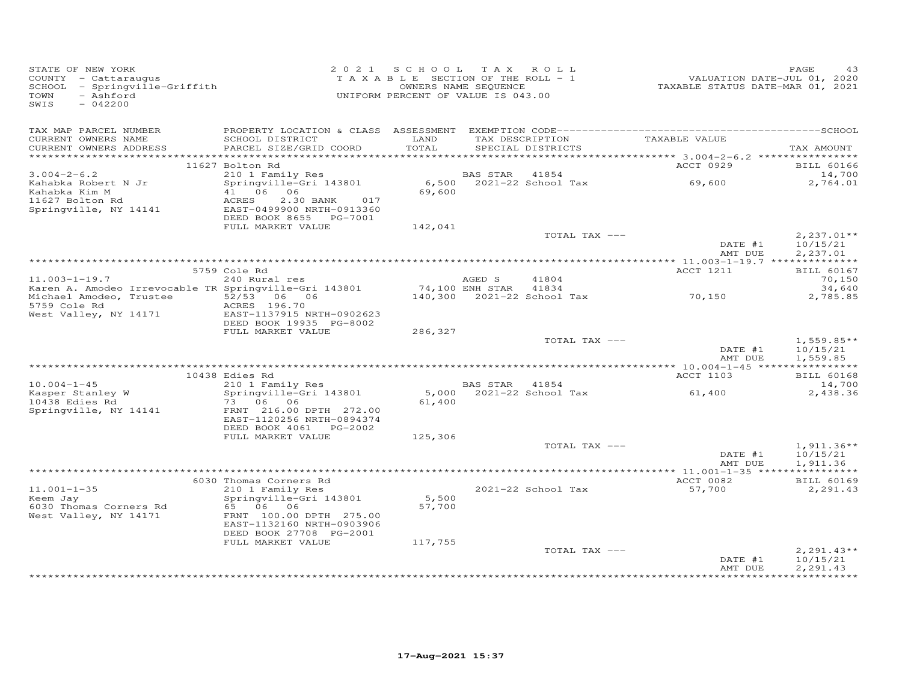STATE OF NEW YORK
COUNTY - Cattaraugus
SCHOOL - Springville-Griffith
TOWN - Ashford
SWIS - 042200

2021 SCHOOL TAX ROLL
TAXABLE SECTION OF THE ROLL - 1
OWNERS NAME SEQUENCE
UNIFORM PERCENT OF VALUE IS 043.00

VALUATION DATE-JUL 01, 2020
TAXABLE STATUS DATE-MAR 01, 2021

| TAX MAP PARCEL NUMBER / CURRENT OWNERS NAME / CURRENT OWNERS ADDRESS | PROPERTY LOCATION & CLASS / SCHOOL DISTRICT / PARCEL SIZE/GRID COORD | ASSESSMENT LAND / TOTAL | EXEMPTION CODE / TAX DESCRIPTION / SPECIAL DISTRICTS | TAXABLE VALUE | TAX AMOUNT |
|---|---|---|---|---|---|
| | 11627 Bolton Rd | | | ACCT 0929 | BILL 60166 |
| 3.004-2-6.2 | 210 1 Family Res | | BAS STAR 41854 | | 14,700 |
| Kahabka Robert N Jr | Springville-Gri 143801 | 6,500 | 2021-22 School Tax | 69,600 | 2,764.01 |
| Kahabka Kim M | 41 06 06 | 69,600 | | | |
| 11627 Bolton Rd | ACRES 2.30 BANK 017 | | | | |
| Springville, NY 14141 | EAST-0499900 NRTH-0913360 | | | | |
| | DEED BOOK 8655 PG-7001 | | | | |
| | FULL MARKET VALUE | 142,041 | | | |
| | | | TOTAL TAX --- | | 2,237.01** |
| | | | | DATE #1 | 10/15/21 |
| | | | | AMT DUE | 2,237.01 |
| | 5759 Cole Rd | | | ACCT 1211 | BILL 60167 |
| 11.003-1-19.7 | 240 Rural res | | AGED S 41804 | | 70,150 |
| Karen A. Amodeo Irrevocable TR | Springville-Gri 143801 | 74,100 | ENH STAR 41834 | | 34,640 |
| Michael Amodeo, Trustee | 52/53 06 06 | 140,300 | 2021-22 School Tax | 70,150 | 2,785.85 |
| 5759 Cole Rd | ACRES 196.70 | | | | |
| West Valley, NY 14171 | EAST-1137915 NRTH-0902623 | | | | |
| | DEED BOOK 19935 PG-8002 | | | | |
| | FULL MARKET VALUE | 286,327 | | | |
| | | | TOTAL TAX --- | | 1,559.85** |
| | | | | DATE #1 | 10/15/21 |
| | | | | AMT DUE | 1,559.85 |
| | 10438 Edies Rd | | | ACCT 1103 | BILL 60168 |
| 10.004-1-45 | 210 1 Family Res | | BAS STAR 41854 | | 14,700 |
| Kasper Stanley W | Springville-Gri 143801 | 5,000 | 2021-22 School Tax | 61,400 | 2,438.36 |
| 10438 Edies Rd | 73 06 06 | 61,400 | | | |
| Springville, NY 14141 | FRNT 216.00 DPTH 272.00 | | | | |
| | EAST-1120256 NRTH-0894374 | | | | |
| | DEED BOOK 4061 PG-2002 | | | | |
| | FULL MARKET VALUE | 125,306 | | | |
| | | | TOTAL TAX --- | | 1,911.36** |
| | | | | DATE #1 | 10/15/21 |
| | | | | AMT DUE | 1,911.36 |
| | 6030 Thomas Corners Rd | | | ACCT 0082 | BILL 60169 |
| 11.001-1-35 | 210 1 Family Res | | 2021-22 School Tax | 57,700 | 2,291.43 |
| Keem Jay | Springville-Gri 143801 | 5,500 | | | |
| 6030 Thomas Corners Rd | 65 06 06 | 57,700 | | | |
| West Valley, NY 14171 | FRNT 100.00 DPTH 275.00 | | | | |
| | EAST-1132160 NRTH-0903906 | | | | |
| | DEED BOOK 27708 PG-2001 | | | | |
| | FULL MARKET VALUE | 117,755 | | | |
| | | | TOTAL TAX --- | | 2,291.43** |
| | | | | DATE #1 | 10/15/21 |
| | | | | AMT DUE | 2,291.43 |

17-Aug-2021 15:37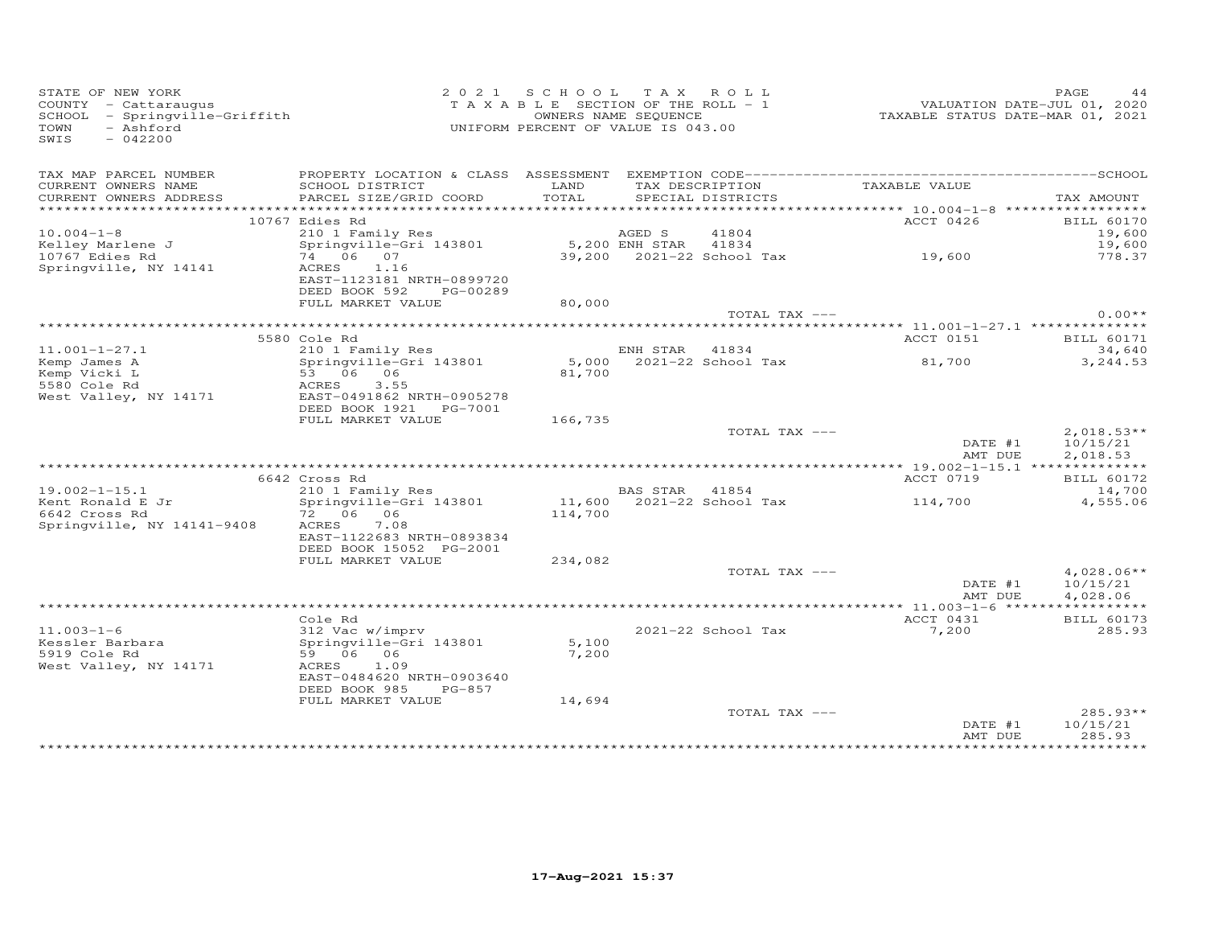STATE OF NEW YORK
COUNTY - Cattaraugus
SCHOOL - Springville-Griffith
TOWN - Ashford
SWIS - 042200

2021 SCHOOL TAX ROLL
TAXABLE SECTION OF THE ROLL - 1
OWNERS NAME SEQUENCE
UNIFORM PERCENT OF VALUE IS 043.00

VALUATION DATE-JUL 01, 2020
TAXABLE STATUS DATE-MAR 01, 2021

| TAX MAP PARCEL NUMBER / CURRENT OWNERS NAME / CURRENT OWNERS ADDRESS | PROPERTY LOCATION & CLASS / SCHOOL DISTRICT / PARCEL SIZE/GRID COORD | ASSESSMENT LAND / TOTAL | EXEMPTION CODE / TAX DESCRIPTION / SPECIAL DISTRICTS | TAXABLE VALUE | TAX AMOUNT |
|---|---|---|---|---|---|
| 10.004-1-8 | 10767 Edies Rd | | | ACCT 0426 | BILL 60170 |
| Kelley Marlene J | 210 1 Family Res | | AGED S 41804 | | 19,600 |
| 10767 Edies Rd | Springville-Gri 143801 | 5,200 | ENH STAR 41834 | | 19,600 |
| Springville, NY 14141 | 74 06 07 | 39,200 | 2021-22 School Tax | 19,600 | 778.37 |
| | ACRES 1.16 | | | | |
| | EAST-1123181 NRTH-0899720 | | | | |
| | DEED BOOK 592 PG-00289 | | | | |
| | FULL MARKET VALUE | 80,000 | | | |
| | | | TOTAL TAX --- | | 0.00** |
| 11.001-1-27.1 | 5580 Cole Rd | | | ACCT 0151 | BILL 60171 |
| Kemp James A | 210 1 Family Res | | ENH STAR 41834 | | 34,640 |
| Kemp Vicki L | Springville-Gri 143801 | 5,000 | 2021-22 School Tax | 81,700 | 3,244.53 |
| 5580 Cole Rd | 53 06 06 | 81,700 | | | |
| West Valley, NY 14171 | ACRES 3.55 | | | | |
| | EAST-0491862 NRTH-0905278 | | | | |
| | DEED BOOK 1921 PG-7001 | | | | |
| | FULL MARKET VALUE | 166,735 | | | |
| | | | TOTAL TAX --- | | 2,018.53** |
| | | | | DATE #1 | 10/15/21 |
| | | | | AMT DUE | 2,018.53 |
| 19.002-1-15.1 | 6642 Cross Rd | | | ACCT 0719 | BILL 60172 |
| Kent Ronald E Jr | 210 1 Family Res | | BAS STAR 41854 | | 14,700 |
| 6642 Cross Rd | Springville-Gri 143801 | 11,600 | 2021-22 School Tax | 114,700 | 4,555.06 |
| Springville, NY 14141-9408 | 72 06 06 | 114,700 | | | |
| | ACRES 7.08 | | | | |
| | EAST-1122683 NRTH-0893834 | | | | |
| | DEED BOOK 15052 PG-2001 | | | | |
| | FULL MARKET VALUE | 234,082 | | | |
| | | | TOTAL TAX --- | | 4,028.06** |
| | | | | DATE #1 | 10/15/21 |
| | | | | AMT DUE | 4,028.06 |
| 11.003-1-6 | Cole Rd | | | ACCT 0431 | BILL 60173 |
| Kessler Barbara | 312 Vac w/imprv | | 2021-22 School Tax | 7,200 | 285.93 |
| 5919 Cole Rd | Springville-Gri 143801 | 5,100 | | | |
| West Valley, NY 14171 | 59 06 06 | 7,200 | | | |
| | ACRES 1.09 | | | | |
| | EAST-0484620 NRTH-0903640 | | | | |
| | DEED BOOK 985 PG-857 | | | | |
| | FULL MARKET VALUE | 14,694 | | | |
| | | | TOTAL TAX --- | | 285.93** |
| | | | | DATE #1 | 10/15/21 |
| | | | | AMT DUE | 285.93 |

17-Aug-2021 15:37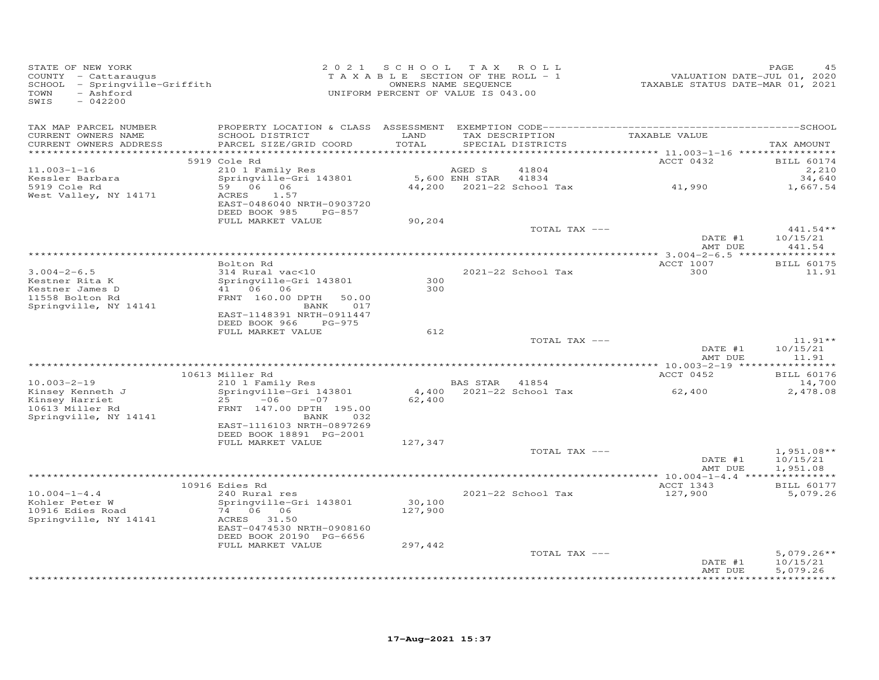STATE OF NEW YORK
COUNTY - Cattaraugus
SCHOOL - Springville-Griffith
TOWN - Ashford
SWIS - 042200

2021 SCHOOL TAX ROLL
TAXABLE SECTION OF THE ROLL - 1
OWNERS NAME SEQUENCE
UNIFORM PERCENT OF VALUE IS 043.00

VALUATION DATE-JUL 01, 2020
TAXABLE STATUS DATE-MAR 01, 2021

| TAX MAP PARCEL NUMBER / CURRENT OWNERS NAME / CURRENT OWNERS ADDRESS | PROPERTY LOCATION & CLASS / SCHOOL DISTRICT / PARCEL SIZE/GRID COORD | ASSESSMENT LAND / TOTAL | EXEMPTION CODE / TAX DESCRIPTION / SPECIAL DISTRICTS | TAXABLE VALUE | TAX AMOUNT |
|---|---|---|---|---|---|
| | 5919 Cole Rd | | | ACCT 0432 | BILL 60174 |
| 11.003-1-16 | 210 1 Family Res | | AGED S 41804 | | 2,210 |
| Kessler Barbara | Springville-Gri 143801 | 5,600 | ENH STAR 41834 | | 34,640 |
| 5919 Cole Rd | 59 06 06 | 44,200 | 2021-22 School Tax | 41,990 | 1,667.54 |
| West Valley, NY 14171 | ACRES 1.57 | | | | |
| | EAST-0486040 NRTH-0903720 | | | | |
| | DEED BOOK 985 PG-857 | | | | |
| | FULL MARKET VALUE | 90,204 | | | |
| | | | TOTAL TAX --- | | 441.54** |
| | | | | DATE #1 | 10/15/21 |
| | | | | AMT DUE | 441.54 |
| | Bolton Rd | | | ACCT 1007 | BILL 60175 |
| 3.004-2-6.5 | 314 Rural vac<10 | | 2021-22 School Tax | 300 | 11.91 |
| Kestner Rita K | Springville-Gri 143801 | 300 | | | |
| Kestner James D | 41 06 06 | 300 | | | |
| 11558 Bolton Rd | FRNT 160.00 DPTH 50.00 | | | | |
| Springville, NY 14141 | BANK 017 | | | | |
| | EAST-1148391 NRTH-0911447 | | | | |
| | DEED BOOK 966 PG-975 | | | | |
| | FULL MARKET VALUE | 612 | | | |
| | | | TOTAL TAX --- | | 11.91** |
| | | | | DATE #1 | 10/15/21 |
| | | | | AMT DUE | 11.91 |
| | 10613 Miller Rd | | | ACCT 0452 | BILL 60176 |
| 10.003-2-19 | 210 1 Family Res | | BAS STAR 41854 | | 14,700 |
| Kinsey Kenneth J | Springville-Gri 143801 | 4,400 | 2021-22 School Tax | 62,400 | 2,478.08 |
| Kinsey Harriet | 25 -06 -07 | 62,400 | | | |
| 10613 Miller Rd | FRNT 147.00 DPTH 195.00 | | | | |
| Springville, NY 14141 | BANK 032 | | | | |
| | EAST-1116103 NRTH-0897269 | | | | |
| | DEED BOOK 18891 PG-2001 | | | | |
| | FULL MARKET VALUE | 127,347 | | | |
| | | | TOTAL TAX --- | | 1,951.08** |
| | | | | DATE #1 | 10/15/21 |
| | | | | AMT DUE | 1,951.08 |
| | 10916 Edies Rd | | | ACCT 1343 | BILL 60177 |
| 10.004-1-4.4 | 240 Rural res | | 2021-22 School Tax | 127,900 | 5,079.26 |
| Kohler Peter W | Springville-Gri 143801 | 30,100 | | | |
| 10916 Edies Road | 74 06 06 | 127,900 | | | |
| Springville, NY 14141 | ACRES 31.50 | | | | |
| | EAST-0474530 NRTH-0908160 | | | | |
| | DEED BOOK 20190 PG-6656 | | | | |
| | FULL MARKET VALUE | 297,442 | | | |
| | | | TOTAL TAX --- | | 5,079.26** |
| | | | | DATE #1 | 10/15/21 |
| | | | | AMT DUE | 5,079.26 |

17-Aug-2021 15:37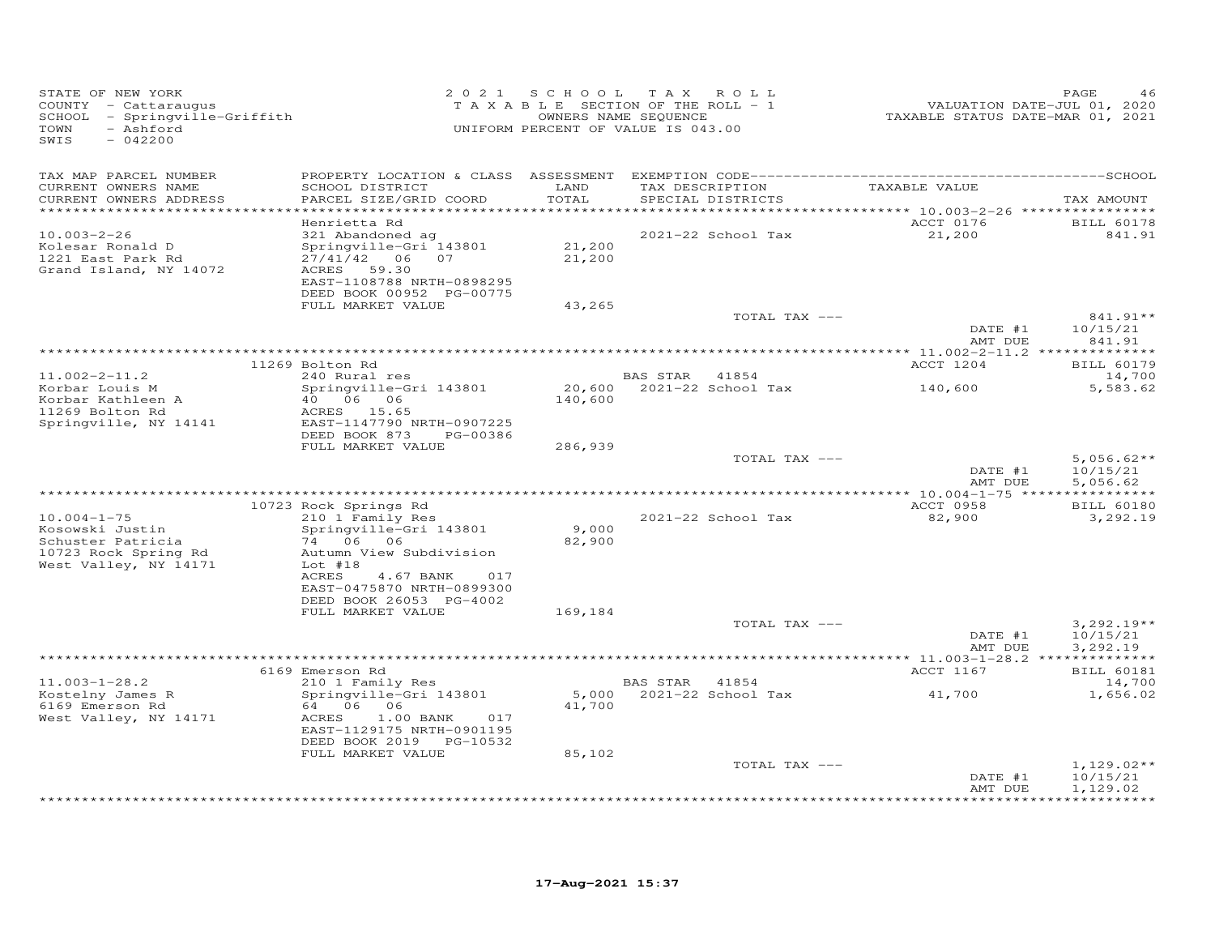STATE OF NEW YORK
COUNTY - Cattaraugus
SCHOOL - Springville-Griffith
TOWN - Ashford
SWIS - 042200

2021 SCHOOL TAX ROLL
TAXABLE SECTION OF THE ROLL - 1
OWNERS NAME SEQUENCE
UNIFORM PERCENT OF VALUE IS 043.00

VALUATION DATE-JUL 01, 2020
TAXABLE STATUS DATE-MAR 01, 2021

| TAX MAP PARCEL NUMBER / CURRENT OWNERS NAME / CURRENT OWNERS ADDRESS | PROPERTY LOCATION & CLASS / SCHOOL DISTRICT / PARCEL SIZE/GRID COORD | ASSESSMENT LAND / TOTAL | EXEMPTION CODE / TAX DESCRIPTION / SPECIAL DISTRICTS | TAXABLE VALUE | TAX AMOUNT |
|---|---|---|---|---|---|
| 10.003-2-26 | Henrietta Rd | | | ACCT 0176 | BILL 60178 |
| Kolesar Ronald D | 321 Abandoned ag | | 2021-22 School Tax | 21,200 | 841.91 |
| 1221 East Park Rd | Springville-Gri 143801 | 21,200 | | | |
| Grand Island, NY 14072 | 27/41/42 06 07 | 21,200 | | | |
| | ACRES 59.30 | | | | |
| | EAST-1108788 NRTH-0898295 | | | | |
| | DEED BOOK 00952 PG-00775 | | | | |
| | FULL MARKET VALUE | 43,265 | | | |
| | | | TOTAL TAX --- | | 841.91** |
| | | | | DATE #1 | 10/15/21 |
| | | | | AMT DUE | 841.91 |
| 11.002-2-11.2 | 11269 Bolton Rd | | | ACCT 1204 | BILL 60179 |
| Korbar Louis M | 240 Rural res | | BAS STAR 41854 | | 14,700 |
| Korbar Kathleen A | Springville-Gri 143801 | 20,600 | 2021-22 School Tax | 140,600 | 5,583.62 |
| 11269 Bolton Rd | 40 06 06 | 140,600 | | | |
| Springville, NY 14141 | ACRES 15.65 | | | | |
| | EAST-1147790 NRTH-0907225 | | | | |
| | DEED BOOK 873 PG-00386 | | | | |
| | FULL MARKET VALUE | 286,939 | | | |
| | | | TOTAL TAX --- | | 5,056.62** |
| | | | | DATE #1 | 10/15/21 |
| | | | | AMT DUE | 5,056.62 |
| 10.004-1-75 | 10723 Rock Springs Rd | | | ACCT 0958 | BILL 60180 |
| Kosowski Justin | 210 1 Family Res | | 2021-22 School Tax | 82,900 | 3,292.19 |
| Schuster Patricia | Springville-Gri 143801 | 9,000 | | | |
| 10723 Rock Spring Rd | 74 06 06 | 82,900 | | | |
| West Valley, NY 14171 | Autumn View Subdivision | | | | |
| | Lot #18 | | | | |
| | ACRES 4.67 BANK 017 | | | | |
| | EAST-0475870 NRTH-0899300 | | | | |
| | DEED BOOK 26053 PG-4002 | | | | |
| | FULL MARKET VALUE | 169,184 | | | |
| | | | TOTAL TAX --- | | 3,292.19** |
| | | | | DATE #1 | 10/15/21 |
| | | | | AMT DUE | 3,292.19 |
| 11.003-1-28.2 | 6169 Emerson Rd | | | ACCT 1167 | BILL 60181 |
| Kostelny James R | 210 1 Family Res | | BAS STAR 41854 | | 14,700 |
| 6169 Emerson Rd | Springville-Gri 143801 | 5,000 | 2021-22 School Tax | 41,700 | 1,656.02 |
| West Valley, NY 14171 | 64 06 06 | 41,700 | | | |
| | ACRES 1.00 BANK 017 | | | | |
| | EAST-1129175 NRTH-0901195 | | | | |
| | DEED BOOK 2019 PG-10532 | | | | |
| | FULL MARKET VALUE | 85,102 | | | |
| | | | TOTAL TAX --- | | 1,129.02** |
| | | | | DATE #1 | 10/15/21 |
| | | | | AMT DUE | 1,129.02 |

17-Aug-2021 15:37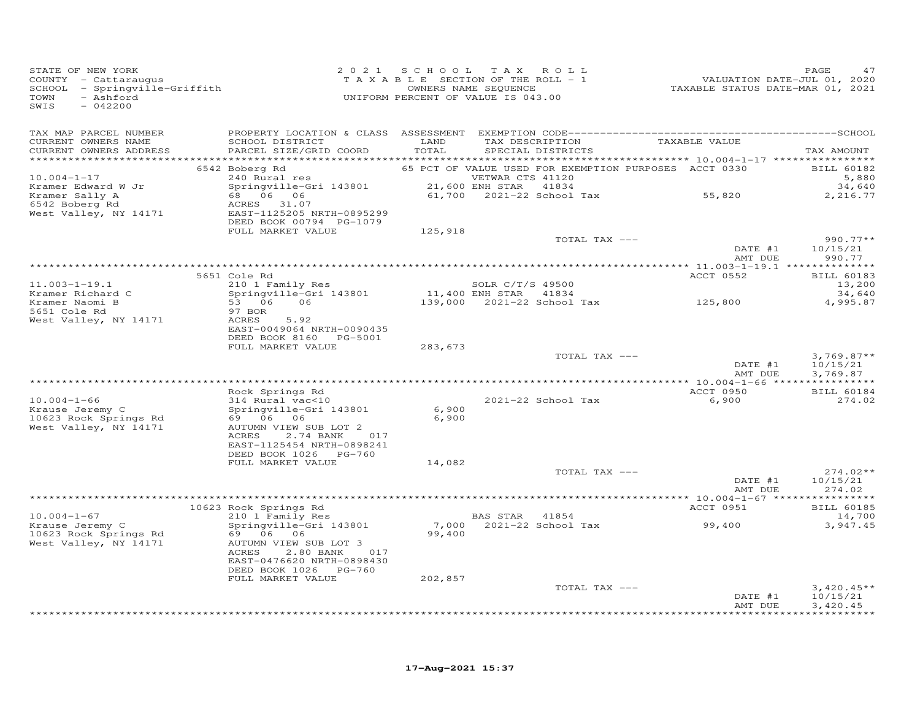STATE OF NEW YORK
COUNTY - Cattaraugus
SCHOOL - Springville-Griffith
TOWN - Ashford
SWIS - 042200

2 0 2 1 S C H O O L T A X R O L L
T A X A B L E SECTION OF THE ROLL - 1
OWNERS NAME SEQUENCE
UNIFORM PERCENT OF VALUE IS 043.00

VALUATION DATE-JUL 01, 2020
TAXABLE STATUS DATE-MAR 01, 2021

| TAX MAP PARCEL NUMBER / CURRENT OWNERS NAME / CURRENT OWNERS ADDRESS | PROPERTY LOCATION & CLASS / SCHOOL DISTRICT / PARCEL SIZE/GRID COORD | ASSESSMENT LAND / TOTAL | EXEMPTION CODE / TAX DESCRIPTION / SPECIAL DISTRICTS | TAXABLE VALUE | TAX AMOUNT |
|---|---|---|---|---|---|
| 10.004-1-17 | 6542 Boberg Rd | | 65 PCT OF VALUE USED FOR EXEMPTION PURPOSES | ACCT 0330 | BILL 60182 |
| 10.004-1-17 | 240 Rural res | | VETWAR CTS 41120 | | 5,880 |
| Kramer Edward W Jr | Springville-Gri 143801 | 21,600 | ENH STAR 41834 | | 34,640 |
| Kramer Sally A | 68 06 06 | 61,700 | 2021-22 School Tax | 55,820 | 2,216.77 |
| 6542 Boberg Rd | ACRES 31.07 | | | | |
| West Valley, NY 14171 | EAST-1125205 NRTH-0895299 | | | | |
| | DEED BOOK 00794 PG-1079 | | | | |
| | FULL MARKET VALUE | 125,918 | | | |
| | | | TOTAL TAX --- | | 990.77** |
| | | | | DATE #1 | 10/15/21 |
| | | | | AMT DUE | 990.77 |
| 11.003-1-19.1 | 5651 Cole Rd | | | ACCT 0552 | BILL 60183 |
| 11.003-1-19.1 | 210 1 Family Res | | SOLR C/T/S 49500 | | 13,200 |
| Kramer Richard C | Springville-Gri 143801 | 11,400 | ENH STAR 41834 | | 34,640 |
| Kramer Naomi B | 53 06 06 | 139,000 | 2021-22 School Tax | 125,800 | 4,995.87 |
| 5651 Cole Rd | 97 BOR | | | | |
| West Valley, NY 14171 | ACRES 5.92 | | | | |
| | EAST-0049064 NRTH-0090435 | | | | |
| | DEED BOOK 8160 PG-5001 | | | | |
| | FULL MARKET VALUE | 283,673 | | | |
| | | | TOTAL TAX --- | | 3,769.87** |
| | | | | DATE #1 | 10/15/21 |
| | | | | AMT DUE | 3,769.87 |
| 10.004-1-66 | Rock Springs Rd | | | ACCT 0950 | BILL 60184 |
| 10.004-1-66 | 314 Rural vac<10 | | 2021-22 School Tax | 6,900 | 274.02 |
| Krause Jeremy C | Springville-Gri 143801 | 6,900 | | | |
| 10623 Rock Springs Rd | 69 06 06 | 6,900 | | | |
| West Valley, NY 14171 | AUTUMN VIEW SUB LOT 2 | | | | |
| | ACRES 2.74 BANK 017 | | | | |
| | EAST-1125454 NRTH-0898241 | | | | |
| | DEED BOOK 1026 PG-760 | | | | |
| | FULL MARKET VALUE | 14,082 | | | |
| | | | TOTAL TAX --- | | 274.02** |
| | | | | DATE #1 | 10/15/21 |
| | | | | AMT DUE | 274.02 |
| 10.004-1-67 | 10623 Rock Springs Rd | | | ACCT 0951 | BILL 60185 |
| 10.004-1-67 | 210 1 Family Res | | BAS STAR 41854 | | 14,700 |
| Krause Jeremy C | Springville-Gri 143801 | 7,000 | 2021-22 School Tax | 99,400 | 3,947.45 |
| 10623 Rock Springs Rd | 69 06 06 | 99,400 | | | |
| West Valley, NY 14171 | AUTUMN VIEW SUB LOT 3 | | | | |
| | ACRES 2.80 BANK 017 | | | | |
| | EAST-0476620 NRTH-0898430 | | | | |
| | DEED BOOK 1026 PG-760 | | | | |
| | FULL MARKET VALUE | 202,857 | | | |
| | | | TOTAL TAX --- | | 3,420.45** |
| | | | | DATE #1 | 10/15/21 |
| | | | | AMT DUE | 3,420.45 |

17-Aug-2021 15:37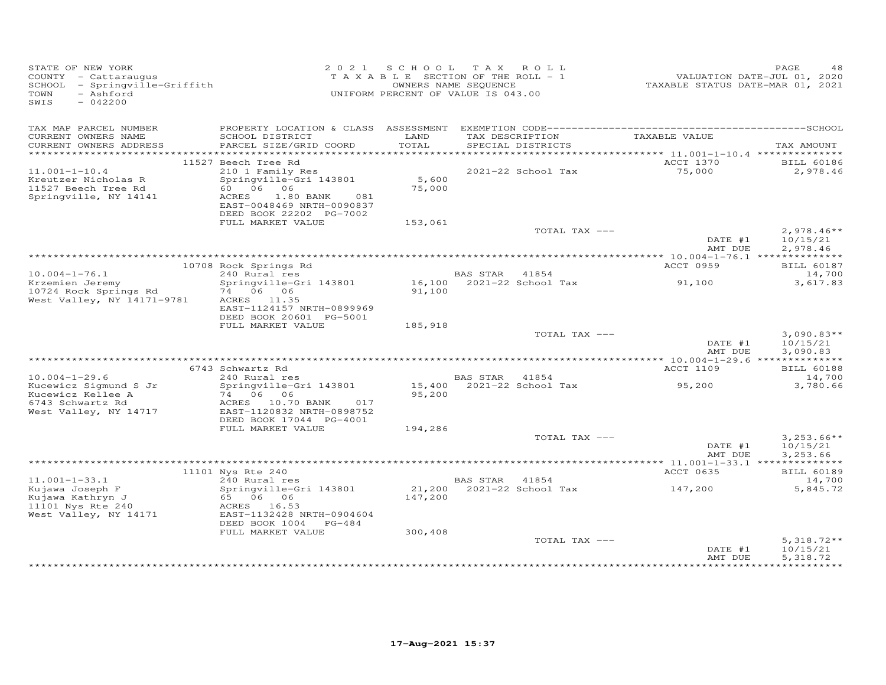STATE OF NEW YORK
COUNTY - Cattaraugus
SCHOOL - Springville-Griffith
TOWN - Ashford
SWIS - 042200

2021 SCHOOL TAX ROLL
TAXABLE SECTION OF THE ROLL - 1
OWNERS NAME SEQUENCE
UNIFORM PERCENT OF VALUE IS 043.00

VALUATION DATE-JUL 01, 2020
TAXABLE STATUS DATE-MAR 01, 2021

| TAX MAP PARCEL NUMBER / CURRENT OWNERS NAME / CURRENT OWNERS ADDRESS | PROPERTY LOCATION & CLASS / SCHOOL DISTRICT / PARCEL SIZE/GRID COORD | ASSESSMENT LAND / TOTAL | EXEMPTION CODE / TAX DESCRIPTION / SPECIAL DISTRICTS | TAXABLE VALUE | TAX AMOUNT |
|---|---|---|---|---|---|
| 11.001-1-10.4 | 11527 Beech Tree Rd | | | ACCT 1370 | BILL 60186 |
| Kreutzer Nicholas R | 210 1 Family Res | | | | |
| 11527 Beech Tree Rd | Springville-Gri 143801 | 5,600 | 2021-22 School Tax | 75,000 | 2,978.46 |
| Springville, NY 14141 | 60 06 06 | 75,000 | | | |
| | ACRES 1.80 BANK 081 | | | | |
| | EAST-0048469 NRTH-0090837 | | | | |
| | DEED BOOK 22202 PG-7002 | | | | |
| | FULL MARKET VALUE | 153,061 | | | |
| | | | TOTAL TAX --- | | 2,978.46** |
| | | | | DATE #1 | 10/15/21 |
| | | | | AMT DUE | 2,978.46 |
| 10.004-1-76.1 | 10708 Rock Springs Rd | | | ACCT 0959 | BILL 60187 |
| Krzemien Jeremy | 240 Rural res | | BAS STAR 41854 | | 14,700 |
| 10724 Rock Springs Rd | Springville-Gri 143801 | 16,100 | 2021-22 School Tax | 91,100 | 3,617.83 |
| West Valley, NY 14171-9781 | 74 06 06 | 91,100 | | | |
| | ACRES 11.35 | | | | |
| | EAST-1124157 NRTH-0899969 | | | | |
| | DEED BOOK 20601 PG-5001 | | | | |
| | FULL MARKET VALUE | 185,918 | | | |
| | | | TOTAL TAX --- | | 3,090.83** |
| | | | | DATE #1 | 10/15/21 |
| | | | | AMT DUE | 3,090.83 |
| 10.004-1-29.6 | 6743 Schwartz Rd | | | ACCT 1109 | BILL 60188 |
| Kucewicz Sigmund S Jr | 240 Rural res | | BAS STAR 41854 | | 14,700 |
| Kucewicz Kellee A | Springville-Gri 143801 | 15,400 | 2021-22 School Tax | 95,200 | 3,780.66 |
| 6743 Schwartz Rd | 74 06 06 | 95,200 | | | |
| West Valley, NY 14717 | ACRES 10.70 BANK 017 | | | | |
| | EAST-1120832 NRTH-0898752 | | | | |
| | DEED BOOK 17044 PG-4001 | | | | |
| | FULL MARKET VALUE | 194,286 | | | |
| | | | TOTAL TAX --- | | 3,253.66** |
| | | | | DATE #1 | 10/15/21 |
| | | | | AMT DUE | 3,253.66 |
| 11.001-1-33.1 | 11101 Nys Rte 240 | | | ACCT 0635 | BILL 60189 |
| Kujawa Joseph F | 240 Rural res | | BAS STAR 41854 | | 14,700 |
| Kujawa Kathryn J | Springville-Gri 143801 | 21,200 | 2021-22 School Tax | 147,200 | 5,845.72 |
| 11101 Nys Rte 240 | 65 06 06 | 147,200 | | | |
| West Valley, NY 14171 | ACRES 16.53 | | | | |
| | EAST-1132428 NRTH-0904604 | | | | |
| | DEED BOOK 1004 PG-484 | | | | |
| | FULL MARKET VALUE | 300,408 | | | |
| | | | TOTAL TAX --- | | 5,318.72** |
| | | | | DATE #1 | 10/15/21 |
| | | | | AMT DUE | 5,318.72 |

17-Aug-2021 15:37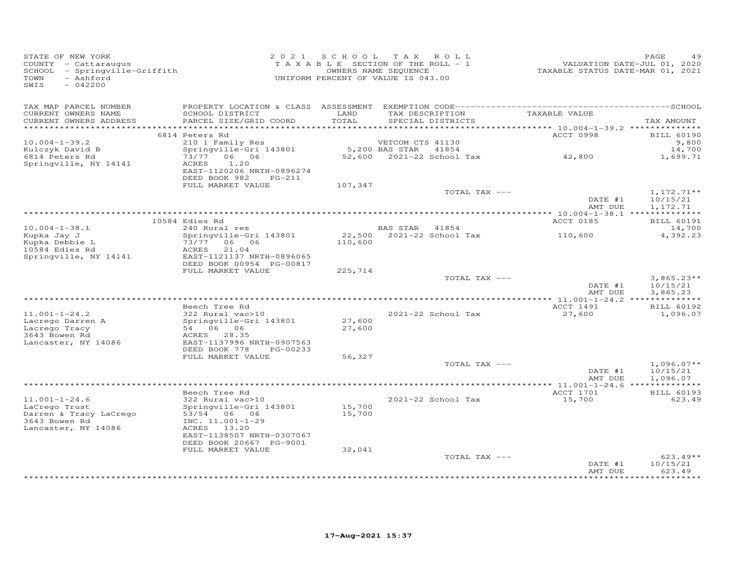STATE OF NEW YORK
COUNTY - Cattaraugus
SCHOOL - Springville-Griffith
TOWN - Ashford
SWIS - 042200

2021 SCHOOL TAX ROLL
TAXABLE SECTION OF THE ROLL - 1
OWNERS NAME SEQUENCE
UNIFORM PERCENT OF VALUE IS 043.00

VALUATION DATE-JUL 01, 2020
TAXABLE STATUS DATE-MAR 01, 2021

| TAX MAP PARCEL NUMBER<br>CURRENT OWNERS NAME<br>CURRENT OWNERS ADDRESS | PROPERTY LOCATION & CLASS<br>SCHOOL DISTRICT<br>PARCEL SIZE/GRID COORD | ASSESSMENT<br>LAND<br>TOTAL | EXEMPTION CODE<br>TAX DESCRIPTION<br>SPECIAL DISTRICTS | TAXABLE VALUE | TAX AMOUNT |
|---|---|---|---|---|---|
| | 6814 Peters Rd | | | ACCT 0998 | BILL 60190 |
| 10.004-1-39.2 | 210 1 Family Res | | VETCOM CTS 41130 | | 9,800 |
| Kulczyk David B | Springville-Gri 143801 | 5,200 | BAS STAR 41854 | | 14,700 |
| 6814 Peters Rd | 73/77 06 06 | 52,600 | 2021-22 School Tax | 42,800 | 1,699.71 |
| Springville, NY 14141 | ACRES 1.20 | | | | |
| | EAST-1120206 NRTH-0896274 | | | | |
| | DEED BOOK 982 PG-211 | | | | |
| | FULL MARKET VALUE | 107,347 | | | |
| | | | TOTAL TAX --- | | 1,172.71** |
| | | | | DATE #1 | 10/15/21 |
| | | | | AMT DUE | 1,172.71 |
| | 10584 Edies Rd | | | ACCT 0185 | BILL 60191 |
| 10.004-1-38.1 | 240 Rural res | | BAS STAR 41854 | | 14,700 |
| Kupka Jay J | Springville-Gri 143801 | 22,500 | 2021-22 School Tax | 110,600 | 4,392.23 |
| Kupka Debbie L | 73/77 06 06 | 110,600 | | | |
| 10584 Edies Rd | ACRES 21.04 | | | | |
| Springville, NY 14141 | EAST-1121137 NRTH-0896065 | | | | |
| | DEED BOOK 00954 PG-00817 | | | | |
| | FULL MARKET VALUE | 225,714 | | | |
| | | | TOTAL TAX --- | | 3,865.23** |
| | | | | DATE #1 | 10/15/21 |
| | | | | AMT DUE | 3,865.23 |
| | Beech Tree Rd | | | ACCT 1491 | BILL 60192 |
| 11.001-1-24.2 | 322 Rural vac>10 | | 2021-22 School Tax | 27,600 | 1,096.07 |
| Lacrego Darren A | Springville-Gri 143801 | 27,600 | | | |
| Lacrego Tracy | 54 06 06 | 27,600 | | | |
| 3643 Bowen Rd | ACRES 28.35 | | | | |
| Lancaster, NY 14086 | EAST-1137996 NRTH-0907563 | | | | |
| | DEED BOOK 778 PG-00233 | | | | |
| | FULL MARKET VALUE | 56,327 | | | |
| | | | TOTAL TAX --- | | 1,096.07** |
| | | | | DATE #1 | 10/15/21 |
| | | | | AMT DUE | 1,096.07 |
| | Beech Tree Rd | | | ACCT 1701 | BILL 60193 |
| 11.001-1-24.6 | 322 Rural vac>10 | | 2021-22 School Tax | 15,700 | 623.49 |
| LaCrego Trust | Springville-Gri 143801 | 15,700 | | | |
| Darren & Tracy LaCrego | 53/54 06 06 | 15,700 | | | |
| 3643 Bowen Rd | INC. 11.001-1-29 | | | | |
| Lancaster, NY 14086 | ACRES 13.20 | | | | |
| | EAST-1138507 NRTH-0307067 | | | | |
| | DEED BOOK 20667 PG-9001 | | | | |
| | FULL MARKET VALUE | 32,041 | | | |
| | | | TOTAL TAX --- | | 623.49** |
| | | | | DATE #1 | 10/15/21 |
| | | | | AMT DUE | 623.49 |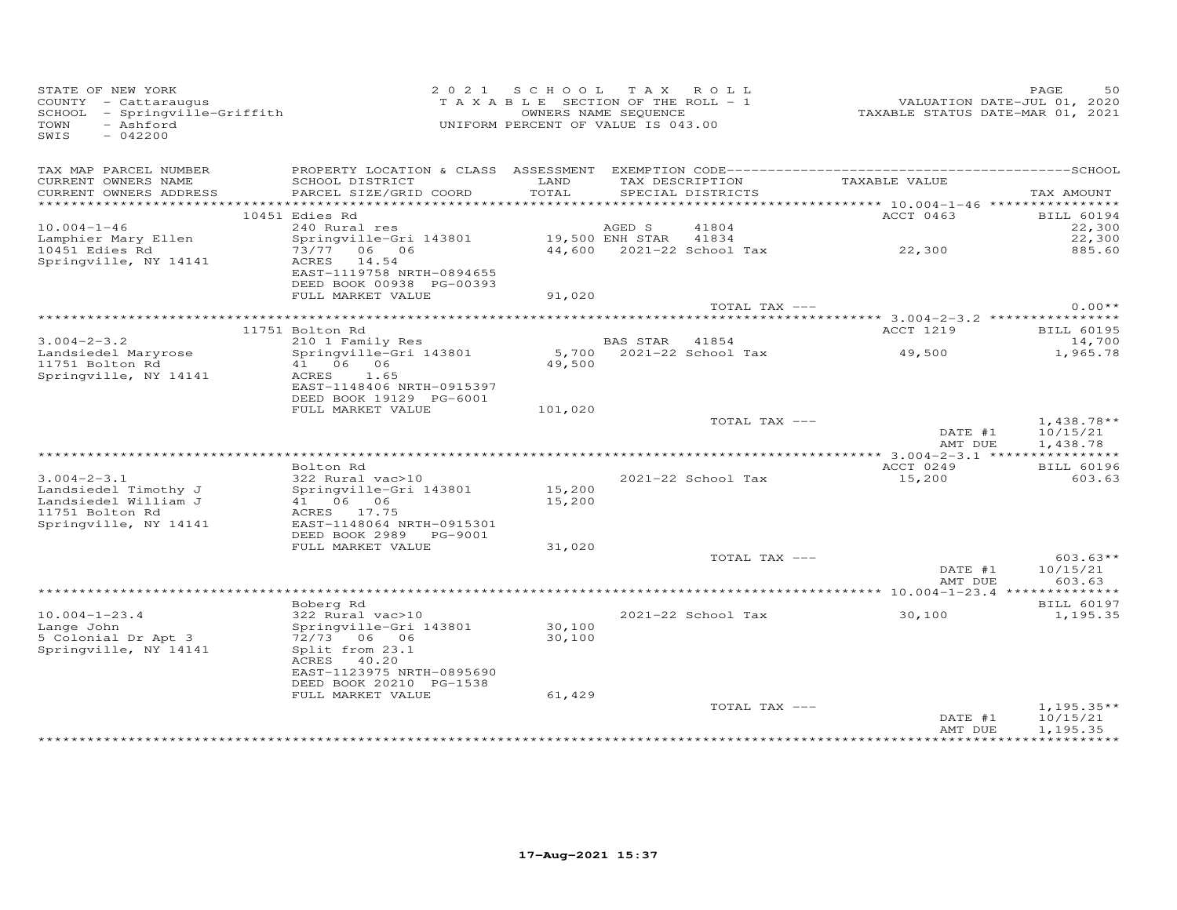STATE OF NEW YORK
COUNTY - Cattaraugus
SCHOOL - Springville-Griffith
TOWN - Ashford
SWIS - 042200

2 0 2 1 S C H O O L T A X R O L L
T A X A B L E SECTION OF THE ROLL - 1
OWNERS NAME SEQUENCE
UNIFORM PERCENT OF VALUE IS 043.00

VALUATION DATE-JUL 01, 2020
TAXABLE STATUS DATE-MAR 01, 2021

| TAX MAP PARCEL NUMBER / CURRENT OWNERS NAME / CURRENT OWNERS ADDRESS | PROPERTY LOCATION & CLASS / SCHOOL DISTRICT / PARCEL SIZE/GRID COORD | ASSESSMENT LAND / TOTAL | EXEMPTION CODE / TAX DESCRIPTION / SPECIAL DISTRICTS | TAXABLE VALUE | TAX AMOUNT |
|---|---|---|---|---|---|
| 10.004-1-46 | 10451 Edies Rd | | | ACCT 0463 | BILL 60194 |
| | 240 Rural res | | AGED S 41804 | | 22,300 |
| Lamphier Mary Ellen | Springville-Gri 143801 | 19,500 | ENH STAR 41834 | | 22,300 |
| 10451 Edies Rd | 73/77 06 06 | 44,600 | 2021-22 School Tax | 22,300 | 885.60 |
| Springville, NY 14141 | ACRES 14.54 | | | | |
| | EAST-1119758 NRTH-0894655 | | | | |
| | DEED BOOK 00938 PG-00393 | | | | |
| | FULL MARKET VALUE | 91,020 | | | |
| | | | TOTAL TAX --- | | 0.00** |
| 3.004-2-3.2 | 11751 Bolton Rd | | | ACCT 1219 | BILL 60195 |
| | 210 1 Family Res | | BAS STAR 41854 | | 14,700 |
| Landsiedel Maryrose | Springville-Gri 143801 | 5,700 | 2021-22 School Tax | 49,500 | 1,965.78 |
| 11751 Bolton Rd | 41 06 06 | 49,500 | | | |
| Springville, NY 14141 | ACRES 1.65 | | | | |
| | EAST-1148406 NRTH-0915397 | | | | |
| | DEED BOOK 19129 PG-6001 | | | | |
| | FULL MARKET VALUE | 101,020 | | | |
| | | | TOTAL TAX --- | | 1,438.78** |
| | | | | DATE #1 | 10/15/21 |
| | | | | AMT DUE | 1,438.78 |
| 3.004-2-3.1 | Bolton Rd | | | ACCT 0249 | BILL 60196 |
| | 322 Rural vac>10 | | 2021-22 School Tax | 15,200 | 603.63 |
| Landsiedel Timothy J | Springville-Gri 143801 | 15,200 | | | |
| Landsiedel William J | 41 06 06 | 15,200 | | | |
| 11751 Bolton Rd | ACRES 17.75 | | | | |
| Springville, NY 14141 | EAST-1148064 NRTH-0915301 | | | | |
| | DEED BOOK 2989 PG-9001 | | | | |
| | FULL MARKET VALUE | 31,020 | | | |
| | | | TOTAL TAX --- | | 603.63** |
| | | | | DATE #1 | 10/15/21 |
| | | | | AMT DUE | 603.63 |
| 10.004-1-23.4 | Boberg Rd | | | | BILL 60197 |
| | 322 Rural vac>10 | | 2021-22 School Tax | 30,100 | 1,195.35 |
| Lange John | Springville-Gri 143801 | 30,100 | | | |
| 5 Colonial Dr Apt 3 | 72/73 06 06 | 30,100 | | | |
| Springville, NY 14141 | Split from 23.1 | | | | |
| | ACRES 40.20 | | | | |
| | EAST-1123975 NRTH-0895690 | | | | |
| | DEED BOOK 20210 PG-1538 | | | | |
| | FULL MARKET VALUE | 61,429 | | | |
| | | | TOTAL TAX --- | | 1,195.35** |
| | | | | DATE #1 | 10/15/21 |
| | | | | AMT DUE | 1,195.35 |

17-Aug-2021 15:37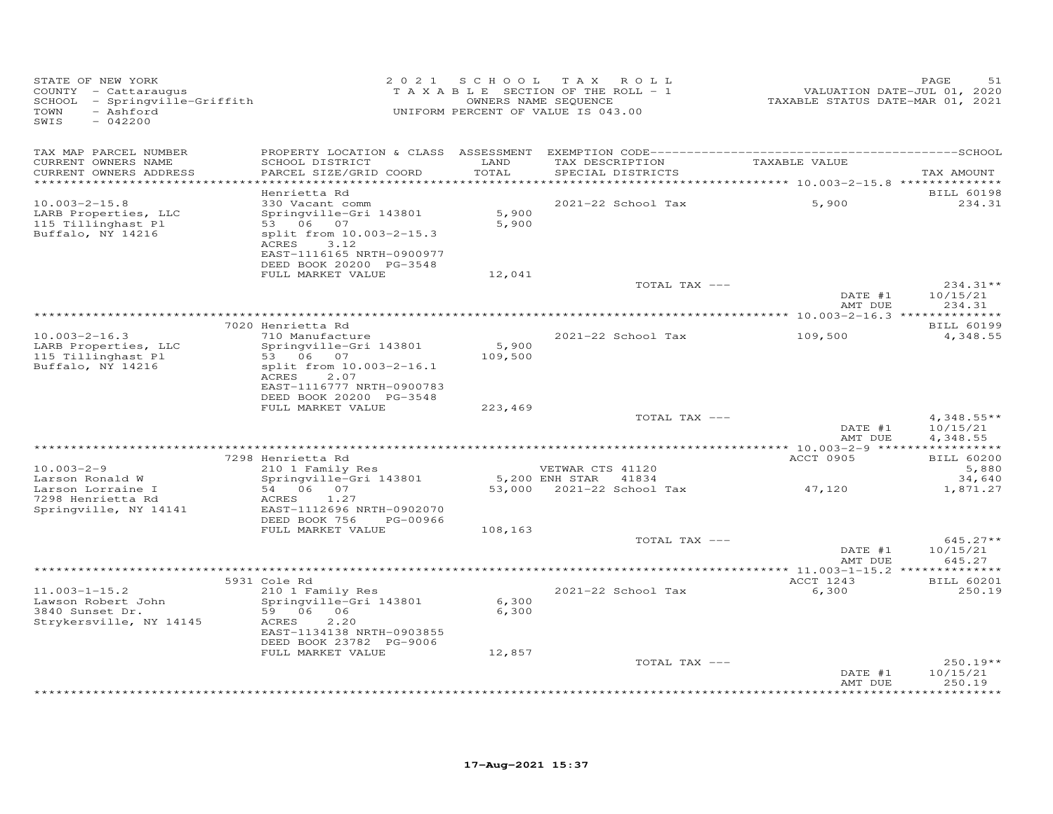STATE OF NEW YORK
COUNTY - Cattaraugus
SCHOOL - Springville-Griffith
TOWN - Ashford
SWIS - 042200

2021 SCHOOL TAX ROLL
TAXABLE SECTION OF THE ROLL - 1
OWNERS NAME SEQUENCE
UNIFORM PERCENT OF VALUE IS 043.00

VALUATION DATE-JUL 01, 2020
TAXABLE STATUS DATE-MAR 01, 2021

| TAX MAP PARCEL NUMBER / CURRENT OWNERS NAME / CURRENT OWNERS ADDRESS | PROPERTY LOCATION & CLASS / SCHOOL DISTRICT / PARCEL SIZE/GRID COORD | ASSESSMENT LAND / TOTAL | EXEMPTION CODE / TAX DESCRIPTION / SPECIAL DISTRICTS | TAXABLE VALUE | SCHOOL TAX AMOUNT |
|---|---|---|---|---|---|
| 10.003-2-15.8 | Henrietta Rd | | | | BILL 60198 |
| LARB Properties, LLC | 330 Vacant comm | | 2021-22 School Tax | 5,900 | 234.31 |
| 115 Tillinghast Pl | Springville-Gri 143801 | 5,900 | | | |
| Buffalo, NY 14216 | 53 06 07 | 5,900 | | | |
| | split from 10.003-2-15.3 | | | | |
| | ACRES 3.12 | | | | |
| | EAST-1116165 NRTH-0900977 | | | | |
| | DEED BOOK 20200 PG-3548 | | | | |
| | FULL MARKET VALUE | 12,041 | | | |
| | | | TOTAL TAX --- | | 234.31** |
| | | | | DATE #1 | 10/15/21 |
| | | | | AMT DUE | 234.31 |
| 10.003-2-16.3 | 7020 Henrietta Rd | | | | BILL 60199 |
| LARB Properties, LLC | 710 Manufacture | | 2021-22 School Tax | 109,500 | 4,348.55 |
| 115 Tillinghast Pl | Springville-Gri 143801 | 5,900 | | | |
| Buffalo, NY 14216 | 53 06 07 | 109,500 | | | |
| | split from 10.003-2-16.1 | | | | |
| | ACRES 2.07 | | | | |
| | EAST-1116777 NRTH-0900783 | | | | |
| | DEED BOOK 20200 PG-3548 | | | | |
| | FULL MARKET VALUE | 223,469 | | | |
| | | | TOTAL TAX --- | | 4,348.55** |
| | | | | DATE #1 | 10/15/21 |
| | | | | AMT DUE | 4,348.55 |
| 10.003-2-9 | 7298 Henrietta Rd | | | ACCT 0905 | BILL 60200 |
| Larson Ronald W | 210 1 Family Res | | VETWAR CTS 41120 | | 5,880 |
| Larson Lorraine I | Springville-Gri 143801 | 5,200 | ENH STAR 41834 | | 34,640 |
| 7298 Henrietta Rd | 54 06 07 | 53,000 | 2021-22 School Tax | 47,120 | 1,871.27 |
| Springville, NY 14141 | ACRES 1.27 | | | | |
| | EAST-1112696 NRTH-0902070 | | | | |
| | DEED BOOK 756 PG-00966 | | | | |
| | FULL MARKET VALUE | 108,163 | | | |
| | | | TOTAL TAX --- | | 645.27** |
| | | | | DATE #1 | 10/15/21 |
| | | | | AMT DUE | 645.27 |
| 11.003-1-15.2 | 5931 Cole Rd | | | ACCT 1243 | BILL 60201 |
| Lawson Robert John | 210 1 Family Res | | 2021-22 School Tax | 6,300 | 250.19 |
| 3840 Sunset Dr. | Springville-Gri 143801 | 6,300 | | | |
| Strykersville, NY 14145 | 59 06 06 | 6,300 | | | |
| | ACRES 2.20 | | | | |
| | EAST-1134138 NRTH-0903855 | | | | |
| | DEED BOOK 23782 PG-9006 | | | | |
| | FULL MARKET VALUE | 12,857 | | | |
| | | | TOTAL TAX --- | | 250.19** |
| | | | | DATE #1 | 10/15/21 |
| | | | | AMT DUE | 250.19 |

17-Aug-2021 15:37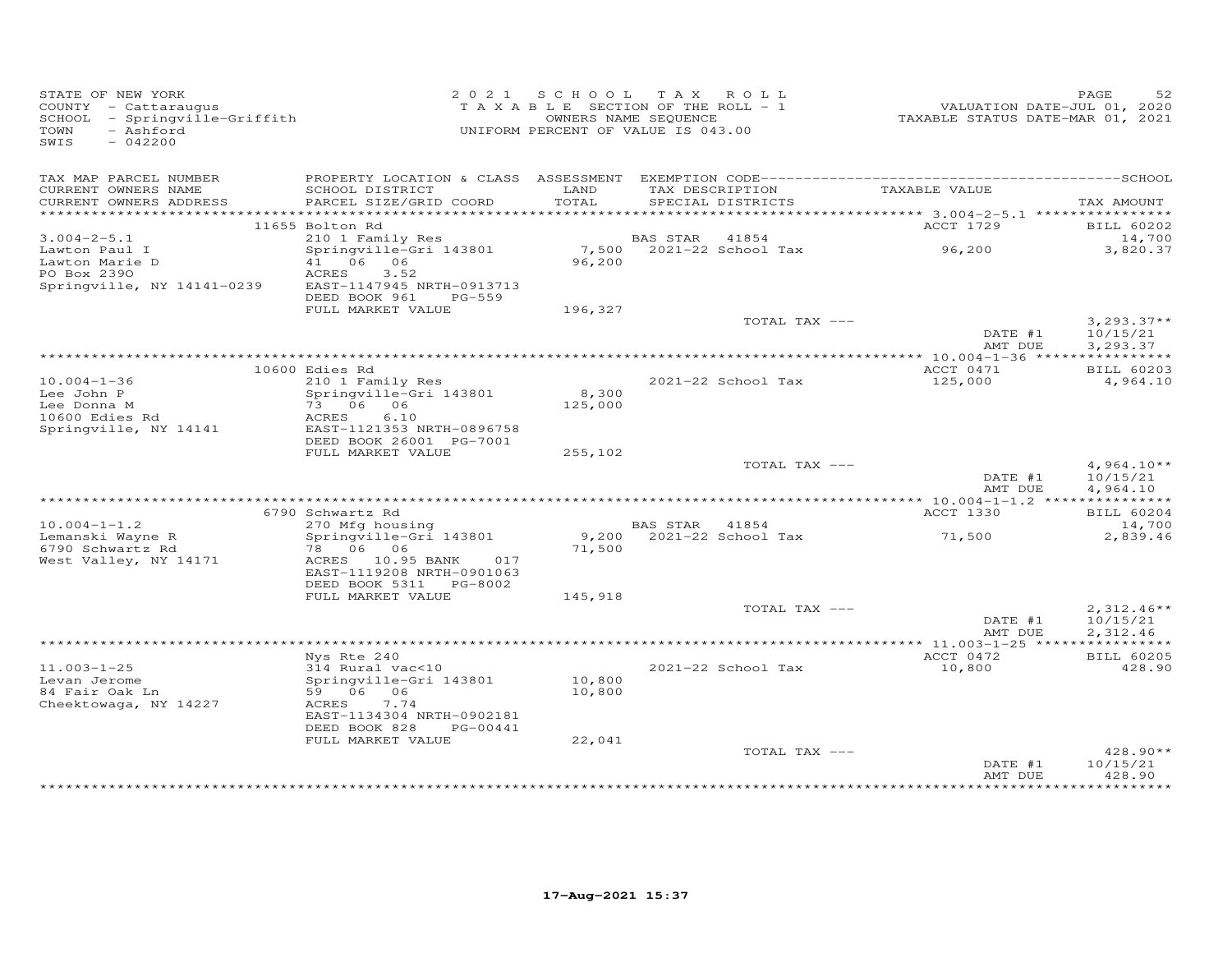STATE OF NEW YORK
COUNTY - Cattaraugus
SCHOOL - Springville-Griffith
TOWN - Ashford
SWIS - 042200

2021 SCHOOL TAX ROLL
TAXABLE SECTION OF THE ROLL - 1
OWNERS NAME SEQUENCE
UNIFORM PERCENT OF VALUE IS 043.00

VALUATION DATE-JUL 01, 2020
TAXABLE STATUS DATE-MAR 01, 2021

| TAX MAP PARCEL NUMBER<br>CURRENT OWNERS NAME<br>CURRENT OWNERS ADDRESS | PROPERTY LOCATION & CLASS<br>SCHOOL DISTRICT<br>PARCEL SIZE/GRID COORD | ASSESSMENT<br>LAND<br>TOTAL | EXEMPTION CODE<br>TAX DESCRIPTION<br>SPECIAL DISTRICTS | TAXABLE VALUE | SCHOOL<br>TAX AMOUNT |
|---|---|---|---|---|---|
| | 11655 Bolton Rd | | | ACCT 1729 | BILL 60202 |
| 3.004-2-5.1 | 210 1 Family Res | | BAS STAR 41854 | | 14,700 |
| Lawton Paul I | Springville-Gri 143801 | 7,500 | 2021-22 School Tax | 96,200 | 3,820.37 |
| Lawton Marie D | 41 06 06 | 96,200 | | | |
| PO Box 239O | ACRES 3.52 | | | | |
| Springville, NY 14141-0239 | EAST-1147945 NRTH-0913713 | | | | |
| | DEED BOOK 961 PG-559 | | | | |
| | FULL MARKET VALUE | 196,327 | | | |
| | | | TOTAL TAX --- | | 3,293.37** |
| | | | | DATE #1 | 10/15/21 |
| | | | | AMT DUE | 3,293.37 |
| | 10600 Edies Rd | | | ACCT 0471 | BILL 60203 |
| 10.004-1-36 | 210 1 Family Res | | 2021-22 School Tax | 125,000 | 4,964.10 |
| Lee John P | Springville-Gri 143801 | 8,300 | | | |
| Lee Donna M | 73 06 06 | 125,000 | | | |
| 10600 Edies Rd | ACRES 6.10 | | | | |
| Springville, NY 14141 | EAST-1121353 NRTH-0896758 | | | | |
| | DEED BOOK 26001 PG-7001 | | | | |
| | FULL MARKET VALUE | 255,102 | | | |
| | | | TOTAL TAX --- | | 4,964.10** |
| | | | | DATE #1 | 10/15/21 |
| | | | | AMT DUE | 4,964.10 |
| | 6790 Schwartz Rd | | | ACCT 1330 | BILL 60204 |
| 10.004-1-1.2 | 270 Mfg housing | | BAS STAR 41854 | | 14,700 |
| Lemanski Wayne R | Springville-Gri 143801 | 9,200 | 2021-22 School Tax | 71,500 | 2,839.46 |
| 6790 Schwartz Rd | 78 06 06 | 71,500 | | | |
| West Valley, NY 14171 | ACRES 10.95 BANK 017 | | | | |
| | EAST-1119208 NRTH-0901063 | | | | |
| | DEED BOOK 5311 PG-8002 | | | | |
| | FULL MARKET VALUE | 145,918 | | | |
| | | | TOTAL TAX --- | | 2,312.46** |
| | | | | DATE #1 | 10/15/21 |
| | | | | AMT DUE | 2,312.46 |
| | Nys Rte 240 | | | ACCT 0472 | BILL 60205 |
| 11.003-1-25 | 314 Rural vac<10 | | 2021-22 School Tax | 10,800 | 428.90 |
| Levan Jerome | Springville-Gri 143801 | 10,800 | | | |
| 84 Fair Oak Ln | 59 06 06 | 10,800 | | | |
| Cheektowaga, NY 14227 | ACRES 7.74 | | | | |
| | EAST-1134304 NRTH-0902181 | | | | |
| | DEED BOOK 828 PG-00441 | | | | |
| | FULL MARKET VALUE | 22,041 | | | |
| | | | TOTAL TAX --- | | 428.90** |
| | | | | DATE #1 | 10/15/21 |
| | | | | AMT DUE | 428.90 |

17-Aug-2021 15:37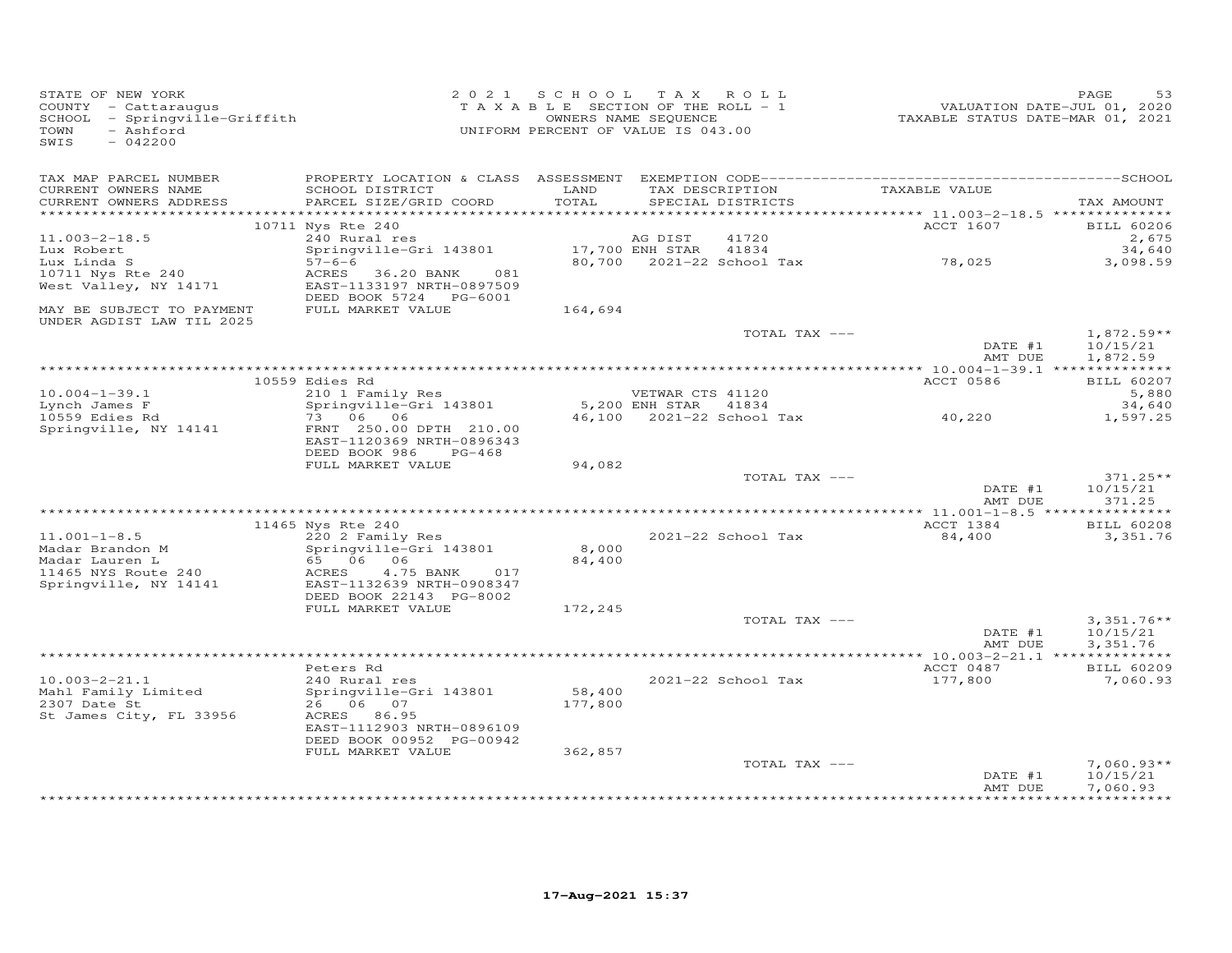STATE OF NEW YORK
COUNTY - Cattaraugus
SCHOOL - Springville-Griffith
TOWN - Ashford
SWIS - 042200

2021 SCHOOL TAX ROLL
TAXABLE SECTION OF THE ROLL - 1
OWNERS NAME SEQUENCE
UNIFORM PERCENT OF VALUE IS 043.00

VALUATION DATE-JUL 01, 2020
TAXABLE STATUS DATE-MAR 01, 2021

| TAX MAP PARCEL NUMBER<br>CURRENT OWNERS NAME<br>CURRENT OWNERS ADDRESS | PROPERTY LOCATION & CLASS<br>SCHOOL DISTRICT<br>PARCEL SIZE/GRID COORD | ASSESSMENT<br>LAND<br>TOTAL | EXEMPTION CODE<br>TAX DESCRIPTION<br>SPECIAL DISTRICTS | TAXABLE VALUE | SCHOOL<br>TAX AMOUNT |
|---|---|---|---|---|---|
| | 10711 Nys Rte 240 | | | ACCT 1607 | BILL 60206 |
| 11.003-2-18.5 | 240 Rural res | | AG DIST 41720 | | 2,675 |
| Lux Robert | Springville-Gri 143801 | 17,700 | ENH STAR 41834 | | 34,640 |
| Lux Linda S | 57-6-6 | 80,700 | 2021-22 School Tax | 78,025 | 3,098.59 |
| 10711 Nys Rte 240 | ACRES 36.20 BANK 081 | | | | |
| West Valley, NY 14171 | EAST-1133197 NRTH-0897509 | | | | |
| | DEED BOOK 5724 PG-6001 | | | | |
| MAY BE SUBJECT TO PAYMENT | FULL MARKET VALUE | 164,694 | | | |
| UNDER AGDIST LAW TIL 2025 | | | | | |
| | | | TOTAL TAX --- | | 1,872.59** |
| | | | | DATE #1 | 10/15/21 |
| | | | | AMT DUE | 1,872.59 |
| | 10559 Edies Rd | | | ACCT 0586 | BILL 60207 |
| 10.004-1-39.1 | 210 1 Family Res | | VETWAR CTS 41120 | | 5,880 |
| Lynch James F | Springville-Gri 143801 | 5,200 | ENH STAR 41834 | | 34,640 |
| 10559 Edies Rd | 73 06 06 | 46,100 | 2021-22 School Tax | 40,220 | 1,597.25 |
| Springville, NY 14141 | FRNT 250.00 DPTH 210.00 | | | | |
| | EAST-1120369 NRTH-0896343 | | | | |
| | DEED BOOK 986 PG-468 | | | | |
| | FULL MARKET VALUE | 94,082 | | | |
| | | | TOTAL TAX --- | | 371.25** |
| | | | | DATE #1 | 10/15/21 |
| | | | | AMT DUE | 371.25 |
| | 11465 Nys Rte 240 | | | ACCT 1384 | BILL 60208 |
| 11.001-1-8.5 | 220 2 Family Res | | 2021-22 School Tax | 84,400 | 3,351.76 |
| Madar Brandon M | Springville-Gri 143801 | 8,000 | | | |
| Madar Lauren L | 65 06 06 | 84,400 | | | |
| 11465 NYS Route 240 | ACRES 4.75 BANK 017 | | | | |
| Springville, NY 14141 | EAST-1132639 NRTH-0908347 | | | | |
| | DEED BOOK 22143 PG-8002 | | | | |
| | FULL MARKET VALUE | 172,245 | | | |
| | | | TOTAL TAX --- | | 3,351.76** |
| | | | | DATE #1 | 10/15/21 |
| | | | | AMT DUE | 3,351.76 |
| | Peters Rd | | | ACCT 0487 | BILL 60209 |
| 10.003-2-21.1 | 240 Rural res | | 2021-22 School Tax | 177,800 | 7,060.93 |
| Mahl Family Limited | Springville-Gri 143801 | 58,400 | | | |
| 2307 Date St | 26 06 07 | 177,800 | | | |
| St James City, FL 33956 | ACRES 86.95 | | | | |
| | EAST-1112903 NRTH-0896109 | | | | |
| | DEED BOOK 00952 PG-00942 | | | | |
| | FULL MARKET VALUE | 362,857 | | | |
| | | | TOTAL TAX --- | | 7,060.93** |
| | | | | DATE #1 | 10/15/21 |
| | | | | AMT DUE | 7,060.93 |

17-Aug-2021 15:37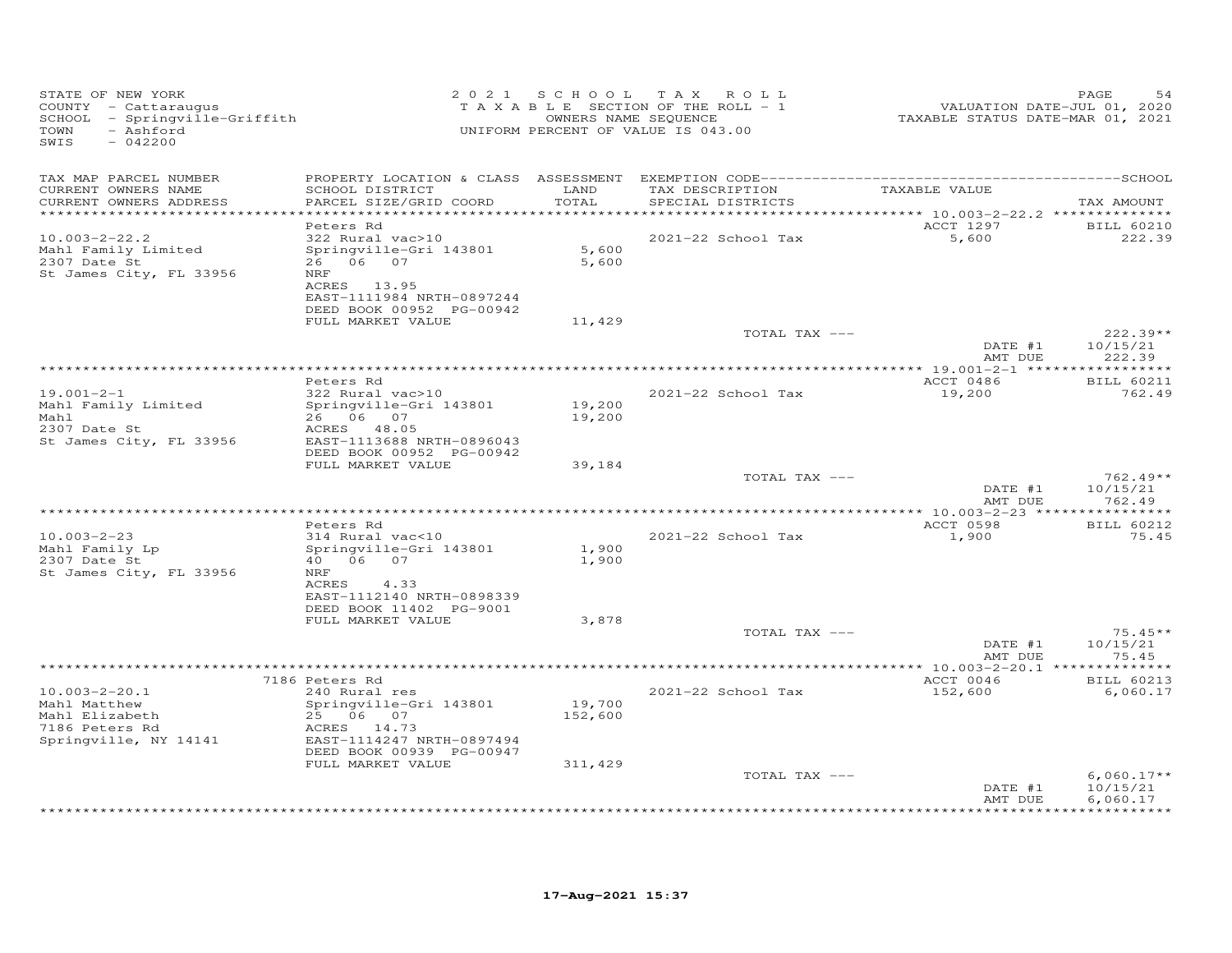STATE OF NEW YORK
COUNTY - Cattaraugus
SCHOOL - Springville-Griffith
TOWN - Ashford
SWIS - 042200

2 0 2 1 S C H O O L T A X R O L L
T A X A B L E SECTION OF THE ROLL - 1
OWNERS NAME SEQUENCE
UNIFORM PERCENT OF VALUE IS 043.00

VALUATION DATE-JUL 01, 2020
TAXABLE STATUS DATE-MAR 01, 2021

| TAX MAP PARCEL NUMBER / CURRENT OWNERS NAME / CURRENT OWNERS ADDRESS | PROPERTY LOCATION & CLASS / SCHOOL DISTRICT / PARCEL SIZE/GRID COORD | ASSESSMENT LAND / TOTAL | EXEMPTION CODE / TAX DESCRIPTION / SPECIAL DISTRICTS | TAXABLE VALUE | TAX AMOUNT |
|---|---|---|---|---|---|
| | Peters Rd | | | ACCT 1297 | BILL 60210 |
| 10.003-2-22.2 | 322 Rural vac>10 | | 2021-22 School Tax | 5,600 | 222.39 |
| Mahl Family Limited | Springville-Gri 143801 | 5,600 | | | |
| 2307 Date St | 26 06 07 | 5,600 | | | |
| St James City, FL 33956 | NRF | | | | |
| | ACRES 13.95 | | | | |
| | EAST-1111984 NRTH-0897244 | | | | |
| | DEED BOOK 00952 PG-00942 | | | | |
| | FULL MARKET VALUE | 11,429 | | | |
| | | | TOTAL TAX --- | | 222.39** |
| | | | | DATE #1 | 10/15/21 |
| | | | | AMT DUE | 222.39 |
| | Peters Rd | | | ACCT 0486 | BILL 60211 |
| 19.001-2-1 | 322 Rural vac>10 | | 2021-22 School Tax | 19,200 | 762.49 |
| Mahl Family Limited | Springville-Gri 143801 | 19,200 | | | |
| Mahl | 26 06 07 | 19,200 | | | |
| 2307 Date St | ACRES 48.05 | | | | |
| St James City, FL 33956 | EAST-1113688 NRTH-0896043 | | | | |
| | DEED BOOK 00952 PG-00942 | | | | |
| | FULL MARKET VALUE | 39,184 | | | |
| | | | TOTAL TAX --- | | 762.49** |
| | | | | DATE #1 | 10/15/21 |
| | | | | AMT DUE | 762.49 |
| | Peters Rd | | | ACCT 0598 | BILL 60212 |
| 10.003-2-23 | 314 Rural vac<10 | | 2021-22 School Tax | 1,900 | 75.45 |
| Mahl Family Lp | Springville-Gri 143801 | 1,900 | | | |
| 2307 Date St | 40 06 07 | 1,900 | | | |
| St James City, FL 33956 | NRF | | | | |
| | ACRES 4.33 | | | | |
| | EAST-1112140 NRTH-0898339 | | | | |
| | DEED BOOK 11402 PG-9001 | | | | |
| | FULL MARKET VALUE | 3,878 | | | |
| | | | TOTAL TAX --- | | 75.45** |
| | | | | DATE #1 | 10/15/21 |
| | | | | AMT DUE | 75.45 |
| | 7186 Peters Rd | | | ACCT 0046 | BILL 60213 |
| 10.003-2-20.1 | 240 Rural res | | 2021-22 School Tax | 152,600 | 6,060.17 |
| Mahl Matthew | Springville-Gri 143801 | 19,700 | | | |
| Mahl Elizabeth | 25 06 07 | 152,600 | | | |
| 7186 Peters Rd | ACRES 14.73 | | | | |
| Springville, NY 14141 | EAST-1114247 NRTH-0897494 | | | | |
| | DEED BOOK 00939 PG-00947 | | | | |
| | FULL MARKET VALUE | 311,429 | | | |
| | | | TOTAL TAX --- | | 6,060.17** |
| | | | | DATE #1 | 10/15/21 |
| | | | | AMT DUE | 6,060.17 |

17-Aug-2021 15:37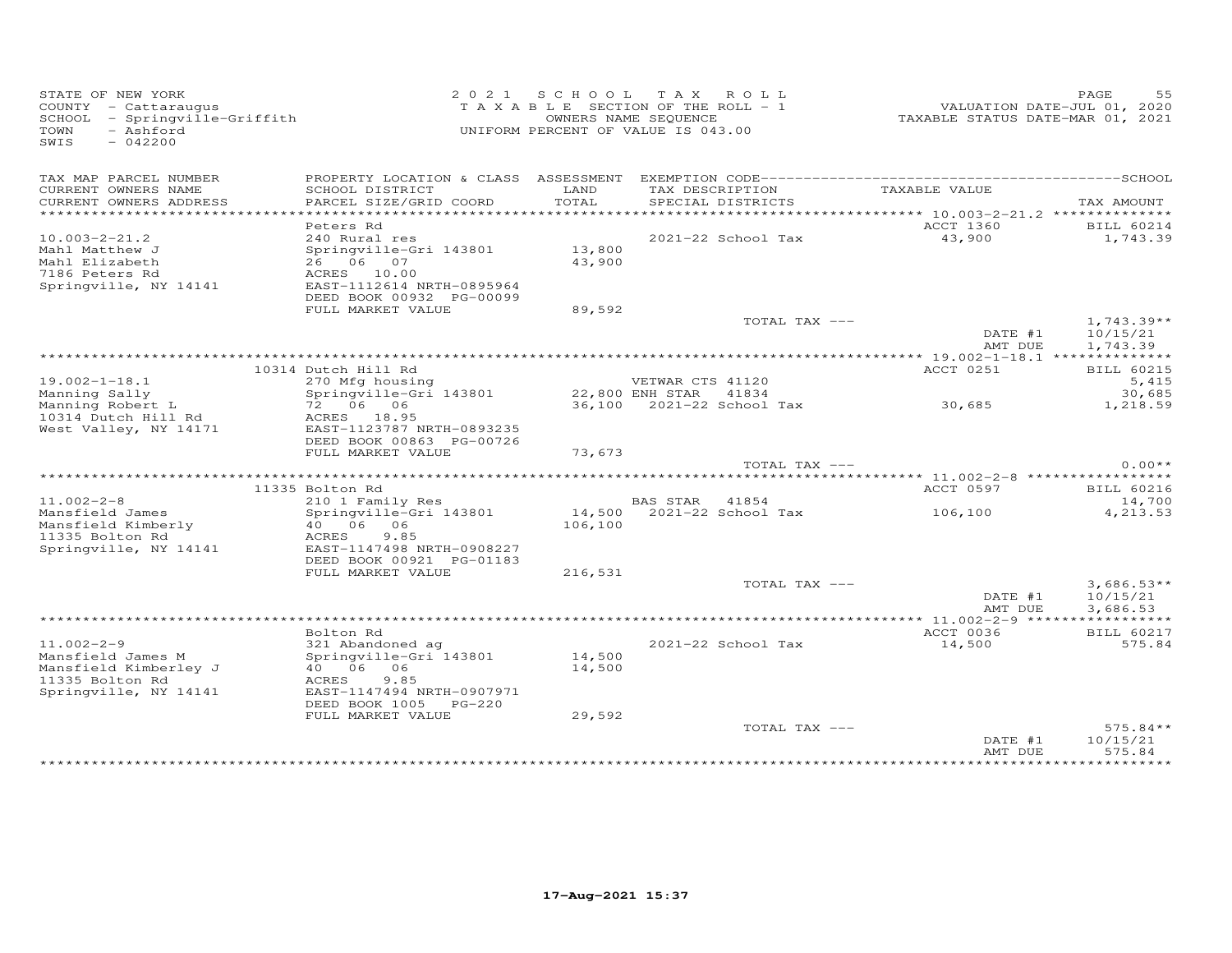STATE OF NEW YORK
COUNTY - Cattaraugus
SCHOOL - Springville-Griffith
TOWN - Ashford
SWIS - 042200

2021 SCHOOL TAX ROLL
TAXABLE SECTION OF THE ROLL - 1
OWNERS NAME SEQUENCE
UNIFORM PERCENT OF VALUE IS 043.00

VALUATION DATE-JUL 01, 2020
TAXABLE STATUS DATE-MAR 01, 2021

| TAX MAP PARCEL NUMBER / CURRENT OWNERS NAME / CURRENT OWNERS ADDRESS | PROPERTY LOCATION & CLASS / SCHOOL DISTRICT / PARCEL SIZE/GRID COORD | ASSESSMENT LAND / TOTAL | EXEMPTION CODE / TAX DESCRIPTION / SPECIAL DISTRICTS | TAXABLE VALUE | TAX AMOUNT |
|---|---|---|---|---|---|
| 10.003-2-21.2 | Peters Rd | | | ACCT 1360 | BILL 60214 |
| Mahl Matthew J | 240 Rural res | | | | |
| Mahl Elizabeth | Springville-Gri 143801 | 13,800 | 2021-22 School Tax | 43,900 | 1,743.39 |
| 7186 Peters Rd | 26 06 07 | 43,900 | | | |
| Springville, NY 14141 | ACRES 10.00 | | | | |
| | EAST-1112614 NRTH-0895964 | | | | |
| | DEED BOOK 00932 PG-00099 | | | | |
| | FULL MARKET VALUE | 89,592 | | | |
| | | | TOTAL TAX --- | | 1,743.39** |
| | | | | DATE #1 | 10/15/21 |
| | | | | AMT DUE | 1,743.39 |
| 19.002-1-18.1 | 10314 Dutch Hill Rd | | | ACCT 0251 | BILL 60215 |
| Manning Sally | 270 Mfg housing | | VETWAR CTS 41120 | | 5,415 |
| Manning Robert L | Springville-Gri 143801 | 22,800 | ENH STAR 41834 | | 30,685 |
| 10314 Dutch Hill Rd | 72 06 06 | 36,100 | 2021-22 School Tax | 30,685 | 1,218.59 |
| West Valley, NY 14171 | ACRES 18.95 | | | | |
| | EAST-1123787 NRTH-0893235 | | | | |
| | DEED BOOK 00863 PG-00726 | | | | |
| | FULL MARKET VALUE | 73,673 | | | |
| | | | TOTAL TAX --- | | 0.00** |
| 11.002-2-8 | 11335 Bolton Rd | | | ACCT 0597 | BILL 60216 |
| Mansfield James | 210 1 Family Res | | BAS STAR 41854 | | 14,700 |
| Mansfield Kimberly | Springville-Gri 143801 | 14,500 | 2021-22 School Tax | 106,100 | 4,213.53 |
| 11335 Bolton Rd | 40 06 06 | 106,100 | | | |
| Springville, NY 14141 | ACRES 9.85 | | | | |
| | EAST-1147498 NRTH-0908227 | | | | |
| | DEED BOOK 00921 PG-01183 | | | | |
| | FULL MARKET VALUE | 216,531 | | | |
| | | | TOTAL TAX --- | | 3,686.53** |
| | | | | DATE #1 | 10/15/21 |
| | | | | AMT DUE | 3,686.53 |
| 11.002-2-9 | Bolton Rd | | | ACCT 0036 | BILL 60217 |
| Mansfield James M | 321 Abandoned ag | | | | |
| Mansfield Kimberley J | Springville-Gri 143801 | 14,500 | 2021-22 School Tax | 14,500 | 575.84 |
| 11335 Bolton Rd | 40 06 06 | 14,500 | | | |
| Springville, NY 14141 | ACRES 9.85 | | | | |
| | EAST-1147494 NRTH-0907971 | | | | |
| | DEED BOOK 1005 PG-220 | | | | |
| | FULL MARKET VALUE | 29,592 | | | |
| | | | TOTAL TAX --- | | 575.84** |
| | | | | DATE #1 | 10/15/21 |
| | | | | AMT DUE | 575.84 |

17-Aug-2021 15:37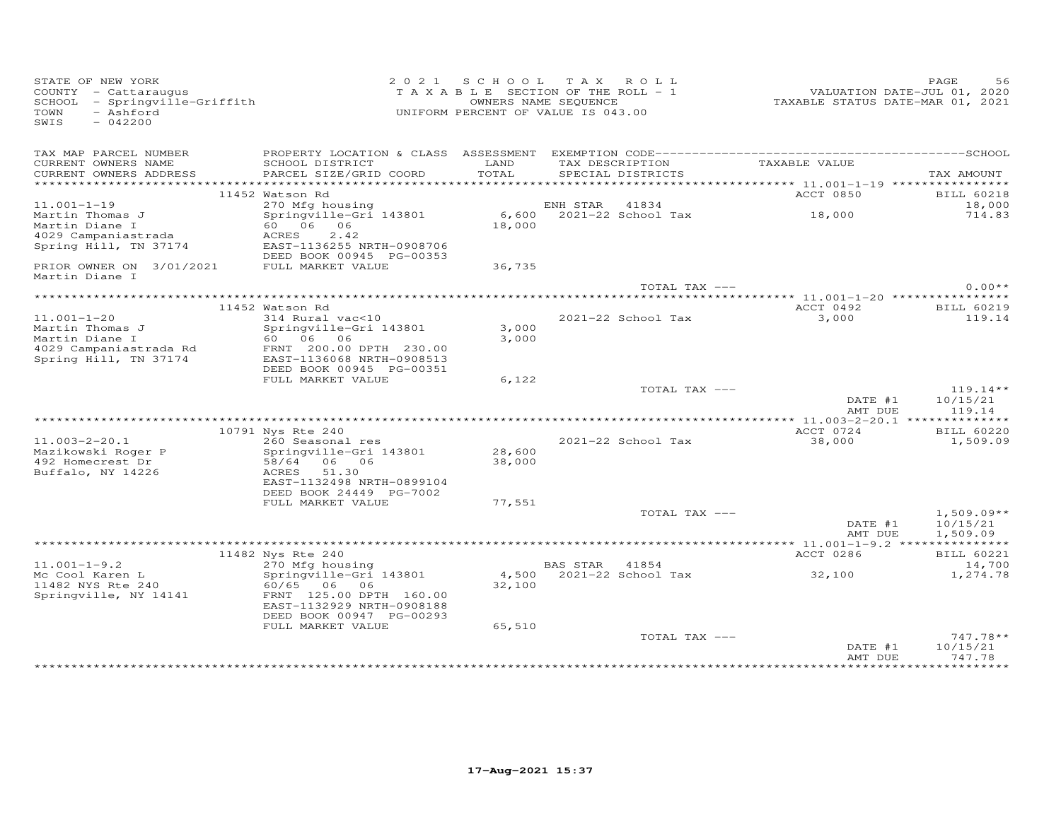STATE OF NEW YORK
COUNTY - Cattaraugus
SCHOOL - Springville-Griffith
TOWN - Ashford
SWIS - 042200

2021 SCHOOL TAX ROLL
TAXABLE SECTION OF THE ROLL - 1
OWNERS NAME SEQUENCE
UNIFORM PERCENT OF VALUE IS 043.00

VALUATION DATE-JUL 01, 2020
TAXABLE STATUS DATE-MAR 01, 2021

| TAX MAP PARCEL NUMBER / CURRENT OWNERS NAME / CURRENT OWNERS ADDRESS | PROPERTY LOCATION & CLASS / SCHOOL DISTRICT / PARCEL SIZE/GRID COORD | ASSESSMENT LAND / TOTAL | EXEMPTION CODE / TAX DESCRIPTION / SPECIAL DISTRICTS | TAXABLE VALUE | TAX AMOUNT |
|---|---|---|---|---|---|
| 11.001-1-19 | 11452 Watson Rd | | | ACCT 0850 | BILL 60218 |
| Martin Thomas J | 270 Mfg housing | | ENH STAR 41834 | | 18,000 |
| Martin Diane I | Springville-Gri 143801 | 6,600 | 2021-22 School Tax | 18,000 | 714.83 |
| 4029 Campaniastrada | 60 06 06 | 18,000 | | | |
| Spring Hill, TN 37174 | ACRES 2.42 | | | | |
| | EAST-1136255 NRTH-0908706 | | | | |
| | DEED BOOK 00945 PG-00353 | | | | |
| PRIOR OWNER ON 3/01/2021 | FULL MARKET VALUE | 36,735 | | | |
| Martin Diane I | | | TOTAL TAX --- | | 0.00** |
| 11.001-1-20 | 11452 Watson Rd | | | ACCT 0492 | BILL 60219 |
| Martin Thomas J | 314 Rural vac<10 | | 2021-22 School Tax | 3,000 | 119.14 |
| Martin Diane I | Springville-Gri 143801 | 3,000 | | | |
| 4029 Campaniastrada Rd | 60 06 06 | 3,000 | | | |
| Spring Hill, TN 37174 | FRNT 200.00 DPTH 230.00 | | | | |
| | EAST-1136068 NRTH-0908513 | | | | |
| | DEED BOOK 00945 PG-00351 | | | | |
| | FULL MARKET VALUE | 6,122 | | | |
| | | | TOTAL TAX --- | | 119.14** |
| | | | | DATE #1 | 10/15/21 |
| | | | | AMT DUE | 119.14 |
| 11.003-2-20.1 | 10791 Nys Rte 240 | | | ACCT 0724 | BILL 60220 |
| Mazikowski Roger P | 260 Seasonal res | | 2021-22 School Tax | 38,000 | 1,509.09 |
| 492 Homecrest Dr | Springville-Gri 143801 | 28,600 | | | |
| Buffalo, NY 14226 | 58/64 06 06 | 38,000 | | | |
| | ACRES 51.30 | | | | |
| | EAST-1132498 NRTH-0899104 | | | | |
| | DEED BOOK 24449 PG-7002 | | | | |
| | FULL MARKET VALUE | 77,551 | | | |
| | | | TOTAL TAX --- | | 1,509.09** |
| | | | | DATE #1 | 10/15/21 |
| | | | | AMT DUE | 1,509.09 |
| 11.001-1-9.2 | 11482 Nys Rte 240 | | | ACCT 0286 | BILL 60221 |
| Mc Cool Karen L | 270 Mfg housing | | BAS STAR 41854 | | 14,700 |
| 11482 NYS Rte 240 | Springville-Gri 143801 | 4,500 | 2021-22 School Tax | 32,100 | 1,274.78 |
| Springville, NY 14141 | 60/65 06 06 | 32,100 | | | |
| | FRNT 125.00 DPTH 160.00 | | | | |
| | EAST-1132929 NRTH-0908188 | | | | |
| | DEED BOOK 00947 PG-00293 | | | | |
| | FULL MARKET VALUE | 65,510 | | | |
| | | | TOTAL TAX --- | | 747.78** |
| | | | | DATE #1 | 10/15/21 |
| | | | | AMT DUE | 747.78 |

17-Aug-2021 15:37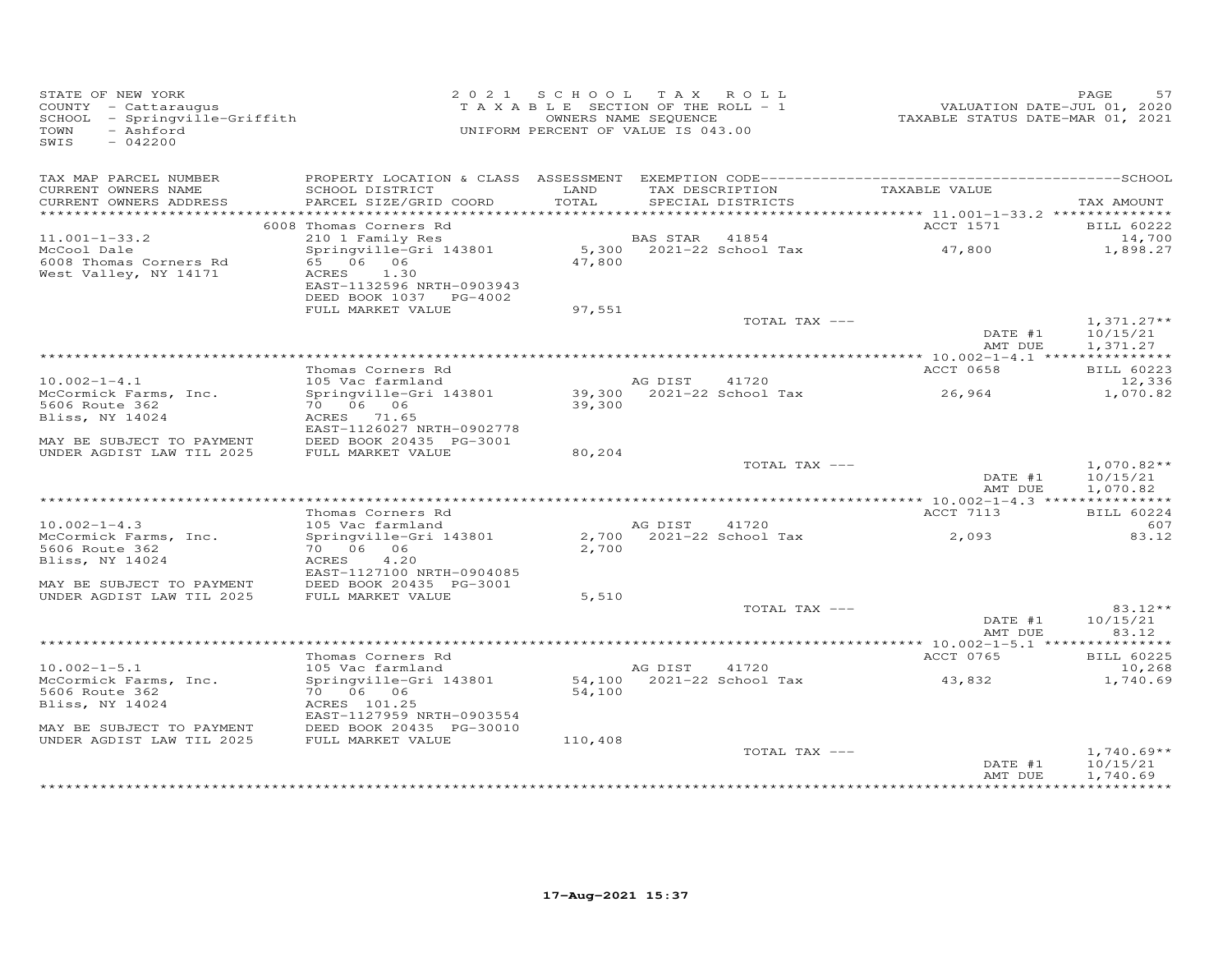STATE OF NEW YORK
COUNTY - Cattaraugus
SCHOOL - Springville-Griffith
TOWN - Ashford
SWIS - 042200

2021 SCHOOL TAX ROLL
TAXABLE SECTION OF THE ROLL - 1
OWNERS NAME SEQUENCE
UNIFORM PERCENT OF VALUE IS 043.00

VALUATION DATE-JUL 01, 2020
TAXABLE STATUS DATE-MAR 01, 2021

| TAX MAP PARCEL NUMBER / CURRENT OWNERS NAME / CURRENT OWNERS ADDRESS | PROPERTY LOCATION & CLASS / SCHOOL DISTRICT / PARCEL SIZE/GRID COORD | ASSESSMENT LAND / TOTAL | EXEMPTION CODE / TAX DESCRIPTION / SPECIAL DISTRICTS | TAXABLE VALUE | TAX AMOUNT |
|---|---|---|---|---|---|
| | 6008 Thomas Corners Rd | | | ACCT 1571 | BILL 60222 |
| 11.001-1-33.2 | 210 1 Family Res | | BAS STAR 41854 | | 14,700 |
| McCool Dale | Springville-Gri 143801 | 5,300 | 2021-22 School Tax | 47,800 | 1,898.27 |
| 6008 Thomas Corners Rd | 65 06 06 | 47,800 | | | |
| West Valley, NY 14171 | ACRES 1.30 | | | | |
| | EAST-1132596 NRTH-0903943 | | | | |
| | DEED BOOK 1037 PG-4002 | | | | |
| | FULL MARKET VALUE | 97,551 | | | |
| | | | TOTAL TAX --- | | 1,371.27** |
| | | | | DATE #1 | 10/15/21 |
| | | | | AMT DUE | 1,371.27 |
| | Thomas Corners Rd | | | ACCT 0658 | BILL 60223 |
| 10.002-1-4.1 | 105 Vac farmland | | AG DIST 41720 | | 12,336 |
| McCormick Farms, Inc. | Springville-Gri 143801 | 39,300 | 2021-22 School Tax | 26,964 | 1,070.82 |
| 5606 Route 362 | 70 06 06 | 39,300 | | | |
| Bliss, NY 14024 | ACRES 71.65 | | | | |
| | EAST-1126027 NRTH-0902778 | | | | |
| MAY BE SUBJECT TO PAYMENT | DEED BOOK 20435 PG-3001 | | | | |
| UNDER AGDIST LAW TIL 2025 | FULL MARKET VALUE | 80,204 | | | |
| | | | TOTAL TAX --- | | 1,070.82** |
| | | | | DATE #1 | 10/15/21 |
| | | | | AMT DUE | 1,070.82 |
| | Thomas Corners Rd | | | ACCT 7113 | BILL 60224 |
| 10.002-1-4.3 | 105 Vac farmland | | AG DIST 41720 | | 607 |
| McCormick Farms, Inc. | Springville-Gri 143801 | 2,700 | 2021-22 School Tax | 2,093 | 83.12 |
| 5606 Route 362 | 70 06 06 | 2,700 | | | |
| Bliss, NY 14024 | ACRES 4.20 | | | | |
| | EAST-1127100 NRTH-0904085 | | | | |
| MAY BE SUBJECT TO PAYMENT | DEED BOOK 20435 PG-3001 | | | | |
| UNDER AGDIST LAW TIL 2025 | FULL MARKET VALUE | 5,510 | | | |
| | | | TOTAL TAX --- | | 83.12** |
| | | | | DATE #1 | 10/15/21 |
| | | | | AMT DUE | 83.12 |
| | Thomas Corners Rd | | | ACCT 0765 | BILL 60225 |
| 10.002-1-5.1 | 105 Vac farmland | | AG DIST 41720 | | 10,268 |
| McCormick Farms, Inc. | Springville-Gri 143801 | 54,100 | 2021-22 School Tax | 43,832 | 1,740.69 |
| 5606 Route 362 | 70 06 06 | 54,100 | | | |
| Bliss, NY 14024 | ACRES 101.25 | | | | |
| | EAST-1127959 NRTH-0903554 | | | | |
| MAY BE SUBJECT TO PAYMENT | DEED BOOK 20435 PG-30010 | | | | |
| UNDER AGDIST LAW TIL 2025 | FULL MARKET VALUE | 110,408 | | | |
| | | | TOTAL TAX --- | | 1,740.69** |
| | | | | DATE #1 | 10/15/21 |
| | | | | AMT DUE | 1,740.69 |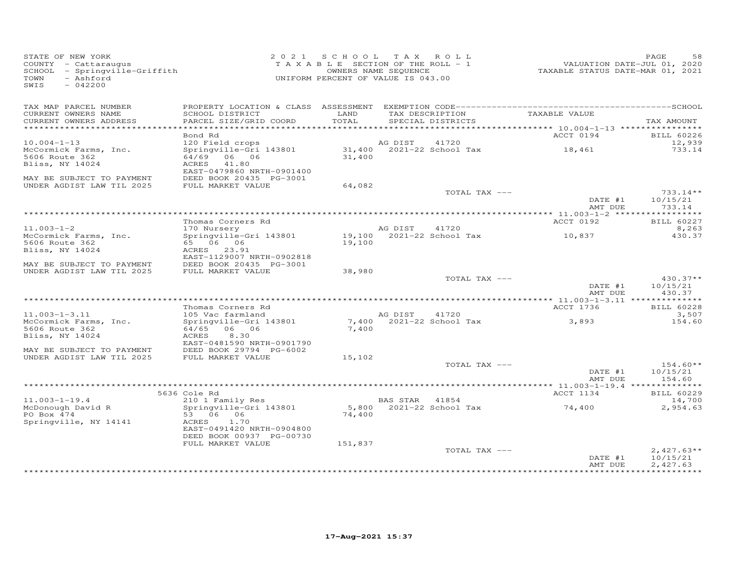STATE OF NEW YORK
COUNTY - Cattaraugus
SCHOOL - Springville-Griffith
TOWN - Ashford
SWIS - 042200

2021 SCHOOL TAX ROLL
TAXABLE SECTION OF THE ROLL - 1
OWNERS NAME SEQUENCE
UNIFORM PERCENT OF VALUE IS 043.00

VALUATION DATE-JUL 01, 2020
TAXABLE STATUS DATE-MAR 01, 2021

| TAX MAP PARCEL NUMBER / CURRENT OWNERS NAME / CURRENT OWNERS ADDRESS | PROPERTY LOCATION & CLASS / SCHOOL DISTRICT / PARCEL SIZE/GRID COORD | ASSESSMENT LAND / TOTAL | EXEMPTION CODE / TAX DESCRIPTION / SPECIAL DISTRICTS | TAXABLE VALUE | SCHOOL TAX AMOUNT |
|---|---|---|---|---|---|
| | Bond Rd | | | ACCT 0194 | BILL 60226 |
| 10.004-1-13 | 120 Field crops | | AG DIST 41720 | | 12,939 |
| McCormick Farms, Inc. | Springville-Gri 143801 | 31,400 | 2021-22 School Tax | 18,461 | 733.14 |
| 5606 Route 362 | 64/69 06 06 | 31,400 | | | |
| Bliss, NY 14024 | ACRES 41.80 | | | | |
| | EAST-0479860 NRTH-0901400 | | | | |
| MAY BE SUBJECT TO PAYMENT | DEED BOOK 20435 PG-3001 | | | | |
| UNDER AGDIST LAW TIL 2025 | FULL MARKET VALUE | 64,082 | | | |
| | | | TOTAL TAX --- | | 733.14** |
| | | | | DATE #1 | 10/15/21 |
| | | | | AMT DUE | 733.14 |
| | Thomas Corners Rd | | | ACCT 0192 | BILL 60227 |
| 11.003-1-2 | 170 Nursery | | AG DIST 41720 | | 8,263 |
| McCormick Farms, Inc. | Springville-Gri 143801 | 19,100 | 2021-22 School Tax | 10,837 | 430.37 |
| 5606 Route 362 | 65 06 06 | 19,100 | | | |
| Bliss, NY 14024 | ACRES 23.91 | | | | |
| | EAST-1129007 NRTH-0902818 | | | | |
| MAY BE SUBJECT TO PAYMENT | DEED BOOK 20435 PG-3001 | | | | |
| UNDER AGDIST LAW TIL 2025 | FULL MARKET VALUE | 38,980 | | | |
| | | | TOTAL TAX --- | | 430.37** |
| | | | | DATE #1 | 10/15/21 |
| | | | | AMT DUE | 430.37 |
| | Thomas Corners Rd | | | ACCT 1736 | BILL 60228 |
| 11.003-1-3.11 | 105 Vac farmland | | AG DIST 41720 | | 3,507 |
| McCormick Farms, Inc. | Springville-Gri 143801 | 7,400 | 2021-22 School Tax | 3,893 | 154.60 |
| 5606 Route 362 | 64/65 06 06 | 7,400 | | | |
| Bliss, NY 14024 | ACRES 8.30 | | | | |
| | EAST-0481590 NRTH-0901790 | | | | |
| MAY BE SUBJECT TO PAYMENT | DEED BOOK 29794 PG-6002 | | | | |
| UNDER AGDIST LAW TIL 2025 | FULL MARKET VALUE | 15,102 | | | |
| | | | TOTAL TAX --- | | 154.60** |
| | | | | DATE #1 | 10/15/21 |
| | | | | AMT DUE | 154.60 |
| | 5636 Cole Rd | | | ACCT 1134 | BILL 60229 |
| 11.003-1-19.4 | 210 1 Family Res | | BAS STAR 41854 | | 14,700 |
| McDonough David R | Springville-Gri 143801 | 5,800 | 2021-22 School Tax | 74,400 | 2,954.63 |
| PO Box 474 | 53 06 06 | 74,400 | | | |
| Springville, NY 14141 | ACRES 1.70 | | | | |
| | EAST-0491420 NRTH-0904800 | | | | |
| | DEED BOOK 00937 PG-00730 | | | | |
| | FULL MARKET VALUE | 151,837 | | | |
| | | | TOTAL TAX --- | | 2,427.63** |
| | | | | DATE #1 | 10/15/21 |
| | | | | AMT DUE | 2,427.63 |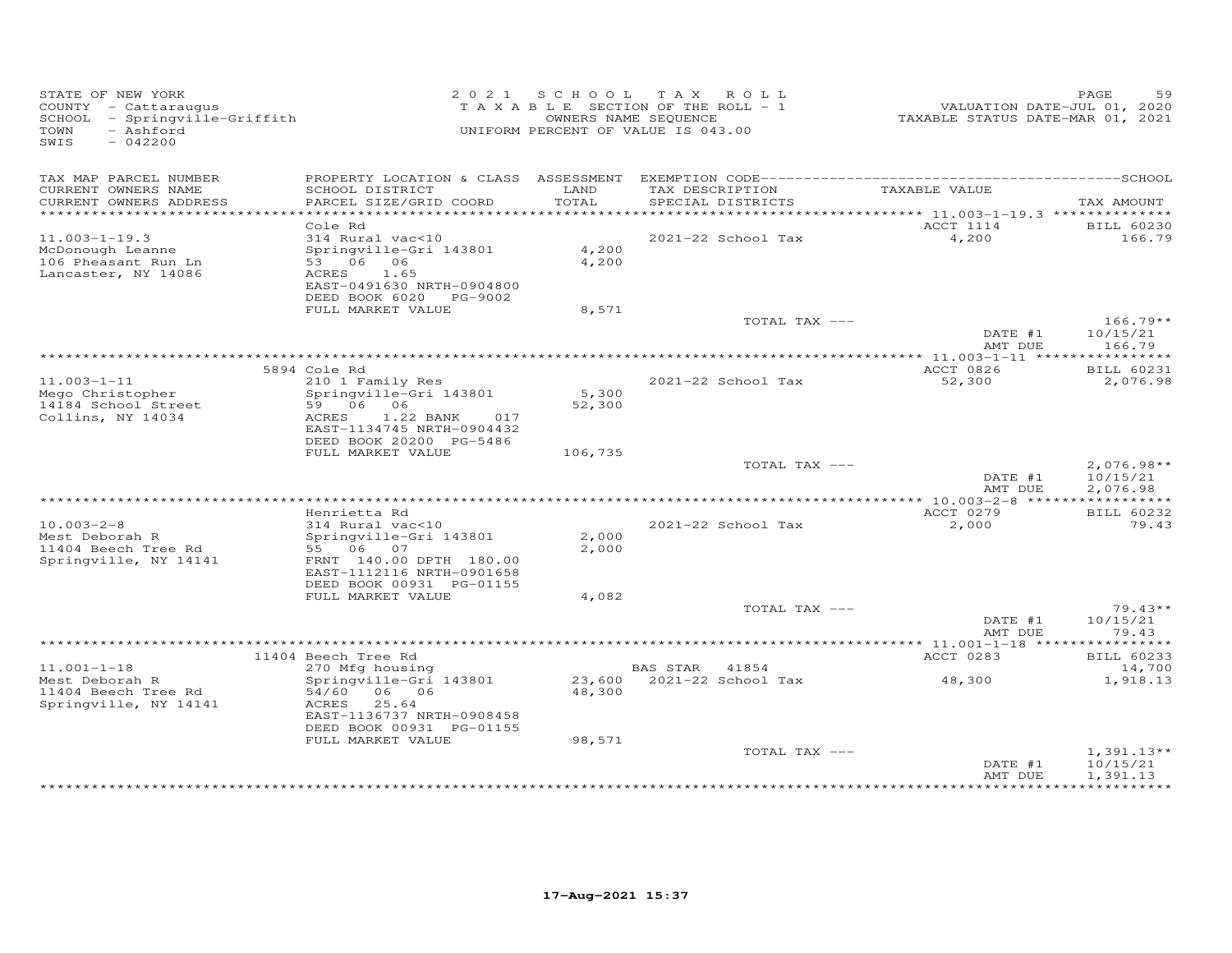STATE OF NEW YORK
COUNTY - Cattaraugus
SCHOOL - Springville-Griffith
TOWN - Ashford
SWIS - 042200

2 0 2 1 S C H O O L T A X R O L L
T A X A B L E SECTION OF THE ROLL - 1
OWNERS NAME SEQUENCE
UNIFORM PERCENT OF VALUE IS 043.00

VALUATION DATE-JUL 01, 2020
TAXABLE STATUS DATE-MAR 01, 2021

| TAX MAP PARCEL NUMBER / CURRENT OWNERS NAME / CURRENT OWNERS ADDRESS | PROPERTY LOCATION & CLASS / SCHOOL DISTRICT / PARCEL SIZE/GRID COORD | ASSESSMENT LAND / TOTAL | EXEMPTION CODE / TAX DESCRIPTION / SPECIAL DISTRICTS | TAXABLE VALUE | TAX AMOUNT |
|---|---|---|---|---|---|
| **11.003-1-19.3** | Cole Rd | | | ACCT 1114 | BILL 60230 |
| 11.003-1-19.3 | 314 Rural vac<10 | | 2021-22 School Tax | 4,200 | 166.79 |
| McDonough Leanne | Springville-Gri 143801 | 4,200 | | | |
| 106 Pheasant Run Ln | 53 06 06 | 4,200 | | | |
| Lancaster, NY 14086 | ACRES 1.65 | | | | |
| | EAST-0491630 NRTH-0904800 | | | | |
| | DEED BOOK 6020 PG-9002 | | | | |
| | FULL MARKET VALUE | 8,571 | | | |
| | | | TOTAL TAX --- | | 166.79** |
| | | | | DATE #1 | 10/15/21 |
| | | | | AMT DUE | 166.79 |
| **11.003-1-11** | 5894 Cole Rd | | | ACCT 0826 | BILL 60231 |
| 11.003-1-11 | 210 1 Family Res | | 2021-22 School Tax | 52,300 | 2,076.98 |
| Mego Christopher | Springville-Gri 143801 | 5,300 | | | |
| 14184 School Street | 59 06 06 | 52,300 | | | |
| Collins, NY 14034 | ACRES 1.22 BANK 017 | | | | |
| | EAST-1134745 NRTH-0904432 | | | | |
| | DEED BOOK 20200 PG-5486 | | | | |
| | FULL MARKET VALUE | 106,735 | | | |
| | | | TOTAL TAX --- | | 2,076.98** |
| | | | | DATE #1 | 10/15/21 |
| | | | | AMT DUE | 2,076.98 |
| **10.003-2-8** | Henrietta Rd | | | ACCT 0279 | BILL 60232 |
| 10.003-2-8 | 314 Rural vac<10 | | 2021-22 School Tax | 2,000 | 79.43 |
| Mest Deborah R | Springville-Gri 143801 | 2,000 | | | |
| 11404 Beech Tree Rd | 55 06 07 | 2,000 | | | |
| Springville, NY 14141 | FRNT 140.00 DPTH 180.00 | | | | |
| | EAST-1112116 NRTH-0901658 | | | | |
| | DEED BOOK 00931 PG-01155 | | | | |
| | FULL MARKET VALUE | 4,082 | | | |
| | | | TOTAL TAX --- | | 79.43** |
| | | | | DATE #1 | 10/15/21 |
| | | | | AMT DUE | 79.43 |
| **11.001-1-18** | 11404 Beech Tree Rd | | | ACCT 0283 | BILL 60233 |
| 11.001-1-18 | 270 Mfg housing | | BAS STAR 41854 | | 14,700 |
| Mest Deborah R | Springville-Gri 143801 | 23,600 | 2021-22 School Tax | 48,300 | 1,918.13 |
| 11404 Beech Tree Rd | 54/60 06 06 | 48,300 | | | |
| Springville, NY 14141 | ACRES 25.64 | | | | |
| | EAST-1136737 NRTH-0908458 | | | | |
| | DEED BOOK 00931 PG-01155 | | | | |
| | FULL MARKET VALUE | 98,571 | | | |
| | | | TOTAL TAX --- | | 1,391.13** |
| | | | | DATE #1 | 10/15/21 |
| | | | | AMT DUE | 1,391.13 |

17-Aug-2021 15:37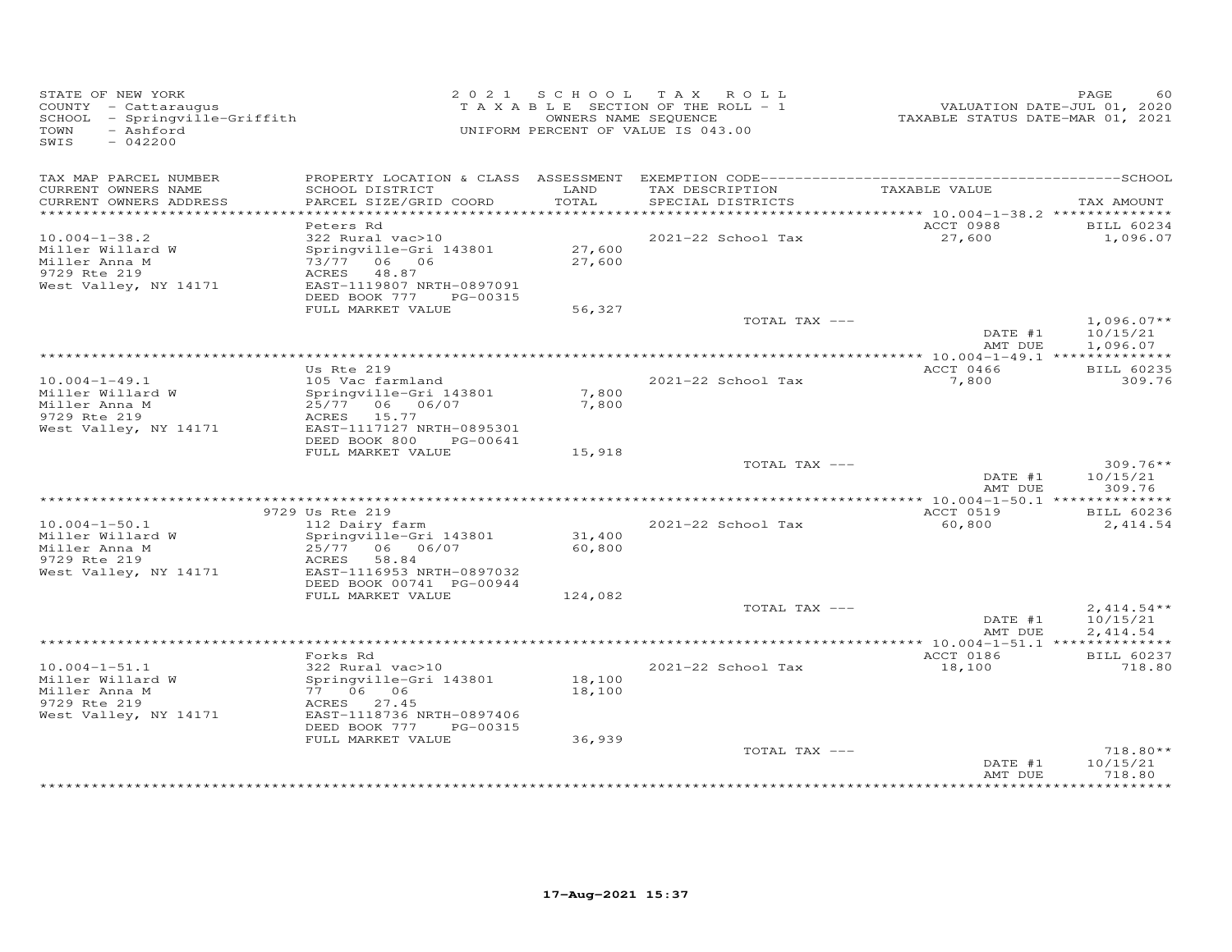STATE OF NEW YORK
COUNTY - Cattaraugus
SCHOOL - Springville-Griffith
TOWN - Ashford
SWIS - 042200

2021 SCHOOL TAX ROLL
TAXABLE SECTION OF THE ROLL - 1
OWNERS NAME SEQUENCE
UNIFORM PERCENT OF VALUE IS 043.00

VALUATION DATE-JUL 01, 2020
TAXABLE STATUS DATE-MAR 01, 2021

| TAX MAP PARCEL NUMBER / CURRENT OWNERS NAME / CURRENT OWNERS ADDRESS | PROPERTY LOCATION & CLASS / SCHOOL DISTRICT / PARCEL SIZE/GRID COORD | ASSESSMENT LAND / TOTAL | EXEMPTION CODE / TAX DESCRIPTION / SPECIAL DISTRICTS | TAXABLE VALUE | TAX AMOUNT |
|---|---|---|---|---|---|
| 10.004-1-38.2 | Peters Rd | | | ACCT 0988 | BILL 60234 |
| Miller Willard W | 322 Rural vac>10 | | 2021-22 School Tax | 27,600 | 1,096.07 |
| Miller Anna M | Springville-Gri 143801 | 27,600 | | | |
| 9729 Rte 219 | 73/77 06 06 | 27,600 | | | |
| West Valley, NY 14171 | ACRES 48.87 | | | | |
| | EAST-1119807 NRTH-0897091 | | | | |
| | DEED BOOK 777 PG-00315 | | | | |
| | FULL MARKET VALUE | 56,327 | | | |
| | | | TOTAL TAX --- | | 1,096.07** |
| | | | | DATE #1 | 10/15/21 |
| | | | | AMT DUE | 1,096.07 |
| 10.004-1-49.1 | Us Rte 219 | | | ACCT 0466 | BILL 60235 |
| Miller Willard W | 105 Vac farmland | | 2021-22 School Tax | 7,800 | 309.76 |
| Miller Anna M | Springville-Gri 143801 | 7,800 | | | |
| 9729 Rte 219 | 25/77 06 06/07 | 7,800 | | | |
| West Valley, NY 14171 | ACRES 15.77 | | | | |
| | EAST-1117127 NRTH-0895301 | | | | |
| | DEED BOOK 800 PG-00641 | | | | |
| | FULL MARKET VALUE | 15,918 | | | |
| | | | TOTAL TAX --- | | 309.76** |
| | | | | DATE #1 | 10/15/21 |
| | | | | AMT DUE | 309.76 |
| 10.004-1-50.1 | 9729 Us Rte 219 | | | ACCT 0519 | BILL 60236 |
| Miller Willard W | 112 Dairy farm | | 2021-22 School Tax | 60,800 | 2,414.54 |
| Miller Anna M | Springville-Gri 143801 | 31,400 | | | |
| 9729 Rte 219 | 25/77 06 06/07 | 60,800 | | | |
| West Valley, NY 14171 | ACRES 58.84 | | | | |
| | EAST-1116953 NRTH-0897032 | | | | |
| | DEED BOOK 00741 PG-00944 | | | | |
| | FULL MARKET VALUE | 124,082 | | | |
| | | | TOTAL TAX --- | | 2,414.54** |
| | | | | DATE #1 | 10/15/21 |
| | | | | AMT DUE | 2,414.54 |
| 10.004-1-51.1 | Forks Rd | | | ACCT 0186 | BILL 60237 |
| Miller Willard W | 322 Rural vac>10 | | 2021-22 School Tax | 18,100 | 718.80 |
| Miller Anna M | Springville-Gri 143801 | 18,100 | | | |
| 9729 Rte 219 | 77 06 06 | 18,100 | | | |
| West Valley, NY 14171 | ACRES 27.45 | | | | |
| | EAST-1118736 NRTH-0897406 | | | | |
| | DEED BOOK 777 PG-00315 | | | | |
| | FULL MARKET VALUE | 36,939 | | | |
| | | | TOTAL TAX --- | | 718.80** |
| | | | | DATE #1 | 10/15/21 |
| | | | | AMT DUE | 718.80 |

17-Aug-2021 15:37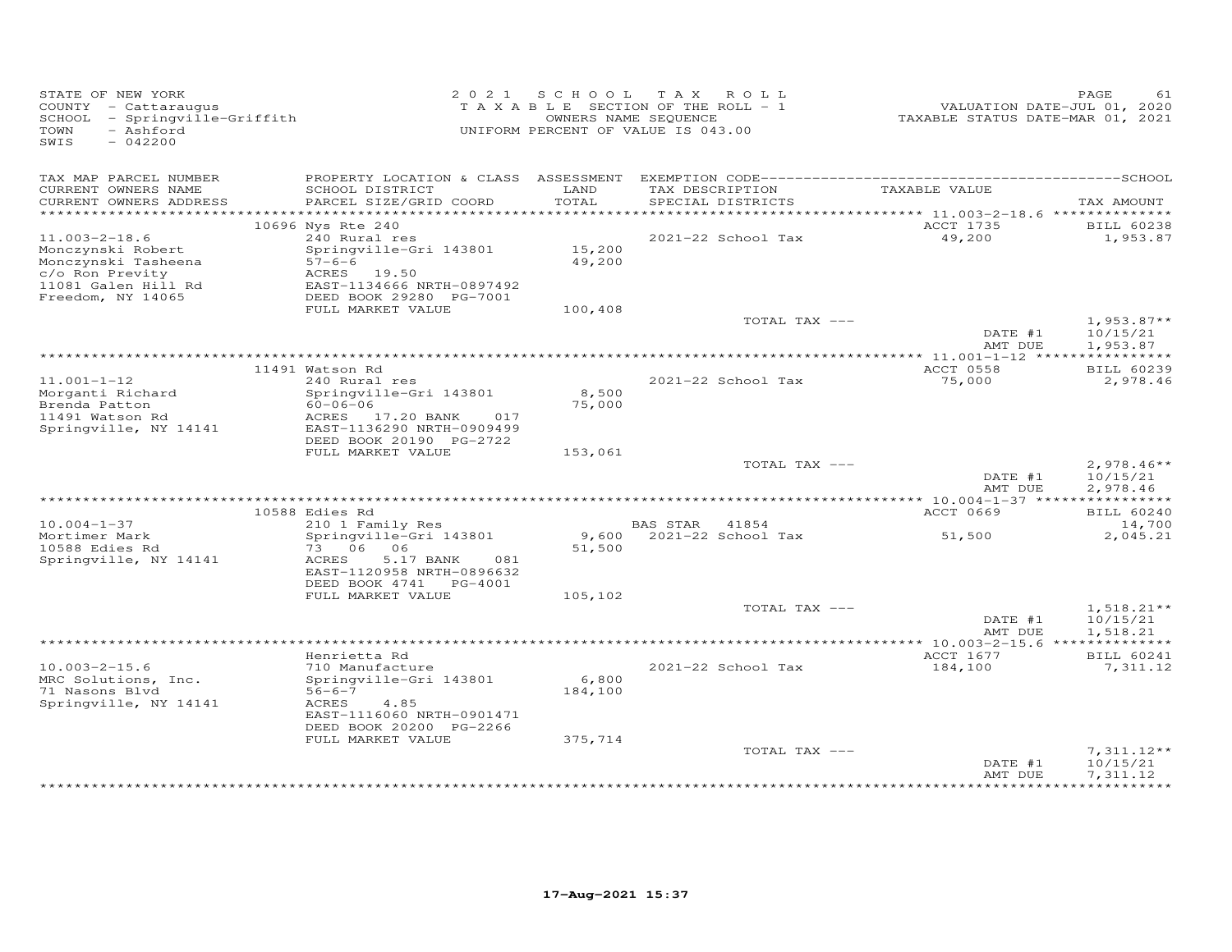STATE OF NEW YORK
COUNTY - Cattaraugus
SCHOOL - Springville-Griffith
TOWN - Ashford
SWIS - 042200

2021 SCHOOL TAX ROLL
TAXABLE SECTION OF THE ROLL - 1
OWNERS NAME SEQUENCE
UNIFORM PERCENT OF VALUE IS 043.00

VALUATION DATE-JUL 01, 2020
TAXABLE STATUS DATE-MAR 01, 2021

| TAX MAP PARCEL NUMBER / CURRENT OWNERS NAME / CURRENT OWNERS ADDRESS | PROPERTY LOCATION & CLASS / SCHOOL DISTRICT / PARCEL SIZE/GRID COORD | ASSESSMENT LAND / TOTAL | EXEMPTION CODE / TAX DESCRIPTION / SPECIAL DISTRICTS | TAXABLE VALUE | TAX AMOUNT |
|---|---|---|---|---|---|
| 11.003-2-18.6 | 10696 Nys Rte 240 | | | ACCT 1735 | BILL 60238 |
| Monczynski Robert | 240 Rural res | | 2021-22 School Tax | 49,200 | 1,953.87 |
| Monczynski Tasheena | Springville-Gri 143801 | 15,200 | | | |
| c/o Ron Previty | 57-6-6 | 49,200 | | | |
| 11081 Galen Hill Rd | ACRES 19.50 | | | | |
| Freedom, NY 14065 | EAST-1134666 NRTH-0897492 | | | | |
| | DEED BOOK 29280 PG-7001 | | | | |
| | FULL MARKET VALUE | 100,408 | | | |
| | | | TOTAL TAX --- | | 1,953.87** |
| | | | | DATE #1 | 10/15/21 |
| | | | | AMT DUE | 1,953.87 |
| 11.001-1-12 | 11491 Watson Rd | | | ACCT 0558 | BILL 60239 |
| Morganti Richard | 240 Rural res | | 2021-22 School Tax | 75,000 | 2,978.46 |
| Brenda Patton | Springville-Gri 143801 | 8,500 | | | |
| 11491 Watson Rd | 60-06-06 | 75,000 | | | |
| Springville, NY 14141 | ACRES 17.20 BANK 017 | | | | |
| | EAST-1136290 NRTH-0909499 | | | | |
| | DEED BOOK 20190 PG-2722 | | | | |
| | FULL MARKET VALUE | 153,061 | | | |
| | | | TOTAL TAX --- | | 2,978.46** |
| | | | | DATE #1 | 10/15/21 |
| | | | | AMT DUE | 2,978.46 |
| 10.004-1-37 | 10588 Edies Rd | | | ACCT 0669 | BILL 60240 |
| Mortimer Mark | 210 1 Family Res | | BAS STAR 41854 | | 14,700 |
| 10588 Edies Rd | Springville-Gri 143801 | 9,600 | 2021-22 School Tax | 51,500 | 2,045.21 |
| Springville, NY 14141 | 73 06 06 | 51,500 | | | |
| | ACRES 5.17 BANK 081 | | | | |
| | EAST-1120958 NRTH-0896632 | | | | |
| | DEED BOOK 4741 PG-4001 | | | | |
| | FULL MARKET VALUE | 105,102 | | | |
| | | | TOTAL TAX --- | | 1,518.21** |
| | | | | DATE #1 | 10/15/21 |
| | | | | AMT DUE | 1,518.21 |
| 10.003-2-15.6 | Henrietta Rd | | | ACCT 1677 | BILL 60241 |
| MRC Solutions, Inc. | 710 Manufacture | | 2021-22 School Tax | 184,100 | 7,311.12 |
| 71 Nasons Blvd | Springville-Gri 143801 | 6,800 | | | |
| Springville, NY 14141 | 56-6-7 | 184,100 | | | |
| | ACRES 4.85 | | | | |
| | EAST-1116060 NRTH-0901471 | | | | |
| | DEED BOOK 20200 PG-2266 | | | | |
| | FULL MARKET VALUE | 375,714 | | | |
| | | | TOTAL TAX --- | | 7,311.12** |
| | | | | DATE #1 | 10/15/21 |
| | | | | AMT DUE | 7,311.12 |

17-Aug-2021 15:37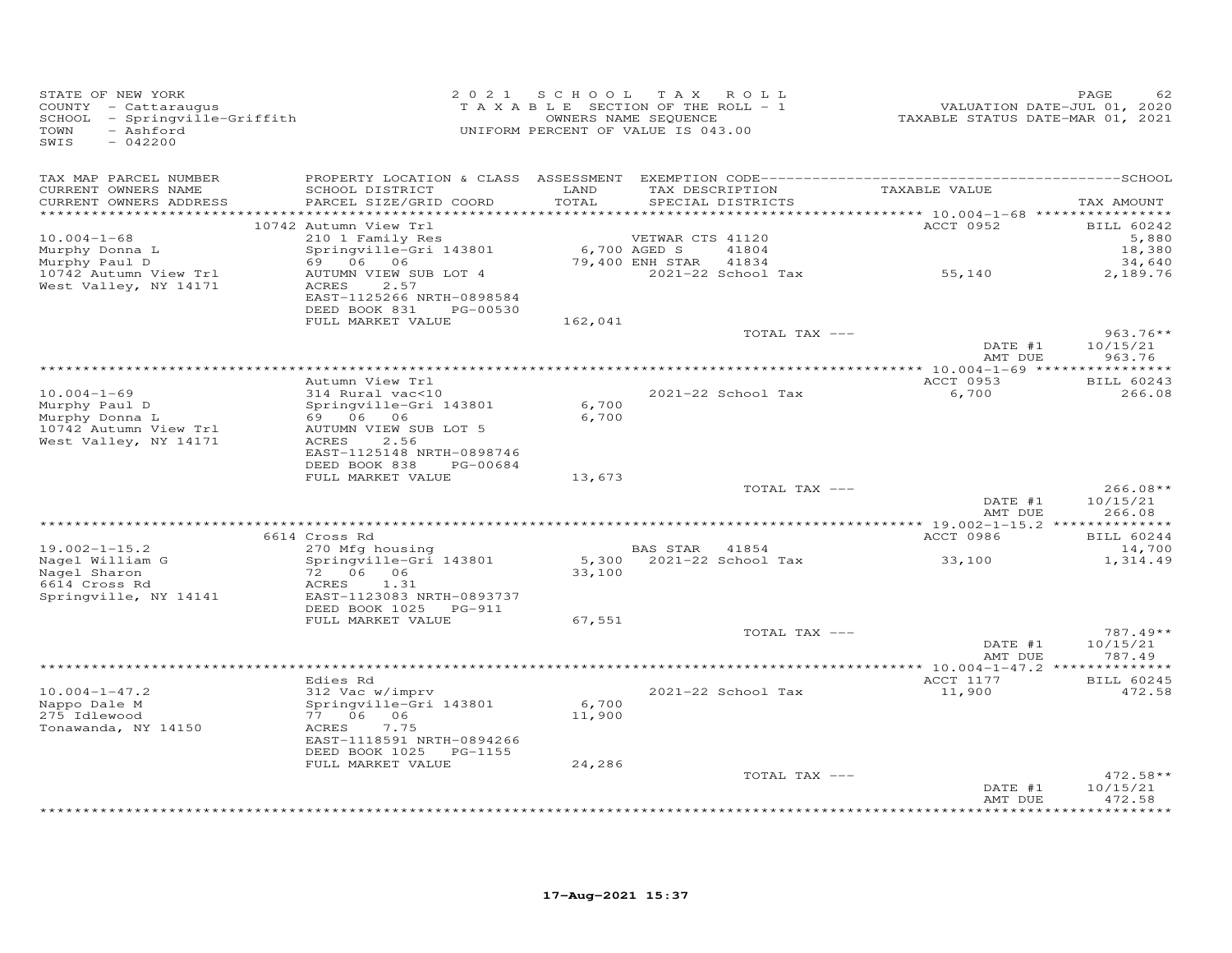STATE OF NEW YORK
COUNTY - Cattaraugus
SCHOOL - Springville-Griffith
TOWN - Ashford
SWIS - 042200

2021 SCHOOL TAX ROLL
TAXABLE SECTION OF THE ROLL - 1
OWNERS NAME SEQUENCE
UNIFORM PERCENT OF VALUE IS 043.00

VALUATION DATE-JUL 01, 2020
TAXABLE STATUS DATE-MAR 01, 2021

| TAX MAP PARCEL NUMBER / CURRENT OWNERS NAME / CURRENT OWNERS ADDRESS | PROPERTY LOCATION & CLASS / SCHOOL DISTRICT / PARCEL SIZE/GRID COORD | ASSESSMENT LAND / TOTAL | EXEMPTION CODE / TAX DESCRIPTION / SPECIAL DISTRICTS | TAXABLE VALUE | TAX AMOUNT |
|---|---|---|---|---|---|
| | 10742 Autumn View Trl | | | ACCT 0952 | BILL 60242 |
| 10.004-1-68 | 210 1 Family Res | | VETWAR CTS 41120 | | 5,880 |
| Murphy Donna L | Springville-Gri 143801 | 6,700 | AGED S 41804 | | 18,380 |
| Murphy Paul D | 69 06 06 | 79,400 | ENH STAR 41834 | | 34,640 |
| 10742 Autumn View Trl | AUTUMN VIEW SUB LOT 4 | | 2021-22 School Tax | 55,140 | 2,189.76 |
| West Valley, NY 14171 | ACRES 2.57 | | | | |
| | EAST-1125266 NRTH-0898584 | | | | |
| | DEED BOOK 831 PG-00530 | | | | |
| | FULL MARKET VALUE | 162,041 | | | |
| | | | TOTAL TAX --- | | 963.76** |
| | | | | DATE #1 | 10/15/21 |
| | | | | AMT DUE | 963.76 |
| | Autumn View Trl | | | ACCT 0953 | BILL 60243 |
| 10.004-1-69 | 314 Rural vac<10 | | 2021-22 School Tax | 6,700 | 266.08 |
| Murphy Paul D | Springville-Gri 143801 | 6,700 | | | |
| Murphy Donna L | 69 06 06 | 6,700 | | | |
| 10742 Autumn View Trl | AUTUMN VIEW SUB LOT 5 | | | | |
| West Valley, NY 14171 | ACRES 2.56 | | | | |
| | EAST-1125148 NRTH-0898746 | | | | |
| | DEED BOOK 838 PG-00684 | | | | |
| | FULL MARKET VALUE | 13,673 | | | |
| | | | TOTAL TAX --- | | 266.08** |
| | | | | DATE #1 | 10/15/21 |
| | | | | AMT DUE | 266.08 |
| | 6614 Cross Rd | | | ACCT 0986 | BILL 60244 |
| 19.002-1-15.2 | 270 Mfg housing | | BAS STAR 41854 | | 14,700 |
| Nagel William G | Springville-Gri 143801 | 5,300 | 2021-22 School Tax | 33,100 | 1,314.49 |
| Nagel Sharon | 72 06 06 | 33,100 | | | |
| 6614 Cross Rd | ACRES 1.31 | | | | |
| Springville, NY 14141 | EAST-1123083 NRTH-0893737 | | | | |
| | DEED BOOK 1025 PG-911 | | | | |
| | FULL MARKET VALUE | 67,551 | | | |
| | | | TOTAL TAX --- | | 787.49** |
| | | | | DATE #1 | 10/15/21 |
| | | | | AMT DUE | 787.49 |
| | Edies Rd | | | ACCT 1177 | BILL 60245 |
| 10.004-1-47.2 | 312 Vac w/imprv | | 2021-22 School Tax | 11,900 | 472.58 |
| Nappo Dale M | Springville-Gri 143801 | 6,700 | | | |
| 275 Idlewood | 77 06 06 | 11,900 | | | |
| Tonawanda, NY 14150 | ACRES 7.75 | | | | |
| | EAST-1118591 NRTH-0894266 | | | | |
| | DEED BOOK 1025 PG-1155 | | | | |
| | FULL MARKET VALUE | 24,286 | | | |
| | | | TOTAL TAX --- | | 472.58** |
| | | | | DATE #1 | 10/15/21 |
| | | | | AMT DUE | 472.58 |

17-Aug-2021 15:37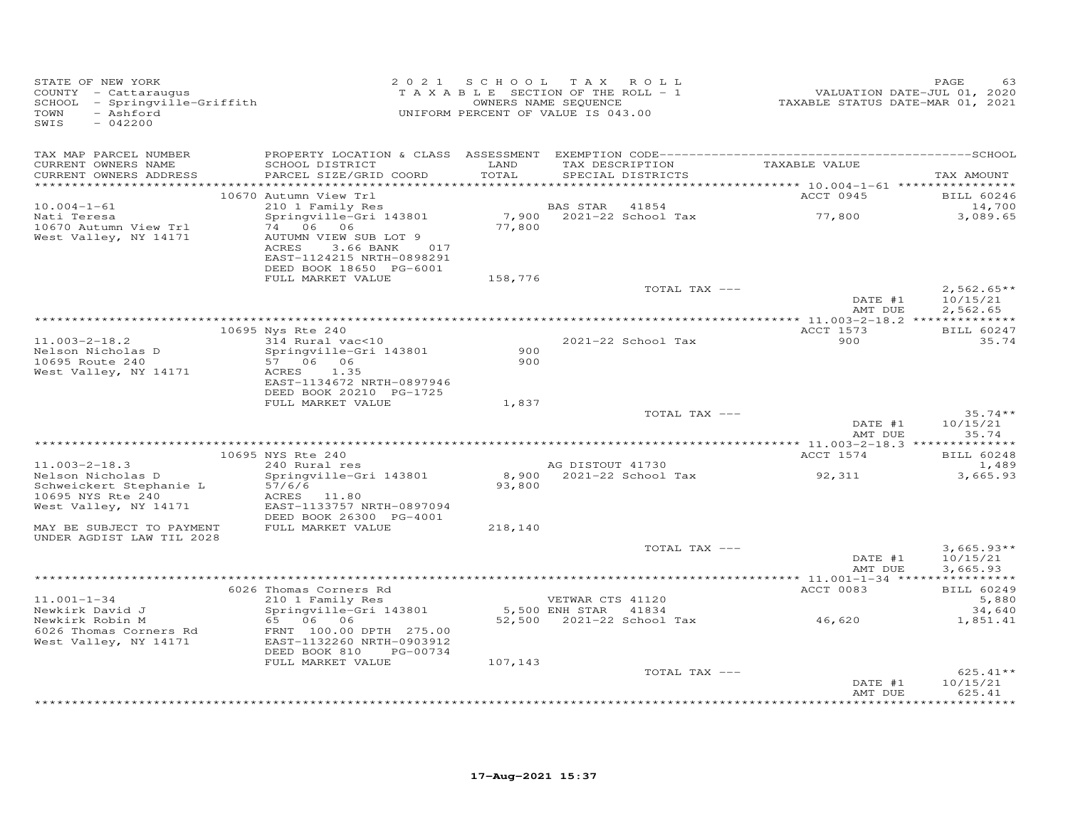STATE OF NEW YORK
COUNTY - Cattaraugus
SCHOOL - Springville-Griffith
TOWN - Ashford
SWIS - 042200

2 0 2 1 SCHOOL TAX ROLL
TAXABLE SECTION OF THE ROLL - 1
OWNERS NAME SEQUENCE
UNIFORM PERCENT OF VALUE IS 043.00

VALUATION DATE-JUL 01, 2020
TAXABLE STATUS DATE-MAR 01, 2021

| TAX MAP PARCEL NUMBER / CURRENT OWNERS NAME / CURRENT OWNERS ADDRESS | PROPERTY LOCATION & CLASS / SCHOOL DISTRICT / PARCEL SIZE/GRID COORD | ASSESSMENT LAND / TOTAL | EXEMPTION CODE / TAX DESCRIPTION / SPECIAL DISTRICTS | TAXABLE VALUE | TAX AMOUNT |
|---|---|---|---|---|---|
| 10.004-1-61 | 10670 Autumn View Trl | | | ACCT 0945 | BILL 60246 |
| | 210 1 Family Res | | BAS STAR 41854 | | 14,700 |
| Nati Teresa | Springville-Gri 143801 | 7,900 | 2021-22 School Tax | 77,800 | 3,089.65 |
| 10670 Autumn View Trl | 74 06 06 | 77,800 | | | |
| West Valley, NY 14171 | AUTUMN VIEW SUB LOT 9 | | | | |
| | ACRES 3.66 BANK 017 | | | | |
| | EAST-1124215 NRTH-0898291 | | | | |
| | DEED BOOK 18650 PG-6001 | | | | |
| | FULL MARKET VALUE | 158,776 | | | |
| | | | TOTAL TAX --- | | 2,562.65** |
| | | | | DATE #1 | 10/15/21 |
| | | | | AMT DUE | 2,562.65 |
| 11.003-2-18.2 | 10695 Nys Rte 240 | | | ACCT 1573 | BILL 60247 |
| | 314 Rural vac<10 | | 2021-22 School Tax | 900 | 35.74 |
| Nelson Nicholas D | Springville-Gri 143801 | 900 | | | |
| 10695 Route 240 | 57 06 06 | 900 | | | |
| West Valley, NY 14171 | ACRES 1.35 | | | | |
| | EAST-1134672 NRTH-0897946 | | | | |
| | DEED BOOK 20210 PG-1725 | | | | |
| | FULL MARKET VALUE | 1,837 | | | |
| | | | TOTAL TAX --- | | 35.74** |
| | | | | DATE #1 | 10/15/21 |
| | | | | AMT DUE | 35.74 |
| 11.003-2-18.3 | 10695 NYS Rte 240 | | | ACCT 1574 | BILL 60248 |
| | 240 Rural res | | AG DISTOUT 41730 | | 1,489 |
| Nelson Nicholas D | Springville-Gri 143801 | 8,900 | 2021-22 School Tax | 92,311 | 3,665.93 |
| Schweickert Stephanie L | 57/6/6 | 93,800 | | | |
| 10695 NYS Rte 240 | ACRES 11.80 | | | | |
| West Valley, NY 14171 | EAST-1133757 NRTH-0897094 | | | | |
| | DEED BOOK 26300 PG-4001 | | | | |
| MAY BE SUBJECT TO PAYMENT UNDER AGDIST LAW TIL 2028 | FULL MARKET VALUE | 218,140 | | | |
| | | | TOTAL TAX --- | | 3,665.93** |
| | | | | DATE #1 | 10/15/21 |
| | | | | AMT DUE | 3,665.93 |
| 11.001-1-34 | 6026 Thomas Corners Rd | | | ACCT 0083 | BILL 60249 |
| | 210 1 Family Res | | VETWAR CTS 41120 | | 5,880 |
| Newkirk David J | Springville-Gri 143801 | 5,500 | ENH STAR 41834 | | 34,640 |
| Newkirk Robin M | 65 06 06 | 52,500 | 2021-22 School Tax | 46,620 | 1,851.41 |
| 6026 Thomas Corners Rd | FRNT 100.00 DPTH 275.00 | | | | |
| West Valley, NY 14171 | EAST-1132260 NRTH-0903912 | | | | |
| | DEED BOOK 810 PG-00734 | | | | |
| | FULL MARKET VALUE | 107,143 | | | |
| | | | TOTAL TAX --- | | 625.41** |
| | | | | DATE #1 | 10/15/21 |
| | | | | AMT DUE | 625.41 |

17-Aug-2021 15:37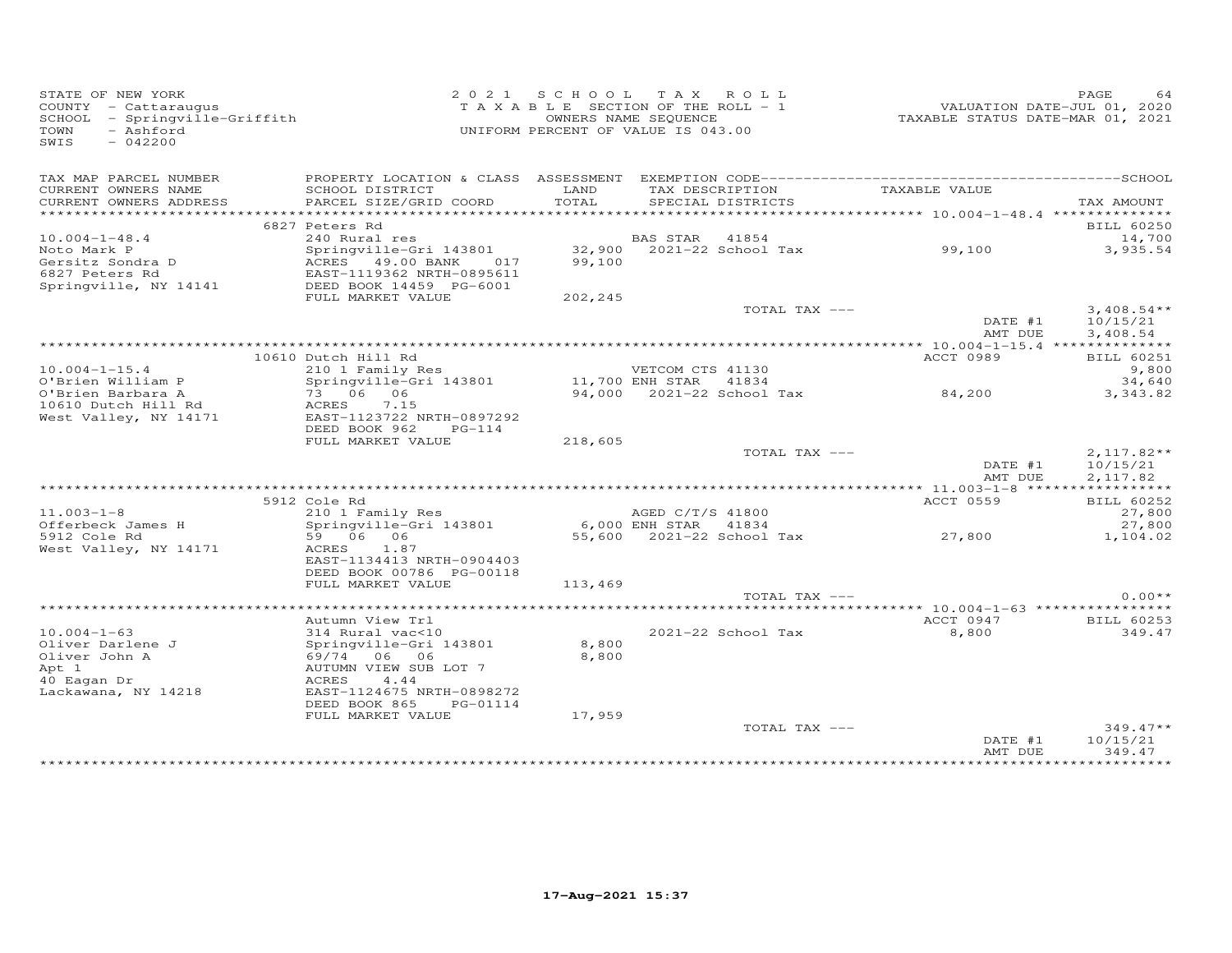STATE OF NEW YORK
COUNTY - Cattaraugus
SCHOOL - Springville-Griffith
TOWN - Ashford
SWIS - 042200

2021 SCHOOL TAX ROLL
TAXABLE SECTION OF THE ROLL - 1
OWNERS NAME SEQUENCE
UNIFORM PERCENT OF VALUE IS 043.00

VALUATION DATE-JUL 01, 2020
TAXABLE STATUS DATE-MAR 01, 2021

| TAX MAP PARCEL NUMBER / CURRENT OWNERS NAME / CURRENT OWNERS ADDRESS | PROPERTY LOCATION & CLASS / SCHOOL DISTRICT / PARCEL SIZE/GRID COORD | ASSESSMENT LAND / TOTAL | EXEMPTION CODE / TAX DESCRIPTION / SPECIAL DISTRICTS | TAXABLE VALUE | TAX AMOUNT |
|---|---|---|---|---|---|
| **10.004-1-48.4** | 6827 Peters Rd | | | | BILL 60250 |
| 10.004-1-48.4 | 240 Rural res | | BAS STAR 41854 | | 14,700 |
| Noto Mark P | Springville-Gri 143801 | 32,900 | 2021-22 School Tax | 99,100 | 3,935.54 |
| Gersitz Sondra D | ACRES 49.00 BANK 017 | 99,100 | | | |
| 6827 Peters Rd | EAST-1119362 NRTH-0895611 | | | | |
| Springville, NY 14141 | DEED BOOK 14459 PG-6001 | | | | |
| | FULL MARKET VALUE | 202,245 | | | |
| | | | TOTAL TAX --- | | 3,408.54** |
| | | | | DATE #1 | 10/15/21 |
| | | | | AMT DUE | 3,408.54 |
| **10.004-1-15.4** | 10610 Dutch Hill Rd | | | ACCT 0989 | BILL 60251 |
| 10.004-1-15.4 | 210 1 Family Res | | VETCOM CTS 41130 | | 9,800 |
| O'Brien William P | Springville-Gri 143801 | 11,700 | ENH STAR 41834 | | 34,640 |
| O'Brien Barbara A | 73 06 06 | 94,000 | 2021-22 School Tax | 84,200 | 3,343.82 |
| 10610 Dutch Hill Rd | ACRES 7.15 | | | | |
| West Valley, NY 14171 | EAST-1123722 NRTH-0897292 | | | | |
| | DEED BOOK 962 PG-114 | | | | |
| | FULL MARKET VALUE | 218,605 | | | |
| | | | TOTAL TAX --- | | 2,117.82** |
| | | | | DATE #1 | 10/15/21 |
| | | | | AMT DUE | 2,117.82 |
| **11.003-1-8** | 5912 Cole Rd | | | ACCT 0559 | BILL 60252 |
| 11.003-1-8 | 210 1 Family Res | | AGED C/T/S 41800 | | 27,800 |
| Offerbeck James H | Springville-Gri 143801 | 6,000 | ENH STAR 41834 | | 27,800 |
| 5912 Cole Rd | 59 06 06 | 55,600 | 2021-22 School Tax | 27,800 | 1,104.02 |
| West Valley, NY 14171 | ACRES 1.87 | | | | |
| | EAST-1134413 NRTH-0904403 | | | | |
| | DEED BOOK 00786 PG-00118 | | | | |
| | FULL MARKET VALUE | 113,469 | | | |
| | | | TOTAL TAX --- | | 0.00** |
| **10.004-1-63** | Autumn View Trl | | | ACCT 0947 | BILL 60253 |
| 10.004-1-63 | 314 Rural vac<10 | | 2021-22 School Tax | 8,800 | 349.47 |
| Oliver Darlene J | Springville-Gri 143801 | 8,800 | | | |
| Oliver John A | 69/74 06 06 | 8,800 | | | |
| Apt 1 | AUTUMN VIEW SUB LOT 7 | | | | |
| 40 Eagan Dr | ACRES 4.44 | | | | |
| Lackawana, NY 14218 | EAST-1124675 NRTH-0898272 | | | | |
| | DEED BOOK 865 PG-01114 | | | | |
| | FULL MARKET VALUE | 17,959 | | | |
| | | | TOTAL TAX --- | | 349.47** |
| | | | | DATE #1 | 10/15/21 |
| | | | | AMT DUE | 349.47 |

17-Aug-2021 15:37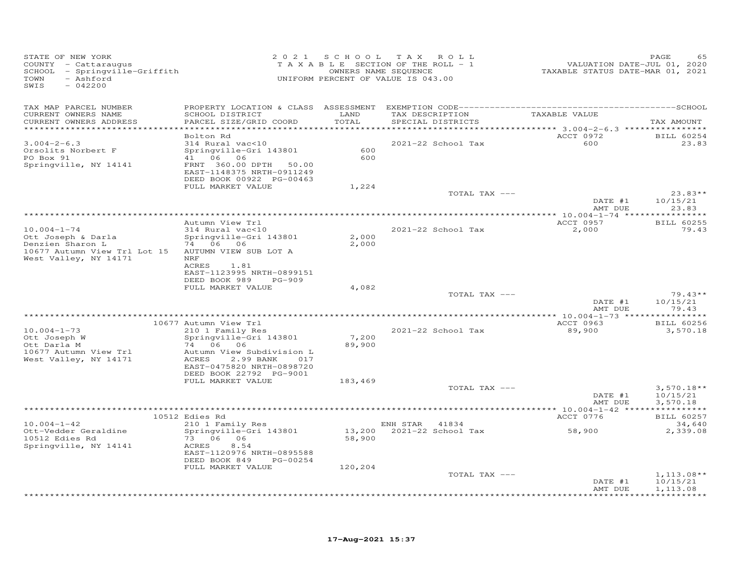STATE OF NEW YORK
COUNTY - Cattaraugus
SCHOOL - Springville-Griffith
TOWN - Ashford
SWIS - 042200

2021 SCHOOL TAX ROLL
TAXABLE SECTION OF THE ROLL - 1
OWNERS NAME SEQUENCE
UNIFORM PERCENT OF VALUE IS 043.00

VALUATION DATE-JUL 01, 2020
TAXABLE STATUS DATE-MAR 01, 2021

| TAX MAP PARCEL NUMBER / CURRENT OWNERS NAME / CURRENT OWNERS ADDRESS | PROPERTY LOCATION & CLASS / SCHOOL DISTRICT / PARCEL SIZE/GRID COORD | ASSESSMENT LAND / TOTAL | EXEMPTION CODE / TAX DESCRIPTION / SPECIAL DISTRICTS | TAXABLE VALUE | SCHOOL TAX AMOUNT |
|---|---|---|---|---|---|
| | Bolton Rd | | | ACCT 0972 | BILL 60254 |
| 3.004-2-6.3 | 314 Rural vac<10 | | 2021-22 School Tax | 600 | 23.83 |
| Orsolits Norbert F | Springville-Gri 143801 | 600 | | | |
| PO Box 91 | 41 06 06 | 600 | | | |
| Springville, NY 14141 | FRNT 360.00 DPTH 50.00 | | | | |
| | EAST-1148375 NRTH-0911249 | | | | |
| | DEED BOOK 00922 PG-00463 | | | | |
| | FULL MARKET VALUE | 1,224 | | | |
| | | | TOTAL TAX --- | | 23.83** |
| | | | | DATE #1 | 10/15/21 |
| | | | | AMT DUE | 23.83 |
| | Autumn View Trl | | | ACCT 0957 | BILL 60255 |
| 10.004-1-74 | 314 Rural vac<10 | | 2021-22 School Tax | 2,000 | 79.43 |
| Ott Joseph & Darla | Springville-Gri 143801 | 2,000 | | | |
| Denzien Sharon L | 74 06 06 | 2,000 | | | |
| 10677 Autumn View Trl Lot 15 | AUTUMN VIEW SUB LOT A | | | | |
| West Valley, NY 14171 | NRF | | | | |
| | ACRES 1.81 | | | | |
| | EAST-1123995 NRTH-0899151 | | | | |
| | DEED BOOK 989 PG-909 | | | | |
| | FULL MARKET VALUE | 4,082 | | | |
| | | | TOTAL TAX --- | | 79.43** |
| | | | | DATE #1 | 10/15/21 |
| | | | | AMT DUE | 79.43 |
| | 10677 Autumn View Trl | | | ACCT 0963 | BILL 60256 |
| 10.004-1-73 | 210 1 Family Res | | 2021-22 School Tax | 89,900 | 3,570.18 |
| Ott Joseph W | Springville-Gri 143801 | 7,200 | | | |
| Ott Darla M | 74 06 06 | 89,900 | | | |
| 10677 Autumn View Trl | Autumn View Subdivision L | | | | |
| West Valley, NY 14171 | ACRES 2.99 BANK 017 | | | | |
| | EAST-0475820 NRTH-0898720 | | | | |
| | DEED BOOK 22792 PG-9001 | | | | |
| | FULL MARKET VALUE | 183,469 | | | |
| | | | TOTAL TAX --- | | 3,570.18** |
| | | | | DATE #1 | 10/15/21 |
| | | | | AMT DUE | 3,570.18 |
| | 10512 Edies Rd | | | ACCT 0776 | BILL 60257 |
| 10.004-1-42 | 210 1 Family Res | | ENH STAR 41834 | | 34,640 |
| Ott-Vedder Geraldine | Springville-Gri 143801 | 13,200 | 2021-22 School Tax | 58,900 | 2,339.08 |
| 10512 Edies Rd | 73 06 06 | 58,900 | | | |
| Springville, NY 14141 | ACRES 8.54 | | | | |
| | EAST-1120976 NRTH-0895588 | | | | |
| | DEED BOOK 849 PG-00254 | | | | |
| | FULL MARKET VALUE | 120,204 | | | |
| | | | TOTAL TAX --- | | 1,113.08** |
| | | | | DATE #1 | 10/15/21 |
| | | | | AMT DUE | 1,113.08 |

17-Aug-2021 15:37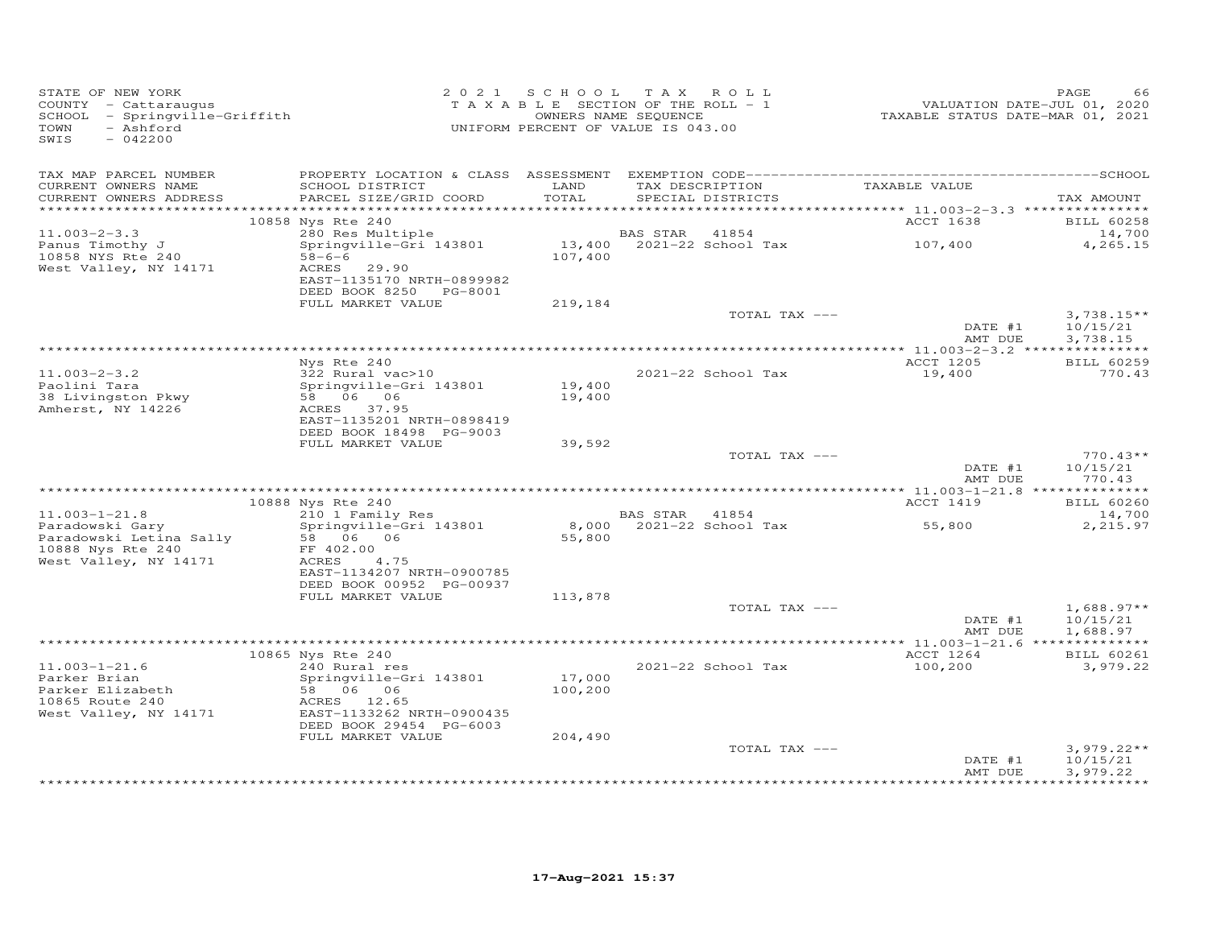STATE OF NEW YORK
COUNTY - Cattaraugus
SCHOOL - Springville-Griffith
TOWN - Ashford
SWIS - 042200

2021 SCHOOL TAX ROLL
TAXABLE SECTION OF THE ROLL - 1
OWNERS NAME SEQUENCE
UNIFORM PERCENT OF VALUE IS 043.00

VALUATION DATE-JUL 01, 2020
TAXABLE STATUS DATE-MAR 01, 2021

| TAX MAP PARCEL NUMBER / CURRENT OWNERS NAME / CURRENT OWNERS ADDRESS | PROPERTY LOCATION & CLASS / SCHOOL DISTRICT / PARCEL SIZE/GRID COORD | ASSESSMENT LAND / TOTAL | EXEMPTION CODE / TAX DESCRIPTION / SPECIAL DISTRICTS | TAXABLE VALUE | TAX AMOUNT |
|---|---|---|---|---|---|
| | 10858 Nys Rte 240 | | | ACCT 1638 | BILL 60258 |
| 11.003-2-3.3 | 280 Res Multiple | | BAS STAR 41854 | | 14,700 |
| Panus Timothy J | Springville-Gri 143801 | 13,400 | 2021-22 School Tax | 107,400 | 4,265.15 |
| 10858 NYS Rte 240 | 58-6-6 | 107,400 | | | |
| West Valley, NY 14171 | ACRES 29.90 | | | | |
| | EAST-1135170 NRTH-0899982 | | | | |
| | DEED BOOK 8250 PG-8001 | | | | |
| | FULL MARKET VALUE | 219,184 | | | |
| | | | TOTAL TAX --- | | 3,738.15** |
| | | | | DATE #1 | 10/15/21 |
| | | | | AMT DUE | 3,738.15 |
| | Nys Rte 240 | | | ACCT 1205 | BILL 60259 |
| 11.003-2-3.2 | 322 Rural vac>10 | | 2021-22 School Tax | 19,400 | 770.43 |
| Paolini Tara | Springville-Gri 143801 | 19,400 | | | |
| 38 Livingston Pkwy | 58 06 06 | 19,400 | | | |
| Amherst, NY 14226 | ACRES 37.95 | | | | |
| | EAST-1135201 NRTH-0898419 | | | | |
| | DEED BOOK 18498 PG-9003 | | | | |
| | FULL MARKET VALUE | 39,592 | | | |
| | | | TOTAL TAX --- | | 770.43** |
| | | | | DATE #1 | 10/15/21 |
| | | | | AMT DUE | 770.43 |
| | 10888 Nys Rte 240 | | | ACCT 1419 | BILL 60260 |
| 11.003-1-21.8 | 210 1 Family Res | | BAS STAR 41854 | | 14,700 |
| Paradowski Gary | Springville-Gri 143801 | 8,000 | 2021-22 School Tax | 55,800 | 2,215.97 |
| Paradowski Letina Sally | 58 06 06 | 55,800 | | | |
| 10888 Nys Rte 240 | FF 402.00 | | | | |
| West Valley, NY 14171 | ACRES 4.75 | | | | |
| | EAST-1134207 NRTH-0900785 | | | | |
| | DEED BOOK 00952 PG-00937 | | | | |
| | FULL MARKET VALUE | 113,878 | | | |
| | | | TOTAL TAX --- | | 1,688.97** |
| | | | | DATE #1 | 10/15/21 |
| | | | | AMT DUE | 1,688.97 |
| | 10865 Nys Rte 240 | | | ACCT 1264 | BILL 60261 |
| 11.003-1-21.6 | 240 Rural res | | 2021-22 School Tax | 100,200 | 3,979.22 |
| Parker Brian | Springville-Gri 143801 | 17,000 | | | |
| Parker Elizabeth | 58 06 06 | 100,200 | | | |
| 10865 Route 240 | ACRES 12.65 | | | | |
| West Valley, NY 14171 | EAST-1133262 NRTH-0900435 | | | | |
| | DEED BOOK 29454 PG-6003 | | | | |
| | FULL MARKET VALUE | 204,490 | | | |
| | | | TOTAL TAX --- | | 3,979.22** |
| | | | | DATE #1 | 10/15/21 |
| | | | | AMT DUE | 3,979.22 |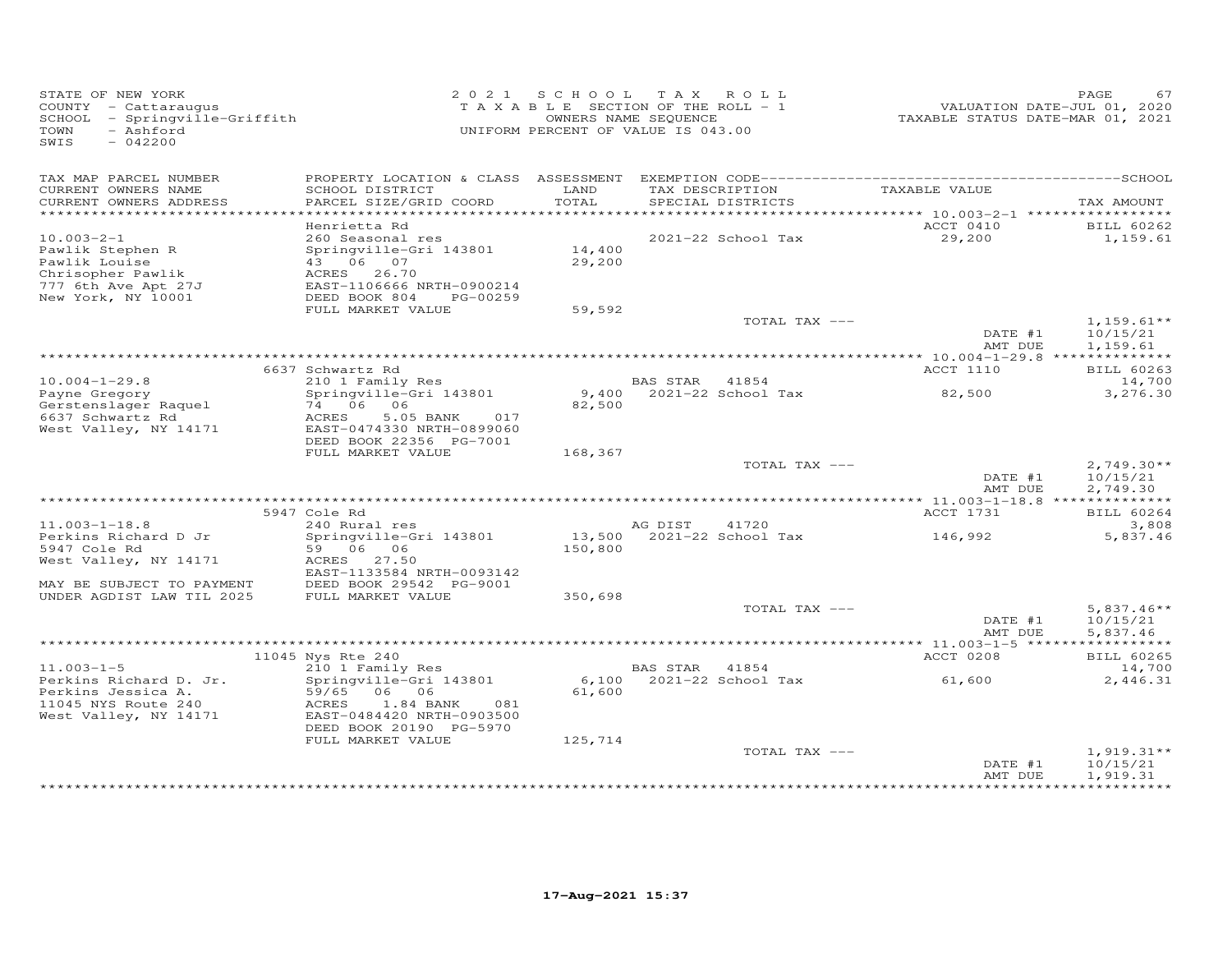STATE OF NEW YORK
COUNTY - Cattaraugus
SCHOOL - Springville-Griffith
TOWN - Ashford
SWIS - 042200

2021 SCHOOL TAX ROLL
TAXABLE SECTION OF THE ROLL - 1
OWNERS NAME SEQUENCE
UNIFORM PERCENT OF VALUE IS 043.00

VALUATION DATE-JUL 01, 2020
TAXABLE STATUS DATE-MAR 01, 2021

| TAX MAP PARCEL NUMBER / CURRENT OWNERS NAME / CURRENT OWNERS ADDRESS | PROPERTY LOCATION & CLASS / SCHOOL DISTRICT / PARCEL SIZE/GRID COORD | ASSESSMENT LAND / TOTAL | EXEMPTION CODE / TAX DESCRIPTION / SPECIAL DISTRICTS | TAXABLE VALUE | TAX AMOUNT |
|---|---|---|---|---|---|
| | Henrietta Rd | | | ACCT 0410 | BILL 60262 |
| 10.003-2-1 | 260 Seasonal res | | 2021-22 School Tax | 29,200 | 1,159.61 |
| Pawlik Stephen R | Springville-Gri 143801 | 14,400 | | | |
| Pawlik Louise | 43 06 07 | 29,200 | | | |
| Chrisopher Pawlik | ACRES 26.70 | | | | |
| 777 6th Ave Apt 27J | EAST-1106666 NRTH-0900214 | | | | |
| New York, NY 10001 | DEED BOOK 804 PG-00259 | | | | |
| | FULL MARKET VALUE | 59,592 | | | |
| | | | TOTAL TAX --- | | 1,159.61** |
| | | | | DATE #1 | 10/15/21 |
| | | | | AMT DUE | 1,159.61 |
| | 6637 Schwartz Rd | | | ACCT 1110 | BILL 60263 |
| 10.004-1-29.8 | 210 1 Family Res | | BAS STAR 41854 | | 14,700 |
| Payne Gregory | Springville-Gri 143801 | 9,400 | 2021-22 School Tax | 82,500 | 3,276.30 |
| Gerstenslager Raquel | 74 06 06 | 82,500 | | | |
| 6637 Schwartz Rd | ACRES 5.05 BANK 017 | | | | |
| West Valley, NY 14171 | EAST-0474330 NRTH-0899060 | | | | |
| | DEED BOOK 22356 PG-7001 | | | | |
| | FULL MARKET VALUE | 168,367 | | | |
| | | | TOTAL TAX --- | | 2,749.30** |
| | | | | DATE #1 | 10/15/21 |
| | | | | AMT DUE | 2,749.30 |
| | 5947 Cole Rd | | | ACCT 1731 | BILL 60264 |
| 11.003-1-18.8 | 240 Rural res | | AG DIST 41720 | | 3,808 |
| Perkins Richard D Jr | Springville-Gri 143801 | 13,500 | 2021-22 School Tax | 146,992 | 5,837.46 |
| 5947 Cole Rd | 59 06 06 | 150,800 | | | |
| West Valley, NY 14171 | ACRES 27.50 | | | | |
| | EAST-1133584 NRTH-0093142 | | | | |
| MAY BE SUBJECT TO PAYMENT | DEED BOOK 29542 PG-9001 | | | | |
| UNDER AGDIST LAW TIL 2025 | FULL MARKET VALUE | 350,698 | | | |
| | | | TOTAL TAX --- | | 5,837.46** |
| | | | | DATE #1 | 10/15/21 |
| | | | | AMT DUE | 5,837.46 |
| | 11045 Nys Rte 240 | | | ACCT 0208 | BILL 60265 |
| 11.003-1-5 | 210 1 Family Res | | BAS STAR 41854 | | 14,700 |
| Perkins Richard D. Jr. | Springville-Gri 143801 | 6,100 | 2021-22 School Tax | 61,600 | 2,446.31 |
| Perkins Jessica A. | 59/65 06 06 | 61,600 | | | |
| 11045 NYS Route 240 | ACRES 1.84 BANK 081 | | | | |
| West Valley, NY 14171 | EAST-0484420 NRTH-0903500 | | | | |
| | DEED BOOK 20190 PG-5970 | | | | |
| | FULL MARKET VALUE | 125,714 | | | |
| | | | TOTAL TAX --- | | 1,919.31** |
| | | | | DATE #1 | 10/15/21 |
| | | | | AMT DUE | 1,919.31 |

17-Aug-2021 15:37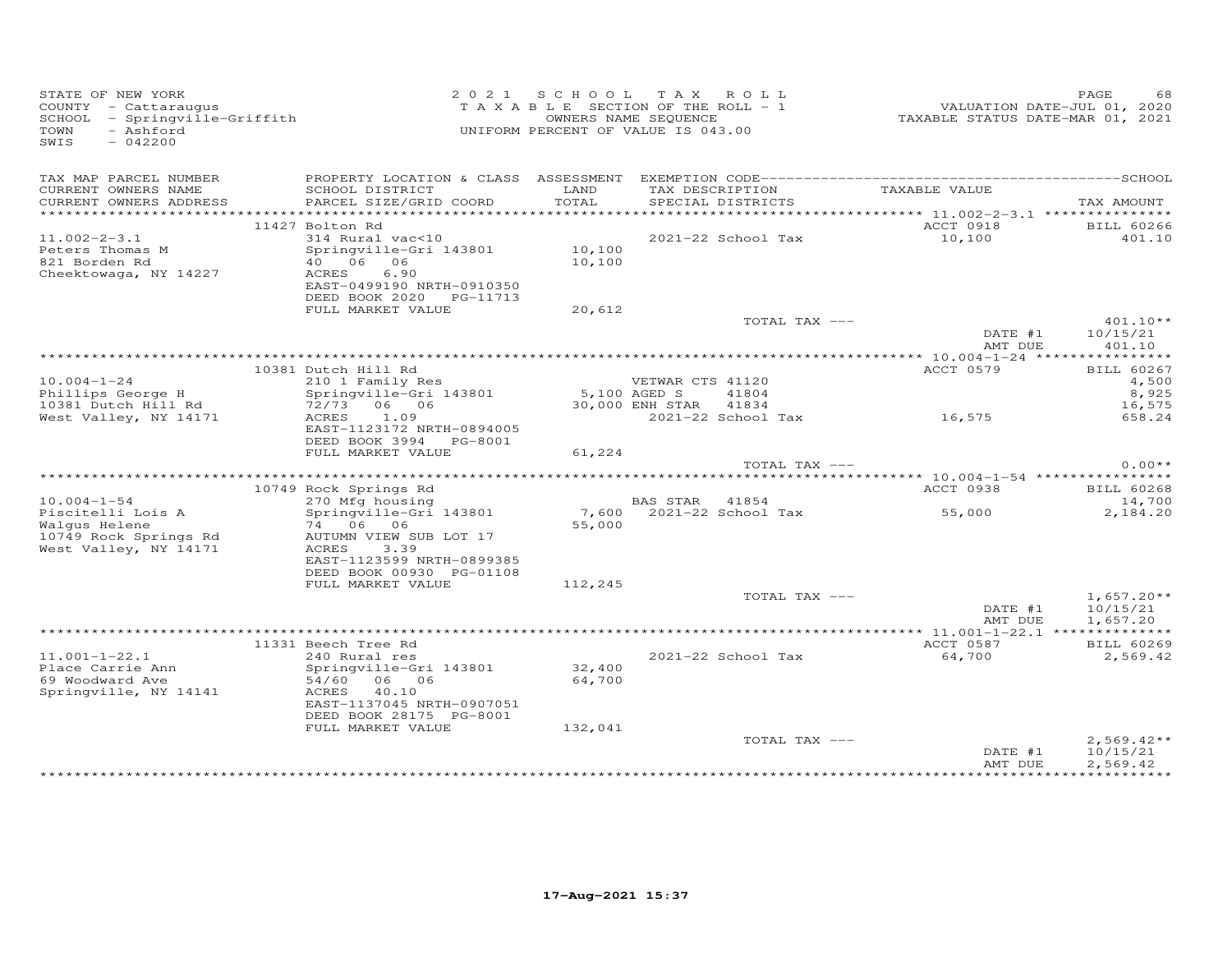STATE OF NEW YORK
COUNTY - Cattaraugus
SCHOOL - Springville-Griffith
TOWN - Ashford
SWIS - 042200

2021 SCHOOL TAX ROLL
TAXABLE SECTION OF THE ROLL - 1
OWNERS NAME SEQUENCE
UNIFORM PERCENT OF VALUE IS 043.00

VALUATION DATE-JUL 01, 2020
TAXABLE STATUS DATE-MAR 01, 2021

| TAX MAP PARCEL NUMBER / CURRENT OWNERS NAME / CURRENT OWNERS ADDRESS | PROPERTY LOCATION & CLASS / SCHOOL DISTRICT / PARCEL SIZE/GRID COORD | ASSESSMENT LAND / TOTAL | EXEMPTION CODE / TAX DESCRIPTION / SPECIAL DISTRICTS | TAXABLE VALUE | SCHOOL / TAX AMOUNT |
|---|---|---|---|---|---|
| 11.002-2-3.1 | 11427 Bolton Rd | | | ACCT 0918 | BILL 60266 |
| Peters Thomas M | 314 Rural vac<10 | | 2021-22 School Tax | 10,100 | 401.10 |
| 821 Borden Rd | Springville-Gri 143801 | 10,100 | | | |
| Cheektowaga, NY 14227 | 40 06 06 | 10,100 | | | |
| | ACRES 6.90 | | | | |
| | EAST-0499190 NRTH-0910350 | | | | |
| | DEED BOOK 2020 PG-11713 | | | | |
| | FULL MARKET VALUE | 20,612 | | | |
| | | | TOTAL TAX --- | | 401.10** |
| | | | | DATE #1 | 10/15/21 |
| | | | | AMT DUE | 401.10 |
| 10.004-1-24 | 10381 Dutch Hill Rd | | | ACCT 0579 | BILL 60267 |
| Phillips George H | 210 1 Family Res | | VETWAR CTS 41120 | | 4,500 |
| 10381 Dutch Hill Rd | Springville-Gri 143801 | 5,100 | AGED S 41804 | | 8,925 |
| West Valley, NY 14171 | 72/73 06 06 | 30,000 | ENH STAR 41834 | | 16,575 |
| | ACRES 1.09 | | 2021-22 School Tax | 16,575 | 658.24 |
| | EAST-1123172 NRTH-0894005 | | | | |
| | DEED BOOK 3994 PG-8001 | | | | |
| | FULL MARKET VALUE | 61,224 | | | |
| | | | TOTAL TAX --- | | 0.00** |
| 10.004-1-54 | 10749 Rock Springs Rd | | | ACCT 0938 | BILL 60268 |
| Piscitelli Lois A | 270 Mfg housing | | BAS STAR 41854 | | 14,700 |
| Walgus Helene | Springville-Gri 143801 | 7,600 | 2021-22 School Tax | 55,000 | 2,184.20 |
| 10749 Rock Springs Rd | 74 06 06 | 55,000 | | | |
| West Valley, NY 14171 | AUTUMN VIEW SUB LOT 17 | | | | |
| | ACRES 3.39 | | | | |
| | EAST-1123599 NRTH-0899385 | | | | |
| | DEED BOOK 00930 PG-01108 | | | | |
| | FULL MARKET VALUE | 112,245 | | | |
| | | | TOTAL TAX --- | | 1,657.20** |
| | | | | DATE #1 | 10/15/21 |
| | | | | AMT DUE | 1,657.20 |
| 11.001-1-22.1 | 11331 Beech Tree Rd | | | ACCT 0587 | BILL 60269 |
| Place Carrie Ann | 240 Rural res | | 2021-22 School Tax | 64,700 | 2,569.42 |
| 69 Woodward Ave | Springville-Gri 143801 | 32,400 | | | |
| Springville, NY 14141 | 54/60 06 06 | 64,700 | | | |
| | ACRES 40.10 | | | | |
| | EAST-1137045 NRTH-0907051 | | | | |
| | DEED BOOK 28175 PG-8001 | | | | |
| | FULL MARKET VALUE | 132,041 | | | |
| | | | TOTAL TAX --- | | 2,569.42** |
| | | | | DATE #1 | 10/15/21 |
| | | | | AMT DUE | 2,569.42 |

17-Aug-2021 15:37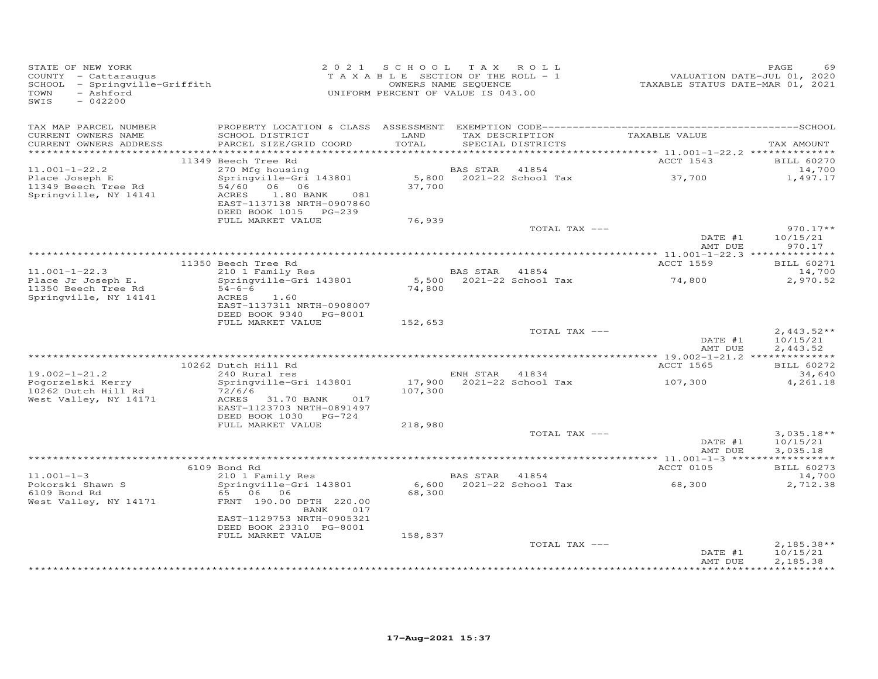STATE OF NEW YORK
COUNTY - Cattaraugus
SCHOOL - Springville-Griffith
TOWN - Ashford
SWIS - 042200

2021 SCHOOL TAX ROLL
TAXABLE SECTION OF THE ROLL - 1
OWNERS NAME SEQUENCE
UNIFORM PERCENT OF VALUE IS 043.00

VALUATION DATE-JUL 01, 2020
TAXABLE STATUS DATE-MAR 01, 2021

| TAX MAP PARCEL NUMBER / CURRENT OWNERS NAME / CURRENT OWNERS ADDRESS | PROPERTY LOCATION & CLASS / SCHOOL DISTRICT / PARCEL SIZE/GRID COORD | ASSESSMENT LAND / TOTAL | EXEMPTION CODE / TAX DESCRIPTION / SPECIAL DISTRICTS | TAXABLE VALUE | TAX AMOUNT |
|---|---|---|---|---|---|
| 11.001-1-22.2 | 11349 Beech Tree Rd | | | ACCT 1543 | BILL 60270 |
| Place Joseph E | 270 Mfg housing | | BAS STAR 41854 | | 14,700 |
| 11349 Beech Tree Rd | Springville-Gri 143801 | 5,800 | 2021-22 School Tax | 37,700 | 1,497.17 |
| Springville, NY 14141 | 54/60 06 06 | 37,700 | | | |
| | ACRES 1.80 BANK 081 | | | | |
| | EAST-1137138 NRTH-0907860 | | | | |
| | DEED BOOK 1015 PG-239 | | | | |
| | FULL MARKET VALUE | 76,939 | | | |
| | | | TOTAL TAX --- | | 970.17** |
| | | | | DATE #1 | 10/15/21 |
| | | | | AMT DUE | 970.17 |
| 11.001-1-22.3 | 11350 Beech Tree Rd | | | ACCT 1559 | BILL 60271 |
| Place Jr Joseph E. | 210 1 Family Res | | BAS STAR 41854 | | 14,700 |
| 11350 Beech Tree Rd | Springville-Gri 143801 | 5,500 | 2021-22 School Tax | 74,800 | 2,970.52 |
| Springville, NY 14141 | 54-6-6 | 74,800 | | | |
| | ACRES 1.60 | | | | |
| | EAST-1137311 NRTH-0908007 | | | | |
| | DEED BOOK 9340 PG-8001 | | | | |
| | FULL MARKET VALUE | 152,653 | | | |
| | | | TOTAL TAX --- | | 2,443.52** |
| | | | | DATE #1 | 10/15/21 |
| | | | | AMT DUE | 2,443.52 |
| 19.002-1-21.2 | 10262 Dutch Hill Rd | | | ACCT 1565 | BILL 60272 |
| Pogorzelski Kerry | 240 Rural res | | ENH STAR 41834 | | 34,640 |
| 10262 Dutch Hill Rd | Springville-Gri 143801 | 17,900 | 2021-22 School Tax | 107,300 | 4,261.18 |
| West Valley, NY 14171 | 72/6/6 | 107,300 | | | |
| | ACRES 31.70 BANK 017 | | | | |
| | EAST-1123703 NRTH-0891497 | | | | |
| | DEED BOOK 1030 PG-724 | | | | |
| | FULL MARKET VALUE | 218,980 | | | |
| | | | TOTAL TAX --- | | 3,035.18** |
| | | | | DATE #1 | 10/15/21 |
| | | | | AMT DUE | 3,035.18 |
| 11.001-1-3 | 6109 Bond Rd | | | ACCT 0105 | BILL 60273 |
| Pokorski Shawn S | 210 1 Family Res | | BAS STAR 41854 | | 14,700 |
| 6109 Bond Rd | Springville-Gri 143801 | 6,600 | 2021-22 School Tax | 68,300 | 2,712.38 |
| West Valley, NY 14171 | 65 06 06 | 68,300 | | | |
| | FRNT 190.00 DPTH 220.00 | | | | |
| | BANK 017 | | | | |
| | EAST-1129753 NRTH-0905321 | | | | |
| | DEED BOOK 23310 PG-8001 | | | | |
| | FULL MARKET VALUE | 158,837 | | | |
| | | | TOTAL TAX --- | | 2,185.38** |
| | | | | DATE #1 | 10/15/21 |
| | | | | AMT DUE | 2,185.38 |

17-Aug-2021 15:37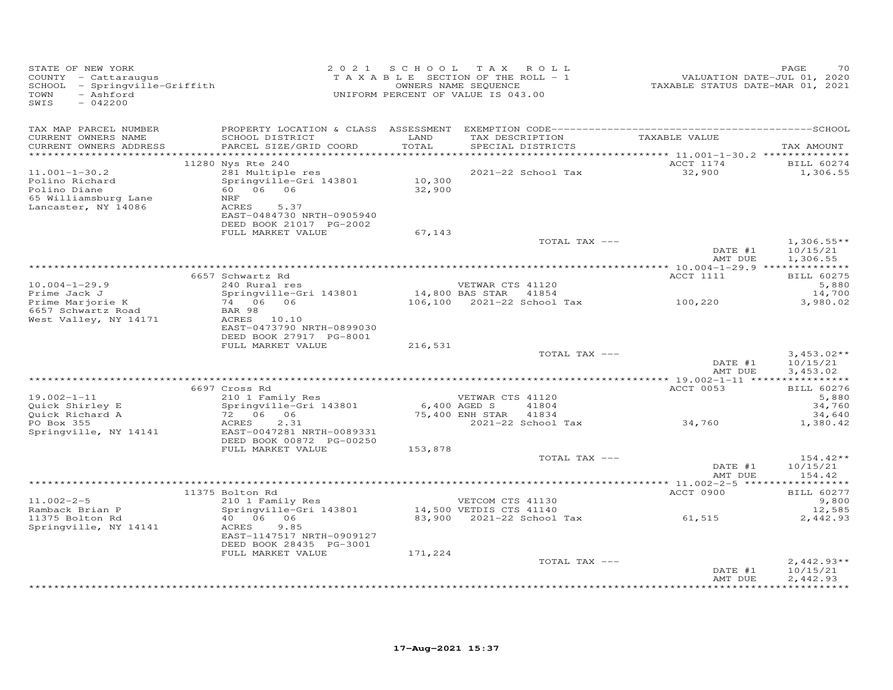STATE OF NEW YORK
COUNTY - Cattaraugus
SCHOOL - Springville-Griffith
TOWN - Ashford
SWIS - 042200

2 0 2 1 S C H O O L T A X R O L L
T A X A B L E SECTION OF THE ROLL - 1
OWNERS NAME SEQUENCE
UNIFORM PERCENT OF VALUE IS 043.00

VALUATION DATE-JUL 01, 2020
TAXABLE STATUS DATE-MAR 01, 2021

| TAX MAP PARCEL NUMBER / CURRENT OWNERS NAME / CURRENT OWNERS ADDRESS | PROPERTY LOCATION & CLASS / SCHOOL DISTRICT / PARCEL SIZE/GRID COORD | ASSESSMENT LAND / TOTAL | EXEMPTION CODE / TAX DESCRIPTION / SPECIAL DISTRICTS | TAXABLE VALUE | TAX AMOUNT |
|---|---|---|---|---|---|
| 11.001-1-30.2 | 11280 Nys Rte 240 | | | ACCT 1174 | BILL 60274 |
| Polino Richard | 281 Multiple res | | 2021-22 School Tax | 32,900 | 1,306.55 |
| Polino Diane | Springville-Gri 143801 | 10,300 | | | |
| 65 Williamsburg Lane | 60 06 06 | 32,900 | | | |
| Lancaster, NY 14086 | NRF | | | | |
| | ACRES 5.37 | | | | |
| | EAST-0484730 NRTH-0905940 | | | | |
| | DEED BOOK 21017 PG-2002 | | | | |
| | FULL MARKET VALUE | 67,143 | | | |
| | | | TOTAL TAX --- | | 1,306.55** |
| | | | | DATE #1 | 10/15/21 |
| | | | | AMT DUE | 1,306.55 |
| 10.004-1-29.9 | 6657 Schwartz Rd | | | ACCT 1111 | BILL 60275 |
| Prime Jack J | 240 Rural res | | VETWAR CTS 41120 | | 5,880 |
| Prime Marjorie K | Springville-Gri 143801 | 14,800 | BAS STAR 41854 | | 14,700 |
| 6657 Schwartz Road | 74 06 06 | 106,100 | 2021-22 School Tax | 100,220 | 3,980.02 |
| West Valley, NY 14171 | BAR 98 | | | | |
| | ACRES 10.10 | | | | |
| | EAST-0473790 NRTH-0899030 | | | | |
| | DEED BOOK 27917 PG-8001 | | | | |
| | FULL MARKET VALUE | 216,531 | | | |
| | | | TOTAL TAX --- | | 3,453.02** |
| | | | | DATE #1 | 10/15/21 |
| | | | | AMT DUE | 3,453.02 |
| 19.002-1-11 | 6697 Cross Rd | | | ACCT 0053 | BILL 60276 |
| Quick Shirley E | 210 1 Family Res | | VETWAR CTS 41120 | | 5,880 |
| Quick Richard A | Springville-Gri 143801 | 6,400 | AGED S 41804 | | 34,760 |
| PO Box 355 | 72 06 06 | 75,400 | ENH STAR 41834 | | 34,640 |
| Springville, NY 14141 | ACRES 2.31 | | 2021-22 School Tax | 34,760 | 1,380.42 |
| | EAST-0047281 NRTH-0089331 | | | | |
| | DEED BOOK 00872 PG-00250 | | | | |
| | FULL MARKET VALUE | 153,878 | | | |
| | | | TOTAL TAX --- | | 154.42** |
| | | | | DATE #1 | 10/15/21 |
| | | | | AMT DUE | 154.42 |
| 11.002-2-5 | 11375 Bolton Rd | | | ACCT 0900 | BILL 60277 |
| Ramback Brian P | 210 1 Family Res | | VETCOM CTS 41130 | | 9,800 |
| 11375 Bolton Rd | Springville-Gri 143801 | 14,500 | VETDIS CTS 41140 | | 12,585 |
| Springville, NY 14141 | 40 06 06 | 83,900 | 2021-22 School Tax | 61,515 | 2,442.93 |
| | ACRES 9.85 | | | | |
| | EAST-1147517 NRTH-0909127 | | | | |
| | DEED BOOK 28435 PG-3001 | | | | |
| | FULL MARKET VALUE | 171,224 | | | |
| | | | TOTAL TAX --- | | 2,442.93** |
| | | | | DATE #1 | 10/15/21 |
| | | | | AMT DUE | 2,442.93 |

17-Aug-2021 15:37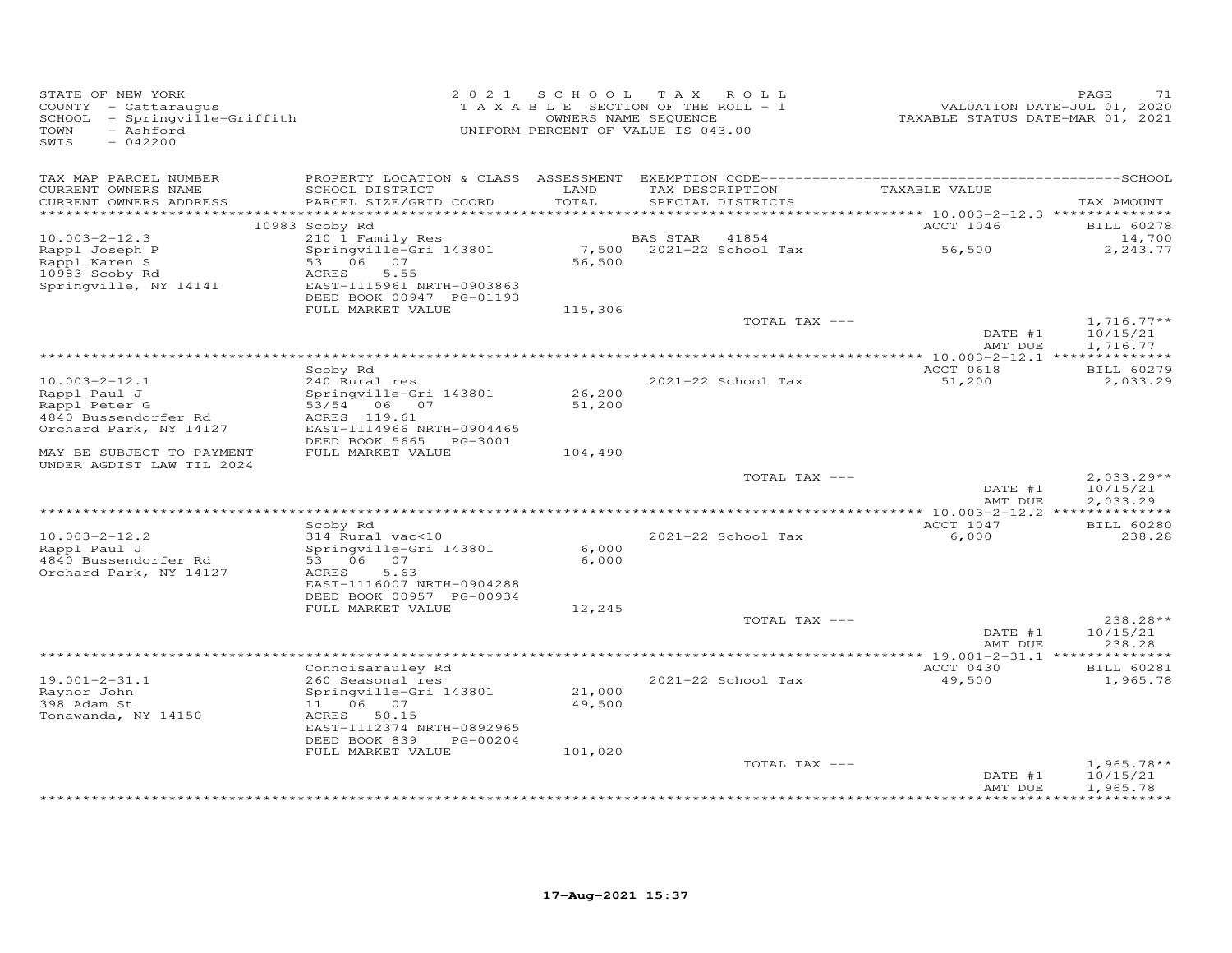STATE OF NEW YORK
COUNTY - Cattaraugus
SCHOOL - Springville-Griffith
TOWN - Ashford
SWIS - 042200

2021 SCHOOL TAX ROLL
TAXABLE SECTION OF THE ROLL - 1
OWNERS NAME SEQUENCE
UNIFORM PERCENT OF VALUE IS 043.00

VALUATION DATE-JUL 01, 2020
TAXABLE STATUS DATE-MAR 01, 2021

| TAX MAP PARCEL NUMBER / CURRENT OWNERS NAME / CURRENT OWNERS ADDRESS | PROPERTY LOCATION & CLASS / SCHOOL DISTRICT / PARCEL SIZE/GRID COORD | ASSESSMENT LAND / TOTAL | EXEMPTION CODE / TAX DESCRIPTION / SPECIAL DISTRICTS | TAXABLE VALUE | TAX AMOUNT |
|---|---|---|---|---|---|
| **10.003-2-12.3** | 10983 Scoby Rd | | | ACCT 1046 | BILL 60278 |
| 10.003-2-12.3 | 210 1 Family Res | | BAS STAR 41854 | | 14,700 |
| Rappl Joseph P | Springville-Gri 143801 | 7,500 | 2021-22 School Tax | 56,500 | 2,243.77 |
| Rappl Karen S | 53 06 07 | 56,500 | | | |
| 10983 Scoby Rd | ACRES 5.55 | | | | |
| Springville, NY 14141 | EAST-1115961 NRTH-0903863 | | | | |
| | DEED BOOK 00947 PG-01193 | | | | |
| | FULL MARKET VALUE | 115,306 | | | |
| | | | TOTAL TAX --- | | 1,716.77** |
| | | | | DATE #1 | 10/15/21 |
| | | | | AMT DUE | 1,716.77 |
| **10.003-2-12.1** | Scoby Rd | | | ACCT 0618 | BILL 60279 |
| 10.003-2-12.1 | 240 Rural res | | 2021-22 School Tax | 51,200 | 2,033.29 |
| Rappl Paul J | Springville-Gri 143801 | 26,200 | | | |
| Rappl Peter G | 53/54 06 07 | 51,200 | | | |
| 4840 Bussendorfer Rd | ACRES 119.61 | | | | |
| Orchard Park, NY 14127 | EAST-1114966 NRTH-0904465 | | | | |
| | DEED BOOK 5665 PG-3001 | | | | |
| MAY BE SUBJECT TO PAYMENT | FULL MARKET VALUE | 104,490 | | | |
| UNDER AGDIST LAW TIL 2024 | | | | | |
| | | | TOTAL TAX --- | | 2,033.29** |
| | | | | DATE #1 | 10/15/21 |
| | | | | AMT DUE | 2,033.29 |
| **10.003-2-12.2** | Scoby Rd | | | ACCT 1047 | BILL 60280 |
| 10.003-2-12.2 | 314 Rural vac<10 | | 2021-22 School Tax | 6,000 | 238.28 |
| Rappl Paul J | Springville-Gri 143801 | 6,000 | | | |
| 4840 Bussendorfer Rd | 53 06 07 | 6,000 | | | |
| Orchard Park, NY 14127 | ACRES 5.63 | | | | |
| | EAST-1116007 NRTH-0904288 | | | | |
| | DEED BOOK 00957 PG-00934 | | | | |
| | FULL MARKET VALUE | 12,245 | | | |
| | | | TOTAL TAX --- | | 238.28** |
| | | | | DATE #1 | 10/15/21 |
| | | | | AMT DUE | 238.28 |
| **19.001-2-31.1** | Connoisarauley Rd | | | ACCT 0430 | BILL 60281 |
| 19.001-2-31.1 | 260 Seasonal res | | 2021-22 School Tax | 49,500 | 1,965.78 |
| Raynor John | Springville-Gri 143801 | 21,000 | | | |
| 398 Adam St | 11 06 07 | 49,500 | | | |
| Tonawanda, NY 14150 | ACRES 50.15 | | | | |
| | EAST-1112374 NRTH-0892965 | | | | |
| | DEED BOOK 839 PG-00204 | | | | |
| | FULL MARKET VALUE | 101,020 | | | |
| | | | TOTAL TAX --- | | 1,965.78** |
| | | | | DATE #1 | 10/15/21 |
| | | | | AMT DUE | 1,965.78 |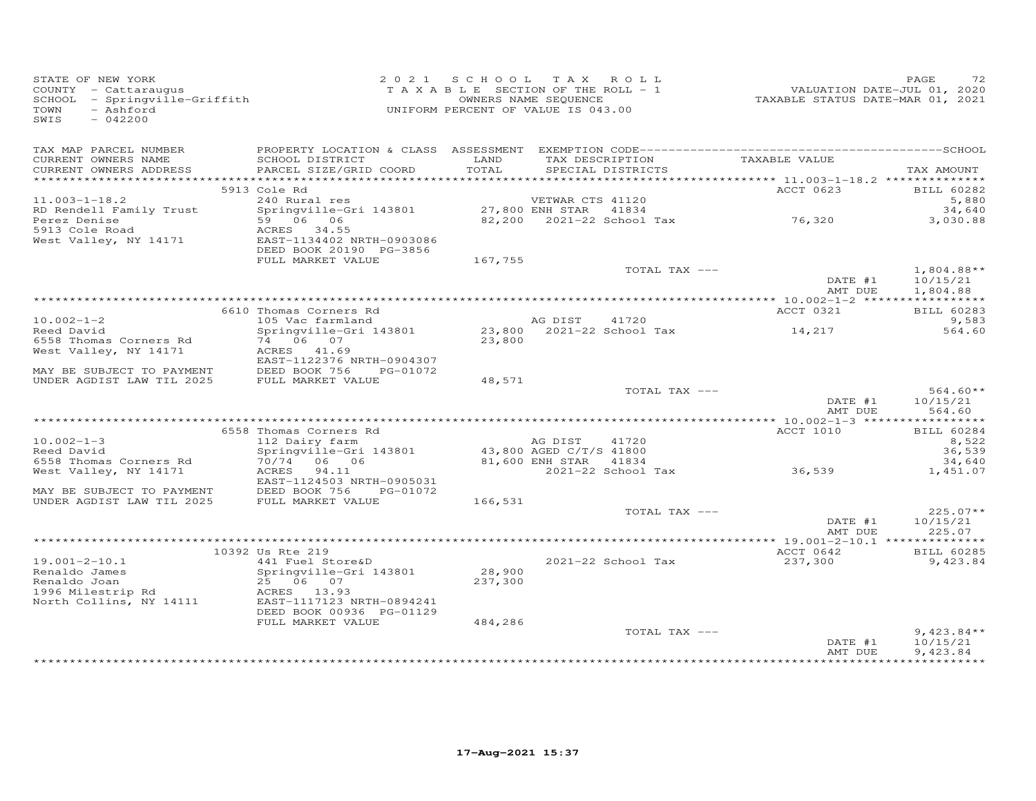STATE OF NEW YORK
COUNTY - Cattaraugus
SCHOOL - Springville-Griffith
TOWN - Ashford
SWIS - 042200

2021 SCHOOL TAX ROLL
TAXABLE SECTION OF THE ROLL - 1
OWNERS NAME SEQUENCE
UNIFORM PERCENT OF VALUE IS 043.00

VALUATION DATE-JUL 01, 2020
TAXABLE STATUS DATE-MAR 01, 2021

| TAX MAP PARCEL NUMBER / CURRENT OWNERS NAME / CURRENT OWNERS ADDRESS | PROPERTY LOCATION & CLASS / SCHOOL DISTRICT / PARCEL SIZE/GRID COORD | ASSESSMENT LAND / TOTAL | EXEMPTION CODE / TAX DESCRIPTION / SPECIAL DISTRICTS | TAXABLE VALUE | TAX AMOUNT |
|---|---|---|---|---|---|
| | 5913 Cole Rd | | | ACCT 0623 | BILL 60282 |
| 11.003-1-18.2 | 240 Rural res | | VETWAR CTS 41120 | | 5,880 |
| RD Rendell Family Trust | Springville-Gri 143801 | 27,800 | ENH STAR 41834 | | 34,640 |
| Perez Denise | 59 06 06 | 82,200 | 2021-22 School Tax | 76,320 | 3,030.88 |
| 5913 Cole Road | ACRES 34.55 | | | | |
| West Valley, NY 14171 | EAST-1134402 NRTH-0903086 | | | | |
| | DEED BOOK 20190 PG-3856 | | | | |
| | FULL MARKET VALUE | 167,755 | | | |
| | | | TOTAL TAX --- | | 1,804.88** |
| | | | | DATE #1 | 10/15/21 |
| | | | | AMT DUE | 1,804.88 |
| | 6610 Thomas Corners Rd | | | ACCT 0321 | BILL 60283 |
| 10.002-1-2 | 105 Vac farmland | | AG DIST 41720 | | 9,583 |
| Reed David | Springville-Gri 143801 | 23,800 | 2021-22 School Tax | 14,217 | 564.60 |
| 6558 Thomas Corners Rd | 74 06 07 | 23,800 | | | |
| West Valley, NY 14171 | ACRES 41.69 | | | | |
| | EAST-1122376 NRTH-0904307 | | | | |
| MAY BE SUBJECT TO PAYMENT | DEED BOOK 756 PG-01072 | | | | |
| UNDER AGDIST LAW TIL 2025 | FULL MARKET VALUE | 48,571 | | | |
| | | | TOTAL TAX --- | | 564.60** |
| | | | | DATE #1 | 10/15/21 |
| | | | | AMT DUE | 564.60 |
| | 6558 Thomas Corners Rd | | | ACCT 1010 | BILL 60284 |
| 10.002-1-3 | 112 Dairy farm | | AG DIST 41720 | | 8,522 |
| Reed David | Springville-Gri 143801 | 43,800 | AGED C/T/S 41800 | | 36,539 |
| 6558 Thomas Corners Rd | 70/74 06 06 | 81,600 | ENH STAR 41834 | | 34,640 |
| West Valley, NY 14171 | ACRES 94.11 | | 2021-22 School Tax | 36,539 | 1,451.07 |
| | EAST-1124503 NRTH-0905031 | | | | |
| MAY BE SUBJECT TO PAYMENT | DEED BOOK 756 PG-01072 | | | | |
| UNDER AGDIST LAW TIL 2025 | FULL MARKET VALUE | 166,531 | | | |
| | | | TOTAL TAX --- | | 225.07** |
| | | | | DATE #1 | 10/15/21 |
| | | | | AMT DUE | 225.07 |
| | 10392 Us Rte 219 | | | ACCT 0642 | BILL 60285 |
| 19.001-2-10.1 | 441 Fuel Store&D | | 2021-22 School Tax | 237,300 | 9,423.84 |
| Renaldo James | Springville-Gri 143801 | 28,900 | | | |
| Renaldo Joan | 25 06 07 | 237,300 | | | |
| 1996 Milestrip Rd | ACRES 13.93 | | | | |
| North Collins, NY 14111 | EAST-1117123 NRTH-0894241 | | | | |
| | DEED BOOK 00936 PG-01129 | | | | |
| | FULL MARKET VALUE | 484,286 | | | |
| | | | TOTAL TAX --- | | 9,423.84** |
| | | | | DATE #1 | 10/15/21 |
| | | | | AMT DUE | 9,423.84 |

17-Aug-2021 15:37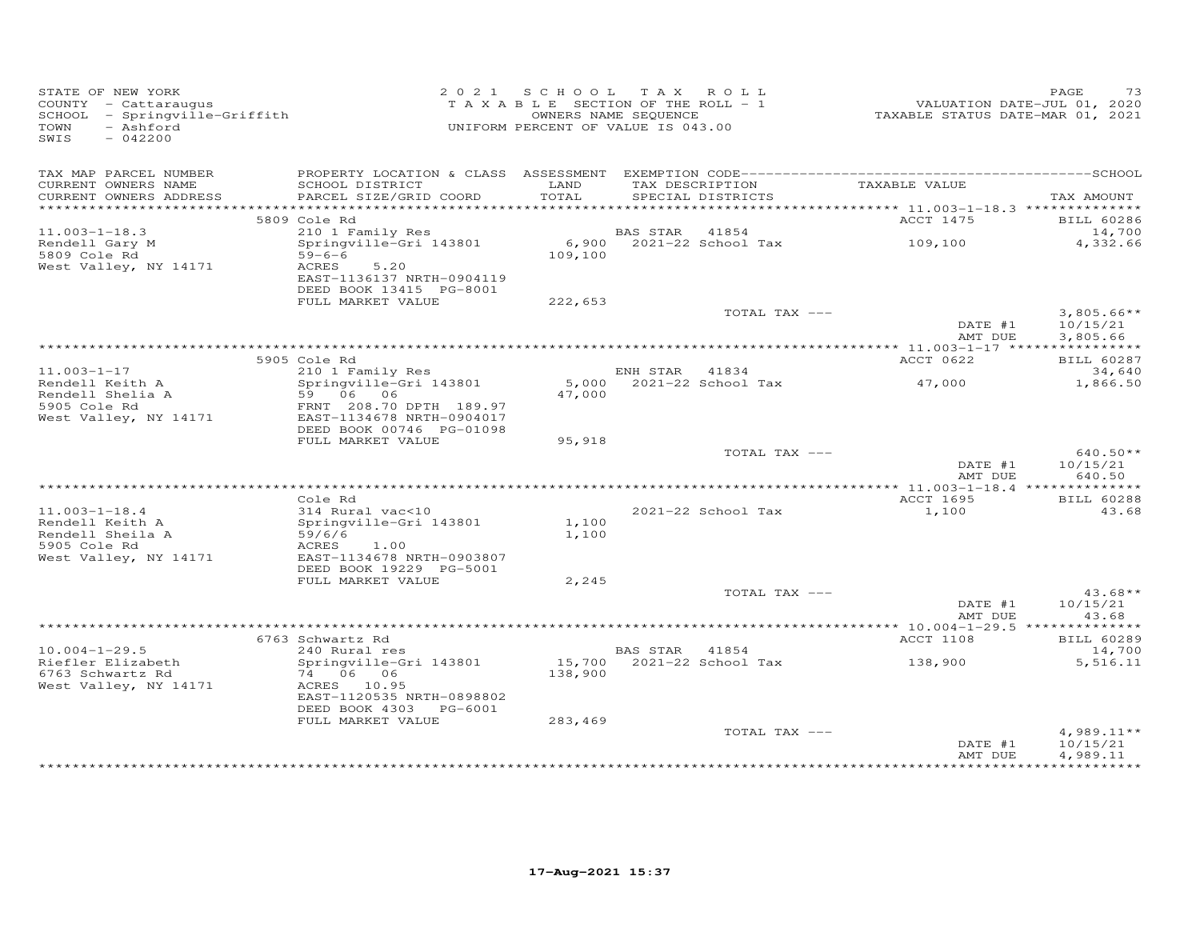STATE OF NEW YORK
COUNTY - Cattaraugus
SCHOOL - Springville-Griffith
TOWN - Ashford
SWIS - 042200

2021 SCHOOL TAX ROLL
TAXABLE SECTION OF THE ROLL - 1
OWNERS NAME SEQUENCE
UNIFORM PERCENT OF VALUE IS 043.00

VALUATION DATE-JUL 01, 2020
TAXABLE STATUS DATE-MAR 01, 2021

| TAX MAP PARCEL NUMBER / CURRENT OWNERS NAME / CURRENT OWNERS ADDRESS | PROPERTY LOCATION & CLASS / SCHOOL DISTRICT / PARCEL SIZE/GRID COORD | ASSESSMENT LAND / TOTAL | EXEMPTION CODE / TAX DESCRIPTION / SPECIAL DISTRICTS | TAXABLE VALUE | TAX AMOUNT |
|---|---|---|---|---|---|
| | 5809 Cole Rd | | | ACCT 1475 | BILL 60286 |
| 11.003-1-18.3 | 210 1 Family Res | | BAS STAR 41854 | | 14,700 |
| Rendell Gary M | Springville-Gri 143801 | 6,900 | 2021-22 School Tax | 109,100 | 4,332.66 |
| 5809 Cole Rd | 59-6-6 | 109,100 | | | |
| West Valley, NY 14171 | ACRES 5.20 | | | | |
| | EAST-1136137 NRTH-0904119 | | | | |
| | DEED BOOK 13415 PG-8001 | | | | |
| | FULL MARKET VALUE | 222,653 | | | |
| | | | TOTAL TAX --- | | 3,805.66** |
| | | | | DATE #1 | 10/15/21 |
| | | | | AMT DUE | 3,805.66 |
| | 5905 Cole Rd | | | ACCT 0622 | BILL 60287 |
| 11.003-1-17 | 210 1 Family Res | | ENH STAR 41834 | | 34,640 |
| Rendell Keith A | Springville-Gri 143801 | 5,000 | 2021-22 School Tax | 47,000 | 1,866.50 |
| Rendell Shelia A | 59 06 06 | 47,000 | | | |
| 5905 Cole Rd | FRNT 208.70 DPTH 189.97 | | | | |
| West Valley, NY 14171 | EAST-1134678 NRTH-0904017 | | | | |
| | DEED BOOK 00746 PG-01098 | | | | |
| | FULL MARKET VALUE | 95,918 | | | |
| | | | TOTAL TAX --- | | 640.50** |
| | | | | DATE #1 | 10/15/21 |
| | | | | AMT DUE | 640.50 |
| | Cole Rd | | | ACCT 1695 | BILL 60288 |
| 11.003-1-18.4 | 314 Rural vac<10 | | 2021-22 School Tax | 1,100 | 43.68 |
| Rendell Keith A | Springville-Gri 143801 | 1,100 | | | |
| Rendell Sheila A | 59/6/6 | 1,100 | | | |
| 5905 Cole Rd | ACRES 1.00 | | | | |
| West Valley, NY 14171 | EAST-1134678 NRTH-0903807 | | | | |
| | DEED BOOK 19229 PG-5001 | | | | |
| | FULL MARKET VALUE | 2,245 | | | |
| | | | TOTAL TAX --- | | 43.68** |
| | | | | DATE #1 | 10/15/21 |
| | | | | AMT DUE | 43.68 |
| | 6763 Schwartz Rd | | | ACCT 1108 | BILL 60289 |
| 10.004-1-29.5 | 240 Rural res | | BAS STAR 41854 | | 14,700 |
| Riefler Elizabeth | Springville-Gri 143801 | 15,700 | 2021-22 School Tax | 138,900 | 5,516.11 |
| 6763 Schwartz Rd | 74 06 06 | 138,900 | | | |
| West Valley, NY 14171 | ACRES 10.95 | | | | |
| | EAST-1120535 NRTH-0898802 | | | | |
| | DEED BOOK 4303 PG-6001 | | | | |
| | FULL MARKET VALUE | 283,469 | | | |
| | | | TOTAL TAX --- | | 4,989.11** |
| | | | | DATE #1 | 10/15/21 |
| | | | | AMT DUE | 4,989.11 |

17-Aug-2021 15:37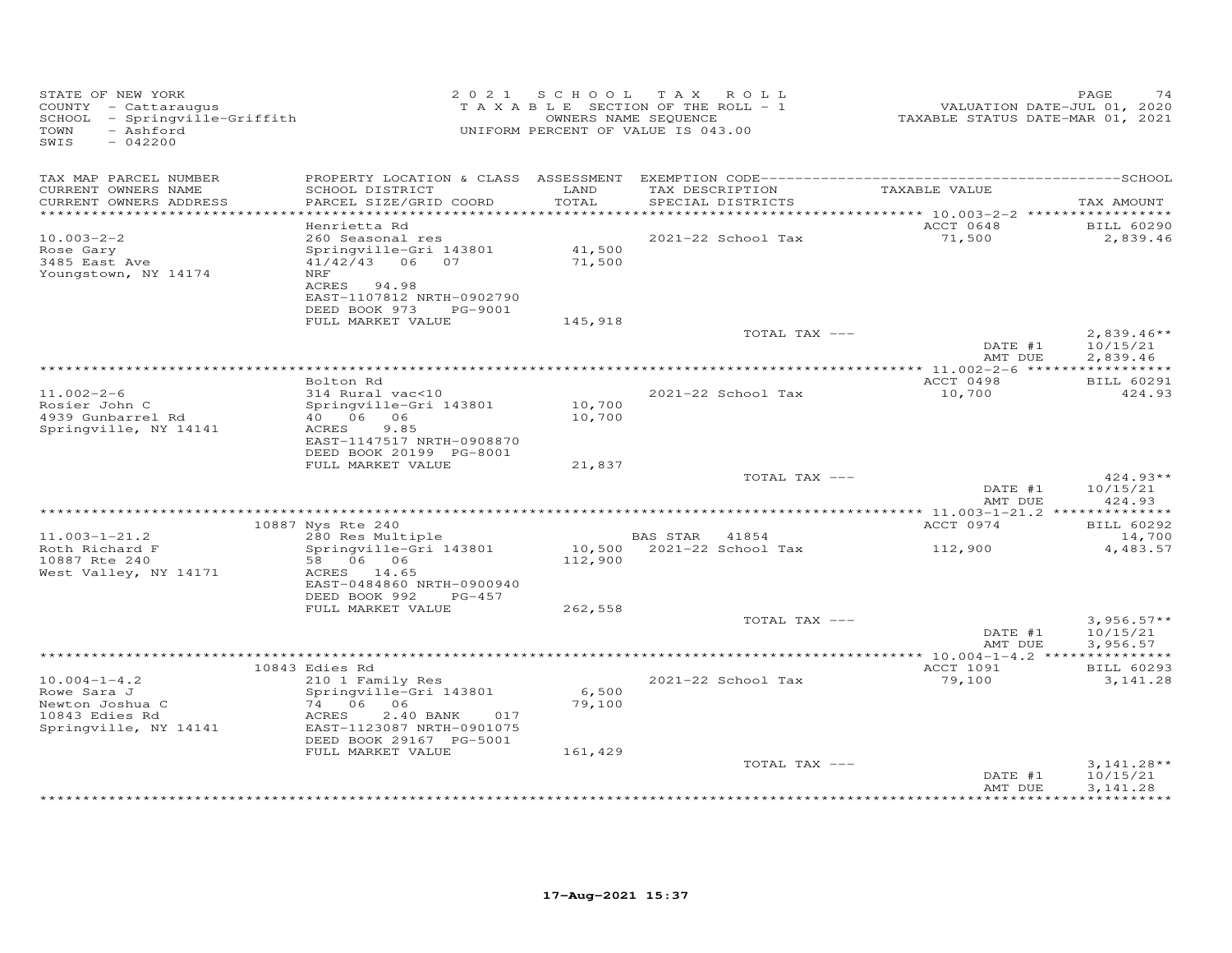STATE OF NEW YORK
COUNTY - Cattaraugus
SCHOOL - Springville-Griffith
TOWN - Ashford
SWIS - 042200

2021 SCHOOL TAX ROLL
TAXABLE SECTION OF THE ROLL - 1
OWNERS NAME SEQUENCE
UNIFORM PERCENT OF VALUE IS 043.00

VALUATION DATE-JUL 01, 2020
TAXABLE STATUS DATE-MAR 01, 2021

| TAX MAP PARCEL NUMBER / CURRENT OWNERS NAME / CURRENT OWNERS ADDRESS | PROPERTY LOCATION & CLASS / SCHOOL DISTRICT / PARCEL SIZE/GRID COORD | ASSESSMENT LAND / TOTAL | EXEMPTION CODE / TAX DESCRIPTION / SPECIAL DISTRICTS | TAXABLE VALUE | TAX AMOUNT |
|---|---|---|---|---|---|
| 10.003-2-2 | Henrietta Rd | | | ACCT 0648 | BILL 60290 |
| Rose Gary | 260 Seasonal res | | 2021-22 School Tax | 71,500 | 2,839.46 |
| 3485 East Ave | Springville-Gri 143801 | 41,500 | | | |
| Youngstown, NY 14174 | 41/42/43 06 07 | 71,500 | | | |
| | NRF | | | | |
| | ACRES 94.98 | | | | |
| | EAST-1107812 NRTH-0902790 | | | | |
| | DEED BOOK 973 PG-9001 | | | | |
| | FULL MARKET VALUE | 145,918 | | | |
| | | | TOTAL TAX --- | | 2,839.46** |
| | | | | DATE #1 | 10/15/21 |
| | | | | AMT DUE | 2,839.46 |
| 11.002-2-6 | Bolton Rd | | | ACCT 0498 | BILL 60291 |
| Rosier John C | 314 Rural vac<10 | | 2021-22 School Tax | 10,700 | 424.93 |
| 4939 Gunbarrel Rd | Springville-Gri 143801 | 10,700 | | | |
| Springville, NY 14141 | 40 06 06 | 10,700 | | | |
| | ACRES 9.85 | | | | |
| | EAST-1147517 NRTH-0908870 | | | | |
| | DEED BOOK 20199 PG-8001 | | | | |
| | FULL MARKET VALUE | 21,837 | | | |
| | | | TOTAL TAX --- | | 424.93** |
| | | | | DATE #1 | 10/15/21 |
| | | | | AMT DUE | 424.93 |
| 11.003-1-21.2 | 10887 Nys Rte 240 | | | ACCT 0974 | BILL 60292 |
| Roth Richard F | 280 Res Multiple | | BAS STAR 41854 | | 14,700 |
| 10887 Rte 240 | Springville-Gri 143801 | 10,500 | 2021-22 School Tax | 112,900 | 4,483.57 |
| West Valley, NY 14171 | 58 06 06 | 112,900 | | | |
| | ACRES 14.65 | | | | |
| | EAST-0484860 NRTH-0900940 | | | | |
| | DEED BOOK 992 PG-457 | | | | |
| | FULL MARKET VALUE | 262,558 | | | |
| | | | TOTAL TAX --- | | 3,956.57** |
| | | | | DATE #1 | 10/15/21 |
| | | | | AMT DUE | 3,956.57 |
| 10.004-1-4.2 | 10843 Edies Rd | | | ACCT 1091 | BILL 60293 |
| Rowe Sara J | 210 1 Family Res | | 2021-22 School Tax | 79,100 | 3,141.28 |
| Newton Joshua C | Springville-Gri 143801 | 6,500 | | | |
| 10843 Edies Rd | 74 06 06 | 79,100 | | | |
| Springville, NY 14141 | ACRES 2.40 BANK 017 | | | | |
| | EAST-1123087 NRTH-0901075 | | | | |
| | DEED BOOK 29167 PG-5001 | | | | |
| | FULL MARKET VALUE | 161,429 | | | |
| | | | TOTAL TAX --- | | 3,141.28** |
| | | | | DATE #1 | 10/15/21 |
| | | | | AMT DUE | 3,141.28 |

17-Aug-2021 15:37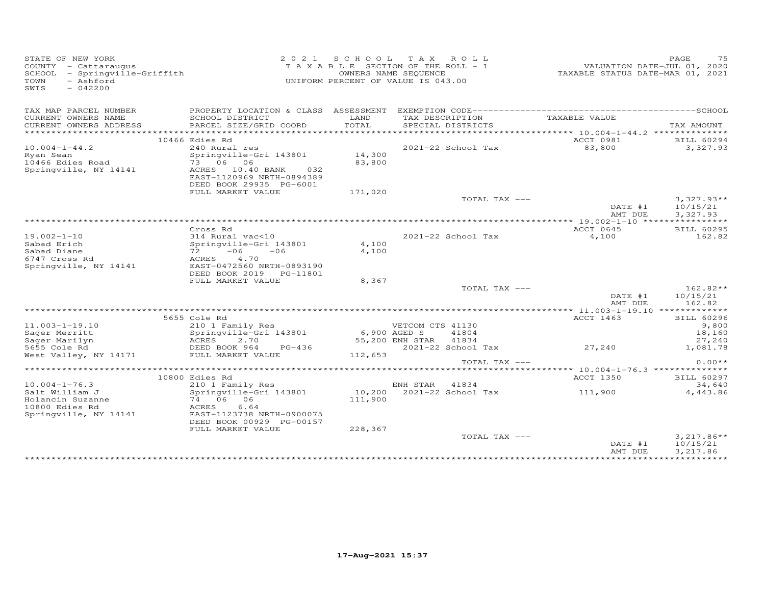STATE OF NEW YORK
COUNTY - Cattaraugus
SCHOOL - Springville-Griffith
TOWN - Ashford
SWIS - 042200

2021 SCHOOL TAX ROLL
TAXABLE SECTION OF THE ROLL - 1
OWNERS NAME SEQUENCE
UNIFORM PERCENT OF VALUE IS 043.00

VALUATION DATE-JUL 01, 2020
TAXABLE STATUS DATE-MAR 01, 2021

| TAX MAP PARCEL NUMBER / CURRENT OWNERS NAME / CURRENT OWNERS ADDRESS | PROPERTY LOCATION & CLASS / SCHOOL DISTRICT / PARCEL SIZE/GRID COORD | ASSESSMENT LAND / TOTAL | EXEMPTION CODE / TAX DESCRIPTION / SPECIAL DISTRICTS | TAXABLE VALUE | SCHOOL TAX AMOUNT |
|---|---|---|---|---|---|
| | 10466 Edies Rd | | | ACCT 0981 | BILL 60294 |
| 10.004-1-44.2 | 240 Rural res | | 2021-22 School Tax | 83,800 | 3,327.93 |
| Ryan Sean | Springville-Gri 143801 | 14,300 | | | |
| 10466 Edies Road | 73 06 06 | 83,800 | | | |
| Springville, NY 14141 | ACRES 10.40 BANK 032 | | | | |
| | EAST-1120969 NRTH-0894389 | | | | |
| | DEED BOOK 29935 PG-6001 | | | | |
| | FULL MARKET VALUE | 171,020 | | | |
| | | | TOTAL TAX --- | | 3,327.93** |
| | | | | DATE #1 | 10/15/21 |
| | | | | AMT DUE | 3,327.93 |
| | Cross Rd | | | ACCT 0645 | BILL 60295 |
| 19.002-1-10 | 314 Rural vac<10 | | 2021-22 School Tax | 4,100 | 162.82 |
| Sabad Erich | Springville-Gri 143801 | 4,100 | | | |
| Sabad Diane | 72 -06 -06 | 4,100 | | | |
| 6747 Cross Rd | ACRES 4.70 | | | | |
| Springville, NY 14141 | EAST-0472560 NRTH-0893190 | | | | |
| | DEED BOOK 2019 PG-11801 | | | | |
| | FULL MARKET VALUE | 8,367 | | | |
| | | | TOTAL TAX --- | | 162.82** |
| | | | | DATE #1 | 10/15/21 |
| | | | | AMT DUE | 162.82 |
| | 5655 Cole Rd | | | ACCT 1463 | BILL 60296 |
| 11.003-1-19.10 | 210 1 Family Res | | VETCOM CTS 41130 | | 9,800 |
| Sager Merritt | Springville-Gri 143801 | 6,900 | AGED S 41804 | | 18,160 |
| Sager Marilyn | ACRES 2.70 | 55,200 | ENH STAR 41834 | | 27,240 |
| 5655 Cole Rd | DEED BOOK 964 PG-436 | | 2021-22 School Tax | 27,240 | 1,081.78 |
| West Valley, NY 14171 | FULL MARKET VALUE | 112,653 | | | |
| | | | TOTAL TAX --- | | 0.00** |
| | 10800 Edies Rd | | | ACCT 1350 | BILL 60297 |
| 10.004-1-76.3 | 210 1 Family Res | | ENH STAR 41834 | | 34,640 |
| Salt William J | Springville-Gri 143801 | 10,200 | 2021-22 School Tax | 111,900 | 4,443.86 |
| Holancin Suzanne | 74 06 06 | 111,900 | | | |
| 10800 Edies Rd | ACRES 6.64 | | | | |
| Springville, NY 14141 | EAST-1123738 NRTH-0900075 | | | | |
| | DEED BOOK 00929 PG-00157 | | | | |
| | FULL MARKET VALUE | 228,367 | | | |
| | | | TOTAL TAX --- | | 3,217.86** |
| | | | | DATE #1 | 10/15/21 |
| | | | | AMT DUE | 3,217.86 |

17-Aug-2021 15:37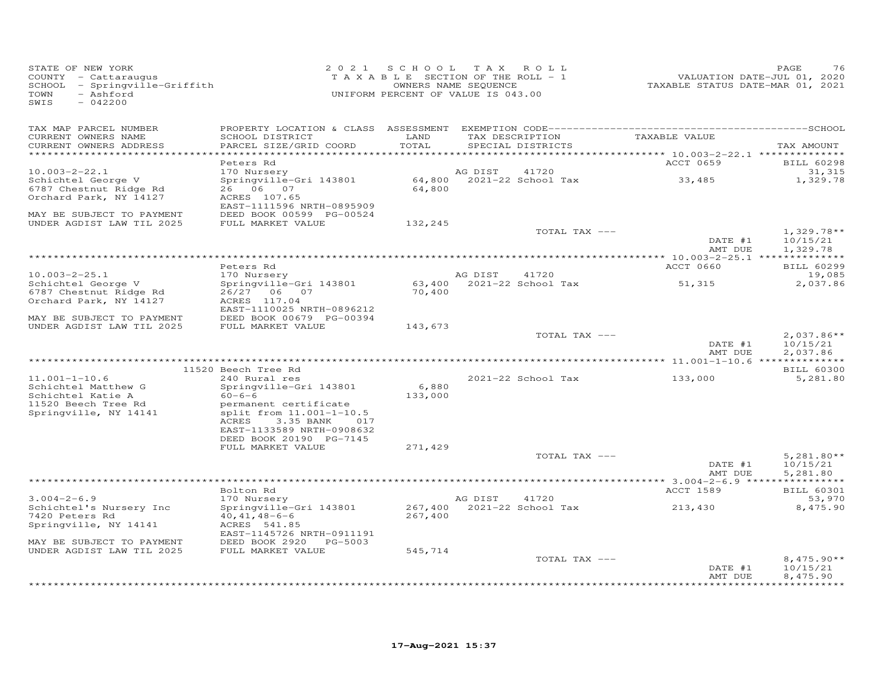STATE OF NEW YORK
COUNTY - Cattaraugus
SCHOOL - Springville-Griffith
TOWN - Ashford
SWIS - 042200

2021 SCHOOL TAX ROLL
TAXABLE SECTION OF THE ROLL - 1
OWNERS NAME SEQUENCE
UNIFORM PERCENT OF VALUE IS 043.00

VALUATION DATE-JUL 01, 2020
TAXABLE STATUS DATE-MAR 01, 2021

| TAX MAP PARCEL NUMBER / CURRENT OWNERS NAME / CURRENT OWNERS ADDRESS | PROPERTY LOCATION & CLASS / SCHOOL DISTRICT / PARCEL SIZE/GRID COORD | ASSESSMENT LAND / TOTAL | EXEMPTION CODE / TAX DESCRIPTION / SPECIAL DISTRICTS | TAXABLE VALUE | TAX AMOUNT |
|---|---|---|---|---|---|
| 10.003-2-22.1 | Peters Rd | | | ACCT 0659 | BILL 60298 |
| 10.003-2-22.1 | 170 Nursery | | AG DIST 41720 | | 31,315 |
| Schichtel George V | Springville-Gri 143801 | 64,800 | 2021-22 School Tax | 33,485 | 1,329.78 |
| 6787 Chestnut Ridge Rd | 26 06 07 | 64,800 | | | |
| Orchard Park, NY 14127 | ACRES 107.65 | | | | |
| | EAST-1111596 NRTH-0895909 | | | | |
| MAY BE SUBJECT TO PAYMENT | DEED BOOK 00599 PG-00524 | | | | |
| UNDER AGDIST LAW TIL 2025 | FULL MARKET VALUE | 132,245 | | | |
| | | | TOTAL TAX --- | | 1,329.78** |
| | | | | DATE #1 | 10/15/21 |
| | | | | AMT DUE | 1,329.78 |
| 10.003-2-25.1 | Peters Rd | | | ACCT 0660 | BILL 60299 |
| 10.003-2-25.1 | 170 Nursery | | AG DIST 41720 | | 19,085 |
| Schichtel George V | Springville-Gri 143801 | 63,400 | 2021-22 School Tax | 51,315 | 2,037.86 |
| 6787 Chestnut Ridge Rd | 26/27 06 07 | 70,400 | | | |
| Orchard Park, NY 14127 | ACRES 117.04 | | | | |
| | EAST-1110025 NRTH-0896212 | | | | |
| MAY BE SUBJECT TO PAYMENT | DEED BOOK 00679 PG-00394 | | | | |
| UNDER AGDIST LAW TIL 2025 | FULL MARKET VALUE | 143,673 | | | |
| | | | TOTAL TAX --- | | 2,037.86** |
| | | | | DATE #1 | 10/15/21 |
| | | | | AMT DUE | 2,037.86 |
| 11.001-1-10.6 | 11520 Beech Tree Rd | | | | BILL 60300 |
| 11.001-1-10.6 | 240 Rural res | | 2021-22 School Tax | 133,000 | 5,281.80 |
| Schichtel Matthew G | Springville-Gri 143801 | 6,880 | | | |
| Schichtel Katie A | 60-6-6 | 133,000 | | | |
| 11520 Beech Tree Rd | permanent certificate | | | | |
| Springville, NY 14141 | split from 11.001-1-10.5 | | | | |
| | ACRES 3.35 BANK 017 | | | | |
| | EAST-1133589 NRTH-0908632 | | | | |
| | DEED BOOK 20190 PG-7145 | | | | |
| | FULL MARKET VALUE | 271,429 | | | |
| | | | TOTAL TAX --- | | 5,281.80** |
| | | | | DATE #1 | 10/15/21 |
| | | | | AMT DUE | 5,281.80 |
| 3.004-2-6.9 | Bolton Rd | | | ACCT 1589 | BILL 60301 |
| 3.004-2-6.9 | 170 Nursery | | AG DIST 41720 | | 53,970 |
| Schichtel's Nursery Inc | Springville-Gri 143801 | 267,400 | 2021-22 School Tax | 213,430 | 8,475.90 |
| 7420 Peters Rd | 40,41,48-6-6 | 267,400 | | | |
| Springville, NY 14141 | ACRES 541.85 | | | | |
| | EAST-1145726 NRTH-0911191 | | | | |
| MAY BE SUBJECT TO PAYMENT | DEED BOOK 2920 PG-5003 | | | | |
| UNDER AGDIST LAW TIL 2025 | FULL MARKET VALUE | 545,714 | | | |
| | | | TOTAL TAX --- | | 8,475.90** |
| | | | | DATE #1 | 10/15/21 |
| | | | | AMT DUE | 8,475.90 |

17-Aug-2021 15:37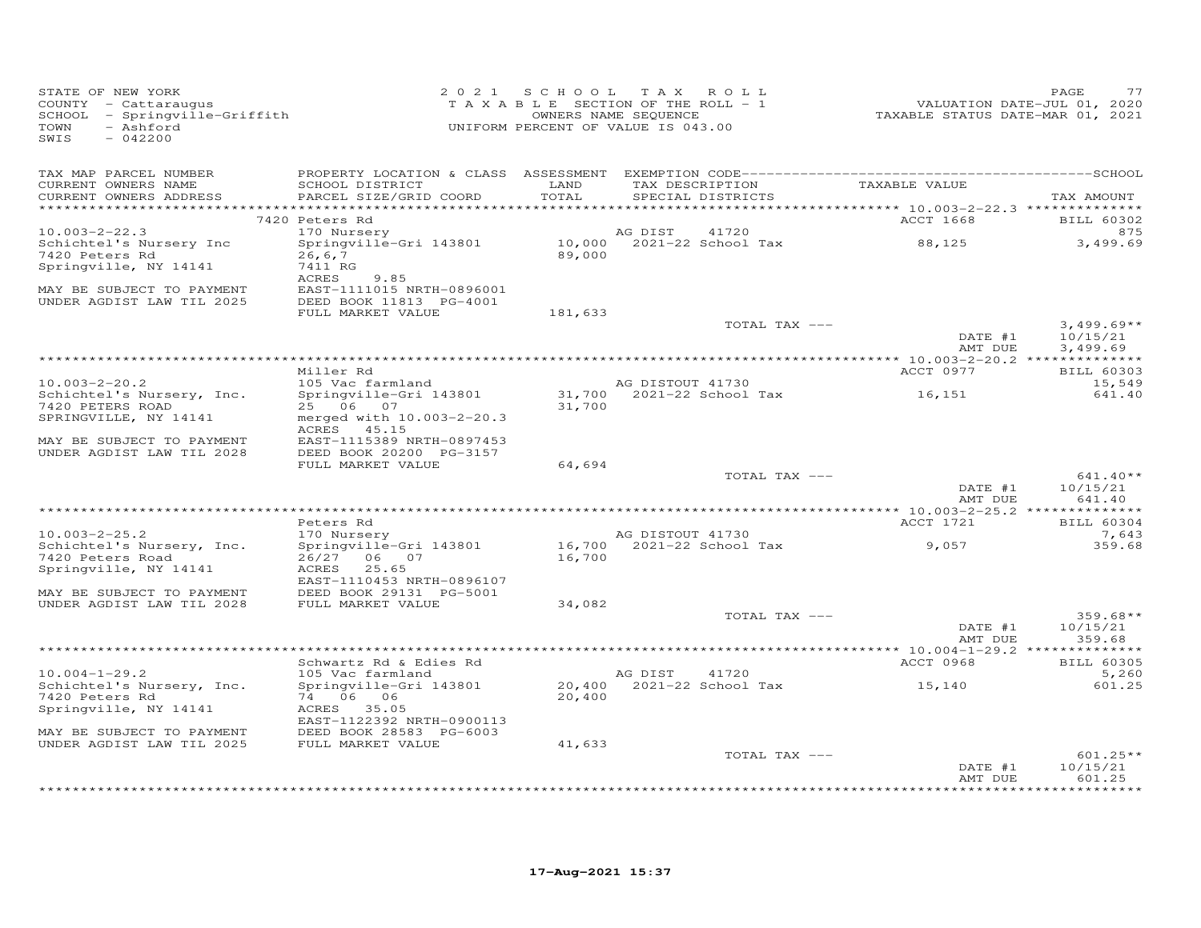STATE OF NEW YORK
COUNTY - Cattaraugus
SCHOOL - Springville-Griffith
TOWN - Ashford
SWIS - 042200

2021 SCHOOL TAX ROLL
TAXABLE SECTION OF THE ROLL - 1
OWNERS NAME SEQUENCE
UNIFORM PERCENT OF VALUE IS 043.00

VALUATION DATE-JUL 01, 2020
TAXABLE STATUS DATE-MAR 01, 2021

| TAX MAP PARCEL NUMBER / CURRENT OWNERS NAME / CURRENT OWNERS ADDRESS | PROPERTY LOCATION & CLASS / SCHOOL DISTRICT / PARCEL SIZE/GRID COORD | ASSESSMENT LAND / TOTAL | EXEMPTION CODE / TAX DESCRIPTION / SPECIAL DISTRICTS | TAXABLE VALUE | TAX AMOUNT |
|---|---|---|---|---|---|
| 10.003-2-22.3 | 7420 Peters Rd | | | ACCT 1668 | BILL 60302 |
| Schichtel's Nursery Inc | 170 Nursery | | AG DIST 41720 | | 875 |
| 7420 Peters Rd | Springville-Gri 143801 | 10,000 | 2021-22 School Tax | 88,125 | 3,499.69 |
| Springville, NY 14141 | 26,6,7 | 89,000 | | | |
| | 7411 RG | | | | |
| | ACRES 9.85 | | | | |
| MAY BE SUBJECT TO PAYMENT | EAST-1111015 NRTH-0896001 | | | | |
| UNDER AGDIST LAW TIL 2025 | DEED BOOK 11813 PG-4001 | | | | |
| | FULL MARKET VALUE | 181,633 | | | |
| | | | TOTAL TAX --- | | 3,499.69** |
| | | | | DATE #1 | 10/15/21 |
| | | | | AMT DUE | 3,499.69 |
| 10.003-2-20.2 | Miller Rd | | | ACCT 0977 | BILL 60303 |
| Schichtel's Nursery, Inc. | 105 Vac farmland | | AG DISTOUT 41730 | | 15,549 |
| 7420 PETERS ROAD | Springville-Gri 143801 | 31,700 | 2021-22 School Tax | 16,151 | 641.40 |
| SPRINGVILLE, NY 14141 | 25 06 07 | 31,700 | | | |
| | merged with 10.003-2-20.3 | | | | |
| | ACRES 45.15 | | | | |
| MAY BE SUBJECT TO PAYMENT | EAST-1115389 NRTH-0897453 | | | | |
| UNDER AGDIST LAW TIL 2028 | DEED BOOK 20200 PG-3157 | | | | |
| | FULL MARKET VALUE | 64,694 | | | |
| | | | TOTAL TAX --- | | 641.40** |
| | | | | DATE #1 | 10/15/21 |
| | | | | AMT DUE | 641.40 |
| 10.003-2-25.2 | Peters Rd | | | ACCT 1721 | BILL 60304 |
| Schichtel's Nursery, Inc. | 170 Nursery | | AG DISTOUT 41730 | | 7,643 |
| 7420 Peters Road | Springville-Gri 143801 | 16,700 | 2021-22 School Tax | 9,057 | 359.68 |
| Springville, NY 14141 | 26/27 06 07 | 16,700 | | | |
| | ACRES 25.65 | | | | |
| | EAST-1110453 NRTH-0896107 | | | | |
| MAY BE SUBJECT TO PAYMENT | DEED BOOK 29131 PG-5001 | | | | |
| UNDER AGDIST LAW TIL 2028 | FULL MARKET VALUE | 34,082 | | | |
| | | | TOTAL TAX --- | | 359.68** |
| | | | | DATE #1 | 10/15/21 |
| | | | | AMT DUE | 359.68 |
| 10.004-1-29.2 | Schwartz Rd & Edies Rd | | | ACCT 0968 | BILL 60305 |
| Schichtel's Nursery, Inc. | 105 Vac farmland | | AG DIST 41720 | | 5,260 |
| 7420 Peters Rd | Springville-Gri 143801 | 20,400 | 2021-22 School Tax | 15,140 | 601.25 |
| Springville, NY 14141 | 74 06 06 | 20,400 | | | |
| | ACRES 35.05 | | | | |
| | EAST-1122392 NRTH-0900113 | | | | |
| MAY BE SUBJECT TO PAYMENT | DEED BOOK 28583 PG-6003 | | | | |
| UNDER AGDIST LAW TIL 2025 | FULL MARKET VALUE | 41,633 | | | |
| | | | TOTAL TAX --- | | 601.25** |
| | | | | DATE #1 | 10/15/21 |
| | | | | AMT DUE | 601.25 |

17-Aug-2021 15:37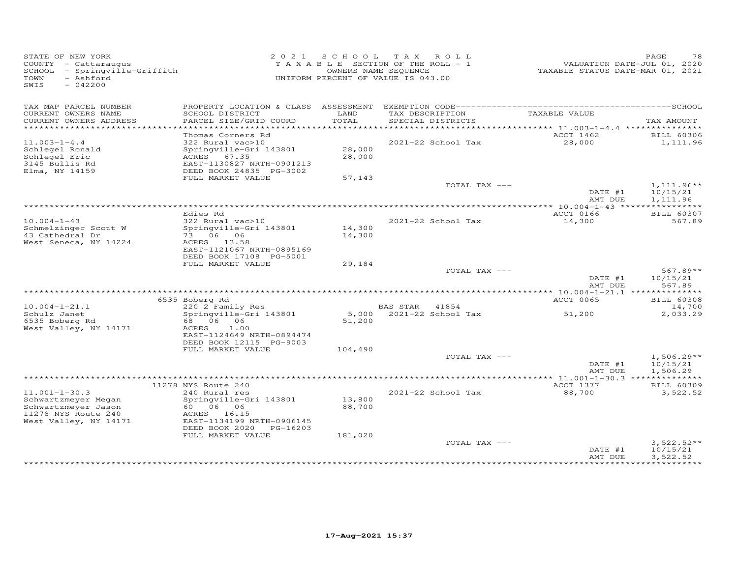STATE OF NEW YORK
COUNTY - Cattaraugus
SCHOOL - Springville-Griffith
TOWN - Ashford
SWIS - 042200

2021 SCHOOL TAX ROLL
TAXABLE SECTION OF THE ROLL - 1
OWNERS NAME SEQUENCE
UNIFORM PERCENT OF VALUE IS 043.00

VALUATION DATE-JUL 01, 2020
TAXABLE STATUS DATE-MAR 01, 2021

| TAX MAP PARCEL NUMBER / CURRENT OWNERS NAME / CURRENT OWNERS ADDRESS | PROPERTY LOCATION & CLASS / SCHOOL DISTRICT / PARCEL SIZE/GRID COORD | ASSESSMENT LAND / TOTAL | EXEMPTION CODE / TAX DESCRIPTION / SPECIAL DISTRICTS | TAXABLE VALUE | TAX AMOUNT |
|---|---|---|---|---|---|
| | Thomas Corners Rd | | | ACCT 1462 | BILL 60306 |
| 11.003-1-4.4 | 322 Rural vac>10 | | 2021-22 School Tax | 28,000 | 1,111.96 |
| Schlegel Ronald | Springville-Gri 143801 | 28,000 | | | |
| Schlegel Eric | ACRES 67.35 | 28,000 | | | |
| 3145 Bullis Rd | EAST-1130827 NRTH-0901213 | | | | |
| Elma, NY 14159 | DEED BOOK 24835 PG-3002 | | | | |
| | FULL MARKET VALUE | 57,143 | | | |
| | | | TOTAL TAX --- | | 1,111.96** |
| | | | | DATE #1 | 10/15/21 |
| | | | | AMT DUE | 1,111.96 |
| | Edies Rd | | | ACCT 0166 | BILL 60307 |
| 10.004-1-43 | 322 Rural vac>10 | | 2021-22 School Tax | 14,300 | 567.89 |
| Schmelzinger Scott W | Springville-Gri 143801 | 14,300 | | | |
| 43 Cathedral Dr | 73 06 06 | 14,300 | | | |
| West Seneca, NY 14224 | ACRES 13.58 | | | | |
| | EAST-1121067 NRTH-0895169 | | | | |
| | DEED BOOK 17108 PG-5001 | | | | |
| | FULL MARKET VALUE | 29,184 | | | |
| | | | TOTAL TAX --- | | 567.89** |
| | | | | DATE #1 | 10/15/21 |
| | | | | AMT DUE | 567.89 |
| | 6535 Boberg Rd | | | ACCT 0065 | BILL 60308 |
| 10.004-1-21.1 | 220 2 Family Res | | BAS STAR 41854 | | 14,700 |
| Schulz Janet | Springville-Gri 143801 | 5,000 | 2021-22 School Tax | 51,200 | 2,033.29 |
| 6535 Boberg Rd | 68 06 06 | 51,200 | | | |
| West Valley, NY 14171 | ACRES 1.00 | | | | |
| | EAST-1124649 NRTH-0894474 | | | | |
| | DEED BOOK 12115 PG-9003 | | | | |
| | FULL MARKET VALUE | 104,490 | | | |
| | | | TOTAL TAX --- | | 1,506.29** |
| | | | | DATE #1 | 10/15/21 |
| | | | | AMT DUE | 1,506.29 |
| | 11278 NYS Route 240 | | | ACCT 1377 | BILL 60309 |
| 11.001-1-30.3 | 240 Rural res | | 2021-22 School Tax | 88,700 | 3,522.52 |
| Schwartzmeyer Megan | Springville-Gri 143801 | 13,800 | | | |
| Schwartzmeyer Jason | 60 06 06 | 88,700 | | | |
| 11278 NYS Route 240 | ACRES 16.15 | | | | |
| West Valley, NY 14171 | EAST-1134199 NRTH-0906145 | | | | |
| | DEED BOOK 2020 PG-16203 | | | | |
| | FULL MARKET VALUE | 181,020 | | | |
| | | | TOTAL TAX --- | | 3,522.52** |
| | | | | DATE #1 | 10/15/21 |
| | | | | AMT DUE | 3,522.52 |

17-Aug-2021 15:37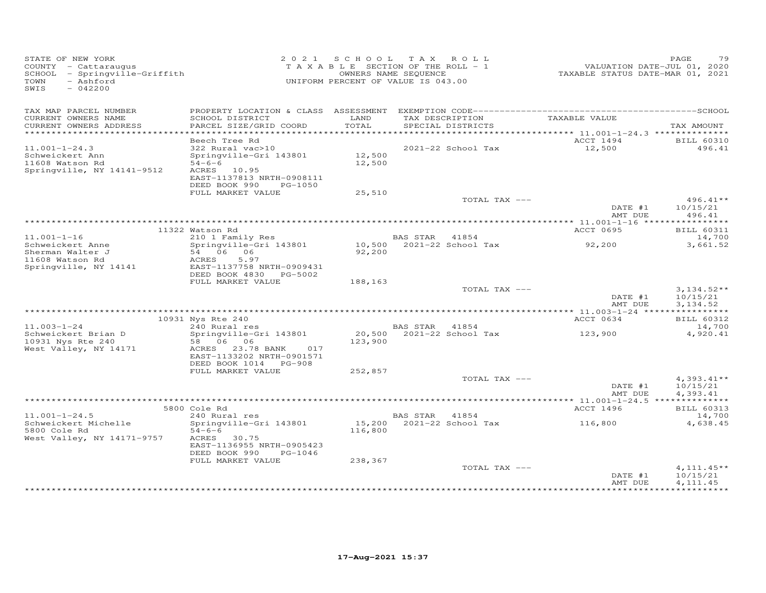STATE OF NEW YORK
COUNTY - Cattaraugus
SCHOOL - Springville-Griffith
TOWN - Ashford
SWIS - 042200

2021 SCHOOL TAX ROLL
TAXABLE SECTION OF THE ROLL - 1
OWNERS NAME SEQUENCE
UNIFORM PERCENT OF VALUE IS 043.00

VALUATION DATE-JUL 01, 2020
TAXABLE STATUS DATE-MAR 01, 2021

| TAX MAP PARCEL NUMBER / CURRENT OWNERS NAME / CURRENT OWNERS ADDRESS | PROPERTY LOCATION & CLASS / SCHOOL DISTRICT / PARCEL SIZE/GRID COORD | ASSESSMENT LAND / TOTAL | EXEMPTION CODE / TAX DESCRIPTION / SPECIAL DISTRICTS | TAXABLE VALUE | SCHOOL TAX AMOUNT |
|---|---|---|---|---|---|
| **11.001-1-24.3** | Beech Tree Rd | | | ACCT 1494 | BILL 60310 |
| Schweickert Ann | 322 Rural vac>10 | | | | |
| 11608 Watson Rd | Springville-Gri 143801 | 12,500 | 2021-22 School Tax | 12,500 | 496.41 |
| Springville, NY 14141-9512 | 54-6-6 | 12,500 | | | |
| | ACRES 10.95 | | | | |
| | EAST-1137813 NRTH-0908111 | | | | |
| | DEED BOOK 990 PG-1050 | | | | |
| | FULL MARKET VALUE | 25,510 | | | |
| | | | TOTAL TAX --- | | 496.41** |
| | | | | DATE #1 | 10/15/21 |
| | | | | AMT DUE | 496.41 |
| **11.001-1-16** | 11322 Watson Rd | | | ACCT 0695 | BILL 60311 |
| Schweickert Anne | 210 1 Family Res | | BAS STAR 41854 | | 14,700 |
| Sherman Walter J | Springville-Gri 143801 | 10,500 | 2021-22 School Tax | 92,200 | 3,661.52 |
| 11608 Watson Rd | 54 06 06 | 92,200 | | | |
| Springville, NY 14141 | ACRES 5.97 | | | | |
| | EAST-1137758 NRTH-0909431 | | | | |
| | DEED BOOK 4830 PG-5002 | | | | |
| | FULL MARKET VALUE | 188,163 | | | |
| | | | TOTAL TAX --- | | 3,134.52** |
| | | | | DATE #1 | 10/15/21 |
| | | | | AMT DUE | 3,134.52 |
| **11.003-1-24** | 10931 Nys Rte 240 | | | ACCT 0634 | BILL 60312 |
| Schweickert Brian D | 240 Rural res | | BAS STAR 41854 | | 14,700 |
| 10931 Nys Rte 240 | Springville-Gri 143801 | 20,500 | 2021-22 School Tax | 123,900 | 4,920.41 |
| West Valley, NY 14171 | 58 06 06 | 123,900 | | | |
| | ACRES 23.78 BANK 017 | | | | |
| | EAST-1133202 NRTH-0901571 | | | | |
| | DEED BOOK 1014 PG-908 | | | | |
| | FULL MARKET VALUE | 252,857 | | | |
| | | | TOTAL TAX --- | | 4,393.41** |
| | | | | DATE #1 | 10/15/21 |
| | | | | AMT DUE | 4,393.41 |
| **11.001-1-24.5** | 5800 Cole Rd | | | ACCT 1496 | BILL 60313 |
| Schweickert Michelle | 240 Rural res | | BAS STAR 41854 | | 14,700 |
| 5800 Cole Rd | Springville-Gri 143801 | 15,200 | 2021-22 School Tax | 116,800 | 4,638.45 |
| West Valley, NY 14171-9757 | 54-6-6 | 116,800 | | | |
| | ACRES 30.75 | | | | |
| | EAST-1136955 NRTH-0905423 | | | | |
| | DEED BOOK 990 PG-1046 | | | | |
| | FULL MARKET VALUE | 238,367 | | | |
| | | | TOTAL TAX --- | | 4,111.45** |
| | | | | DATE #1 | 10/15/21 |
| | | | | AMT DUE | 4,111.45 |

17-Aug-2021 15:37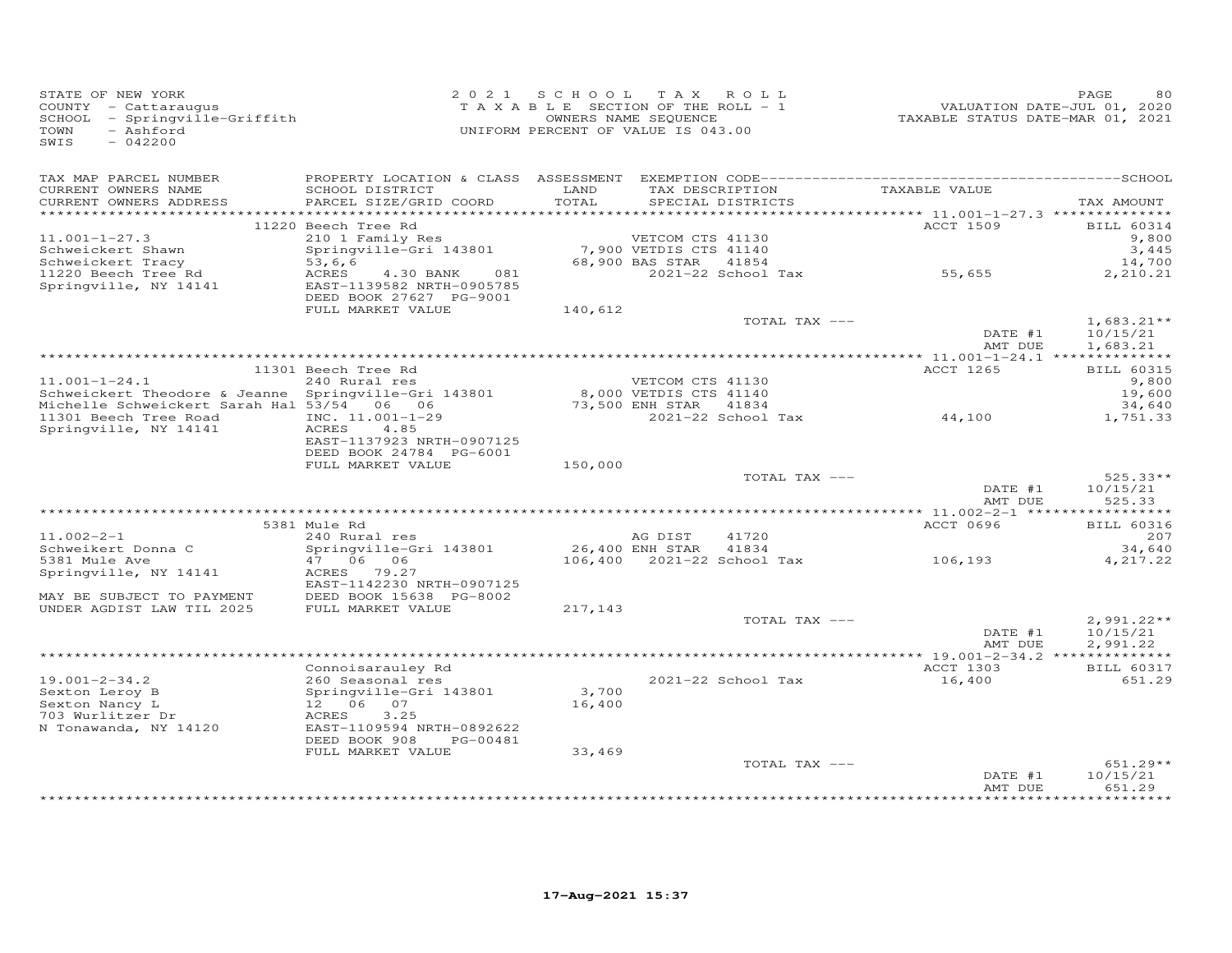STATE OF NEW YORK
COUNTY - Cattaraugus
SCHOOL - Springville-Griffith
TOWN - Ashford
SWIS - 042200

2021 SCHOOL TAX ROLL
TAXABLE SECTION OF THE ROLL - 1
OWNERS NAME SEQUENCE
UNIFORM PERCENT OF VALUE IS 043.00

VALUATION DATE-JUL 01, 2020
TAXABLE STATUS DATE-MAR 01, 2021

| TAX MAP PARCEL NUMBER / CURRENT OWNERS NAME / CURRENT OWNERS ADDRESS | PROPERTY LOCATION & CLASS / SCHOOL DISTRICT / PARCEL SIZE/GRID COORD | ASSESSMENT LAND / TOTAL | EXEMPTION CODE / TAX DESCRIPTION / SPECIAL DISTRICTS | TAXABLE VALUE | TAX AMOUNT |
|---|---|---|---|---|---|
| | 11220 Beech Tree Rd | | | ACCT 1509 | BILL 60314 |
| 11.001-1-27.3 | 210 1 Family Res | | VETCOM CTS 41130 | | 9,800 |
| Schweickert Shawn | Springville-Gri 143801 | 7,900 | VETDIS CTS 41140 | | 3,445 |
| Schweickert Tracy | 53,6,6 | 68,900 | BAS STAR 41854 | | 14,700 |
| 11220 Beech Tree Rd | ACRES 4.30 BANK 081 | | 2021-22 School Tax | 55,655 | 2,210.21 |
| Springville, NY 14141 | EAST-1139582 NRTH-0905785 | | | | |
| | DEED BOOK 27627 PG-9001 | | | | |
| | FULL MARKET VALUE | 140,612 | | | |
| | | | TOTAL TAX --- | | 1,683.21** |
| | | | | DATE #1 | 10/15/21 |
| | | | | AMT DUE | 1,683.21 |
| | 11301 Beech Tree Rd | | | ACCT 1265 | BILL 60315 |
| 11.001-1-24.1 | 240 Rural res | | VETCOM CTS 41130 | | 9,800 |
| Schweickert Theodore & Jeanne | Springville-Gri 143801 | 8,000 | VETDIS CTS 41140 | | 19,600 |
| Michelle Schweickert Sarah Hal | 53/54 06 06 | 73,500 | ENH STAR 41834 | | 34,640 |
| 11301 Beech Tree Road | INC. 11.001-1-29 | | 2021-22 School Tax | 44,100 | 1,751.33 |
| Springville, NY 14141 | ACRES 4.85 | | | | |
| | EAST-1137923 NRTH-0907125 | | | | |
| | DEED BOOK 24784 PG-6001 | | | | |
| | FULL MARKET VALUE | 150,000 | | | |
| | | | TOTAL TAX --- | | 525.33** |
| | | | | DATE #1 | 10/15/21 |
| | | | | AMT DUE | 525.33 |
| | 5381 Mule Rd | | | ACCT 0696 | BILL 60316 |
| 11.002-2-1 | 240 Rural res | | AG DIST 41720 | | 207 |
| Schweikert Donna C | Springville-Gri 143801 | 26,400 | ENH STAR 41834 | | 34,640 |
| 5381 Mule Ave | 47 06 06 | 106,400 | 2021-22 School Tax | 106,193 | 4,217.22 |
| Springville, NY 14141 | ACRES 79.27 | | | | |
| | EAST-1142230 NRTH-0907125 | | | | |
| MAY BE SUBJECT TO PAYMENT | DEED BOOK 15638 PG-8002 | | | | |
| UNDER AGDIST LAW TIL 2025 | FULL MARKET VALUE | 217,143 | | | |
| | | | TOTAL TAX --- | | 2,991.22** |
| | | | | DATE #1 | 10/15/21 |
| | | | | AMT DUE | 2,991.22 |
| | Connoisarauley Rd | | | ACCT 1303 | BILL 60317 |
| 19.001-2-34.2 | 260 Seasonal res | | 2021-22 School Tax | 16,400 | 651.29 |
| Sexton Leroy B | Springville-Gri 143801 | 3,700 | | | |
| Sexton Nancy L | 12 06 07 | 16,400 | | | |
| 703 Wurlitzer Dr | ACRES 3.25 | | | | |
| N Tonawanda, NY 14120 | EAST-1109594 NRTH-0892622 | | | | |
| | DEED BOOK 908 PG-00481 | | | | |
| | FULL MARKET VALUE | 33,469 | | | |
| | | | TOTAL TAX --- | | 651.29** |
| | | | | DATE #1 | 10/15/21 |
| | | | | AMT DUE | 651.29 |

17-Aug-2021 15:37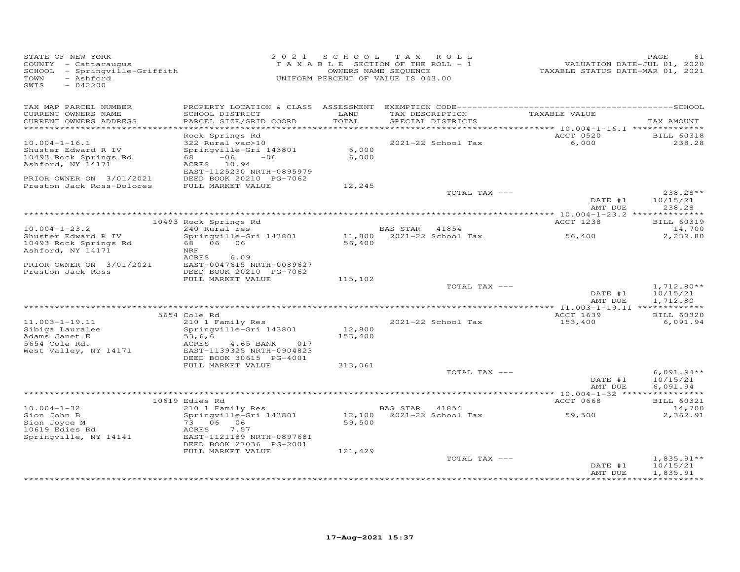STATE OF NEW YORK
COUNTY - Cattaraugus
SCHOOL - Springville-Griffith
TOWN - Ashford
SWIS - 042200

2021 SCHOOL TAX ROLL
TAXABLE SECTION OF THE ROLL - 1
OWNERS NAME SEQUENCE
UNIFORM PERCENT OF VALUE IS 043.00

VALUATION DATE-JUL 01, 2020
TAXABLE STATUS DATE-MAR 01, 2021

| TAX MAP PARCEL NUMBER / CURRENT OWNERS NAME / CURRENT OWNERS ADDRESS | PROPERTY LOCATION & CLASS / SCHOOL DISTRICT / PARCEL SIZE/GRID COORD | ASSESSMENT LAND / TOTAL | EXEMPTION CODE / TAX DESCRIPTION / SPECIAL DISTRICTS | TAXABLE VALUE | TAX AMOUNT |
|---|---|---|---|---|---|
| 10.004-1-16.1 | Rock Springs Rd | | | ACCT 0520 | BILL 60318 |
| Shuster Edward R IV | 322 Rural vac>10 | | 2021-22 School Tax | 6,000 | 238.28 |
| 10493 Rock Springs Rd | Springville-Gri 143801 | 6,000 | | | |
| Ashford, NY 14171 | 68 -06 -06 | 6,000 | | | |
| | ACRES 10.94 | | | | |
| | EAST-1125230 NRTH-0895979 | | | | |
| PRIOR OWNER ON 3/01/2021 | DEED BOOK 20210 PG-7062 | | | | |
| Preston Jack Ross-Dolores | FULL MARKET VALUE | 12,245 | | | |
| | | | TOTAL TAX --- | | 238.28** |
| | | | | DATE #1 | 10/15/21 |
| | | | | AMT DUE | 238.28 |
| 10.004-1-23.2 | 10493 Rock Springs Rd | | | ACCT 1238 | BILL 60319 |
| Shuster Edward R IV | 240 Rural res | | BAS STAR 41854 | | 14,700 |
| 10493 Rock Springs Rd | Springville-Gri 143801 | 11,800 | 2021-22 School Tax | 56,400 | 2,239.80 |
| Ashford, NY 14171 | 68 06 06 | 56,400 | | | |
| | NRF | | | | |
| | ACRES 6.09 | | | | |
| PRIOR OWNER ON 3/01/2021 | EAST-0047615 NRTH-0089627 | | | | |
| Preston Jack Ross | DEED BOOK 20210 PG-7062 | | | | |
| | FULL MARKET VALUE | 115,102 | | | |
| | | | TOTAL TAX --- | | 1,712.80** |
| | | | | DATE #1 | 10/15/21 |
| | | | | AMT DUE | 1,712.80 |
| 11.003-1-19.11 | 5654 Cole Rd | | | ACCT 1639 | BILL 60320 |
| Sibiga Lauralee | 210 1 Family Res | | 2021-22 School Tax | 153,400 | 6,091.94 |
| Adams Janet E | Springville-Gri 143801 | 12,800 | | | |
| 5654 Cole Rd. | 53,6,6 | 153,400 | | | |
| West Valley, NY 14171 | ACRES 4.65 BANK 017 | | | | |
| | EAST-1139325 NRTH-0904823 | | | | |
| | DEED BOOK 30615 PG-4001 | | | | |
| | FULL MARKET VALUE | 313,061 | | | |
| | | | TOTAL TAX --- | | 6,091.94** |
| | | | | DATE #1 | 10/15/21 |
| | | | | AMT DUE | 6,091.94 |
| 10.004-1-32 | 10619 Edies Rd | | | ACCT 0668 | BILL 60321 |
| Sion John B | 210 1 Family Res | | BAS STAR 41854 | | 14,700 |
| Sion Joyce M | Springville-Gri 143801 | 12,100 | 2021-22 School Tax | 59,500 | 2,362.91 |
| 10619 Edies Rd | 73 06 06 | 59,500 | | | |
| Springville, NY 14141 | ACRES 7.57 | | | | |
| | EAST-1121189 NRTH-0897681 | | | | |
| | DEED BOOK 27036 PG-2001 | | | | |
| | FULL MARKET VALUE | 121,429 | | | |
| | | | TOTAL TAX --- | | 1,835.91** |
| | | | | DATE #1 | 10/15/21 |
| | | | | AMT DUE | 1,835.91 |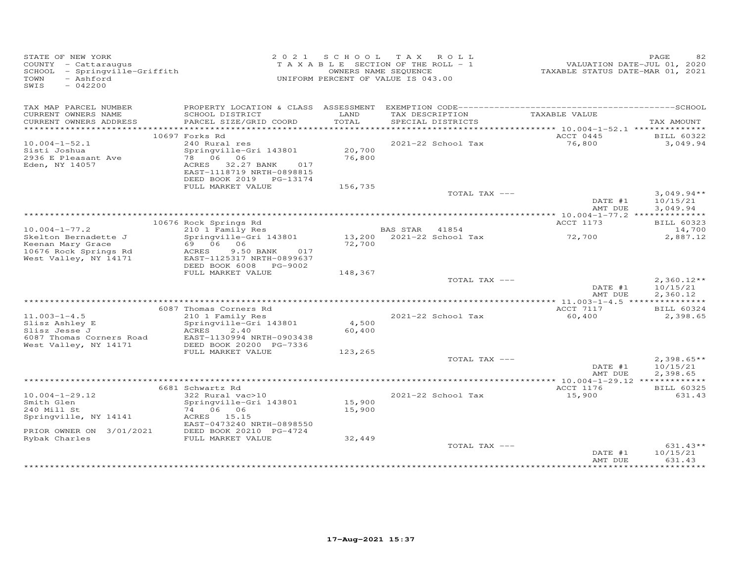STATE OF NEW YORK
COUNTY - Cattaraugus
SCHOOL - Springville-Griffith
TOWN - Ashford
SWIS - 042200

2021 SCHOOL TAX ROLL
TAXABLE SECTION OF THE ROLL - 1
OWNERS NAME SEQUENCE
UNIFORM PERCENT OF VALUE IS 043.00

VALUATION DATE-JUL 01, 2020
TAXABLE STATUS DATE-MAR 01, 2021

| TAX MAP PARCEL NUMBER / CURRENT OWNERS NAME / CURRENT OWNERS ADDRESS | PROPERTY LOCATION & CLASS / SCHOOL DISTRICT / PARCEL SIZE/GRID COORD | ASSESSMENT LAND / TOTAL | EXEMPTION CODE / TAX DESCRIPTION / SPECIAL DISTRICTS | TAXABLE VALUE | TAX AMOUNT |
|---|---|---|---|---|---|
| | 10697 Forks Rd | | | ACCT 0445 | BILL 60322 |
| 10.004-1-52.1 | 240 Rural res | | 2021-22 School Tax | 76,800 | 3,049.94 |
| Sisti Joshua | Springville-Gri 143801 | 20,700 | | | |
| 2936 E Pleasant Ave | 78 06 06 | 76,800 | | | |
| Eden, NY 14057 | ACRES 32.27 BANK 017 | | | | |
| | EAST-1118719 NRTH-0898815 | | | | |
| | DEED BOOK 2019 PG-13174 | | | | |
| | FULL MARKET VALUE | 156,735 | | | |
| | | | TOTAL TAX --- | | 3,049.94** |
| | | | | DATE #1 | 10/15/21 |
| | | | | AMT DUE | 3,049.94 |
| | 10676 Rock Springs Rd | | | ACCT 1173 | BILL 60323 |
| 10.004-1-77.2 | 210 1 Family Res | | BAS STAR 41854 | | 14,700 |
| Skelton Bernadette J | Springville-Gri 143801 | 13,200 | 2021-22 School Tax | 72,700 | 2,887.12 |
| Keenan Mary Grace | 69 06 06 | 72,700 | | | |
| 10676 Rock Springs Rd | ACRES 9.50 BANK 017 | | | | |
| West Valley, NY 14171 | EAST-1125317 NRTH-0899637 | | | | |
| | DEED BOOK 6008 PG-9002 | | | | |
| | FULL MARKET VALUE | 148,367 | | | |
| | | | TOTAL TAX --- | | 2,360.12** |
| | | | | DATE #1 | 10/15/21 |
| | | | | AMT DUE | 2,360.12 |
| | 6087 Thomas Corners Rd | | | ACCT 7117 | BILL 60324 |
| 11.003-1-4.5 | 210 1 Family Res | | 2021-22 School Tax | 60,400 | 2,398.65 |
| Slisz Ashley E | Springville-Gri 143801 | 4,500 | | | |
| Slisz Jesse J | ACRES 2.40 | 60,400 | | | |
| 6087 Thomas Corners Road | EAST-1130994 NRTH-0903438 | | | | |
| West Valley, NY 14171 | DEED BOOK 20200 PG-7336 | | | | |
| | FULL MARKET VALUE | 123,265 | | | |
| | | | TOTAL TAX --- | | 2,398.65** |
| | | | | DATE #1 | 10/15/21 |
| | | | | AMT DUE | 2,398.65 |
| | 6681 Schwartz Rd | | | ACCT 1176 | BILL 60325 |
| 10.004-1-29.12 | 322 Rural vac>10 | | 2021-22 School Tax | 15,900 | 631.43 |
| Smith Glen | Springville-Gri 143801 | 15,900 | | | |
| 240 Mill St | 74 06 06 | 15,900 | | | |
| Springville, NY 14141 | ACRES 15.15 | | | | |
| | EAST-0473240 NRTH-0898550 | | | | |
| PRIOR OWNER ON 3/01/2021 | DEED BOOK 20210 PG-4724 | | | | |
| Rybak Charles | FULL MARKET VALUE | 32,449 | | | |
| | | | TOTAL TAX --- | | 631.43** |
| | | | | DATE #1 | 10/15/21 |
| | | | | AMT DUE | 631.43 |

17-Aug-2021 15:37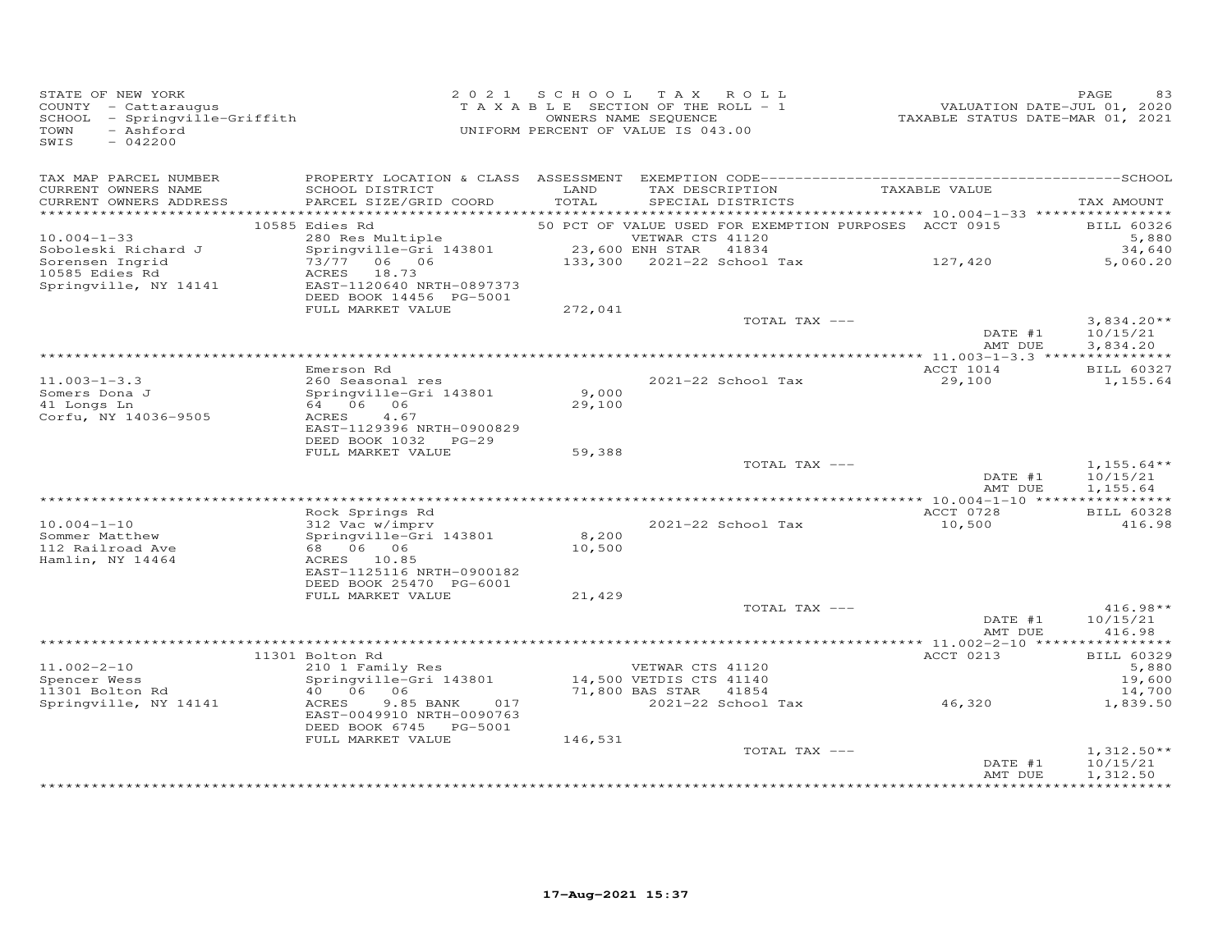STATE OF NEW YORK
COUNTY - Cattaraugus
SCHOOL - Springville-Griffith
TOWN - Ashford
SWIS - 042200

2021 SCHOOL TAX ROLL
TAXABLE SECTION OF THE ROLL - 1
OWNERS NAME SEQUENCE
UNIFORM PERCENT OF VALUE IS 043.00

VALUATION DATE-JUL 01, 2020
TAXABLE STATUS DATE-MAR 01, 2021

| TAX MAP PARCEL NUMBER / CURRENT OWNERS NAME / CURRENT OWNERS ADDRESS | PROPERTY LOCATION & CLASS / SCHOOL DISTRICT / PARCEL SIZE/GRID COORD | LAND | ASSESSMENT TOTAL | EXEMPTION CODE / TAX DESCRIPTION / SPECIAL DISTRICTS | TAXABLE VALUE | TAX AMOUNT |
|---|---|---|---|---|---|---|
| 10.004-1-33 | 10585 Edies Rd | | | 50 PCT OF VALUE USED FOR EXEMPTION PURPOSES | ACCT 0915 | BILL 60326 |
| Soboleski Richard J | 280 Res Multiple | | | VETWAR CTS 41120 | | 5,880 |
| Sorensen Ingrid | Springville-Gri 143801 | 23,600 | | ENH STAR 41834 | | 34,640 |
| 10585 Edies Rd | 73/77 06 06 | | 133,300 | 2021-22 School Tax | 127,420 | 5,060.20 |
| Springville, NY 14141 | ACRES 18.73 | | | | | |
| | EAST-1120640 NRTH-0897373 | | | | | |
| | DEED BOOK 14456 PG-5001 | | | | | |
| | FULL MARKET VALUE | | 272,041 | | | |
| | | | | TOTAL TAX --- | | 3,834.20** |
| | | | | | DATE #1 | 10/15/21 |
| | | | | | AMT DUE | 3,834.20 |
| 11.003-1-3.3 | Emerson Rd | | | | ACCT 1014 | BILL 60327 |
| Somers Dona J | 260 Seasonal res | | | 2021-22 School Tax | 29,100 | 1,155.64 |
| 41 Longs Ln | Springville-Gri 143801 | 9,000 | | | | |
| Corfu, NY 14036-9505 | 64 06 06 | | 29,100 | | | |
| | ACRES 4.67 | | | | | |
| | EAST-1129396 NRTH-0900829 | | | | | |
| | DEED BOOK 1032 PG-29 | | | | | |
| | FULL MARKET VALUE | | 59,388 | | | |
| | | | | TOTAL TAX --- | | 1,155.64** |
| | | | | | DATE #1 | 10/15/21 |
| | | | | | AMT DUE | 1,155.64 |
| 10.004-1-10 | Rock Springs Rd | | | | ACCT 0728 | BILL 60328 |
| Sommer Matthew | 312 Vac w/imprv | | | 2021-22 School Tax | 10,500 | 416.98 |
| 112 Railroad Ave | Springville-Gri 143801 | 8,200 | | | | |
| Hamlin, NY 14464 | 68 06 06 | | 10,500 | | | |
| | ACRES 10.85 | | | | | |
| | EAST-1125116 NRTH-0900182 | | | | | |
| | DEED BOOK 25470 PG-6001 | | | | | |
| | FULL MARKET VALUE | | 21,429 | | | |
| | | | | TOTAL TAX --- | | 416.98** |
| | | | | | DATE #1 | 10/15/21 |
| | | | | | AMT DUE | 416.98 |
| 11.002-2-10 | 11301 Bolton Rd | | | | ACCT 0213 | BILL 60329 |
| Spencer Wess | 210 1 Family Res | | | VETWAR CTS 41120 | | 5,880 |
| 11301 Bolton Rd | Springville-Gri 143801 | 14,500 | | VETDIS CTS 41140 | | 19,600 |
| Springville, NY 14141 | 40 06 06 | | 71,800 | BAS STAR 41854 | | 14,700 |
| | ACRES 9.85 BANK 017 | | | 2021-22 School Tax | 46,320 | 1,839.50 |
| | EAST-0049910 NRTH-0090763 | | | | | |
| | DEED BOOK 6745 PG-5001 | | | | | |
| | FULL MARKET VALUE | | 146,531 | | | |
| | | | | TOTAL TAX --- | | 1,312.50** |
| | | | | | DATE #1 | 10/15/21 |
| | | | | | AMT DUE | 1,312.50 |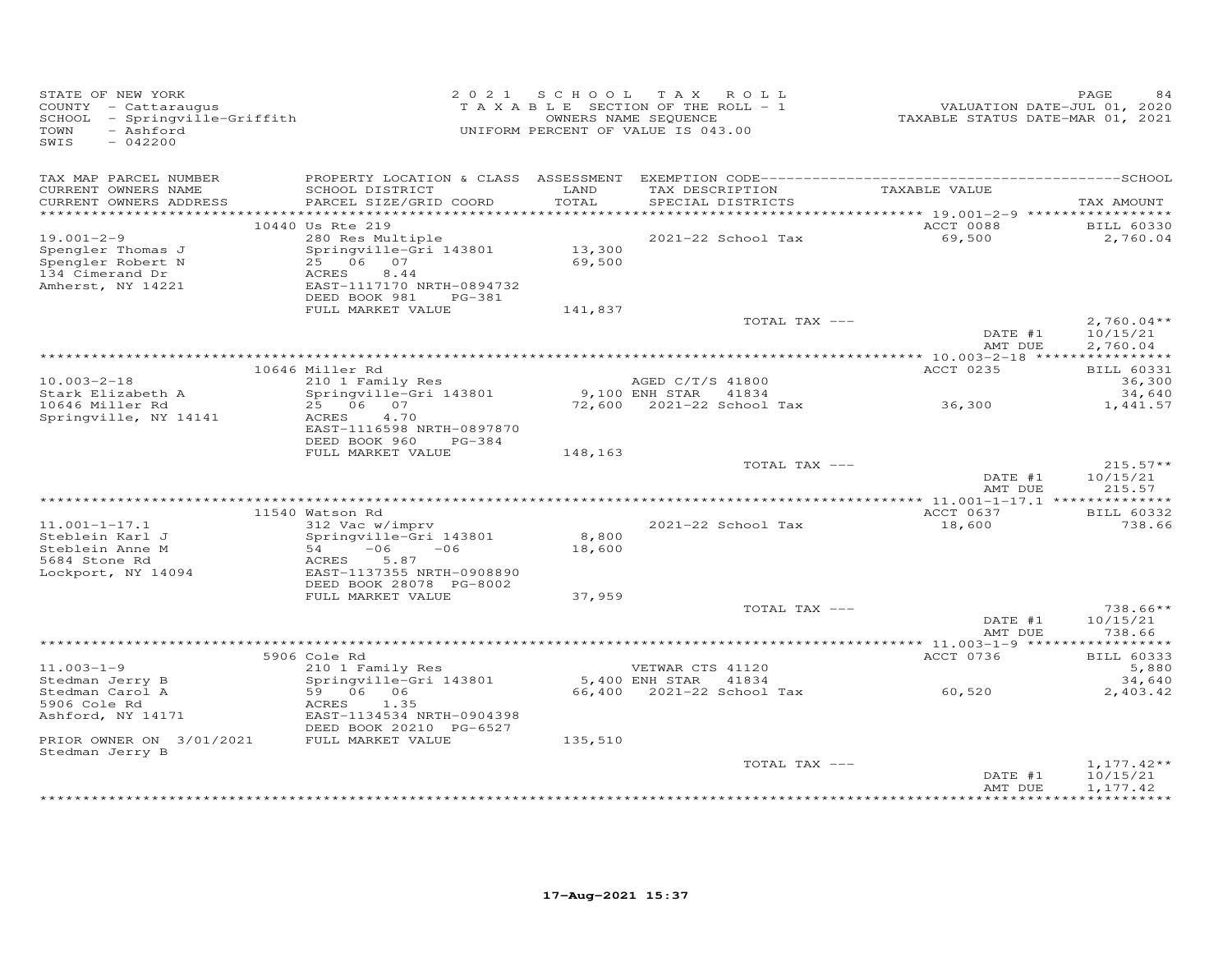STATE OF NEW YORK
COUNTY - Cattaraugus
SCHOOL - Springville-Griffith
TOWN - Ashford
SWIS - 042200

2021 SCHOOL TAX ROLL
TAXABLE SECTION OF THE ROLL - 1
OWNERS NAME SEQUENCE
UNIFORM PERCENT OF VALUE IS 043.00

VALUATION DATE-JUL 01, 2020
TAXABLE STATUS DATE-MAR 01, 2021

| TAX MAP PARCEL NUMBER / CURRENT OWNERS NAME / CURRENT OWNERS ADDRESS | PROPERTY LOCATION & CLASS / SCHOOL DISTRICT / PARCEL SIZE/GRID COORD | ASSESSMENT LAND / TOTAL | EXEMPTION CODE / TAX DESCRIPTION / SPECIAL DISTRICTS | TAXABLE VALUE | TAX AMOUNT |
|---|---|---|---|---|---|
| | 10440 Us Rte 219 | | | ACCT 0088 | BILL 60330 |
| 19.001-2-9 | 280 Res Multiple | | 2021-22 School Tax | 69,500 | 2,760.04 |
| Spengler Thomas J | Springville-Gri 143801 | 13,300 | | | |
| Spengler Robert N | 25 06 07 | 69,500 | | | |
| 134 Cimerand Dr | ACRES 8.44 | | | | |
| Amherst, NY 14221 | EAST-1117170 NRTH-0894732 | | | | |
| | DEED BOOK 981 PG-381 | | | | |
| | FULL MARKET VALUE | 141,837 | | | |
| | | | TOTAL TAX --- | | 2,760.04** |
| | | | | DATE #1 | 10/15/21 |
| | | | | AMT DUE | 2,760.04 |
| | 10646 Miller Rd | | | ACCT 0235 | BILL 60331 |
| 10.003-2-18 | 210 1 Family Res | | AGED C/T/S 41800 | | 36,300 |
| Stark Elizabeth A | Springville-Gri 143801 | 9,100 | ENH STAR 41834 | | 34,640 |
| 10646 Miller Rd | 25 06 07 | 72,600 | 2021-22 School Tax | 36,300 | 1,441.57 |
| Springville, NY 14141 | ACRES 4.70 | | | | |
| | EAST-1116598 NRTH-0897870 | | | | |
| | DEED BOOK 960 PG-384 | | | | |
| | FULL MARKET VALUE | 148,163 | | | |
| | | | TOTAL TAX --- | | 215.57** |
| | | | | DATE #1 | 10/15/21 |
| | | | | AMT DUE | 215.57 |
| | 11540 Watson Rd | | | ACCT 0637 | BILL 60332 |
| 11.001-1-17.1 | 312 Vac w/imprv | | 2021-22 School Tax | 18,600 | 738.66 |
| Steblein Karl J | Springville-Gri 143801 | 8,800 | | | |
| Steblein Anne M | 54 -06 -06 | 18,600 | | | |
| 5684 Stone Rd | ACRES 5.87 | | | | |
| Lockport, NY 14094 | EAST-1137355 NRTH-0908890 | | | | |
| | DEED BOOK 28078 PG-8002 | | | | |
| | FULL MARKET VALUE | 37,959 | | | |
| | | | TOTAL TAX --- | | 738.66** |
| | | | | DATE #1 | 10/15/21 |
| | | | | AMT DUE | 738.66 |
| | 5906 Cole Rd | | | ACCT 0736 | BILL 60333 |
| 11.003-1-9 | 210 1 Family Res | | VETWAR CTS 41120 | | 5,880 |
| Stedman Jerry B | Springville-Gri 143801 | 5,400 | ENH STAR 41834 | | 34,640 |
| Stedman Carol A | 59 06 06 | 66,400 | 2021-22 School Tax | 60,520 | 2,403.42 |
| 5906 Cole Rd | ACRES 1.35 | | | | |
| Ashford, NY 14171 | EAST-1134534 NRTH-0904398 | | | | |
| | DEED BOOK 20210 PG-6527 | | | | |
| PRIOR OWNER ON 3/01/2021 | FULL MARKET VALUE | 135,510 | | | |
| Stedman Jerry B | | | | | |
| | | | TOTAL TAX --- | | 1,177.42** |
| | | | | DATE #1 | 10/15/21 |
| | | | | AMT DUE | 1,177.42 |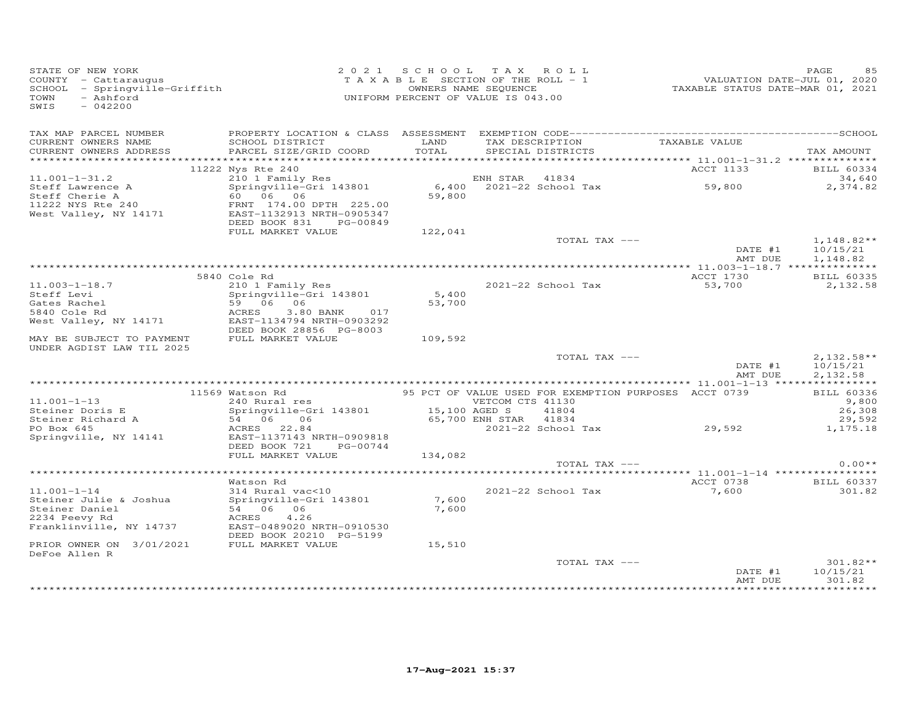STATE OF NEW YORK
COUNTY - Cattaraugus
SCHOOL - Springville-Griffith
TOWN - Ashford
SWIS - 042200

2021 SCHOOL TAX ROLL
TAXABLE SECTION OF THE ROLL - 1
OWNERS NAME SEQUENCE
UNIFORM PERCENT OF VALUE IS 043.00

VALUATION DATE-JUL 01, 2020
TAXABLE STATUS DATE-MAR 01, 2021

| TAX MAP PARCEL NUMBER / CURRENT OWNERS NAME / CURRENT OWNERS ADDRESS | PROPERTY LOCATION & CLASS / SCHOOL DISTRICT / PARCEL SIZE/GRID COORD | ASSESSMENT LAND / TOTAL | EXEMPTION CODE / TAX DESCRIPTION / SPECIAL DISTRICTS | TAXABLE VALUE | SCHOOL TAX AMOUNT |
|---|---|---|---|---|---|
| 11.001-1-31.2 | 11222 Nys Rte 240 | | | ACCT 1133 | BILL 60334 |
| Steff Lawrence A | 210 1 Family Res | | ENH STAR 41834 | | 34,640 |
| Steff Cherie A | Springville-Gri 143801 | 6,400 | 2021-22 School Tax | 59,800 | 2,374.82 |
| 11222 NYS Rte 240 | 60 06 06 | 59,800 | | | |
| West Valley, NY 14171 | FRNT 174.00 DPTH 225.00 | | | | |
| | EAST-1132913 NRTH-0905347 | | | | |
| | DEED BOOK 831 PG-00849 | | | | |
| | FULL MARKET VALUE | 122,041 | | | |
| | | | TOTAL TAX --- | | 1,148.82** |
| | | | | DATE #1 | 10/15/21 |
| | | | | AMT DUE | 1,148.82 |
| 11.003-1-18.7 | 5840 Cole Rd | | | ACCT 1730 | BILL 60335 |
| Steff Levi | 210 1 Family Res | | 2021-22 School Tax | 53,700 | 2,132.58 |
| Gates Rachel | Springville-Gri 143801 | 5,400 | | | |
| 5840 Cole Rd | 59 06 06 | 53,700 | | | |
| West Valley, NY 14171 | ACRES 3.80 BANK 017 | | | | |
| | EAST-1134794 NRTH-0903292 | | | | |
| | DEED BOOK 28856 PG-8003 | | | | |
| MAY BE SUBJECT TO PAYMENT UNDER AGDIST LAW TIL 2025 | FULL MARKET VALUE | 109,592 | | | |
| | | | TOTAL TAX --- | | 2,132.58** |
| | | | | DATE #1 | 10/15/21 |
| | | | | AMT DUE | 2,132.58 |
| 11.001-1-13 | 11569 Watson Rd | | 95 PCT OF VALUE USED FOR EXEMPTION PURPOSES | ACCT 0739 | BILL 60336 |
| Steiner Doris E | 240 Rural res | | VETCOM CTS 41130 | | 9,800 |
| Steiner Richard A | Springville-Gri 143801 | 15,100 | AGED S 41804 | | 26,308 |
| PO Box 645 | 54 06 06 | 65,700 | ENH STAR 41834 | | 29,592 |
| Springville, NY 14141 | ACRES 22.84 | | 2021-22 School Tax | 29,592 | 1,175.18 |
| | EAST-1137143 NRTH-0909818 | | | | |
| | DEED BOOK 721 PG-00744 | | | | |
| | FULL MARKET VALUE | 134,082 | | | |
| | | | TOTAL TAX --- | | 0.00** |
| 11.001-1-14 | Watson Rd | | | ACCT 0738 | BILL 60337 |
| Steiner Julie & Joshua | 314 Rural vac<10 | | 2021-22 School Tax | 7,600 | 301.82 |
| Steiner Daniel | Springville-Gri 143801 | 7,600 | | | |
| 2234 Peevy Rd | 54 06 06 | 7,600 | | | |
| Franklinville, NY 14737 | ACRES 4.26 | | | | |
| | EAST-0489020 NRTH-0910530 | | | | |
| | DEED BOOK 20210 PG-5199 | | | | |
| PRIOR OWNER ON 3/01/2021 DeFoe Allen R | FULL MARKET VALUE | 15,510 | | | |
| | | | TOTAL TAX --- | | 301.82** |
| | | | | DATE #1 | 10/15/21 |
| | | | | AMT DUE | 301.82 |

17-Aug-2021 15:37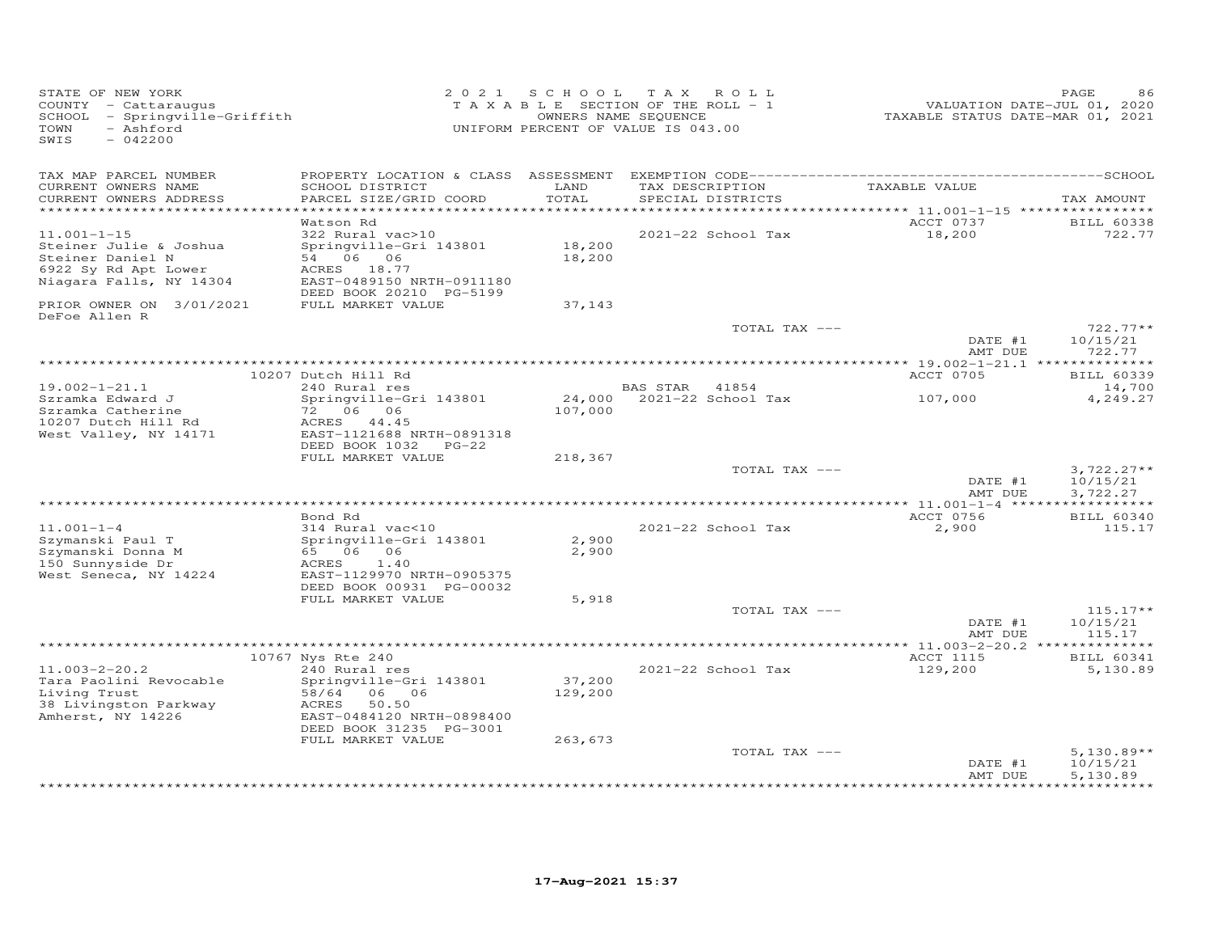STATE OF NEW YORK
COUNTY - Cattaraugus
SCHOOL - Springville-Griffith
TOWN - Ashford
SWIS - 042200

2021 SCHOOL TAX ROLL
TAXABLE SECTION OF THE ROLL - 1
OWNERS NAME SEQUENCE
UNIFORM PERCENT OF VALUE IS 043.00

VALUATION DATE-JUL 01, 2020
TAXABLE STATUS DATE-MAR 01, 2021

| TAX MAP PARCEL NUMBER / CURRENT OWNERS NAME / CURRENT OWNERS ADDRESS | PROPERTY LOCATION & CLASS / SCHOOL DISTRICT / PARCEL SIZE/GRID COORD | ASSESSMENT LAND / TOTAL | EXEMPTION CODE / TAX DESCRIPTION / SPECIAL DISTRICTS | TAXABLE VALUE | TAX AMOUNT |
|---|---|---|---|---|---|
| 11.001-1-15 | Watson Rd | | | ACCT 0737 | BILL 60338 |
| Steiner Julie & Joshua | 322 Rural vac>10 | | 2021-22 School Tax | 18,200 | 722.77 |
| Steiner Daniel N | Springville-Gri 143801 | 18,200 | | | |
| 6922 Sy Rd Apt Lower | 54 06 06 | 18,200 | | | |
| Niagara Falls, NY 14304 | ACRES 18.77 | | | | |
| | EAST-0489150 NRTH-0911180 | | | | |
| | DEED BOOK 20210 PG-5199 | | | | |
| PRIOR OWNER ON 3/01/2021 | FULL MARKET VALUE | 37,143 | | | |
| DeFoe Allen R | | | | | |
| | | | TOTAL TAX --- | | 722.77** |
| | | | | DATE #1 | 10/15/21 |
| | | | | AMT DUE | 722.77 |
| 19.002-1-21.1 | 10207 Dutch Hill Rd | | | ACCT 0705 | BILL 60339 |
| Szramka Edward J | 240 Rural res | | BAS STAR 41854 | | 14,700 |
| Szramka Catherine | Springville-Gri 143801 | 24,000 | 2021-22 School Tax | 107,000 | 4,249.27 |
| 10207 Dutch Hill Rd | 72 06 06 | 107,000 | | | |
| West Valley, NY 14171 | ACRES 44.45 | | | | |
| | EAST-1121688 NRTH-0891318 | | | | |
| | DEED BOOK 1032 PG-22 | | | | |
| | FULL MARKET VALUE | 218,367 | | | |
| | | | TOTAL TAX --- | | 3,722.27** |
| | | | | DATE #1 | 10/15/21 |
| | | | | AMT DUE | 3,722.27 |
| 11.001-1-4 | Bond Rd | | | ACCT 0756 | BILL 60340 |
| Szymanski Paul T | 314 Rural vac<10 | | 2021-22 School Tax | 2,900 | 115.17 |
| Szymanski Donna M | Springville-Gri 143801 | 2,900 | | | |
| 150 Sunnyside Dr | 65 06 06 | 2,900 | | | |
| West Seneca, NY 14224 | ACRES 1.40 | | | | |
| | EAST-1129970 NRTH-0905375 | | | | |
| | DEED BOOK 00931 PG-00032 | | | | |
| | FULL MARKET VALUE | 5,918 | | | |
| | | | TOTAL TAX --- | | 115.17** |
| | | | | DATE #1 | 10/15/21 |
| | | | | AMT DUE | 115.17 |
| 11.003-2-20.2 | 10767 Nys Rte 240 | | | ACCT 1115 | BILL 60341 |
| Tara Paolini Revocable | 240 Rural res | | 2021-22 School Tax | 129,200 | 5,130.89 |
| Living Trust | Springville-Gri 143801 | 37,200 | | | |
| 38 Livingston Parkway | 58/64 06 06 | 129,200 | | | |
| Amherst, NY 14226 | ACRES 50.50 | | | | |
| | EAST-0484120 NRTH-0898400 | | | | |
| | DEED BOOK 31235 PG-3001 | | | | |
| | FULL MARKET VALUE | 263,673 | | | |
| | | | TOTAL TAX --- | | 5,130.89** |
| | | | | DATE #1 | 10/15/21 |
| | | | | AMT DUE | 5,130.89 |

17-Aug-2021 15:37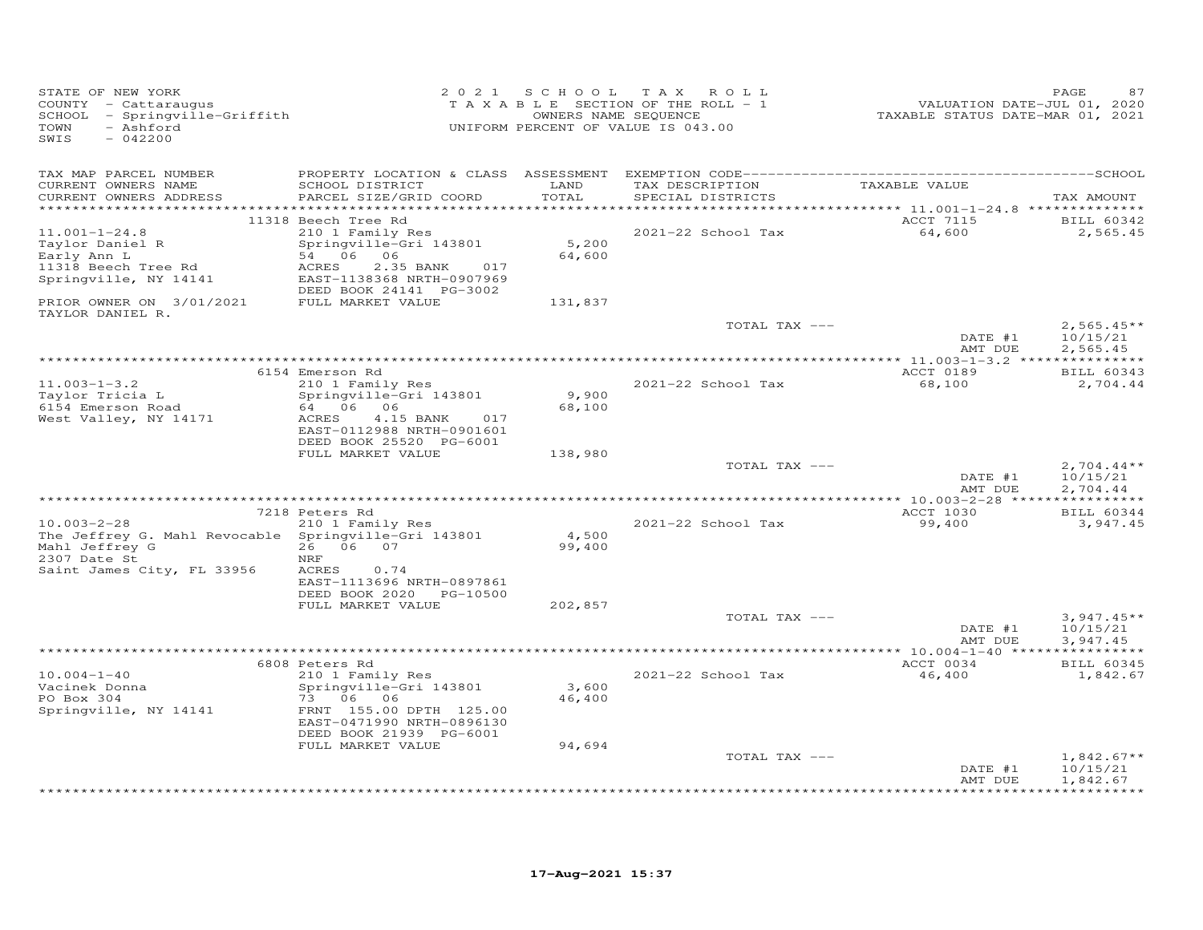STATE OF NEW YORK
COUNTY - Cattaraugus
SCHOOL - Springville-Griffith
TOWN - Ashford
SWIS - 042200

2021 SCHOOL TAX ROLL
TAXABLE SECTION OF THE ROLL - 1
OWNERS NAME SEQUENCE
UNIFORM PERCENT OF VALUE IS 043.00

VALUATION DATE-JUL 01, 2020
TAXABLE STATUS DATE-MAR 01, 2021

| TAX MAP PARCEL NUMBER / CURRENT OWNERS NAME / CURRENT OWNERS ADDRESS | PROPERTY LOCATION & CLASS / SCHOOL DISTRICT / PARCEL SIZE/GRID COORD | ASSESSMENT LAND / TOTAL | EXEMPTION CODE / TAX DESCRIPTION / SPECIAL DISTRICTS | TAXABLE VALUE | SCHOOL TAX AMOUNT |
|---|---|---|---|---|---|
| | 11318 Beech Tree Rd | | | ACCT 7115 | BILL 60342 |
| 11.001-1-24.8 | 210 1 Family Res | | 2021-22 School Tax | 64,600 | 2,565.45 |
| Taylor Daniel R | Springville-Gri 143801 | 5,200 | | | |
| Early Ann L | 54 06 06 | 64,600 | | | |
| 11318 Beech Tree Rd | ACRES 2.35 BANK 017 | | | | |
| Springville, NY 14141 | EAST-1138368 NRTH-0907969 | | | | |
| | DEED BOOK 24141 PG-3002 | | | | |
| PRIOR OWNER ON 3/01/2021 | FULL MARKET VALUE | 131,837 | | | |
| TAYLOR DANIEL R. | | | | | |
| | | | TOTAL TAX --- | | 2,565.45** |
| | | | | DATE #1 | 10/15/21 |
| | | | | AMT DUE | 2,565.45 |
| | 6154 Emerson Rd | | | ACCT 0189 | BILL 60343 |
| 11.003-1-3.2 | 210 1 Family Res | | 2021-22 School Tax | 68,100 | 2,704.44 |
| Taylor Tricia L | Springville-Gri 143801 | 9,900 | | | |
| 6154 Emerson Road | 64 06 06 | 68,100 | | | |
| West Valley, NY 14171 | ACRES 4.15 BANK 017 | | | | |
| | EAST-0112988 NRTH-0901601 | | | | |
| | DEED BOOK 25520 PG-6001 | | | | |
| | FULL MARKET VALUE | 138,980 | | | |
| | | | TOTAL TAX --- | | 2,704.44** |
| | | | | DATE #1 | 10/15/21 |
| | | | | AMT DUE | 2,704.44 |
| | 7218 Peters Rd | | | ACCT 1030 | BILL 60344 |
| 10.003-2-28 | 210 1 Family Res | | 2021-22 School Tax | 99,400 | 3,947.45 |
| The Jeffrey G. Mahl Revocable | Springville-Gri 143801 | 4,500 | | | |
| Mahl Jeffrey G | 26 06 07 | 99,400 | | | |
| 2307 Date St | NRF | | | | |
| Saint James City, FL 33956 | ACRES 0.74 | | | | |
| | EAST-1113696 NRTH-0897861 | | | | |
| | DEED BOOK 2020 PG-10500 | | | | |
| | FULL MARKET VALUE | 202,857 | | | |
| | | | TOTAL TAX --- | | 3,947.45** |
| | | | | DATE #1 | 10/15/21 |
| | | | | AMT DUE | 3,947.45 |
| | 6808 Peters Rd | | | ACCT 0034 | BILL 60345 |
| 10.004-1-40 | 210 1 Family Res | | 2021-22 School Tax | 46,400 | 1,842.67 |
| Vacinek Donna | Springville-Gri 143801 | 3,600 | | | |
| PO Box 304 | 73 06 06 | 46,400 | | | |
| Springville, NY 14141 | FRNT 155.00 DPTH 125.00 | | | | |
| | EAST-0471990 NRTH-0896130 | | | | |
| | DEED BOOK 21939 PG-6001 | | | | |
| | FULL MARKET VALUE | 94,694 | | | |
| | | | TOTAL TAX --- | | 1,842.67** |
| | | | | DATE #1 | 10/15/21 |
| | | | | AMT DUE | 1,842.67 |

17-Aug-2021 15:37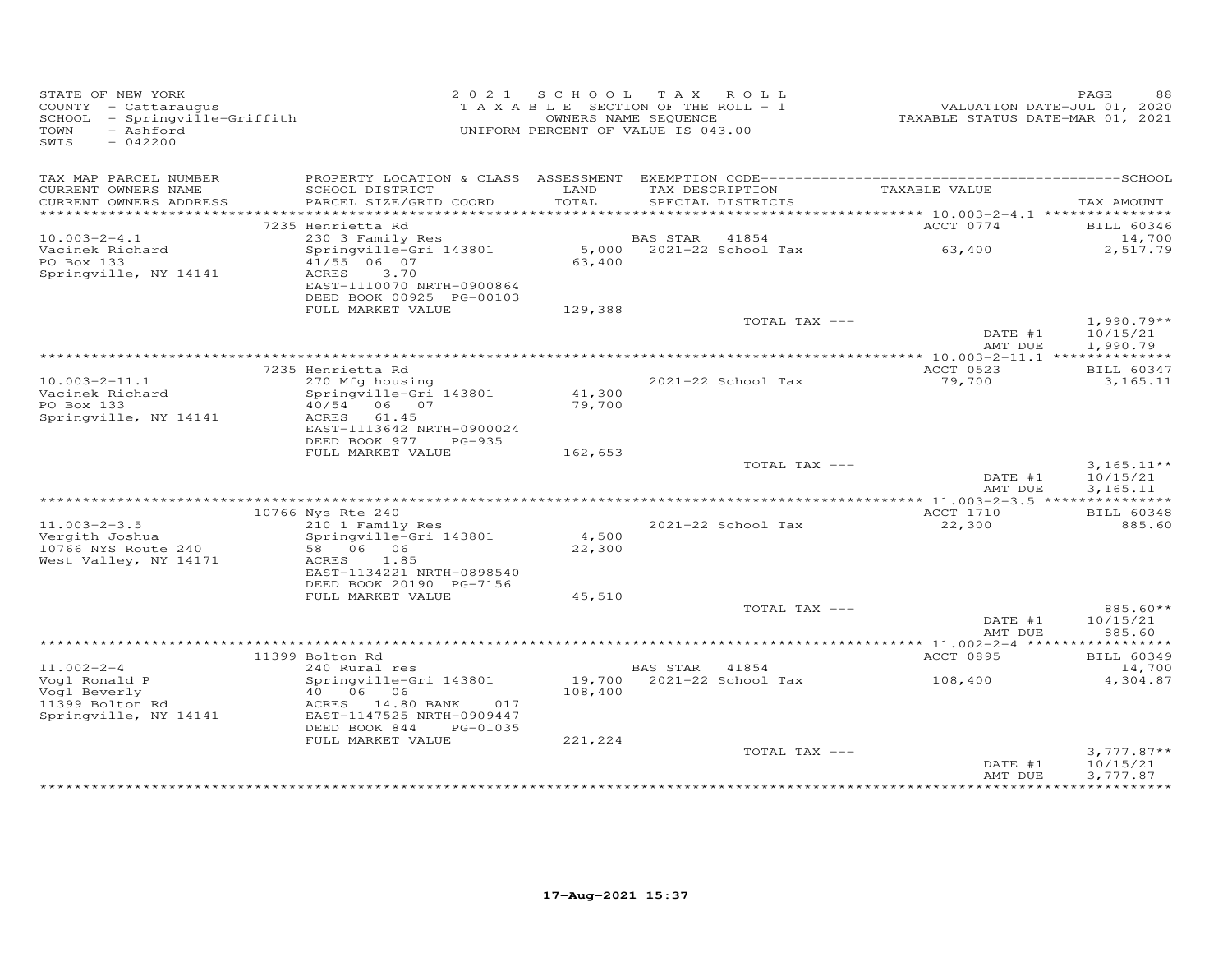STATE OF NEW YORK
COUNTY - Cattaraugus
SCHOOL - Springville-Griffith
TOWN - Ashford
SWIS - 042200

2021 SCHOOL TAX ROLL
TAXABLE SECTION OF THE ROLL - 1
OWNERS NAME SEQUENCE
UNIFORM PERCENT OF VALUE IS 043.00

VALUATION DATE-JUL 01, 2020
TAXABLE STATUS DATE-MAR 01, 2021

| TAX MAP PARCEL NUMBER / CURRENT OWNERS NAME / CURRENT OWNERS ADDRESS | PROPERTY LOCATION & CLASS / SCHOOL DISTRICT / PARCEL SIZE/GRID COORD | ASSESSMENT LAND / TOTAL | EXEMPTION CODE / TAX DESCRIPTION / SPECIAL DISTRICTS | TAXABLE VALUE | TAX AMOUNT |
|---|---|---|---|---|---|
| | 7235 Henrietta Rd | | | ACCT 0774 | BILL 60346 |
| 10.003-2-4.1 | 230 3 Family Res | | BAS STAR 41854 | | 14,700 |
| Vacinek Richard | Springville-Gri 143801 | 5,000 | 2021-22 School Tax | 63,400 | 2,517.79 |
| PO Box 133 | 41/55 06 07 | 63,400 | | | |
| Springville, NY 14141 | ACRES 3.70 | | | | |
| | EAST-1110070 NRTH-0900864 | | | | |
| | DEED BOOK 00925 PG-00103 | | | | |
| | FULL MARKET VALUE | 129,388 | | | |
| | | | TOTAL TAX --- | | 1,990.79** |
| | | | | DATE #1 | 10/15/21 |
| | | | | AMT DUE | 1,990.79 |
| | 7235 Henrietta Rd | | | ACCT 0523 | BILL 60347 |
| 10.003-2-11.1 | 270 Mfg housing | | 2021-22 School Tax | 79,700 | 3,165.11 |
| Vacinek Richard | Springville-Gri 143801 | 41,300 | | | |
| PO Box 133 | 40/54 06 07 | 79,700 | | | |
| Springville, NY 14141 | ACRES 61.45 | | | | |
| | EAST-1113642 NRTH-0900024 | | | | |
| | DEED BOOK 977 PG-935 | | | | |
| | FULL MARKET VALUE | 162,653 | | | |
| | | | TOTAL TAX --- | | 3,165.11** |
| | | | | DATE #1 | 10/15/21 |
| | | | | AMT DUE | 3,165.11 |
| | 10766 Nys Rte 240 | | | ACCT 1710 | BILL 60348 |
| 11.003-2-3.5 | 210 1 Family Res | | 2021-22 School Tax | 22,300 | 885.60 |
| Vergith Joshua | Springville-Gri 143801 | 4,500 | | | |
| 10766 NYS Route 240 | 58 06 06 | 22,300 | | | |
| West Valley, NY 14171 | ACRES 1.85 | | | | |
| | EAST-1134221 NRTH-0898540 | | | | |
| | DEED BOOK 20190 PG-7156 | | | | |
| | FULL MARKET VALUE | 45,510 | | | |
| | | | TOTAL TAX --- | | 885.60** |
| | | | | DATE #1 | 10/15/21 |
| | | | | AMT DUE | 885.60 |
| | 11399 Bolton Rd | | | ACCT 0895 | BILL 60349 |
| 11.002-2-4 | 240 Rural res | | BAS STAR 41854 | | 14,700 |
| Vogl Ronald P | Springville-Gri 143801 | 19,700 | 2021-22 School Tax | 108,400 | 4,304.87 |
| Vogl Beverly | 40 06 06 | 108,400 | | | |
| 11399 Bolton Rd | ACRES 14.80 BANK 017 | | | | |
| Springville, NY 14141 | EAST-1147525 NRTH-0909447 | | | | |
| | DEED BOOK 844 PG-01035 | | | | |
| | FULL MARKET VALUE | 221,224 | | | |
| | | | TOTAL TAX --- | | 3,777.87** |
| | | | | DATE #1 | 10/15/21 |
| | | | | AMT DUE | 3,777.87 |

17-Aug-2021 15:37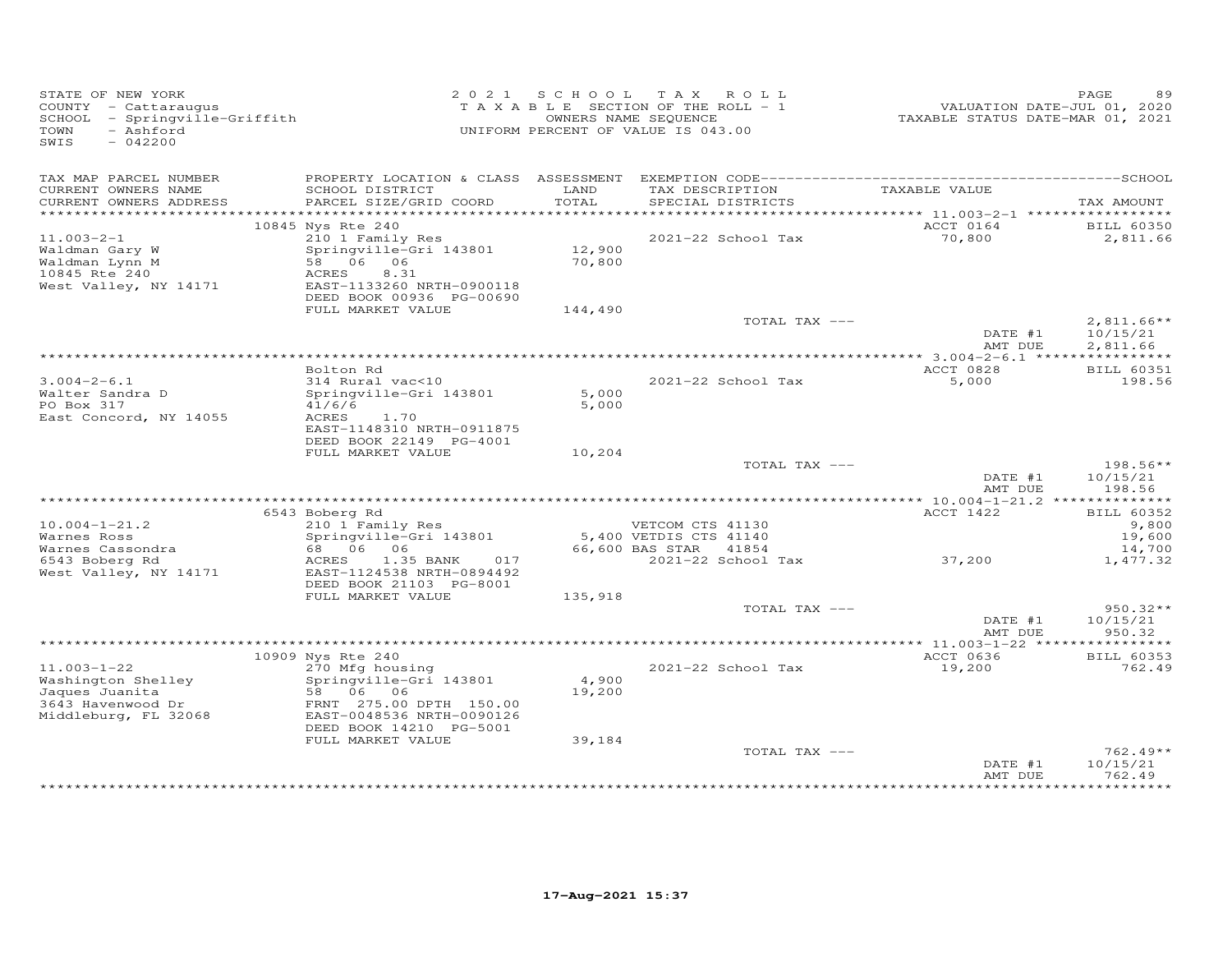STATE OF NEW YORK
COUNTY - Cattaraugus
SCHOOL - Springville-Griffith
TOWN - Ashford
SWIS - 042200

2021 SCHOOL TAX ROLL
TAXABLE SECTION OF THE ROLL - 1
OWNERS NAME SEQUENCE
UNIFORM PERCENT OF VALUE IS 043.00

VALUATION DATE-JUL 01, 2020
TAXABLE STATUS DATE-MAR 01, 2021

| TAX MAP PARCEL NUMBER / CURRENT OWNERS NAME / CURRENT OWNERS ADDRESS | PROPERTY LOCATION & CLASS / SCHOOL DISTRICT / PARCEL SIZE/GRID COORD | ASSESSMENT LAND / TOTAL | EXEMPTION CODE / TAX DESCRIPTION / SPECIAL DISTRICTS | TAXABLE VALUE | SCHOOL TAX AMOUNT |
|---|---|---|---|---|---|
| | 10845 Nys Rte 240 | | | ACCT 0164 | BILL 60350 |
| 11.003-2-1 | 210 1 Family Res | | 2021-22 School Tax | 70,800 | 2,811.66 |
| Waldman Gary W | Springville-Gri 143801 | 12,900 | | | |
| Waldman Lynn M | 58 06 06 | 70,800 | | | |
| 10845 Rte 240 | ACRES 8.31 | | | | |
| West Valley, NY 14171 | EAST-1133260 NRTH-0900118 | | | | |
| | DEED BOOK 00936 PG-00690 | | | | |
| | FULL MARKET VALUE | 144,490 | | | |
| | | | TOTAL TAX --- | | 2,811.66** |
| | | | | DATE #1 | 10/15/21 |
| | | | | AMT DUE | 2,811.66 |
| | Bolton Rd | | | ACCT 0828 | BILL 60351 |
| 3.004-2-6.1 | 314 Rural vac<10 | | 2021-22 School Tax | 5,000 | 198.56 |
| Walter Sandra D | Springville-Gri 143801 | 5,000 | | | |
| PO Box 317 | 41/6/6 | 5,000 | | | |
| East Concord, NY 14055 | ACRES 1.70 | | | | |
| | EAST-1148310 NRTH-0911875 | | | | |
| | DEED BOOK 22149 PG-4001 | | | | |
| | FULL MARKET VALUE | 10,204 | | | |
| | | | TOTAL TAX --- | | 198.56** |
| | | | | DATE #1 | 10/15/21 |
| | | | | AMT DUE | 198.56 |
| | 6543 Boberg Rd | | | ACCT 1422 | BILL 60352 |
| 10.004-1-21.2 | 210 1 Family Res | | VETCOM CTS 41130 | | 9,800 |
| Warnes Ross | Springville-Gri 143801 | 5,400 | VETDIS CTS 41140 | | 19,600 |
| Warnes Cassondra | 68 06 06 | 66,600 | BAS STAR 41854 | | 14,700 |
| 6543 Boberg Rd | ACRES 1.35 BANK 017 | | 2021-22 School Tax | 37,200 | 1,477.32 |
| West Valley, NY 14171 | EAST-1124538 NRTH-0894492 | | | | |
| | DEED BOOK 21103 PG-8001 | | | | |
| | FULL MARKET VALUE | 135,918 | | | |
| | | | TOTAL TAX --- | | 950.32** |
| | | | | DATE #1 | 10/15/21 |
| | | | | AMT DUE | 950.32 |
| | 10909 Nys Rte 240 | | | ACCT 0636 | BILL 60353 |
| 11.003-1-22 | 270 Mfg housing | | 2021-22 School Tax | 19,200 | 762.49 |
| Washington Shelley | Springville-Gri 143801 | 4,900 | | | |
| Jaques Juanita | 58 06 06 | 19,200 | | | |
| 3643 Havenwood Dr | FRNT 275.00 DPTH 150.00 | | | | |
| Middleburg, FL 32068 | EAST-0048536 NRTH-0090126 | | | | |
| | DEED BOOK 14210 PG-5001 | | | | |
| | FULL MARKET VALUE | 39,184 | | | |
| | | | TOTAL TAX --- | | 762.49** |
| | | | | DATE #1 | 10/15/21 |
| | | | | AMT DUE | 762.49 |

17-Aug-2021 15:37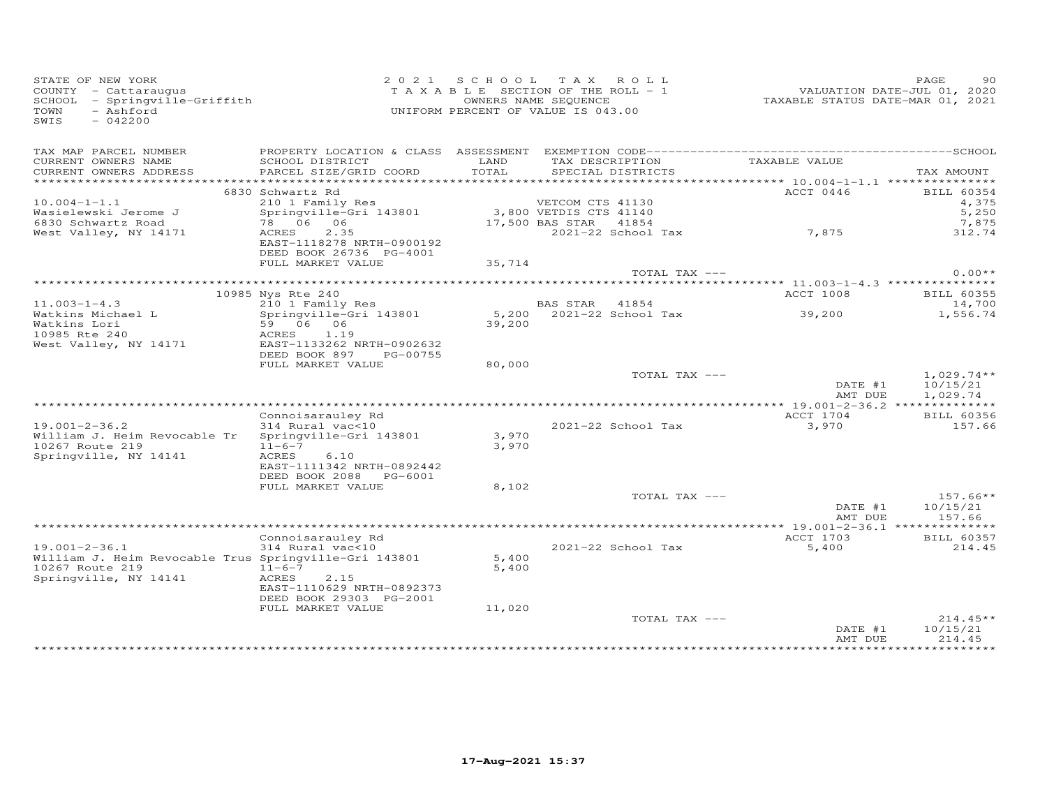STATE OF NEW YORK
COUNTY - Cattaraugus
SCHOOL - Springville-Griffith
TOWN - Ashford
SWIS - 042200

2021 SCHOOL TAX ROLL
TAXABLE SECTION OF THE ROLL - 1
OWNERS NAME SEQUENCE
UNIFORM PERCENT OF VALUE IS 043.00

VALUATION DATE-JUL 01, 2020
TAXABLE STATUS DATE-MAR 01, 2021

| TAX MAP PARCEL NUMBER / CURRENT OWNERS NAME / CURRENT OWNERS ADDRESS | PROPERTY LOCATION & CLASS / SCHOOL DISTRICT / PARCEL SIZE/GRID COORD | ASSESSMENT LAND / TOTAL | EXEMPTION CODE / TAX DESCRIPTION / SPECIAL DISTRICTS | TAXABLE VALUE | TAX AMOUNT |
|---|---|---|---|---|---|
| | 6830 Schwartz Rd | | | ACCT 0446 | BILL 60354 |
| 10.004-1-1.1 | 210 1 Family Res | | VETCOM CTS 41130 | | 4,375 |
| Wasielewski Jerome J | Springville-Gri 143801 | 3,800 | VETDIS CTS 41140 | | 5,250 |
| 6830 Schwartz Road | 78 06 06 | 17,500 | BAS STAR 41854 | | 7,875 |
| West Valley, NY 14171 | ACRES 2.35 | | 2021-22 School Tax | 7,875 | 312.74 |
| | EAST-1118278 NRTH-0900192 | | | | |
| | DEED BOOK 26736 PG-4001 | | | | |
| | FULL MARKET VALUE | 35,714 | | | |
| | | | TOTAL TAX --- | | 0.00** |
| | 10985 Nys Rte 240 | | | ACCT 1008 | BILL 60355 |
| 11.003-1-4.3 | 210 1 Family Res | | BAS STAR 41854 | | 14,700 |
| Watkins Michael L | Springville-Gri 143801 | 5,200 | 2021-22 School Tax | 39,200 | 1,556.74 |
| Watkins Lori | 59 06 06 | 39,200 | | | |
| 10985 Rte 240 | ACRES 1.19 | | | | |
| West Valley, NY 14171 | EAST-1133262 NRTH-0902632 | | | | |
| | DEED BOOK 897 PG-00755 | | | | |
| | FULL MARKET VALUE | 80,000 | | | |
| | | | TOTAL TAX --- | | 1,029.74** |
| | | | | DATE #1 | 10/15/21 |
| | | | | AMT DUE | 1,029.74 |
| | Connoisarauley Rd | | | ACCT 1704 | BILL 60356 |
| 19.001-2-36.2 | 314 Rural vac<10 | | 2021-22 School Tax | 3,970 | 157.66 |
| William J. Heim Revocable Tr | Springville-Gri 143801 | 3,970 | | | |
| 10267 Route 219 | 11-6-7 | 3,970 | | | |
| Springville, NY 14141 | ACRES 6.10 | | | | |
| | EAST-1111342 NRTH-0892442 | | | | |
| | DEED BOOK 2088 PG-6001 | | | | |
| | FULL MARKET VALUE | 8,102 | | | |
| | | | TOTAL TAX --- | | 157.66** |
| | | | | DATE #1 | 10/15/21 |
| | | | | AMT DUE | 157.66 |
| | Connoisarauley Rd | | | ACCT 1703 | BILL 60357 |
| 19.001-2-36.1 | 314 Rural vac<10 | | 2021-22 School Tax | 5,400 | 214.45 |
| William J. Heim Revocable Trus | Springville-Gri 143801 | 5,400 | | | |
| 10267 Route 219 | 11-6-7 | 5,400 | | | |
| Springville, NY 14141 | ACRES 2.15 | | | | |
| | EAST-1110629 NRTH-0892373 | | | | |
| | DEED BOOK 29303 PG-2001 | | | | |
| | FULL MARKET VALUE | 11,020 | | | |
| | | | TOTAL TAX --- | | 214.45** |
| | | | | DATE #1 | 10/15/21 |
| | | | | AMT DUE | 214.45 |

17-Aug-2021 15:37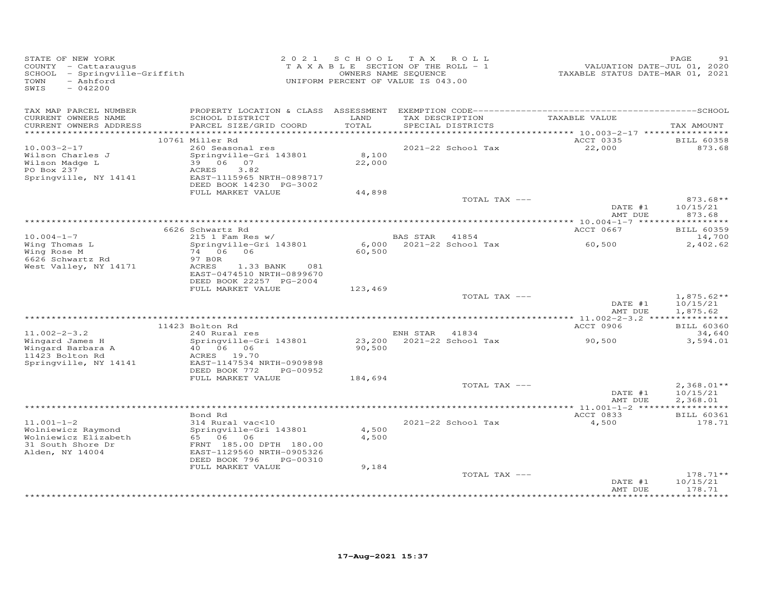STATE OF NEW YORK
COUNTY - Cattaraugus
SCHOOL - Springville-Griffith
TOWN - Ashford
SWIS - 042200

2021 SCHOOL TAX ROLL
TAXABLE SECTION OF THE ROLL - 1
OWNERS NAME SEQUENCE
UNIFORM PERCENT OF VALUE IS 043.00

VALUATION DATE-JUL 01, 2020
TAXABLE STATUS DATE-MAR 01, 2021

| TAX MAP PARCEL NUMBER / CURRENT OWNERS NAME / CURRENT OWNERS ADDRESS | PROPERTY LOCATION & CLASS / SCHOOL DISTRICT / PARCEL SIZE/GRID COORD | ASSESSMENT LAND / TOTAL | EXEMPTION CODE / TAX DESCRIPTION / SPECIAL DISTRICTS | TAXABLE VALUE | TAX AMOUNT |
|---|---|---|---|---|---|
| 10.003-2-17 | 10761 Miller Rd | | | ACCT 0335 | BILL 60358 |
| Wilson Charles J | 260 Seasonal res | | 2021-22 School Tax | 22,000 | 873.68 |
| Wilson Madge L | Springville-Gri 143801 | 8,100 | | | |
| PO Box 237 | 39 06 07 | 22,000 | | | |
| Springville, NY 14141 | ACRES 3.82 | | | | |
| | EAST-1115965 NRTH-0898717 | | | | |
| | DEED BOOK 14230 PG-3002 | | | | |
| | FULL MARKET VALUE | 44,898 | | | |
| | | | TOTAL TAX --- | | 873.68** |
| | | | | DATE #1 | 10/15/21 |
| | | | | AMT DUE | 873.68 |
| 10.004-1-7 | 6626 Schwartz Rd | | | ACCT 0667 | BILL 60359 |
| Wing Thomas L | 215 1 Fam Res w/ | | BAS STAR 41854 | | 14,700 |
| Wing Rose M | Springville-Gri 143801 | 6,000 | 2021-22 School Tax | 60,500 | 2,402.62 |
| 6626 Schwartz Rd | 74 06 06 | 60,500 | | | |
| West Valley, NY 14171 | 97 B0R | | | | |
| | ACRES 1.33 BANK 081 | | | | |
| | EAST-0474510 NRTH-0899670 | | | | |
| | DEED BOOK 22257 PG-2004 | | | | |
| | FULL MARKET VALUE | 123,469 | | | |
| | | | TOTAL TAX --- | | 1,875.62** |
| | | | | DATE #1 | 10/15/21 |
| | | | | AMT DUE | 1,875.62 |
| 11.002-2-3.2 | 11423 Bolton Rd | | | ACCT 0906 | BILL 60360 |
| Wingard James H | 240 Rural res | | ENH STAR 41834 | | 34,640 |
| Wingard Barbara A | Springville-Gri 143801 | 23,200 | 2021-22 School Tax | 90,500 | 3,594.01 |
| 11423 Bolton Rd | 40 06 06 | 90,500 | | | |
| Springville, NY 14141 | ACRES 19.70 | | | | |
| | EAST-1147534 NRTH-0909898 | | | | |
| | DEED BOOK 772 PG-00952 | | | | |
| | FULL MARKET VALUE | 184,694 | | | |
| | | | TOTAL TAX --- | | 2,368.01** |
| | | | | DATE #1 | 10/15/21 |
| | | | | AMT DUE | 2,368.01 |
| 11.001-1-2 | Bond Rd | | | ACCT 0833 | BILL 60361 |
| Wolniewicz Raymond | 314 Rural vac<10 | | 2021-22 School Tax | 4,500 | 178.71 |
| Wolniewicz Elizabeth | Springville-Gri 143801 | 4,500 | | | |
| 31 South Shore Dr | 65 06 06 | 4,500 | | | |
| Alden, NY 14004 | FRNT 185.00 DPTH 180.00 | | | | |
| | EAST-1129560 NRTH-0905326 | | | | |
| | DEED BOOK 796 PG-00310 | | | | |
| | FULL MARKET VALUE | 9,184 | | | |
| | | | TOTAL TAX --- | | 178.71** |
| | | | | DATE #1 | 10/15/21 |
| | | | | AMT DUE | 178.71 |

17-Aug-2021 15:37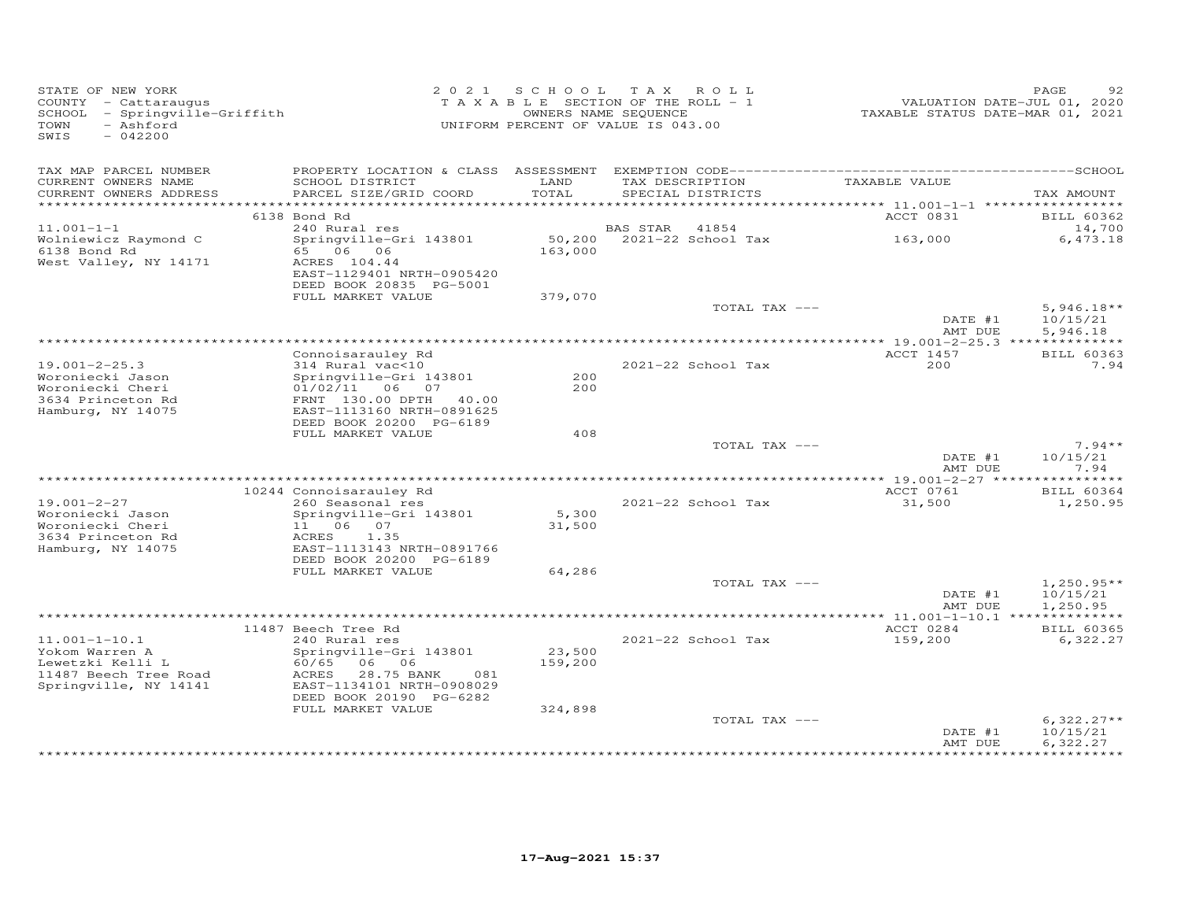STATE OF NEW YORK
COUNTY - Cattaraugus
SCHOOL - Springville-Griffith
TOWN - Ashford
SWIS - 042200

2021 SCHOOL TAX ROLL
TAXABLE SECTION OF THE ROLL - 1
OWNERS NAME SEQUENCE
UNIFORM PERCENT OF VALUE IS 043.00

VALUATION DATE-JUL 01, 2020
TAXABLE STATUS DATE-MAR 01, 2021

| TAX MAP PARCEL NUMBER / CURRENT OWNERS NAME / CURRENT OWNERS ADDRESS | PROPERTY LOCATION & CLASS / SCHOOL DISTRICT / PARCEL SIZE/GRID COORD | ASSESSMENT LAND / TOTAL | EXEMPTION CODE / TAX DESCRIPTION / SPECIAL DISTRICTS | TAXABLE VALUE | TAX AMOUNT |
|---|---|---|---|---|---|
| | 6138 Bond Rd | | | ACCT 0831 | BILL 60362 |
| 11.001-1-1 | 240 Rural res | | BAS STAR 41854 | | 14,700 |
| Wolniewicz Raymond C | Springville-Gri 143801 | 50,200 | 2021-22 School Tax | 163,000 | 6,473.18 |
| 6138 Bond Rd | 65 06 06 | 163,000 | | | |
| West Valley, NY 14171 | ACRES 104.44 | | | | |
| | EAST-1129401 NRTH-0905420 | | | | |
| | DEED BOOK 20835 PG-5001 | | | | |
| | FULL MARKET VALUE | 379,070 | | | |
| | | | TOTAL TAX --- | | 5,946.18** |
| | | | | DATE #1 | 10/15/21 |
| | | | | AMT DUE | 5,946.18 |
| | Connoisarauley Rd | | | ACCT 1457 | BILL 60363 |
| 19.001-2-25.3 | 314 Rural vac<10 | | 2021-22 School Tax | 200 | 7.94 |
| Woroniecki Jason | Springville-Gri 143801 | 200 | | | |
| Woroniecki Cheri | 01/02/11 06 07 | 200 | | | |
| 3634 Princeton Rd | FRNT 130.00 DPTH 40.00 | | | | |
| Hamburg, NY 14075 | EAST-1113160 NRTH-0891625 | | | | |
| | DEED BOOK 20200 PG-6189 | | | | |
| | FULL MARKET VALUE | 408 | | | |
| | | | TOTAL TAX --- | | 7.94** |
| | | | | DATE #1 | 10/15/21 |
| | | | | AMT DUE | 7.94 |
| | 10244 Connoisarauley Rd | | | ACCT 0761 | BILL 60364 |
| 19.001-2-27 | 260 Seasonal res | | 2021-22 School Tax | 31,500 | 1,250.95 |
| Woroniecki Jason | Springville-Gri 143801 | 5,300 | | | |
| Woroniecki Cheri | 11 06 07 | 31,500 | | | |
| 3634 Princeton Rd | ACRES 1.35 | | | | |
| Hamburg, NY 14075 | EAST-1113143 NRTH-0891766 | | | | |
| | DEED BOOK 20200 PG-6189 | | | | |
| | FULL MARKET VALUE | 64,286 | | | |
| | | | TOTAL TAX --- | | 1,250.95** |
| | | | | DATE #1 | 10/15/21 |
| | | | | AMT DUE | 1,250.95 |
| | 11487 Beech Tree Rd | | | ACCT 0284 | BILL 60365 |
| 11.001-1-10.1 | 240 Rural res | | 2021-22 School Tax | 159,200 | 6,322.27 |
| Yokom Warren A | Springville-Gri 143801 | 23,500 | | | |
| Lewetzki Kelli L | 60/65 06 06 | 159,200 | | | |
| 11487 Beech Tree Road | ACRES 28.75 BANK 081 | | | | |
| Springville, NY 14141 | EAST-1134101 NRTH-0908029 | | | | |
| | DEED BOOK 20190 PG-6282 | | | | |
| | FULL MARKET VALUE | 324,898 | | | |
| | | | TOTAL TAX --- | | 6,322.27** |
| | | | | DATE #1 | 10/15/21 |
| | | | | AMT DUE | 6,322.27 |

17-Aug-2021 15:37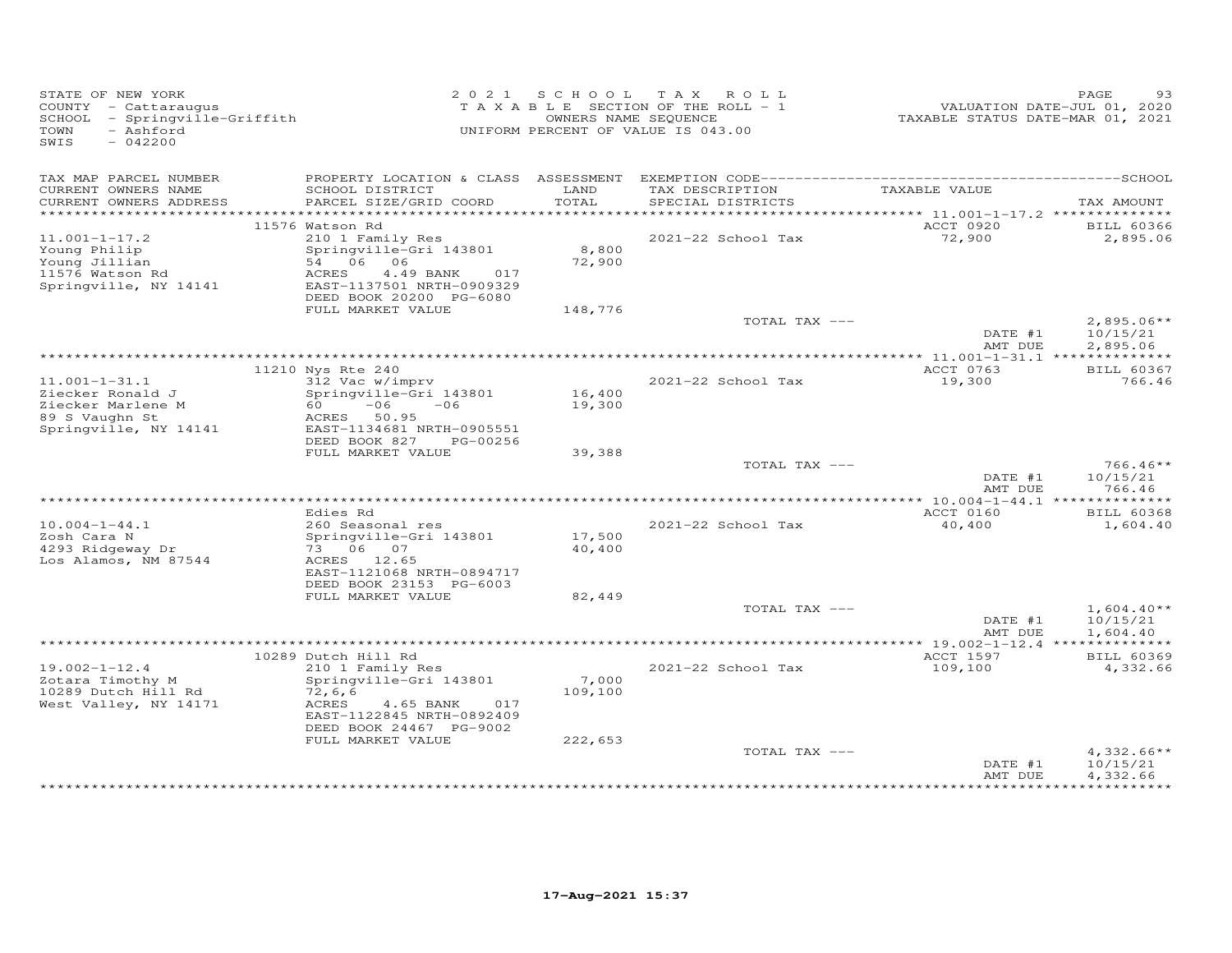STATE OF NEW YORK
COUNTY - Cattaraugus
SCHOOL - Springville-Griffith
TOWN - Ashford
SWIS - 042200

2021 SCHOOL TAX ROLL
TAXABLE SECTION OF THE ROLL - 1
OWNERS NAME SEQUENCE
UNIFORM PERCENT OF VALUE IS 043.00

VALUATION DATE-JUL 01, 2020
TAXABLE STATUS DATE-MAR 01, 2021

| TAX MAP PARCEL NUMBER / CURRENT OWNERS NAME / CURRENT OWNERS ADDRESS | PROPERTY LOCATION & CLASS / SCHOOL DISTRICT / PARCEL SIZE/GRID COORD | ASSESSMENT LAND / TOTAL | EXEMPTION CODE / TAX DESCRIPTION / SPECIAL DISTRICTS | TAXABLE VALUE | TAX AMOUNT |
|---|---|---|---|---|---|
| | 11576 Watson Rd | | | ACCT 0920 | BILL 60366 |
| 11.001-1-17.2 | 210 1 Family Res | | 2021-22 School Tax | 72,900 | 2,895.06 |
| Young Philip | Springville-Gri 143801 | 8,800 | | | |
| Young Jillian | 54 06 06 | 72,900 | | | |
| 11576 Watson Rd | ACRES 4.49 BANK 017 | | | | |
| Springville, NY 14141 | EAST-1137501 NRTH-0909329 | | | | |
| | DEED BOOK 20200 PG-6080 | | | | |
| | FULL MARKET VALUE | 148,776 | | | |
| | | | TOTAL TAX --- | | 2,895.06** |
| | | | | DATE #1 | 10/15/21 |
| | | | | AMT DUE | 2,895.06 |
| | 11210 Nys Rte 240 | | | ACCT 0763 | BILL 60367 |
| 11.001-1-31.1 | 312 Vac w/imprv | | 2021-22 School Tax | 19,300 | 766.46 |
| Ziecker Ronald J | Springville-Gri 143801 | 16,400 | | | |
| Ziecker Marlene M | 60 -06 -06 | 19,300 | | | |
| 89 S Vaughn St | ACRES 50.95 | | | | |
| Springville, NY 14141 | EAST-1134681 NRTH-0905551 | | | | |
| | DEED BOOK 827 PG-00256 | | | | |
| | FULL MARKET VALUE | 39,388 | | | |
| | | | TOTAL TAX --- | | 766.46** |
| | | | | DATE #1 | 10/15/21 |
| | | | | AMT DUE | 766.46 |
| | Edies Rd | | | ACCT 0160 | BILL 60368 |
| 10.004-1-44.1 | 260 Seasonal res | | 2021-22 School Tax | 40,400 | 1,604.40 |
| Zosh Cara N | Springville-Gri 143801 | 17,500 | | | |
| 4293 Ridgeway Dr | 73 06 07 | 40,400 | | | |
| Los Alamos, NM 87544 | ACRES 12.65 | | | | |
| | EAST-1121068 NRTH-0894717 | | | | |
| | DEED BOOK 23153 PG-6003 | | | | |
| | FULL MARKET VALUE | 82,449 | | | |
| | | | TOTAL TAX --- | | 1,604.40** |
| | | | | DATE #1 | 10/15/21 |
| | | | | AMT DUE | 1,604.40 |
| | 10289 Dutch Hill Rd | | | ACCT 1597 | BILL 60369 |
| 19.002-1-12.4 | 210 1 Family Res | | 2021-22 School Tax | 109,100 | 4,332.66 |
| Zotara Timothy M | Springville-Gri 143801 | 7,000 | | | |
| 10289 Dutch Hill Rd | 72,6,6 | 109,100 | | | |
| West Valley, NY 14171 | ACRES 4.65 BANK 017 | | | | |
| | EAST-1122845 NRTH-0892409 | | | | |
| | DEED BOOK 24467 PG-9002 | | | | |
| | FULL MARKET VALUE | 222,653 | | | |
| | | | TOTAL TAX --- | | 4,332.66** |
| | | | | DATE #1 | 10/15/21 |
| | | | | AMT DUE | 4,332.66 |

17-Aug-2021 15:37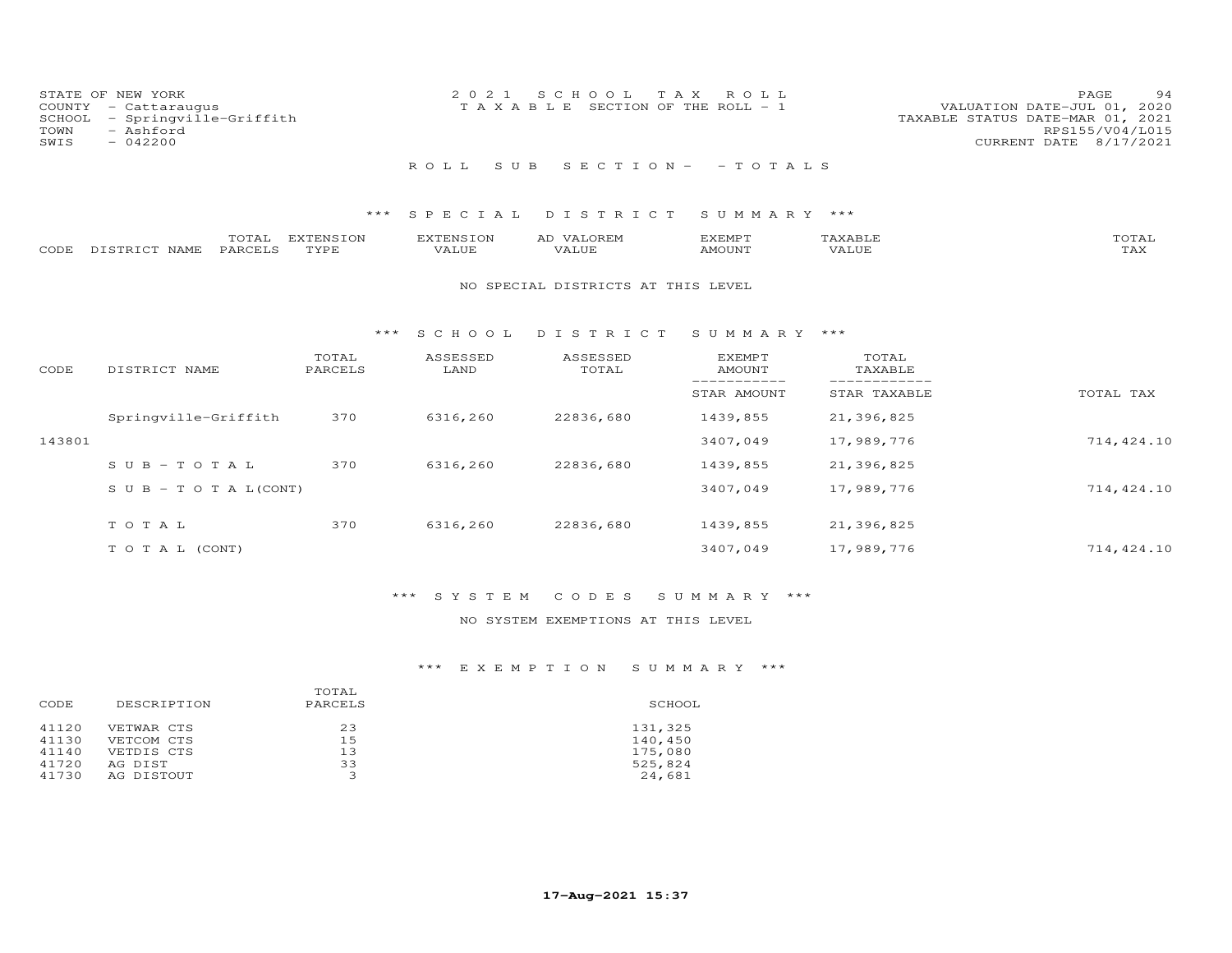STATE OF NEW YORK
COUNTY - Cattaraugus
SCHOOL - Springville-Griffith
TOWN - Ashford
SWIS - 042200

2 0 2 1 S C H O O L T A X R O L L
T A X A B L E SECTION OF THE ROLL - 1

VALUATION DATE-JUL 01, 2020
TAXABLE STATUS DATE-MAR 01, 2021
RPS155/V04/L015
CURRENT DATE 8/17/2021

R O L L S U B S E C T I O N - - T O T A L S

\*\*\* S P E C I A L D I S T R I C T S U M M A R Y \*\*\*

| CODE | DISTRICT NAME | TOTAL PARCELS | EXTENSION TYPE | EXTENSION VALUE | AD VALOREM VALUE | EXEMPT AMOUNT | TAXABLE VALUE | TOTAL TAX |
|---|---|---|---|---|---|---|---|---|

NO SPECIAL DISTRICTS AT THIS LEVEL

\*\*\* S C H O O L D I S T R I C T S U M M A R Y \*\*\*

| CODE | DISTRICT NAME | TOTAL PARCELS | ASSESSED LAND | ASSESSED TOTAL | EXEMPT AMOUNT / STAR AMOUNT | TOTAL TAXABLE / STAR TAXABLE | TOTAL TAX |
|---|---|---|---|---|---|---|---|
| | Springville-Griffith | 370 | 6316,260 | 22836,680 | 1439,855 | 21,396,825 | |
| 143801 | | | | | 3407,049 | 17,989,776 | 714,424.10 |
| | S U B - T O T A L | 370 | 6316,260 | 22836,680 | 1439,855 | 21,396,825 | |
| | S U B - T O T A L(CONT) | | | | 3407,049 | 17,989,776 | 714,424.10 |
| | T O T A L | 370 | 6316,260 | 22836,680 | 1439,855 | 21,396,825 | |
| | T O T A L (CONT) | | | | 3407,049 | 17,989,776 | 714,424.10 |

\*\*\* S Y S T E M C O D E S S U M M A R Y \*\*\*

NO SYSTEM EXEMPTIONS AT THIS LEVEL

\*\*\* E X E M P T I O N S U M M A R Y \*\*\*

| CODE | DESCRIPTION | TOTAL PARCELS | SCHOOL |
|---|---|---|---|
| 41120 | VETWAR CTS | 23 | 131,325 |
| 41130 | VETCOM CTS | 15 | 140,450 |
| 41140 | VETDIS CTS | 13 | 175,080 |
| 41720 | AG DIST | 33 | 525,824 |
| 41730 | AG DISTOUT | 3 | 24,681 |

17-Aug-2021 15:37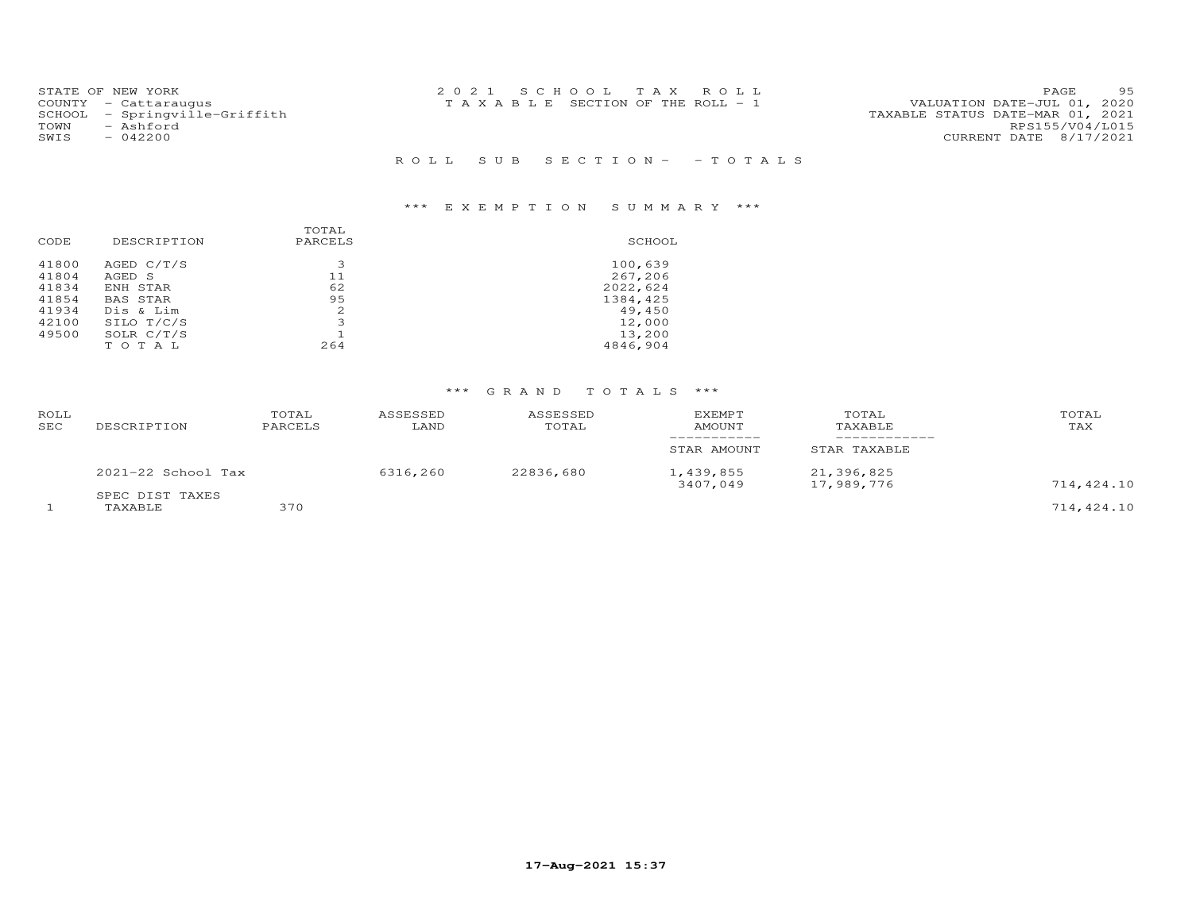STATE OF NEW YORK
COUNTY - Cattaraugus
SCHOOL - Springville-Griffith
TOWN - Ashford
SWIS - 042200

2021 SCHOOL TAX ROLL
TAXABLE SECTION OF THE ROLL - 1

VALUATION DATE-JUL 01, 2020
TAXABLE STATUS DATE-MAR 01, 2021
RPS155/V04/L015
CURRENT DATE 8/17/2021

ROLL SUB SECTION- - TOTALS

### *** EXEMPTION SUMMARY ***

| CODE | DESCRIPTION | TOTAL PARCELS | SCHOOL |
|---|---|---|---|
| 41800 | AGED C/T/S | 3 | 100,639 |
| 41804 | AGED S | 11 | 267,206 |
| 41834 | ENH STAR | 62 | 2022,624 |
| 41854 | BAS STAR | 95 | 1384,425 |
| 41934 | Dis & Lim | 2 | 49,450 |
| 42100 | SILO T/C/S | 3 | 12,000 |
| 49500 | SOLR C/T/S | 1 | 13,200 |
| | TOTAL | 264 | 4846,904 |

### *** GRAND TOTALS ***

| ROLL SEC | DESCRIPTION | TOTAL PARCELS | ASSESSED LAND | ASSESSED TOTAL | EXEMPT AMOUNT / STAR AMOUNT | TOTAL TAXABLE / STAR TAXABLE | TOTAL TAX |
|---|---|---|---|---|---|---|---|
| | 2021-22 School Tax | | 6316,260 | 22836,680 | 1,439,855 | 21,396,825 | |
| | | | | | 3407,049 | 17,989,776 | 714,424.10 |
| | SPEC DIST TAXES | | | | | | |
| 1 | TAXABLE | 370 | | | | | 714,424.10 |

17-Aug-2021 15:37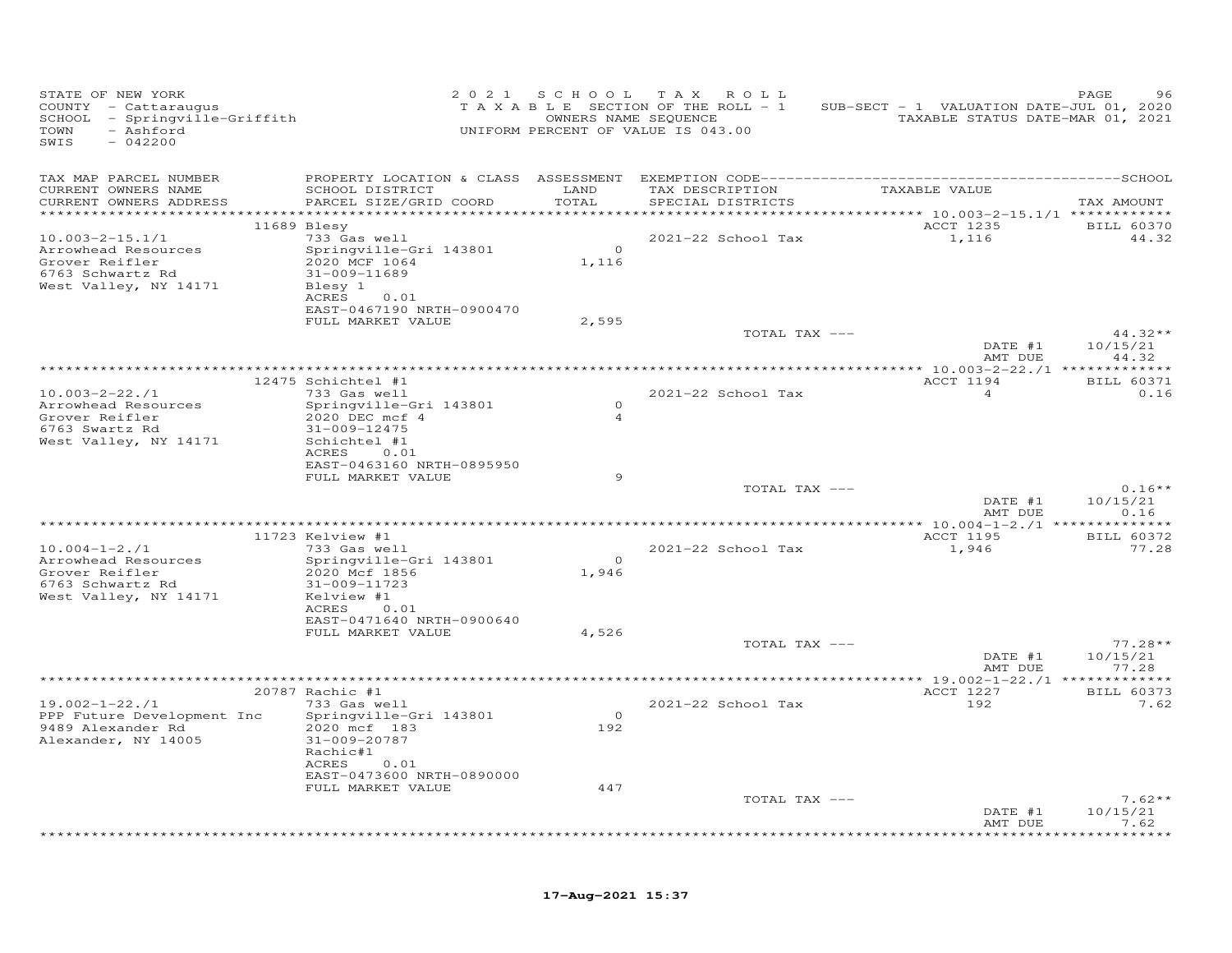STATE OF NEW YORK
COUNTY - Cattaraugus
SCHOOL - Springville-Griffith
TOWN - Ashford
SWIS - 042200

2021 SCHOOL TAX ROLL
TAXABLE SECTION OF THE ROLL - 1
OWNERS NAME SEQUENCE
UNIFORM PERCENT OF VALUE IS 043.00

SUB-SECT - 1 VALUATION DATE-JUL 01, 2020
TAXABLE STATUS DATE-MAR 01, 2021

| TAX MAP PARCEL NUMBER / CURRENT OWNERS NAME / CURRENT OWNERS ADDRESS | PROPERTY LOCATION & CLASS / SCHOOL DISTRICT / PARCEL SIZE/GRID COORD | ASSESSMENT LAND / TOTAL | EXEMPTION CODE / TAX DESCRIPTION / SPECIAL DISTRICTS | TAXABLE VALUE | TAX AMOUNT |
|---|---|---|---|---|---|
| | 11689 Blesy | | | ACCT 1235 | BILL 60370 |
| 10.003-2-15.1/1 | 733 Gas well | | 2021-22 School Tax | 1,116 | 44.32 |
| Arrowhead Resources | Springville-Gri 143801 | 0 | | | |
| Grover Reifler | 2020 MCF 1064 | 1,116 | | | |
| 6763 Schwartz Rd | 31-009-11689 | | | | |
| West Valley, NY 14171 | Blesy 1 | | | | |
| | ACRES 0.01 | | | | |
| | EAST-0467190 NRTH-0900470 | | | | |
| | FULL MARKET VALUE | 2,595 | | | |
| | | | TOTAL TAX --- | | 44.32** |
| | | | | DATE #1 | 10/15/21 |
| | | | | AMT DUE | 44.32 |
| | 12475 Schichtel #1 | | | ACCT 1194 | BILL 60371 |
| 10.003-2-22./1 | 733 Gas well | | 2021-22 School Tax | 4 | 0.16 |
| Arrowhead Resources | Springville-Gri 143801 | 0 | | | |
| Grover Reifler | 2020 DEC mcf 4 | 4 | | | |
| 6763 Swartz Rd | 31-009-12475 | | | | |
| West Valley, NY 14171 | Schichtel #1 | | | | |
| | ACRES 0.01 | | | | |
| | EAST-0463160 NRTH-0895950 | | | | |
| | FULL MARKET VALUE | 9 | | | |
| | | | TOTAL TAX --- | | 0.16** |
| | | | | DATE #1 | 10/15/21 |
| | | | | AMT DUE | 0.16 |
| | 11723 Kelview #1 | | | ACCT 1195 | BILL 60372 |
| 10.004-1-2./1 | 733 Gas well | | 2021-22 School Tax | 1,946 | 77.28 |
| Arrowhead Resources | Springville-Gri 143801 | 0 | | | |
| Grover Reifler | 2020 Mcf 1856 | 1,946 | | | |
| 6763 Schwartz Rd | 31-009-11723 | | | | |
| West Valley, NY 14171 | Kelview #1 | | | | |
| | ACRES 0.01 | | | | |
| | EAST-0471640 NRTH-0900640 | | | | |
| | FULL MARKET VALUE | 4,526 | | | |
| | | | TOTAL TAX --- | | 77.28** |
| | | | | DATE #1 | 10/15/21 |
| | | | | AMT DUE | 77.28 |
| | 20787 Rachic #1 | | | ACCT 1227 | BILL 60373 |
| 19.002-1-22./1 | 733 Gas well | | 2021-22 School Tax | 192 | 7.62 |
| PPP Future Development Inc | Springville-Gri 143801 | 0 | | | |
| 9489 Alexander Rd | 2020 mcf 183 | 192 | | | |
| Alexander, NY 14005 | 31-009-20787 | | | | |
| | Rachic#1 | | | | |
| | ACRES 0.01 | | | | |
| | EAST-0473600 NRTH-0890000 | | | | |
| | FULL MARKET VALUE | 447 | | | |
| | | | TOTAL TAX --- | | 7.62** |
| | | | | DATE #1 | 10/15/21 |
| | | | | AMT DUE | 7.62 |

17-Aug-2021 15:37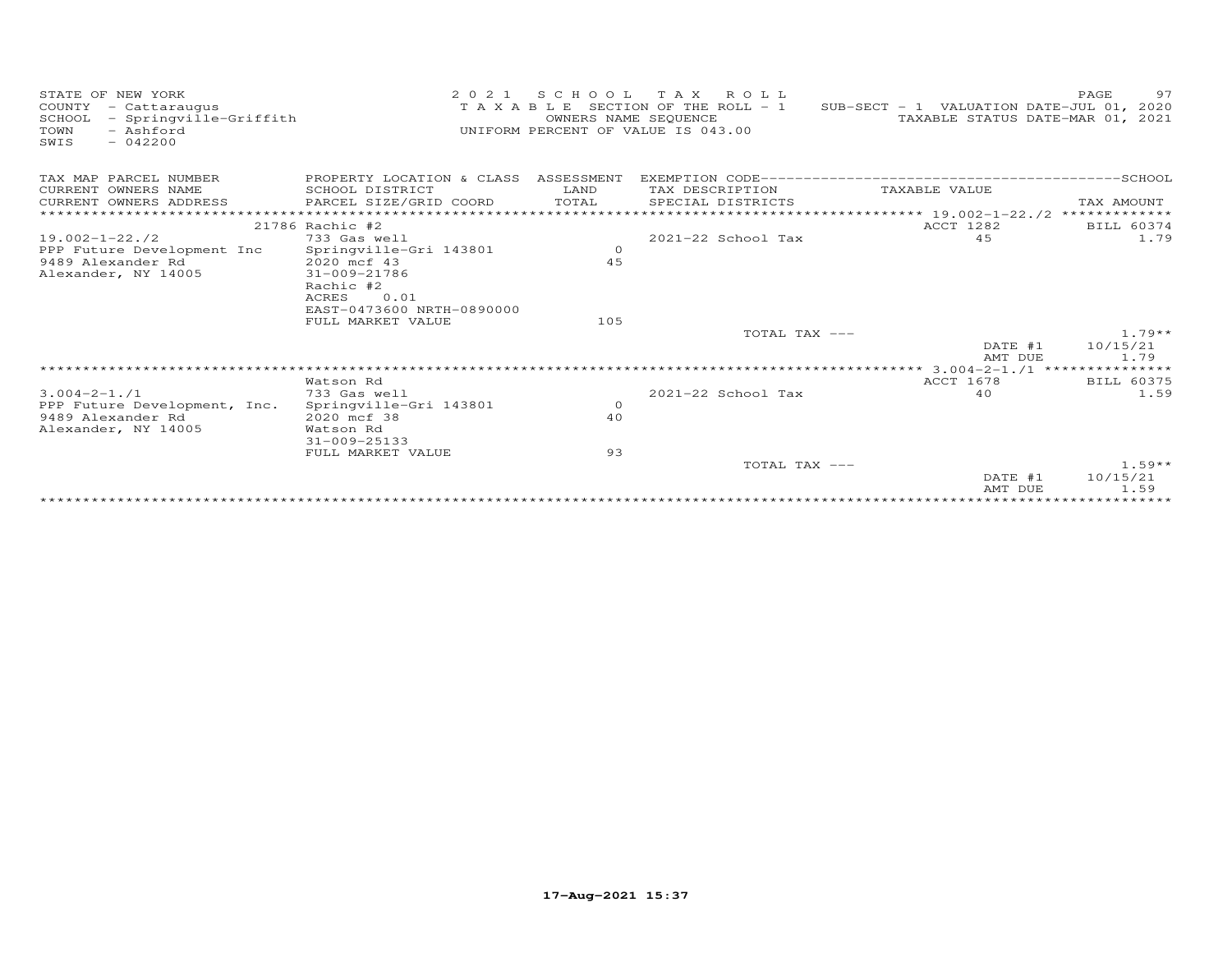STATE OF NEW YORK
COUNTY - Cattaraugus
SCHOOL - Springville-Griffith
TOWN - Ashford
SWIS - 042200

2 0 2 1 S C H O O L T A X R O L L
T A X A B L E SECTION OF THE ROLL - 1
OWNERS NAME SEQUENCE
UNIFORM PERCENT OF VALUE IS 043.00

SUB-SECT - 1 VALUATION DATE-JUL 01, 2020
TAXABLE STATUS DATE-MAR 01, 2021

| TAX MAP PARCEL NUMBER / CURRENT OWNERS NAME / CURRENT OWNERS ADDRESS | PROPERTY LOCATION & CLASS / SCHOOL DISTRICT / PARCEL SIZE/GRID COORD | ASSESSMENT LAND / TOTAL | EXEMPTION CODE / TAX DESCRIPTION / SPECIAL DISTRICTS | TAXABLE VALUE | TAX AMOUNT |
|---|---|---|---|---|---|
| | 21786 Rachic #2 | | | ACCT 1282 | BILL 60374 |
| 19.002-1-22./2 | 733 Gas well | | 2021-22 School Tax | 45 | 1.79 |
| PPP Future Development Inc | Springville-Gri 143801 | 0 | | | |
| 9489 Alexander Rd | 2020 mcf 43 | 45 | | | |
| Alexander, NY 14005 | 31-009-21786 | | | | |
| | Rachic #2 | | | | |
| | ACRES 0.01 | | | | |
| | EAST-0473600 NRTH-0890000 | | | | |
| | FULL MARKET VALUE | 105 | | | |
| | | | TOTAL TAX --- | | 1.79** |
| | | | | DATE #1 | 10/15/21 |
| | | | | AMT DUE | 1.79 |
| | Watson Rd | | | ACCT 1678 | BILL 60375 |
| 3.004-2-1./1 | 733 Gas well | | 2021-22 School Tax | 40 | 1.59 |
| PPP Future Development, Inc. | Springville-Gri 143801 | 0 | | | |
| 9489 Alexander Rd | 2020 mcf 38 | 40 | | | |
| Alexander, NY 14005 | Watson Rd | | | | |
| | 31-009-25133 | | | | |
| | FULL MARKET VALUE | 93 | | | |
| | | | TOTAL TAX --- | | 1.59** |
| | | | | DATE #1 | 10/15/21 |
| | | | | AMT DUE | 1.59 |

17-Aug-2021 15:37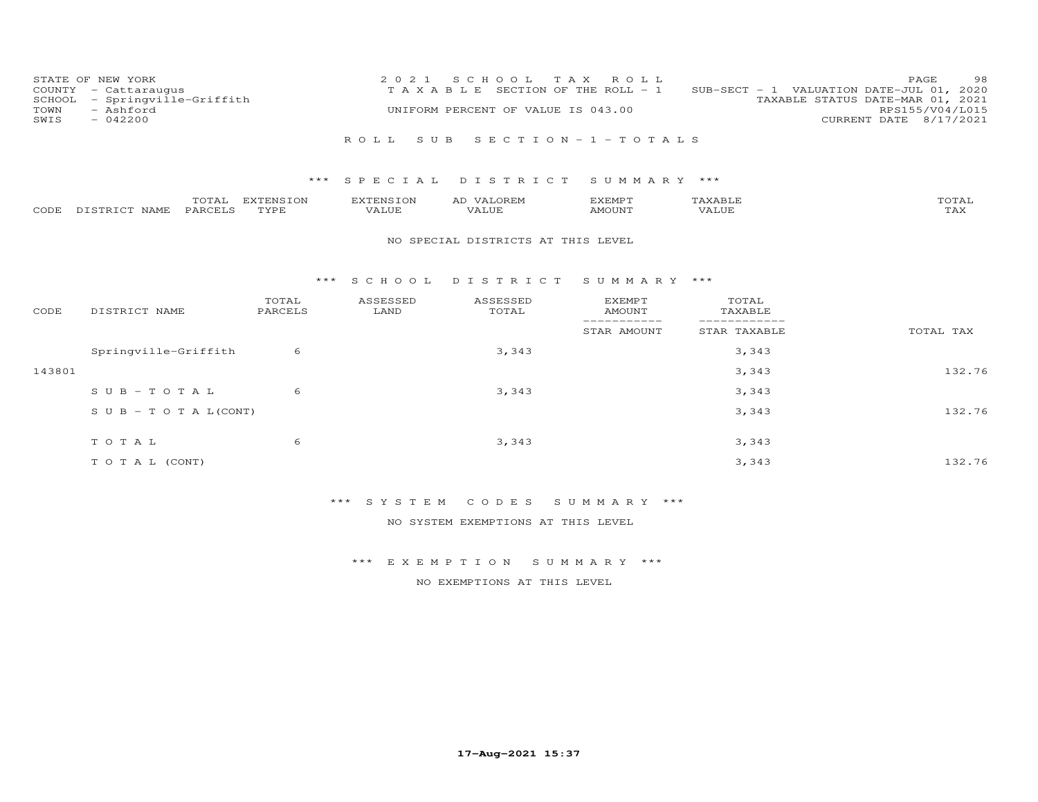STATE OF NEW YORK
COUNTY - Cattaraugus
SCHOOL - Springville-Griffith
TOWN - Ashford
SWIS - 042200

2021 SCHOOL TAX ROLL
TAXABLE SECTION OF THE ROLL - 1
UNIFORM PERCENT OF VALUE IS 043.00

SUB-SECT - 1 VALUATION DATE-JUL 01, 2020
TAXABLE STATUS DATE-MAR 01, 2021
RPS155/V04/L015
CURRENT DATE 8/17/2021

ROLL SUB SECTION - 1 - TOTALS

## *** SPECIAL DISTRICT SUMMARY ***

| CODE | DISTRICT NAME | TOTAL PARCELS | EXTENSION TYPE | EXTENSION VALUE | AD VALOREM VALUE | EXEMPT AMOUNT | TAXABLE VALUE | TOTAL TAX |
|---|---|---|---|---|---|---|---|---|

NO SPECIAL DISTRICTS AT THIS LEVEL

## *** SCHOOL DISTRICT SUMMARY ***

| CODE | DISTRICT NAME | TOTAL PARCELS | ASSESSED LAND | ASSESSED TOTAL | EXEMPT AMOUNT / STAR AMOUNT | TOTAL TAXABLE / STAR TAXABLE | TOTAL TAX |
|---|---|---|---|---|---|---|---|
| | Springville-Griffith | 6 | | 3,343 | | 3,343 | |
| 143801 | | | | | | 3,343 | 132.76 |
| | SUB-TOTAL | 6 | | 3,343 | | 3,343 | |
| | SUB-TOTAL(CONT) | | | | | 3,343 | 132.76 |
| | TOTAL | 6 | | 3,343 | | 3,343 | |
| | TOTAL (CONT) | | | | | 3,343 | 132.76 |

## *** SYSTEM CODES SUMMARY ***

NO SYSTEM EXEMPTIONS AT THIS LEVEL

## *** EXEMPTION SUMMARY ***

NO EXEMPTIONS AT THIS LEVEL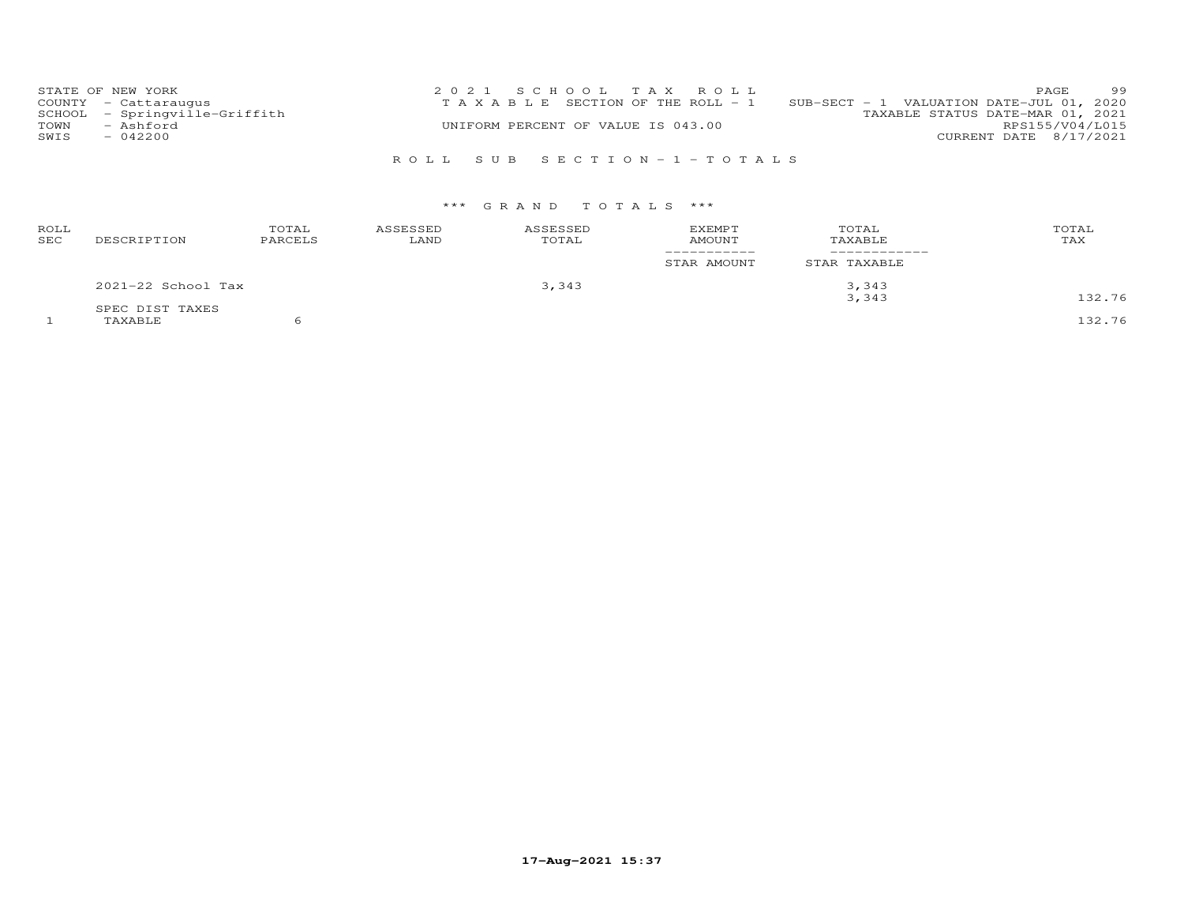STATE OF NEW YORK
COUNTY - Cattaraugus
SCHOOL - Springville-Griffith
TOWN - Ashford
SWIS - 042200

2021 SCHOOL TAX ROLL
TAXABLE SECTION OF THE ROLL - 1
UNIFORM PERCENT OF VALUE IS 043.00

SUB-SECT - 1 VALUATION DATE-JUL 01, 2020
TAXABLE STATUS DATE-MAR 01, 2021
RPS155/V04/L015
CURRENT DATE 8/17/2021

## ROLL SUB SECTION - 1 - TOTALS

### *** GRAND TOTALS ***

| ROLL SEC | DESCRIPTION | TOTAL PARCELS | ASSESSED LAND | ASSESSED TOTAL | EXEMPT AMOUNT / STAR AMOUNT | TOTAL TAXABLE / STAR TAXABLE | TOTAL TAX |
|---|---|---|---|---|---|---|---|
| | 2021-22 School Tax | | | 3,343 | | 3,343 | |
| | | | | | | 3,343 | 132.76 |
| | SPEC DIST TAXES | | | | | | |
| 1 | TAXABLE | 6 | | | | | 132.76 |

17-Aug-2021 15:37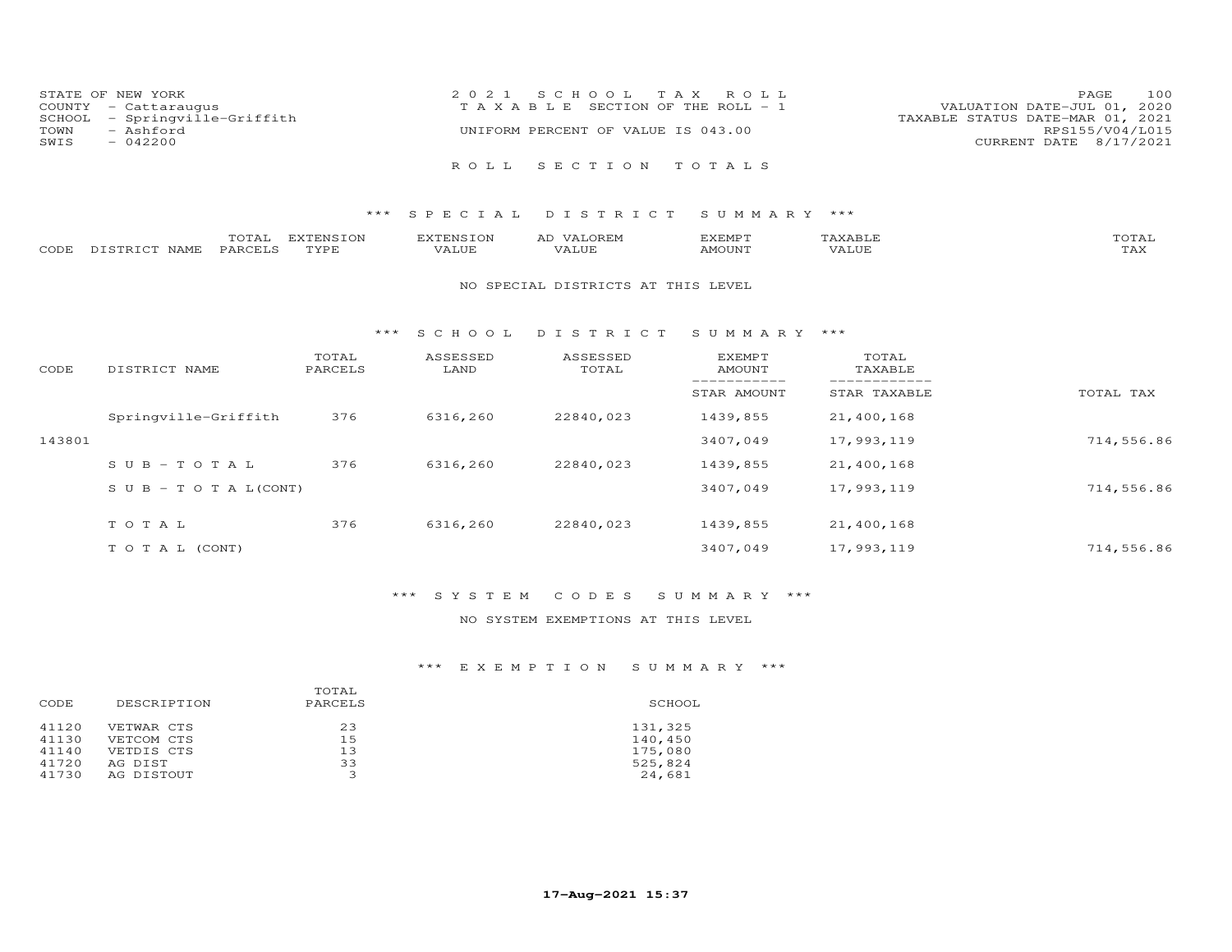STATE OF NEW YORK
COUNTY - Cattaraugus
SCHOOL - Springville-Griffith
TOWN - Ashford
SWIS - 042200

2021 SCHOOL TAX ROLL
TAXABLE SECTION OF THE ROLL - 1
UNIFORM PERCENT OF VALUE IS 043.00

VALUATION DATE-JUL 01, 2020
TAXABLE STATUS DATE-MAR 01, 2021
RPS155/V04/L015
CURRENT DATE 8/17/2021

# ROLL SECTION TOTALS

## *** SPECIAL DISTRICT SUMMARY ***

| CODE | DISTRICT NAME | TOTAL PARCELS | EXTENSION TYPE | EXTENSION VALUE | AD VALOREM VALUE | EXEMPT AMOUNT | TAXABLE VALUE | TOTAL TAX |
|---|---|---|---|---|---|---|---|---|

NO SPECIAL DISTRICTS AT THIS LEVEL

## *** SCHOOL DISTRICT SUMMARY ***

| CODE | DISTRICT NAME | TOTAL PARCELS | ASSESSED LAND | ASSESSED TOTAL | EXEMPT AMOUNT / STAR AMOUNT | TOTAL TAXABLE / STAR TAXABLE | TOTAL TAX |
|---|---|---|---|---|---|---|---|
| | Springville-Griffith | 376 | 6316,260 | 22840,023 | 1439,855 | 21,400,168 | |
| 143801 | | | | | 3407,049 | 17,993,119 | 714,556.86 |
| | S U B - T O T A L | 376 | 6316,260 | 22840,023 | 1439,855 | 21,400,168 | |
| | S U B - T O T A L(CONT) | | | | 3407,049 | 17,993,119 | 714,556.86 |
| | T O T A L | 376 | 6316,260 | 22840,023 | 1439,855 | 21,400,168 | |
| | T O T A L (CONT) | | | | 3407,049 | 17,993,119 | 714,556.86 |

## *** SYSTEM CODES SUMMARY ***

NO SYSTEM EXEMPTIONS AT THIS LEVEL

## *** EXEMPTION SUMMARY ***

| CODE | DESCRIPTION | TOTAL PARCELS | SCHOOL |
|---|---|---|---|
| 41120 | VETWAR CTS | 23 | 131,325 |
| 41130 | VETCOM CTS | 15 | 140,450 |
| 41140 | VETDIS CTS | 13 | 175,080 |
| 41720 | AG DIST | 33 | 525,824 |
| 41730 | AG DISTOUT | 3 | 24,681 |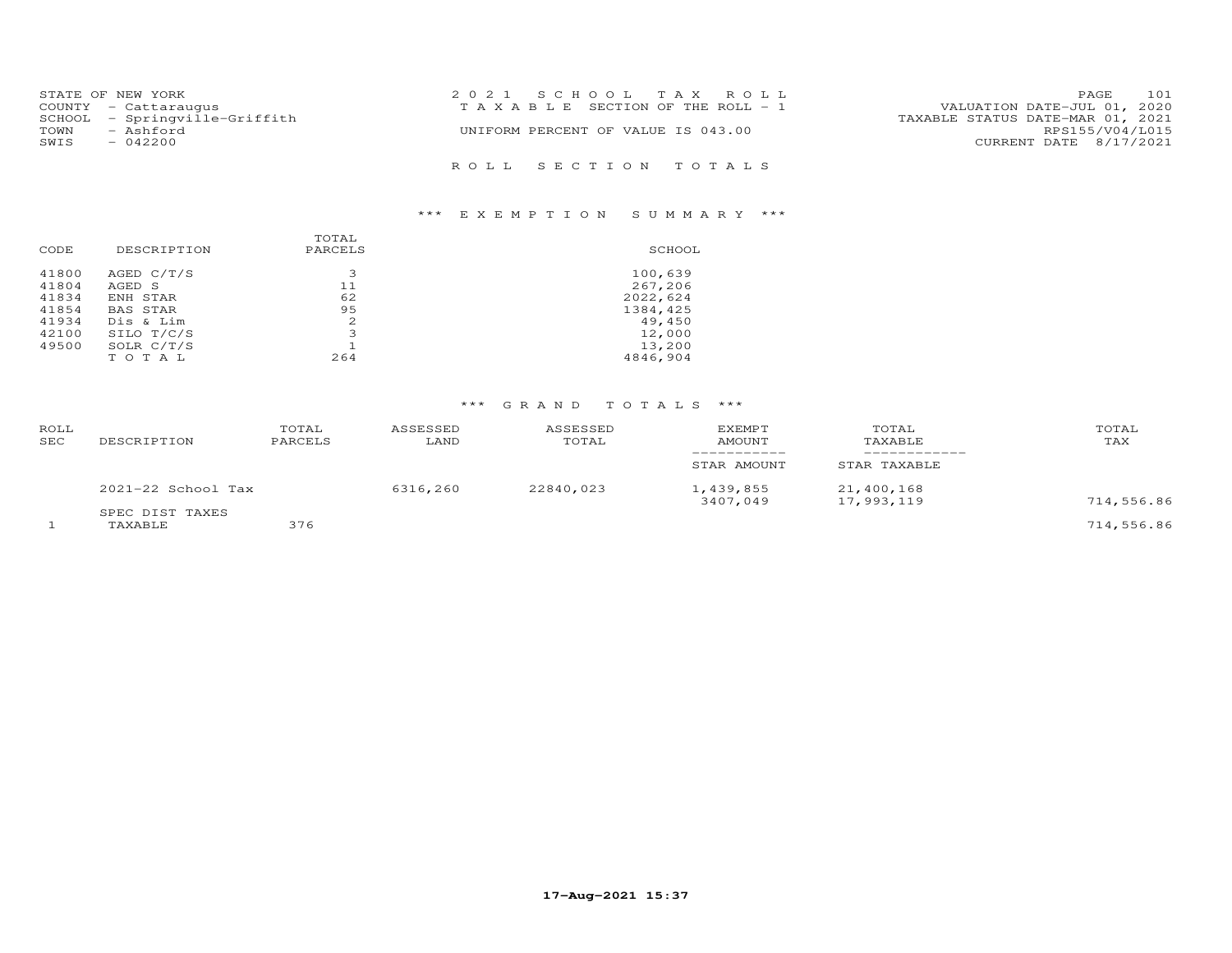STATE OF NEW YORK
COUNTY - Cattaraugus
SCHOOL - Springville-Griffith
TOWN - Ashford
SWIS - 042200

2021 SCHOOL TAX ROLL
TAXABLE SECTION OF THE ROLL - 1
UNIFORM PERCENT OF VALUE IS 043.00

VALUATION DATE-JUL 01, 2020
TAXABLE STATUS DATE-MAR 01, 2021
RPS155/V04/L015
CURRENT DATE 8/17/2021

## ROLL SECTION TOTALS

### *** EXEMPTION SUMMARY ***

| CODE | DESCRIPTION | TOTAL PARCELS | SCHOOL |
|---|---|---|---|
| 41800 | AGED C/T/S | 3 | 100,639 |
| 41804 | AGED S | 11 | 267,206 |
| 41834 | ENH STAR | 62 | 2022,624 |
| 41854 | BAS STAR | 95 | 1384,425 |
| 41934 | Dis & Lim | 2 | 49,450 |
| 42100 | SILO T/C/S | 3 | 12,000 |
| 49500 | SOLR C/T/S | 1 | 13,200 |
| | TOTAL | 264 | 4846,904 |

### *** GRAND TOTALS ***

| ROLL SEC | DESCRIPTION | TOTAL PARCELS | ASSESSED LAND | ASSESSED TOTAL | EXEMPT AMOUNT / STAR AMOUNT | TOTAL TAXABLE / STAR TAXABLE | TOTAL TAX |
|---|---|---|---|---|---|---|---|
| | 2021-22 School Tax | | 6316,260 | 22840,023 | 1,439,855 | 21,400,168 | |
| | | | | | 3407,049 | 17,993,119 | 714,556.86 |
| | SPEC DIST TAXES | | | | | | |
| 1 | TAXABLE | 376 | | | | | 714,556.86 |

17-Aug-2021 15:37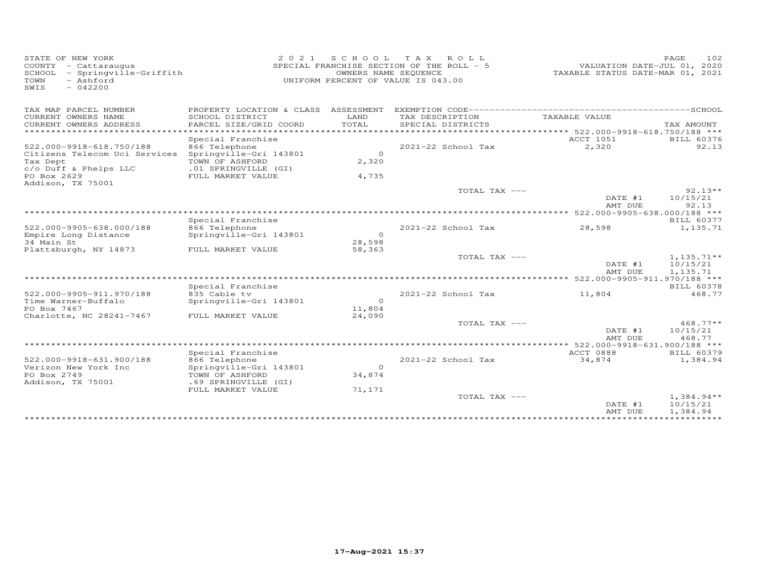STATE OF NEW YORK
COUNTY - Cattaraugus
SCHOOL - Springville-Griffith
TOWN - Ashford
SWIS - 042200

2 0 2 1 SCHOOL TAX ROLL
SPECIAL FRANCHISE SECTION OF THE ROLL - 5
OWNERS NAME SEQUENCE
UNIFORM PERCENT OF VALUE IS 043.00

VALUATION DATE-JUL 01, 2020
TAXABLE STATUS DATE-MAR 01, 2021

| TAX MAP PARCEL NUMBER / CURRENT OWNERS NAME / CURRENT OWNERS ADDRESS | PROPERTY LOCATION & CLASS / SCHOOL DISTRICT / PARCEL SIZE/GRID COORD | ASSESSMENT LAND / TOTAL | EXEMPTION CODE / TAX DESCRIPTION / SPECIAL DISTRICTS | TAXABLE VALUE | TAX AMOUNT |
|---|---|---|---|---|---|
| *** 522.000-9918-618.750/188 *** | Special Franchise | | | ACCT 1051 | BILL 60376 |
| 522.000-9918-618.750/188 | 866 Telephone | | 2021-22 School Tax | 2,320 | 92.13 |
| Citizens Telecom Uci Services | Springville-Gri 143801 | 0 | | | |
| Tax Dept | TOWN OF ASHFORD | 2,320 | | | |
| c/o Duff & Phelps LLC | .01 SPRINGVILLE (GI) | | | | |
| PO Box 2629 | FULL MARKET VALUE | 4,735 | | | |
| Addison, TX 75001 | | | | | |
| | | | TOTAL TAX --- | | 92.13** |
| | | | | DATE #1 | 10/15/21 |
| | | | | AMT DUE | 92.13 |
| *** 522.000-9905-638.000/188 *** | Special Franchise | | | | BILL 60377 |
| 522.000-9905-638.000/188 | 866 Telephone | | 2021-22 School Tax | 28,598 | 1,135.71 |
| Empire Long Distance | Springville-Gri 143801 | 0 | | | |
| 34 Main St | | 28,598 | | | |
| Plattsburgh, NY 14873 | FULL MARKET VALUE | 58,363 | | | |
| | | | TOTAL TAX --- | | 1,135.71** |
| | | | | DATE #1 | 10/15/21 |
| | | | | AMT DUE | 1,135.71 |
| *** 522.000-9905-911.970/188 *** | Special Franchise | | | | BILL 60378 |
| 522.000-9905-911.970/188 | 835 Cable tv | | 2021-22 School Tax | 11,804 | 468.77 |
| Time Warner-Buffalo | Springville-Gri 143801 | 0 | | | |
| PO Box 7467 | | 11,804 | | | |
| Charlotte, NC 28241-7467 | FULL MARKET VALUE | 24,090 | | | |
| | | | TOTAL TAX --- | | 468.77** |
| | | | | DATE #1 | 10/15/21 |
| | | | | AMT DUE | 468.77 |
| *** 522.000-9918-631.900/188 *** | Special Franchise | | | ACCT 0888 | BILL 60379 |
| 522.000-9918-631.900/188 | 866 Telephone | | 2021-22 School Tax | 34,874 | 1,384.94 |
| Verizon New York Inc | Springville-Gri 143801 | 0 | | | |
| PO Box 2749 | TOWN OF ASHFORD | 34,874 | | | |
| Addison, TX 75001 | .69 SPRINGVILLE (GI) | | | | |
| | FULL MARKET VALUE | 71,171 | | | |
| | | | TOTAL TAX --- | | 1,384.94** |
| | | | | DATE #1 | 10/15/21 |
| | | | | AMT DUE | 1,384.94 |

17-Aug-2021 15:37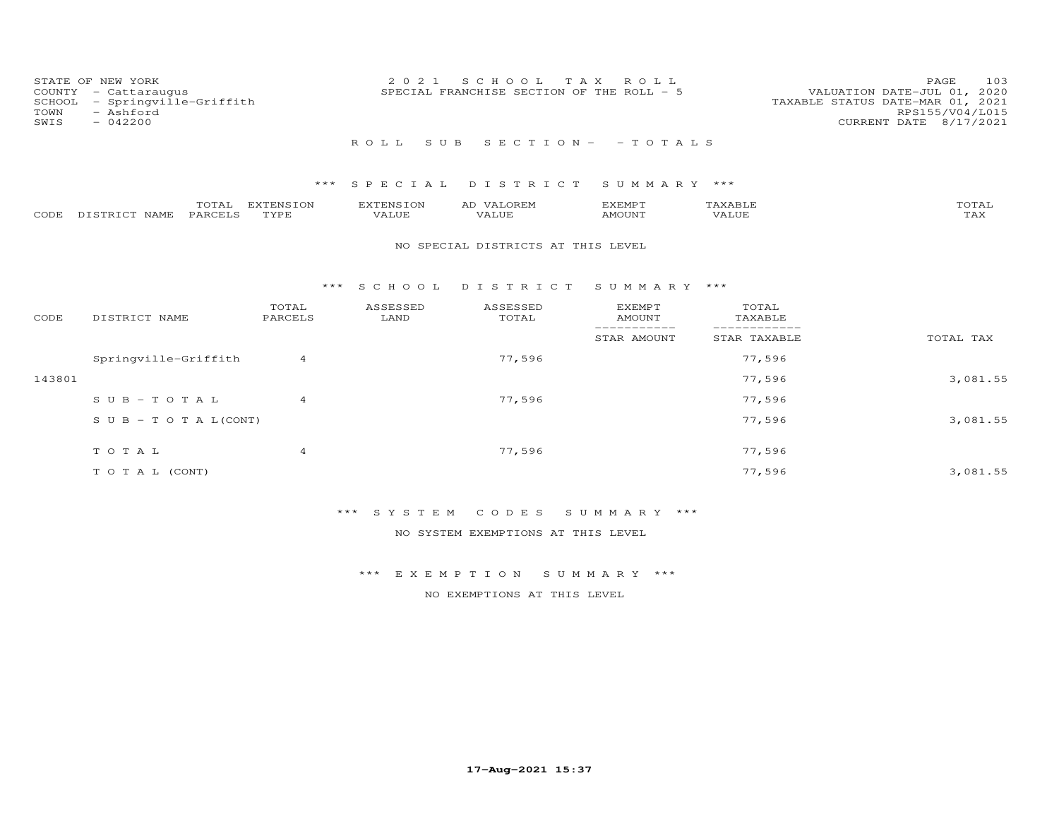STATE OF NEW YORK
COUNTY - Cattaraugus
SCHOOL - Springville-Griffith
TOWN - Ashford
SWIS - 042200

2021 SCHOOL TAX ROLL
SPECIAL FRANCHISE SECTION OF THE ROLL - 5

VALUATION DATE-JUL 01, 2020
TAXABLE STATUS DATE-MAR 01, 2021
RPS155/V04/L015
CURRENT DATE 8/17/2021

ROLL SUB SECTION- - TOTALS

### *** SPECIAL DISTRICT SUMMARY ***

| CODE | DISTRICT NAME | TOTAL PARCELS | EXTENSION TYPE | EXTENSION VALUE | AD VALOREM VALUE | EXEMPT AMOUNT | TAXABLE VALUE | TOTAL TAX |
|---|---|---|---|---|---|---|---|---|

NO SPECIAL DISTRICTS AT THIS LEVEL

### *** SCHOOL DISTRICT SUMMARY ***

| CODE | DISTRICT NAME | TOTAL PARCELS | ASSESSED LAND | ASSESSED TOTAL | EXEMPT AMOUNT / STAR AMOUNT | TOTAL TAXABLE / STAR TAXABLE | TOTAL TAX |
|---|---|---|---|---|---|---|---|
| | Springville-Griffith | 4 | | 77,596 | | 77,596 | |
| 143801 | | | | | | 77,596 | 3,081.55 |
| | SUB-TOTAL | 4 | | 77,596 | | 77,596 | |
| | SUB-TOTAL(CONT) | | | | | 77,596 | 3,081.55 |
| | TOTAL | 4 | | 77,596 | | 77,596 | |
| | TOTAL (CONT) | | | | | 77,596 | 3,081.55 |

### *** SYSTEM CODES SUMMARY ***

NO SYSTEM EXEMPTIONS AT THIS LEVEL

### *** EXEMPTION SUMMARY ***

NO EXEMPTIONS AT THIS LEVEL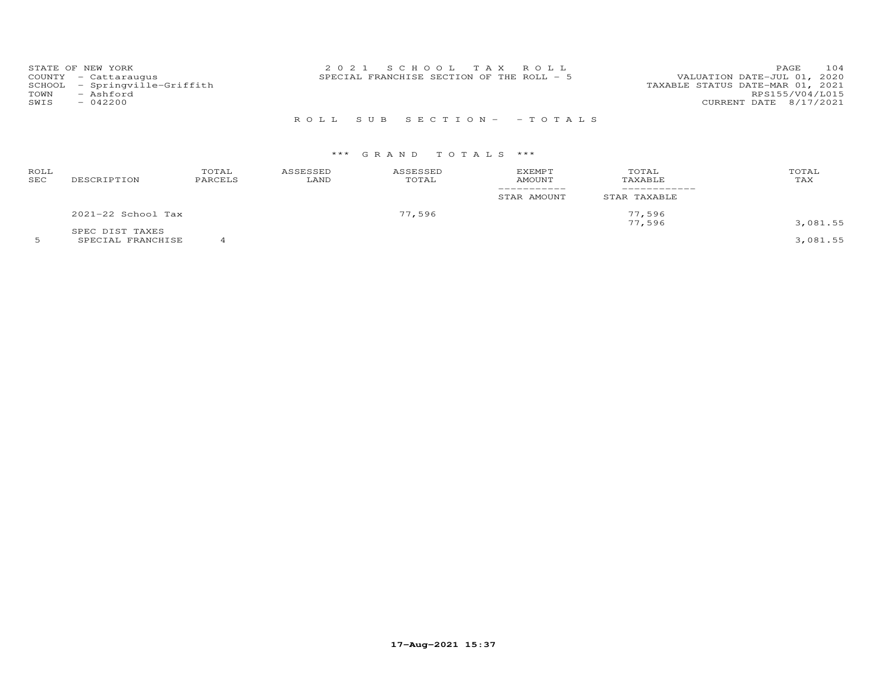STATE OF NEW YORK
COUNTY - Cattaraugus
SCHOOL - Springville-Griffith
TOWN - Ashford
SWIS - 042200

2 0 2 1 S C H O O L T A X R O L L
SPECIAL FRANCHISE SECTION OF THE ROLL - 5

VALUATION DATE-JUL 01, 2020
TAXABLE STATUS DATE-MAR 01, 2021
RPS155/V04/L015
CURRENT DATE 8/17/2021

R O L L S U B S E C T I O N - - T O T A L S

\*\*\* G R A N D T O T A L S \*\*\*

| ROLL SEC | DESCRIPTION | TOTAL PARCELS | ASSESSED LAND | ASSESSED TOTAL | EXEMPT AMOUNT / STAR AMOUNT | TOTAL TAXABLE / STAR TAXABLE | TOTAL TAX |
|---|---|---|---|---|---|---|---|
| | 2021-22 School Tax | | | 77,596 | | 77,596 | |
| | | | | | | 77,596 | 3,081.55 |
| | SPEC DIST TAXES | | | | | | |
| 5 | SPECIAL FRANCHISE | 4 | | | | | 3,081.55 |

17-Aug-2021 15:37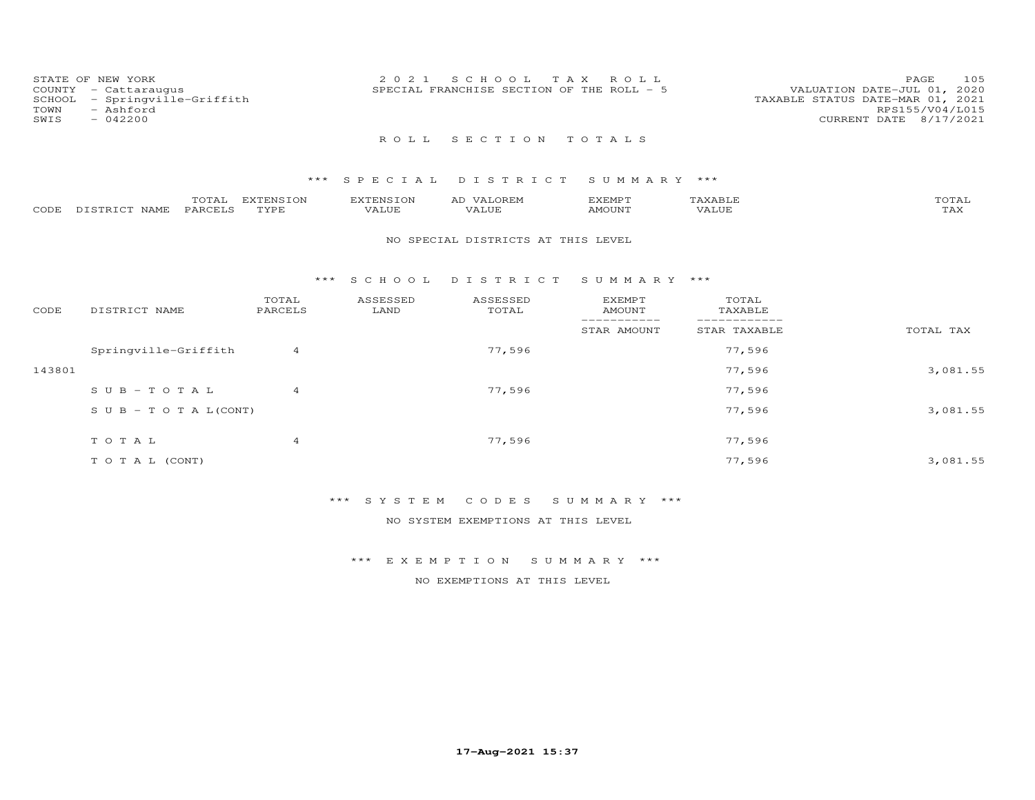STATE OF NEW YORK
COUNTY - Cattaraugus
SCHOOL - Springville-Griffith
TOWN - Ashford
SWIS - 042200

2021 SCHOOL TAX ROLL
SPECIAL FRANCHISE SECTION OF THE ROLL - 5

VALUATION DATE-JUL 01, 2020
TAXABLE STATUS DATE-MAR 01, 2021
RPS155/V04/L015
CURRENT DATE 8/17/2021

## ROLL SECTION TOTALS

### *** SPECIAL DISTRICT SUMMARY ***

| CODE | DISTRICT NAME | TOTAL PARCELS | EXTENSION TYPE | EXTENSION VALUE | AD VALOREM VALUE | EXEMPT AMOUNT | TAXABLE VALUE | TOTAL TAX |
|---|---|---|---|---|---|---|---|---|

NO SPECIAL DISTRICTS AT THIS LEVEL

### *** SCHOOL DISTRICT SUMMARY ***

| CODE | DISTRICT NAME | TOTAL PARCELS | ASSESSED LAND | ASSESSED TOTAL | EXEMPT AMOUNT / STAR AMOUNT | TOTAL TAXABLE / STAR TAXABLE | TOTAL TAX |
|---|---|---|---|---|---|---|---|
| | Springville-Griffith | 4 | | 77,596 | | 77,596 | |
| 143801 | | | | | | 77,596 | 3,081.55 |
| | SUB-TOTAL | 4 | | 77,596 | | 77,596 | |
| | SUB-TOTAL(CONT) | | | | | 77,596 | 3,081.55 |
| | TOTAL | 4 | | 77,596 | | 77,596 | |
| | TOTAL (CONT) | | | | | 77,596 | 3,081.55 |

### *** SYSTEM CODES SUMMARY ***

NO SYSTEM EXEMPTIONS AT THIS LEVEL

### *** EXEMPTION SUMMARY ***

NO EXEMPTIONS AT THIS LEVEL

17-Aug-2021 15:37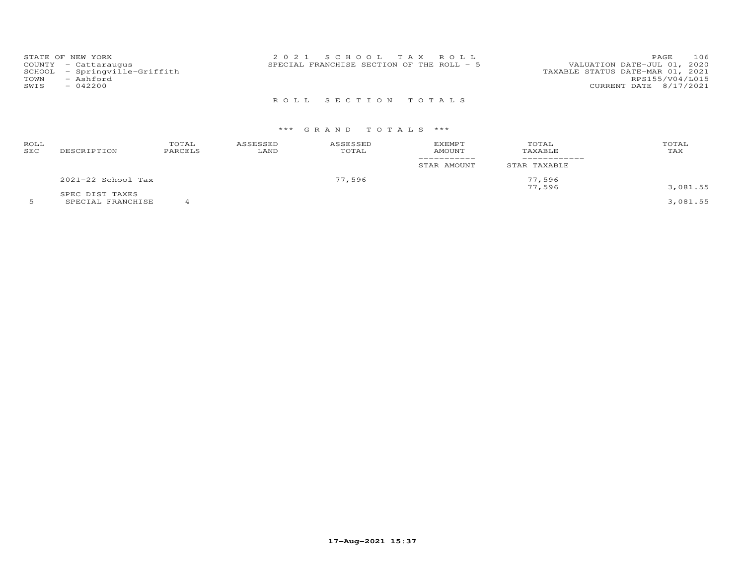STATE OF NEW YORK
COUNTY - Cattaraugus
SCHOOL - Springville-Griffith
TOWN - Ashford
SWIS - 042200

2 0 2 1 S C H O O L T A X R O L L
SPECIAL FRANCHISE SECTION OF THE ROLL - 5

VALUATION DATE-JUL 01, 2020
TAXABLE STATUS DATE-MAR 01, 2021
RPS155/V04/L015
CURRENT DATE 8/17/2021

## R O L L S E C T I O N T O T A L S

### \*\*\* G R A N D T O T A L S \*\*\*

| ROLL SEC | DESCRIPTION | TOTAL PARCELS | ASSESSED LAND | ASSESSED TOTAL | EXEMPT AMOUNT / STAR AMOUNT | TOTAL TAXABLE / STAR TAXABLE | TOTAL TAX |
|---|---|---|---|---|---|---|---|
| | 2021-22 School Tax | | | 77,596 | | 77,596 | |
| | | | | | | 77,596 | 3,081.55 |
| | SPEC DIST TAXES | | | | | | |
| 5 | SPECIAL FRANCHISE | 4 | | | | | 3,081.55 |

17-Aug-2021 15:37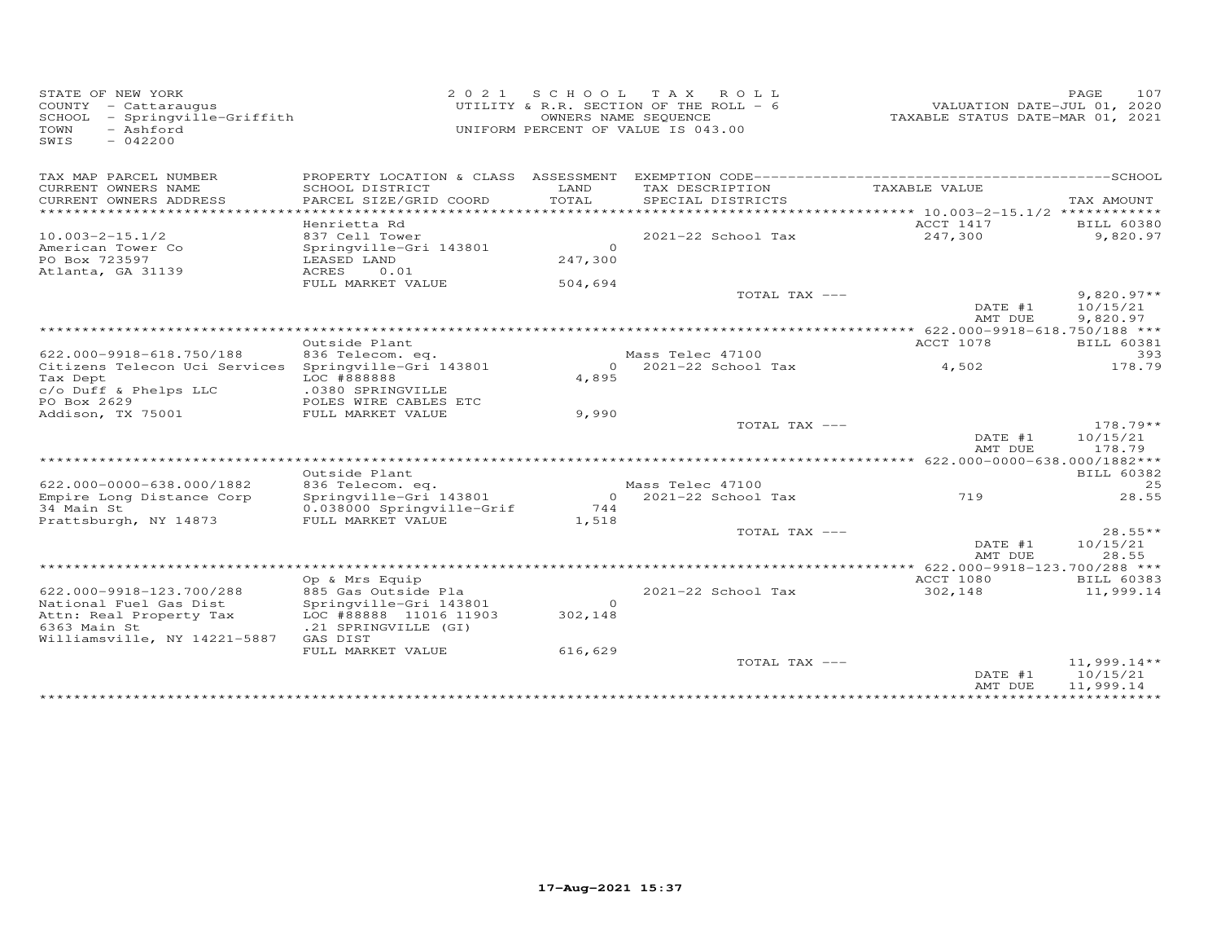STATE OF NEW YORK
COUNTY - Cattaraugus
SCHOOL - Springville-Griffith
TOWN - Ashford
SWIS - 042200

2021 SCHOOL TAX ROLL
UTILITY & R.R. SECTION OF THE ROLL - 6
OWNERS NAME SEQUENCE
UNIFORM PERCENT OF VALUE IS 043.00

VALUATION DATE-JUL 01, 2020
TAXABLE STATUS DATE-MAR 01, 2021

| TAX MAP PARCEL NUMBER / CURRENT OWNERS NAME / CURRENT OWNERS ADDRESS | PROPERTY LOCATION & CLASS / SCHOOL DISTRICT / PARCEL SIZE/GRID COORD | ASSESSMENT LAND / TOTAL | EXEMPTION CODE / TAX DESCRIPTION / SPECIAL DISTRICTS | TAXABLE VALUE | TAX AMOUNT |
|---|---|---|---|---|---|
| ******** 10.003-2-15.1/2 ******** | | | | | |
| | Henrietta Rd | | | ACCT 1417 | BILL 60380 |
| 10.003-2-15.1/2 | 837 Cell Tower | | 2021-22 School Tax | 247,300 | 9,820.97 |
| American Tower Co | Springville-Gri 143801 | 0 | | | |
| PO Box 723597 | LEASED LAND | 247,300 | | | |
| Atlanta, GA 31139 | ACRES 0.01 | | | | |
| | FULL MARKET VALUE | 504,694 | | | |
| | | | TOTAL TAX --- | | 9,820.97** |
| | | | | DATE #1 | 10/15/21 |
| | | | | AMT DUE | 9,820.97 |
| ******** 622.000-9918-618.750/188 ******** | | | | | |
| | Outside Plant | | | ACCT 1078 | BILL 60381 |
| 622.000-9918-618.750/188 | 836 Telecom. eq. | | Mass Telec 47100 | | 393 |
| Citizens Telecon Uci Services | Springville-Gri 143801 | 0 | 2021-22 School Tax | 4,502 | 178.79 |
| Tax Dept | LOC #888888 | 4,895 | | | |
| c/o Duff & Phelps LLC | .0380 SPRINGVILLE | | | | |
| PO Box 2629 | POLES WIRE CABLES ETC | | | | |
| Addison, TX 75001 | FULL MARKET VALUE | 9,990 | | | |
| | | | TOTAL TAX --- | | 178.79** |
| | | | | DATE #1 | 10/15/21 |
| | | | | AMT DUE | 178.79 |
| ******** 622.000-0000-638.000/1882 ******** | | | | | |
| | Outside Plant | | | | BILL 60382 |
| 622.000-0000-638.000/1882 | 836 Telecom. eq. | | Mass Telec 47100 | | 25 |
| Empire Long Distance Corp | Springville-Gri 143801 | 0 | 2021-22 School Tax | 719 | 28.55 |
| 34 Main St | 0.038000 Springville-Grif | 744 | | | |
| Prattsburgh, NY 14873 | FULL MARKET VALUE | 1,518 | | | |
| | | | TOTAL TAX --- | | 28.55** |
| | | | | DATE #1 | 10/15/21 |
| | | | | AMT DUE | 28.55 |
| ******** 622.000-9918-123.700/288 ******** | | | | | |
| | Op & Mrs Equip | | | ACCT 1080 | BILL 60383 |
| 622.000-9918-123.700/288 | 885 Gas Outside Pla | | 2021-22 School Tax | 302,148 | 11,999.14 |
| National Fuel Gas Dist | Springville-Gri 143801 | 0 | | | |
| Attn: Real Property Tax | LOC #88888 11016 11903 | 302,148 | | | |
| 6363 Main St | .21 SPRINGVILLE (GI) | | | | |
| Williamsville, NY 14221-5887 | GAS DIST | | | | |
| | FULL MARKET VALUE | 616,629 | | | |
| | | | TOTAL TAX --- | | 11,999.14** |
| | | | | DATE #1 | 10/15/21 |
| | | | | AMT DUE | 11,999.14 |

17-Aug-2021 15:37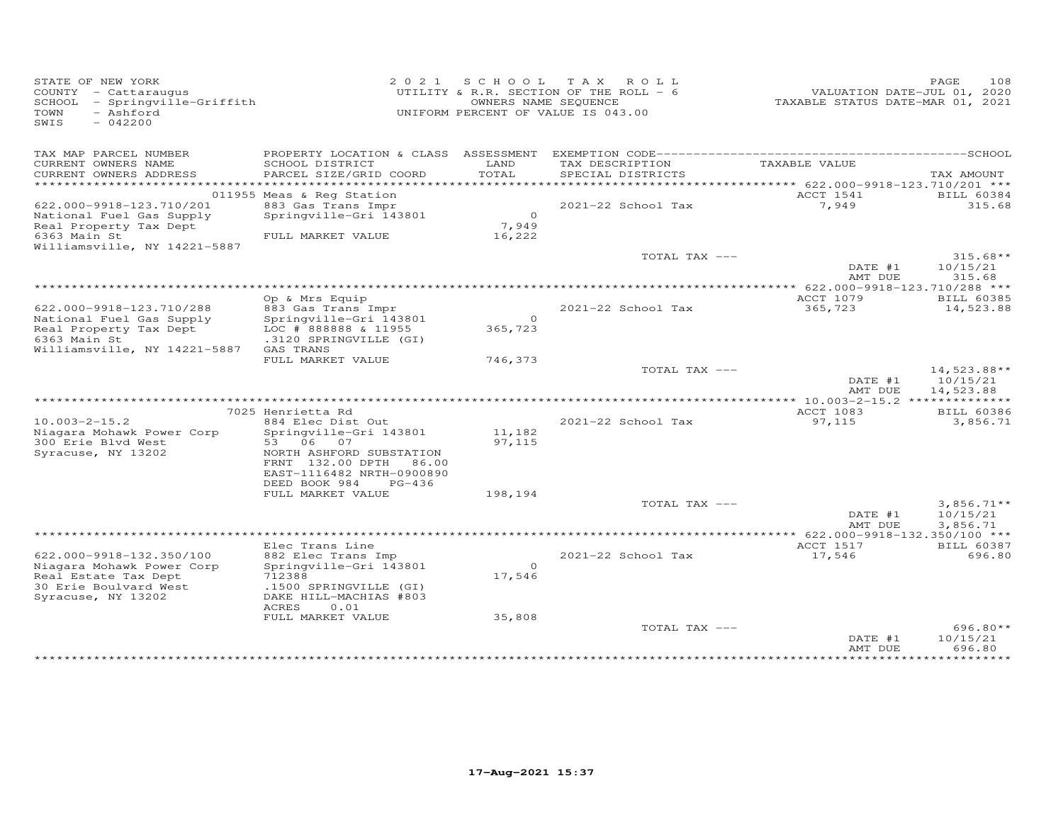STATE OF NEW YORK
COUNTY - Cattaraugus
SCHOOL - Springville-Griffith
TOWN - Ashford
SWIS - 042200

2021 SCHOOL TAX ROLL
UTILITY & R.R. SECTION OF THE ROLL - 6
OWNERS NAME SEQUENCE
UNIFORM PERCENT OF VALUE IS 043.00

VALUATION DATE-JUL 01, 2020
TAXABLE STATUS DATE-MAR 01, 2021

| TAX MAP PARCEL NUMBER / CURRENT OWNERS NAME / CURRENT OWNERS ADDRESS | PROPERTY LOCATION & CLASS / SCHOOL DISTRICT / PARCEL SIZE/GRID COORD | ASSESSMENT LAND / TOTAL | EXEMPTION CODE / TAX DESCRIPTION / SPECIAL DISTRICTS | TAXABLE VALUE | TAX AMOUNT |
|---|---|---|---|---|---|
| **622.000-9918-123.710/201** | 011955 Meas & Reg Station | | | ACCT 1541 | BILL 60384 |
| 622.000-9918-123.710/201 | 883 Gas Trans Impr | | 2021-22 School Tax | 7,949 | 315.68 |
| National Fuel Gas Supply | Springville-Gri 143801 | 0 | | | |
| Real Property Tax Dept | | 7,949 | | | |
| 6363 Main St | FULL MARKET VALUE | 16,222 | | | |
| Williamsville, NY 14221-5887 | | | | | |
| | | | TOTAL TAX --- | | 315.68** |
| | | | | DATE #1 | 10/15/21 |
| | | | | AMT DUE | 315.68 |
| **622.000-9918-123.710/288** | Op & Mrs Equip | | | ACCT 1079 | BILL 60385 |
| 622.000-9918-123.710/288 | 883 Gas Trans Impr | | 2021-22 School Tax | 365,723 | 14,523.88 |
| National Fuel Gas Supply | Springville-Gri 143801 | 0 | | | |
| Real Property Tax Dept | LOC # 888888 & 11955 | 365,723 | | | |
| 6363 Main St | .3120 SPRINGVILLE (GI) | | | | |
| Williamsville, NY 14221-5887 | GAS TRANS | | | | |
| | FULL MARKET VALUE | 746,373 | | | |
| | | | TOTAL TAX --- | | 14,523.88** |
| | | | | DATE #1 | 10/15/21 |
| | | | | AMT DUE | 14,523.88 |
| **10.003-2-15.2** | 7025 Henrietta Rd | | | ACCT 1083 | BILL 60386 |
| 10.003-2-15.2 | 884 Elec Dist Out | | 2021-22 School Tax | 97,115 | 3,856.71 |
| Niagara Mohawk Power Corp | Springville-Gri 143801 | 11,182 | | | |
| 300 Erie Blvd West | 53 06 07 | 97,115 | | | |
| Syracuse, NY 13202 | NORTH ASHFORD SUBSTATION | | | | |
| | FRNT 132.00 DPTH 86.00 | | | | |
| | EAST-1116482 NRTH-0900890 | | | | |
| | DEED BOOK 984 PG-436 | | | | |
| | FULL MARKET VALUE | 198,194 | | | |
| | | | TOTAL TAX --- | | 3,856.71** |
| | | | | DATE #1 | 10/15/21 |
| | | | | AMT DUE | 3,856.71 |
| **622.000-9918-132.350/100** | Elec Trans Line | | | ACCT 1517 | BILL 60387 |
| 622.000-9918-132.350/100 | 882 Elec Trans Imp | | 2021-22 School Tax | 17,546 | 696.80 |
| Niagara Mohawk Power Corp | Springville-Gri 143801 | 0 | | | |
| Real Estate Tax Dept | 712388 | 17,546 | | | |
| 30 Erie Boulvard West | .1500 SPRINGVILLE (GI) | | | | |
| Syracuse, NY 13202 | DAKE HILL-MACHIAS #803 | | | | |
| | ACRES 0.01 | | | | |
| | FULL MARKET VALUE | 35,808 | | | |
| | | | TOTAL TAX --- | | 696.80** |
| | | | | DATE #1 | 10/15/21 |
| | | | | AMT DUE | 696.80 |

17-Aug-2021 15:37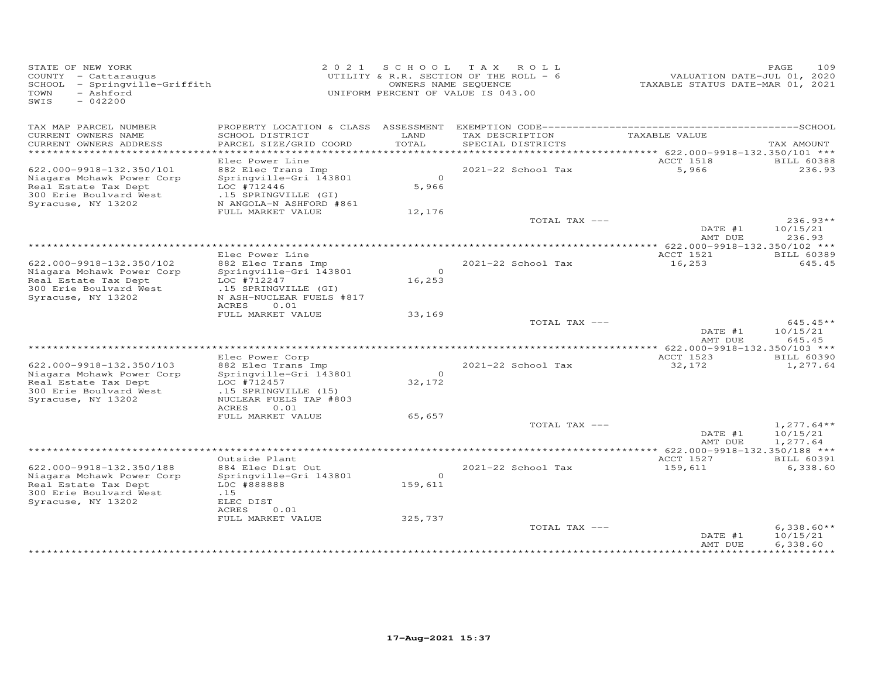STATE OF NEW YORK
COUNTY - Cattaraugus
SCHOOL - Springville-Griffith
TOWN - Ashford
SWIS - 042200

2 0 2 1 S C H O O L T A X R O L L
UTILITY & R.R. SECTION OF THE ROLL - 6
OWNERS NAME SEQUENCE
UNIFORM PERCENT OF VALUE IS 043.00

VALUATION DATE-JUL 01, 2020
TAXABLE STATUS DATE-MAR 01, 2021

| TAX MAP PARCEL NUMBER / CURRENT OWNERS NAME / CURRENT OWNERS ADDRESS | PROPERTY LOCATION & CLASS / SCHOOL DISTRICT / PARCEL SIZE/GRID COORD | ASSESSMENT LAND / TOTAL | EXEMPTION CODE / TAX DESCRIPTION / SPECIAL DISTRICTS | TAXABLE VALUE | TAX AMOUNT |
|---|---|---|---|---|---|
| | Elec Power Line | | | ACCT 1518 | BILL 60388 |
| 622.000-9918-132.350/101 | 882 Elec Trans Imp | | | | |
| Niagara Mohawk Power Corp | Springville-Gri 143801 | 0 | 2021-22 School Tax | 5,966 | 236.93 |
| Real Estate Tax Dept | LOC #712446 | 5,966 | | | |
| 300 Erie Boulvard West | .15 SPRINGVILLE (GI) | | | | |
| Syracuse, NY 13202 | N ANGOLA-N ASHFORD #861 | | | | |
| | FULL MARKET VALUE | 12,176 | | | |
| | | | TOTAL TAX --- | | 236.93** |
| | | | | DATE #1 | 10/15/21 |
| | | | | AMT DUE | 236.93 |
| | Elec Power Line | | | ACCT 1521 | BILL 60389 |
| 622.000-9918-132.350/102 | 882 Elec Trans Imp | | | | |
| Niagara Mohawk Power Corp | Springville-Gri 143801 | 0 | 2021-22 School Tax | 16,253 | 645.45 |
| Real Estate Tax Dept | LOC #712247 | 16,253 | | | |
| 300 Erie Boulvard West | .15 SPRINGVILLE (GI) | | | | |
| Syracuse, NY 13202 | N ASH-NUCLEAR FUELS #817 | | | | |
| | ACRES 0.01 | | | | |
| | FULL MARKET VALUE | 33,169 | | | |
| | | | TOTAL TAX --- | | 645.45** |
| | | | | DATE #1 | 10/15/21 |
| | | | | AMT DUE | 645.45 |
| | Elec Power Corp | | | ACCT 1523 | BILL 60390 |
| 622.000-9918-132.350/103 | 882 Elec Trans Imp | | | | |
| Niagara Mohawk Power Corp | Springville-Gri 143801 | 0 | 2021-22 School Tax | 32,172 | 1,277.64 |
| Real Estate Tax Dept | LOC #712457 | 32,172 | | | |
| 300 Erie Boulvard West | .15 SPRINGVILLE (15) | | | | |
| Syracuse, NY 13202 | NUCLEAR FUELS TAP #803 | | | | |
| | ACRES 0.01 | | | | |
| | FULL MARKET VALUE | 65,657 | | | |
| | | | TOTAL TAX --- | | 1,277.64** |
| | | | | DATE #1 | 10/15/21 |
| | | | | AMT DUE | 1,277.64 |
| | Outside Plant | | | ACCT 1527 | BILL 60391 |
| 622.000-9918-132.350/188 | 884 Elec Dist Out | | | | |
| Niagara Mohawk Power Corp | Springville-Gri 143801 | 0 | 2021-22 School Tax | 159,611 | 6,338.60 |
| Real Estate Tax Dept | L0C #888888 | 159,611 | | | |
| 300 Erie Boulvard West | .15 | | | | |
| Syracuse, NY 13202 | ELEC DIST | | | | |
| | ACRES 0.01 | | | | |
| | FULL MARKET VALUE | 325,737 | | | |
| | | | TOTAL TAX --- | | 6,338.60** |
| | | | | DATE #1 | 10/15/21 |
| | | | | AMT DUE | 6,338.60 |

17-Aug-2021 15:37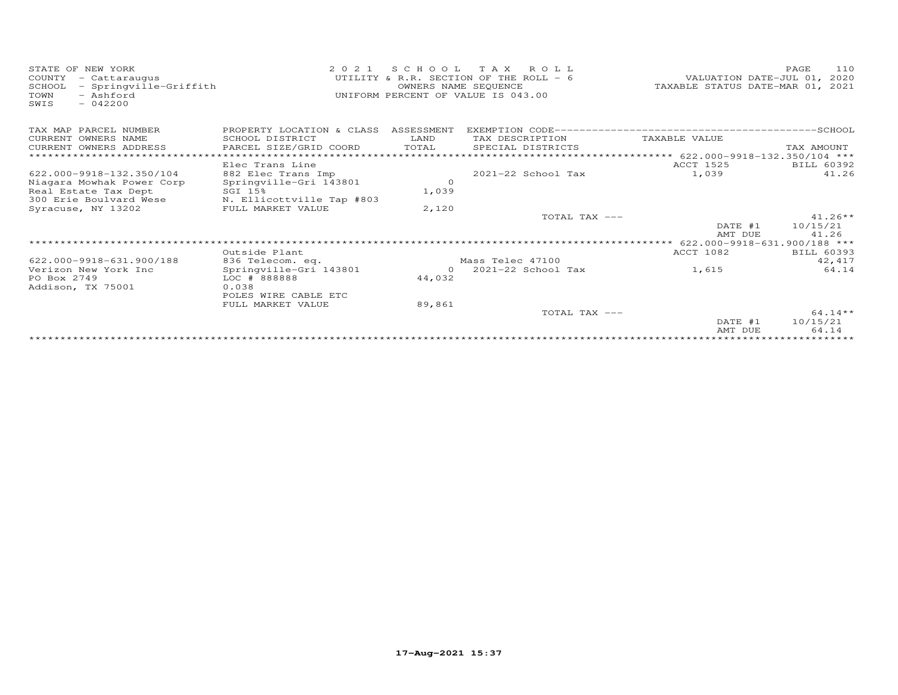STATE OF NEW YORK
COUNTY - Cattaraugus
SCHOOL - Springville-Griffith
TOWN - Ashford
SWIS - 042200

2021 SCHOOL TAX ROLL
UTILITY & R.R. SECTION OF THE ROLL - 6
OWNERS NAME SEQUENCE
UNIFORM PERCENT OF VALUE IS 043.00

VALUATION DATE-JUL 01, 2020
TAXABLE STATUS DATE-MAR 01, 2021

| TAX MAP PARCEL NUMBER / CURRENT OWNERS NAME / CURRENT OWNERS ADDRESS | PROPERTY LOCATION & CLASS / SCHOOL DISTRICT / PARCEL SIZE/GRID COORD | ASSESSMENT LAND / TOTAL | EXEMPTION CODE / TAX DESCRIPTION / SPECIAL DISTRICTS | TAXABLE VALUE | TAX AMOUNT |
|---|---|---|---|---|---|
| *** 622.000-9918-132.350/104 *** | Elec Trans Line | | | ACCT 1525 | BILL 60392 |
| 622.000-9918-132.350/104 | 882 Elec Trans Imp | | | | |
| Niagara Mowhak Power Corp | Springville-Gri 143801 | 0 | 2021-22 School Tax | 1,039 | 41.26 |
| Real Estate Tax Dept | SGI 15% | 1,039 | | | |
| 300 Erie Boulvard Wese | N. Ellicottville Tap #803 | | | | |
| Syracuse, NY 13202 | FULL MARKET VALUE | 2,120 | | | |
| | | | TOTAL TAX --- | | 41.26** |
| | | | | DATE #1 | 10/15/21 |
| | | | | AMT DUE | 41.26 |
| *** 622.000-9918-631.900/188 *** | Outside Plant | | | ACCT 1082 | BILL 60393 |
| 622.000-9918-631.900/188 | 836 Telecom. eq. | | Mass Telec 47100 | | 42,417 |
| Verizon New York Inc | Springville-Gri 143801 | 0 | 2021-22 School Tax | 1,615 | 64.14 |
| PO Box 2749 | LOC # 888888 | 44,032 | | | |
| Addison, TX 75001 | 0.038 | | | | |
| | POLES WIRE CABLE ETC | | | | |
| | FULL MARKET VALUE | 89,861 | | | |
| | | | TOTAL TAX --- | | 64.14** |
| | | | | DATE #1 | 10/15/21 |
| | | | | AMT DUE | 64.14 |

17-Aug-2021 15:37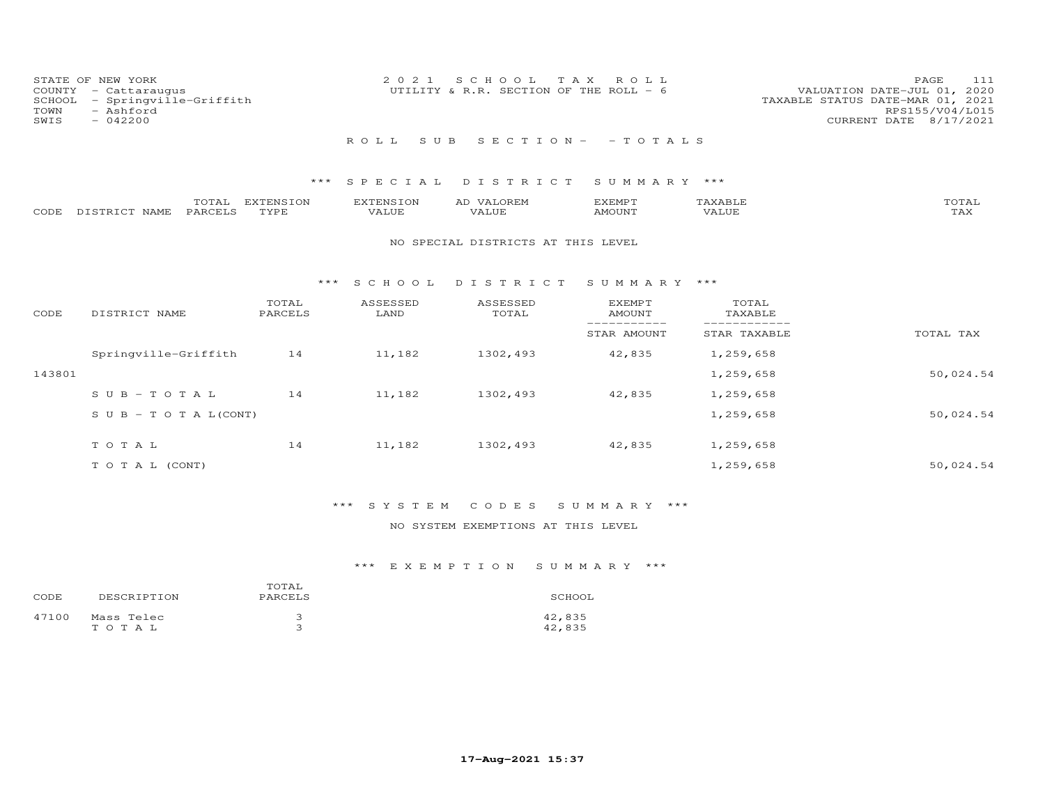STATE OF NEW YORK
COUNTY - Cattaraugus
SCHOOL - Springville-Griffith
TOWN - Ashford
SWIS - 042200

2021 SCHOOL TAX ROLL
UTILITY & R.R. SECTION OF THE ROLL - 6

VALUATION DATE-JUL 01, 2020
TAXABLE STATUS DATE-MAR 01, 2021
RPS155/V04/L015
CURRENT DATE 8/17/2021

## ROLL SUB SECTION- - TOTALS

### *** SPECIAL DISTRICT SUMMARY ***

| CODE | DISTRICT NAME | TOTAL PARCELS | EXTENSION TYPE | EXTENSION VALUE | AD VALOREM VALUE | EXEMPT AMOUNT | TAXABLE VALUE | TOTAL TAX |
|---|---|---|---|---|---|---|---|---|

NO SPECIAL DISTRICTS AT THIS LEVEL

### *** SCHOOL DISTRICT SUMMARY ***

| CODE | DISTRICT NAME | TOTAL PARCELS | ASSESSED LAND | ASSESSED TOTAL | EXEMPT AMOUNT / STAR AMOUNT | TOTAL TAXABLE / STAR TAXABLE | TOTAL TAX |
|---|---|---|---|---|---|---|---|
| | Springville-Griffith | 14 | 11,182 | 1302,493 | 42,835 | 1,259,658 | |
| 143801 | | | | | | 1,259,658 | 50,024.54 |
| | SUB-TOTAL | 14 | 11,182 | 1302,493 | 42,835 | 1,259,658 | |
| | SUB-TOTAL(CONT) | | | | | 1,259,658 | 50,024.54 |
| | TOTAL | 14 | 11,182 | 1302,493 | 42,835 | 1,259,658 | |
| | TOTAL (CONT) | | | | | 1,259,658 | 50,024.54 |

### *** SYSTEM CODES SUMMARY ***

NO SYSTEM EXEMPTIONS AT THIS LEVEL

### *** EXEMPTION SUMMARY ***

| CODE | DESCRIPTION | TOTAL PARCELS | SCHOOL |
|---|---|---|---|
| 47100 | Mass Telec | 3 | 42,835 |
| | TOTAL | 3 | 42,835 |

17-Aug-2021 15:37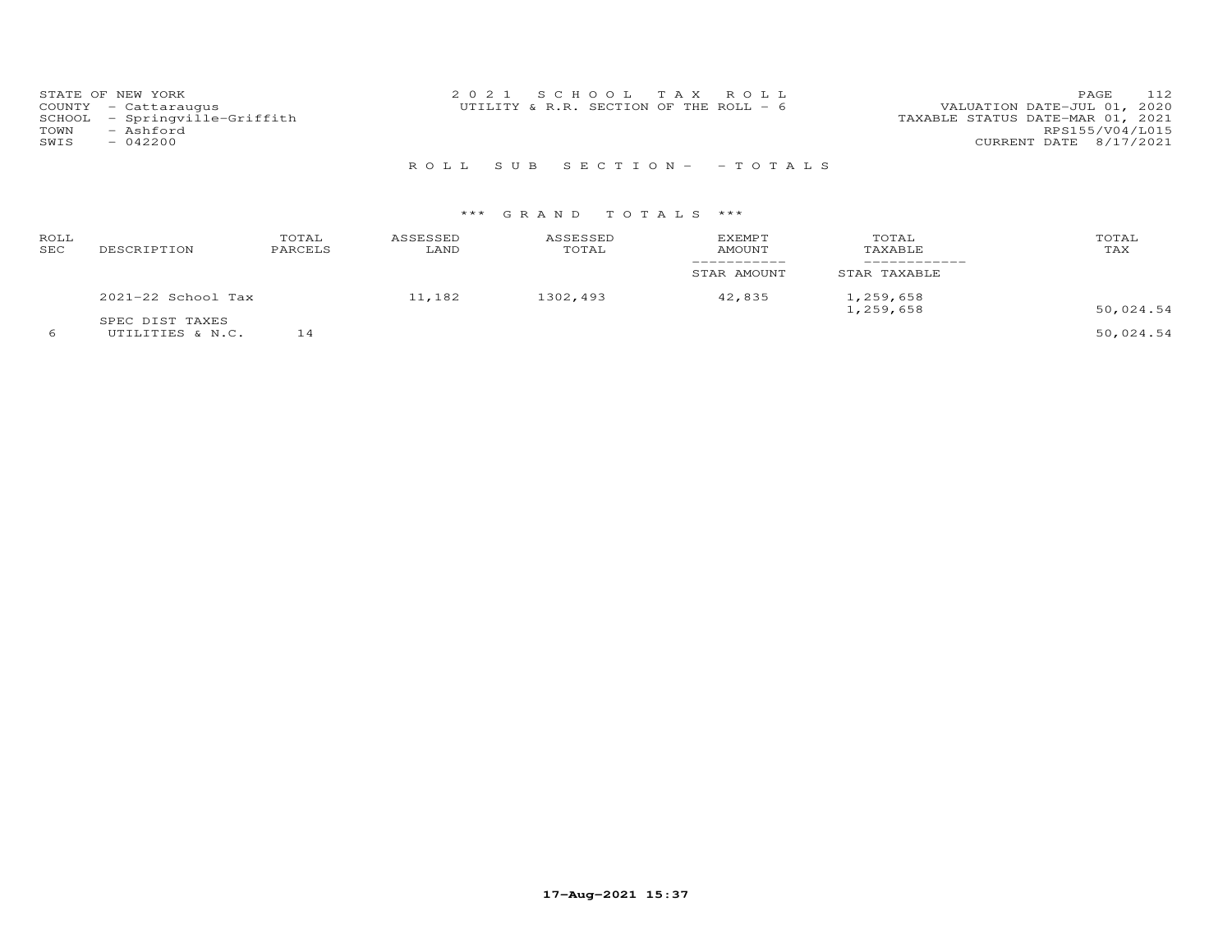STATE OF NEW YORK
COUNTY - Cattaraugus
SCHOOL - Springville-Griffith
TOWN - Ashford
SWIS - 042200

2 0 2 1 S C H O O L T A X R O L L
UTILITY & R.R. SECTION OF THE ROLL - 6

VALUATION DATE-JUL 01, 2020
TAXABLE STATUS DATE-MAR 01, 2021
RPS155/V04/L015
CURRENT DATE 8/17/2021

R O L L S U B S E C T I O N - - T O T A L S

\*\*\* G R A N D T O T A L S \*\*\*

| ROLL SEC | DESCRIPTION | TOTAL PARCELS | ASSESSED LAND | ASSESSED TOTAL | EXEMPT AMOUNT / STAR AMOUNT | TOTAL TAXABLE / STAR TAXABLE | TOTAL TAX |
|---|---|---|---|---|---|---|---|
| | 2021-22 School Tax | | 11,182 | 1302,493 | 42,835 | 1,259,658 | |
| | | | | | | 1,259,658 | 50,024.54 |
| | SPEC DIST TAXES | | | | | | |
| 6 | UTILITIES & N.C. | 14 | | | | | 50,024.54 |

17-Aug-2021 15:37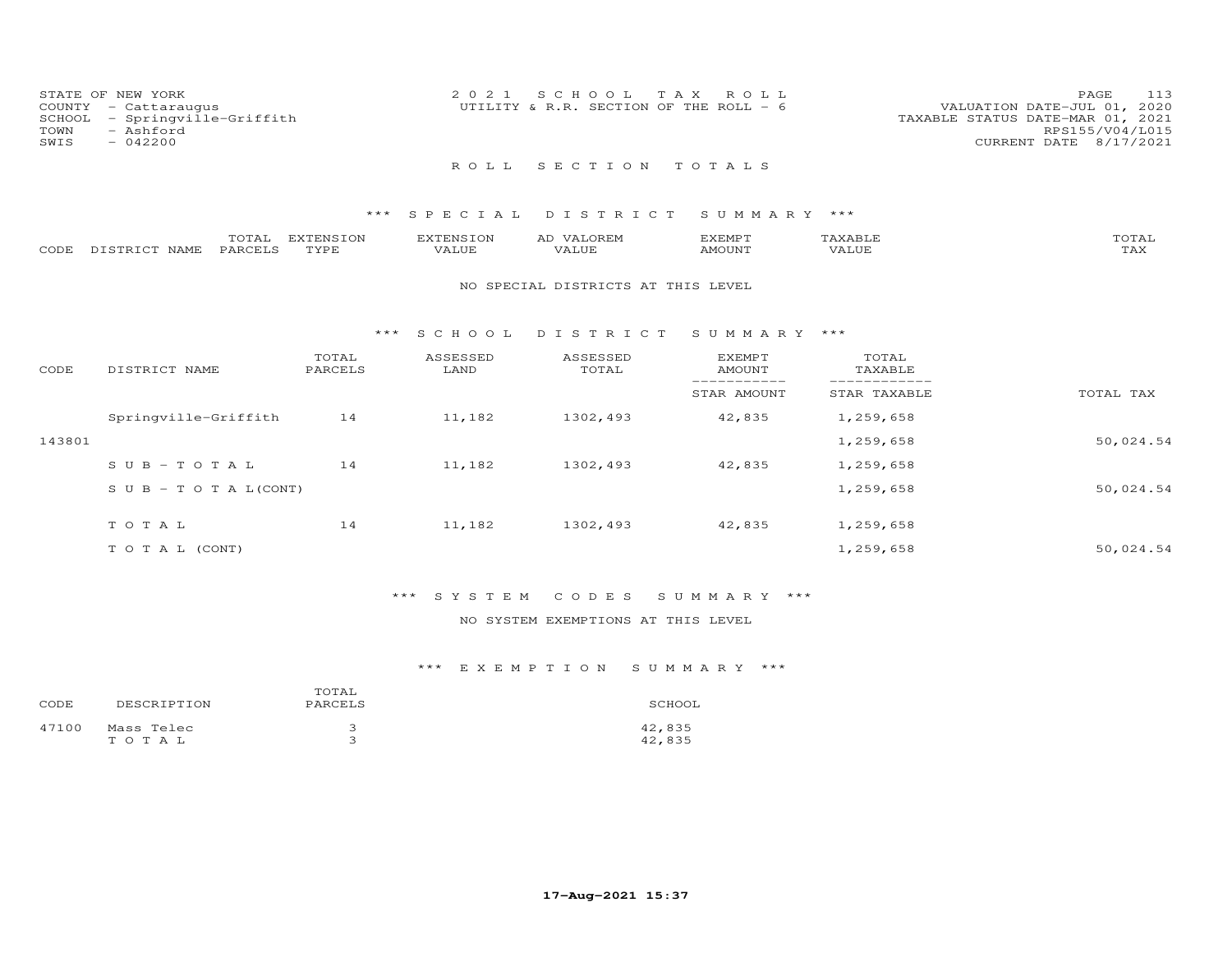STATE OF NEW YORK
COUNTY - Cattaraugus
SCHOOL - Springville-Griffith
TOWN - Ashford
SWIS - 042200

2 0 2 1 S C H O O L T A X R O L L
UTILITY & R.R. SECTION OF THE ROLL - 6

VALUATION DATE-JUL 01, 2020
TAXABLE STATUS DATE-MAR 01, 2021
RPS155/V04/L015
CURRENT DATE 8/17/2021

## R O L L S E C T I O N T O T A L S

### *** S P E C I A L D I S T R I C T S U M M A R Y ***

| CODE | DISTRICT NAME | TOTAL PARCELS | EXTENSION TYPE | EXTENSION VALUE | AD VALOREM VALUE | EXEMPT AMOUNT | TAXABLE VALUE | TOTAL TAX |
|---|---|---|---|---|---|---|---|---|

NO SPECIAL DISTRICTS AT THIS LEVEL

### *** S C H O O L D I S T R I C T S U M M A R Y ***

| CODE | DISTRICT NAME | TOTAL PARCELS | ASSESSED LAND | ASSESSED TOTAL | EXEMPT AMOUNT / STAR AMOUNT | TOTAL TAXABLE / STAR TAXABLE | TOTAL TAX |
|---|---|---|---|---|---|---|---|
| | Springville-Griffith | 14 | 11,182 | 1302,493 | 42,835 | 1,259,658 | |
| 143801 | | | | | | 1,259,658 | 50,024.54 |
| | S U B - T O T A L | 14 | 11,182 | 1302,493 | 42,835 | 1,259,658 | |
| | S U B - T O T A L(CONT) | | | | | 1,259,658 | 50,024.54 |
| | T O T A L | 14 | 11,182 | 1302,493 | 42,835 | 1,259,658 | |
| | T O T A L (CONT) | | | | | 1,259,658 | 50,024.54 |

### *** S Y S T E M C O D E S S U M M A R Y ***

NO SYSTEM EXEMPTIONS AT THIS LEVEL

### *** E X E M P T I O N S U M M A R Y ***

| CODE | DESCRIPTION | TOTAL PARCELS | SCHOOL |
|---|---|---|---|
| 47100 | Mass Telec | 3 | 42,835 |
| | T O T A L | 3 | 42,835 |

17-Aug-2021 15:37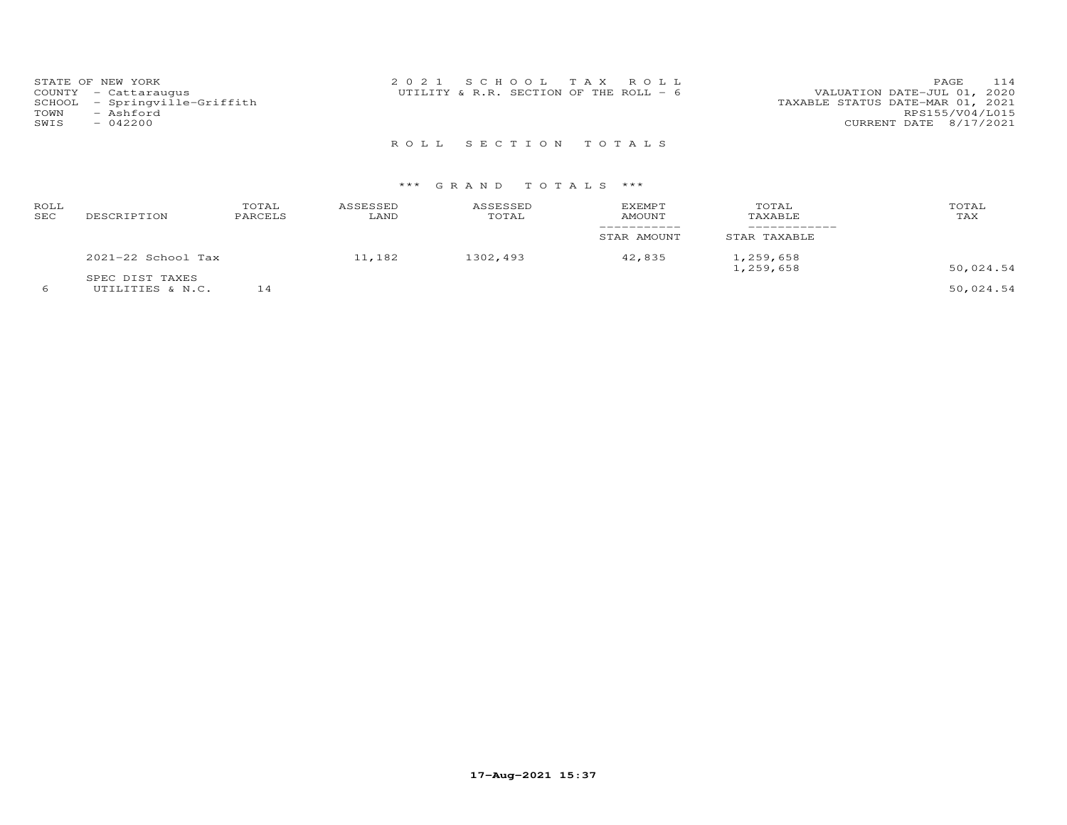STATE OF NEW YORK
COUNTY - Cattaraugus
SCHOOL - Springville-Griffith
TOWN - Ashford
SWIS - 042200

2 0 2 1 S C H O O L T A X R O L L
UTILITY & R.R. SECTION OF THE ROLL - 6

VALUATION DATE-JUL 01, 2020
TAXABLE STATUS DATE-MAR 01, 2021
RPS155/V04/L015
CURRENT DATE 8/17/2021

R O L L S E C T I O N T O T A L S

\*\*\* G R A N D T O T A L S \*\*\*

| ROLL SEC | DESCRIPTION | TOTAL PARCELS | ASSESSED LAND | ASSESSED TOTAL | EXEMPT AMOUNT / STAR AMOUNT | TOTAL TAXABLE / STAR TAXABLE | TOTAL TAX |
|---|---|---|---|---|---|---|---|
| | 2021-22 School Tax | | 11,182 | 1302,493 | 42,835 | 1,259,658 | |
| | | | | | | 1,259,658 | 50,024.54 |
| | SPEC DIST TAXES | | | | | | |
| 6 | UTILITIES & N.C. | 14 | | | | | 50,024.54 |

17-Aug-2021 15:37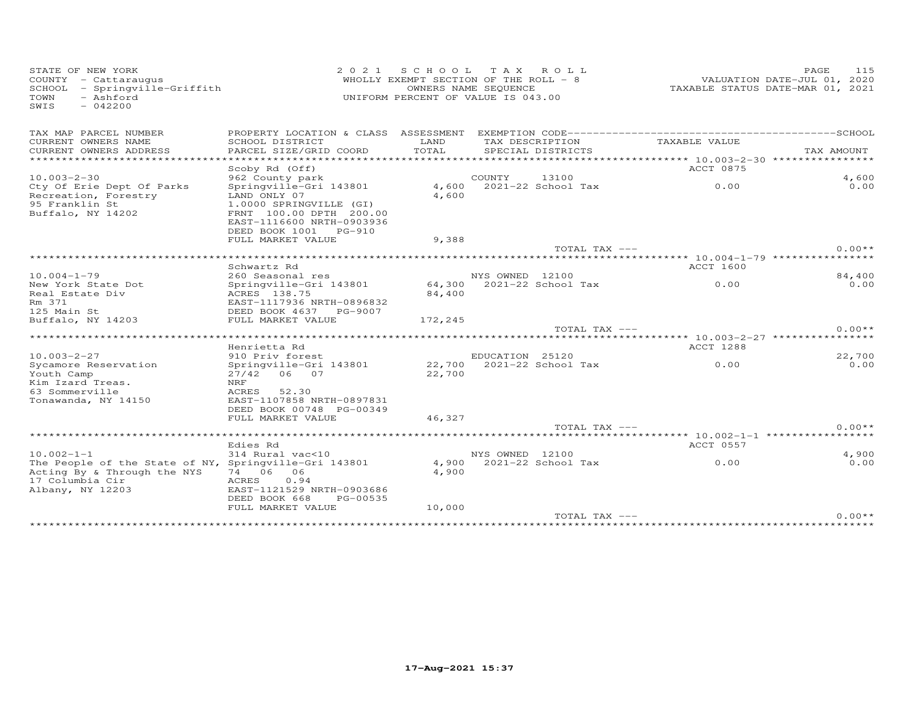STATE OF NEW YORK
COUNTY - Cattaraugus
SCHOOL - Springville-Griffith
TOWN - Ashford
SWIS - 042200

2021 SCHOOL TAX ROLL
WHOLLY EXEMPT SECTION OF THE ROLL - 8
OWNERS NAME SEQUENCE
UNIFORM PERCENT OF VALUE IS 043.00

VALUATION DATE-JUL 01, 2020
TAXABLE STATUS DATE-MAR 01, 2021

| TAX MAP PARCEL NUMBER / CURRENT OWNERS NAME / CURRENT OWNERS ADDRESS | PROPERTY LOCATION & CLASS / SCHOOL DISTRICT / PARCEL SIZE/GRID COORD | ASSESSMENT LAND / TOTAL | EXEMPTION CODE / TAX DESCRIPTION / SPECIAL DISTRICTS | TAXABLE VALUE | TAX AMOUNT |
|---|---|---|---|---|---|
| 10.003-2-30 | Scoby Rd (Off) | | | ACCT 0875 | |
| 10.003-2-30 | 962 County park | | COUNTY 13100 | | 4,600 |
| Cty Of Erie Dept Of Parks | Springville-Gri 143801 | 4,600 | 2021-22 School Tax | 0.00 | 0.00 |
| Recreation, Forestry | LAND ONLY 07 | 4,600 | | | |
| 95 Franklin St | 1.0000 SPRINGVILLE (GI) | | | | |
| Buffalo, NY 14202 | FRNT 100.00 DPTH 200.00 | | | | |
| | EAST-1116600 NRTH-0903936 | | | | |
| | DEED BOOK 1001 PG-910 | | | | |
| | FULL MARKET VALUE | 9,388 | | | |
| | | | TOTAL TAX --- | | 0.00** |
| 10.004-1-79 | Schwartz Rd | | | ACCT 1600 | |
| 10.004-1-79 | 260 Seasonal res | | NYS OWNED 12100 | | 84,400 |
| New York State Dot | Springville-Gri 143801 | 64,300 | 2021-22 School Tax | 0.00 | 0.00 |
| Real Estate Div | ACRES 138.75 | 84,400 | | | |
| Rm 371 | EAST-1117936 NRTH-0896832 | | | | |
| 125 Main St | DEED BOOK 4637 PG-9007 | | | | |
| Buffalo, NY 14203 | FULL MARKET VALUE | 172,245 | | | |
| | | | TOTAL TAX --- | | 0.00** |
| 10.003-2-27 | Henrietta Rd | | | ACCT 1288 | |
| 10.003-2-27 | 910 Priv forest | | EDUCATION 25120 | | 22,700 |
| Sycamore Reservation | Springville-Gri 143801 | 22,700 | 2021-22 School Tax | 0.00 | 0.00 |
| Youth Camp | 27/42 06 07 | 22,700 | | | |
| Kim Izard Treas. | NRF | | | | |
| 63 Sommerville | ACRES 52.30 | | | | |
| Tonawanda, NY 14150 | EAST-1107858 NRTH-0897831 | | | | |
| | DEED BOOK 00748 PG-00349 | | | | |
| | FULL MARKET VALUE | 46,327 | | | |
| | | | TOTAL TAX --- | | 0.00** |
| 10.002-1-1 | Edies Rd | | | ACCT 0557 | |
| 10.002-1-1 | 314 Rural vac<10 | | NYS OWNED 12100 | | 4,900 |
| The People of the State of NY, | Springville-Gri 143801 | 4,900 | 2021-22 School Tax | 0.00 | 0.00 |
| Acting By & Through the NYS | 74 06 06 | 4,900 | | | |
| 17 Columbia Cir | ACRES 0.94 | | | | |
| Albany, NY 12203 | EAST-1121529 NRTH-0903686 | | | | |
| | DEED BOOK 668 PG-00535 | | | | |
| | FULL MARKET VALUE | 10,000 | | | |
| | | | TOTAL TAX --- | | 0.00** |

17-Aug-2021 15:37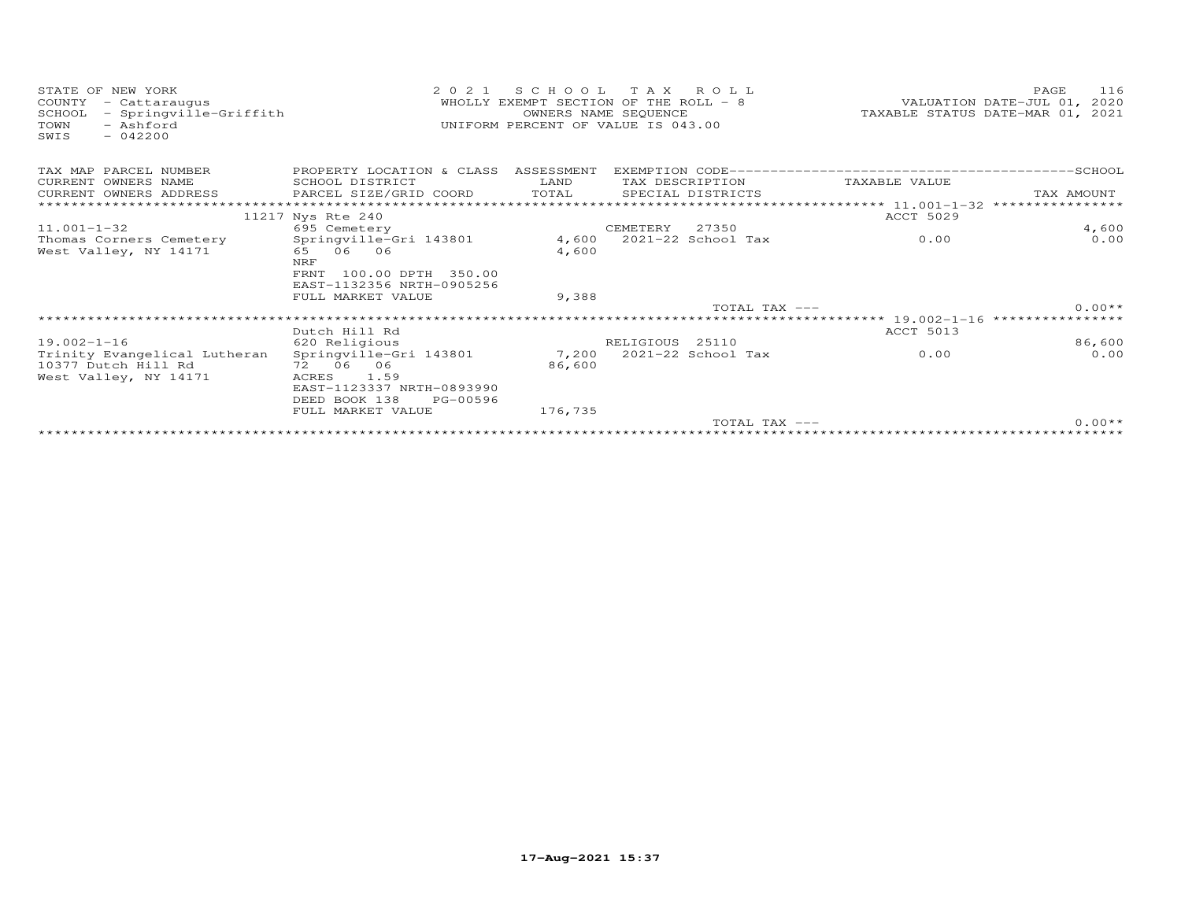STATE OF NEW YORK
COUNTY - Cattaraugus
SCHOOL - Springville-Griffith
TOWN - Ashford
SWIS - 042200

2 0 2 1 S C H O O L T A X R O L L
WHOLLY EXEMPT SECTION OF THE ROLL - 8
OWNERS NAME SEQUENCE
UNIFORM PERCENT OF VALUE IS 043.00

VALUATION DATE-JUL 01, 2020
TAXABLE STATUS DATE-MAR 01, 2021

| TAX MAP PARCEL NUMBER / CURRENT OWNERS NAME / CURRENT OWNERS ADDRESS | PROPERTY LOCATION & CLASS / SCHOOL DISTRICT / PARCEL SIZE/GRID COORD | ASSESSMENT LAND / TOTAL | EXEMPTION CODE / TAX DESCRIPTION / SPECIAL DISTRICTS | TAXABLE VALUE | SCHOOL TAX AMOUNT |
|---|---|---|---|---|---|
| | 11217 Nys Rte 240 | | | ACCT 5029 | |
| 11.001-1-32 | 695 Cemetery | | CEMETERY 27350 | | 4,600 |
| Thomas Corners Cemetery | Springville-Gri 143801 | 4,600 | 2021-22 School Tax | 0.00 | 0.00 |
| West Valley, NY 14171 | 65 06 06 | 4,600 | | | |
| | NRF | | | | |
| | FRNT 100.00 DPTH 350.00 | | | | |
| | EAST-1132356 NRTH-0905256 | | | | |
| | FULL MARKET VALUE | 9,388 | | | |
| | | | TOTAL TAX --- | | 0.00** |
| | Dutch Hill Rd | | | ACCT 5013 | |
| 19.002-1-16 | 620 Religious | | RELIGIOUS 25110 | | 86,600 |
| Trinity Evangelical Lutheran | Springville-Gri 143801 | 7,200 | 2021-22 School Tax | 0.00 | 0.00 |
| 10377 Dutch Hill Rd | 72 06 06 | 86,600 | | | |
| West Valley, NY 14171 | ACRES 1.59 | | | | |
| | EAST-1123337 NRTH-0893990 | | | | |
| | DEED BOOK 138 PG-00596 | | | | |
| | FULL MARKET VALUE | 176,735 | | | |
| | | | TOTAL TAX --- | | 0.00** |

17-Aug-2021 15:37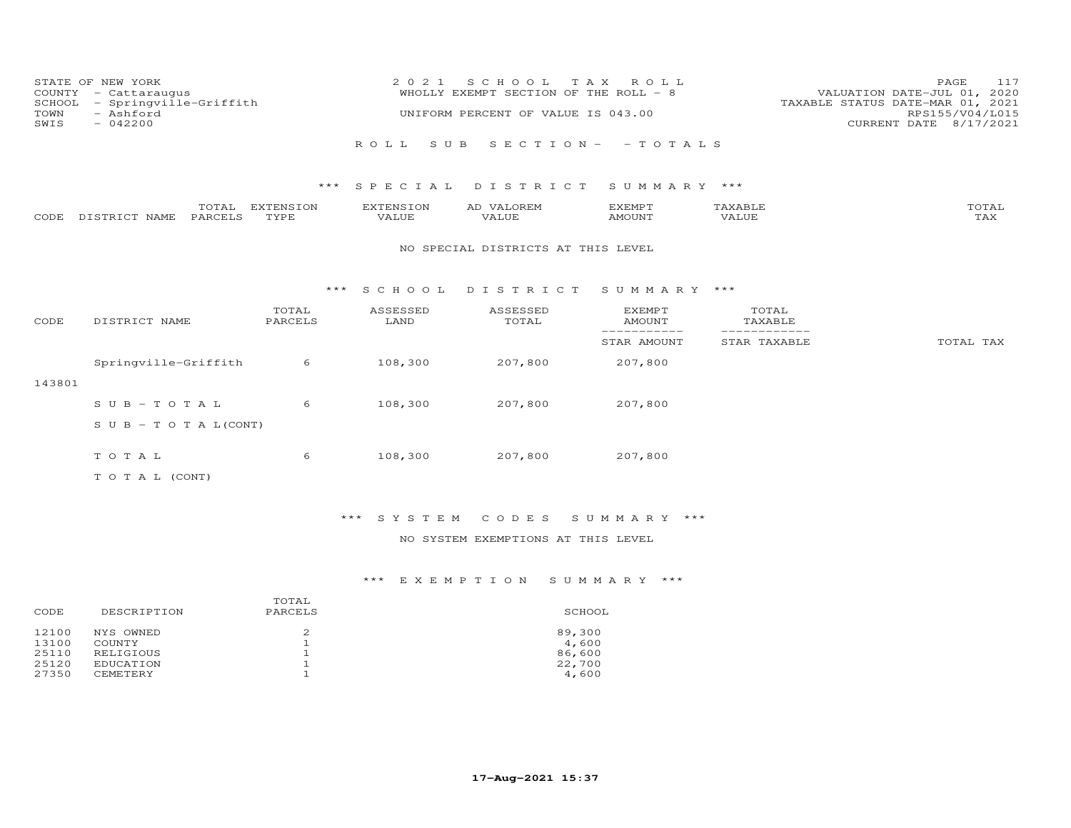STATE OF NEW YORK
COUNTY - Cattaraugus
SCHOOL - Springville-Griffith
TOWN - Ashford
SWIS - 042200

2021 SCHOOL TAX ROLL
WHOLLY EXEMPT SECTION OF THE ROLL - 8
UNIFORM PERCENT OF VALUE IS 043.00

VALUATION DATE-JUL 01, 2020
TAXABLE STATUS DATE-MAR 01, 2021
RPS155/V04/L015
CURRENT DATE 8/17/2021

ROLL SUB SECTION- - TOTALS

### *** SPECIAL DISTRICT SUMMARY ***

| CODE | DISTRICT NAME | TOTAL PARCELS | EXTENSION TYPE | EXTENSION VALUE | AD VALOREM VALUE | EXEMPT AMOUNT | TAXABLE VALUE | TOTAL TAX |
|---|---|---|---|---|---|---|---|---|

NO SPECIAL DISTRICTS AT THIS LEVEL

### *** SCHOOL DISTRICT SUMMARY ***

| CODE | DISTRICT NAME | TOTAL PARCELS | ASSESSED LAND | ASSESSED TOTAL | EXEMPT AMOUNT / STAR AMOUNT | TOTAL TAXABLE / STAR TAXABLE | TOTAL TAX |
|---|---|---|---|---|---|---|---|
| 143801 | Springville-Griffith | 6 | 108,300 | 207,800 | 207,800 | | |
| | SUB-TOTAL | 6 | 108,300 | 207,800 | 207,800 | | |
| | SUB-TOTAL(CONT) | | | | | | |
| | TOTAL | 6 | 108,300 | 207,800 | 207,800 | | |
| | TOTAL (CONT) | | | | | | |

### *** SYSTEM CODES SUMMARY ***

NO SYSTEM EXEMPTIONS AT THIS LEVEL

### *** EXEMPTION SUMMARY ***

| CODE | DESCRIPTION | TOTAL PARCELS | SCHOOL |
|---|---|---|---|
| 12100 | NYS OWNED | 2 | 89,300 |
| 13100 | COUNTY | 1 | 4,600 |
| 25110 | RELIGIOUS | 1 | 86,600 |
| 25120 | EDUCATION | 1 | 22,700 |
| 27350 | CEMETERY | 1 | 4,600 |

17-Aug-2021 15:37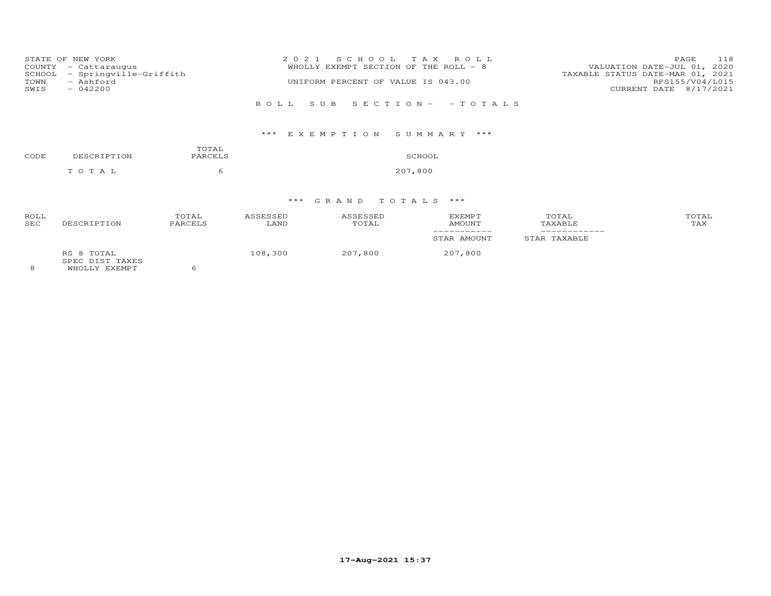STATE OF NEW YORK
COUNTY - Cattaraugus
SCHOOL - Springville-Griffith
TOWN - Ashford
SWIS - 042200

2021 SCHOOL TAX ROLL
WHOLLY EXEMPT SECTION OF THE ROLL - 8
UNIFORM PERCENT OF VALUE IS 043.00

VALUATION DATE-JUL 01, 2020
TAXABLE STATUS DATE-MAR 01, 2021
RPS155/V04/L015
CURRENT DATE 8/17/2021

ROLL SUB SECTION- - TOTALS

*** EXEMPTION SUMMARY ***

| CODE | DESCRIPTION | TOTAL PARCELS | SCHOOL |
|---|---|---|---|
| | TOTAL | 6 | 207,800 |

*** GRAND TOTALS ***

| ROLL SEC | DESCRIPTION | TOTAL PARCELS | ASSESSED LAND | ASSESSED TOTAL | EXEMPT AMOUNT / STAR AMOUNT | TOTAL TAXABLE / STAR TAXABLE | TOTAL TAX |
|---|---|---|---|---|---|---|---|
| 8 | RS 8 TOTAL SPEC DIST TAXES WHOLLY EXEMPT | 6 | 108,300 | 207,800 | 207,800 | | |

17-Aug-2021 15:37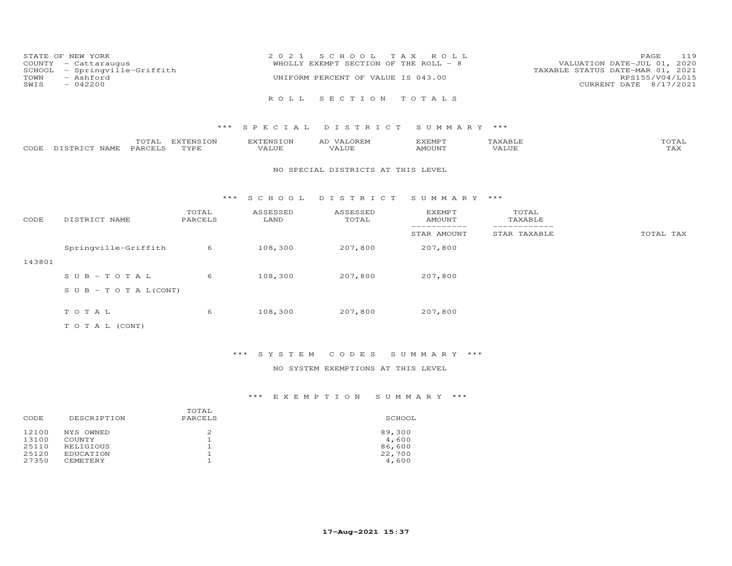STATE OF NEW YORK
COUNTY - Cattaraugus
SCHOOL - Springville-Griffith
TOWN - Ashford
SWIS - 042200

2021 SCHOOL TAX ROLL
WHOLLY EXEMPT SECTION OF THE ROLL - 8
UNIFORM PERCENT OF VALUE IS 043.00

VALUATION DATE-JUL 01, 2020
TAXABLE STATUS DATE-MAR 01, 2021
RPS155/V04/L015
CURRENT DATE 8/17/2021

## ROLL SECTION TOTALS

### *** SPECIAL DISTRICT SUMMARY ***

| CODE | DISTRICT NAME | TOTAL PARCELS | EXTENSION TYPE | EXTENSION VALUE | AD VALOREM VALUE | EXEMPT AMOUNT | TAXABLE VALUE | TOTAL TAX |
|---|---|---|---|---|---|---|---|---|

NO SPECIAL DISTRICTS AT THIS LEVEL

### *** SCHOOL DISTRICT SUMMARY ***

| CODE | DISTRICT NAME | TOTAL PARCELS | ASSESSED LAND | ASSESSED TOTAL | EXEMPT AMOUNT / STAR AMOUNT | TOTAL TAXABLE / STAR TAXABLE | TOTAL TAX |
|---|---|---|---|---|---|---|---|
| 143801 | Springville-Griffith | 6 | 108,300 | 207,800 | 207,800 | | |
| | SUB-TOTAL | 6 | 108,300 | 207,800 | 207,800 | | |
| | SUB-TOTAL(CONT) | | | | | | |
| | TOTAL | 6 | 108,300 | 207,800 | 207,800 | | |
| | TOTAL (CONT) | | | | | | |

### *** SYSTEM CODES SUMMARY ***

NO SYSTEM EXEMPTIONS AT THIS LEVEL

### *** EXEMPTION SUMMARY ***

| CODE | DESCRIPTION | TOTAL PARCELS | SCHOOL |
|---|---|---|---|
| 12100 | NYS OWNED | 2 | 89,300 |
| 13100 | COUNTY | 1 | 4,600 |
| 25110 | RELIGIOUS | 1 | 86,600 |
| 25120 | EDUCATION | 1 | 22,700 |
| 27350 | CEMETERY | 1 | 4,600 |

17-Aug-2021 15:37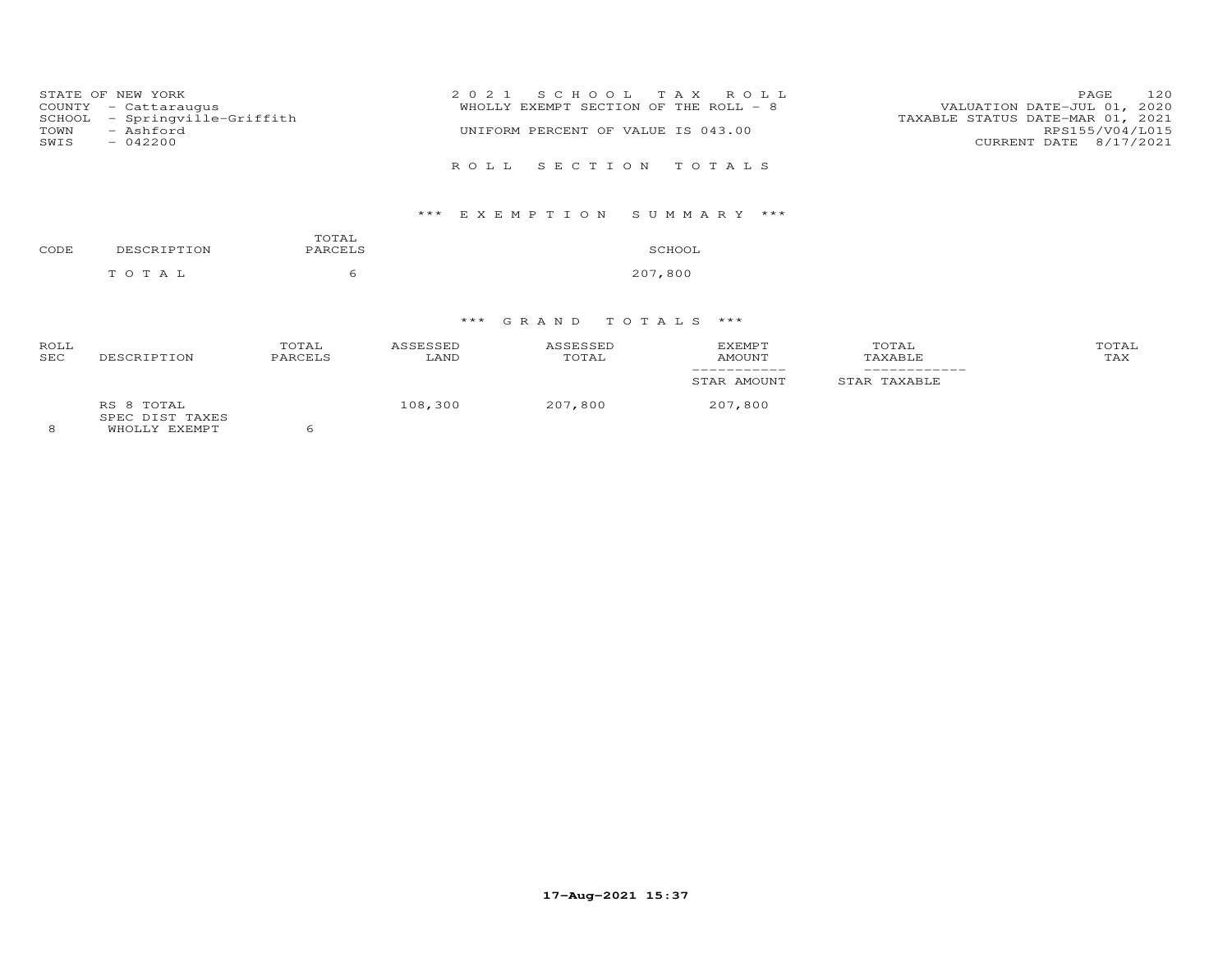STATE OF NEW YORK
COUNTY - Cattaraugus
SCHOOL - Springville-Griffith
TOWN - Ashford
SWIS - 042200

2 0 2 1 S C H O O L T A X R O L L
WHOLLY EXEMPT SECTION OF THE ROLL - 8
UNIFORM PERCENT OF VALUE IS 043.00

VALUATION DATE-JUL 01, 2020
TAXABLE STATUS DATE-MAR 01, 2021
RPS155/V04/L015
CURRENT DATE 8/17/2021

R O L L S E C T I O N T O T A L S

### *** E X E M P T I O N S U M M A R Y ***

| CODE | DESCRIPTION | TOTAL PARCELS | SCHOOL |
|---|---|---|---|
| | T O T A L | 6 | 207,800 |

### *** G R A N D T O T A L S ***

| ROLL SEC | DESCRIPTION | TOTAL PARCELS | ASSESSED LAND | ASSESSED TOTAL | EXEMPT AMOUNT / STAR AMOUNT | TOTAL TAXABLE / STAR TAXABLE | TOTAL TAX |
|---|---|---|---|---|---|---|---|
| | RS 8 TOTAL | | 108,300 | 207,800 | 207,800 | | |
| | SPEC DIST TAXES | | | | | | |
| 8 | WHOLLY EXEMPT | 6 | | | | | |

17-Aug-2021 15:37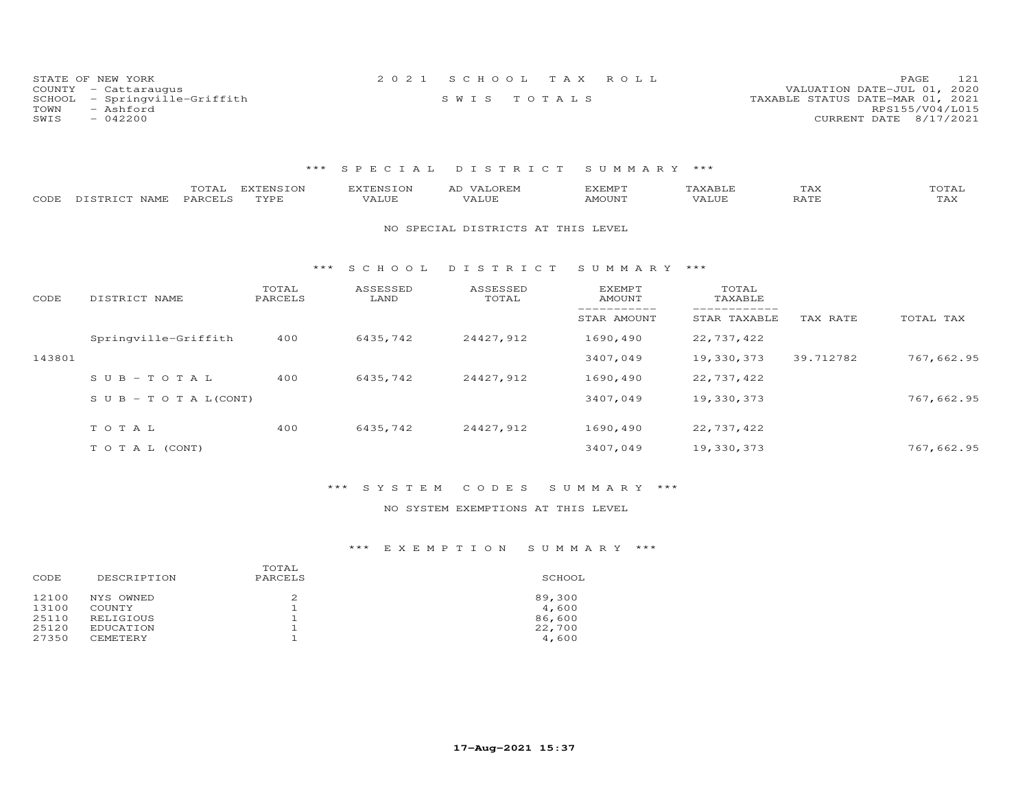STATE OF NEW YORK
COUNTY - Cattaraugus
SCHOOL - Springville-Griffith
TOWN - Ashford
SWIS - 042200

2 0 2 1 S C H O O L T A X R O L L

S W I S T O T A L S

VALUATION DATE-JUL 01, 2020
TAXABLE STATUS DATE-MAR 01, 2021
RPS155/V04/L015
CURRENT DATE 8/17/2021

## *** S P E C I A L D I S T R I C T S U M M A R Y ***

| CODE | DISTRICT NAME | TOTAL PARCELS | EXTENSION TYPE | EXTENSION VALUE | AD VALOREM VALUE | EXEMPT AMOUNT | TAXABLE VALUE | TAX RATE | TOTAL TAX |
|---|---|---|---|---|---|---|---|---|---|

NO SPECIAL DISTRICTS AT THIS LEVEL

## *** S C H O O L D I S T R I C T S U M M A R Y ***

| CODE | DISTRICT NAME | TOTAL PARCELS | ASSESSED LAND | ASSESSED TOTAL | EXEMPT AMOUNT / STAR AMOUNT | TOTAL TAXABLE / STAR TAXABLE | TAX RATE | TOTAL TAX |
|---|---|---|---|---|---|---|---|---|
| | Springville-Griffith | 400 | 6435,742 | 24427,912 | 1690,490 | 22,737,422 | | |
| 143801 | | | | | 3407,049 | 19,330,373 | 39.712782 | 767,662.95 |
| | S U B - T O T A L | 400 | 6435,742 | 24427,912 | 1690,490 | 22,737,422 | | |
| | S U B - T O T A L(CONT) | | | | 3407,049 | 19,330,373 | | 767,662.95 |
| | T O T A L | 400 | 6435,742 | 24427,912 | 1690,490 | 22,737,422 | | |
| | T O T A L (CONT) | | | | 3407,049 | 19,330,373 | | 767,662.95 |

## *** S Y S T E M C O D E S S U M M A R Y ***

NO SYSTEM EXEMPTIONS AT THIS LEVEL

## *** E X E M P T I O N S U M M A R Y ***

| CODE | DESCRIPTION | TOTAL PARCELS | SCHOOL |
|---|---|---|---|
| 12100 | NYS OWNED | 2 | 89,300 |
| 13100 | COUNTY | 1 | 4,600 |
| 25110 | RELIGIOUS | 1 | 86,600 |
| 25120 | EDUCATION | 1 | 22,700 |
| 27350 | CEMETERY | 1 | 4,600 |

**17-Aug-2021 15:37**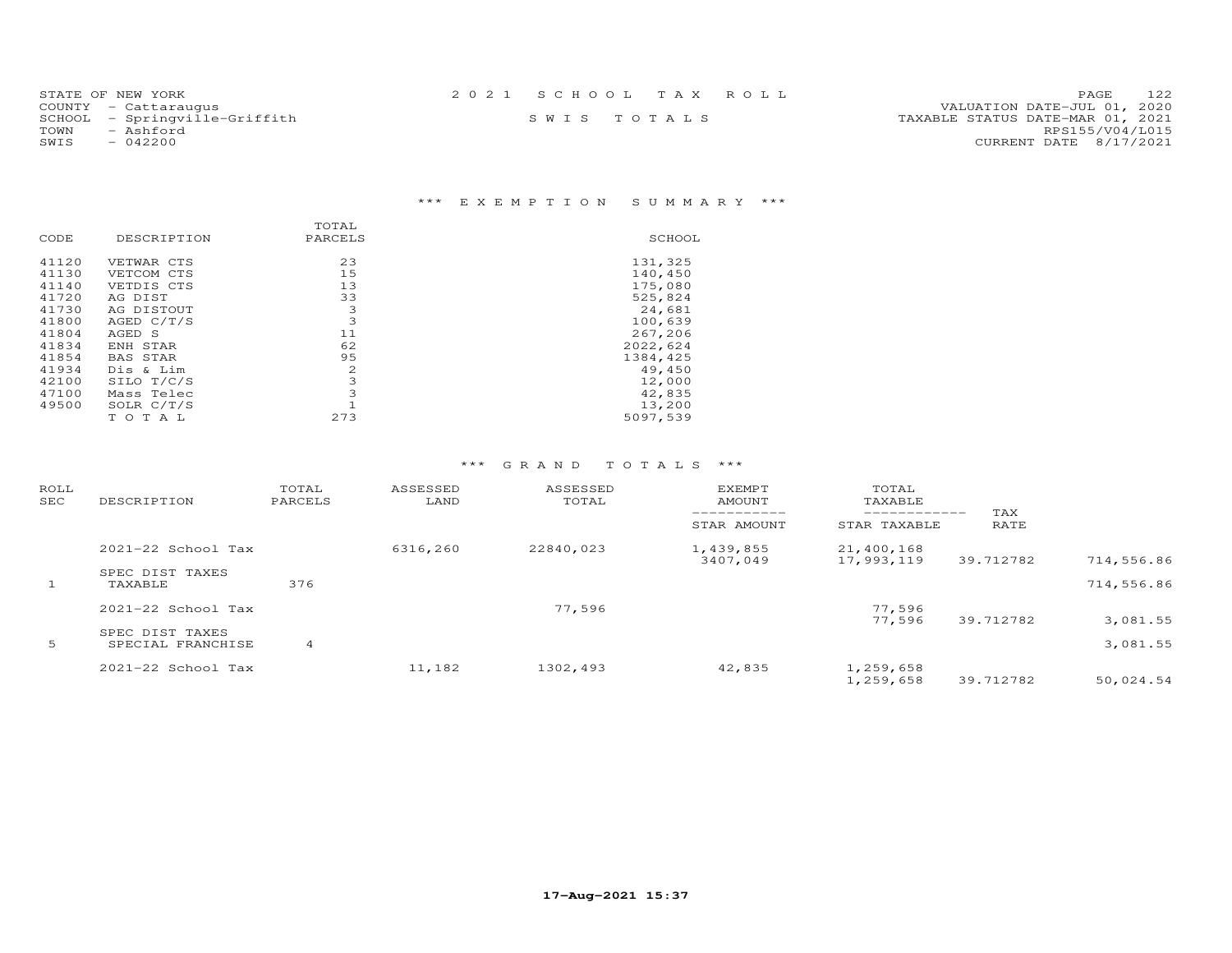STATE OF NEW YORK
COUNTY - Cattaraugus
SCHOOL - Springville-Griffith
TOWN - Ashford
SWIS - 042200

2021 SCHOOL TAX ROLL

SWIS TOTALS

VALUATION DATE-JUL 01, 2020
TAXABLE STATUS DATE-MAR 01, 2021
RPS155/V04/L015
CURRENT DATE 8/17/2021

## *** EXEMPTION SUMMARY ***

| CODE | DESCRIPTION | TOTAL PARCELS | SCHOOL |
|---|---|---|---|
| 41120 | VETWAR CTS | 23 | 131,325 |
| 41130 | VETCOM CTS | 15 | 140,450 |
| 41140 | VETDIS CTS | 13 | 175,080 |
| 41720 | AG DIST | 33 | 525,824 |
| 41730 | AG DISTOUT | 3 | 24,681 |
| 41800 | AGED C/T/S | 3 | 100,639 |
| 41804 | AGED S | 11 | 267,206 |
| 41834 | ENH STAR | 62 | 2022,624 |
| 41854 | BAS STAR | 95 | 1384,425 |
| 41934 | Dis & Lim | 2 | 49,450 |
| 42100 | SILO T/C/S | 3 | 12,000 |
| 47100 | Mass Telec | 3 | 42,835 |
| 49500 | SOLR C/T/S | 1 | 13,200 |
| | T O T A L | 273 | 5097,539 |

## *** GRAND TOTALS ***

| ROLL SEC | DESCRIPTION | TOTAL PARCELS | ASSESSED LAND | ASSESSED TOTAL | EXEMPT AMOUNT / STAR AMOUNT | TOTAL TAXABLE / STAR TAXABLE | TAX RATE | |
|---|---|---|---|---|---|---|---|---|
| | 2021-22 School Tax | | 6316,260 | 22840,023 | 1,439,855 | 21,400,168 | | |
| | | | | | 3407,049 | 17,993,119 | 39.712782 | 714,556.86 |
| | SPEC DIST TAXES | | | | | | | |
| 1 | TAXABLE | 376 | | | | | | 714,556.86 |
| | 2021-22 School Tax | | | 77,596 | | 77,596 | | |
| | | | | | | 77,596 | 39.712782 | 3,081.55 |
| | SPEC DIST TAXES | | | | | | | |
| 5 | SPECIAL FRANCHISE | 4 | | | | | | 3,081.55 |
| | 2021-22 School Tax | | 11,182 | 1302,493 | 42,835 | 1,259,658 | | |
| | | | | | | 1,259,658 | 39.712782 | 50,024.54 |

17-Aug-2021 15:37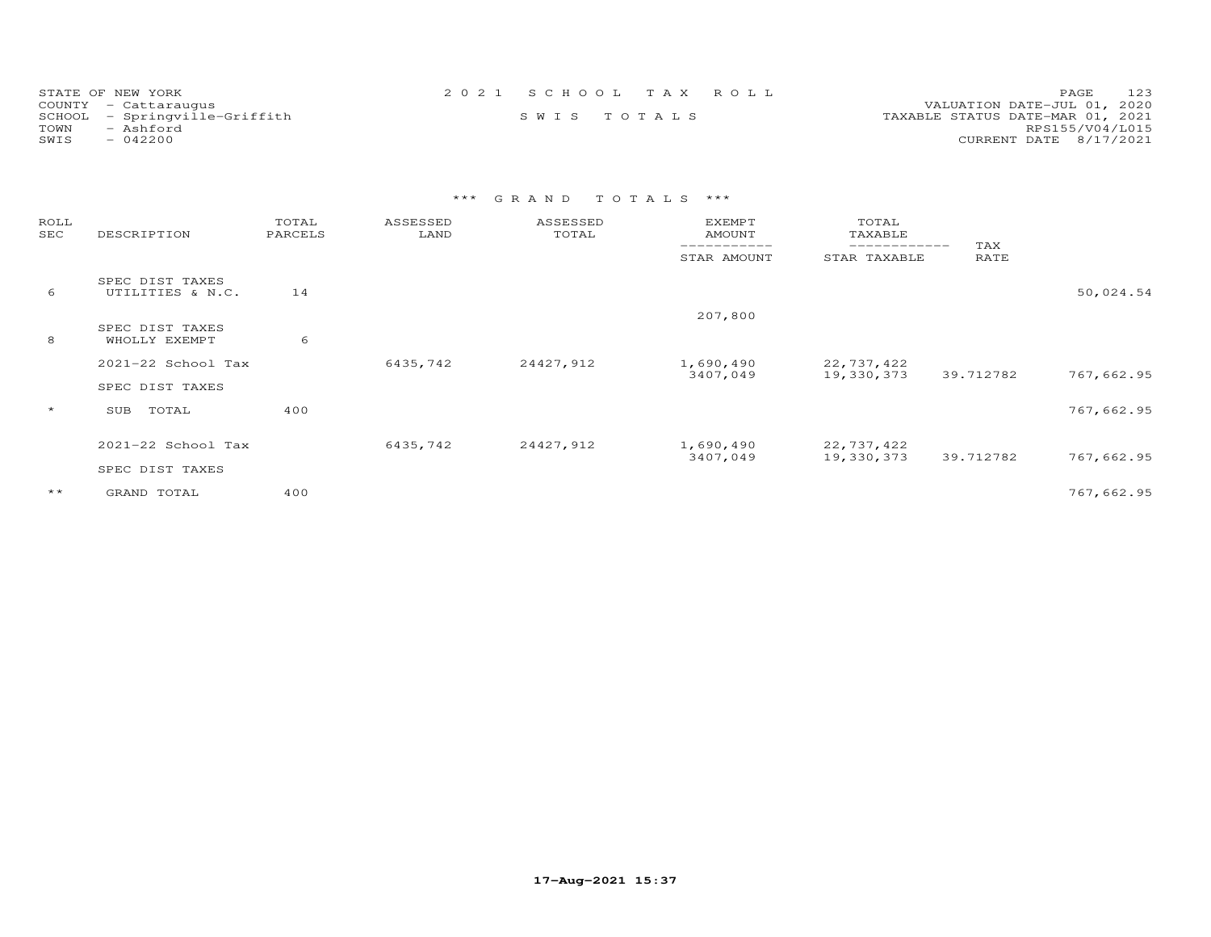STATE OF NEW YORK
COUNTY - Cattaraugus
SCHOOL - Springville-Griffith
TOWN - Ashford
SWIS - 042200

2021 SCHOOL TAX ROLL

SWIS TOTALS

VALUATION DATE-JUL 01, 2020
TAXABLE STATUS DATE-MAR 01, 2021
RPS155/V04/L015
CURRENT DATE 8/17/2021

*** GRAND TOTALS ***

| ROLL SEC | DESCRIPTION | TOTAL PARCELS | ASSESSED LAND | ASSESSED TOTAL | EXEMPT AMOUNT / STAR AMOUNT | TOTAL TAXABLE / STAR TAXABLE | TAX RATE | |
|---|---|---|---|---|---|---|---|---|
| 6 | SPEC DIST TAXES UTILITIES & N.C. | 14 | | | | | | 50,024.54 |
| | | | | | 207,800 | | | |
| 8 | SPEC DIST TAXES WHOLLY EXEMPT | 6 | | | | | | |
| | 2021-22 School Tax | | 6435,742 | 24427,912 | 1,690,490 | 22,737,422 | | |
| | | | | | 3407,049 | 19,330,373 | 39.712782 | 767,662.95 |
| | SPEC DIST TAXES | | | | | | | |
| * | SUB TOTAL | 400 | | | | | | 767,662.95 |
| | 2021-22 School Tax | | 6435,742 | 24427,912 | 1,690,490 | 22,737,422 | | |
| | | | | | 3407,049 | 19,330,373 | 39.712782 | 767,662.95 |
| | SPEC DIST TAXES | | | | | | | |
| ** | GRAND TOTAL | 400 | | | | | | 767,662.95 |

17-Aug-2021 15:37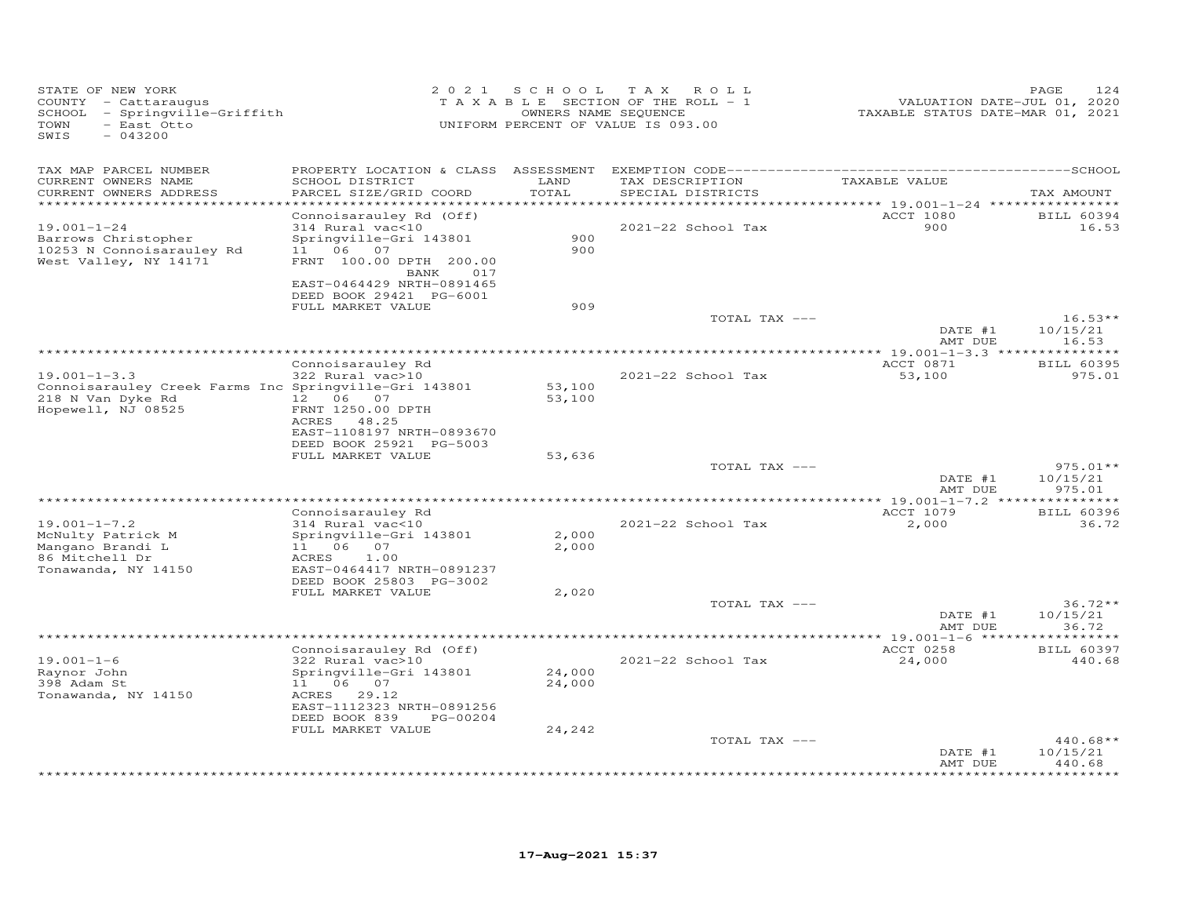STATE OF NEW YORK
COUNTY - Cattaraugus
SCHOOL - Springville-Griffith
TOWN - East Otto
SWIS - 043200

2 0 2 1 S C H O O L T A X R O L L
T A X A B L E SECTION OF THE ROLL - 1
OWNERS NAME SEQUENCE
UNIFORM PERCENT OF VALUE IS 093.00

VALUATION DATE-JUL 01, 2020
TAXABLE STATUS DATE-MAR 01, 2021

| TAX MAP PARCEL NUMBER / CURRENT OWNERS NAME / CURRENT OWNERS ADDRESS | PROPERTY LOCATION & CLASS / SCHOOL DISTRICT / PARCEL SIZE/GRID COORD | ASSESSMENT LAND / TOTAL | EXEMPTION CODE / TAX DESCRIPTION / SPECIAL DISTRICTS | TAXABLE VALUE | TAX AMOUNT |
|---|---|---|---|---|---|
| 19.001-1-24 | Connoisarauley Rd (Off) | | | ACCT 1080 | BILL 60394 |
| Barrows Christopher | 314 Rural vac<10 | | 2021-22 School Tax | 900 | 16.53 |
| 10253 N Connoisarauley Rd | Springville-Gri 143801 | 900 | | | |
| West Valley, NY 14171 | 11 06 07 | 900 | | | |
| | FRNT 100.00 DPTH 200.00 | | | | |
| | BANK 017 | | | | |
| | EAST-0464429 NRTH-0891465 | | | | |
| | DEED BOOK 29421 PG-6001 | | | | |
| | FULL MARKET VALUE | 909 | | | |
| | | | TOTAL TAX --- | | 16.53** |
| | | | | DATE #1 | 10/15/21 |
| | | | | AMT DUE | 16.53 |
| 19.001-1-3.3 | Connoisarauley Rd | | | ACCT 0871 | BILL 60395 |
| Connoisarauley Creek Farms Inc | 322 Rural vac>10 | | 2021-22 School Tax | 53,100 | 975.01 |
| 218 N Van Dyke Rd | Springville-Gri 143801 | 53,100 | | | |
| Hopewell, NJ 08525 | 12 06 07 | 53,100 | | | |
| | FRNT 1250.00 DPTH | | | | |
| | ACRES 48.25 | | | | |
| | EAST-1108197 NRTH-0893670 | | | | |
| | DEED BOOK 25921 PG-5003 | | | | |
| | FULL MARKET VALUE | 53,636 | | | |
| | | | TOTAL TAX --- | | 975.01** |
| | | | | DATE #1 | 10/15/21 |
| | | | | AMT DUE | 975.01 |
| 19.001-1-7.2 | Connoisarauley Rd | | | ACCT 1079 | BILL 60396 |
| McNulty Patrick M | 314 Rural vac<10 | | 2021-22 School Tax | 2,000 | 36.72 |
| Mangano Brandi L | Springville-Gri 143801 | 2,000 | | | |
| 86 Mitchell Dr | 11 06 07 | 2,000 | | | |
| Tonawanda, NY 14150 | ACRES 1.00 | | | | |
| | EAST-0464417 NRTH-0891237 | | | | |
| | DEED BOOK 25803 PG-3002 | | | | |
| | FULL MARKET VALUE | 2,020 | | | |
| | | | TOTAL TAX --- | | 36.72** |
| | | | | DATE #1 | 10/15/21 |
| | | | | AMT DUE | 36.72 |
| 19.001-1-6 | Connoisarauley Rd (Off) | | | ACCT 0258 | BILL 60397 |
| Raynor John | 322 Rural vac>10 | | 2021-22 School Tax | 24,000 | 440.68 |
| 398 Adam St | Springville-Gri 143801 | 24,000 | | | |
| Tonawanda, NY 14150 | 11 06 07 | 24,000 | | | |
| | ACRES 29.12 | | | | |
| | EAST-1112323 NRTH-0891256 | | | | |
| | DEED BOOK 839 PG-00204 | | | | |
| | FULL MARKET VALUE | 24,242 | | | |
| | | | TOTAL TAX --- | | 440.68** |
| | | | | DATE #1 | 10/15/21 |
| | | | | AMT DUE | 440.68 |

17-Aug-2021 15:37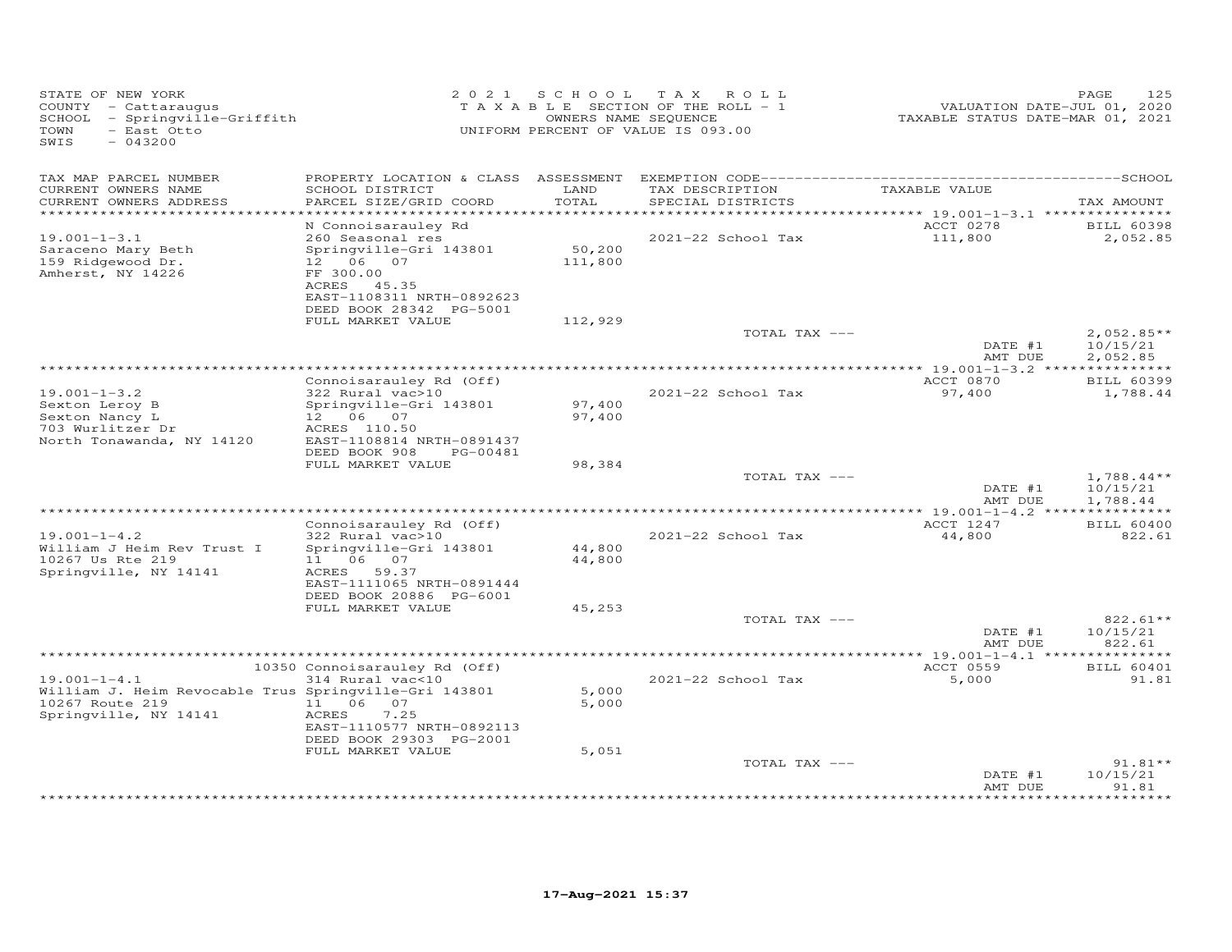STATE OF NEW YORK
COUNTY - Cattaraugus
SCHOOL - Springville-Griffith
TOWN - East Otto
SWIS - 043200

2021 SCHOOL TAX ROLL
TAXABLE SECTION OF THE ROLL - 1
OWNERS NAME SEQUENCE
UNIFORM PERCENT OF VALUE IS 093.00

VALUATION DATE-JUL 01, 2020
TAXABLE STATUS DATE-MAR 01, 2021

| TAX MAP PARCEL NUMBER / CURRENT OWNERS NAME / CURRENT OWNERS ADDRESS | PROPERTY LOCATION & CLASS / SCHOOL DISTRICT / PARCEL SIZE/GRID COORD | ASSESSMENT LAND / TOTAL | EXEMPTION CODE / TAX DESCRIPTION / SPECIAL DISTRICTS | TAXABLE VALUE | TAX AMOUNT |
|---|---|---|---|---|---|
| | N Connoisarauley Rd | | | ACCT 0278 | BILL 60398 |
| 19.001-1-3.1 | 260 Seasonal res | | 2021-22 School Tax | 111,800 | 2,052.85 |
| Saraceno Mary Beth | Springville-Gri 143801 | 50,200 | | | |
| 159 Ridgewood Dr. | 12 06 07 | 111,800 | | | |
| Amherst, NY 14226 | FF 300.00 | | | | |
| | ACRES 45.35 | | | | |
| | EAST-1108311 NRTH-0892623 | | | | |
| | DEED BOOK 28342 PG-5001 | | | | |
| | FULL MARKET VALUE | 112,929 | | | |
| | | | TOTAL TAX --- | | 2,052.85** |
| | | | | DATE #1 | 10/15/21 |
| | | | | AMT DUE | 2,052.85 |
| | Connoisarauley Rd (Off) | | | ACCT 0870 | BILL 60399 |
| 19.001-1-3.2 | 322 Rural vac>10 | | 2021-22 School Tax | 97,400 | 1,788.44 |
| Sexton Leroy B | Springville-Gri 143801 | 97,400 | | | |
| Sexton Nancy L | 12 06 07 | 97,400 | | | |
| 703 Wurlitzer Dr | ACRES 110.50 | | | | |
| North Tonawanda, NY 14120 | EAST-1108814 NRTH-0891437 | | | | |
| | DEED BOOK 908 PG-00481 | | | | |
| | FULL MARKET VALUE | 98,384 | | | |
| | | | TOTAL TAX --- | | 1,788.44** |
| | | | | DATE #1 | 10/15/21 |
| | | | | AMT DUE | 1,788.44 |
| | Connoisarauley Rd (Off) | | | ACCT 1247 | BILL 60400 |
| 19.001-1-4.2 | 322 Rural vac>10 | | 2021-22 School Tax | 44,800 | 822.61 |
| William J Heim Rev Trust I | Springville-Gri 143801 | 44,800 | | | |
| 10267 Us Rte 219 | 11 06 07 | 44,800 | | | |
| Springville, NY 14141 | ACRES 59.37 | | | | |
| | EAST-1111065 NRTH-0891444 | | | | |
| | DEED BOOK 20886 PG-6001 | | | | |
| | FULL MARKET VALUE | 45,253 | | | |
| | | | TOTAL TAX --- | | 822.61** |
| | | | | DATE #1 | 10/15/21 |
| | | | | AMT DUE | 822.61 |
| | 10350 Connoisarauley Rd (Off) | | | ACCT 0559 | BILL 60401 |
| 19.001-1-4.1 | 314 Rural vac<10 | | 2021-22 School Tax | 5,000 | 91.81 |
| William J. Heim Revocable Trus | Springville-Gri 143801 | 5,000 | | | |
| 10267 Route 219 | 11 06 07 | 5,000 | | | |
| Springville, NY 14141 | ACRES 7.25 | | | | |
| | EAST-1110577 NRTH-0892113 | | | | |
| | DEED BOOK 29303 PG-2001 | | | | |
| | FULL MARKET VALUE | 5,051 | | | |
| | | | TOTAL TAX --- | | 91.81** |
| | | | | DATE #1 | 10/15/21 |
| | | | | AMT DUE | 91.81 |

17-Aug-2021 15:37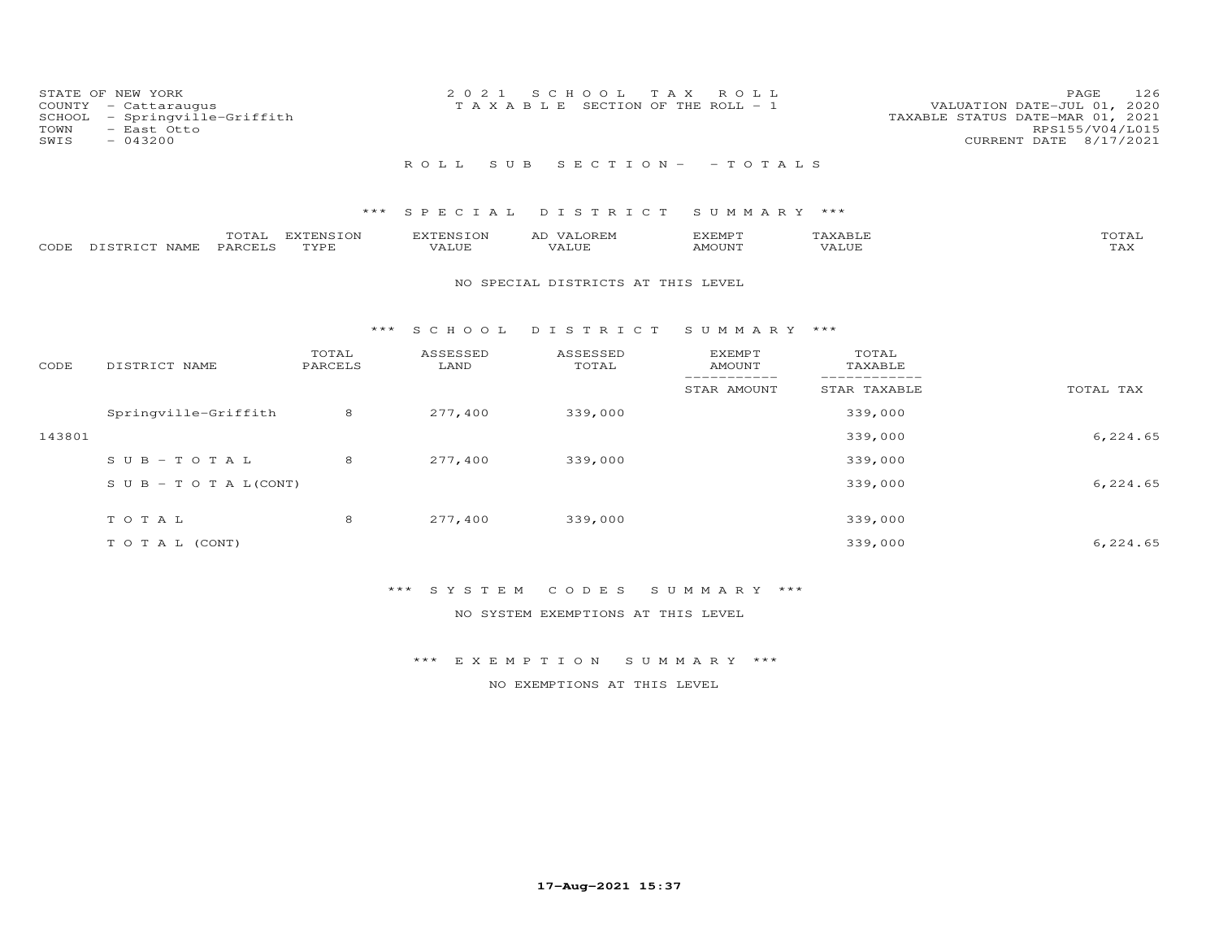STATE OF NEW YORK
COUNTY - Cattaraugus
SCHOOL - Springville-Griffith
TOWN - East Otto
SWIS - 043200

2021 SCHOOL TAX ROLL
TAXABLE SECTION OF THE ROLL - 1

VALUATION DATE-JUL 01, 2020
TAXABLE STATUS DATE-MAR 01, 2021
RPS155/V04/L015
CURRENT DATE 8/17/2021

ROLL SUB SECTION- - TOTALS

*** SPECIAL DISTRICT SUMMARY ***

| CODE | DISTRICT NAME | TOTAL PARCELS | EXTENSION TYPE | EXTENSION VALUE | AD VALOREM VALUE | EXEMPT AMOUNT | TAXABLE VALUE | TOTAL TAX |
|---|---|---|---|---|---|---|---|---|

NO SPECIAL DISTRICTS AT THIS LEVEL

*** SCHOOL DISTRICT SUMMARY ***

| CODE | DISTRICT NAME | TOTAL PARCELS | ASSESSED LAND | ASSESSED TOTAL | EXEMPT AMOUNT / STAR AMOUNT | TOTAL TAXABLE / STAR TAXABLE | TOTAL TAX |
|---|---|---|---|---|---|---|---|
| | Springville-Griffith | 8 | 277,400 | 339,000 | | 339,000 | |
| 143801 | | | | | | 339,000 | 6,224.65 |
| | SUB-TOTAL | 8 | 277,400 | 339,000 | | 339,000 | |
| | SUB-TOTAL(CONT) | | | | | 339,000 | 6,224.65 |
| | TOTAL | 8 | 277,400 | 339,000 | | 339,000 | |
| | TOTAL (CONT) | | | | | 339,000 | 6,224.65 |

*** SYSTEM CODES SUMMARY ***

NO SYSTEM EXEMPTIONS AT THIS LEVEL

*** EXEMPTION SUMMARY ***

NO EXEMPTIONS AT THIS LEVEL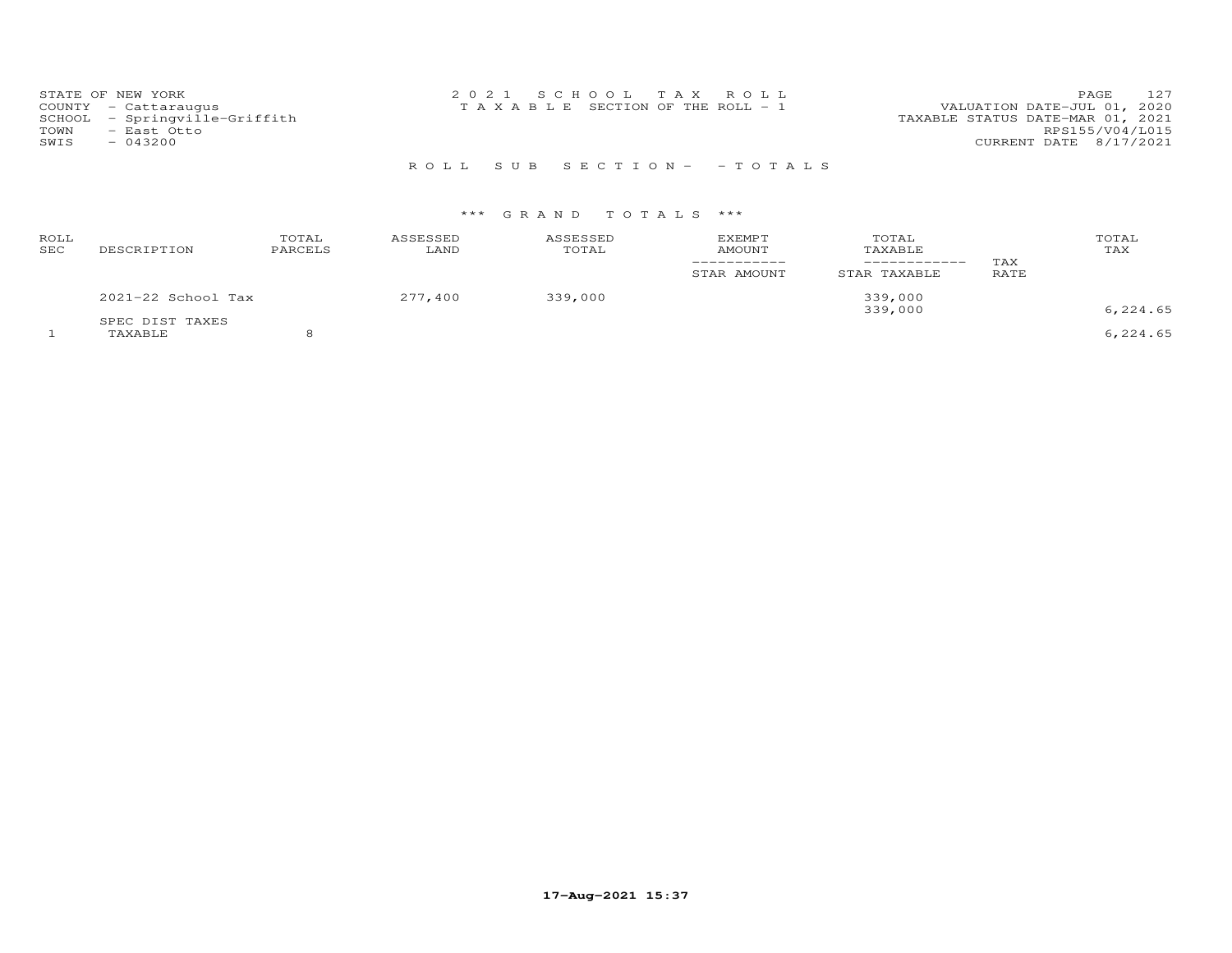STATE OF NEW YORK
COUNTY - Cattaraugus
SCHOOL - Springville-Griffith
TOWN - East Otto
SWIS - 043200

2021 SCHOOL TAX ROLL
TAXABLE SECTION OF THE ROLL - 1

VALUATION DATE-JUL 01, 2020
TAXABLE STATUS DATE-MAR 01, 2021
RPS155/V04/L015
CURRENT DATE 8/17/2021

## ROLL SUB SECTION- - TOTALS

### *** GRAND TOTALS ***

| ROLL SEC | DESCRIPTION | TOTAL PARCELS | ASSESSED LAND | ASSESSED TOTAL | EXEMPT AMOUNT / STAR AMOUNT | TOTAL TAXABLE / STAR TAXABLE | TAX RATE | TOTAL TAX |
|---|---|---|---|---|---|---|---|---|
| | 2021-22 School Tax | | 277,400 | 339,000 | | 339,000 | | |
| | | | | | | 339,000 | | 6,224.65 |
| | SPEC DIST TAXES | | | | | | | |
| 1 | TAXABLE | 8 | | | | | | 6,224.65 |

17-Aug-2021 15:37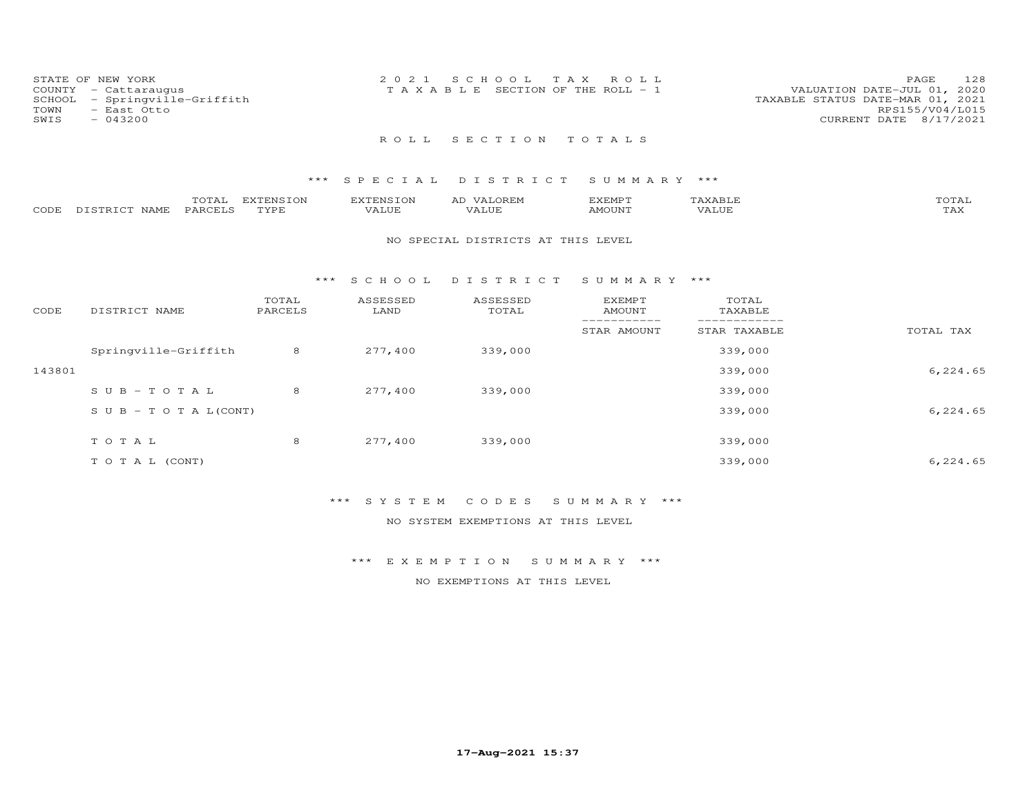STATE OF NEW YORK
COUNTY - Cattaraugus
SCHOOL - Springville-Griffith
TOWN - East Otto
SWIS - 043200

2021 SCHOOL TAX ROLL
TAXABLE SECTION OF THE ROLL - 1

VALUATION DATE-JUL 01, 2020
TAXABLE STATUS DATE-MAR 01, 2021
RPS155/V04/L015
CURRENT DATE 8/17/2021

## ROLL SECTION TOTALS

### *** SPECIAL DISTRICT SUMMARY ***

| CODE | DISTRICT NAME | TOTAL PARCELS | EXTENSION TYPE | EXTENSION VALUE | AD VALOREM VALUE | EXEMPT AMOUNT | TAXABLE VALUE | TOTAL TAX |
|---|---|---|---|---|---|---|---|---|

NO SPECIAL DISTRICTS AT THIS LEVEL

### *** SCHOOL DISTRICT SUMMARY ***

| CODE | DISTRICT NAME | TOTAL PARCELS | ASSESSED LAND | ASSESSED TOTAL | EXEMPT AMOUNT / STAR AMOUNT | TOTAL TAXABLE / STAR TAXABLE | TOTAL TAX |
|---|---|---|---|---|---|---|---|
| | Springville-Griffith | 8 | 277,400 | 339,000 | | 339,000 | |
| 143801 | | | | | | 339,000 | 6,224.65 |
| | SUB-TOTAL | 8 | 277,400 | 339,000 | | 339,000 | |
| | SUB-TOTAL(CONT) | | | | | 339,000 | 6,224.65 |
| | TOTAL | 8 | 277,400 | 339,000 | | 339,000 | |
| | TOTAL (CONT) | | | | | 339,000 | 6,224.65 |

### *** SYSTEM CODES SUMMARY ***

NO SYSTEM EXEMPTIONS AT THIS LEVEL

### *** EXEMPTION SUMMARY ***

NO EXEMPTIONS AT THIS LEVEL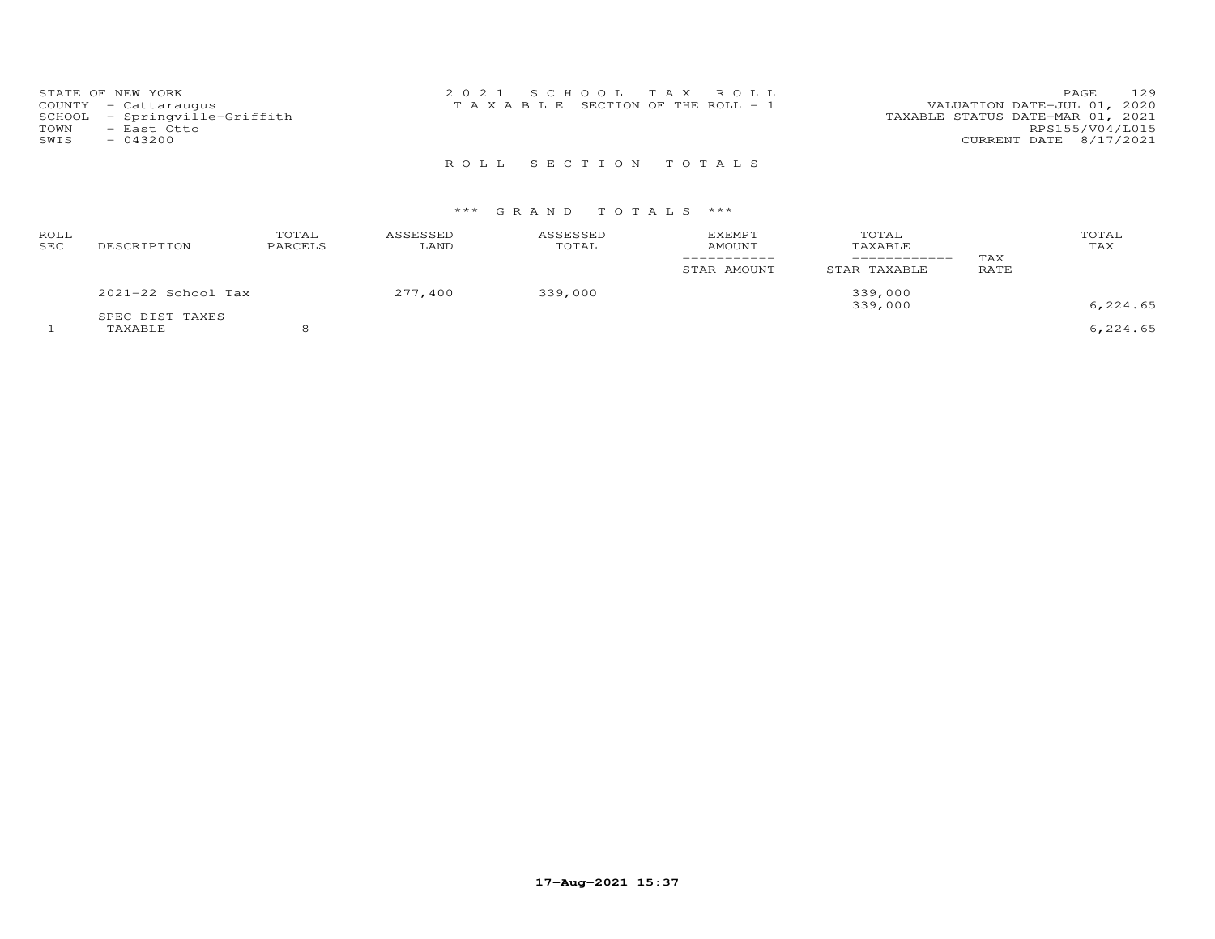STATE OF NEW YORK
COUNTY - Cattaraugus
SCHOOL - Springville-Griffith
TOWN - East Otto
SWIS - 043200

2021 SCHOOL TAX ROLL
TAXABLE SECTION OF THE ROLL - 1

VALUATION DATE-JUL 01, 2020
TAXABLE STATUS DATE-MAR 01, 2021
RPS155/V04/L015
CURRENT DATE 8/17/2021

## ROLL SECTION TOTALS

### *** GRAND TOTALS ***

| ROLL SEC | DESCRIPTION | TOTAL PARCELS | ASSESSED LAND | ASSESSED TOTAL | EXEMPT AMOUNT / STAR AMOUNT | TOTAL TAXABLE / STAR TAXABLE | TAX RATE | TOTAL TAX |
|---|---|---|---|---|---|---|---|---|
| | 2021-22 School Tax | | 277,400 | 339,000 | | 339,000 | | |
| | | | | | | 339,000 | | 6,224.65 |
| | SPEC DIST TAXES | | | | | | | |
| 1 | TAXABLE | 8 | | | | | | 6,224.65 |

17-Aug-2021 15:37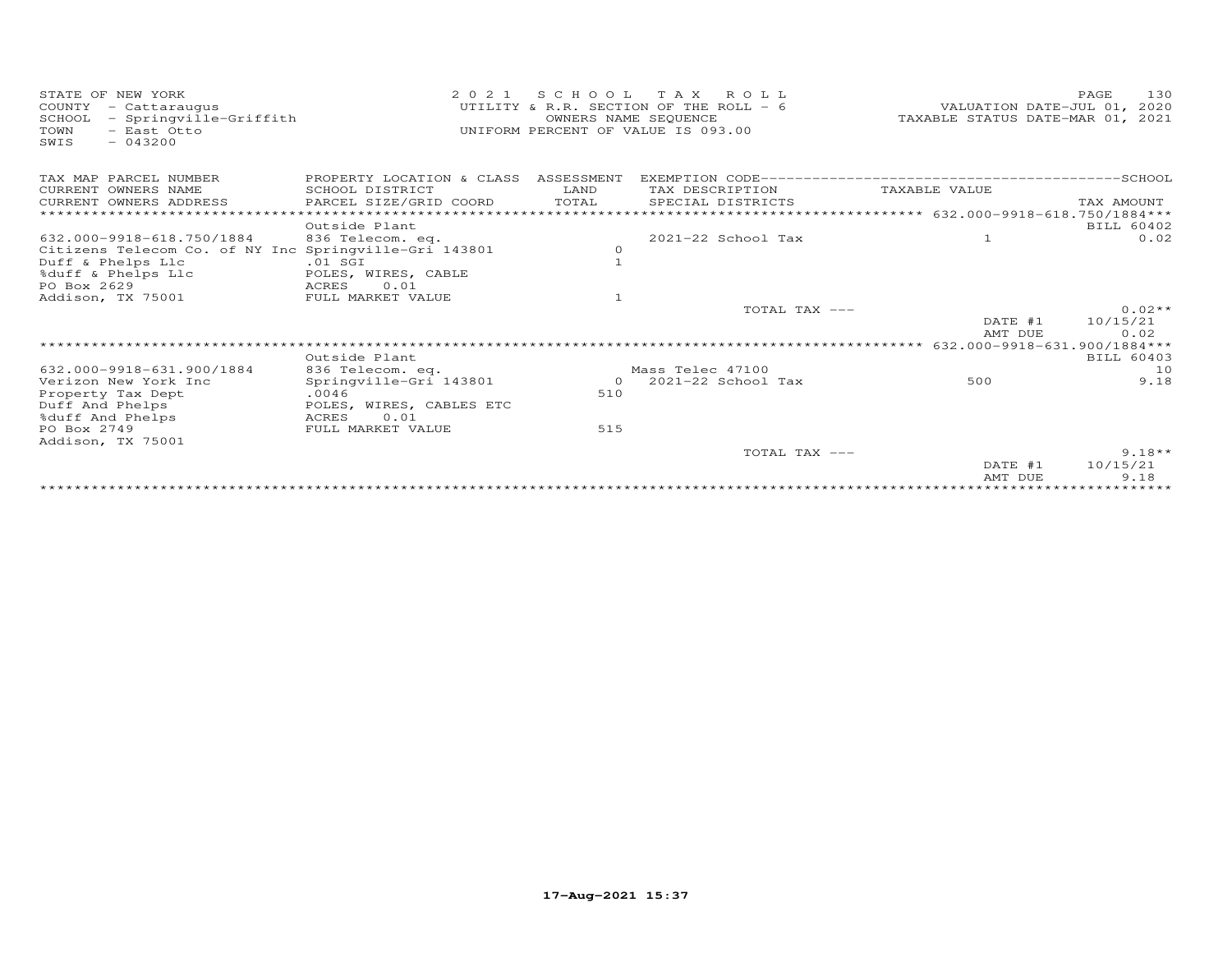STATE OF NEW YORK
COUNTY - Cattaraugus
SCHOOL - Springville-Griffith
TOWN - East Otto
SWIS - 043200

2021 SCHOOL TAX ROLL
UTILITY & R.R. SECTION OF THE ROLL - 6
OWNERS NAME SEQUENCE
UNIFORM PERCENT OF VALUE IS 093.00

VALUATION DATE-JUL 01, 2020
TAXABLE STATUS DATE-MAR 01, 2021

| TAX MAP PARCEL NUMBER / CURRENT OWNERS NAME / CURRENT OWNERS ADDRESS | PROPERTY LOCATION & CLASS / SCHOOL DISTRICT / PARCEL SIZE/GRID COORD | ASSESSMENT LAND / TOTAL | EXEMPTION CODE / TAX DESCRIPTION / SPECIAL DISTRICTS | TAXABLE VALUE | TAX AMOUNT |
|---|---|---|---|---|---|
| ****** 632.000-9918-618.750/1884 *** | | | | | |
| | Outside Plant | | | | BILL 60402 |
| 632.000-9918-618.750/1884 | 836 Telecom. eq. | | 2021-22 School Tax | 1 | 0.02 |
| Citizens Telecom Co. of NY Inc | Springville-Gri 143801 | 0 | | | |
| Duff & Phelps Llc | .01 SGI | 1 | | | |
| %duff & Phelps Llc | POLES, WIRES, CABLE | | | | |
| PO Box 2629 | ACRES 0.01 | | | | |
| Addison, TX 75001 | FULL MARKET VALUE | 1 | | | |
| | | | TOTAL TAX --- | | 0.02** |
| | | | | DATE #1 | 10/15/21 |
| | | | | AMT DUE | 0.02 |
| ****** 632.000-9918-631.900/1884 *** | | | | | |
| | Outside Plant | | | | BILL 60403 |
| 632.000-9918-631.900/1884 | 836 Telecom. eq. | | Mass Telec 47100 | | 10 |
| Verizon New York Inc | Springville-Gri 143801 | 0 | 2021-22 School Tax | 500 | 9.18 |
| Property Tax Dept | .0046 | 510 | | | |
| Duff And Phelps | POLES, WIRES, CABLES ETC | | | | |
| %duff And Phelps | ACRES 0.01 | | | | |
| PO Box 2749 | FULL MARKET VALUE | 515 | | | |
| Addison, TX 75001 | | | | | |
| | | | TOTAL TAX --- | | 9.18** |
| | | | | DATE #1 | 10/15/21 |
| | | | | AMT DUE | 9.18 |

17-Aug-2021 15:37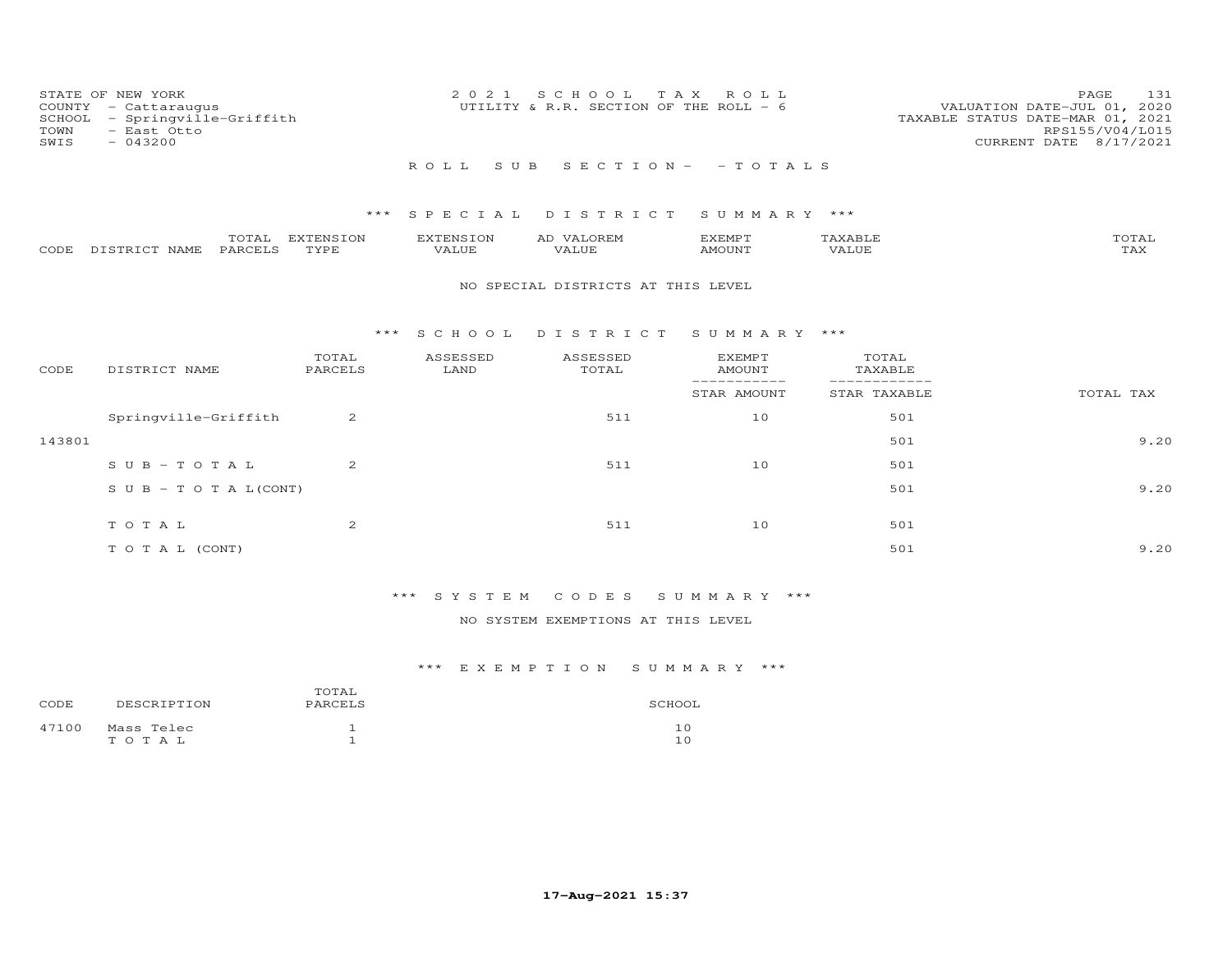STATE OF NEW YORK
COUNTY - Cattaraugus
SCHOOL - Springville-Griffith
TOWN - East Otto
SWIS - 043200

2021 SCHOOL TAX ROLL
UTILITY & R.R. SECTION OF THE ROLL - 6

VALUATION DATE-JUL 01, 2020
TAXABLE STATUS DATE-MAR 01, 2021
RPS155/V04/L015
CURRENT DATE 8/17/2021

## ROLL SUB SECTION- - TOTALS

### *** SPECIAL DISTRICT SUMMARY ***

| CODE | DISTRICT NAME | TOTAL PARCELS | EXTENSION TYPE | EXTENSION VALUE | AD VALOREM VALUE | EXEMPT AMOUNT | TAXABLE VALUE | TOTAL TAX |
|---|---|---|---|---|---|---|---|---|

NO SPECIAL DISTRICTS AT THIS LEVEL

### *** SCHOOL DISTRICT SUMMARY ***

| CODE | DISTRICT NAME | TOTAL PARCELS | ASSESSED LAND | ASSESSED TOTAL | EXEMPT AMOUNT / STAR AMOUNT | TOTAL TAXABLE / STAR TAXABLE | TOTAL TAX |
|---|---|---|---|---|---|---|---|
| | Springville-Griffith | 2 | | 511 | 10 | 501 | |
| 143801 | | | | | | 501 | 9.20 |
| | SUB-TOTAL | 2 | | 511 | 10 | 501 | |
| | SUB-TOTAL(CONT) | | | | | 501 | 9.20 |
| | TOTAL | 2 | | 511 | 10 | 501 | |
| | TOTAL (CONT) | | | | | 501 | 9.20 |

### *** SYSTEM CODES SUMMARY ***

NO SYSTEM EXEMPTIONS AT THIS LEVEL

### *** EXEMPTION SUMMARY ***

| CODE | DESCRIPTION | TOTAL PARCELS | SCHOOL |
|---|---|---|---|
| 47100 | Mass Telec | 1 | 10 |
| | TOTAL | 1 | 10 |

17-Aug-2021 15:37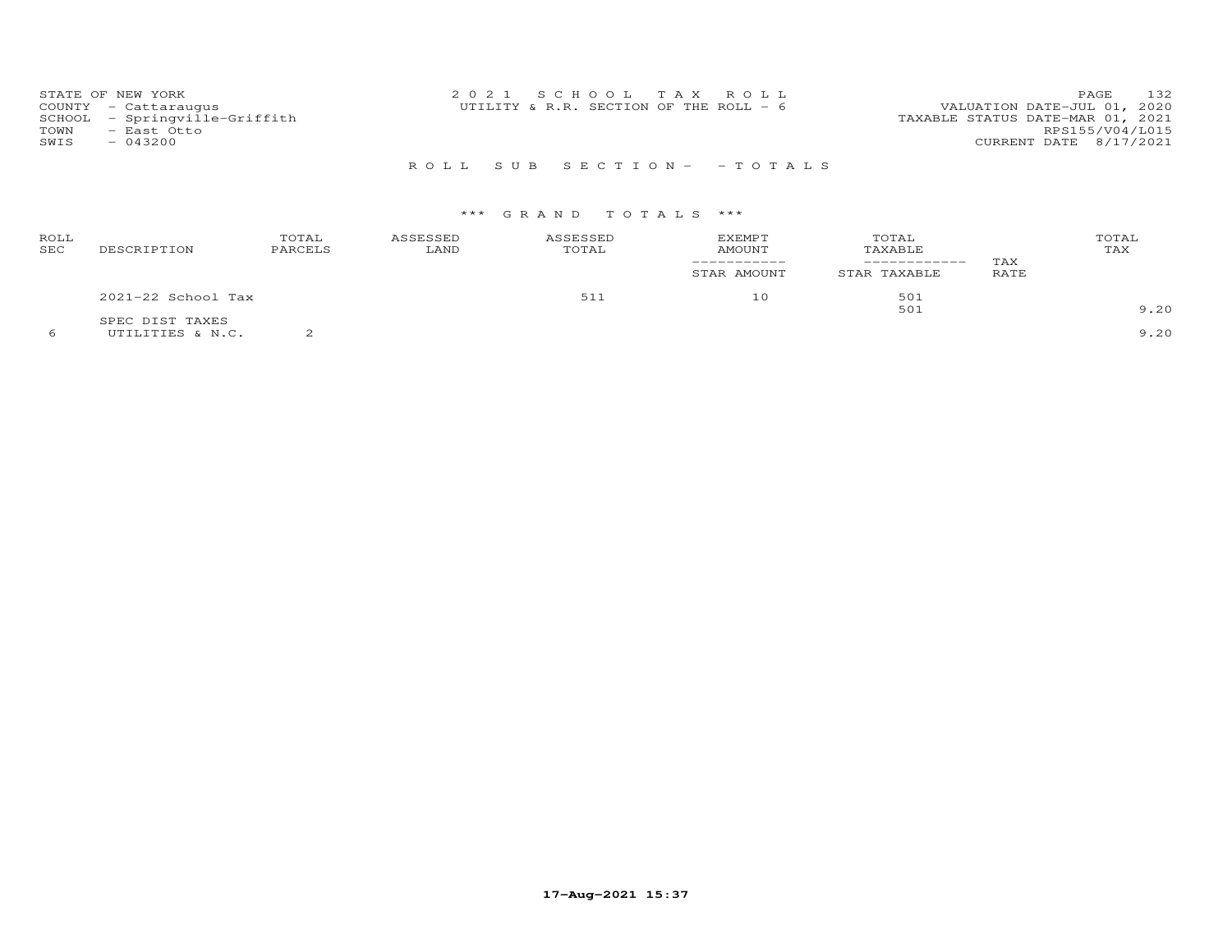STATE OF NEW YORK
COUNTY - Cattaraugus
SCHOOL - Springville-Griffith
TOWN - East Otto
SWIS - 043200

2 0 2 1 S C H O O L T A X R O L L
UTILITY & R.R. SECTION OF THE ROLL - 6

VALUATION DATE-JUL 01, 2020
TAXABLE STATUS DATE-MAR 01, 2021
RPS155/V04/L015
CURRENT DATE 8/17/2021

R O L L S U B S E C T I O N - - T O T A L S

\*\*\* G R A N D T O T A L S \*\*\*

| ROLL SEC | DESCRIPTION | TOTAL PARCELS | ASSESSED LAND | ASSESSED TOTAL | EXEMPT AMOUNT / STAR AMOUNT | TOTAL TAXABLE / STAR TAXABLE | TAX RATE | TOTAL TAX |
|---|---|---|---|---|---|---|---|---|
| | 2021-22 School Tax | | | 511 | 10 | 501 | | |
| | | | | | | 501 | | 9.20 |
| | SPEC DIST TAXES | | | | | | | |
| 6 | UTILITIES & N.C. | 2 | | | | | | 9.20 |

17-Aug-2021 15:37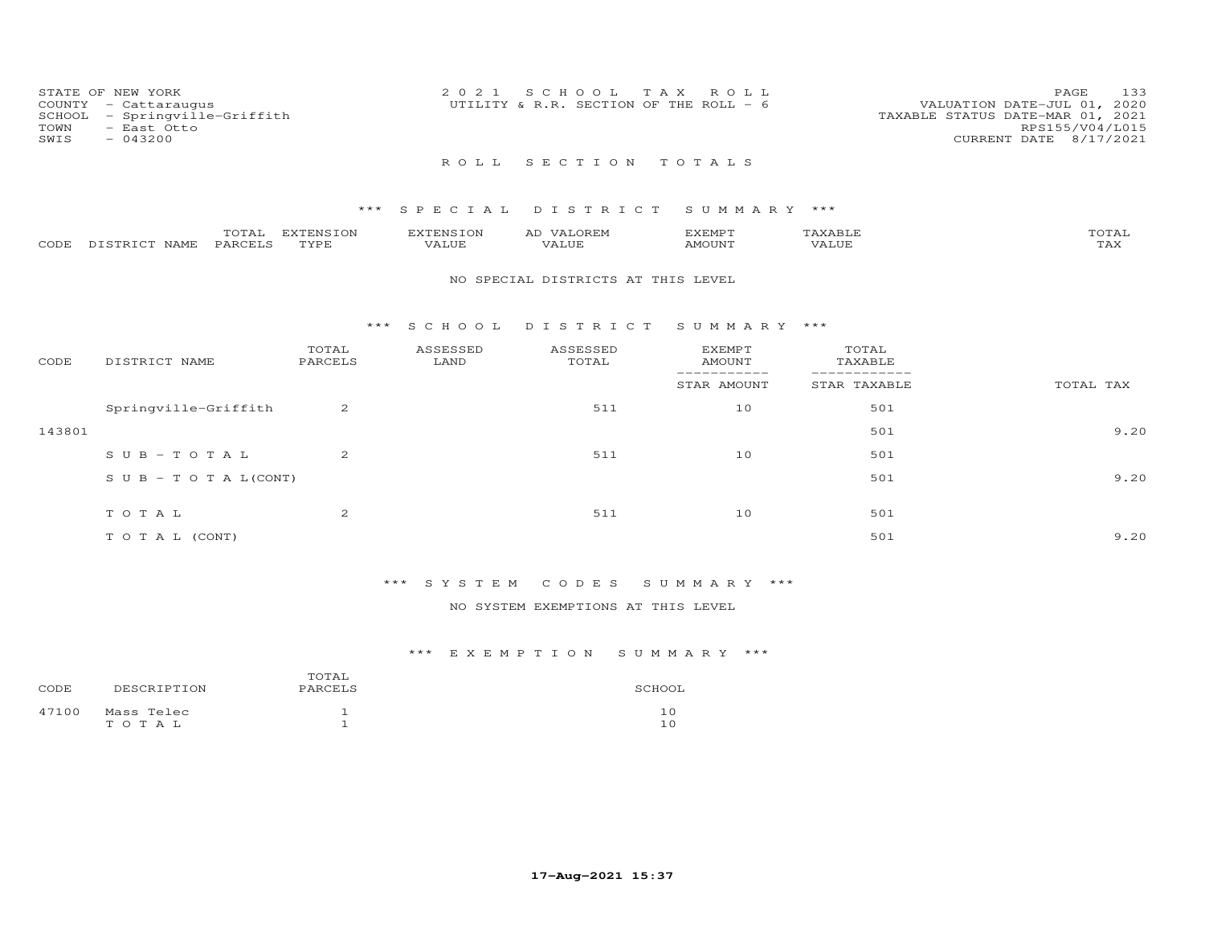STATE OF NEW YORK
COUNTY - Cattaraugus
SCHOOL - Springville-Griffith
TOWN - East Otto
SWIS - 043200

2021 SCHOOL TAX ROLL
UTILITY & R.R. SECTION OF THE ROLL - 6

VALUATION DATE-JUL 01, 2020
TAXABLE STATUS DATE-MAR 01, 2021
RPS155/V04/L015
CURRENT DATE 8/17/2021

## ROLL SECTION TOTALS

### *** SPECIAL DISTRICT SUMMARY ***

| CODE | DISTRICT NAME | TOTAL PARCELS | EXTENSION TYPE | EXTENSION VALUE | AD VALOREM VALUE | EXEMPT AMOUNT | TAXABLE VALUE | TOTAL TAX |
|---|---|---|---|---|---|---|---|---|

NO SPECIAL DISTRICTS AT THIS LEVEL

### *** SCHOOL DISTRICT SUMMARY ***

| CODE | DISTRICT NAME | TOTAL PARCELS | ASSESSED LAND | ASSESSED TOTAL | EXEMPT AMOUNT / STAR AMOUNT | TOTAL TAXABLE / STAR TAXABLE | TOTAL TAX |
|---|---|---|---|---|---|---|---|
| | Springville-Griffith | 2 | | 511 | 10 | 501 | |
| 143801 | | | | | | 501 | 9.20 |
| | S U B - T O T A L | 2 | | 511 | 10 | 501 | |
| | S U B - T O T A L (CONT) | | | | | 501 | 9.20 |
| | T O T A L | 2 | | 511 | 10 | 501 | |
| | T O T A L (CONT) | | | | | 501 | 9.20 |

### *** SYSTEM CODES SUMMARY ***

NO SYSTEM EXEMPTIONS AT THIS LEVEL

### *** EXEMPTION SUMMARY ***

| CODE | DESCRIPTION | TOTAL PARCELS | SCHOOL |
|---|---|---|---|
| 47100 | Mass Telec | 1 | 10 |
| | T O T A L | 1 | 10 |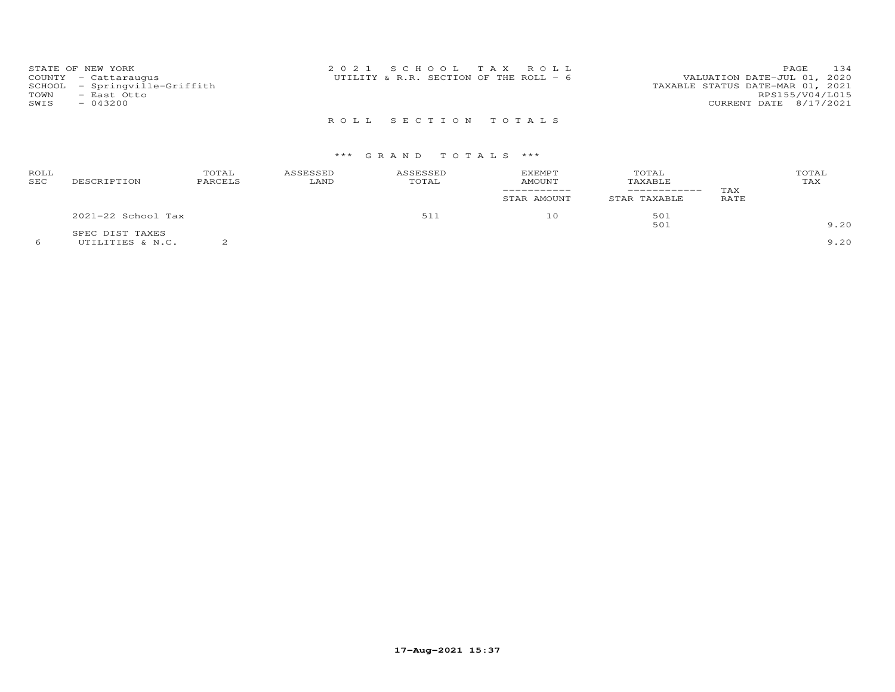STATE OF NEW YORK
COUNTY - Cattaraugus
SCHOOL - Springville-Griffith
TOWN - East Otto
SWIS - 043200

2 0 2 1 S C H O O L T A X R O L L
UTILITY & R.R. SECTION OF THE ROLL - 6

VALUATION DATE-JUL 01, 2020
TAXABLE STATUS DATE-MAR 01, 2021
RPS155/V04/L015
CURRENT DATE 8/17/2021

R O L L S E C T I O N T O T A L S

\*\*\* G R A N D T O T A L S \*\*\*

| ROLL SEC | DESCRIPTION | TOTAL PARCELS | ASSESSED LAND | ASSESSED TOTAL | EXEMPT AMOUNT / STAR AMOUNT | TOTAL TAXABLE / STAR TAXABLE | TAX RATE | TOTAL TAX |
|---|---|---|---|---|---|---|---|---|
| | 2021-22 School Tax | | | 511 | 10 | 501 | | |
| | | | | | | 501 | | 9.20 |
| | SPEC DIST TAXES | | | | | | | |
| 6 | UTILITIES & N.C. | 2 | | | | | | 9.20 |

17-Aug-2021 15:37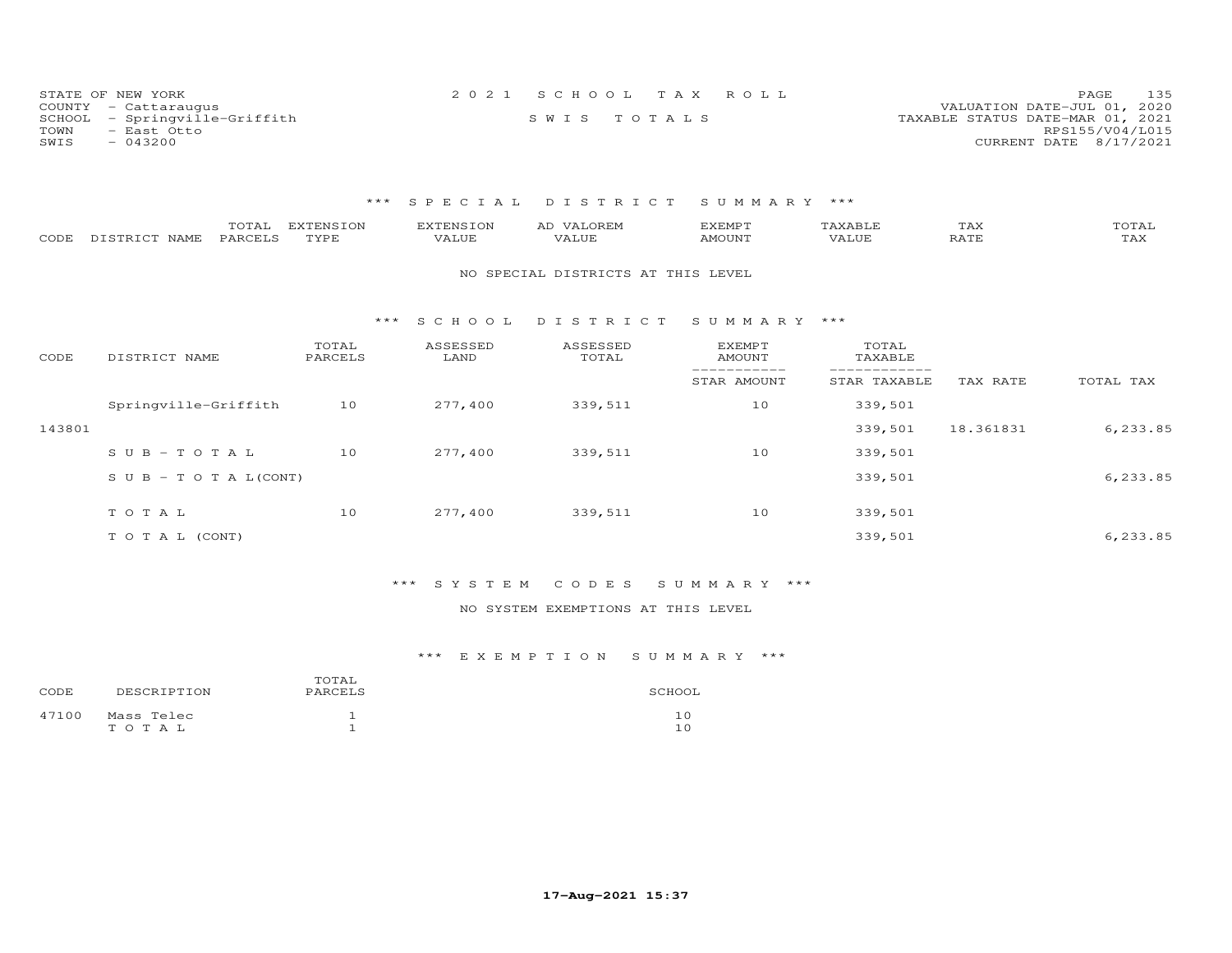STATE OF NEW YORK
COUNTY - Cattaraugus
SCHOOL - Springville-Griffith
TOWN - East Otto
SWIS - 043200

2 0 2 1 S C H O O L T A X R O L L
S W I S T O T A L S

VALUATION DATE-JUL 01, 2020
TAXABLE STATUS DATE-MAR 01, 2021
RPS155/V04/L015
CURRENT DATE 8/17/2021

## *** S P E C I A L D I S T R I C T S U M M A R Y ***

| CODE | DISTRICT NAME | TOTAL PARCELS | EXTENSION TYPE | EXTENSION VALUE | AD VALOREM VALUE | EXEMPT AMOUNT | TAXABLE VALUE | TAX RATE | TOTAL TAX |
|---|---|---|---|---|---|---|---|---|---|

NO SPECIAL DISTRICTS AT THIS LEVEL

## *** S C H O O L D I S T R I C T S U M M A R Y ***

| CODE | DISTRICT NAME | TOTAL PARCELS | ASSESSED LAND | ASSESSED TOTAL | EXEMPT AMOUNT / STAR AMOUNT | TOTAL TAXABLE / STAR TAXABLE | TAX RATE | TOTAL TAX |
|---|---|---|---|---|---|---|---|---|
| | Springville-Griffith | 10 | 277,400 | 339,511 | 10 | 339,501 | | |
| 143801 | | | | | | 339,501 | 18.361831 | 6,233.85 |
| | S U B - T O T A L | 10 | 277,400 | 339,511 | 10 | 339,501 | | |
| | S U B - T O T A L(CONT) | | | | | 339,501 | | 6,233.85 |
| | T O T A L | 10 | 277,400 | 339,511 | 10 | 339,501 | | |
| | T O T A L (CONT) | | | | | 339,501 | | 6,233.85 |

## *** S Y S T E M C O D E S S U M M A R Y ***

NO SYSTEM EXEMPTIONS AT THIS LEVEL

## *** E X E M P T I O N S U M M A R Y ***

| CODE | DESCRIPTION | TOTAL PARCELS | SCHOOL |
|---|---|---|---|
| 47100 | Mass Telec | 1 | 10 |
| | T O T A L | 1 | 10 |

17-Aug-2021 15:37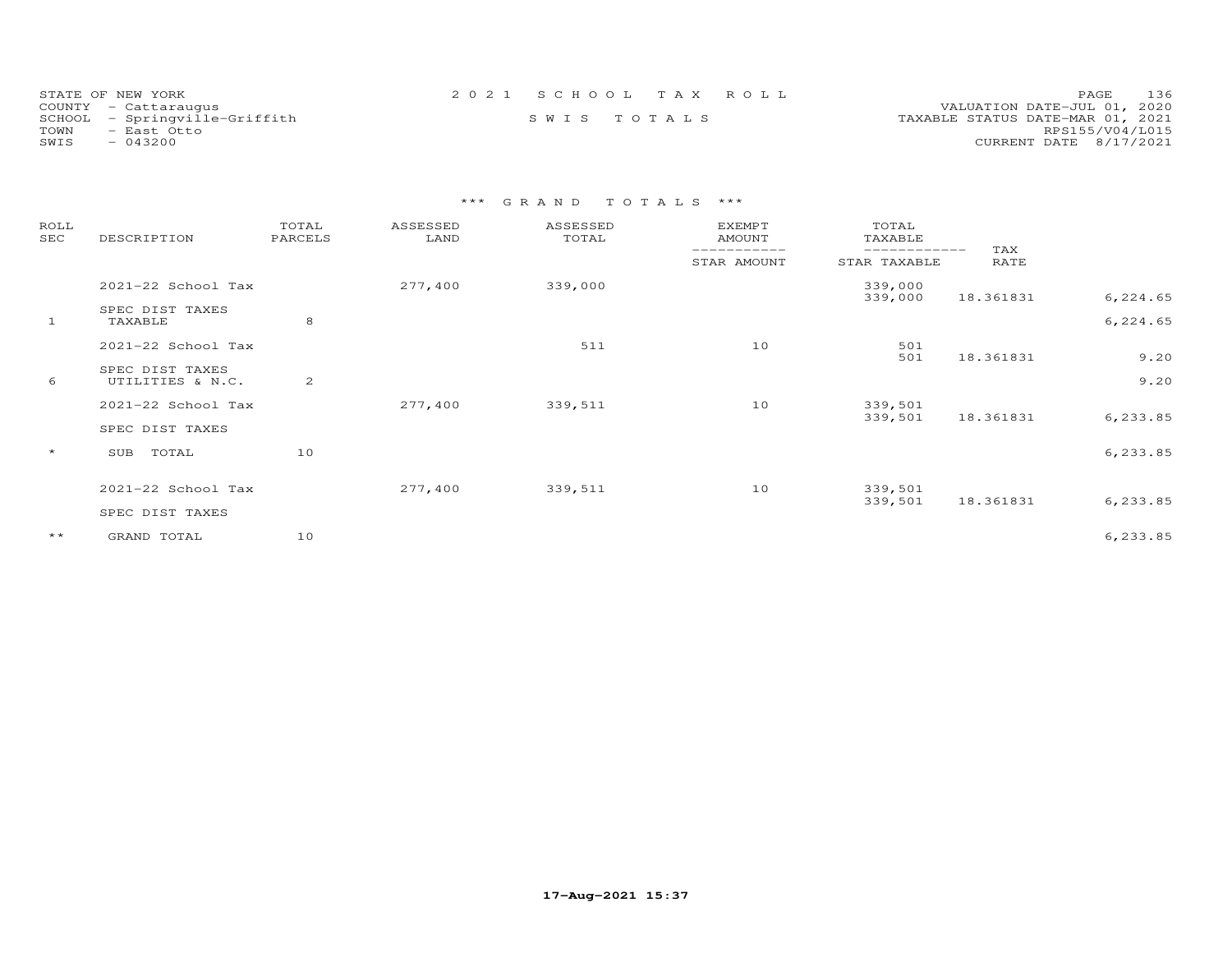STATE OF NEW YORK
COUNTY - Cattaraugus
SCHOOL - Springville-Griffith
TOWN - East Otto
SWIS - 043200

2021 SCHOOL TAX ROLL

SWIS TOTALS

VALUATION DATE-JUL 01, 2020
TAXABLE STATUS DATE-MAR 01, 2021
RPS155/V04/L015
CURRENT DATE 8/17/2021

### *** GRAND TOTALS ***

| ROLL SEC | DESCRIPTION | TOTAL PARCELS | ASSESSED LAND | ASSESSED TOTAL | EXEMPT AMOUNT / STAR AMOUNT | TOTAL TAXABLE / STAR TAXABLE | TAX RATE | |
|---|---|---|---|---|---|---|---|---|
| | 2021-22 School Tax | | 277,400 | 339,000 | | 339,000 | | |
| | | | | | | 339,000 | 18.361831 | 6,224.65 |
| | SPEC DIST TAXES | | | | | | | |
| 1 | TAXABLE | 8 | | | | | | 6,224.65 |
| | 2021-22 School Tax | | | 511 | 10 | 501 | | |
| | | | | | | 501 | 18.361831 | 9.20 |
| | SPEC DIST TAXES | | | | | | | |
| 6 | UTILITIES & N.C. | 2 | | | | | | 9.20 |
| | 2021-22 School Tax | | 277,400 | 339,511 | 10 | 339,501 | | |
| | | | | | | 339,501 | 18.361831 | 6,233.85 |
| | SPEC DIST TAXES | | | | | | | |
| * | SUB TOTAL | 10 | | | | | | 6,233.85 |
| | 2021-22 School Tax | | 277,400 | 339,511 | 10 | 339,501 | | |
| | | | | | | 339,501 | 18.361831 | 6,233.85 |
| | SPEC DIST TAXES | | | | | | | |
| ** | GRAND TOTAL | 10 | | | | | | 6,233.85 |

17-Aug-2021 15:37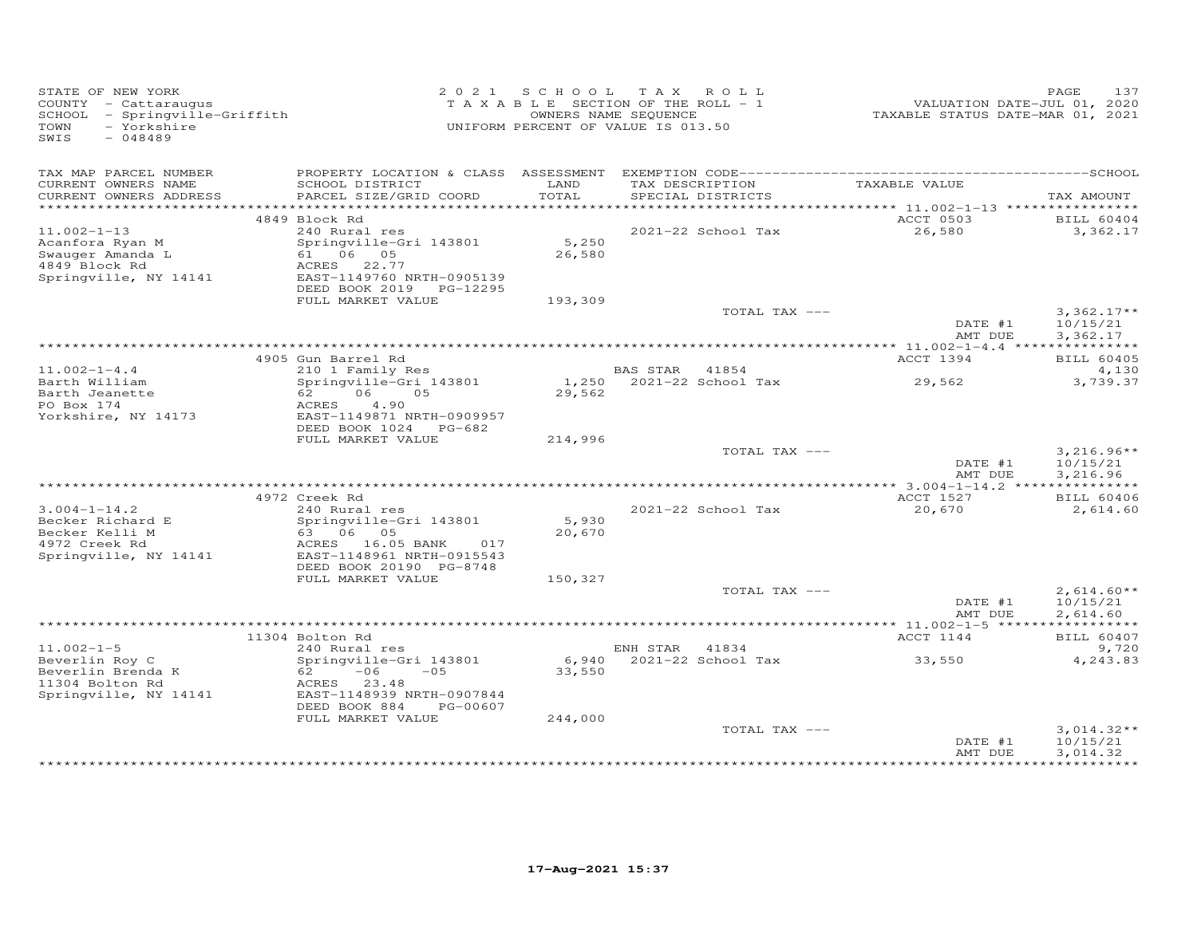STATE OF NEW YORK
COUNTY - Cattaraugus
SCHOOL - Springville-Griffith
TOWN - Yorkshire
SWIS - 048489

2021 SCHOOL TAX ROLL
TAXABLE SECTION OF THE ROLL - 1
OWNERS NAME SEQUENCE
UNIFORM PERCENT OF VALUE IS 013.50

VALUATION DATE-JUL 01, 2020
TAXABLE STATUS DATE-MAR 01, 2021

| TAX MAP PARCEL NUMBER / CURRENT OWNERS NAME / CURRENT OWNERS ADDRESS | PROPERTY LOCATION & CLASS / SCHOOL DISTRICT / PARCEL SIZE/GRID COORD | ASSESSMENT LAND / TOTAL | EXEMPTION CODE / TAX DESCRIPTION / SPECIAL DISTRICTS | TAXABLE VALUE | TAX AMOUNT |
|---|---|---|---|---|---|
| | 4849 Block Rd | | | ACCT 0503 | BILL 60404 |
| 11.002-1-13 | 240 Rural res | | 2021-22 School Tax | 26,580 | 3,362.17 |
| Acanfora Ryan M | Springville-Gri 143801 | 5,250 | | | |
| Swauger Amanda L | 61 06 05 | 26,580 | | | |
| 4849 Block Rd | ACRES 22.77 | | | | |
| Springville, NY 14141 | EAST-1149760 NRTH-0905139 | | | | |
| | DEED BOOK 2019 PG-12295 | | | | |
| | FULL MARKET VALUE | 193,309 | | | |
| | | | TOTAL TAX --- | | 3,362.17** |
| | | | | DATE #1 | 10/15/21 |
| | | | | AMT DUE | 3,362.17 |
| | 4905 Gun Barrel Rd | | | ACCT 1394 | BILL 60405 |
| 11.002-1-4.4 | 210 1 Family Res | | BAS STAR 41854 | | 4,130 |
| Barth William | Springville-Gri 143801 | 1,250 | 2021-22 School Tax | 29,562 | 3,739.37 |
| Barth Jeanette | 62 06 05 | 29,562 | | | |
| PO Box 174 | ACRES 4.90 | | | | |
| Yorkshire, NY 14173 | EAST-1149871 NRTH-0909957 | | | | |
| | DEED BOOK 1024 PG-682 | | | | |
| | FULL MARKET VALUE | 214,996 | | | |
| | | | TOTAL TAX --- | | 3,216.96** |
| | | | | DATE #1 | 10/15/21 |
| | | | | AMT DUE | 3,216.96 |
| | 4972 Creek Rd | | | ACCT 1527 | BILL 60406 |
| 3.004-1-14.2 | 240 Rural res | | 2021-22 School Tax | 20,670 | 2,614.60 |
| Becker Richard E | Springville-Gri 143801 | 5,930 | | | |
| Becker Kelli M | 63 06 05 | 20,670 | | | |
| 4972 Creek Rd | ACRES 16.05 BANK 017 | | | | |
| Springville, NY 14141 | EAST-1148961 NRTH-0915543 | | | | |
| | DEED BOOK 20190 PG-8748 | | | | |
| | FULL MARKET VALUE | 150,327 | | | |
| | | | TOTAL TAX --- | | 2,614.60** |
| | | | | DATE #1 | 10/15/21 |
| | | | | AMT DUE | 2,614.60 |
| | 11304 Bolton Rd | | | ACCT 1144 | BILL 60407 |
| 11.002-1-5 | 240 Rural res | | ENH STAR 41834 | | 9,720 |
| Beverlin Roy C | Springville-Gri 143801 | 6,940 | 2021-22 School Tax | 33,550 | 4,243.83 |
| Beverlin Brenda K | 62 -06 -05 | 33,550 | | | |
| 11304 Bolton Rd | ACRES 23.48 | | | | |
| Springville, NY 14141 | EAST-1148939 NRTH-0907844 | | | | |
| | DEED BOOK 884 PG-00607 | | | | |
| | FULL MARKET VALUE | 244,000 | | | |
| | | | TOTAL TAX --- | | 3,014.32** |
| | | | | DATE #1 | 10/15/21 |
| | | | | AMT DUE | 3,014.32 |

17-Aug-2021 15:37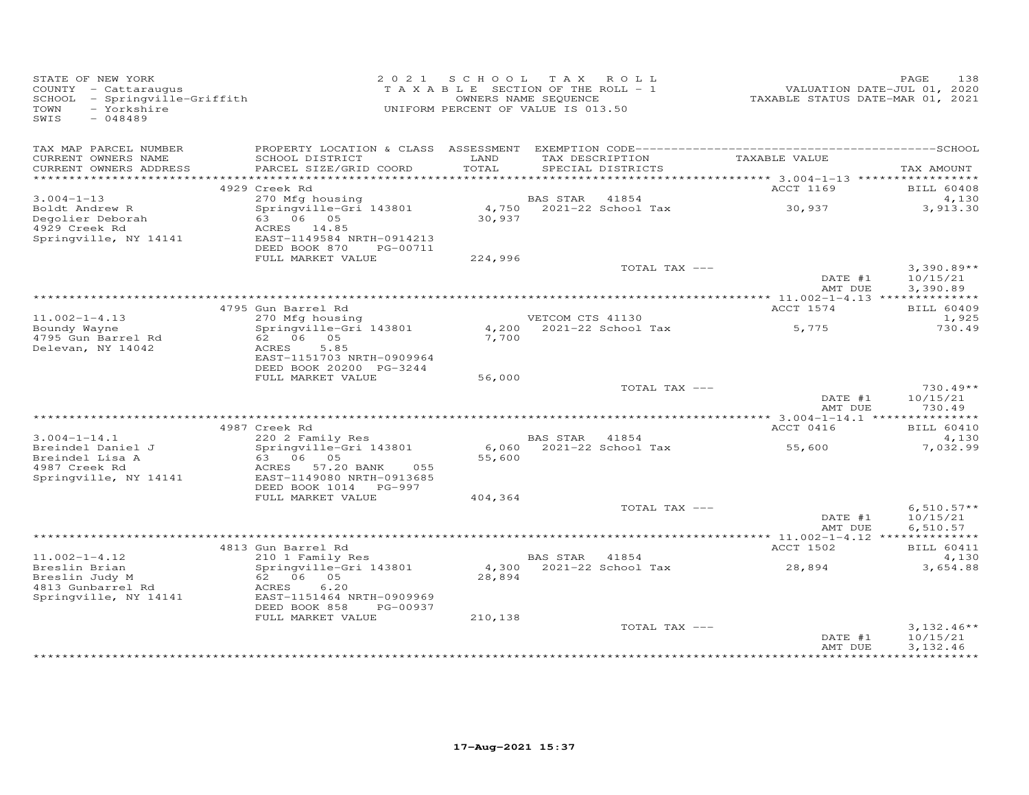STATE OF NEW YORK
COUNTY - Cattaraugus
SCHOOL - Springville-Griffith
TOWN - Yorkshire
SWIS - 048489

2021 SCHOOL TAX ROLL
TAXABLE SECTION OF THE ROLL - 1
OWNERS NAME SEQUENCE
UNIFORM PERCENT OF VALUE IS 013.50

VALUATION DATE-JUL 01, 2020
TAXABLE STATUS DATE-MAR 01, 2021

| TAX MAP PARCEL NUMBER / CURRENT OWNERS NAME / CURRENT OWNERS ADDRESS | PROPERTY LOCATION & CLASS / SCHOOL DISTRICT / PARCEL SIZE/GRID COORD | ASSESSMENT LAND / TOTAL | EXEMPTION CODE / TAX DESCRIPTION / SPECIAL DISTRICTS | TAXABLE VALUE | TAX AMOUNT |
|---|---|---|---|---|---|
| | 4929 Creek Rd | | | ACCT 1169 | BILL 60408 |
| 3.004-1-13 | 270 Mfg housing | | BAS STAR 41854 | | 4,130 |
| Boldt Andrew R | Springville-Gri 143801 | 4,750 | 2021-22 School Tax | 30,937 | 3,913.30 |
| Degolier Deborah | 63 06 05 | 30,937 | | | |
| 4929 Creek Rd | ACRES 14.85 | | | | |
| Springville, NY 14141 | EAST-1149584 NRTH-0914213 | | | | |
| | DEED BOOK 870 PG-00711 | | | | |
| | FULL MARKET VALUE | 224,996 | | | |
| | | | TOTAL TAX --- | | 3,390.89** |
| | | | | DATE #1 | 10/15/21 |
| | | | | AMT DUE | 3,390.89 |
| | 4795 Gun Barrel Rd | | | ACCT 1574 | BILL 60409 |
| 11.002-1-4.13 | 270 Mfg housing | | VETCOM CTS 41130 | | 1,925 |
| Boundy Wayne | Springville-Gri 143801 | 4,200 | 2021-22 School Tax | 5,775 | 730.49 |
| 4795 Gun Barrel Rd | 62 06 05 | 7,700 | | | |
| Delevan, NY 14042 | ACRES 5.85 | | | | |
| | EAST-1151703 NRTH-0909964 | | | | |
| | DEED BOOK 20200 PG-3244 | | | | |
| | FULL MARKET VALUE | 56,000 | | | |
| | | | TOTAL TAX --- | | 730.49** |
| | | | | DATE #1 | 10/15/21 |
| | | | | AMT DUE | 730.49 |
| | 4987 Creek Rd | | | ACCT 0416 | BILL 60410 |
| 3.004-1-14.1 | 220 2 Family Res | | BAS STAR 41854 | | 4,130 |
| Breindel Daniel J | Springville-Gri 143801 | 6,060 | 2021-22 School Tax | 55,600 | 7,032.99 |
| Breindel Lisa A | 63 06 05 | 55,600 | | | |
| 4987 Creek Rd | ACRES 57.20 BANK 055 | | | | |
| Springville, NY 14141 | EAST-1149080 NRTH-0913685 | | | | |
| | DEED BOOK 1014 PG-997 | | | | |
| | FULL MARKET VALUE | 404,364 | | | |
| | | | TOTAL TAX --- | | 6,510.57** |
| | | | | DATE #1 | 10/15/21 |
| | | | | AMT DUE | 6,510.57 |
| | 4813 Gun Barrel Rd | | | ACCT 1502 | BILL 60411 |
| 11.002-1-4.12 | 210 1 Family Res | | BAS STAR 41854 | | 4,130 |
| Breslin Brian | Springville-Gri 143801 | 4,300 | 2021-22 School Tax | 28,894 | 3,654.88 |
| Breslin Judy M | 62 06 05 | 28,894 | | | |
| 4813 Gunbarrel Rd | ACRES 6.20 | | | | |
| Springville, NY 14141 | EAST-1151464 NRTH-0909969 | | | | |
| | DEED BOOK 858 PG-00937 | | | | |
| | FULL MARKET VALUE | 210,138 | | | |
| | | | TOTAL TAX --- | | 3,132.46** |
| | | | | DATE #1 | 10/15/21 |
| | | | | AMT DUE | 3,132.46 |

17-Aug-2021 15:37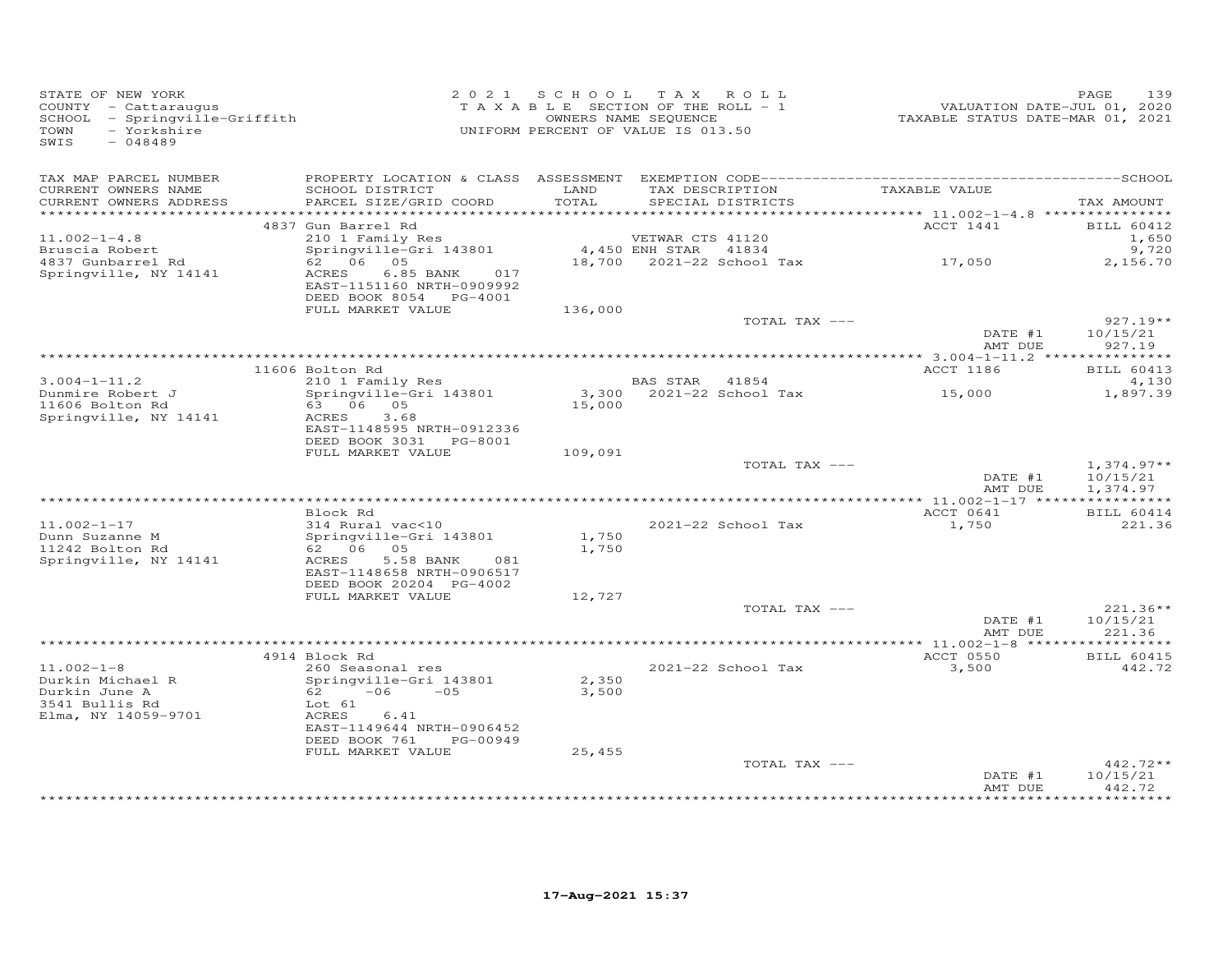STATE OF NEW YORK
COUNTY - Cattaraugus
SCHOOL - Springville-Griffith
TOWN - Yorkshire
SWIS - 048489

2021 SCHOOL TAX ROLL
TAXABLE SECTION OF THE ROLL - 1
OWNERS NAME SEQUENCE
UNIFORM PERCENT OF VALUE IS 013.50

VALUATION DATE-JUL 01, 2020
TAXABLE STATUS DATE-MAR 01, 2021

| TAX MAP PARCEL NUMBER / CURRENT OWNERS NAME / CURRENT OWNERS ADDRESS | PROPERTY LOCATION & CLASS / SCHOOL DISTRICT / PARCEL SIZE/GRID COORD | ASSESSMENT LAND / TOTAL | EXEMPTION CODE / TAX DESCRIPTION / SPECIAL DISTRICTS | TAXABLE VALUE | TAX AMOUNT |
|---|---|---|---|---|---|
| 11.002-1-4.8 | 4837 Gun Barrel Rd | | | ACCT 1441 | BILL 60412 |
| Bruscia Robert | 210 1 Family Res | | VETWAR CTS 41120 | | 1,650 |
| 4837 Gunbarrel Rd | Springville-Gri 143801 | 4,450 | ENH STAR 41834 | | 9,720 |
| Springville, NY 14141 | 62 06 05 | 18,700 | 2021-22 School Tax | 17,050 | 2,156.70 |
| | ACRES 6.85 BANK 017 | | | | |
| | EAST-1151160 NRTH-0909992 | | | | |
| | DEED BOOK 8054 PG-4001 | | | | |
| | FULL MARKET VALUE | 136,000 | | | |
| | | | TOTAL TAX --- | | 927.19** |
| | | | | DATE #1 | 10/15/21 |
| | | | | AMT DUE | 927.19 |
| 3.004-1-11.2 | 11606 Bolton Rd | | | ACCT 1186 | BILL 60413 |
| Dunmire Robert J | 210 1 Family Res | | BAS STAR 41854 | | 4,130 |
| 11606 Bolton Rd | Springville-Gri 143801 | 3,300 | 2021-22 School Tax | 15,000 | 1,897.39 |
| Springville, NY 14141 | 63 06 05 | 15,000 | | | |
| | ACRES 3.68 | | | | |
| | EAST-1148595 NRTH-0912336 | | | | |
| | DEED BOOK 3031 PG-8001 | | | | |
| | FULL MARKET VALUE | 109,091 | | | |
| | | | TOTAL TAX --- | | 1,374.97** |
| | | | | DATE #1 | 10/15/21 |
| | | | | AMT DUE | 1,374.97 |
| 11.002-1-17 | Block Rd | | | ACCT 0641 | BILL 60414 |
| Dunn Suzanne M | 314 Rural vac<10 | | 2021-22 School Tax | 1,750 | 221.36 |
| 11242 Bolton Rd | Springville-Gri 143801 | 1,750 | | | |
| Springville, NY 14141 | 62 06 05 | 1,750 | | | |
| | ACRES 5.58 BANK 081 | | | | |
| | EAST-1148658 NRTH-0906517 | | | | |
| | DEED BOOK 20204 PG-4002 | | | | |
| | FULL MARKET VALUE | 12,727 | | | |
| | | | TOTAL TAX --- | | 221.36** |
| | | | | DATE #1 | 10/15/21 |
| | | | | AMT DUE | 221.36 |
| 11.002-1-8 | 4914 Block Rd | | | ACCT 0550 | BILL 60415 |
| Durkin Michael R | 260 Seasonal res | | 2021-22 School Tax | 3,500 | 442.72 |
| Durkin June A | Springville-Gri 143801 | 2,350 | | | |
| 3541 Bullis Rd | 62 -06 -05 | 3,500 | | | |
| Elma, NY 14059-9701 | Lot 61 | | | | |
| | ACRES 6.41 | | | | |
| | EAST-1149644 NRTH-0906452 | | | | |
| | DEED BOOK 761 PG-00949 | | | | |
| | FULL MARKET VALUE | 25,455 | | | |
| | | | TOTAL TAX --- | | 442.72** |
| | | | | DATE #1 | 10/15/21 |
| | | | | AMT DUE | 442.72 |

17-Aug-2021 15:37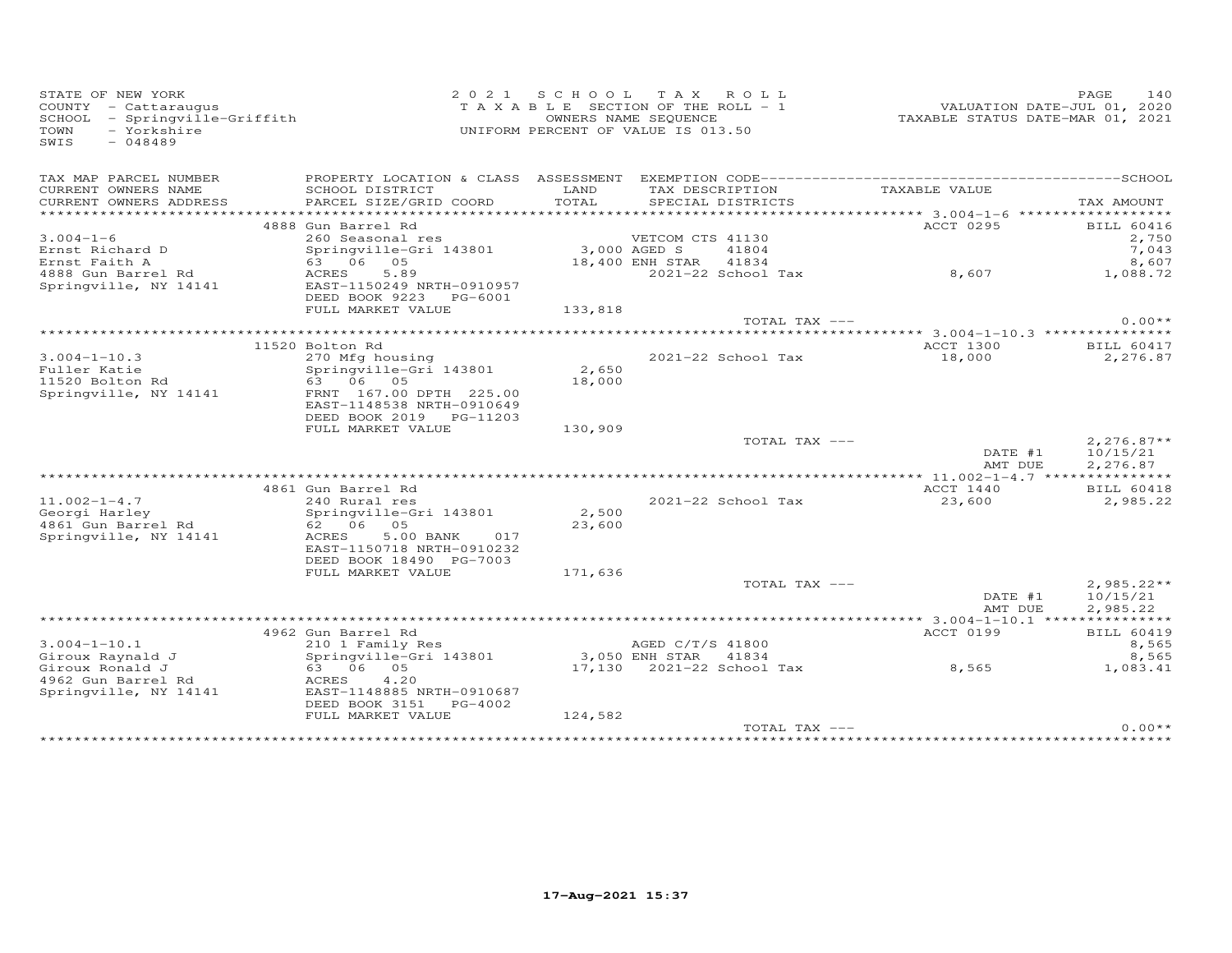STATE OF NEW YORK
COUNTY - Cattaraugus
SCHOOL - Springville-Griffith
TOWN - Yorkshire
SWIS - 048489

2021 SCHOOL TAX ROLL
TAXABLE SECTION OF THE ROLL - 1
OWNERS NAME SEQUENCE
UNIFORM PERCENT OF VALUE IS 013.50

VALUATION DATE-JUL 01, 2020
TAXABLE STATUS DATE-MAR 01, 2021

| TAX MAP PARCEL NUMBER / CURRENT OWNERS NAME / CURRENT OWNERS ADDRESS | PROPERTY LOCATION & CLASS / SCHOOL DISTRICT / PARCEL SIZE/GRID COORD | ASSESSMENT LAND / TOTAL | EXEMPTION CODE / TAX DESCRIPTION / SPECIAL DISTRICTS | TAXABLE VALUE | TAX AMOUNT |
|---|---|---|---|---|---|
| 3.004-1-6 | 4888 Gun Barrel Rd | | | ACCT 0295 | BILL 60416 |
| Ernst Richard D | 260 Seasonal res | | VETCOM CTS 41130 | | 2,750 |
| Ernst Faith A | Springville-Gri 143801 | 3,000 | AGED S 41804 | | 7,043 |
| 4888 Gun Barrel Rd | 63 06 05 | 18,400 | ENH STAR 41834 | | 8,607 |
| Springville, NY 14141 | ACRES 5.89 | | 2021-22 School Tax | 8,607 | 1,088.72 |
| | EAST-1150249 NRTH-0910957 | | | | |
| | DEED BOOK 9223 PG-6001 | | | | |
| | FULL MARKET VALUE | 133,818 | | | |
| | | | TOTAL TAX --- | | 0.00** |
| 3.004-1-10.3 | 11520 Bolton Rd | | | ACCT 1300 | BILL 60417 |
| Fuller Katie | 270 Mfg housing | | 2021-22 School Tax | 18,000 | 2,276.87 |
| 11520 Bolton Rd | Springville-Gri 143801 | 2,650 | | | |
| Springville, NY 14141 | 63 06 05 | 18,000 | | | |
| | FRNT 167.00 DPTH 225.00 | | | | |
| | EAST-1148538 NRTH-0910649 | | | | |
| | DEED BOOK 2019 PG-11203 | | | | |
| | FULL MARKET VALUE | 130,909 | | | |
| | | | TOTAL TAX --- | | 2,276.87** |
| | | | | DATE #1 | 10/15/21 |
| | | | | AMT DUE | 2,276.87 |
| 11.002-1-4.7 | 4861 Gun Barrel Rd | | | ACCT 1440 | BILL 60418 |
| Georgi Harley | 240 Rural res | | 2021-22 School Tax | 23,600 | 2,985.22 |
| 4861 Gun Barrel Rd | Springville-Gri 143801 | 2,500 | | | |
| Springville, NY 14141 | 62 06 05 | 23,600 | | | |
| | ACRES 5.00 BANK 017 | | | | |
| | EAST-1150718 NRTH-0910232 | | | | |
| | DEED BOOK 18490 PG-7003 | | | | |
| | FULL MARKET VALUE | 171,636 | | | |
| | | | TOTAL TAX --- | | 2,985.22** |
| | | | | DATE #1 | 10/15/21 |
| | | | | AMT DUE | 2,985.22 |
| 3.004-1-10.1 | 4962 Gun Barrel Rd | | | ACCT 0199 | BILL 60419 |
| Giroux Raynald J | 210 1 Family Res | | AGED C/T/S 41800 | | 8,565 |
| Giroux Ronald J | Springville-Gri 143801 | 3,050 | ENH STAR 41834 | | 8,565 |
| 4962 Gun Barrel Rd | 63 06 05 | 17,130 | 2021-22 School Tax | 8,565 | 1,083.41 |
| Springville, NY 14141 | ACRES 4.20 | | | | |
| | EAST-1148885 NRTH-0910687 | | | | |
| | DEED BOOK 3151 PG-4002 | | | | |
| | FULL MARKET VALUE | 124,582 | | | |
| | | | TOTAL TAX --- | | 0.00** |

17-Aug-2021 15:37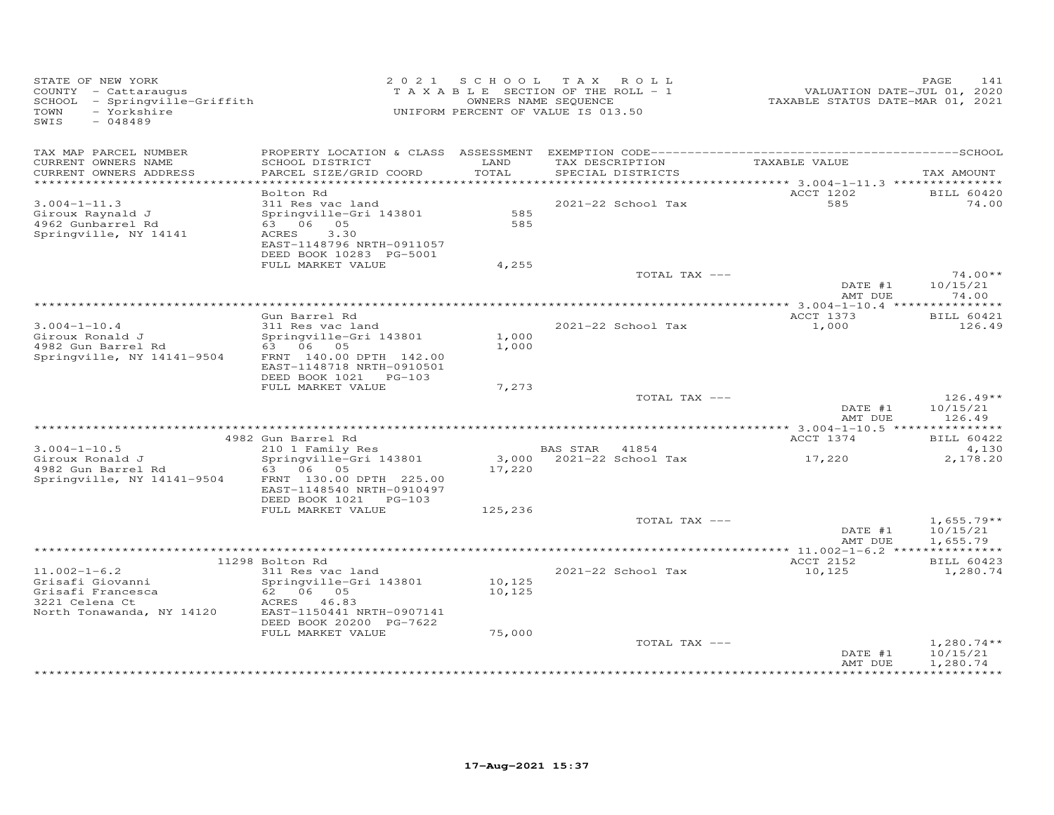STATE OF NEW YORK
COUNTY - Cattaraugus
SCHOOL - Springville-Griffith
TOWN - Yorkshire
SWIS - 048489

2 0 2 1 S C H O O L T A X R O L L
T A X A B L E SECTION OF THE ROLL - 1
OWNERS NAME SEQUENCE
UNIFORM PERCENT OF VALUE IS 013.50

VALUATION DATE-JUL 01, 2020
TAXABLE STATUS DATE-MAR 01, 2021

| TAX MAP PARCEL NUMBER / CURRENT OWNERS NAME / CURRENT OWNERS ADDRESS | PROPERTY LOCATION & CLASS / SCHOOL DISTRICT / PARCEL SIZE/GRID COORD | ASSESSMENT LAND / TOTAL | EXEMPTION CODE / TAX DESCRIPTION / SPECIAL DISTRICTS | TAXABLE VALUE | TAX AMOUNT |
|---|---|---|---|---|---|
| 3.004-1-11.3 | Bolton Rd | | | ACCT 1202 | BILL 60420 |
| Giroux Raynald J | 311 Res vac land | | 2021-22 School Tax | 585 | 74.00 |
| 4962 Gunbarrel Rd | Springville-Gri 143801 | 585 | | | |
| Springville, NY 14141 | 63 06 05 | 585 | | | |
| | ACRES 3.30 | | | | |
| | EAST-1148796 NRTH-0911057 | | | | |
| | DEED BOOK 10283 PG-5001 | | | | |
| | FULL MARKET VALUE | 4,255 | | | |
| | | | TOTAL TAX --- | | 74.00** |
| | | | | DATE #1 | 10/15/21 |
| | | | | AMT DUE | 74.00 |
| 3.004-1-10.4 | Gun Barrel Rd | | | ACCT 1373 | BILL 60421 |
| Giroux Ronald J | 311 Res vac land | | 2021-22 School Tax | 1,000 | 126.49 |
| 4982 Gun Barrel Rd | Springville-Gri 143801 | 1,000 | | | |
| Springville, NY 14141-9504 | 63 06 05 | 1,000 | | | |
| | FRNT 140.00 DPTH 142.00 | | | | |
| | EAST-1148718 NRTH-0910501 | | | | |
| | DEED BOOK 1021 PG-103 | | | | |
| | FULL MARKET VALUE | 7,273 | | | |
| | | | TOTAL TAX --- | | 126.49** |
| | | | | DATE #1 | 10/15/21 |
| | | | | AMT DUE | 126.49 |
| 3.004-1-10.5 | 4982 Gun Barrel Rd | | | ACCT 1374 | BILL 60422 |
| Giroux Ronald J | 210 1 Family Res | | BAS STAR 41854 | | 4,130 |
| 4982 Gun Barrel Rd | Springville-Gri 143801 | 3,000 | 2021-22 School Tax | 17,220 | 2,178.20 |
| Springville, NY 14141-9504 | 63 06 05 | 17,220 | | | |
| | FRNT 130.00 DPTH 225.00 | | | | |
| | EAST-1148540 NRTH-0910497 | | | | |
| | DEED BOOK 1021 PG-103 | | | | |
| | FULL MARKET VALUE | 125,236 | | | |
| | | | TOTAL TAX --- | | 1,655.79** |
| | | | | DATE #1 | 10/15/21 |
| | | | | AMT DUE | 1,655.79 |
| 11.002-1-6.2 | 11298 Bolton Rd | | | ACCT 2152 | BILL 60423 |
| Grisafi Giovanni | 311 Res vac land | | 2021-22 School Tax | 10,125 | 1,280.74 |
| Grisafi Francesca | Springville-Gri 143801 | 10,125 | | | |
| 3221 Celena Ct | 62 06 05 | 10,125 | | | |
| North Tonawanda, NY 14120 | ACRES 46.83 | | | | |
| | EAST-1150441 NRTH-0907141 | | | | |
| | DEED BOOK 20200 PG-7622 | | | | |
| | FULL MARKET VALUE | 75,000 | | | |
| | | | TOTAL TAX --- | | 1,280.74** |
| | | | | DATE #1 | 10/15/21 |
| | | | | AMT DUE | 1,280.74 |

17-Aug-2021 15:37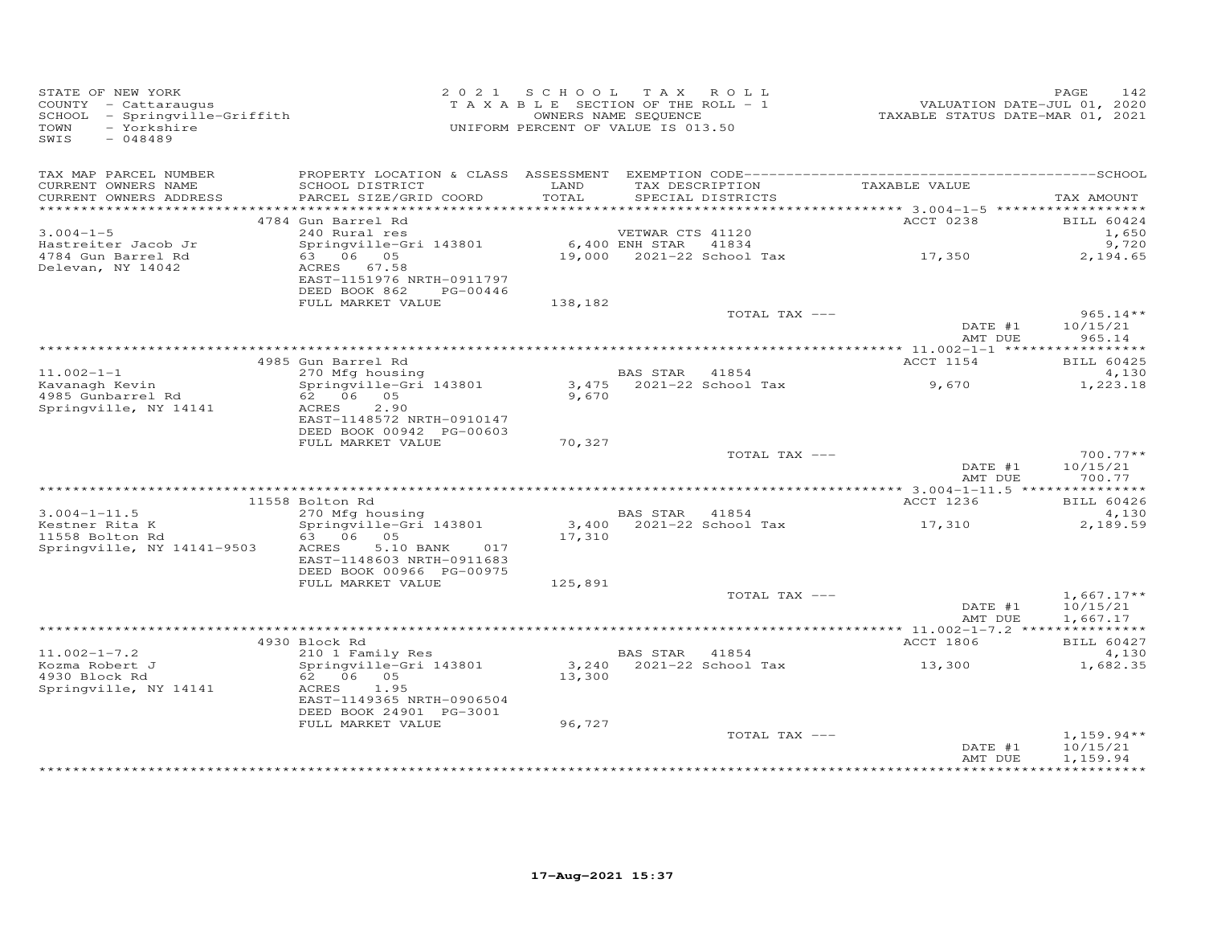STATE OF NEW YORK
COUNTY - Cattaraugus
SCHOOL - Springville-Griffith
TOWN - Yorkshire
SWIS - 048489

2 0 2 1 SCHOOL TAX ROLL
TAXABLE SECTION OF THE ROLL - 1
OWNERS NAME SEQUENCE
UNIFORM PERCENT OF VALUE IS 013.50

VALUATION DATE-JUL 01, 2020
TAXABLE STATUS DATE-MAR 01, 2021

| TAX MAP PARCEL NUMBER / CURRENT OWNERS NAME / CURRENT OWNERS ADDRESS | PROPERTY LOCATION & CLASS / SCHOOL DISTRICT / PARCEL SIZE/GRID COORD | ASSESSMENT LAND / TOTAL | EXEMPTION CODE / TAX DESCRIPTION / SPECIAL DISTRICTS | TAXABLE VALUE | SCHOOL TAX AMOUNT |
|---|---|---|---|---|---|
| | 4784 Gun Barrel Rd | | | ACCT 0238 | BILL 60424 |
| 3.004-1-5 | 240 Rural res | | VETWAR CTS 41120 | | 1,650 |
| Hastreiter Jacob Jr | Springville-Gri 143801 | 6,400 | ENH STAR 41834 | | 9,720 |
| 4784 Gun Barrel Rd | 63 06 05 | 19,000 | 2021-22 School Tax | 17,350 | 2,194.65 |
| Delevan, NY 14042 | ACRES 67.58 | | | | |
| | EAST-1151976 NRTH-0911797 | | | | |
| | DEED BOOK 862 PG-00446 | | | | |
| | FULL MARKET VALUE | 138,182 | | | |
| | | | TOTAL TAX --- | | 965.14** |
| | | | | DATE #1 | 10/15/21 |
| | | | | AMT DUE | 965.14 |
| | 4985 Gun Barrel Rd | | | ACCT 1154 | BILL 60425 |
| 11.002-1-1 | 270 Mfg housing | | BAS STAR 41854 | | 4,130 |
| Kavanagh Kevin | Springville-Gri 143801 | 3,475 | 2021-22 School Tax | 9,670 | 1,223.18 |
| 4985 Gunbarrel Rd | 62 06 05 | 9,670 | | | |
| Springville, NY 14141 | ACRES 2.90 | | | | |
| | EAST-1148572 NRTH-0910147 | | | | |
| | DEED BOOK 00942 PG-00603 | | | | |
| | FULL MARKET VALUE | 70,327 | | | |
| | | | TOTAL TAX --- | | 700.77** |
| | | | | DATE #1 | 10/15/21 |
| | | | | AMT DUE | 700.77 |
| | 11558 Bolton Rd | | | ACCT 1236 | BILL 60426 |
| 3.004-1-11.5 | 270 Mfg housing | | BAS STAR 41854 | | 4,130 |
| Kestner Rita K | Springville-Gri 143801 | 3,400 | 2021-22 School Tax | 17,310 | 2,189.59 |
| 11558 Bolton Rd | 63 06 05 | 17,310 | | | |
| Springville, NY 14141-9503 | ACRES 5.10 BANK 017 | | | | |
| | EAST-1148603 NRTH-0911683 | | | | |
| | DEED BOOK 00966 PG-00975 | | | | |
| | FULL MARKET VALUE | 125,891 | | | |
| | | | TOTAL TAX --- | | 1,667.17** |
| | | | | DATE #1 | 10/15/21 |
| | | | | AMT DUE | 1,667.17 |
| | 4930 Block Rd | | | ACCT 1806 | BILL 60427 |
| 11.002-1-7.2 | 210 1 Family Res | | BAS STAR 41854 | | 4,130 |
| Kozma Robert J | Springville-Gri 143801 | 3,240 | 2021-22 School Tax | 13,300 | 1,682.35 |
| 4930 Block Rd | 62 06 05 | 13,300 | | | |
| Springville, NY 14141 | ACRES 1.95 | | | | |
| | EAST-1149365 NRTH-0906504 | | | | |
| | DEED BOOK 24901 PG-3001 | | | | |
| | FULL MARKET VALUE | 96,727 | | | |
| | | | TOTAL TAX --- | | 1,159.94** |
| | | | | DATE #1 | 10/15/21 |
| | | | | AMT DUE | 1,159.94 |

17-Aug-2021 15:37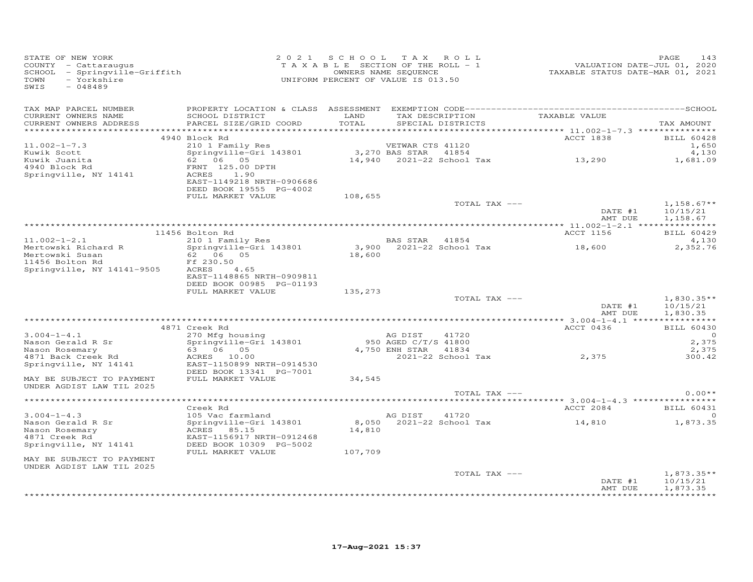STATE OF NEW YORK
COUNTY - Cattaraugus
SCHOOL - Springville-Griffith
TOWN - Yorkshire
SWIS - 048489

2021 SCHOOL TAX ROLL
TAXABLE SECTION OF THE ROLL - 1
OWNERS NAME SEQUENCE
UNIFORM PERCENT OF VALUE IS 013.50

VALUATION DATE-JUL 01, 2020
TAXABLE STATUS DATE-MAR 01, 2021

| TAX MAP PARCEL NUMBER / CURRENT OWNERS NAME / CURRENT OWNERS ADDRESS | PROPERTY LOCATION & CLASS / SCHOOL DISTRICT / PARCEL SIZE/GRID COORD | ASSESSMENT LAND / TOTAL | EXEMPTION CODE / TAX DESCRIPTION / SPECIAL DISTRICTS | TAXABLE VALUE | TAX AMOUNT |
|---|---|---|---|---|---|
| 11.002-1-7.3 | 4940 Block Rd | | | ACCT 1838 | BILL 60428 |
| Kuwik Scott | 210 1 Family Res | | VETWAR CTS 41120 | | 1,650 |
| Kuwik Juanita | Springville-Gri 143801 | 3,270 | BAS STAR 41854 | | 4,130 |
| 4940 Block Rd | 62 06 05 | 14,940 | 2021-22 School Tax | 13,290 | 1,681.09 |
| Springville, NY 14141 | FRNT 125.00 DPTH | | | | |
| | ACRES 1.90 | | | | |
| | EAST-1149218 NRTH-0906686 | | | | |
| | DEED BOOK 19555 PG-4002 | | | | |
| | FULL MARKET VALUE | 108,655 | | | |
| | | | TOTAL TAX --- | | 1,158.67** |
| | | | | DATE #1 | 10/15/21 |
| | | | | AMT DUE | 1,158.67 |
| 11.002-1-2.1 | 11456 Bolton Rd | | | ACCT 1156 | BILL 60429 |
| Mertowski Richard R | 210 1 Family Res | | BAS STAR 41854 | | 4,130 |
| Mertowski Susan | Springville-Gri 143801 | 3,900 | 2021-22 School Tax | 18,600 | 2,352.76 |
| 11456 Bolton Rd | 62 06 05 | 18,600 | | | |
| Springville, NY 14141-9505 | Ff 230.50 | | | | |
| | ACRES 4.65 | | | | |
| | EAST-1148865 NRTH-0909811 | | | | |
| | DEED BOOK 00985 PG-01193 | | | | |
| | FULL MARKET VALUE | 135,273 | | | |
| | | | TOTAL TAX --- | | 1,830.35** |
| | | | | DATE #1 | 10/15/21 |
| | | | | AMT DUE | 1,830.35 |
| 3.004-1-4.1 | 4871 Creek Rd | | | ACCT 0436 | BILL 60430 |
| Nason Gerald R Sr | 270 Mfg housing | | AG DIST 41720 | | 0 |
| Nason Rosemary | Springville-Gri 143801 | 950 | AGED C/T/S 41800 | | 2,375 |
| 4871 Back Creek Rd | 63 06 05 | 4,750 | ENH STAR 41834 | | 2,375 |
| Springville, NY 14141 | ACRES 10.00 | | 2021-22 School Tax | 2,375 | 300.42 |
| | EAST-1150899 NRTH-0914530 | | | | |
| | DEED BOOK 13341 PG-7001 | | | | |
| MAY BE SUBJECT TO PAYMENT | FULL MARKET VALUE | 34,545 | | | |
| UNDER AGDIST LAW TIL 2025 | | | | | |
| | | | TOTAL TAX --- | | 0.00** |
| 3.004-1-4.3 | Creek Rd | | | ACCT 2084 | BILL 60431 |
| Nason Gerald R Sr | 105 Vac farmland | | AG DIST 41720 | | 0 |
| Nason Rosemary | Springville-Gri 143801 | 8,050 | 2021-22 School Tax | 14,810 | 1,873.35 |
| 4871 Creek Rd | ACRES 85.15 | 14,810 | | | |
| Springville, NY 14141 | EAST-1156917 NRTH-0912468 | | | | |
| | DEED BOOK 10309 PG-5002 | | | | |
| | FULL MARKET VALUE | 107,709 | | | |
| MAY BE SUBJECT TO PAYMENT | | | | | |
| UNDER AGDIST LAW TIL 2025 | | | | | |
| | | | TOTAL TAX --- | | 1,873.35** |
| | | | | DATE #1 | 10/15/21 |
| | | | | AMT DUE | 1,873.35 |

17-Aug-2021 15:37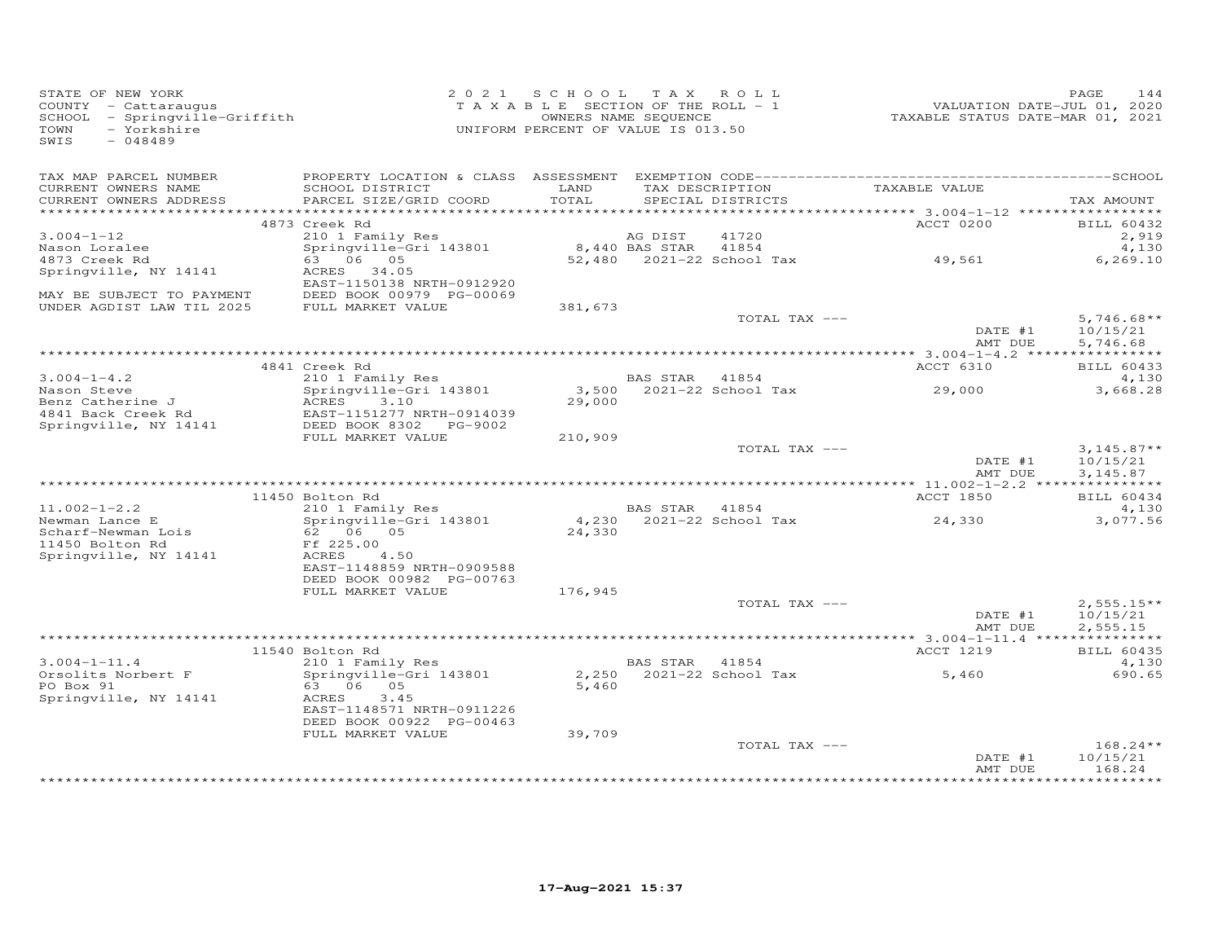STATE OF NEW YORK
COUNTY - Cattaraugus
SCHOOL - Springville-Griffith
TOWN - Yorkshire
SWIS - 048489

2021 SCHOOL TAX ROLL
TAXABLE SECTION OF THE ROLL - 1
OWNERS NAME SEQUENCE
UNIFORM PERCENT OF VALUE IS 013.50

VALUATION DATE-JUL 01, 2020
TAXABLE STATUS DATE-MAR 01, 2021

| TAX MAP PARCEL NUMBER<br>CURRENT OWNERS NAME<br>CURRENT OWNERS ADDRESS | PROPERTY LOCATION & CLASS<br>SCHOOL DISTRICT<br>PARCEL SIZE/GRID COORD | ASSESSMENT<br>LAND<br>TOTAL | EXEMPTION CODE<br>TAX DESCRIPTION<br>SPECIAL DISTRICTS | TAXABLE VALUE | SCHOOL<br>TAX AMOUNT |
|---|---|---|---|---|---|
| | 4873 Creek Rd | | | ACCT 0200 | BILL 60432 |
| 3.004-1-12 | 210 1 Family Res | | AG DIST 41720 | | 2,919 |
| Nason Loralee | Springville-Gri 143801 | 8,440 | BAS STAR 41854 | | 4,130 |
| 4873 Creek Rd | 63 06 05 | 52,480 | 2021-22 School Tax | 49,561 | 6,269.10 |
| Springville, NY 14141 | ACRES 34.05 | | | | |
| | EAST-1150138 NRTH-0912920 | | | | |
| MAY BE SUBJECT TO PAYMENT | DEED BOOK 00979 PG-00069 | | | | |
| UNDER AGDIST LAW TIL 2025 | FULL MARKET VALUE | 381,673 | | | |
| | | | TOTAL TAX --- | | 5,746.68** |
| | | | | DATE #1 | 10/15/21 |
| | | | | AMT DUE | 5,746.68 |
| | 4841 Creek Rd | | | ACCT 6310 | BILL 60433 |
| 3.004-1-4.2 | 210 1 Family Res | | BAS STAR 41854 | | 4,130 |
| Nason Steve | Springville-Gri 143801 | 3,500 | 2021-22 School Tax | 29,000 | 3,668.28 |
| Benz Catherine J | ACRES 3.10 | 29,000 | | | |
| 4841 Back Creek Rd | EAST-1151277 NRTH-0914039 | | | | |
| Springville, NY 14141 | DEED BOOK 8302 PG-9002 | | | | |
| | FULL MARKET VALUE | 210,909 | | | |
| | | | TOTAL TAX --- | | 3,145.87** |
| | | | | DATE #1 | 10/15/21 |
| | | | | AMT DUE | 3,145.87 |
| | 11450 Bolton Rd | | | ACCT 1850 | BILL 60434 |
| 11.002-1-2.2 | 210 1 Family Res | | BAS STAR 41854 | | 4,130 |
| Newman Lance E | Springville-Gri 143801 | 4,230 | 2021-22 School Tax | 24,330 | 3,077.56 |
| Scharf-Newman Lois | 62 06 05 | 24,330 | | | |
| 11450 Bolton Rd | Ff 225.00 | | | | |
| Springville, NY 14141 | ACRES 4.50 | | | | |
| | EAST-1148859 NRTH-0909588 | | | | |
| | DEED BOOK 00982 PG-00763 | | | | |
| | FULL MARKET VALUE | 176,945 | | | |
| | | | TOTAL TAX --- | | 2,555.15** |
| | | | | DATE #1 | 10/15/21 |
| | | | | AMT DUE | 2,555.15 |
| | 11540 Bolton Rd | | | ACCT 1219 | BILL 60435 |
| 3.004-1-11.4 | 210 1 Family Res | | BAS STAR 41854 | | 4,130 |
| Orsolits Norbert F | Springville-Gri 143801 | 2,250 | 2021-22 School Tax | 5,460 | 690.65 |
| PO Box 91 | 63 06 05 | 5,460 | | | |
| Springville, NY 14141 | ACRES 3.45 | | | | |
| | EAST-1148571 NRTH-0911226 | | | | |
| | DEED BOOK 00922 PG-00463 | | | | |
| | FULL MARKET VALUE | 39,709 | | | |
| | | | TOTAL TAX --- | | 168.24** |
| | | | | DATE #1 | 10/15/21 |
| | | | | AMT DUE | 168.24 |

17-Aug-2021 15:37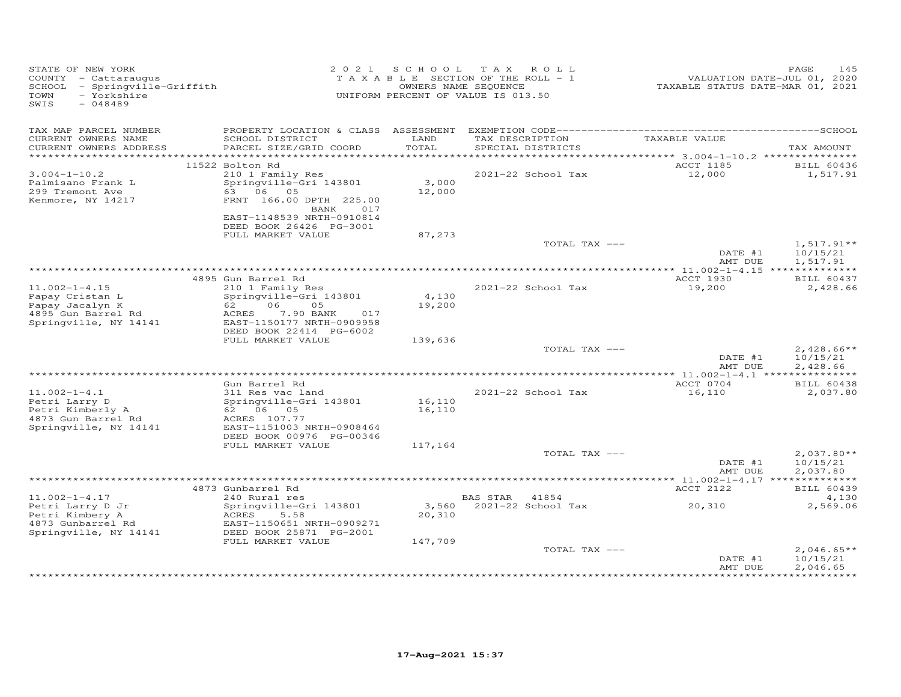STATE OF NEW YORK
COUNTY - Cattaraugus
SCHOOL - Springville-Griffith
TOWN - Yorkshire
SWIS - 048489

2 0 2 1 S C H O O L T A X R O L L
T A X A B L E SECTION OF THE ROLL - 1
OWNERS NAME SEQUENCE
UNIFORM PERCENT OF VALUE IS 013.50

VALUATION DATE-JUL 01, 2020
TAXABLE STATUS DATE-MAR 01, 2021

| TAX MAP PARCEL NUMBER / CURRENT OWNERS NAME / CURRENT OWNERS ADDRESS | PROPERTY LOCATION & CLASS / SCHOOL DISTRICT / PARCEL SIZE/GRID COORD | ASSESSMENT LAND / TOTAL | EXEMPTION CODE / TAX DESCRIPTION / SPECIAL DISTRICTS | TAXABLE VALUE | TAX AMOUNT |
|---|---|---|---|---|---|
| | 11522 Bolton Rd | | | ACCT 1185 | BILL 60436 |
| 3.004-1-10.2 | 210 1 Family Res | | 2021-22 School Tax | 12,000 | 1,517.91 |
| Palmisano Frank L | Springville-Gri 143801 | 3,000 | | | |
| 299 Tremont Ave | 63 06 05 | 12,000 | | | |
| Kenmore, NY 14217 | FRNT 166.00 DPTH 225.00 | | | | |
| | BANK 017 | | | | |
| | EAST-1148539 NRTH-0910814 | | | | |
| | DEED BOOK 26426 PG-3001 | | | | |
| | FULL MARKET VALUE | 87,273 | | | |
| | | | TOTAL TAX --- | | 1,517.91** |
| | | | | DATE #1 | 10/15/21 |
| | | | | AMT DUE | 1,517.91 |
| | 4895 Gun Barrel Rd | | | ACCT 1930 | BILL 60437 |
| 11.002-1-4.15 | 210 1 Family Res | | 2021-22 School Tax | 19,200 | 2,428.66 |
| Papay Cristan L | Springville-Gri 143801 | 4,130 | | | |
| Papay Jacalyn K | 62 06 05 | 19,200 | | | |
| 4895 Gun Barrel Rd | ACRES 7.90 BANK 017 | | | | |
| Springville, NY 14141 | EAST-1150177 NRTH-0909958 | | | | |
| | DEED BOOK 22414 PG-6002 | | | | |
| | FULL MARKET VALUE | 139,636 | | | |
| | | | TOTAL TAX --- | | 2,428.66** |
| | | | | DATE #1 | 10/15/21 |
| | | | | AMT DUE | 2,428.66 |
| | Gun Barrel Rd | | | ACCT 0704 | BILL 60438 |
| 11.002-1-4.1 | 311 Res vac land | | 2021-22 School Tax | 16,110 | 2,037.80 |
| Petri Larry D | Springville-Gri 143801 | 16,110 | | | |
| Petri Kimberly A | 62 06 05 | 16,110 | | | |
| 4873 Gun Barrel Rd | ACRES 107.77 | | | | |
| Springville, NY 14141 | EAST-1151003 NRTH-0908464 | | | | |
| | DEED BOOK 00976 PG-00346 | | | | |
| | FULL MARKET VALUE | 117,164 | | | |
| | | | TOTAL TAX --- | | 2,037.80** |
| | | | | DATE #1 | 10/15/21 |
| | | | | AMT DUE | 2,037.80 |
| | 4873 Gunbarrel Rd | | | ACCT 2122 | BILL 60439 |
| 11.002-1-4.17 | 240 Rural res | | BAS STAR 41854 | | 4,130 |
| Petri Larry D Jr | Springville-Gri 143801 | 3,560 | 2021-22 School Tax | 20,310 | 2,569.06 |
| Petri Kimbery A | ACRES 5.58 | 20,310 | | | |
| 4873 Gunbarrel Rd | EAST-1150651 NRTH-0909271 | | | | |
| Springville, NY 14141 | DEED BOOK 25871 PG-2001 | | | | |
| | FULL MARKET VALUE | 147,709 | | | |
| | | | TOTAL TAX --- | | 2,046.65** |
| | | | | DATE #1 | 10/15/21 |
| | | | | AMT DUE | 2,046.65 |

17-Aug-2021 15:37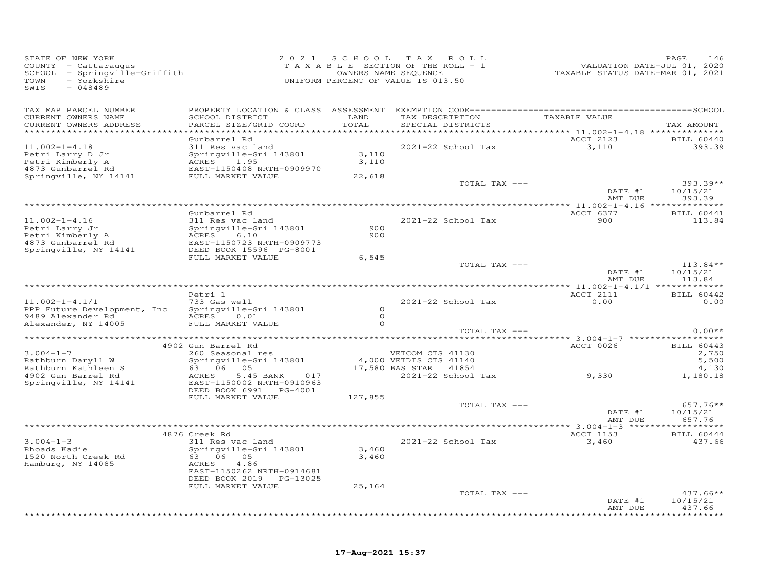STATE OF NEW YORK
COUNTY - Cattaraugus
SCHOOL - Springville-Griffith
TOWN - Yorkshire
SWIS - 048489

2021 SCHOOL TAX ROLL
TAXABLE SECTION OF THE ROLL - 1
OWNERS NAME SEQUENCE
UNIFORM PERCENT OF VALUE IS 013.50

VALUATION DATE-JUL 01, 2020
TAXABLE STATUS DATE-MAR 01, 2021

| TAX MAP PARCEL NUMBER / CURRENT OWNERS NAME / CURRENT OWNERS ADDRESS | PROPERTY LOCATION & CLASS / SCHOOL DISTRICT / PARCEL SIZE/GRID COORD | ASSESSMENT LAND / TOTAL | EXEMPTION CODE / TAX DESCRIPTION / SPECIAL DISTRICTS | TAXABLE VALUE | TAX AMOUNT |
|---|---|---|---|---|---|
| | Gunbarrel Rd | | | ACCT 2123 | BILL 60440 |
| 11.002-1-4.18 | 311 Res vac land | | 2021-22 School Tax | 3,110 | 393.39 |
| Petri Larry D Jr | Springville-Gri 143801 | 3,110 | | | |
| Petri Kimberly A | ACRES 1.95 | 3,110 | | | |
| 4873 Gunbarrel Rd | EAST-1150408 NRTH-0909970 | | | | |
| Springville, NY 14141 | FULL MARKET VALUE | 22,618 | | | |
| | | | TOTAL TAX --- | | 393.39** |
| | | | | DATE #1 | 10/15/21 |
| | | | | AMT DUE | 393.39 |
| | Gunbarrel Rd | | | ACCT 6377 | BILL 60441 |
| 11.002-1-4.16 | 311 Res vac land | | 2021-22 School Tax | 900 | 113.84 |
| Petri Larry Jr | Springville-Gri 143801 | 900 | | | |
| Petri Kimberly A | ACRES 6.10 | 900 | | | |
| 4873 Gunbarrel Rd | EAST-1150723 NRTH-0909773 | | | | |
| Springville, NY 14141 | DEED BOOK 15596 PG-8001 | | | | |
| | FULL MARKET VALUE | 6,545 | | | |
| | | | TOTAL TAX --- | | 113.84** |
| | | | | DATE #1 | 10/15/21 |
| | | | | AMT DUE | 113.84 |
| | Petri 1 | | | ACCT 2111 | BILL 60442 |
| 11.002-1-4.1/1 | 733 Gas well | | 2021-22 School Tax | 0.00 | 0.00 |
| PPP Future Development, Inc | Springville-Gri 143801 | 0 | | | |
| 9489 Alexander Rd | ACRES 0.01 | 0 | | | |
| Alexander, NY 14005 | FULL MARKET VALUE | 0 | | | |
| | | | TOTAL TAX --- | | 0.00** |
| | 4902 Gun Barrel Rd | | | ACCT 0026 | BILL 60443 |
| 3.004-1-7 | 260 Seasonal res | | VETCOM CTS 41130 | | 2,750 |
| Rathburn Daryll W | Springville-Gri 143801 | 4,000 | VETDIS CTS 41140 | | 5,500 |
| Rathburn Kathleen S | 63 06 05 | 17,580 | BAS STAR 41854 | | 4,130 |
| 4902 Gun Barrel Rd | ACRES 5.45 BANK 017 | | 2021-22 School Tax | 9,330 | 1,180.18 |
| Springville, NY 14141 | EAST-1150002 NRTH-0910963 | | | | |
| | DEED BOOK 6991 PG-4001 | | | | |
| | FULL MARKET VALUE | 127,855 | | | |
| | | | TOTAL TAX --- | | 657.76** |
| | | | | DATE #1 | 10/15/21 |
| | | | | AMT DUE | 657.76 |
| | 4876 Creek Rd | | | ACCT 1153 | BILL 60444 |
| 3.004-1-3 | 311 Res vac land | | 2021-22 School Tax | 3,460 | 437.66 |
| Rhoads Kadie | Springville-Gri 143801 | 3,460 | | | |
| 1520 North Creek Rd | 63 06 05 | 3,460 | | | |
| Hamburg, NY 14085 | ACRES 4.86 | | | | |
| | EAST-1150262 NRTH-0914681 | | | | |
| | DEED BOOK 2019 PG-13025 | | | | |
| | FULL MARKET VALUE | 25,164 | | | |
| | | | TOTAL TAX --- | | 437.66** |
| | | | | DATE #1 | 10/15/21 |
| | | | | AMT DUE | 437.66 |

17-Aug-2021 15:37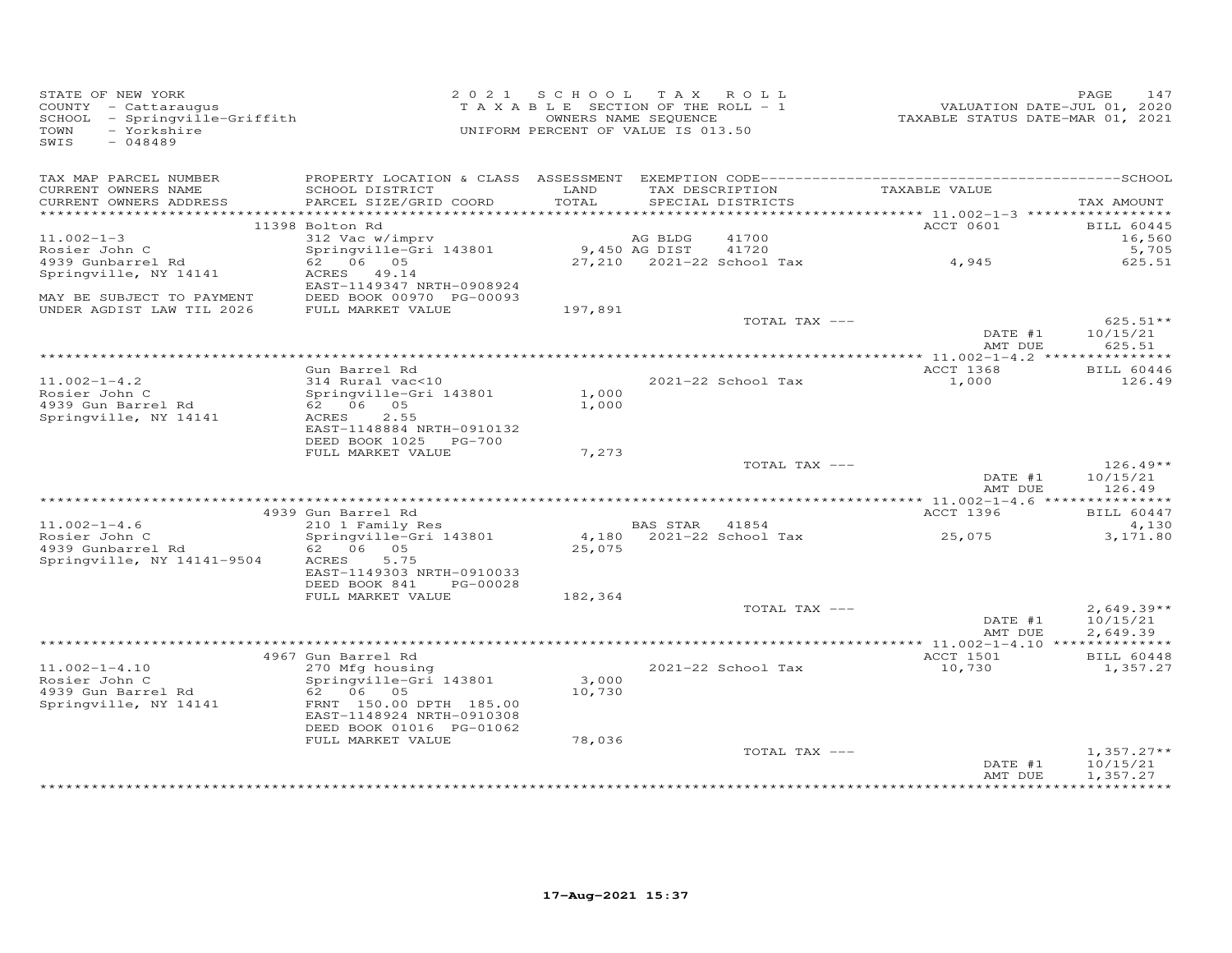STATE OF NEW YORK
COUNTY - Cattaraugus
SCHOOL - Springville-Griffith
TOWN - Yorkshire
SWIS - 048489

2021 SCHOOL TAX ROLL
TAXABLE SECTION OF THE ROLL - 1
OWNERS NAME SEQUENCE
UNIFORM PERCENT OF VALUE IS 013.50

VALUATION DATE-JUL 01, 2020
TAXABLE STATUS DATE-MAR 01, 2021

| TAX MAP PARCEL NUMBER / CURRENT OWNERS NAME / CURRENT OWNERS ADDRESS | PROPERTY LOCATION & CLASS / SCHOOL DISTRICT / PARCEL SIZE/GRID COORD | ASSESSMENT LAND / TOTAL | EXEMPTION CODE / TAX DESCRIPTION / SPECIAL DISTRICTS | TAXABLE VALUE | TAX AMOUNT |
|---|---|---|---|---|---|
| **11.002-1-3** | 11398 Bolton Rd | | | ACCT 0601 | BILL 60445 |
| Rosier John C | 312 Vac w/imprv | | AG BLDG 41700 | | 16,560 |
| 4939 Gunbarrel Rd | Springville-Gri 143801 | 9,450 | AG DIST 41720 | | 5,705 |
| Springville, NY 14141 | 62 06 05 | 27,210 | 2021-22 School Tax | 4,945 | 625.51 |
| | ACRES 49.14 | | | | |
| | EAST-1149347 NRTH-0908924 | | | | |
| MAY BE SUBJECT TO PAYMENT | DEED BOOK 00970 PG-00093 | | | | |
| UNDER AGDIST LAW TIL 2026 | FULL MARKET VALUE | 197,891 | | | |
| | | | TOTAL TAX --- | | 625.51** |
| | | | | DATE #1 | 10/15/21 |
| | | | | AMT DUE | 625.51 |
| **11.002-1-4.2** | Gun Barrel Rd | | | ACCT 1368 | BILL 60446 |
| Rosier John C | 314 Rural vac<10 | | 2021-22 School Tax | 1,000 | 126.49 |
| 4939 Gun Barrel Rd | Springville-Gri 143801 | 1,000 | | | |
| Springville, NY 14141 | 62 06 05 | 1,000 | | | |
| | ACRES 2.55 | | | | |
| | EAST-1148884 NRTH-0910132 | | | | |
| | DEED BOOK 1025 PG-700 | | | | |
| | FULL MARKET VALUE | 7,273 | | | |
| | | | TOTAL TAX --- | | 126.49** |
| | | | | DATE #1 | 10/15/21 |
| | | | | AMT DUE | 126.49 |
| **11.002-1-4.6** | 4939 Gun Barrel Rd | | | ACCT 1396 | BILL 60447 |
| Rosier John C | 210 1 Family Res | | BAS STAR 41854 | | 4,130 |
| 4939 Gunbarrel Rd | Springville-Gri 143801 | 4,180 | 2021-22 School Tax | 25,075 | 3,171.80 |
| Springville, NY 14141-9504 | 62 06 05 | 25,075 | | | |
| | ACRES 5.75 | | | | |
| | EAST-1149303 NRTH-0910033 | | | | |
| | DEED BOOK 841 PG-00028 | | | | |
| | FULL MARKET VALUE | 182,364 | | | |
| | | | TOTAL TAX --- | | 2,649.39** |
| | | | | DATE #1 | 10/15/21 |
| | | | | AMT DUE | 2,649.39 |
| **11.002-1-4.10** | 4967 Gun Barrel Rd | | | ACCT 1501 | BILL 60448 |
| Rosier John C | 270 Mfg housing | | 2021-22 School Tax | 10,730 | 1,357.27 |
| 4939 Gun Barrel Rd | Springville-Gri 143801 | 3,000 | | | |
| Springville, NY 14141 | 62 06 05 | 10,730 | | | |
| | FRNT 150.00 DPTH 185.00 | | | | |
| | EAST-1148924 NRTH-0910308 | | | | |
| | DEED BOOK 01016 PG-01062 | | | | |
| | FULL MARKET VALUE | 78,036 | | | |
| | | | TOTAL TAX --- | | 1,357.27** |
| | | | | DATE #1 | 10/15/21 |
| | | | | AMT DUE | 1,357.27 |

17-Aug-2021 15:37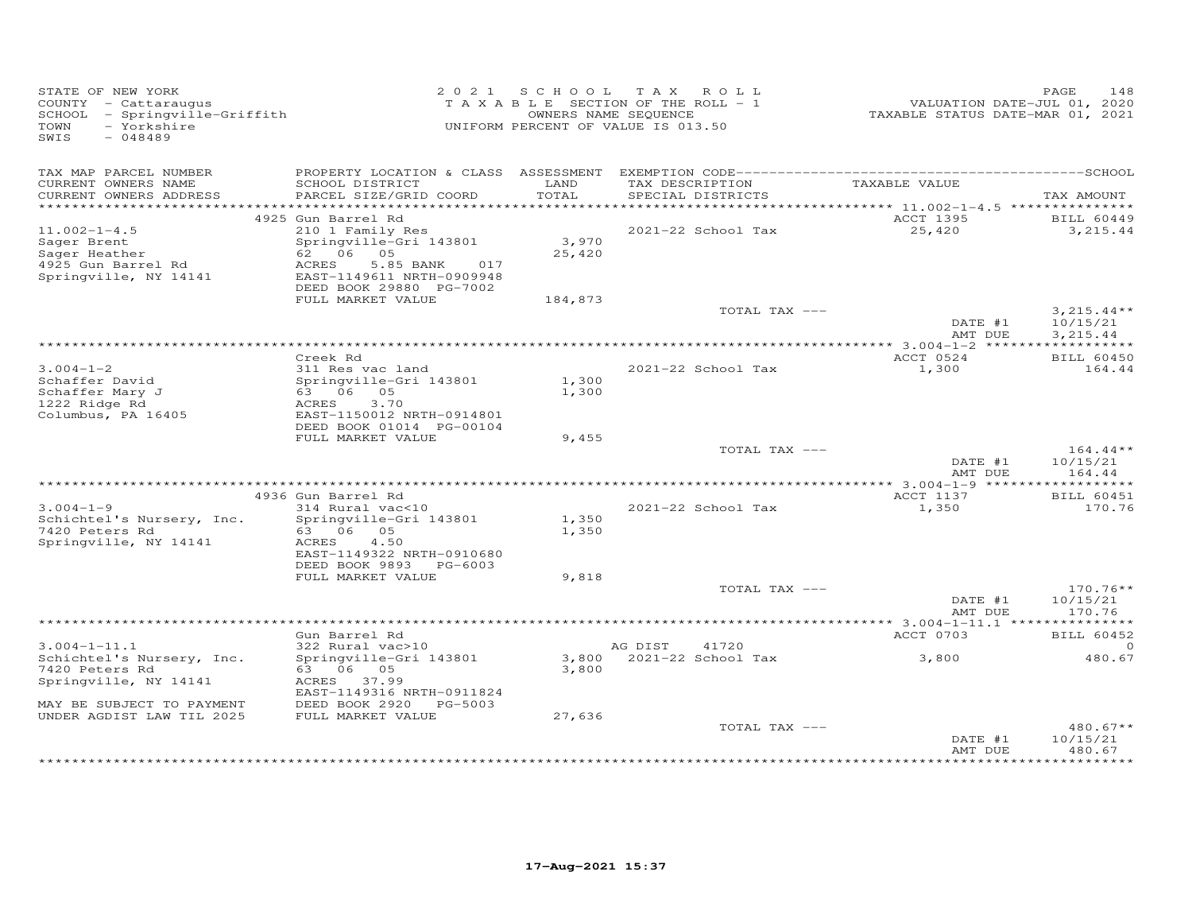STATE OF NEW YORK
COUNTY - Cattaraugus
SCHOOL - Springville-Griffith
TOWN - Yorkshire
SWIS - 048489

2021 SCHOOL TAX ROLL
TAXABLE SECTION OF THE ROLL - 1
OWNERS NAME SEQUENCE
UNIFORM PERCENT OF VALUE IS 013.50

VALUATION DATE-JUL 01, 2020
TAXABLE STATUS DATE-MAR 01, 2021

| TAX MAP PARCEL NUMBER / CURRENT OWNERS NAME / CURRENT OWNERS ADDRESS | PROPERTY LOCATION & CLASS / SCHOOL DISTRICT / PARCEL SIZE/GRID COORD | ASSESSMENT LAND / TOTAL | EXEMPTION CODE / TAX DESCRIPTION / SPECIAL DISTRICTS | TAXABLE VALUE | TAX AMOUNT |
|---|---|---|---|---|---|
| | 4925 Gun Barrel Rd | | | ACCT 1395 | BILL 60449 |
| 11.002-1-4.5 | 210 1 Family Res | | 2021-22 School Tax | 25,420 | 3,215.44 |
| Sager Brent | Springville-Gri 143801 | 3,970 | | | |
| Sager Heather | 62 06 05 | 25,420 | | | |
| 4925 Gun Barrel Rd | ACRES 5.85 BANK 017 | | | | |
| Springville, NY 14141 | EAST-1149611 NRTH-0909948 | | | | |
| | DEED BOOK 29880 PG-7002 | | | | |
| | FULL MARKET VALUE | 184,873 | | | |
| | | | TOTAL TAX --- | | 3,215.44** |
| | | | | DATE #1 | 10/15/21 |
| | | | | AMT DUE | 3,215.44 |
| | Creek Rd | | | ACCT 0524 | BILL 60450 |
| 3.004-1-2 | 311 Res vac land | | 2021-22 School Tax | 1,300 | 164.44 |
| Schaffer David | Springville-Gri 143801 | 1,300 | | | |
| Schaffer Mary J | 63 06 05 | 1,300 | | | |
| 1222 Ridge Rd | ACRES 3.70 | | | | |
| Columbus, PA 16405 | EAST-1150012 NRTH-0914801 | | | | |
| | DEED BOOK 01014 PG-00104 | | | | |
| | FULL MARKET VALUE | 9,455 | | | |
| | | | TOTAL TAX --- | | 164.44** |
| | | | | DATE #1 | 10/15/21 |
| | | | | AMT DUE | 164.44 |
| | 4936 Gun Barrel Rd | | | ACCT 1137 | BILL 60451 |
| 3.004-1-9 | 314 Rural vac<10 | | 2021-22 School Tax | 1,350 | 170.76 |
| Schichtel's Nursery, Inc. | Springville-Gri 143801 | 1,350 | | | |
| 7420 Peters Rd | 63 06 05 | 1,350 | | | |
| Springville, NY 14141 | ACRES 4.50 | | | | |
| | EAST-1149322 NRTH-0910680 | | | | |
| | DEED BOOK 9893 PG-6003 | | | | |
| | FULL MARKET VALUE | 9,818 | | | |
| | | | TOTAL TAX --- | | 170.76** |
| | | | | DATE #1 | 10/15/21 |
| | | | | AMT DUE | 170.76 |
| | Gun Barrel Rd | | | ACCT 0703 | BILL 60452 |
| 3.004-1-11.1 | 322 Rural vac>10 | | AG DIST 41720 | | 0 |
| Schichtel's Nursery, Inc. | Springville-Gri 143801 | 3,800 | 2021-22 School Tax | 3,800 | 480.67 |
| 7420 Peters Rd | 63 06 05 | 3,800 | | | |
| Springville, NY 14141 | ACRES 37.99 | | | | |
| | EAST-1149316 NRTH-0911824 | | | | |
| MAY BE SUBJECT TO PAYMENT | DEED BOOK 2920 PG-5003 | | | | |
| UNDER AGDIST LAW TIL 2025 | FULL MARKET VALUE | 27,636 | | | |
| | | | TOTAL TAX --- | | 480.67** |
| | | | | DATE #1 | 10/15/21 |
| | | | | AMT DUE | 480.67 |

17-Aug-2021 15:37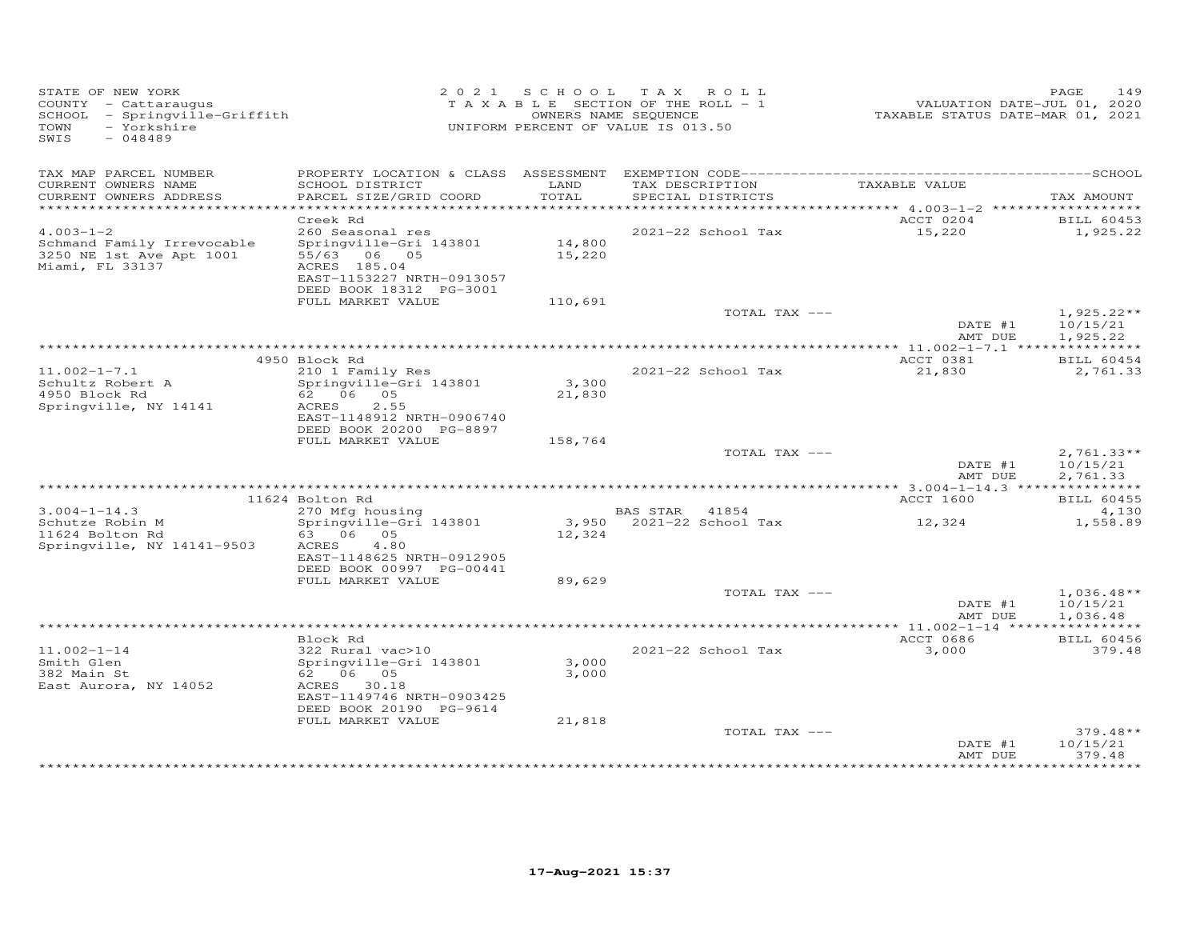STATE OF NEW YORK
COUNTY - Cattaraugus
SCHOOL - Springville-Griffith
TOWN - Yorkshire
SWIS - 048489

2021 SCHOOL TAX ROLL
TAXABLE SECTION OF THE ROLL - 1
OWNERS NAME SEQUENCE
UNIFORM PERCENT OF VALUE IS 013.50

VALUATION DATE-JUL 01, 2020
TAXABLE STATUS DATE-MAR 01, 2021

| TAX MAP PARCEL NUMBER / CURRENT OWNERS NAME / CURRENT OWNERS ADDRESS | PROPERTY LOCATION & CLASS / SCHOOL DISTRICT / PARCEL SIZE/GRID COORD | ASSESSMENT LAND / TOTAL | EXEMPTION CODE / TAX DESCRIPTION / SPECIAL DISTRICTS | TAXABLE VALUE | TAX AMOUNT |
|---|---|---|---|---|---|
| 4.003-1-2 | Creek Rd | | | ACCT 0204 | BILL 60453 |
| Schmand Family Irrevocable | 260 Seasonal res | | 2021-22 School Tax | 15,220 | 1,925.22 |
| 3250 NE 1st Ave Apt 1001 | Springville-Gri 143801 | 14,800 | | | |
| Miami, FL 33137 | 55/63 06 05 | 15,220 | | | |
| | ACRES 185.04 | | | | |
| | EAST-1153227 NRTH-0913057 | | | | |
| | DEED BOOK 18312 PG-3001 | | | | |
| | FULL MARKET VALUE | 110,691 | | | |
| | | | TOTAL TAX --- | | 1,925.22** |
| | | | | DATE #1 | 10/15/21 |
| | | | | AMT DUE | 1,925.22 |
| 11.002-1-7.1 | 4950 Block Rd | | | ACCT 0381 | BILL 60454 |
| Schultz Robert A | 210 1 Family Res | | 2021-22 School Tax | 21,830 | 2,761.33 |
| 4950 Block Rd | Springville-Gri 143801 | 3,300 | | | |
| Springville, NY 14141 | 62 06 05 | 21,830 | | | |
| | ACRES 2.55 | | | | |
| | EAST-1148912 NRTH-0906740 | | | | |
| | DEED BOOK 20200 PG-8897 | | | | |
| | FULL MARKET VALUE | 158,764 | | | |
| | | | TOTAL TAX --- | | 2,761.33** |
| | | | | DATE #1 | 10/15/21 |
| | | | | AMT DUE | 2,761.33 |
| 3.004-1-14.3 | 11624 Bolton Rd | | | ACCT 1600 | BILL 60455 |
| Schutze Robin M | 270 Mfg housing | | BAS STAR 41854 | | 4,130 |
| 11624 Bolton Rd | Springville-Gri 143801 | 3,950 | 2021-22 School Tax | 12,324 | 1,558.89 |
| Springville, NY 14141-9503 | 63 06 05 | 12,324 | | | |
| | ACRES 4.80 | | | | |
| | EAST-1148625 NRTH-0912905 | | | | |
| | DEED BOOK 00997 PG-00441 | | | | |
| | FULL MARKET VALUE | 89,629 | | | |
| | | | TOTAL TAX --- | | 1,036.48** |
| | | | | DATE #1 | 10/15/21 |
| | | | | AMT DUE | 1,036.48 |
| 11.002-1-14 | Block Rd | | | ACCT 0686 | BILL 60456 |
| Smith Glen | 322 Rural vac>10 | | 2021-22 School Tax | 3,000 | 379.48 |
| 382 Main St | Springville-Gri 143801 | 3,000 | | | |
| East Aurora, NY 14052 | 62 06 05 | 3,000 | | | |
| | ACRES 30.18 | | | | |
| | EAST-1149746 NRTH-0903425 | | | | |
| | DEED BOOK 20190 PG-9614 | | | | |
| | FULL MARKET VALUE | 21,818 | | | |
| | | | TOTAL TAX --- | | 379.48** |
| | | | | DATE #1 | 10/15/21 |
| | | | | AMT DUE | 379.48 |

17-Aug-2021 15:37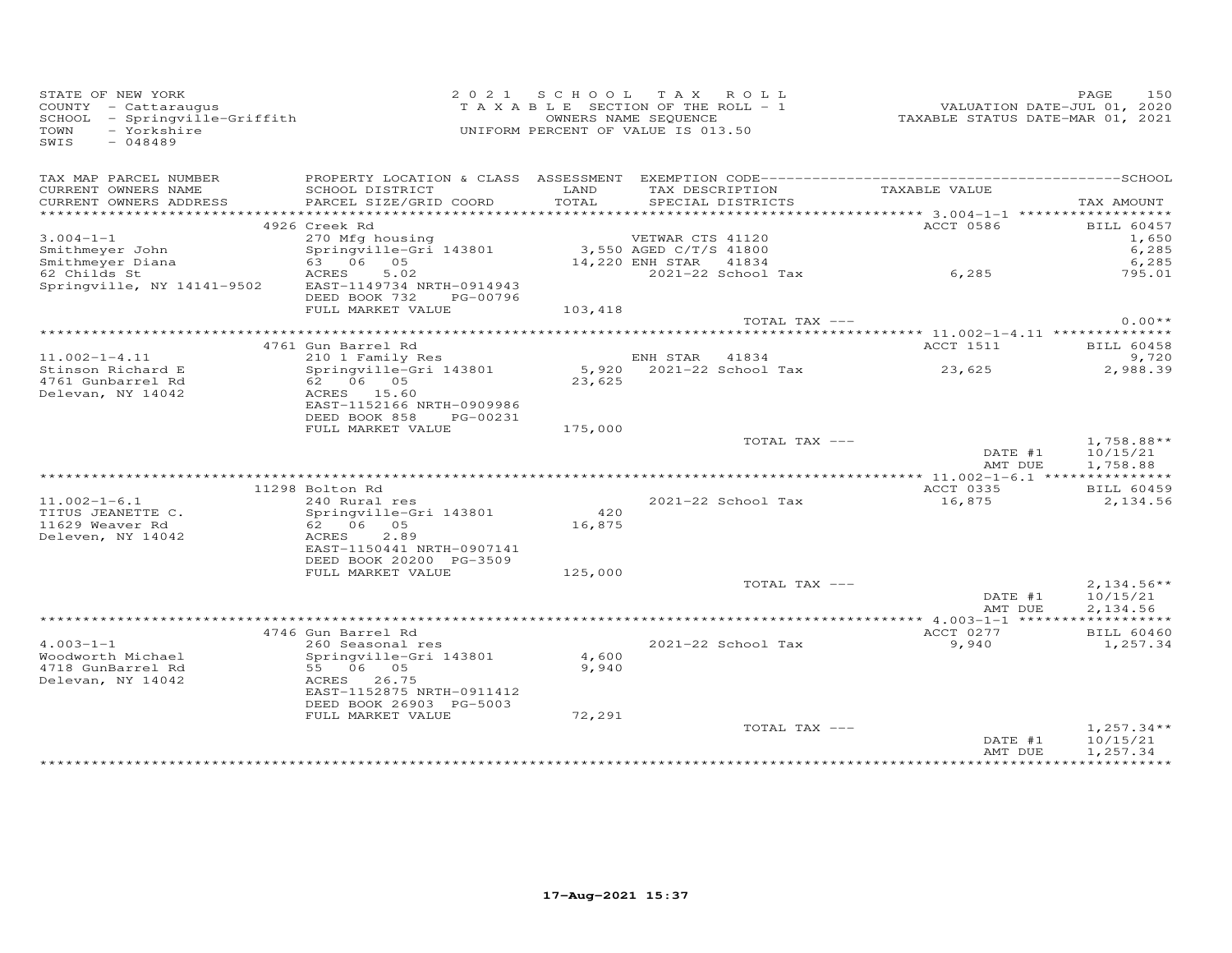STATE OF NEW YORK
COUNTY - Cattaraugus
SCHOOL - Springville-Griffith
TOWN - Yorkshire
SWIS - 048489

2021 SCHOOL TAX ROLL
TAXABLE SECTION OF THE ROLL - 1
OWNERS NAME SEQUENCE
UNIFORM PERCENT OF VALUE IS 013.50

VALUATION DATE-JUL 01, 2020
TAXABLE STATUS DATE-MAR 01, 2021

| TAX MAP PARCEL NUMBER / CURRENT OWNERS NAME / CURRENT OWNERS ADDRESS | PROPERTY LOCATION & CLASS / SCHOOL DISTRICT / PARCEL SIZE/GRID COORD | ASSESSMENT LAND / TOTAL | EXEMPTION CODE / TAX DESCRIPTION / SPECIAL DISTRICTS | TAXABLE VALUE | TAX AMOUNT |
|---|---|---|---|---|---|
| 3.004-1-1 | 4926 Creek Rd | | | ACCT 0586 | BILL 60457 |
| | 270 Mfg housing | | VETWAR CTS 41120 | | 1,650 |
| Smithmeyer John | Springville-Gri 143801 | 3,550 | AGED C/T/S 41800 | | 6,285 |
| Smithmeyer Diana | 63 06 05 | 14,220 | ENH STAR 41834 | | 6,285 |
| 62 Childs St | ACRES 5.02 | | 2021-22 School Tax | 6,285 | 795.01 |
| Springville, NY 14141-9502 | EAST-1149734 NRTH-0914943 | | | | |
| | DEED BOOK 732 PG-00796 | | | | |
| | FULL MARKET VALUE | 103,418 | | | |
| | | | TOTAL TAX --- | | 0.00** |
| 11.002-1-4.11 | 4761 Gun Barrel Rd | | | ACCT 1511 | BILL 60458 |
| | 210 1 Family Res | | ENH STAR 41834 | | 9,720 |
| Stinson Richard E | Springville-Gri 143801 | 5,920 | 2021-22 School Tax | 23,625 | 2,988.39 |
| 4761 Gunbarrel Rd | 62 06 05 | 23,625 | | | |
| Delevan, NY 14042 | ACRES 15.60 | | | | |
| | EAST-1152166 NRTH-0909986 | | | | |
| | DEED BOOK 858 PG-00231 | | | | |
| | FULL MARKET VALUE | 175,000 | | | |
| | | | TOTAL TAX --- | | 1,758.88** |
| | | | | DATE #1 | 10/15/21 |
| | | | | AMT DUE | 1,758.88 |
| 11.002-1-6.1 | 11298 Bolton Rd | | | ACCT 0335 | BILL 60459 |
| | 240 Rural res | | 2021-22 School Tax | 16,875 | 2,134.56 |
| TITUS JEANETTE C. | Springville-Gri 143801 | 420 | | | |
| 11629 Weaver Rd | 62 06 05 | 16,875 | | | |
| Deleven, NY 14042 | ACRES 2.89 | | | | |
| | EAST-1150441 NRTH-0907141 | | | | |
| | DEED BOOK 20200 PG-3509 | | | | |
| | FULL MARKET VALUE | 125,000 | | | |
| | | | TOTAL TAX --- | | 2,134.56** |
| | | | | DATE #1 | 10/15/21 |
| | | | | AMT DUE | 2,134.56 |
| 4.003-1-1 | 4746 Gun Barrel Rd | | | ACCT 0277 | BILL 60460 |
| | 260 Seasonal res | | 2021-22 School Tax | 9,940 | 1,257.34 |
| Woodworth Michael | Springville-Gri 143801 | 4,600 | | | |
| 4718 GunBarrel Rd | 55 06 05 | 9,940 | | | |
| Delevan, NY 14042 | ACRES 26.75 | | | | |
| | EAST-1152875 NRTH-0911412 | | | | |
| | DEED BOOK 26903 PG-5003 | | | | |
| | FULL MARKET VALUE | 72,291 | | | |
| | | | TOTAL TAX --- | | 1,257.34** |
| | | | | DATE #1 | 10/15/21 |
| | | | | AMT DUE | 1,257.34 |

17-Aug-2021 15:37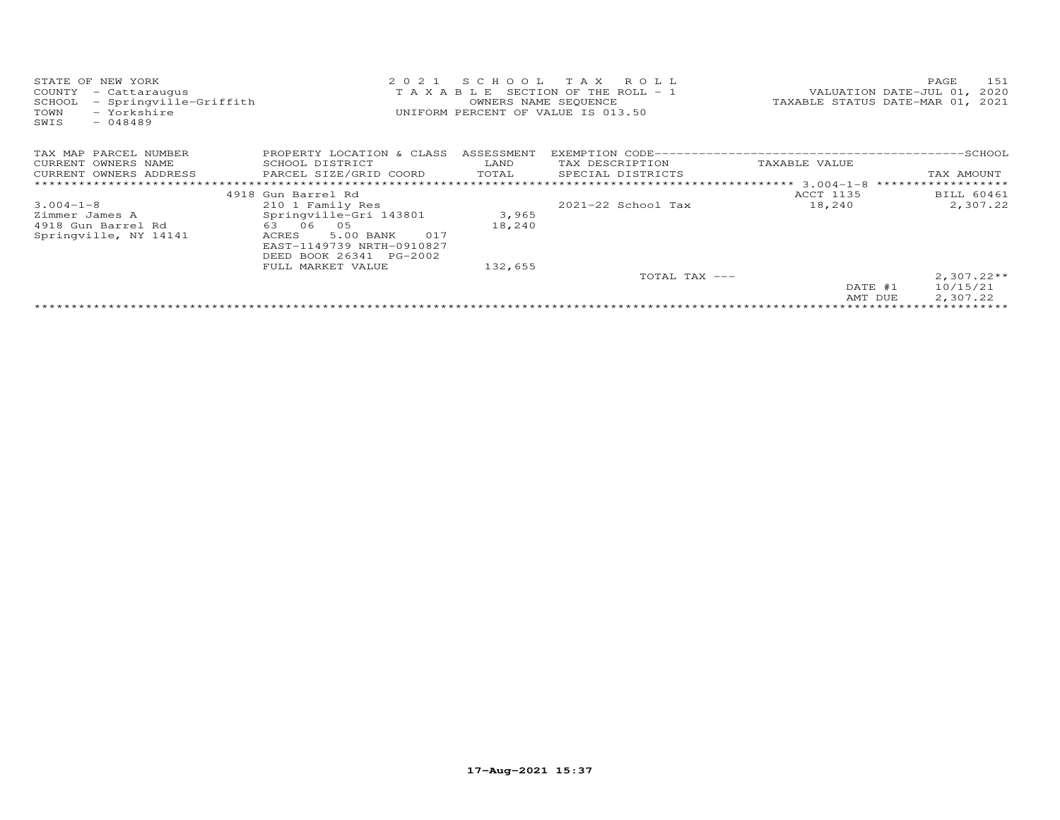STATE OF NEW YORK
COUNTY - Cattaraugus
SCHOOL - Springville-Griffith
TOWN - Yorkshire
SWIS - 048489

2021 SCHOOL TAX ROLL
TAXABLE SECTION OF THE ROLL - 1
OWNERS NAME SEQUENCE
UNIFORM PERCENT OF VALUE IS 013.50

VALUATION DATE-JUL 01, 2020
TAXABLE STATUS DATE-MAR 01, 2021

| TAX MAP PARCEL NUMBER / CURRENT OWNERS NAME / CURRENT OWNERS ADDRESS | PROPERTY LOCATION & CLASS / SCHOOL DISTRICT / PARCEL SIZE/GRID COORD | ASSESSMENT LAND / TOTAL | EXEMPTION CODE / TAX DESCRIPTION / SPECIAL DISTRICTS | TAXABLE VALUE | TAX AMOUNT |
|---|---|---|---|---|---|
| | 4918 Gun Barrel Rd | | | ACCT 1135 | BILL 60461 |
| 3.004-1-8 | 210 1 Family Res | | 2021-22 School Tax | 18,240 | 2,307.22 |
| Zimmer James A | Springville-Gri 143801 | 3,965 | | | |
| 4918 Gun Barrel Rd | 63 06 05 | 18,240 | | | |
| Springville, NY 14141 | ACRES 5.00 BANK 017 | | | | |
| | EAST-1149739 NRTH-0910827 | | | | |
| | DEED BOOK 26341 PG-2002 | | | | |
| | FULL MARKET VALUE | 132,655 | | | |
| | | | TOTAL TAX --- | | 2,307.22** |
| | | | | DATE #1 | 10/15/21 |
| | | | | AMT DUE | 2,307.22 |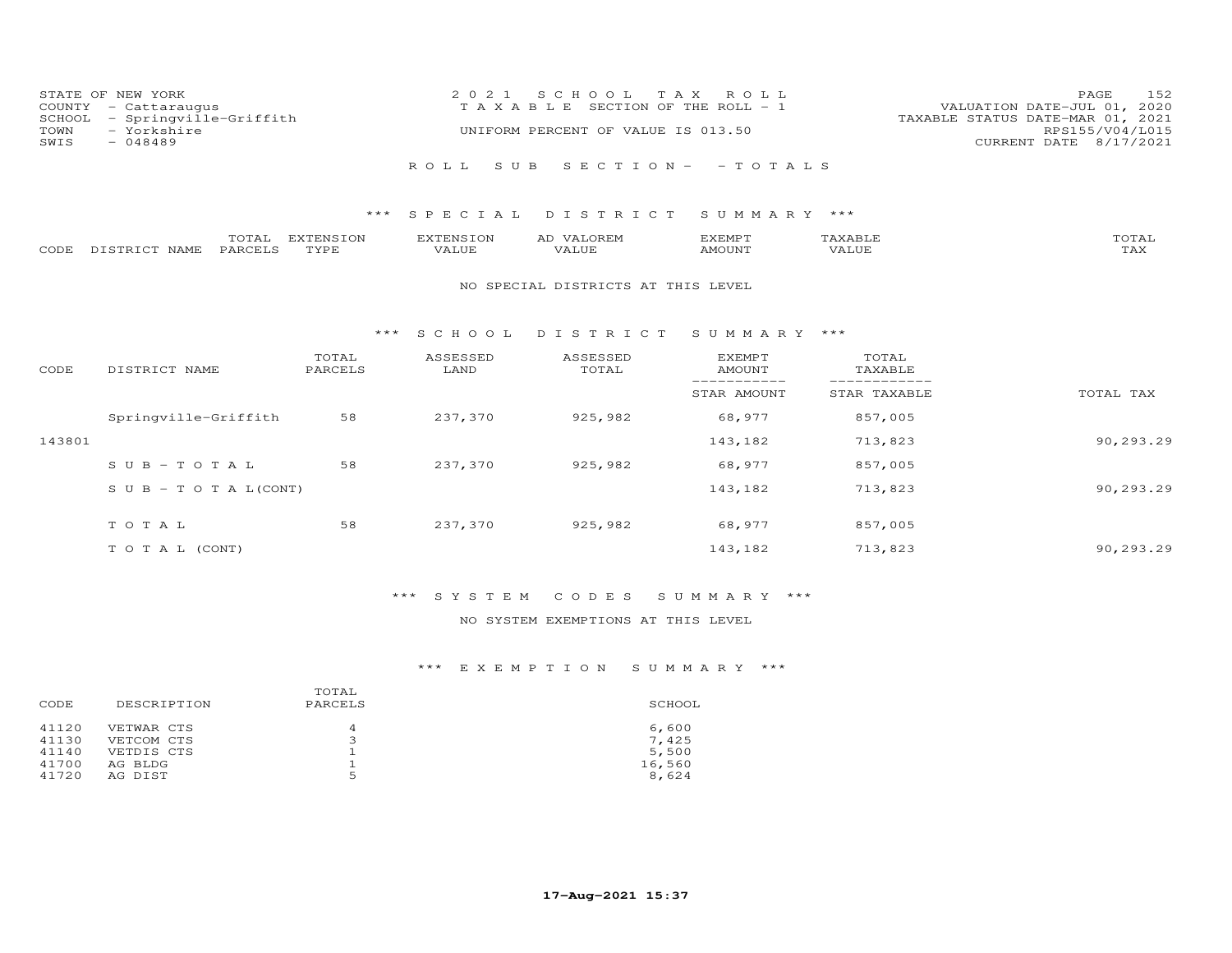STATE OF NEW YORK
COUNTY - Cattaraugus
SCHOOL - Springville-Griffith
TOWN - Yorkshire
SWIS - 048489

2021 SCHOOL TAX ROLL
TAXABLE SECTION OF THE ROLL - 1
UNIFORM PERCENT OF VALUE IS 013.50

VALUATION DATE-JUL 01, 2020
TAXABLE STATUS DATE-MAR 01, 2021
RPS155/V04/L015
CURRENT DATE 8/17/2021

ROLL SUB SECTION- - TOTALS

### *** SPECIAL DISTRICT SUMMARY ***

| CODE | DISTRICT NAME | TOTAL PARCELS | EXTENSION TYPE | EXTENSION VALUE | AD VALOREM VALUE | EXEMPT AMOUNT | TAXABLE VALUE | TOTAL TAX |
|---|---|---|---|---|---|---|---|---|

NO SPECIAL DISTRICTS AT THIS LEVEL

### *** SCHOOL DISTRICT SUMMARY ***

| CODE | DISTRICT NAME | TOTAL PARCELS | ASSESSED LAND | ASSESSED TOTAL | EXEMPT AMOUNT / STAR AMOUNT | TOTAL TAXABLE / STAR TAXABLE | TOTAL TAX |
|---|---|---|---|---|---|---|---|
| | Springville-Griffith | 58 | 237,370 | 925,982 | 68,977 | 857,005 | |
| 143801 | | | | | 143,182 | 713,823 | 90,293.29 |
| | SUB-TOTAL | 58 | 237,370 | 925,982 | 68,977 | 857,005 | |
| | SUB-TOTAL(CONT) | | | | 143,182 | 713,823 | 90,293.29 |
| | TOTAL | 58 | 237,370 | 925,982 | 68,977 | 857,005 | |
| | TOTAL (CONT) | | | | 143,182 | 713,823 | 90,293.29 |

### *** SYSTEM CODES SUMMARY ***

NO SYSTEM EXEMPTIONS AT THIS LEVEL

### *** EXEMPTION SUMMARY ***

| CODE | DESCRIPTION | TOTAL PARCELS | SCHOOL |
|---|---|---|---|
| 41120 | VETWAR CTS | 4 | 6,600 |
| 41130 | VETCOM CTS | 3 | 7,425 |
| 41140 | VETDIS CTS | 1 | 5,500 |
| 41700 | AG BLDG | 1 | 16,560 |
| 41720 | AG DIST | 5 | 8,624 |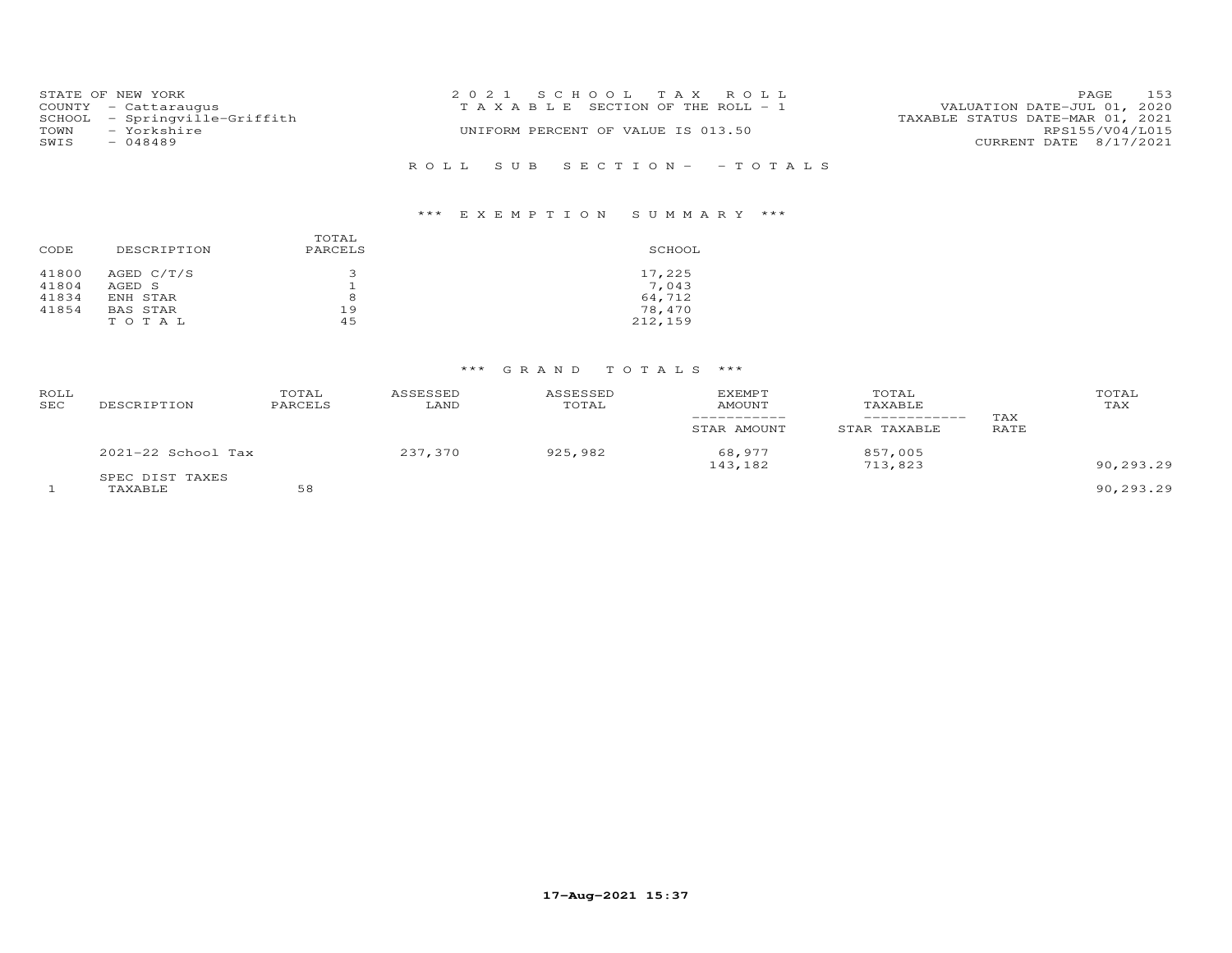STATE OF NEW YORK
COUNTY - Cattaraugus
SCHOOL - Springville-Griffith
TOWN - Yorkshire
SWIS - 048489

2021 SCHOOL TAX ROLL
TAXABLE SECTION OF THE ROLL - 1
UNIFORM PERCENT OF VALUE IS 013.50

VALUATION DATE-JUL 01, 2020
TAXABLE STATUS DATE-MAR 01, 2021
RPS155/V04/L015
CURRENT DATE 8/17/2021

ROLL SUB SECTION- - TOTALS

## *** EXEMPTION SUMMARY ***

| CODE | DESCRIPTION | TOTAL PARCELS | SCHOOL |
|---|---|---|---|
| 41800 | AGED C/T/S | 3 | 17,225 |
| 41804 | AGED S | 1 | 7,043 |
| 41834 | ENH STAR | 8 | 64,712 |
| 41854 | BAS STAR | 19 | 78,470 |
| | TOTAL | 45 | 212,159 |

## *** GRAND TOTALS ***

| ROLL SEC | DESCRIPTION | TOTAL PARCELS | ASSESSED LAND | ASSESSED TOTAL | EXEMPT AMOUNT / STAR AMOUNT | TOTAL TAXABLE / STAR TAXABLE | TAX RATE | TOTAL TAX |
|---|---|---|---|---|---|---|---|---|
| | 2021-22 School Tax | | 237,370 | 925,982 | 68,977 | 857,005 | | |
| | | | | | 143,182 | 713,823 | | 90,293.29 |
| | SPEC DIST TAXES | | | | | | | |
| 1 | TAXABLE | 58 | | | | | | 90,293.29 |

17-Aug-2021 15:37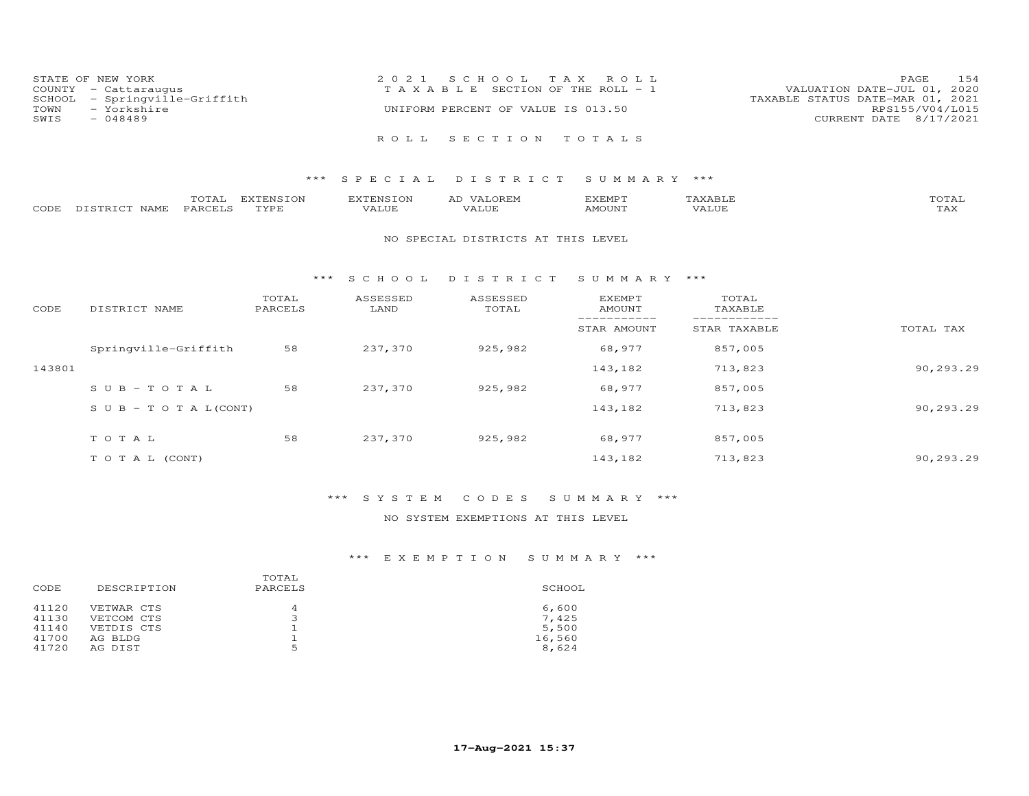STATE OF NEW YORK
COUNTY - Cattaraugus
SCHOOL - Springville-Griffith
TOWN - Yorkshire
SWIS - 048489

2021 SCHOOL TAX ROLL
TAXABLE SECTION OF THE ROLL - 1
UNIFORM PERCENT OF VALUE IS 013.50

VALUATION DATE-JUL 01, 2020
TAXABLE STATUS DATE-MAR 01, 2021
RPS155/V04/L015
CURRENT DATE 8/17/2021

## ROLL SECTION TOTALS

### *** SPECIAL DISTRICT SUMMARY ***

| CODE | DISTRICT NAME | TOTAL PARCELS | EXTENSION TYPE | EXTENSION VALUE | AD VALOREM VALUE | EXEMPT AMOUNT | TAXABLE VALUE | TOTAL TAX |
|---|---|---|---|---|---|---|---|---|

NO SPECIAL DISTRICTS AT THIS LEVEL

### *** SCHOOL DISTRICT SUMMARY ***

| CODE | DISTRICT NAME | TOTAL PARCELS | ASSESSED LAND | ASSESSED TOTAL | EXEMPT AMOUNT / STAR AMOUNT | TOTAL TAXABLE / STAR TAXABLE | TOTAL TAX |
|---|---|---|---|---|---|---|---|
| | Springville-Griffith | 58 | 237,370 | 925,982 | 68,977 | 857,005 | |
| 143801 | | | | | 143,182 | 713,823 | 90,293.29 |
| | SUB-TOTAL | 58 | 237,370 | 925,982 | 68,977 | 857,005 | |
| | SUB-TOTAL(CONT) | | | | 143,182 | 713,823 | 90,293.29 |
| | TOTAL | 58 | 237,370 | 925,982 | 68,977 | 857,005 | |
| | TOTAL (CONT) | | | | 143,182 | 713,823 | 90,293.29 |

### *** SYSTEM CODES SUMMARY ***

NO SYSTEM EXEMPTIONS AT THIS LEVEL

### *** EXEMPTION SUMMARY ***

| CODE | DESCRIPTION | TOTAL PARCELS | SCHOOL |
|---|---|---|---|
| 41120 | VETWAR CTS | 4 | 6,600 |
| 41130 | VETCOM CTS | 3 | 7,425 |
| 41140 | VETDIS CTS | 1 | 5,500 |
| 41700 | AG BLDG | 1 | 16,560 |
| 41720 | AG DIST | 5 | 8,624 |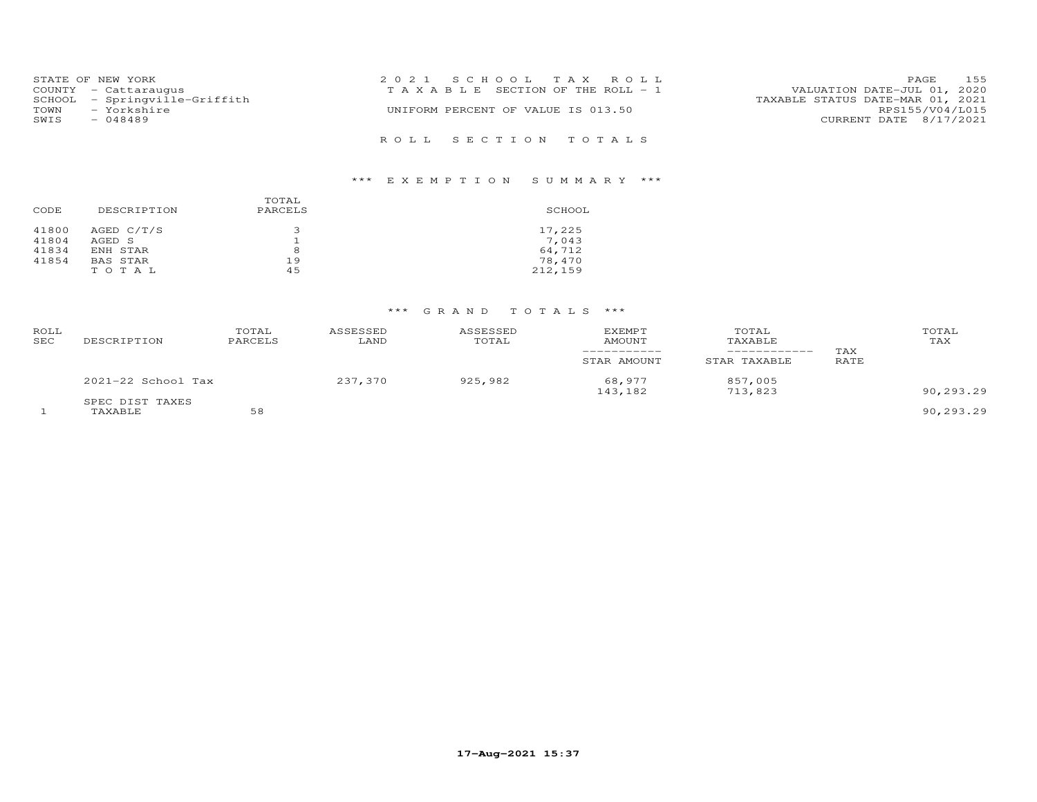STATE OF NEW YORK
COUNTY - Cattaraugus
SCHOOL - Springville-Griffith
TOWN - Yorkshire
SWIS - 048489

2021 SCHOOL TAX ROLL
TAXABLE SECTION OF THE ROLL - 1
UNIFORM PERCENT OF VALUE IS 013.50

VALUATION DATE-JUL 01, 2020
TAXABLE STATUS DATE-MAR 01, 2021
RPS155/V04/L015
CURRENT DATE 8/17/2021

## ROLL SECTION TOTALS

### *** EXEMPTION SUMMARY ***

| CODE | DESCRIPTION | TOTAL PARCELS | SCHOOL |
|---|---|---|---|
| 41800 | AGED C/T/S | 3 | 17,225 |
| 41804 | AGED S | 1 | 7,043 |
| 41834 | ENH STAR | 8 | 64,712 |
| 41854 | BAS STAR | 19 | 78,470 |
| | TOTAL | 45 | 212,159 |

### *** GRAND TOTALS ***

| ROLL SEC | DESCRIPTION | TOTAL PARCELS | ASSESSED LAND | ASSESSED TOTAL | EXEMPT AMOUNT / STAR AMOUNT | TOTAL TAXABLE / STAR TAXABLE | TAX RATE | TOTAL TAX |
|---|---|---|---|---|---|---|---|---|
| | 2021-22 School Tax | | 237,370 | 925,982 | 68,977 | 857,005 | | |
| | | | | | 143,182 | 713,823 | | 90,293.29 |
| | SPEC DIST TAXES | | | | | | | |
| 1 | TAXABLE | 58 | | | | | | 90,293.29 |

17-Aug-2021 15:37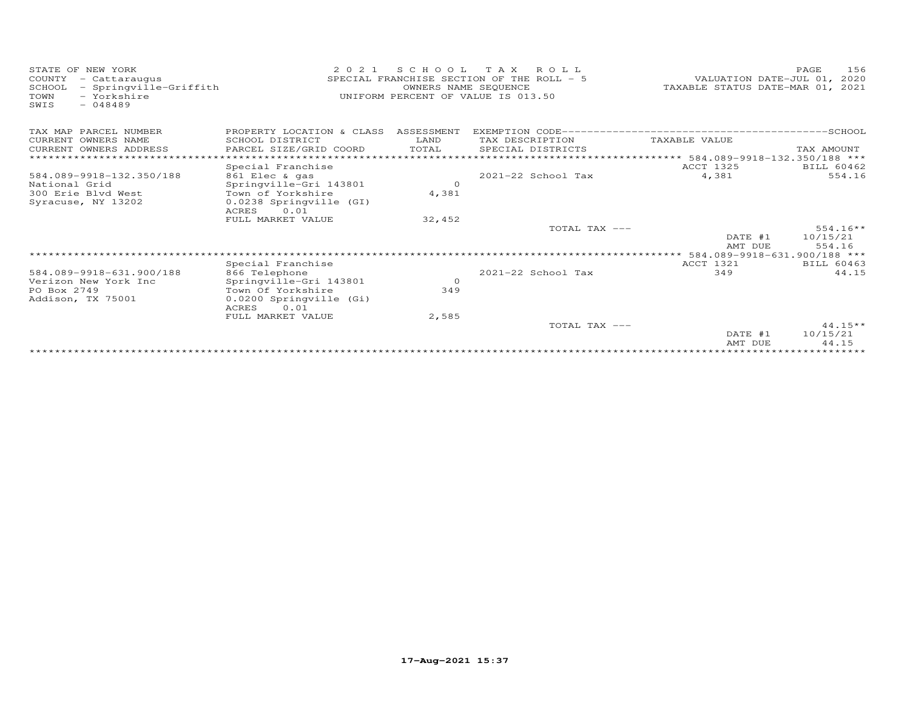STATE OF NEW YORK
COUNTY - Cattaraugus
SCHOOL - Springville-Griffith
TOWN - Yorkshire
SWIS - 048489

2021 SCHOOL TAX ROLL
SPECIAL FRANCHISE SECTION OF THE ROLL - 5
OWNERS NAME SEQUENCE
UNIFORM PERCENT OF VALUE IS 013.50

VALUATION DATE-JUL 01, 2020
TAXABLE STATUS DATE-MAR 01, 2021

| TAX MAP PARCEL NUMBER / CURRENT OWNERS NAME / CURRENT OWNERS ADDRESS | PROPERTY LOCATION & CLASS / SCHOOL DISTRICT / PARCEL SIZE/GRID COORD | ASSESSMENT LAND / TOTAL | EXEMPTION CODE / TAX DESCRIPTION / SPECIAL DISTRICTS | TAXABLE VALUE | TAX AMOUNT |
|---|---|---|---|---|---|
| 584.089-9918-132.350/188 | Special Franchise | | | ACCT 1325 | BILL 60462 |
| 584.089-9918-132.350/188 | 861 Elec & gas | | 2021-22 School Tax | 4,381 | 554.16 |
| National Grid | Springville-Gri 143801 | 0 | | | |
| 300 Erie Blvd West | Town of Yorkshire | 4,381 | | | |
| Syracuse, NY 13202 | 0.0238 Springville (GI) | | | | |
| | ACRES 0.01 | | | | |
| | FULL MARKET VALUE | 32,452 | | | |
| | | | TOTAL TAX --- | | 554.16** |
| | | | | DATE #1 | 10/15/21 |
| | | | | AMT DUE | 554.16 |
| 584.089-9918-631.900/188 | Special Franchise | | | ACCT 1321 | BILL 60463 |
| 584.089-9918-631.900/188 | 866 Telephone | | 2021-22 School Tax | 349 | 44.15 |
| Verizon New York Inc | Springville-Gri 143801 | 0 | | | |
| PO Box 2749 | Town Of Yorkshire | 349 | | | |
| Addison, TX 75001 | 0.0200 Springville (Gi) | | | | |
| | ACRES 0.01 | | | | |
| | FULL MARKET VALUE | 2,585 | | | |
| | | | TOTAL TAX --- | | 44.15** |
| | | | | DATE #1 | 10/15/21 |
| | | | | AMT DUE | 44.15 |

17-Aug-2021 15:37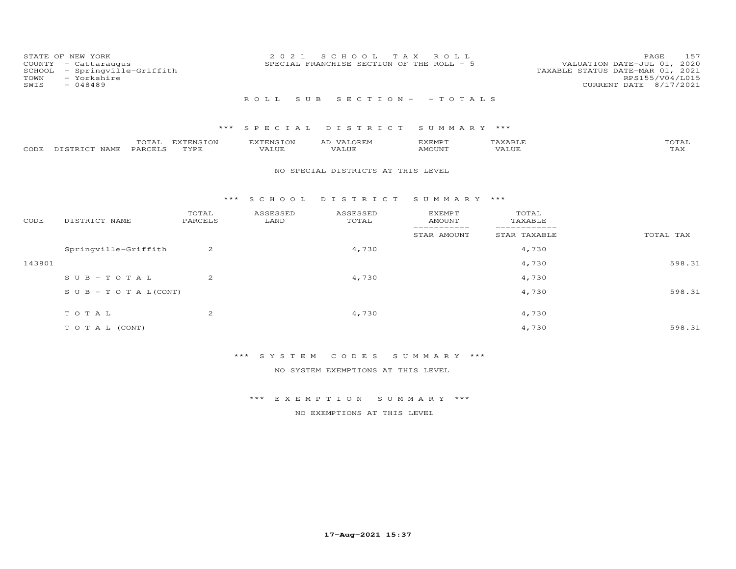STATE OF NEW YORK
COUNTY - Cattaraugus
SCHOOL - Springville-Griffith
TOWN - Yorkshire
SWIS - 048489

2 0 2 1 S C H O O L T A X R O L L
SPECIAL FRANCHISE SECTION OF THE ROLL - 5

VALUATION DATE-JUL 01, 2020
TAXABLE STATUS DATE-MAR 01, 2021
RPS155/V04/L015
CURRENT DATE 8/17/2021

R O L L S U B S E C T I O N - - T O T A L S

### *** S P E C I A L D I S T R I C T S U M M A R Y ***

| CODE | DISTRICT NAME | TOTAL PARCELS | EXTENSION TYPE | EXTENSION VALUE | AD VALOREM VALUE | EXEMPT AMOUNT | TAXABLE VALUE | TOTAL TAX |
|---|---|---|---|---|---|---|---|---|

NO SPECIAL DISTRICTS AT THIS LEVEL

### *** S C H O O L D I S T R I C T S U M M A R Y ***

| CODE | DISTRICT NAME | TOTAL PARCELS | ASSESSED LAND | ASSESSED TOTAL | EXEMPT AMOUNT / STAR AMOUNT | TOTAL TAXABLE / STAR TAXABLE | TOTAL TAX |
|---|---|---|---|---|---|---|---|
| | Springville-Griffith | 2 | | 4,730 | | 4,730 | |
| 143801 | | | | | | 4,730 | 598.31 |
| | S U B - T O T A L | 2 | | 4,730 | | 4,730 | |
| | S U B - T O T A L(CONT) | | | | | 4,730 | 598.31 |
| | T O T A L | 2 | | 4,730 | | 4,730 | |
| | T O T A L (CONT) | | | | | 4,730 | 598.31 |

### *** S Y S T E M C O D E S S U M M A R Y ***

NO SYSTEM EXEMPTIONS AT THIS LEVEL

### *** E X E M P T I O N S U M M A R Y ***

NO EXEMPTIONS AT THIS LEVEL

17-Aug-2021 15:37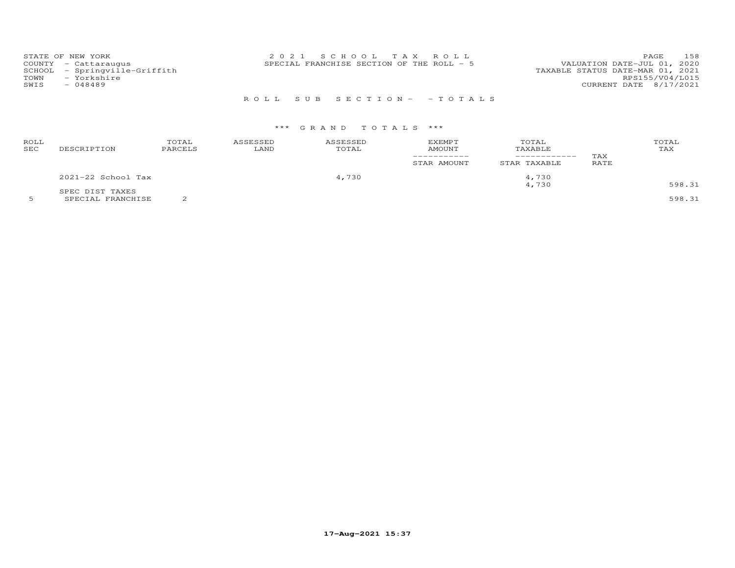STATE OF NEW YORK
COUNTY - Cattaraugus
SCHOOL - Springville-Griffith
TOWN - Yorkshire
SWIS - 048489

2021 SCHOOL TAX ROLL
SPECIAL FRANCHISE SECTION OF THE ROLL - 5

VALUATION DATE-JUL 01, 2020
TAXABLE STATUS DATE-MAR 01, 2021
RPS155/V04/L015
CURRENT DATE 8/17/2021

ROLL SUB SECTION- - TOTALS

*** GRAND TOTALS ***

| ROLL SEC | DESCRIPTION | TOTAL PARCELS | ASSESSED LAND | ASSESSED TOTAL | EXEMPT AMOUNT / STAR AMOUNT | TOTAL TAXABLE / STAR TAXABLE | TAX RATE | TOTAL TAX |
|---|---|---|---|---|---|---|---|---|
| | 2021-22 School Tax | | | 4,730 | | 4,730 | | |
| | | | | | | 4,730 | | 598.31 |
| | SPEC DIST TAXES | | | | | | | |
| 5 | SPECIAL FRANCHISE | 2 | | | | | | 598.31 |

17-Aug-2021 15:37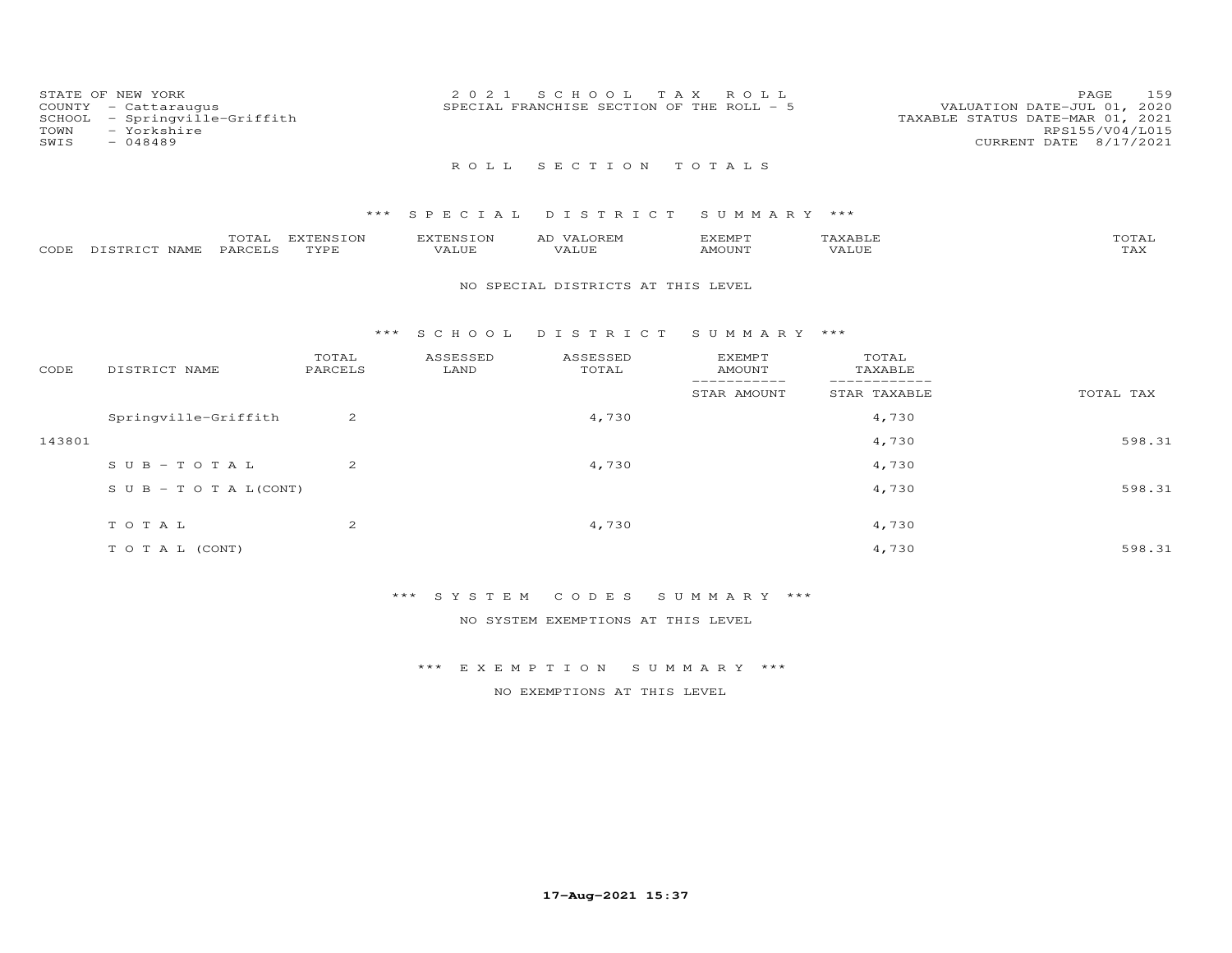STATE OF NEW YORK
COUNTY - Cattaraugus
SCHOOL - Springville-Griffith
TOWN - Yorkshire
SWIS - 048489

2021 SCHOOL TAX ROLL
SPECIAL FRANCHISE SECTION OF THE ROLL - 5

VALUATION DATE-JUL 01, 2020
TAXABLE STATUS DATE-MAR 01, 2021
RPS155/V04/L015
CURRENT DATE 8/17/2021

## ROLL SECTION TOTALS

### *** SPECIAL DISTRICT SUMMARY ***

| CODE | DISTRICT NAME | TOTAL PARCELS | EXTENSION TYPE | EXTENSION VALUE | AD VALOREM VALUE | EXEMPT AMOUNT | TAXABLE VALUE | TOTAL TAX |
|---|---|---|---|---|---|---|---|---|

NO SPECIAL DISTRICTS AT THIS LEVEL

### *** SCHOOL DISTRICT SUMMARY ***

| CODE | DISTRICT NAME | TOTAL PARCELS | ASSESSED LAND | ASSESSED TOTAL | EXEMPT AMOUNT / STAR AMOUNT | TOTAL TAXABLE / STAR TAXABLE | TOTAL TAX |
|---|---|---|---|---|---|---|---|
| | Springville-Griffith | 2 | | 4,730 | | 4,730 | |
| 143801 | | | | | | 4,730 | 598.31 |
| | SUB-TOTAL | 2 | | 4,730 | | 4,730 | |
| | SUB-TOTAL(CONT) | | | | | 4,730 | 598.31 |
| | TOTAL | 2 | | 4,730 | | 4,730 | |
| | TOTAL (CONT) | | | | | 4,730 | 598.31 |

### *** SYSTEM CODES SUMMARY ***

NO SYSTEM EXEMPTIONS AT THIS LEVEL

### *** EXEMPTION SUMMARY ***

NO EXEMPTIONS AT THIS LEVEL

17-Aug-2021 15:37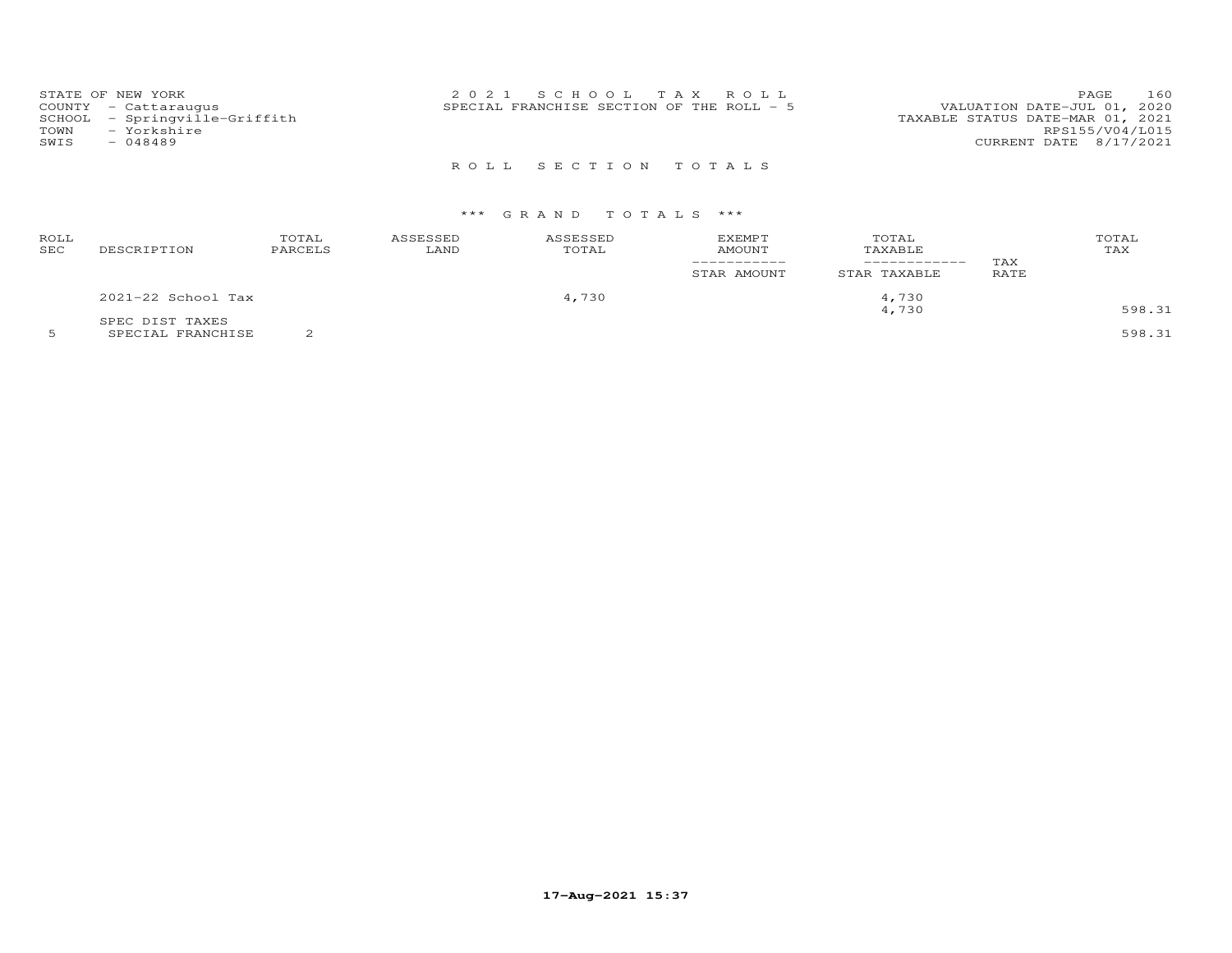STATE OF NEW YORK
COUNTY - Cattaraugus
SCHOOL - Springville-Griffith
TOWN - Yorkshire
SWIS - 048489

2 0 2 1 S C H O O L T A X R O L L
SPECIAL FRANCHISE SECTION OF THE ROLL - 5

VALUATION DATE-JUL 01, 2020
TAXABLE STATUS DATE-MAR 01, 2021
RPS155/V04/L015
CURRENT DATE 8/17/2021

R O L L S E C T I O N T O T A L S

\*\*\* G R A N D T O T A L S \*\*\*

| ROLL SEC | DESCRIPTION | TOTAL PARCELS | ASSESSED LAND | ASSESSED TOTAL | EXEMPT AMOUNT / STAR AMOUNT | TOTAL TAXABLE / STAR TAXABLE | TAX RATE | TOTAL TAX |
|---|---|---|---|---|---|---|---|---|
| | 2021-22 School Tax | | | 4,730 | | 4,730 | | |
| | | | | | | 4,730 | | 598.31 |
| | SPEC DIST TAXES | | | | | | | |
| 5 | SPECIAL FRANCHISE | 2 | | | | | | 598.31 |

17-Aug-2021 15:37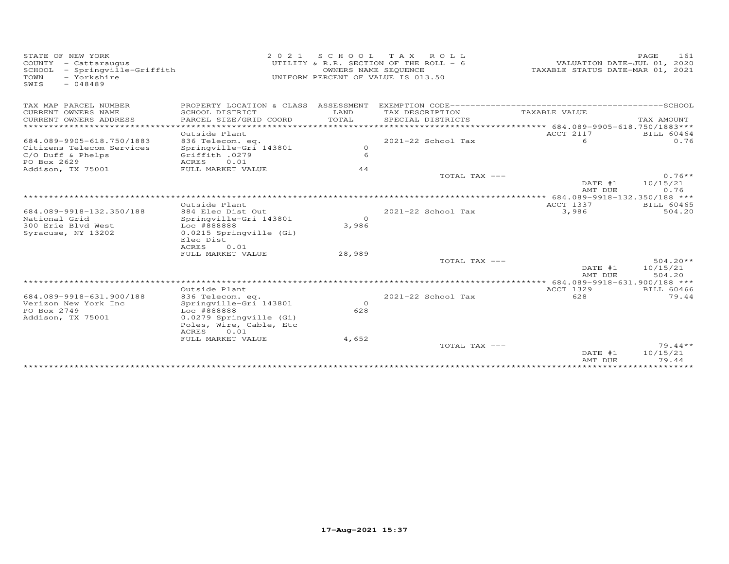STATE OF NEW YORK
COUNTY - Cattaraugus
SCHOOL - Springville-Griffith
TOWN - Yorkshire
SWIS - 048489

2021 SCHOOL TAX ROLL
UTILITY & R.R. SECTION OF THE ROLL - 6
OWNERS NAME SEQUENCE
UNIFORM PERCENT OF VALUE IS 013.50

VALUATION DATE-JUL 01, 2020
TAXABLE STATUS DATE-MAR 01, 2021

| TAX MAP PARCEL NUMBER / CURRENT OWNERS NAME / CURRENT OWNERS ADDRESS | PROPERTY LOCATION & CLASS / SCHOOL DISTRICT / PARCEL SIZE/GRID COORD | ASSESSMENT LAND / TOTAL | EXEMPTION CODE / TAX DESCRIPTION / SPECIAL DISTRICTS | TAXABLE VALUE | TAX AMOUNT |
|---|---|---|---|---|---|
| 684.089-9905-618.750/1883 | Outside Plant | | | ACCT 2117 | BILL 60464 |
| 684.089-9905-618.750/1883 | 836 Telecom. eq. | | 2021-22 School Tax | 6 | 0.76 |
| Citizens Telecom Services | Springville-Gri 143801 | 0 | | | |
| C/O Duff & Phelps | Griffith .0279 | 6 | | | |
| PO Box 2629 | ACRES 0.01 | | | | |
| Addison, TX 75001 | FULL MARKET VALUE | 44 | | | |
| | | | TOTAL TAX --- | | 0.76** |
| | | | | DATE #1 | 10/15/21 |
| | | | | AMT DUE | 0.76 |
| 684.089-9918-132.350/188 | Outside Plant | | | ACCT 1337 | BILL 60465 |
| 684.089-9918-132.350/188 | 884 Elec Dist Out | | 2021-22 School Tax | 3,986 | 504.20 |
| National Grid | Springville-Gri 143801 | 0 | | | |
| 300 Erie Blvd West | Loc #888888 | 3,986 | | | |
| Syracuse, NY 13202 | 0.0215 Springville (Gi) | | | | |
| | Elec Dist | | | | |
| | ACRES 0.01 | | | | |
| | FULL MARKET VALUE | 28,989 | | | |
| | | | TOTAL TAX --- | | 504.20** |
| | | | | DATE #1 | 10/15/21 |
| | | | | AMT DUE | 504.20 |
| 684.089-9918-631.900/188 | Outside Plant | | | ACCT 1329 | BILL 60466 |
| 684.089-9918-631.900/188 | 836 Telecom. eq. | | 2021-22 School Tax | 628 | 79.44 |
| Verizon New York Inc | Springville-Gri 143801 | 0 | | | |
| PO Box 2749 | Loc #888888 | 628 | | | |
| Addison, TX 75001 | 0.0279 Springville (Gi) | | | | |
| | Poles, Wire, Cable, Etc | | | | |
| | ACRES 0.01 | | | | |
| | FULL MARKET VALUE | 4,652 | | | |
| | | | TOTAL TAX --- | | 79.44** |
| | | | | DATE #1 | 10/15/21 |
| | | | | AMT DUE | 79.44 |

17-Aug-2021 15:37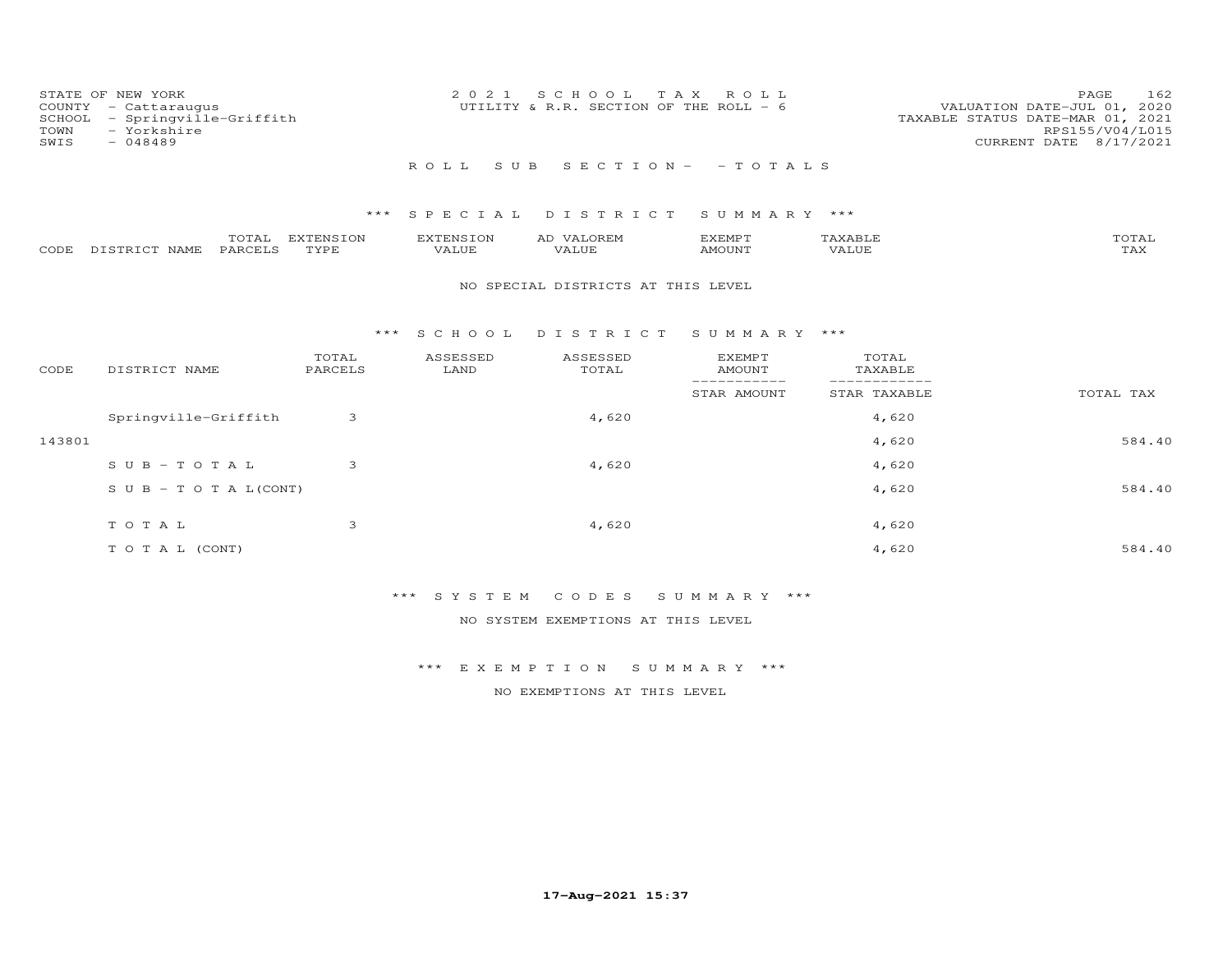STATE OF NEW YORK
COUNTY - Cattaraugus
SCHOOL - Springville-Griffith
TOWN - Yorkshire
SWIS - 048489

2 0 2 1 S C H O O L T A X R O L L
UTILITY & R.R. SECTION OF THE ROLL - 6

VALUATION DATE-JUL 01, 2020
TAXABLE STATUS DATE-MAR 01, 2021
RPS155/V04/L015
CURRENT DATE 8/17/2021

R O L L S U B S E C T I O N - - T O T A L S

## *** S P E C I A L D I S T R I C T S U M M A R Y ***

| CODE | DISTRICT NAME | TOTAL PARCELS | EXTENSION TYPE | EXTENSION VALUE | AD VALOREM VALUE | EXEMPT AMOUNT | TAXABLE VALUE | TOTAL TAX |
|---|---|---|---|---|---|---|---|---|

NO SPECIAL DISTRICTS AT THIS LEVEL

## *** S C H O O L D I S T R I C T S U M M A R Y ***

| CODE | DISTRICT NAME | TOTAL PARCELS | ASSESSED LAND | ASSESSED TOTAL | EXEMPT AMOUNT / STAR AMOUNT | TOTAL TAXABLE / STAR TAXABLE | TOTAL TAX |
|---|---|---|---|---|---|---|---|
| | Springville-Griffith | 3 | | 4,620 | | 4,620 | |
| 143801 | | | | | | 4,620 | 584.40 |
| | S U B - T O T A L | 3 | | 4,620 | | 4,620 | |
| | S U B - T O T A L(CONT) | | | | | 4,620 | 584.40 |
| | T O T A L | 3 | | 4,620 | | 4,620 | |
| | T O T A L (CONT) | | | | | 4,620 | 584.40 |

## *** S Y S T E M C O D E S S U M M A R Y ***

NO SYSTEM EXEMPTIONS AT THIS LEVEL

## *** E X E M P T I O N S U M M A R Y ***

NO EXEMPTIONS AT THIS LEVEL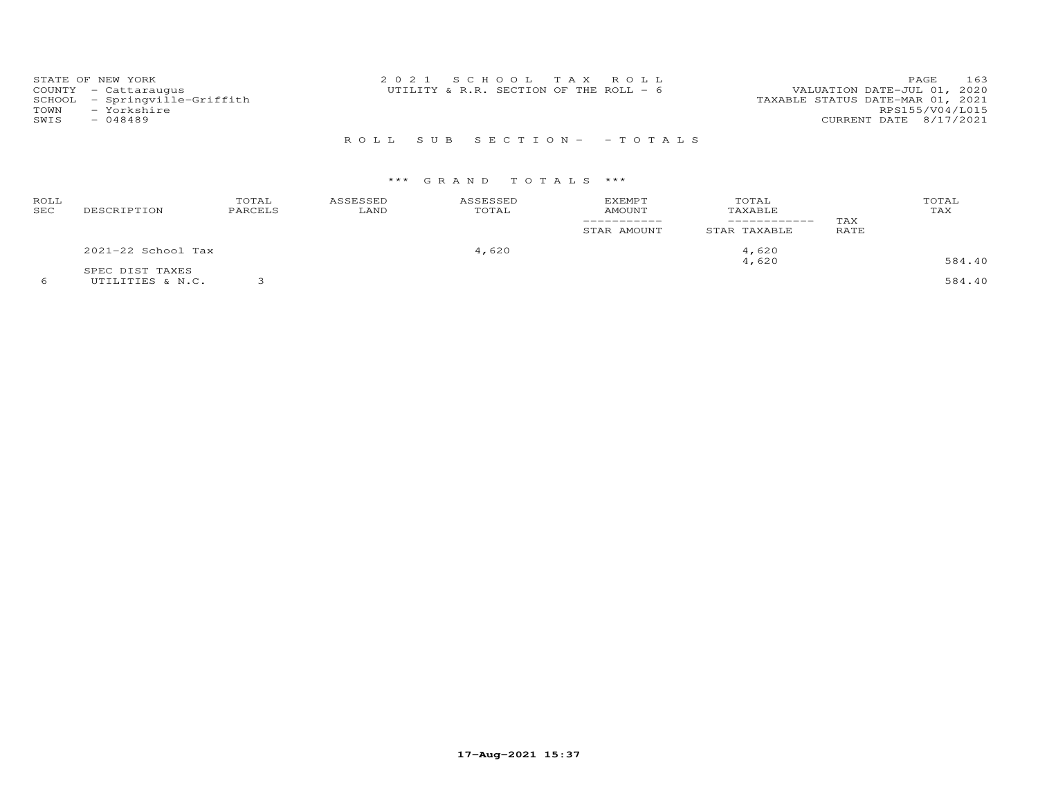STATE OF NEW YORK
COUNTY - Cattaraugus
SCHOOL - Springville-Griffith
TOWN - Yorkshire
SWIS - 048489

2021 SCHOOL TAX ROLL
UTILITY & R.R. SECTION OF THE ROLL - 6

VALUATION DATE-JUL 01, 2020
TAXABLE STATUS DATE-MAR 01, 2021
RPS155/V04/L015
CURRENT DATE 8/17/2021

ROLL SUB SECTION- - TOTALS

*** GRAND TOTALS ***

| ROLL SEC | DESCRIPTION | TOTAL PARCELS | ASSESSED LAND | ASSESSED TOTAL | EXEMPT AMOUNT / STAR AMOUNT | TOTAL TAXABLE / STAR TAXABLE | TAX RATE | TOTAL TAX |
|---|---|---|---|---|---|---|---|---|
| | 2021-22 School Tax | | | 4,620 | | 4,620 | | |
| | | | | | | 4,620 | | 584.40 |
| | SPEC DIST TAXES | | | | | | | |
| 6 | UTILITIES & N.C. | 3 | | | | | | 584.40 |

17-Aug-2021 15:37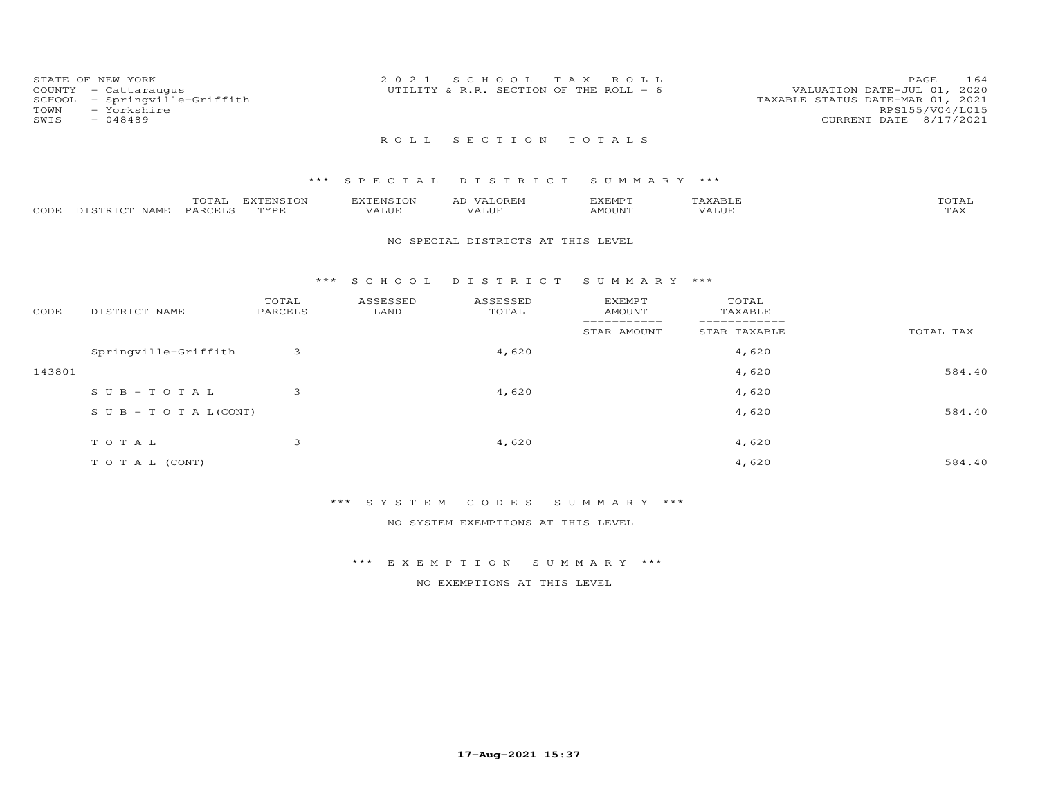STATE OF NEW YORK
COUNTY - Cattaraugus
SCHOOL - Springville-Griffith
TOWN - Yorkshire
SWIS - 048489

2021 SCHOOL TAX ROLL
UTILITY & R.R. SECTION OF THE ROLL - 6

VALUATION DATE-JUL 01, 2020
TAXABLE STATUS DATE-MAR 01, 2021
RPS155/V04/L015
CURRENT DATE 8/17/2021

## ROLL SECTION TOTALS

### *** SPECIAL DISTRICT SUMMARY ***

| CODE | DISTRICT NAME | TOTAL PARCELS | EXTENSION TYPE | EXTENSION VALUE | AD VALOREM VALUE | EXEMPT AMOUNT | TAXABLE VALUE | TOTAL TAX |
|---|---|---|---|---|---|---|---|---|

NO SPECIAL DISTRICTS AT THIS LEVEL

### *** SCHOOL DISTRICT SUMMARY ***

| CODE | DISTRICT NAME | TOTAL PARCELS | ASSESSED LAND | ASSESSED TOTAL | EXEMPT AMOUNT / STAR AMOUNT | TOTAL TAXABLE / STAR TAXABLE | TOTAL TAX |
|---|---|---|---|---|---|---|---|
| | Springville-Griffith | 3 | | 4,620 | | 4,620 | |
| 143801 | | | | | | 4,620 | 584.40 |
| | SUB-TOTAL | 3 | | 4,620 | | 4,620 | |
| | SUB-TOTAL(CONT) | | | | | 4,620 | 584.40 |
| | TOTAL | 3 | | 4,620 | | 4,620 | |
| | TOTAL (CONT) | | | | | 4,620 | 584.40 |

### *** SYSTEM CODES SUMMARY ***

NO SYSTEM EXEMPTIONS AT THIS LEVEL

### *** EXEMPTION SUMMARY ***

NO EXEMPTIONS AT THIS LEVEL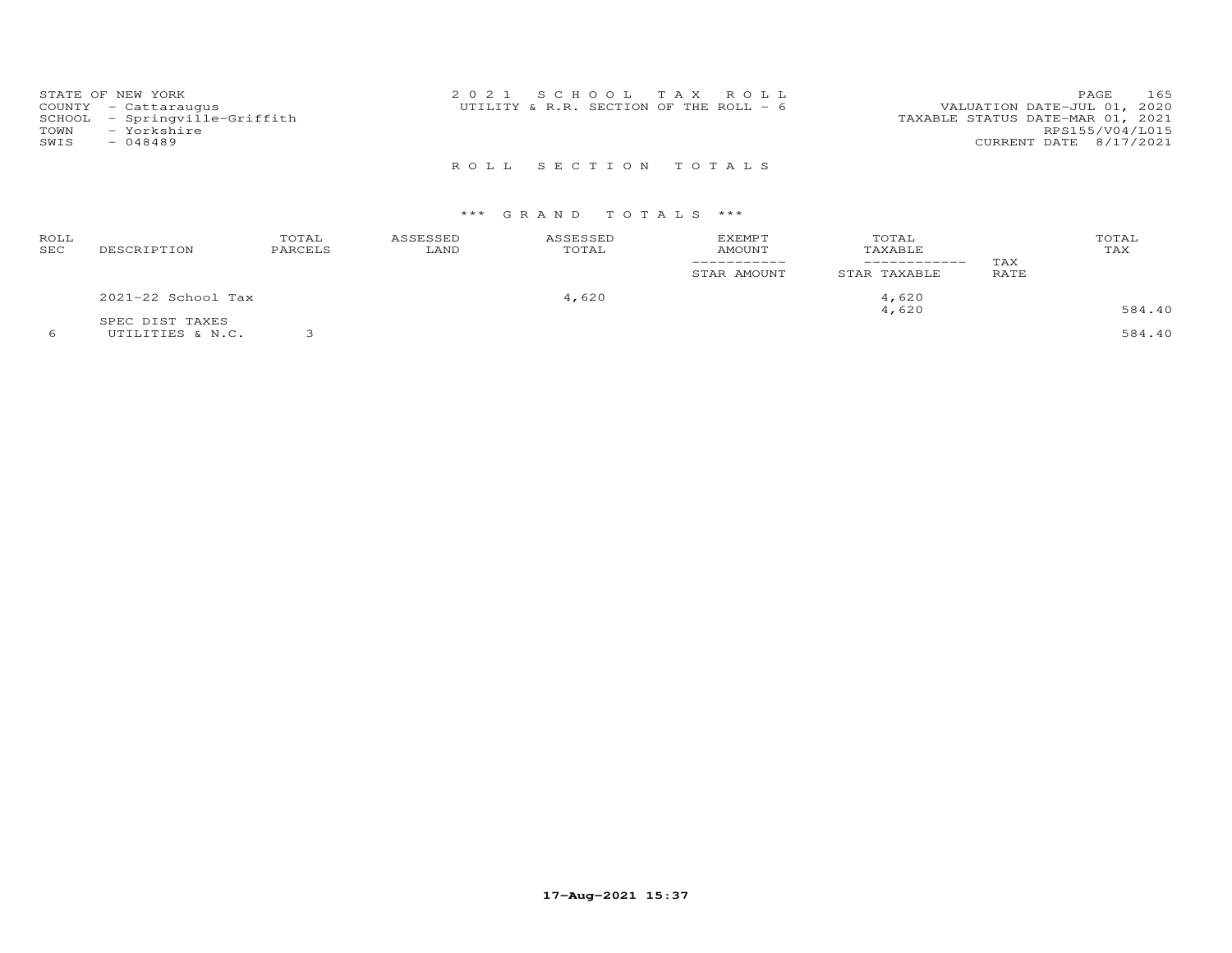STATE OF NEW YORK
COUNTY - Cattaraugus
SCHOOL - Springville-Griffith
TOWN - Yorkshire
SWIS - 048489

2 0 2 1 S C H O O L T A X R O L L
UTILITY & R.R. SECTION OF THE ROLL - 6

VALUATION DATE-JUL 01, 2020
TAXABLE STATUS DATE-MAR 01, 2021
RPS155/V04/L015
CURRENT DATE 8/17/2021

R O L L S E C T I O N T O T A L S

\*\*\* G R A N D T O T A L S \*\*\*

| ROLL SEC | DESCRIPTION | TOTAL PARCELS | ASSESSED LAND | ASSESSED TOTAL | EXEMPT AMOUNT / STAR AMOUNT | TOTAL TAXABLE / STAR TAXABLE | TAX RATE | TOTAL TAX |
|---|---|---|---|---|---|---|---|---|
| | 2021-22 School Tax | | | 4,620 | | 4,620 | | |
| | | | | | | 4,620 | | 584.40 |
| | SPEC DIST TAXES | | | | | | | |
| 6 | UTILITIES & N.C. | 3 | | | | | | 584.40 |

17-Aug-2021 15:37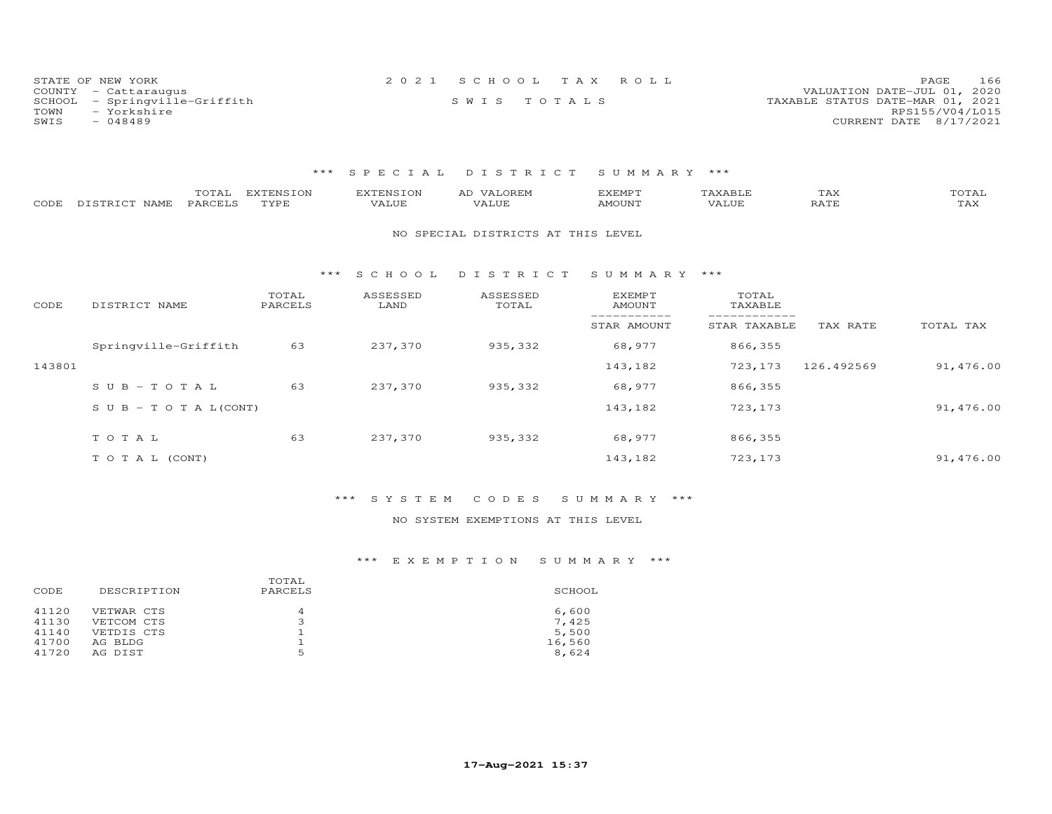STATE OF NEW YORK
COUNTY - Cattaraugus
SCHOOL - Springville-Griffith
TOWN - Yorkshire
SWIS - 048489

2021 SCHOOL TAX ROLL
SWIS TOTALS

VALUATION DATE-JUL 01, 2020
TAXABLE STATUS DATE-MAR 01, 2021
RPS155/V04/L015
CURRENT DATE 8/17/2021

## *** SPECIAL DISTRICT SUMMARY ***

| CODE | DISTRICT NAME | TOTAL PARCELS | EXTENSION TYPE | EXTENSION VALUE | AD VALOREM VALUE | EXEMPT AMOUNT | TAXABLE VALUE | TAX RATE | TOTAL TAX |
|---|---|---|---|---|---|---|---|---|---|

NO SPECIAL DISTRICTS AT THIS LEVEL

## *** SCHOOL DISTRICT SUMMARY ***

| CODE | DISTRICT NAME | TOTAL PARCELS | ASSESSED LAND | ASSESSED TOTAL | EXEMPT AMOUNT / STAR AMOUNT | TOTAL TAXABLE / STAR TAXABLE | TAX RATE | TOTAL TAX |
|---|---|---|---|---|---|---|---|---|
| | Springville-Griffith | 63 | 237,370 | 935,332 | 68,977 | 866,355 | | |
| 143801 | | | | | 143,182 | 723,173 | 126.492569 | 91,476.00 |
| | SUB-TOTAL | 63 | 237,370 | 935,332 | 68,977 | 866,355 | | |
| | SUB-TOTAL(CONT) | | | | 143,182 | 723,173 | | 91,476.00 |
| | TOTAL | 63 | 237,370 | 935,332 | 68,977 | 866,355 | | |
| | TOTAL (CONT) | | | | 143,182 | 723,173 | | 91,476.00 |

## *** SYSTEM CODES SUMMARY ***

NO SYSTEM EXEMPTIONS AT THIS LEVEL

## *** EXEMPTION SUMMARY ***

| CODE | DESCRIPTION | TOTAL PARCELS | SCHOOL |
|---|---|---|---|
| 41120 | VETWAR CTS | 4 | 6,600 |
| 41130 | VETCOM CTS | 3 | 7,425 |
| 41140 | VETDIS CTS | 1 | 5,500 |
| 41700 | AG BLDG | 1 | 16,560 |
| 41720 | AG DIST | 5 | 8,624 |

17-Aug-2021 15:37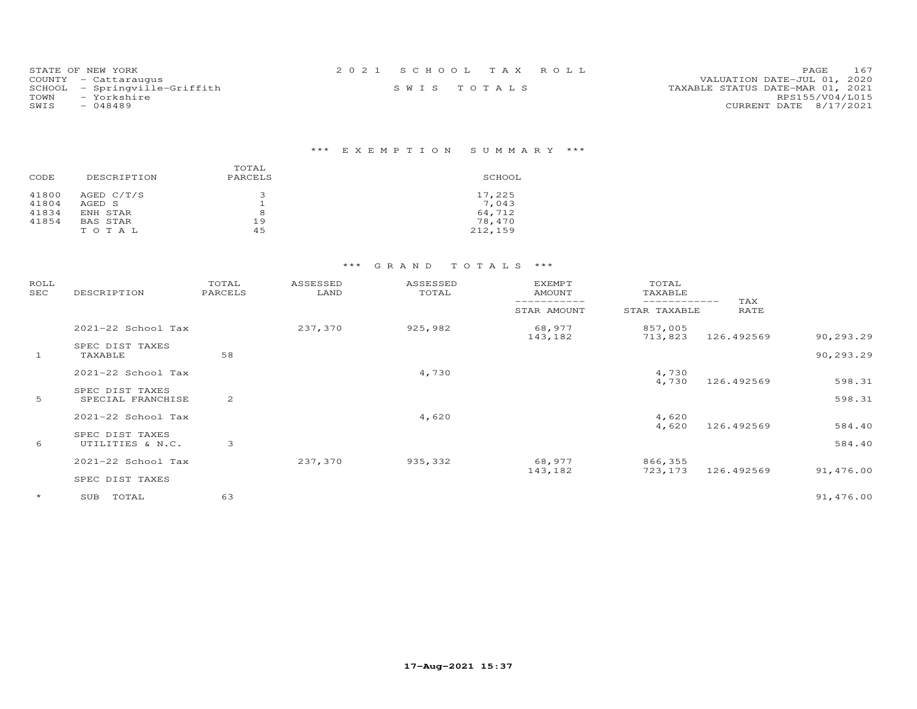STATE OF NEW YORK
COUNTY - Cattaraugus
SCHOOL - Springville-Griffith
TOWN - Yorkshire
SWIS - 048489

2 0 2 1 S C H O O L T A X R O L L

S W I S T O T A L S

VALUATION DATE-JUL 01, 2020
TAXABLE STATUS DATE-MAR 01, 2021
RPS155/V04/L015
CURRENT DATE 8/17/2021

### *** E X E M P T I O N S U M M A R Y ***

| CODE | DESCRIPTION | TOTAL PARCELS | SCHOOL |
|---|---|---|---|
| 41800 | AGED C/T/S | 3 | 17,225 |
| 41804 | AGED S | 1 | 7,043 |
| 41834 | ENH STAR | 8 | 64,712 |
| 41854 | BAS STAR | 19 | 78,470 |
| | T O T A L | 45 | 212,159 |

### *** G R A N D T O T A L S ***

| ROLL SEC | DESCRIPTION | TOTAL PARCELS | ASSESSED LAND | ASSESSED TOTAL | EXEMPT AMOUNT / STAR AMOUNT | TOTAL TAXABLE / STAR TAXABLE | TAX RATE | |
|---|---|---|---|---|---|---|---|---|
| | 2021-22 School Tax | | 237,370 | 925,982 | 68,977 | 857,005 | | |
| | | | | | 143,182 | 713,823 | 126.492569 | 90,293.29 |
| | SPEC DIST TAXES | | | | | | | |
| 1 | TAXABLE | 58 | | | | | | 90,293.29 |
| | 2021-22 School Tax | | | 4,730 | | 4,730 | | |
| | | | | | | 4,730 | 126.492569 | 598.31 |
| | SPEC DIST TAXES | | | | | | | |
| 5 | SPECIAL FRANCHISE | 2 | | | | | | 598.31 |
| | 2021-22 School Tax | | | 4,620 | | 4,620 | | |
| | | | | | | 4,620 | 126.492569 | 584.40 |
| | SPEC DIST TAXES | | | | | | | |
| 6 | UTILITIES & N.C. | 3 | | | | | | 584.40 |
| | 2021-22 School Tax | | 237,370 | 935,332 | 68,977 | 866,355 | | |
| | | | | | 143,182 | 723,173 | 126.492569 | 91,476.00 |
| | SPEC DIST TAXES | | | | | | | |
| * | SUB TOTAL | 63 | | | | | | 91,476.00 |

17-Aug-2021 15:37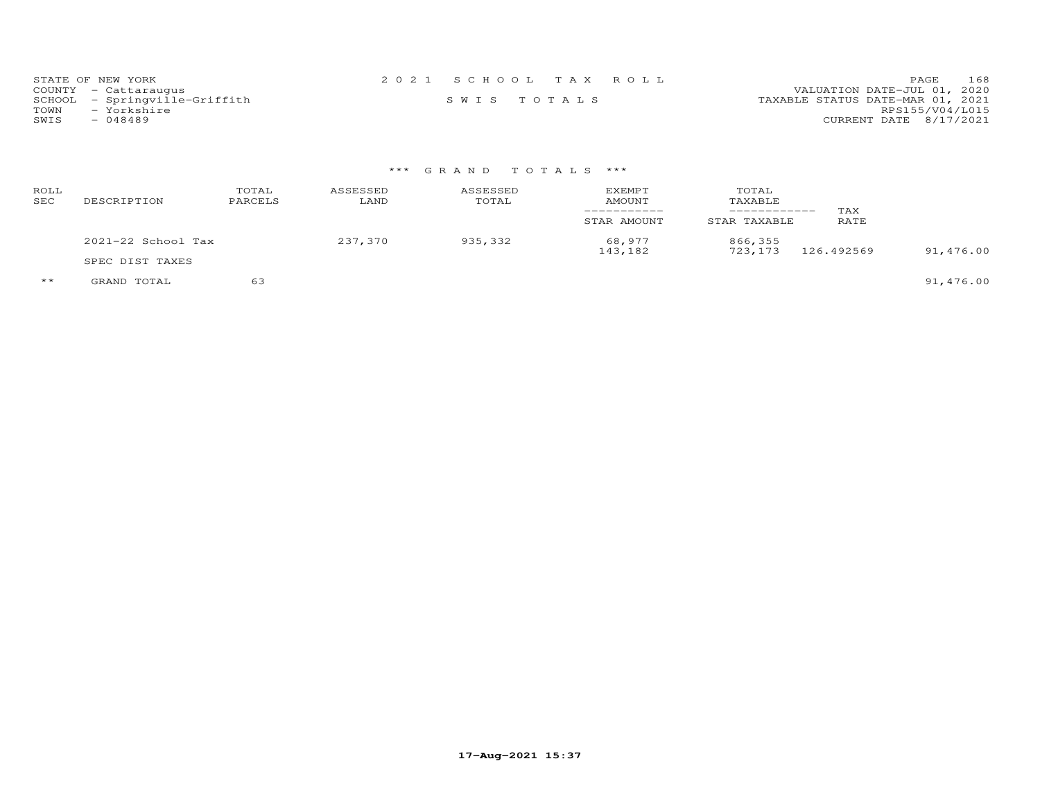STATE OF NEW YORK
COUNTY - Cattaraugus
SCHOOL - Springville-Griffith
TOWN - Yorkshire
SWIS - 048489

# 2021 SCHOOL TAX ROLL

## SWIS TOTALS

VALUATION DATE-JUL 01, 2020
TAXABLE STATUS DATE-MAR 01, 2021
RPS155/V04/L015
CURRENT DATE 8/17/2021

### *** GRAND TOTALS ***

| ROLL SEC | DESCRIPTION | TOTAL PARCELS | ASSESSED LAND | ASSESSED TOTAL | EXEMPT AMOUNT / STAR AMOUNT | TOTAL TAXABLE / STAR TAXABLE | TAX RATE | |
|---|---|---|---|---|---|---|---|---|
| | 2021-22 School Tax | | 237,370 | 935,332 | 68,977 | 866,355 | | |
| | | | | | 143,182 | 723,173 | 126.492569 | 91,476.00 |
| | SPEC DIST TAXES | | | | | | | |
| ** | GRAND TOTAL | 63 | | | | | | 91,476.00 |

17-Aug-2021 15:37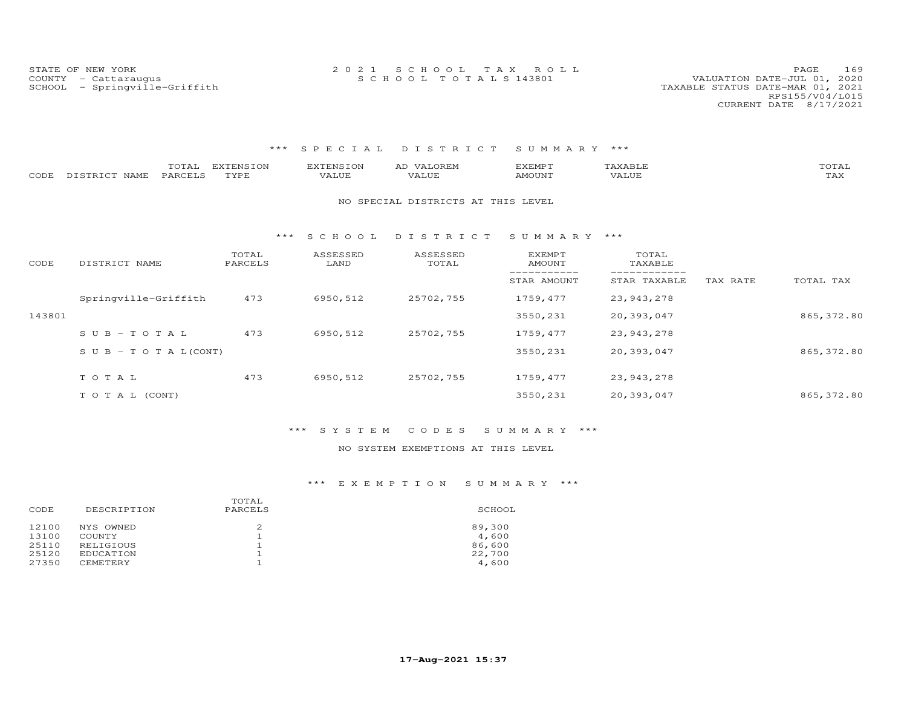STATE OF NEW YORK
COUNTY - Cattaraugus
SCHOOL - Springville-Griffith

2 0 2 1 S C H O O L T A X R O L L
S C H O O L T O T A L S 143801

VALUATION DATE-JUL 01, 2020
TAXABLE STATUS DATE-MAR 01, 2021
RPS155/V04/L015
CURRENT DATE 8/17/2021

### *** S P E C I A L D I S T R I C T S U M M A R Y ***

| CODE | DISTRICT NAME | TOTAL PARCELS | EXTENSION TYPE | EXTENSION VALUE | AD VALOREM VALUE | EXEMPT AMOUNT | TAXABLE VALUE | TOTAL TAX |
|---|---|---|---|---|---|---|---|---|

NO SPECIAL DISTRICTS AT THIS LEVEL

### *** S C H O O L D I S T R I C T S U M M A R Y ***

| CODE | DISTRICT NAME | TOTAL PARCELS | ASSESSED LAND | ASSESSED TOTAL | EXEMPT AMOUNT / STAR AMOUNT | TOTAL TAXABLE / STAR TAXABLE | TAX RATE | TOTAL TAX |
|---|---|---|---|---|---|---|---|---|
| | Springville-Griffith | 473 | 6950,512 | 25702,755 | 1759,477 | 23,943,278 | | |
| 143801 | | | | | 3550,231 | 20,393,047 | | 865,372.80 |
| | S U B - T O T A L | 473 | 6950,512 | 25702,755 | 1759,477 | 23,943,278 | | |
| | S U B - T O T A L(CONT) | | | | 3550,231 | 20,393,047 | | 865,372.80 |
| | T O T A L | 473 | 6950,512 | 25702,755 | 1759,477 | 23,943,278 | | |
| | T O T A L (CONT) | | | | 3550,231 | 20,393,047 | | 865,372.80 |

### *** S Y S T E M C O D E S S U M M A R Y ***

NO SYSTEM EXEMPTIONS AT THIS LEVEL

### *** E X E M P T I O N S U M M A R Y ***

| CODE | DESCRIPTION | TOTAL PARCELS | SCHOOL |
|---|---|---|---|
| 12100 | NYS OWNED | 2 | 89,300 |
| 13100 | COUNTY | 1 | 4,600 |
| 25110 | RELIGIOUS | 1 | 86,600 |
| 25120 | EDUCATION | 1 | 22,700 |
| 27350 | CEMETERY | 1 | 4,600 |

**17-Aug-2021 15:37**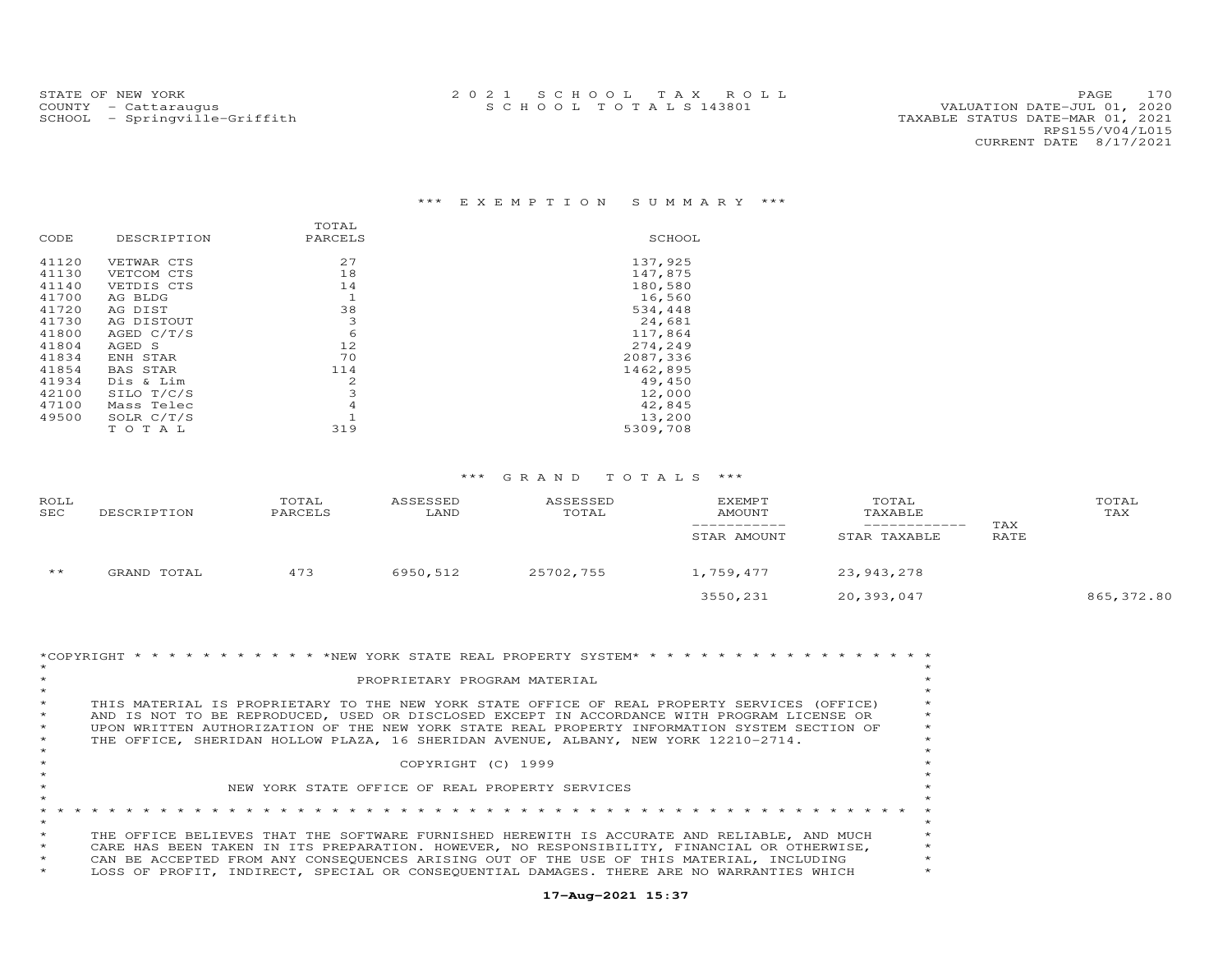STATE OF NEW YORK
COUNTY - Cattaraugus
SCHOOL - Springville-Griffith

2021 SCHOOL TAX ROLL
SCHOOL TOTALS 143801

VALUATION DATE-JUL 01, 2020
TAXABLE STATUS DATE-MAR 01, 2021
RPS155/V04/L015
CURRENT DATE 8/17/2021

## *** EXEMPTION SUMMARY ***

| CODE | DESCRIPTION | TOTAL PARCELS | SCHOOL |
|---|---|---|---|
| 41120 | VETWAR CTS | 27 | 137,925 |
| 41130 | VETCOM CTS | 18 | 147,875 |
| 41140 | VETDIS CTS | 14 | 180,580 |
| 41700 | AG BLDG | 1 | 16,560 |
| 41720 | AG DIST | 38 | 534,448 |
| 41730 | AG DISTOUT | 3 | 24,681 |
| 41800 | AGED C/T/S | 6 | 117,864 |
| 41804 | AGED S | 12 | 274,249 |
| 41834 | ENH STAR | 70 | 2087,336 |
| 41854 | BAS STAR | 114 | 1462,895 |
| 41934 | Dis & Lim | 2 | 49,450 |
| 42100 | SILO T/C/S | 3 | 12,000 |
| 47100 | Mass Telec | 4 | 42,845 |
| 49500 | SOLR C/T/S | 1 | 13,200 |
| | T O T A L | 319 | 5309,708 |

## *** GRAND TOTALS ***

| ROLL SEC | DESCRIPTION | TOTAL PARCELS | ASSESSED LAND | ASSESSED TOTAL | EXEMPT AMOUNT / STAR AMOUNT | TOTAL TAXABLE / STAR TAXABLE | TAX RATE | TOTAL TAX |
|---|---|---|---|---|---|---|---|---|
| ** | GRAND TOTAL | 473 | 6950,512 | 25702,755 | 1,759,477 | 23,943,278 | | |
| | | | | | 3550,231 | 20,393,047 | | 865,372.80 |

```
*COPYRIGHT * * * * * * * * * * * *NEW YORK STATE REAL PROPERTY SYSTEM* * * * * * * * * * * * * * * * * *
*                                                                                                        *
*                                      PROPRIETARY PROGRAM MATERIAL                                      *
*                                                                                                        *
*     THIS MATERIAL IS PROPRIETARY TO THE NEW YORK STATE OFFICE OF REAL PROPERTY SERVICES (OFFICE)       *
*     AND IS NOT TO BE REPRODUCED, USED OR DISCLOSED EXCEPT IN ACCORDANCE WITH PROGRAM LICENSE OR        *
*     UPON WRITTEN AUTHORIZATION OF THE NEW YORK STATE REAL PROPERTY INFORMATION SYSTEM SECTION OF       *
*     THE OFFICE, SHERIDAN HOLLOW PLAZA, 16 SHERIDAN AVENUE, ALBANY, NEW YORK 12210-2714.                *
*                                                                                                        *
*                                         COPYRIGHT (C) 1999                                             *
*                                                                                                        *
*                          NEW YORK STATE OFFICE OF REAL PROPERTY SERVICES                               *
*                                                                                                        *
* * * * * * * * * * * * * * * * * * * * * * * * * * * * * * * * * * * * * * * * * * * * * * * * * * * * *
*                                                                                                        *
*     THE OFFICE BELIEVES THAT THE SOFTWARE FURNISHED HEREWITH IS ACCURATE AND RELIABLE, AND MUCH         *
*     CARE HAS BEEN TAKEN IN ITS PREPARATION. HOWEVER, NO RESPONSIBILITY, FINANCIAL OR OTHERWISE,        *
*     CAN BE ACCEPTED FROM ANY CONSEQUENCES ARISING OUT OF THE USE OF THIS MATERIAL, INCLUDING           *
*     LOSS OF PROFIT, INDIRECT, SPECIAL OR CONSEQUENTIAL DAMAGES. THERE ARE NO WARRANTIES WHICH          *
```

17-Aug-2021 15:37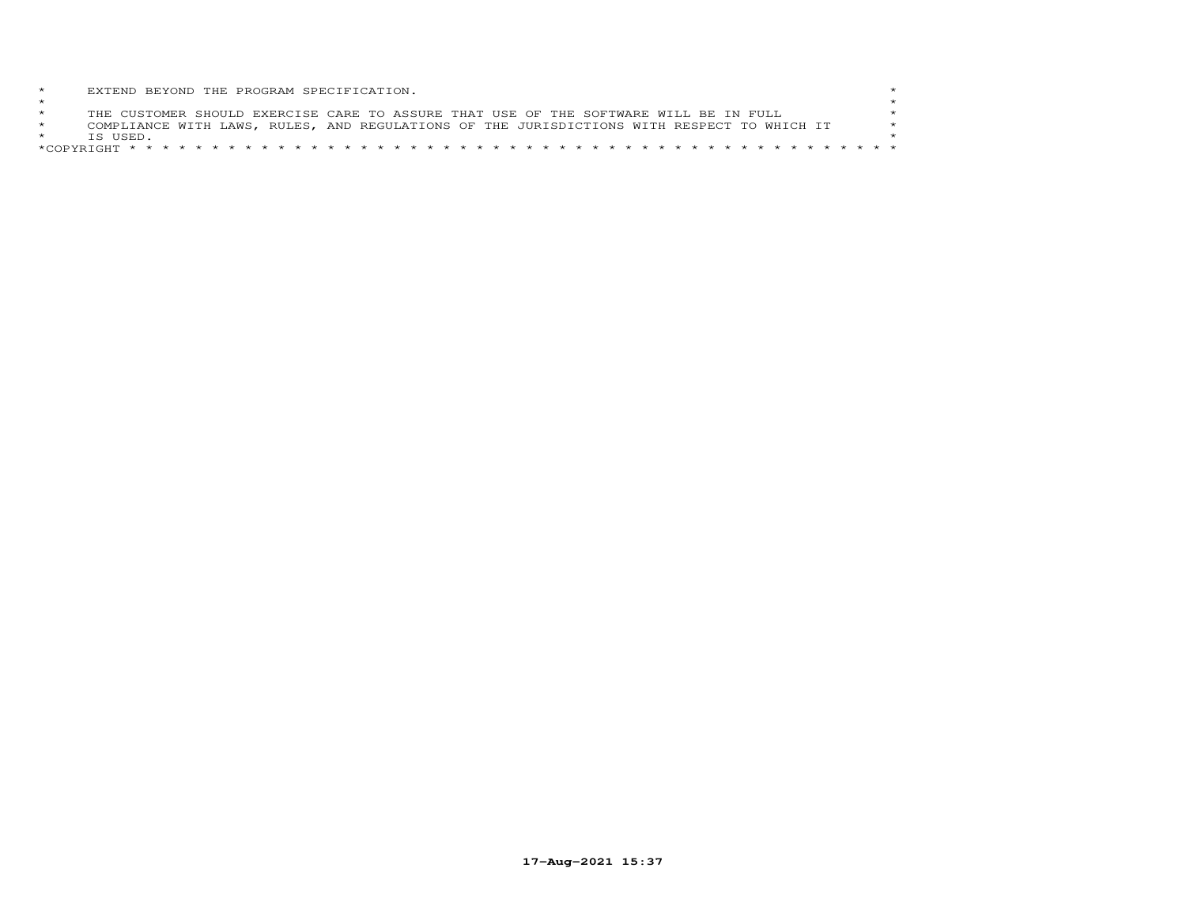```
*      EXTEND BEYOND THE PROGRAM SPECIFICATION.                                                  *
*                                                                                                *
*      THE CUSTOMER SHOULD EXERCISE CARE TO ASSURE THAT USE OF THE SOFTWARE WILL BE IN FULL      *
*      COMPLIANCE WITH LAWS, RULES, AND REGULATIONS OF THE JURISDICTIONS WITH RESPECT TO WHICH IT *
*      IS USED.                                                                                  *
*COPYRIGHT * * * * * * * * * * * * * * * * * * * * * * * * * * * * * * * * * * * * * * * * * * * *
```

**17-Aug-2021 15:37**